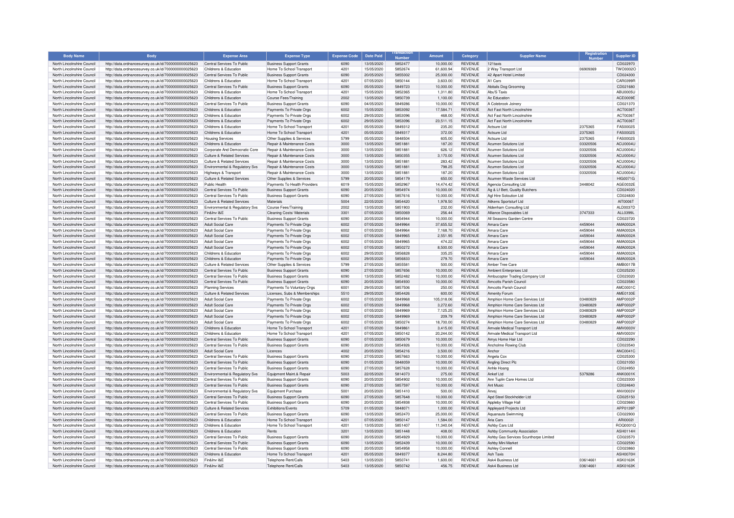| Body Name | Body | Expense Area | Expense Type | Expense Code | Date Paid | Transaction Number | Amount | Category | Supplier Name | Registration Number | Supplier ID |
|---|---|---|---|---|---|---|---|---|---|---|---|
| North Lincolnshire Council | http://data.ordnancesurvey.co.uk/id/7000000000025623 | Central Services To Public | Business Support Grants | 6090 | 13/05/2020 | 5852477 | 10,000.00 | REVENUE | 121taxis | | CD022970 |
| North Lincolnshire Council | http://data.ordnancesurvey.co.uk/id/7000000000025623 | Childrens & Education | Home To School Transport | 4201 | 15/05/2020 | 5852674 | 61,600.94 | REVENUE | 2 Way Transport Ltd | 06909369 | TWO0002O |
| North Lincolnshire Council | http://data.ordnancesurvey.co.uk/id/7000000000025623 | Central Services To Public | Business Support Grants | 6090 | 20/05/2020 | 5855002 | 25,000.00 | REVENUE | 42 Apart Hotel Limited | | CD024300 |
| North Lincolnshire Council | http://data.ordnancesurvey.co.uk/id/7000000000025623 | Childrens & Education | Home To School Transport | 4201 | 07/05/2020 | 5850144 | 3,603.00 | REVENUE | A1 Cars | | CAR0399R |
| North Lincolnshire Council | http://data.ordnancesurvey.co.uk/id/7000000000025623 | Central Services To Public | Business Support Grants | 6090 | 05/05/2020 | 5849723 | 10,000.00 | REVENUE | Abitails Dog Grooming | | CD021680 |
| North Lincolnshire Council | http://data.ordnancesurvey.co.uk/id/7000000000025623 | Childrens & Education | Home To School Transport | 4201 | 15/05/2020 | 5852365 | 1,311.80 | REVENUE | Abu'S Taxis | | ABU0005U |
| North Lincolnshire Council | http://data.ordnancesurvey.co.uk/id/7000000000025623 | Childrens & Education | Course Fees/Training | 2002 | 13/05/2020 | 5850739 | 1,100.00 | REVENUE | Ac Education | | ACE0009E |
| North Lincolnshire Council | http://data.ordnancesurvey.co.uk/id/7000000000025623 | Central Services To Public | Business Support Grants | 6090 | 04/05/2020 | 5849286 | 10,000.00 | REVENUE | A Colebrook Joinery | | CD021370 |
| North Lincolnshire Council | http://data.ordnancesurvey.co.uk/id/7000000000025623 | Childrens & Education | Payments To Private Orgs | 6002 | 15/05/2020 | 5853092 | 17,584.71 | REVENUE | Act Fast North Lincolnshire | | ACT0036T |
| North Lincolnshire Council | http://data.ordnancesurvey.co.uk/id/7000000000025623 | Childrens & Education | Payments To Private Orgs | 6002 | 29/05/2020 | 5853096 | 468.00 | REVENUE | Act Fast North Lincolnshire | | ACT0036T |
| North Lincolnshire Council | http://data.ordnancesurvey.co.uk/id/7000000000025623 | Childrens & Education | Payments To Private Orgs | 6002 | 29/05/2020 | 5853096 | 23,511.15 | REVENUE | Act Fast North Lincolnshire | | ACT0036T |
| North Lincolnshire Council | http://data.ordnancesurvey.co.uk/id/7000000000025623 | Childrens & Education | Home To School Transport | 4201 | 05/05/2020 | 5849312 | 235.20 | REVENUE | Actsure Ltd | 2375365 | FAS0002S |
| North Lincolnshire Council | http://data.ordnancesurvey.co.uk/id/7000000000025623 | Childrens & Education | Home To School Transport | 4201 | 05/05/2020 | 5849317 | 372.00 | REVENUE | Actsure Ltd | 2375365 | FAS0002S |
| North Lincolnshire Council | http://data.ordnancesurvey.co.uk/id/7000000000025623 | Housing Services | Other Supplies & Services | 5799 | 05/05/2020 | 5848504 | 605.00 | REVENUE | Actsure Ltd | 2375365 | FAS0002S |
| North Lincolnshire Council | http://data.ordnancesurvey.co.uk/id/7000000000025623 | Childrens & Education | Repair & Maintenance Costs | 3000 | 13/05/2020 | 5851881 | 187.20 | REVENUE | Acumen Solutions Ltd | 03320506 | ACU0004U |
| North Lincolnshire Council | http://data.ordnancesurvey.co.uk/id/7000000000025623 | Corporate And Democratic Core | Repair & Maintenance Costs | 3000 | 13/05/2020 | 5851881 | 626.12 | REVENUE | Acumen Solutions Ltd | 03320506 | ACU0004U |
| North Lincolnshire Council | http://data.ordnancesurvey.co.uk/id/7000000000025623 | Culture & Related Services | Repair & Maintenance Costs | 3000 | 13/05/2020 | 5850355 | 3,170.00 | REVENUE | Acumen Solutions Ltd | 03320506 | ACU0004U |
| North Lincolnshire Council | http://data.ordnancesurvey.co.uk/id/7000000000025623 | Culture & Related Services | Repair & Maintenance Costs | 3000 | 13/05/2020 | 5851881 | 283.42 | REVENUE | Acumen Solutions Ltd | 03320506 | ACU0004U |
| North Lincolnshire Council | http://data.ordnancesurvey.co.uk/id/7000000000025623 | Environmental & Regulatory Svs | Repair & Maintenance Costs | 3000 | 13/05/2020 | 5851881 | 798.25 | REVENUE | Acumen Solutions Ltd | 03320506 | ACU0004U |
| North Lincolnshire Council | http://data.ordnancesurvey.co.uk/id/7000000000025623 | Highways & Transport | Repair & Maintenance Costs | 3000 | 13/05/2020 | 5851881 | 187.20 | REVENUE | Acumen Solutions Ltd | 03320506 | ACU0004U |
| North Lincolnshire Council | http://data.ordnancesurvey.co.uk/id/7000000000025623 | Culture & Related Services | Other Supplies & Services | 5799 | 20/05/2020 | 5854179 | 650.00 | REVENUE | Acumen Waste Services Ltd | | HIG0071G |
| North Lincolnshire Council | http://data.ordnancesurvey.co.uk/id/7000000000025623 | Public Health | Payments To Health Providers | 6019 | 15/05/2020 | 5852967 | 14,474.42 | REVENUE | Agencia Consulting Ltd | 3448042 | AGE0032E |
| North Lincolnshire Council | http://data.ordnancesurvey.co.uk/id/7000000000025623 | Central Services To Public | Business Support Grants | 6090 | 20/05/2020 | 5854974 | 10,000.00 | REVENUE | Ag & Lf Bett, Quality Butchers | | CD024020 |
| North Lincolnshire Council | http://data.ordnancesurvey.co.uk/id/7000000000025623 | Central Services To Public | Business Support Grants | 6090 | 27/05/2020 | 5857616 | 10,000.00 | REVENUE | Agl Hire Soloution Ltd | | CD024830 |
| North Lincolnshire Council | http://data.ordnancesurvey.co.uk/id/7000000000025623 | Culture & Related Services | Materials | 5004 | 22/05/2020 | 5854420 | 1,978.50 | REVENUE | Aitkens Sportsturf Ltd | | AIT0006T |
| North Lincolnshire Council | http://data.ordnancesurvey.co.uk/id/7000000000025623 | Environmental & Regulatory Svs | Course Fees/Training | 2002 | 13/05/2020 | 5851903 | 232.00 | REVENUE | Aldenham Consulting Ltd | | ALD0037D |
| North Lincolnshire Council | http://data.ordnancesurvey.co.uk/id/7000000000025623 | Fin&Inv I&E | Cleaning Costs/ Materials | 3301 | 07/05/2020 | 5850069 | 256.44 | REVENUE | Alliance Disposables Ltd | 3747333 | ALL0399L |
| North Lincolnshire Council | http://data.ordnancesurvey.co.uk/id/7000000000025623 | Central Services To Public | Business Support Grants | 6090 | 20/05/2020 | 5854944 | 10,000.00 | REVENUE | All Seasons Garden Centre | | CD023720 |
| North Lincolnshire Council | http://data.ordnancesurvey.co.uk/id/7000000000025623 | Adult Social Care | Payments To Private Orgs | 6002 | 07/05/2020 | 5849964 | 37,655.52 | REVENUE | Amara Care | 4459044 | AMA0002A |
| North Lincolnshire Council | http://data.ordnancesurvey.co.uk/id/7000000000025623 | Adult Social Care | Payments To Private Orgs | 6002 | 07/05/2020 | 5849964 | 7,168.70 | REVENUE | Amara Care | 4459044 | AMA0002A |
| North Lincolnshire Council | http://data.ordnancesurvey.co.uk/id/7000000000025623 | Adult Social Care | Payments To Private Orgs | 6002 | 07/05/2020 | 5849965 | 2,551.95 | REVENUE | Amara Care | 4459044 | AMA0002A |
| North Lincolnshire Council | http://data.ordnancesurvey.co.uk/id/7000000000025623 | Adult Social Care | Payments To Private Orgs | 6002 | 07/05/2020 | 5849965 | 474.22 | REVENUE | Amara Care | 4459044 | AMA0002A |
| North Lincolnshire Council | http://data.ordnancesurvey.co.uk/id/7000000000025623 | Adult Social Care | Payments To Private Orgs | 6002 | 07/05/2020 | 5850272 | 8,500.00 | REVENUE | Amara Care | 4459044 | AMA0002A |
| North Lincolnshire Council | http://data.ordnancesurvey.co.uk/id/7000000000025623 | Childrens & Education | Payments To Private Orgs | 6002 | 29/05/2020 | 5856828 | 335.25 | REVENUE | Amara Care | 4459044 | AMA0002A |
| North Lincolnshire Council | http://data.ordnancesurvey.co.uk/id/7000000000025623 | Childrens & Education | Payments To Private Orgs | 6002 | 29/05/2020 | 5856833 | 279.70 | REVENUE | Amara Care | 4459044 | AMA0002A |
| North Lincolnshire Council | http://data.ordnancesurvey.co.uk/id/7000000000025623 | Culture & Related Services | Other Supplies & Services | 5799 | 27/05/2020 | 5855581 | 500.00 | REVENUE | Amber Tree Care | | AMB0017B |
| North Lincolnshire Council | http://data.ordnancesurvey.co.uk/id/7000000000025623 | Central Services To Public | Business Support Grants | 6090 | 27/05/2020 | 5857656 | 10,000.00 | REVENUE | Ambient Enterprises Ltd | | CD025230 |
| North Lincolnshire Council | http://data.ordnancesurvey.co.uk/id/7000000000025623 | Central Services To Public | Business Support Grants | 6090 | 13/05/2020 | 5852482 | 10,000.00 | REVENUE | Ambucopter Trading Company Ltd | | CD023020 |
| North Lincolnshire Council | http://data.ordnancesurvey.co.uk/id/7000000000025623 | Central Services To Public | Business Support Grants | 6090 | 20/05/2020 | 5854930 | 10,000.00 | REVENUE | Amcotts Parish Council | | CD023580 |
| North Lincolnshire Council | http://data.ordnancesurvey.co.uk/id/7000000000025623 | Planning Services | Payments To Voluntary Orgs | 6001 | 29/05/2020 | 5857506 | 250.00 | REVENUE | Amcotts Parish Council | | AMC0001C |
| North Lincolnshire Council | http://data.ordnancesurvey.co.uk/id/7000000000025623 | Culture & Related Services | Licenses, Subs & Memberships | 5510 | 29/05/2020 | 5854426 | 600.00 | REVENUE | Amenity Forum | | AME0130E |
| North Lincolnshire Council | http://data.ordnancesurvey.co.uk/id/7000000000025623 | Adult Social Care | Payments To Private Orgs | 6002 | 07/05/2020 | 5849968 | 105,018.06 | REVENUE | Amphion Home Care Services Ltd | 03480829 | AMP0002P |
| North Lincolnshire Council | http://data.ordnancesurvey.co.uk/id/7000000000025623 | Adult Social Care | Payments To Private Orgs | 6002 | 07/05/2020 | 5849968 | 3,272.60 | REVENUE | Amphion Home Care Services Ltd | 03480829 | AMP0002P |
| North Lincolnshire Council | http://data.ordnancesurvey.co.uk/id/7000000000025623 | Adult Social Care | Payments To Private Orgs | 6002 | 07/05/2020 | 5849969 | 7,125.25 | REVENUE | Amphion Home Care Services Ltd | 03480829 | AMP0002P |
| North Lincolnshire Council | http://data.ordnancesurvey.co.uk/id/7000000000025623 | Adult Social Care | Payments To Private Orgs | 6002 | 07/05/2020 | 5849969 | 209.79 | REVENUE | Amphion Home Care Services Ltd | 03480829 | AMP0002P |
| North Lincolnshire Council | http://data.ordnancesurvey.co.uk/id/7000000000025623 | Adult Social Care | Payments To Private Orgs | 6002 | 07/05/2020 | 5850274 | 18,700.00 | REVENUE | Amphion Home Care Services Ltd | 03480829 | AMP0002P |
| North Lincolnshire Council | http://data.ordnancesurvey.co.uk/id/7000000000025623 | Childrens & Education | Home To School Transport | 4201 | 07/05/2020 | 5849861 | 3,415.00 | REVENUE | Amvale Medical Transport Ltd | | AMV0003V |
| North Lincolnshire Council | http://data.ordnancesurvey.co.uk/id/7000000000025623 | Childrens & Education | Home To School Transport | 4201 | 07/05/2020 | 5850142 | 20,244.00 | REVENUE | Amvale Medical Transport Ltd | | AMV0003V |
| North Lincolnshire Council | http://data.ordnancesurvey.co.uk/id/7000000000025623 | Central Services To Public | Business Support Grants | 6090 | 07/05/2020 | 5850679 | 10,000.00 | REVENUE | Amys Home Hair Ltd | | CD022290 |
| North Lincolnshire Council | http://data.ordnancesurvey.co.uk/id/7000000000025623 | Central Services To Public | Business Support Grants | 6090 | 20/05/2020 | 5854926 | 10,000.00 | REVENUE | Ancholme Rowing Club | | CD023540 |
| North Lincolnshire Council | http://data.ordnancesurvey.co.uk/id/7000000000025623 | Adult Social Care | Licences | 4002 | 20/05/2020 | 5854216 | 3,500.00 | REVENUE | Anchor | | ANC0041C |
| North Lincolnshire Council | http://data.ordnancesurvey.co.uk/id/7000000000025623 | Central Services To Public | Business Support Grants | 6090 | 27/05/2020 | 5857663 | 10,000.00 | REVENUE | Angela Cox | | CD025300 |
| North Lincolnshire Council | http://data.ordnancesurvey.co.uk/id/7000000000025623 | Central Services To Public | Business Support Grants | 6090 | 01/05/2020 | 5848059 | 10,000.00 | REVENUE | Angling Direct Plc | | CD021050 |
| North Lincolnshire Council | http://data.ordnancesurvey.co.uk/id/7000000000025623 | Central Services To Public | Business Support Grants | 6090 | 27/05/2020 | 5857628 | 10,000.00 | REVENUE | Anhle Hoang | | CD024950 |
| North Lincolnshire Council | http://data.ordnancesurvey.co.uk/id/7000000000025623 | Environmental & Regulatory Svs | Equipment Maint.& Repair | 5003 | 22/05/2020 | 5814073 | 275.00 | REVENUE | Ankef Ltd | 5379286 | ANK0001K |
| North Lincolnshire Council | http://data.ordnancesurvey.co.uk/id/7000000000025623 | Central Services To Public | Business Support Grants | 6090 | 20/05/2020 | 5854902 | 10,000.00 | REVENUE | Ann Tuplin Care Homes Ltd | | CD023300 |
| North Lincolnshire Council | http://data.ordnancesurvey.co.uk/id/7000000000025623 | Central Services To Public | Business Support Grants | 6090 | 27/05/2020 | 5857597 | 10,000.00 | REVENUE | Ant Music | | CD024640 |
| North Lincolnshire Council | http://data.ordnancesurvey.co.uk/id/7000000000025623 | Environmental & Regulatory Svs | Equipment Purchase | 5001 | 20/05/2020 | 5851410 | 500.00 | REVENUE | Anvsj | | ANV0003V |
| North Lincolnshire Council | http://data.ordnancesurvey.co.uk/id/7000000000025623 | Central Services To Public | Business Support Grants | 6090 | 27/05/2020 | 5857648 | 10,000.00 | REVENUE | Apd Steel Stockholder Ltd | | CD025150 |
| North Lincolnshire Council | http://data.ordnancesurvey.co.uk/id/7000000000025623 | Central Services To Public | Business Support Grants | 6090 | 20/05/2020 | 5854938 | 10,000.00 | REVENUE | Appleby Village Hall | | CD023660 |
| North Lincolnshire Council | http://data.ordnancesurvey.co.uk/id/7000000000025623 | Culture & Related Services | Exhibitions/Events | 5709 | 01/05/2020 | 5848071 | 1,000.00 | REVENUE | Appleyard Projects Ltd | | APP0139P |
| North Lincolnshire Council | http://data.ordnancesurvey.co.uk/id/7000000000025623 | Central Services To Public | Business Support Grants | 6090 | 13/05/2020 | 5852470 | 25,000.00 | REVENUE | Aquanauts Swimming | | CD022900 |
| North Lincolnshire Council | http://data.ordnancesurvey.co.uk/id/7000000000025623 | Childrens & Education | Home To School Transport | 4201 | 07/05/2020 | 5850147 | 1,584.00 | REVENUE | Aria Cars | | ARI0002I |
| North Lincolnshire Council | http://data.ordnancesurvey.co.uk/id/7000000000025623 | Childrens & Education | Home To School Transport | 4201 | 13/05/2020 | 5851407 | 11,340.04 | REVENUE | Ashby Cars Ltd | | ROO0001Q |
| North Lincolnshire Council | http://data.ordnancesurvey.co.uk/id/7000000000025623 | Childrens & Education | Rents | 3201 | 13/05/2020 | 5851448 | 408.00 | REVENUE | Ashby Community Association | | ASH0114H |
| North Lincolnshire Council | http://data.ordnancesurvey.co.uk/id/7000000000025623 | Central Services To Public | Business Support Grants | 6090 | 20/05/2020 | 5854929 | 10,000.00 | REVENUE | Ashby Gas Services Scunthorpe Limited | | CD023570 |
| North Lincolnshire Council | http://data.ordnancesurvey.co.uk/id/7000000000025623 | Central Services To Public | Business Support Grants | 6090 | 13/05/2020 | 5852439 | 10,000.00 | REVENUE | Ashby Mini Market | | CD022590 |
| North Lincolnshire Council | http://data.ordnancesurvey.co.uk/id/7000000000025623 | Central Services To Public | Business Support Grants | 6090 | 20/05/2020 | 5854958 | 10,000.00 | REVENUE | Ashley Connell | | CD023860 |
| North Lincolnshire Council | http://data.ordnancesurvey.co.uk/id/7000000000025623 | Childrens & Education | Home To School Transport | 4201 | 05/05/2020 | 5849377 | 8,244.80 | REVENUE | Ash Taxis | | ASH0070H |
| North Lincolnshire Council | http://data.ordnancesurvey.co.uk/id/7000000000025623 | Fin&Inv I&E | Telephone Rent/Calls | 5403 | 13/05/2020 | 5850741 | 1,600.00 | REVENUE | Ask4 Business Ltd | 03614661 | ASK0163K |
| North Lincolnshire Council | http://data.ordnancesurvey.co.uk/id/7000000000025623 | Fin&Inv I&E | Telephone Rent/Calls | 5403 | 13/05/2020 | 5850742 | 456.75 | REVENUE | Ask4 Business Ltd | 03614661 | ASK0163K |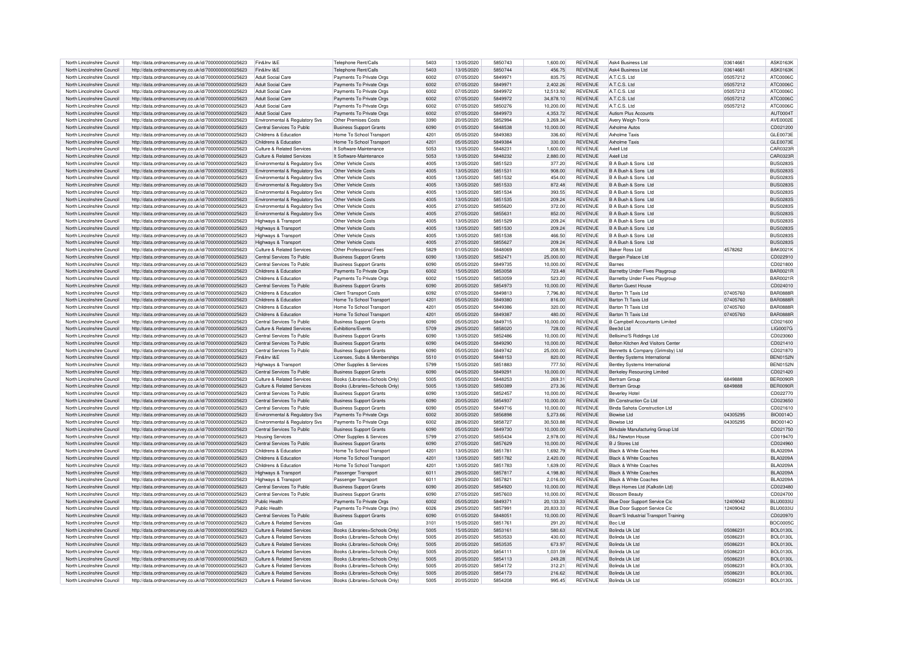| North Lincolnshire Council | http://data.ordnancesurvey.co.uk/id/7000000000025623 | Fin&Inv I&E | Telephone Rent/Calls | 5403 | 13/05/2020 | 5850743 | 1,600.00 | REVENUE | Ask4 Business Ltd | 03614661 | ASK0163K |
|---|---|---|---|---|---|---|---|---|---|---|---|
| North Lincolnshire Council | http://data.ordnancesurvey.co.uk/id/7000000000025623 | Fin&Inv I&E | Telephone Rent/Calls | 5403 | 13/05/2020 | 5850744 | 456.75 | REVENUE | Ask4 Business Ltd | 03614661 | ASK0163K |
| North Lincolnshire Council | http://data.ordnancesurvey.co.uk/id/7000000000025623 | Adult Social Care | Payments To Private Orgs | 6002 | 07/05/2020 | 5849971 | 835.75 | REVENUE | A.T.C.S. Ltd | 05057212 | ATC0006C |
| North Lincolnshire Council | http://data.ordnancesurvey.co.uk/id/7000000000025623 | Adult Social Care | Payments To Private Orgs | 6002 | 07/05/2020 | 5849971 | 2,402.26 | REVENUE | A.T.C.S. Ltd | 05057212 | ATC0006C |
| North Lincolnshire Council | http://data.ordnancesurvey.co.uk/id/7000000000025623 | Adult Social Care | Payments To Private Orgs | 6002 | 07/05/2020 | 5849972 | 12,513.92 | REVENUE | A.T.C.S. Ltd | 05057212 | ATC0006C |
| North Lincolnshire Council | http://data.ordnancesurvey.co.uk/id/7000000000025623 | Adult Social Care | Payments To Private Orgs | 6002 | 07/05/2020 | 5849972 | 34,878.10 | REVENUE | A.T.C.S. Ltd | 05057212 | ATC0006C |
| North Lincolnshire Council | http://data.ordnancesurvey.co.uk/id/7000000000025623 | Adult Social Care | Payments To Private Orgs | 6002 | 07/05/2020 | 5850276 | 10,200.00 | REVENUE | A.T.C.S. Ltd | 05057212 | ATC0006C |
| North Lincolnshire Council | http://data.ordnancesurvey.co.uk/id/7000000000025623 | Adult Social Care | Payments To Private Orgs | 6002 | 07/05/2020 | 5849973 | 4,353.72 | REVENUE | Autism Plus Accounts | | AUT0004T |
| North Lincolnshire Council | http://data.ordnancesurvey.co.uk/id/7000000000025623 | Environmental & Regulatory Svs | Other Premises Costs | 3390 | 20/05/2020 | 5852994 | 3,269.34 | REVENUE | Avery Weigh-Tronix | | AVE0002E |
| North Lincolnshire Council | http://data.ordnancesurvey.co.uk/id/7000000000025623 | Central Services To Public | Business Support Grants | 6090 | 01/05/2020 | 5848538 | 10,000.00 | REVENUE | Axholme Autos | | CD021200 |
| North Lincolnshire Council | http://data.ordnancesurvey.co.uk/id/7000000000025623 | Childrens & Education | Home To School Transport | 4201 | 05/05/2020 | 5849383 | 336.60 | REVENUE | Axholme Taxis | | GLE0073E |
| North Lincolnshire Council | http://data.ordnancesurvey.co.uk/id/7000000000025623 | Childrens & Education | Home To School Transport | 4201 | 05/05/2020 | 5849384 | 330.00 | REVENUE | Axholme Taxis | | GLE0073E |
| North Lincolnshire Council | http://data.ordnancesurvey.co.uk/id/7000000000025623 | Culture & Related Services | It Software-Maintenance | 5053 | 13/05/2020 | 5848231 | 1,600.00 | REVENUE | Axiell Ltd | | CAR0323R |
| North Lincolnshire Council | http://data.ordnancesurvey.co.uk/id/7000000000025623 | Culture & Related Services | It Software-Maintenance | 5053 | 13/05/2020 | 5848232 | 2,880.00 | REVENUE | Axiell Ltd | | CAR0323R |
| North Lincolnshire Council | http://data.ordnancesurvey.co.uk/id/7000000000025623 | Environmental & Regulatory Svs | Other Vehicle Costs | 4005 | 13/05/2020 | 5851523 | 377.20 | REVENUE | B A Bush & Sons Ltd | | BUS0283S |
| North Lincolnshire Council | http://data.ordnancesurvey.co.uk/id/7000000000025623 | Environmental & Regulatory Svs | Other Vehicle Costs | 4005 | 13/05/2020 | 5851531 | 908.00 | REVENUE | B A Bush & Sons Ltd | | BUS0283S |
| North Lincolnshire Council | http://data.ordnancesurvey.co.uk/id/7000000000025623 | Environmental & Regulatory Svs | Other Vehicle Costs | 4005 | 13/05/2020 | 5851532 | 454.00 | REVENUE | B A Bush & Sons Ltd | | BUS0283S |
| North Lincolnshire Council | http://data.ordnancesurvey.co.uk/id/7000000000025623 | Environmental & Regulatory Svs | Other Vehicle Costs | 4005 | 13/05/2020 | 5851533 | 872.48 | REVENUE | B A Bush & Sons Ltd | | BUS0283S |
| North Lincolnshire Council | http://data.ordnancesurvey.co.uk/id/7000000000025623 | Environmental & Regulatory Svs | Other Vehicle Costs | 4005 | 13/05/2020 | 5851534 | 393.55 | REVENUE | B A Bush & Sons Ltd | | BUS0283S |
| North Lincolnshire Council | http://data.ordnancesurvey.co.uk/id/7000000000025623 | Environmental & Regulatory Svs | Other Vehicle Costs | 4005 | 13/05/2020 | 5851535 | 209.24 | REVENUE | B A Bush & Sons Ltd | | BUS0283S |
| North Lincolnshire Council | http://data.ordnancesurvey.co.uk/id/7000000000025623 | Environmental & Regulatory Svs | Other Vehicle Costs | 4005 | 27/05/2020 | 5855620 | 372.00 | REVENUE | B A Bush & Sons Ltd | | BUS0283S |
| North Lincolnshire Council | http://data.ordnancesurvey.co.uk/id/7000000000025623 | Environmental & Regulatory Svs | Other Vehicle Costs | 4005 | 27/05/2020 | 5855631 | 852.00 | REVENUE | B A Bush & Sons Ltd | | BUS0283S |
| North Lincolnshire Council | http://data.ordnancesurvey.co.uk/id/7000000000025623 | Highways & Transport | Other Vehicle Costs | 4005 | 13/05/2020 | 5851529 | 209.24 | REVENUE | B A Bush & Sons Ltd | | BUS0283S |
| North Lincolnshire Council | http://data.ordnancesurvey.co.uk/id/7000000000025623 | Highways & Transport | Other Vehicle Costs | 4005 | 13/05/2020 | 5851530 | 209.24 | REVENUE | B A Bush & Sons Ltd | | BUS0283S |
| North Lincolnshire Council | http://data.ordnancesurvey.co.uk/id/7000000000025623 | Highways & Transport | Other Vehicle Costs | 4005 | 13/05/2020 | 5851538 | 466.50 | REVENUE | B A Bush & Sons Ltd | | BUS0283S |
| North Lincolnshire Council | http://data.ordnancesurvey.co.uk/id/7000000000025623 | Highways & Transport | Other Vehicle Costs | 4005 | 27/05/2020 | 5855627 | 209.24 | REVENUE | B A Bush & Sons Ltd | | BUS0283S |
| North Lincolnshire Council | http://data.ordnancesurvey.co.uk/id/7000000000025623 | Culture & Related Services | Other Professional Fees | 5829 | 01/05/2020 | 5848069 | 208.93 | REVENUE | Baker Ross Ltd | 4578262 | BAK0021K |
| North Lincolnshire Council | http://data.ordnancesurvey.co.uk/id/7000000000025623 | Central Services To Public | Business Support Grants | 6090 | 13/05/2020 | 5852471 | 25,000.00 | REVENUE | Bargain Palace Ltd | | CD022910 |
| North Lincolnshire Council | http://data.ordnancesurvey.co.uk/id/7000000000025623 | Central Services To Public | Business Support Grants | 6090 | 05/05/2020 | 5849735 | 10,000.00 | REVENUE | Barnes | | CD021800 |
| North Lincolnshire Council | http://data.ordnancesurvey.co.uk/id/7000000000025623 | Childrens & Education | Payments To Private Orgs | 6002 | 15/05/2020 | 5853058 | 723.48 | REVENUE | Barnetby Under Fives Playgroup | | BAR0021R |
| North Lincolnshire Council | http://data.ordnancesurvey.co.uk/id/7000000000025623 | Childrens & Education | Payments To Private Orgs | 6002 | 15/05/2020 | 5853059 | 523.20 | REVENUE | Barnetby Under Fives Playgroup | | BAR0021R |
| North Lincolnshire Council | http://data.ordnancesurvey.co.uk/id/7000000000025623 | Central Services To Public | Business Support Grants | 6090 | 20/05/2020 | 5854973 | 10,000.00 | REVENUE | Barton Guest House | | CD024010 |
| North Lincolnshire Council | http://data.ordnancesurvey.co.uk/id/7000000000025623 | Childrens & Education | Client Transport Costs | 6092 | 07/05/2020 | 5849813 | 7,796.80 | REVENUE | Barton Tt Taxis Ltd | 07405760 | BAR0888R |
| North Lincolnshire Council | http://data.ordnancesurvey.co.uk/id/7000000000025623 | Childrens & Education | Home To School Transport | 4201 | 05/05/2020 | 5849380 | 816.00 | REVENUE | Barton Tt Taxis Ltd | 07405760 | BAR0888R |
| North Lincolnshire Council | http://data.ordnancesurvey.co.uk/id/7000000000025623 | Childrens & Education | Home To School Transport | 4201 | 05/05/2020 | 5849386 | 320.00 | REVENUE | Barton Tt Taxis Ltd | 07405760 | BAR0888R |
| North Lincolnshire Council | http://data.ordnancesurvey.co.uk/id/7000000000025623 | Childrens & Education | Home To School Transport | 4201 | 05/05/2020 | 5849387 | 480.00 | REVENUE | Barton Tt Taxis Ltd | 07405760 | BAR0888R |
| North Lincolnshire Council | http://data.ordnancesurvey.co.uk/id/7000000000025623 | Central Services To Public | Business Support Grants | 6090 | 05/05/2020 | 5849715 | 10,000.00 | REVENUE | B Campbell Accountants Limited | | CD021600 |
| North Lincolnshire Council | http://data.ordnancesurvey.co.uk/id/7000000000025623 | Culture & Related Services | Exhibitions/Events | 5709 | 29/05/2020 | 5858020 | 728.00 | REVENUE | Bee3d Ltd | | LIG0007G |
| North Lincolnshire Council | http://data.ordnancesurvey.co.uk/id/7000000000025623 | Central Services To Public | Business Support Grants | 6090 | 13/05/2020 | 5852486 | 10,000.00 | REVENUE | Bellisimo'S Riddings Ltd | | CD023060 |
| North Lincolnshire Council | http://data.ordnancesurvey.co.uk/id/7000000000025623 | Central Services To Public | Business Support Grants | 6090 | 04/05/2020 | 5849290 | 10,000.00 | REVENUE | Belton Kitchen And Visitors Center | | CD021410 |
| North Lincolnshire Council | http://data.ordnancesurvey.co.uk/id/7000000000025623 | Central Services To Public | Business Support Grants | 6090 | 05/05/2020 | 5849742 | 25,000.00 | REVENUE | Bennetts & Company (Grimsby) Ltd | | CD021870 |
| North Lincolnshire Council | http://data.ordnancesurvey.co.uk/id/7000000000025623 | Fin&Inv I&E | Licenses, Subs & Memberships | 5510 | 01/05/2020 | 5848153 | 820.00 | REVENUE | Bentley Systems International | | BEN0152N |
| North Lincolnshire Council | http://data.ordnancesurvey.co.uk/id/7000000000025623 | Highways & Transport | Other Supplies & Services | 5799 | 15/05/2020 | 5851883 | 777.50 | REVENUE | Bentley Systems International | | BEN0152N |
| North Lincolnshire Council | http://data.ordnancesurvey.co.uk/id/7000000000025623 | Central Services To Public | Business Support Grants | 6090 | 04/05/2020 | 5849291 | 10,000.00 | REVENUE | Berkeley Resourcing Limited | | CD021420 |
| North Lincolnshire Council | http://data.ordnancesurvey.co.uk/id/7000000000025623 | Culture & Related Services | Books (Libraries+Schools Only) | 5005 | 05/05/2020 | 5848253 | 269.31 | REVENUE | Bertram Group | 6849888 | BER0090R |
| North Lincolnshire Council | http://data.ordnancesurvey.co.uk/id/7000000000025623 | Culture & Related Services | Books (Libraries+Schools Only) | 5005 | 13/05/2020 | 5850389 | 273.36 | REVENUE | Bertram Group | 6849888 | BER0090R |
| North Lincolnshire Council | http://data.ordnancesurvey.co.uk/id/7000000000025623 | Central Services To Public | Business Support Grants | 6090 | 13/05/2020 | 5852457 | 10,000.00 | REVENUE | Beverley Hotel | | CD022770 |
| North Lincolnshire Council | http://data.ordnancesurvey.co.uk/id/7000000000025623 | Central Services To Public | Business Support Grants | 6090 | 20/05/2020 | 5854937 | 10,000.00 | REVENUE | Bh Construction Co Ltd | | CD023650 |
| North Lincolnshire Council | http://data.ordnancesurvey.co.uk/id/7000000000025623 | Central Services To Public | Business Support Grants | 6090 | 05/05/2020 | 5849716 | 10,000.00 | REVENUE | Binda Sahota Construction Ltd | | CD021610 |
| North Lincolnshire Council | http://data.ordnancesurvey.co.uk/id/7000000000025623 | Environmental & Regulatory Svs | Payments To Private Orgs | 6002 | 30/05/2020 | 5856898 | 5,273.66 | REVENUE | Biowise Ltd | 04305295 | BIO0014O |
| North Lincolnshire Council | http://data.ordnancesurvey.co.uk/id/7000000000025623 | Environmental & Regulatory Svs | Payments To Private Orgs | 6002 | 28/06/2020 | 5858727 | 30,503.88 | REVENUE | Biowise Ltd | 04305295 | BIO0014O |
| North Lincolnshire Council | http://data.ordnancesurvey.co.uk/id/7000000000025623 | Central Services To Public | Business Support Grants | 6090 | 05/05/2020 | 5849730 | 10,000.00 | REVENUE | Birkdale Manufacturing Group Ltd | | CD021750 |
| North Lincolnshire Council | http://data.ordnancesurvey.co.uk/id/7000000000025623 | Housing Services | Other Supplies & Services | 5799 | 27/05/2020 | 5855434 | 2,978.00 | REVENUE | B&J Newton House | | CD019470 |
| North Lincolnshire Council | http://data.ordnancesurvey.co.uk/id/7000000000025623 | Central Services To Public | Business Support Grants | 6090 | 27/05/2020 | 5857629 | 10,000.00 | REVENUE | B J Stores Ltd | | CD024960 |
| North Lincolnshire Council | http://data.ordnancesurvey.co.uk/id/7000000000025623 | Childrens & Education | Home To School Transport | 4201 | 13/05/2020 | 5851781 | 1,692.79 | REVENUE | Black & White Coaches | | BLA0209A |
| North Lincolnshire Council | http://data.ordnancesurvey.co.uk/id/7000000000025623 | Childrens & Education | Home To School Transport | 4201 | 13/05/2020 | 5851782 | 2,420.00 | REVENUE | Black & White Coaches | | BLA0209A |
| North Lincolnshire Council | http://data.ordnancesurvey.co.uk/id/7000000000025623 | Childrens & Education | Home To School Transport | 4201 | 13/05/2020 | 5851783 | 1,639.00 | REVENUE | Black & White Coaches | | BLA0209A |
| North Lincolnshire Council | http://data.ordnancesurvey.co.uk/id/7000000000025623 | Highways & Transport | Passenger Transport | 6011 | 29/05/2020 | 5857817 | 4,198.80 | REVENUE | Black & White Coaches | | BLA0209A |
| North Lincolnshire Council | http://data.ordnancesurvey.co.uk/id/7000000000025623 | Highways & Transport | Passenger Transport | 6011 | 29/05/2020 | 5857821 | 2,016.00 | REVENUE | Black & White Coaches | | BLA0209A |
| North Lincolnshire Council | http://data.ordnancesurvey.co.uk/id/7000000000025623 | Central Services To Public | Business Support Grants | 6090 | 20/05/2020 | 5854920 | 10,000.00 | REVENUE | Bleys Homes Ltd (Kalkstin Ltd) | | CD023480 |
| North Lincolnshire Council | http://data.ordnancesurvey.co.uk/id/7000000000025623 | Central Services To Public | Business Support Grants | 6090 | 27/05/2020 | 5857603 | 10,000.00 | REVENUE | Blossom Beauty | | CD024700 |
| North Lincolnshire Council | http://data.ordnancesurvey.co.uk/id/7000000000025623 | Public Health | Payments To Private Orgs | 6002 | 05/05/2020 | 5849371 | 20,133.33 | REVENUE | Blue Door Support Service Cic | 12409042 | BLU0033U |
| North Lincolnshire Council | http://data.ordnancesurvey.co.uk/id/7000000000025623 | Public Health | Payments To Private Orgs (Inv) | 6026 | 29/05/2020 | 5857991 | 20,833.33 | REVENUE | Blue Door Support Service Cic | 12409042 | BLU0033U |
| North Lincolnshire Council | http://data.ordnancesurvey.co.uk/id/7000000000025623 | Central Services To Public | Business Support Grants | 6090 | 01/05/2020 | 5848051 | 10,000.00 | REVENUE | Boam'S Industrial Transport Training | | CD020970 |
| North Lincolnshire Council | http://data.ordnancesurvey.co.uk/id/7000000000025623 | Culture & Related Services | Gas | 3101 | 15/05/2020 | 5851761 | 291.20 | REVENUE | Boc Ltd | | BOC0005C |
| North Lincolnshire Council | http://data.ordnancesurvey.co.uk/id/7000000000025623 | Culture & Related Services | Books (Libraries+Schools Only) | 5005 | 15/05/2020 | 5853161 | 580.63 | REVENUE | Bolinda Uk Ltd | 05086231 | BOL0130L |
| North Lincolnshire Council | http://data.ordnancesurvey.co.uk/id/7000000000025623 | Culture & Related Services | Books (Libraries+Schools Only) | 5005 | 20/05/2020 | 5853533 | 430.00 | REVENUE | Bolinda Uk Ltd | 05086231 | BOL0130L |
| North Lincolnshire Council | http://data.ordnancesurvey.co.uk/id/7000000000025623 | Culture & Related Services | Books (Libraries+Schools Only) | 5005 | 20/05/2020 | 5853535 | 673.97 | REVENUE | Bolinda Uk Ltd | 05086231 | BOL0130L |
| North Lincolnshire Council | http://data.ordnancesurvey.co.uk/id/7000000000025623 | Culture & Related Services | Books (Libraries+Schools Only) | 5005 | 20/05/2020 | 5854111 | 1,031.59 | REVENUE | Bolinda Uk Ltd | 05086231 | BOL0130L |
| North Lincolnshire Council | http://data.ordnancesurvey.co.uk/id/7000000000025623 | Culture & Related Services | Books (Libraries+Schools Only) | 5005 | 20/05/2020 | 5854113 | 249.28 | REVENUE | Bolinda Uk Ltd | 05086231 | BOL0130L |
| North Lincolnshire Council | http://data.ordnancesurvey.co.uk/id/7000000000025623 | Culture & Related Services | Books (Libraries+Schools Only) | 5005 | 20/05/2020 | 5854172 | 312.21 | REVENUE | Bolinda Uk Ltd | 05086231 | BOL0130L |
| North Lincolnshire Council | http://data.ordnancesurvey.co.uk/id/7000000000025623 | Culture & Related Services | Books (Libraries+Schools Only) | 5005 | 20/05/2020 | 5854173 | 216.62 | REVENUE | Bolinda Uk Ltd | 05086231 | BOL0130L |
| North Lincolnshire Council | http://data.ordnancesurvey.co.uk/id/7000000000025623 | Culture & Related Services | Books (Libraries+Schools Only) | 5005 | 20/05/2020 | 5854208 | 995.45 | REVENUE | Bolinda Uk Ltd | 05086231 | BOL0130L |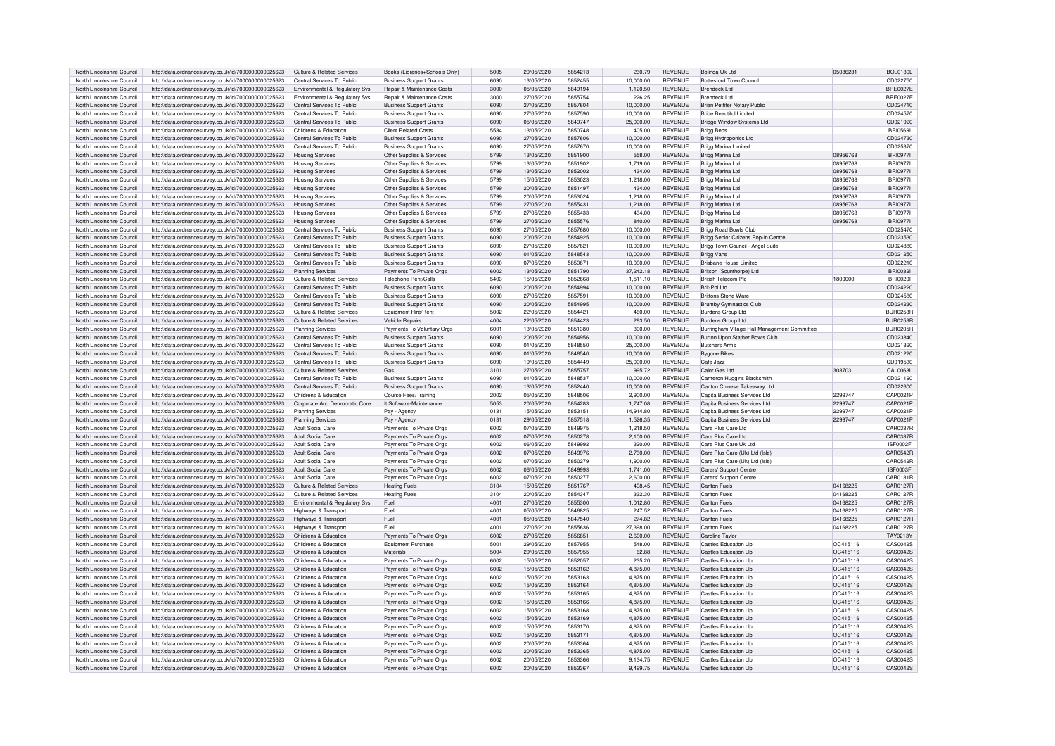| North Lincolnshire Council | http://data.ordnancesurvey.co.uk/id/7000000000025623 | Culture & Related Services | Books (Libraries+Schools Only) | 5005 | 20/05/2020 | 5854213 | 230.79 | REVENUE | Bolinda Uk Ltd | 05086231 | BOL0130L |
|---|---|---|---|---|---|---|---|---|---|---|---|
| North Lincolnshire Council | http://data.ordnancesurvey.co.uk/id/7000000000025623 | Central Services To Public | Business Support Grants | 6090 | 13/05/2020 | 5852455 | 10,000.00 | REVENUE | Bottesford Town Council | | CD022750 |
| North Lincolnshire Council | http://data.ordnancesurvey.co.uk/id/7000000000025623 | Environmental & Regulatory Svs | Repair & Maintenance Costs | 3000 | 05/05/2020 | 5849194 | 1,120.50 | REVENUE | Brendeck Ltd | | BRE0027E |
| North Lincolnshire Council | http://data.ordnancesurvey.co.uk/id/7000000000025623 | Environmental & Regulatory Svs | Repair & Maintenance Costs | 3000 | 27/05/2020 | 5855754 | 226.25 | REVENUE | Brendeck Ltd | | BRE0027E |
| North Lincolnshire Council | http://data.ordnancesurvey.co.uk/id/7000000000025623 | Central Services To Public | Business Support Grants | 6090 | 27/05/2020 | 5857604 | 10,000.00 | REVENUE | Brian Pettifer Notary Public | | CD024710 |
| North Lincolnshire Council | http://data.ordnancesurvey.co.uk/id/7000000000025623 | Central Services To Public | Business Support Grants | 6090 | 27/05/2020 | 5857590 | 10,000.00 | REVENUE | Bride Beautiful Limited | | CD024570 |
| North Lincolnshire Council | http://data.ordnancesurvey.co.uk/id/7000000000025623 | Central Services To Public | Business Support Grants | 6090 | 05/05/2020 | 5849747 | 25,000.00 | REVENUE | Bridge Window Systems Ltd | | CD021920 |
| North Lincolnshire Council | http://data.ordnancesurvey.co.uk/id/7000000000025623 | Childrens & Education | Client Related Costs | 5534 | 13/05/2020 | 5850748 | 405.00 | REVENUE | Brigg Beds | | BRI0569I |
| North Lincolnshire Council | http://data.ordnancesurvey.co.uk/id/7000000000025623 | Central Services To Public | Business Support Grants | 6090 | 27/05/2020 | 5857606 | 10,000.00 | REVENUE | Brigg Hydroponics Ltd | | CD024730 |
| North Lincolnshire Council | http://data.ordnancesurvey.co.uk/id/7000000000025623 | Central Services To Public | Business Support Grants | 6090 | 27/05/2020 | 5857670 | 10,000.00 | REVENUE | Brigg Marina Limited | | CD025370 |
| North Lincolnshire Council | http://data.ordnancesurvey.co.uk/id/7000000000025623 | Housing Services | Other Supplies & Services | 5799 | 13/05/2020 | 5851900 | 558.00 | REVENUE | Brigg Marina Ltd | 08956768 | BRI0977I |
| North Lincolnshire Council | http://data.ordnancesurvey.co.uk/id/7000000000025623 | Housing Services | Other Supplies & Services | 5799 | 13/05/2020 | 5851902 | 1,719.00 | REVENUE | Brigg Marina Ltd | 08956768 | BRI0977I |
| North Lincolnshire Council | http://data.ordnancesurvey.co.uk/id/7000000000025623 | Housing Services | Other Supplies & Services | 5799 | 13/05/2020 | 5852002 | 434.00 | REVENUE | Brigg Marina Ltd | 08956768 | BRI0977I |
| North Lincolnshire Council | http://data.ordnancesurvey.co.uk/id/7000000000025623 | Housing Services | Other Supplies & Services | 5799 | 15/05/2020 | 5853023 | 1,218.00 | REVENUE | Brigg Marina Ltd | 08956768 | BRI0977I |
| North Lincolnshire Council | http://data.ordnancesurvey.co.uk/id/7000000000025623 | Housing Services | Other Supplies & Services | 5799 | 20/05/2020 | 5851497 | 434.00 | REVENUE | Brigg Marina Ltd | 08956768 | BRI0977I |
| North Lincolnshire Council | http://data.ordnancesurvey.co.uk/id/7000000000025623 | Housing Services | Other Supplies & Services | 5799 | 20/05/2020 | 5853024 | 1,218.00 | REVENUE | Brigg Marina Ltd | 08956768 | BRI0977I |
| North Lincolnshire Council | http://data.ordnancesurvey.co.uk/id/7000000000025623 | Housing Services | Other Supplies & Services | 5799 | 27/05/2020 | 5855431 | 1,218.00 | REVENUE | Brigg Marina Ltd | 08956768 | BRI0977I |
| North Lincolnshire Council | http://data.ordnancesurvey.co.uk/id/7000000000025623 | Housing Services | Other Supplies & Services | 5799 | 27/05/2020 | 5855433 | 434.00 | REVENUE | Brigg Marina Ltd | 08956768 | BRI0977I |
| North Lincolnshire Council | http://data.ordnancesurvey.co.uk/id/7000000000025623 | Housing Services | Other Supplies & Services | 5799 | 27/05/2020 | 5855576 | 840.00 | REVENUE | Brigg Marina Ltd | 08956768 | BRI0977I |
| North Lincolnshire Council | http://data.ordnancesurvey.co.uk/id/7000000000025623 | Central Services To Public | Business Support Grants | 6090 | 27/05/2020 | 5857680 | 10,000.00 | REVENUE | Brigg Road Bowls Club | | CD025470 |
| North Lincolnshire Council | http://data.ordnancesurvey.co.uk/id/7000000000025623 | Central Services To Public | Business Support Grants | 6090 | 20/05/2020 | 5854925 | 10,000.00 | REVENUE | Brigg Senior Cirizens Pop-In Centre | | CD023530 |
| North Lincolnshire Council | http://data.ordnancesurvey.co.uk/id/7000000000025623 | Central Services To Public | Business Support Grants | 6090 | 27/05/2020 | 5857621 | 10,000.00 | REVENUE | Brigg Town Council - Angel Suite | | CD024880 |
| North Lincolnshire Council | http://data.ordnancesurvey.co.uk/id/7000000000025623 | Central Services To Public | Business Support Grants | 6090 | 01/05/2020 | 5848543 | 10,000.00 | REVENUE | Brigg Vans | | CD021250 |
| North Lincolnshire Council | http://data.ordnancesurvey.co.uk/id/7000000000025623 | Central Services To Public | Business Support Grants | 6090 | 07/05/2020 | 5850671 | 10,000.00 | REVENUE | Brisbane House Limited | | CD022210 |
| North Lincolnshire Council | http://data.ordnancesurvey.co.uk/id/7000000000025623 | Planning Services | Payments To Private Orgs | 6002 | 13/05/2020 | 5851790 | 37,242.18 | REVENUE | Britcon (Scunthorpe) Ltd | | BRI0032I |
| North Lincolnshire Council | http://data.ordnancesurvey.co.uk/id/7000000000025623 | Culture & Related Services | Telephone Rent/Calls | 5403 | 15/05/2020 | 5852668 | 1,511.10 | REVENUE | British Telecom Plc | 1800000 | BRI0020I |
| North Lincolnshire Council | http://data.ordnancesurvey.co.uk/id/7000000000025623 | Central Services To Public | Business Support Grants | 6090 | 20/05/2020 | 5854994 | 10,000.00 | REVENUE | Brit-Pol Ltd | | CD024220 |
| North Lincolnshire Council | http://data.ordnancesurvey.co.uk/id/7000000000025623 | Central Services To Public | Business Support Grants | 6090 | 27/05/2020 | 5857591 | 10,000.00 | REVENUE | Brittons Stone Ware | | CD024580 |
| North Lincolnshire Council | http://data.ordnancesurvey.co.uk/id/7000000000025623 | Central Services To Public | Business Support Grants | 6090 | 20/05/2020 | 5854995 | 10,000.00 | REVENUE | Brumby Gymnastics Club | | CD024230 |
| North Lincolnshire Council | http://data.ordnancesurvey.co.uk/id/7000000000025623 | Culture & Related Services | Equipment Hire/Rent | 5002 | 22/05/2020 | 5854421 | 460.00 | REVENUE | Burdens Group Ltd | | BUR0253R |
| North Lincolnshire Council | http://data.ordnancesurvey.co.uk/id/7000000000025623 | Culture & Related Services | Vehicle Repairs | 4004 | 22/05/2020 | 5854423 | 283.50 | REVENUE | Burdens Group Ltd | | BUR0253R |
| North Lincolnshire Council | http://data.ordnancesurvey.co.uk/id/7000000000025623 | Planning Services | Payments To Voluntary Orgs | 6001 | 13/05/2020 | 5851380 | 300.00 | REVENUE | Burringham Village Hall Management Committee | | BUR0205R |
| North Lincolnshire Council | http://data.ordnancesurvey.co.uk/id/7000000000025623 | Central Services To Public | Business Support Grants | 6090 | 20/05/2020 | 5854956 | 10,000.00 | REVENUE | Burton Upon Stather Bowls Club | | CD023840 |
| North Lincolnshire Council | http://data.ordnancesurvey.co.uk/id/7000000000025623 | Central Services To Public | Business Support Grants | 6090 | 01/05/2020 | 5848550 | 25,000.00 | REVENUE | Butchers Arms | | CD021320 |
| North Lincolnshire Council | http://data.ordnancesurvey.co.uk/id/7000000000025623 | Central Services To Public | Business Support Grants | 6090 | 01/05/2020 | 5848540 | 10,000.00 | REVENUE | Bygone Bikes | | CD021220 |
| North Lincolnshire Council | http://data.ordnancesurvey.co.uk/id/7000000000025623 | Central Services To Public | Business Support Grants | 6090 | 19/05/2020 | 5854449 | -25,000.00 | REVENUE | Cafe Jazz | | CD019530 |
| North Lincolnshire Council | http://data.ordnancesurvey.co.uk/id/7000000000025623 | Culture & Related Services | Gas | 3101 | 27/05/2020 | 5855757 | 995.72 | REVENUE | Calor Gas Ltd | 303703 | CAL0063L |
| North Lincolnshire Council | http://data.ordnancesurvey.co.uk/id/7000000000025623 | Central Services To Public | Business Support Grants | 6090 | 01/05/2020 | 5848537 | 10,000.00 | REVENUE | Cameron Huggins Blacksmith | | CD021190 |
| North Lincolnshire Council | http://data.ordnancesurvey.co.uk/id/7000000000025623 | Central Services To Public | Business Support Grants | 6090 | 13/05/2020 | 5852440 | 10,000.00 | REVENUE | Canton Chinese Takeaway Ltd | | CD022600 |
| North Lincolnshire Council | http://data.ordnancesurvey.co.uk/id/7000000000025623 | Childrens & Education | Course Fees/Training | 2002 | 05/05/2020 | 5848506 | 2,900.00 | REVENUE | Capita Business Services Ltd | 2299747 | CAP0021P |
| North Lincolnshire Council | http://data.ordnancesurvey.co.uk/id/7000000000025623 | Corporate And Democratic Core | It Software-Maintenance | 5053 | 20/05/2020 | 5854283 | 1,747.08 | REVENUE | Capita Business Services Ltd | 2299747 | CAP0021P |
| North Lincolnshire Council | http://data.ordnancesurvey.co.uk/id/7000000000025623 | Planning Services | Pay - Agency | 0131 | 15/05/2020 | 5853151 | 14,914.80 | REVENUE | Capita Business Services Ltd | 2299747 | CAP0021P |
| North Lincolnshire Council | http://data.ordnancesurvey.co.uk/id/7000000000025623 | Planning Services | Pay - Agency | 0131 | 29/05/2020 | 5857518 | 1,526.35 | REVENUE | Capita Business Services Ltd | 2299747 | CAP0021P |
| North Lincolnshire Council | http://data.ordnancesurvey.co.uk/id/7000000000025623 | Adult Social Care | Payments To Private Orgs | 6002 | 07/05/2020 | 5849975 | 1,218.50 | REVENUE | Care Plus Care Ltd | | CAR0337R |
| North Lincolnshire Council | http://data.ordnancesurvey.co.uk/id/7000000000025623 | Adult Social Care | Payments To Private Orgs | 6002 | 07/05/2020 | 5850278 | 2,100.00 | REVENUE | Care Plus Care Ltd | | CAR0337R |
| North Lincolnshire Council | http://data.ordnancesurvey.co.uk/id/7000000000025623 | Adult Social Care | Payments To Private Orgs | 6002 | 06/05/2020 | 5849992 | 320.00 | REVENUE | Care Plus Care Uk Ltd | | ISF0002F |
| North Lincolnshire Council | http://data.ordnancesurvey.co.uk/id/7000000000025623 | Adult Social Care | Payments To Private Orgs | 6002 | 07/05/2020 | 5849976 | 2,730.00 | REVENUE | Care Plus Care (Uk) Ltd (Isle) | | CAR0542R |
| North Lincolnshire Council | http://data.ordnancesurvey.co.uk/id/7000000000025623 | Adult Social Care | Payments To Private Orgs | 6002 | 07/05/2020 | 5850279 | 1,900.00 | REVENUE | Care Plus Care (Uk) Ltd (Isle) | | CAR0542R |
| North Lincolnshire Council | http://data.ordnancesurvey.co.uk/id/7000000000025623 | Adult Social Care | Payments To Private Orgs | 6002 | 06/05/2020 | 5849993 | 1,741.00 | REVENUE | Carers' Support Centre | | ISF0003F |
| North Lincolnshire Council | http://data.ordnancesurvey.co.uk/id/7000000000025623 | Adult Social Care | Payments To Private Orgs | 6002 | 07/05/2020 | 5850277 | 2,600.00 | REVENUE | Carers' Support Centre | | CAR0131R |
| North Lincolnshire Council | http://data.ordnancesurvey.co.uk/id/7000000000025623 | Culture & Related Services | Heating Fuels | 3104 | 15/05/2020 | 5851767 | 498.45 | REVENUE | Carlton Fuels | 04168225 | CAR0127R |
| North Lincolnshire Council | http://data.ordnancesurvey.co.uk/id/7000000000025623 | Culture & Related Services | Heating Fuels | 3104 | 20/05/2020 | 5854347 | 332.30 | REVENUE | Carlton Fuels | 04168225 | CAR0127R |
| North Lincolnshire Council | http://data.ordnancesurvey.co.uk/id/7000000000025623 | Environmental & Regulatory Svs | Fuel | 4001 | 27/05/2020 | 5855300 | 1,012.80 | REVENUE | Carlton Fuels | 04168225 | CAR0127R |
| North Lincolnshire Council | http://data.ordnancesurvey.co.uk/id/7000000000025623 | Highways & Transport | Fuel | 4001 | 05/05/2020 | 5846825 | 247.52 | REVENUE | Carlton Fuels | 04168225 | CAR0127R |
| North Lincolnshire Council | http://data.ordnancesurvey.co.uk/id/7000000000025623 | Highways & Transport | Fuel | 4001 | 05/05/2020 | 5847540 | 274.82 | REVENUE | Carlton Fuels | 04168225 | CAR0127R |
| North Lincolnshire Council | http://data.ordnancesurvey.co.uk/id/7000000000025623 | Highways & Transport | Fuel | 4001 | 27/05/2020 | 5855636 | 27,398.00 | REVENUE | Carlton Fuels | 04168225 | CAR0127R |
| North Lincolnshire Council | http://data.ordnancesurvey.co.uk/id/7000000000025623 | Childrens & Education | Payments To Private Orgs | 6002 | 27/05/2020 | 5856851 | 2,600.00 | REVENUE | Caroline Taylor | | TAY0213Y |
| North Lincolnshire Council | http://data.ordnancesurvey.co.uk/id/7000000000025623 | Childrens & Education | Equipment Purchase | 5001 | 29/05/2020 | 5857955 | 548.00 | REVENUE | Castles Education Llp | OC415116 | CAS0042S |
| North Lincolnshire Council | http://data.ordnancesurvey.co.uk/id/7000000000025623 | Childrens & Education | Materials | 5004 | 29/05/2020 | 5857955 | 62.88 | REVENUE | Castles Education Llp | OC415116 | CAS0042S |
| North Lincolnshire Council | http://data.ordnancesurvey.co.uk/id/7000000000025623 | Childrens & Education | Payments To Private Orgs | 6002 | 15/05/2020 | 5852057 | 235.20 | REVENUE | Castles Education Llp | OC415116 | CAS0042S |
| North Lincolnshire Council | http://data.ordnancesurvey.co.uk/id/7000000000025623 | Childrens & Education | Payments To Private Orgs | 6002 | 15/05/2020 | 5853162 | 4,875.00 | REVENUE | Castles Education Llp | OC415116 | CAS0042S |
| North Lincolnshire Council | http://data.ordnancesurvey.co.uk/id/7000000000025623 | Childrens & Education | Payments To Private Orgs | 6002 | 15/05/2020 | 5853163 | 4,875.00 | REVENUE | Castles Education Llp | OC415116 | CAS0042S |
| North Lincolnshire Council | http://data.ordnancesurvey.co.uk/id/7000000000025623 | Childrens & Education | Payments To Private Orgs | 6002 | 15/05/2020 | 5853164 | 4,875.00 | REVENUE | Castles Education Llp | OC415116 | CAS0042S |
| North Lincolnshire Council | http://data.ordnancesurvey.co.uk/id/7000000000025623 | Childrens & Education | Payments To Private Orgs | 6002 | 15/05/2020 | 5853165 | 4,875.00 | REVENUE | Castles Education Llp | OC415116 | CAS0042S |
| North Lincolnshire Council | http://data.ordnancesurvey.co.uk/id/7000000000025623 | Childrens & Education | Payments To Private Orgs | 6002 | 15/05/2020 | 5853166 | 4,875.00 | REVENUE | Castles Education Llp | OC415116 | CAS0042S |
| North Lincolnshire Council | http://data.ordnancesurvey.co.uk/id/7000000000025623 | Childrens & Education | Payments To Private Orgs | 6002 | 15/05/2020 | 5853168 | 4,875.00 | REVENUE | Castles Education Llp | OC415116 | CAS0042S |
| North Lincolnshire Council | http://data.ordnancesurvey.co.uk/id/7000000000025623 | Childrens & Education | Payments To Private Orgs | 6002 | 15/05/2020 | 5853169 | 4,875.00 | REVENUE | Castles Education Llp | OC415116 | CAS0042S |
| North Lincolnshire Council | http://data.ordnancesurvey.co.uk/id/7000000000025623 | Childrens & Education | Payments To Private Orgs | 6002 | 15/05/2020 | 5853170 | 4,875.00 | REVENUE | Castles Education Llp | OC415116 | CAS0042S |
| North Lincolnshire Council | http://data.ordnancesurvey.co.uk/id/7000000000025623 | Childrens & Education | Payments To Private Orgs | 6002 | 15/05/2020 | 5853171 | 4,875.00 | REVENUE | Castles Education Llp | OC415116 | CAS0042S |
| North Lincolnshire Council | http://data.ordnancesurvey.co.uk/id/7000000000025623 | Childrens & Education | Payments To Private Orgs | 6002 | 20/05/2020 | 5853364 | 4,875.00 | REVENUE | Castles Education Llp | OC415116 | CAS0042S |
| North Lincolnshire Council | http://data.ordnancesurvey.co.uk/id/7000000000025623 | Childrens & Education | Payments To Private Orgs | 6002 | 20/05/2020 | 5853365 | 4,875.00 | REVENUE | Castles Education Llp | OC415116 | CAS0042S |
| North Lincolnshire Council | http://data.ordnancesurvey.co.uk/id/7000000000025623 | Childrens & Education | Payments To Private Orgs | 6002 | 20/05/2020 | 5853366 | 9,134.75 | REVENUE | Castles Education Llp | OC415116 | CAS0042S |
| North Lincolnshire Council | http://data.ordnancesurvey.co.uk/id/7000000000025623 | Childrens & Education | Payments To Private Orgs | 6002 | 20/05/2020 | 5853367 | 9,499.75 | REVENUE | Castles Education Llp | OC415116 | CAS0042S |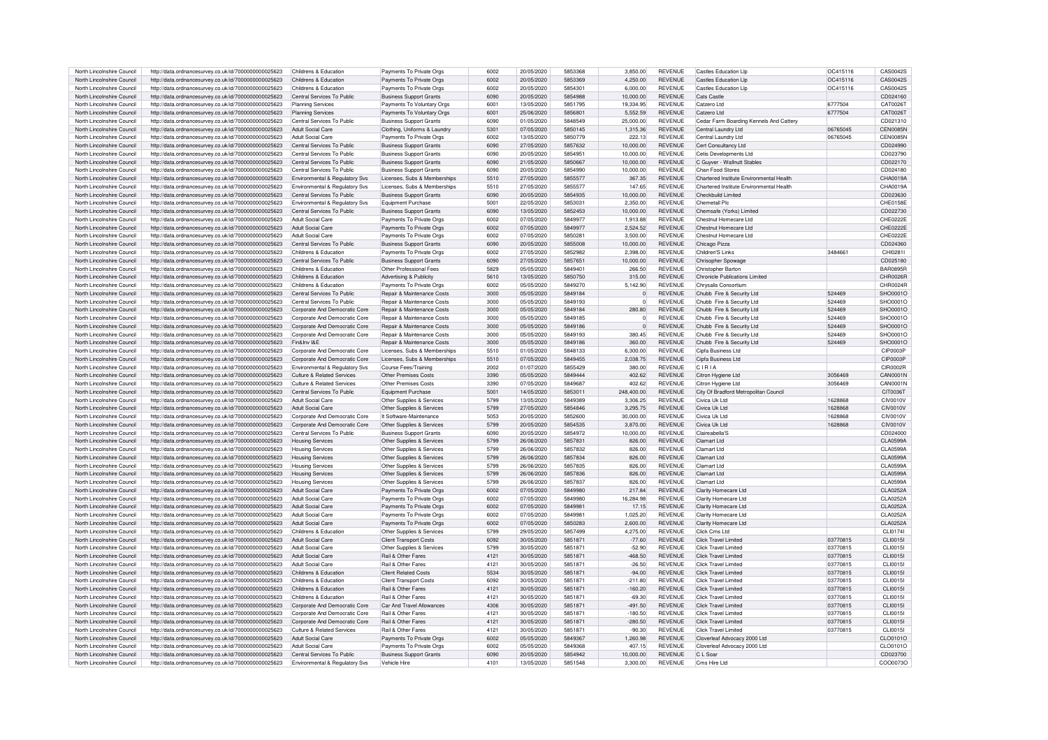| North Lincolnshire Council | http://data.ordnancesurvey.co.uk/id/7000000000025623 | Childrens & Education | Payments To Private Orgs | 6002 | 20/05/2020 | 5853368 | 3,850.00 | REVENUE | Castles Education Llp | OC415116 | CAS0042S |
|---|---|---|---|---|---|---|---|---|---|---|---|
| North Lincolnshire Council | http://data.ordnancesurvey.co.uk/id/7000000000025623 | Childrens & Education | Payments To Private Orgs | 6002 | 20/05/2020 | 5853369 | 4,250.00 | REVENUE | Castles Education Llp | OC415116 | CAS0042S |
| North Lincolnshire Council | http://data.ordnancesurvey.co.uk/id/7000000000025623 | Childrens & Education | Payments To Private Orgs | 6002 | 20/05/2020 | 5854301 | 6,000.00 | REVENUE | Castles Education Llp | OC415116 | CAS0042S |
| North Lincolnshire Council | http://data.ordnancesurvey.co.uk/id/7000000000025623 | Central Services To Public | Business Support Grants | 6090 | 20/05/2020 | 5854988 | 10,000.00 | REVENUE | Cats Castle | | CD024160 |
| North Lincolnshire Council | http://data.ordnancesurvey.co.uk/id/7000000000025623 | Planning Services | Payments To Voluntary Orgs | 6001 | 13/05/2020 | 5851795 | 19,334.95 | REVENUE | Catzero Ltd | 6777504 | CAT0026T |
| North Lincolnshire Council | http://data.ordnancesurvey.co.uk/id/7000000000025623 | Planning Services | Payments To Voluntary Orgs | 6001 | 25/06/2020 | 5856801 | 5,552.59 | REVENUE | Catzero Ltd | 6777504 | CAT0026T |
| North Lincolnshire Council | http://data.ordnancesurvey.co.uk/id/7000000000025623 | Central Services To Public | Business Support Grants | 6090 | 01/05/2020 | 5848549 | 25,000.00 | REVENUE | Cedar Farm Boarding Kennels And Cattery | | CD021310 |
| North Lincolnshire Council | http://data.ordnancesurvey.co.uk/id/7000000000025623 | Adult Social Care | Clothing, Uniforms & Laundry | 5301 | 07/05/2020 | 5850145 | 1,315.36 | REVENUE | Central Laundry Ltd | 06765045 | CEN0085N |
| North Lincolnshire Council | http://data.ordnancesurvey.co.uk/id/7000000000025623 | Adult Social Care | Payments To Private Orgs | 6002 | 13/05/2020 | 5850779 | 222.13 | REVENUE | Central Laundry Ltd | 06765045 | CEN0085N |
| North Lincolnshire Council | http://data.ordnancesurvey.co.uk/id/7000000000025623 | Central Services To Public | Business Support Grants | 6090 | 27/05/2020 | 5857632 | 10,000.00 | REVENUE | Cert Consultancy Ltd | | CD024990 |
| North Lincolnshire Council | http://data.ordnancesurvey.co.uk/id/7000000000025623 | Central Services To Public | Business Support Grants | 6090 | 20/05/2020 | 5854951 | 10,000.00 | REVENUE | Cetis Developments Ltd | | CD023790 |
| North Lincolnshire Council | http://data.ordnancesurvey.co.uk/id/7000000000025623 | Central Services To Public | Business Support Grants | 6090 | 21/05/2020 | 5850667 | 10,000.00 | REVENUE | C Guyver - Wallnutt Stables | | CD022170 |
| North Lincolnshire Council | http://data.ordnancesurvey.co.uk/id/7000000000025623 | Central Services To Public | Business Support Grants | 6090 | 20/05/2020 | 5854990 | 10,000.00 | REVENUE | Chan Food Stores | | CD024180 |
| North Lincolnshire Council | http://data.ordnancesurvey.co.uk/id/7000000000025623 | Environmental & Regulatory Svs | Licenses, Subs & Memberships | 5510 | 27/05/2020 | 5855577 | 367.35 | REVENUE | Chartered Institute Environmental Health | | CHA0019A |
| North Lincolnshire Council | http://data.ordnancesurvey.co.uk/id/7000000000025623 | Environmental & Regulatory Svs | Licenses, Subs & Memberships | 5510 | 27/05/2020 | 5855577 | 147.65 | REVENUE | Chartered Institute Environmental Health | | CHA0019A |
| North Lincolnshire Council | http://data.ordnancesurvey.co.uk/id/7000000000025623 | Central Services To Public | Business Support Grants | 6090 | 20/05/2020 | 5854935 | 10,000.00 | REVENUE | Checkbuild Limited | | CD023630 |
| North Lincolnshire Council | http://data.ordnancesurvey.co.uk/id/7000000000025623 | Environmental & Regulatory Svs | Equipment Purchase | 5001 | 22/05/2020 | 5853031 | 2,350.00 | REVENUE | Chemetall Plc | | CHE0158E |
| North Lincolnshire Council | http://data.ordnancesurvey.co.uk/id/7000000000025623 | Central Services To Public | Business Support Grants | 6090 | 13/05/2020 | 5852453 | 10,000.00 | REVENUE | Chemsafe (Yorks) Limited | | CD022730 |
| North Lincolnshire Council | http://data.ordnancesurvey.co.uk/id/7000000000025623 | Adult Social Care | Payments To Private Orgs | 6002 | 07/05/2020 | 5849977 | 1,913.88 | REVENUE | Chestnut Homecare Ltd | | CHE0222E |
| North Lincolnshire Council | http://data.ordnancesurvey.co.uk/id/7000000000025623 | Adult Social Care | Payments To Private Orgs | 6002 | 07/05/2020 | 5849977 | 2,524.52 | REVENUE | Chestnut Homecare Ltd | | CHE0222E |
| North Lincolnshire Council | http://data.ordnancesurvey.co.uk/id/7000000000025623 | Adult Social Care | Payments To Private Orgs | 6002 | 07/05/2020 | 5850281 | 3,500.00 | REVENUE | Chestnut Homecare Ltd | | CHE0222E |
| North Lincolnshire Council | http://data.ordnancesurvey.co.uk/id/7000000000025623 | Central Services To Public | Business Support Grants | 6090 | 20/05/2020 | 5855008 | 10,000.00 | REVENUE | Chicago Pizza | | CD024360 |
| North Lincolnshire Council | http://data.ordnancesurvey.co.uk/id/7000000000025623 | Childrens & Education | Payments To Private Orgs | 6002 | 27/05/2020 | 5852982 | 2,398.00 | REVENUE | Children'S Links | 3484661 | CHI0281I |
| North Lincolnshire Council | http://data.ordnancesurvey.co.uk/id/7000000000025623 | Central Services To Public | Business Support Grants | 6090 | 27/05/2020 | 5857651 | 10,000.00 | REVENUE | Chrisopher Spowage | | CD025180 |
| North Lincolnshire Council | http://data.ordnancesurvey.co.uk/id/7000000000025623 | Childrens & Education | Other Professional Fees | 5829 | 05/05/2020 | 5849401 | 266.50 | REVENUE | Christopher Barton | | BAR0895R |
| North Lincolnshire Council | http://data.ordnancesurvey.co.uk/id/7000000000025623 | Childrens & Education | Advertising & Publicity | 5610 | 13/05/2020 | 5850750 | 315.00 | REVENUE | Chronicle Publications Limited | | CHR0026R |
| North Lincolnshire Council | http://data.ordnancesurvey.co.uk/id/7000000000025623 | Childrens & Education | Payments To Private Orgs | 6002 | 05/05/2020 | 5849270 | 5,142.90 | REVENUE | Chrysalis Consortium | | CHR0024R |
| North Lincolnshire Council | http://data.ordnancesurvey.co.uk/id/7000000000025623 | Central Services To Public | Repair & Maintenance Costs | 3000 | 05/05/2020 | 5849184 | 0 | REVENUE | Chubb Fire & Security Ltd | 524469 | SHO0001O |
| North Lincolnshire Council | http://data.ordnancesurvey.co.uk/id/7000000000025623 | Central Services To Public | Repair & Maintenance Costs | 3000 | 05/05/2020 | 5849193 | 0 | REVENUE | Chubb Fire & Security Ltd | 524469 | SHO0001O |
| North Lincolnshire Council | http://data.ordnancesurvey.co.uk/id/7000000000025623 | Corporate And Democratic Core | Repair & Maintenance Costs | 3000 | 05/05/2020 | 5849184 | 280.80 | REVENUE | Chubb Fire & Security Ltd | 524469 | SHO0001O |
| North Lincolnshire Council | http://data.ordnancesurvey.co.uk/id/7000000000025623 | Corporate And Democratic Core | Repair & Maintenance Costs | 3000 | 05/05/2020 | 5849185 | 0 | REVENUE | Chubb Fire & Security Ltd | 524469 | SHO0001O |
| North Lincolnshire Council | http://data.ordnancesurvey.co.uk/id/7000000000025623 | Corporate And Democratic Core | Repair & Maintenance Costs | 3000 | 05/05/2020 | 5849186 | 0 | REVENUE | Chubb Fire & Security Ltd | 524469 | SHO0001O |
| North Lincolnshire Council | http://data.ordnancesurvey.co.uk/id/7000000000025623 | Corporate And Democratic Core | Repair & Maintenance Costs | 3000 | 05/05/2020 | 5849193 | 380.45 | REVENUE | Chubb Fire & Security Ltd | 524469 | SHO0001O |
| North Lincolnshire Council | http://data.ordnancesurvey.co.uk/id/7000000000025623 | Fin&Inv I&E | Repair & Maintenance Costs | 3000 | 05/05/2020 | 5849186 | 360.00 | REVENUE | Chubb Fire & Security Ltd | 524469 | SHO0001O |
| North Lincolnshire Council | http://data.ordnancesurvey.co.uk/id/7000000000025623 | Corporate And Democratic Core | Licenses, Subs & Memberships | 5510 | 01/05/2020 | 5848133 | 6,300.00 | REVENUE | Cipfa Business Ltd | | CIP0003P |
| North Lincolnshire Council | http://data.ordnancesurvey.co.uk/id/7000000000025623 | Corporate And Democratic Core | Licenses, Subs & Memberships | 5510 | 07/05/2020 | 5849455 | 2,038.75 | REVENUE | Cipfa Business Ltd | | CIP0003P |
| North Lincolnshire Council | http://data.ordnancesurvey.co.uk/id/7000000000025623 | Environmental & Regulatory Svs | Course Fees/Training | 2002 | 01/07/2020 | 5855429 | 380.00 | REVENUE | C I R I A | | CIR0002R |
| North Lincolnshire Council | http://data.ordnancesurvey.co.uk/id/7000000000025623 | Culture & Related Services | Other Premises Costs | 3390 | 05/05/2020 | 5849444 | 402.62 | REVENUE | Citron Hygiene Ltd | 3056469 | CAN0001N |
| North Lincolnshire Council | http://data.ordnancesurvey.co.uk/id/7000000000025623 | Culture & Related Services | Other Premises Costs | 3390 | 07/05/2020 | 5849687 | 402.62 | REVENUE | Citron Hygiene Ltd | 3056469 | CAN0001N |
| North Lincolnshire Council | http://data.ordnancesurvey.co.uk/id/7000000000025623 | Central Services To Public | Equipment Purchase | 5001 | 14/05/2020 | 5853011 | 248,400.00 | REVENUE | City Of Bradford Metropolitan Council | | CIT0036T |
| North Lincolnshire Council | http://data.ordnancesurvey.co.uk/id/7000000000025623 | Adult Social Care | Other Supplies & Services | 5799 | 13/05/2020 | 5849389 | 3,306.25 | REVENUE | Civica Uk Ltd | 1628868 | CIV0010V |
| North Lincolnshire Council | http://data.ordnancesurvey.co.uk/id/7000000000025623 | Adult Social Care | Other Supplies & Services | 5799 | 27/05/2020 | 5854846 | 3,295.75 | REVENUE | Civica Uk Ltd | 1628868 | CIV0010V |
| North Lincolnshire Council | http://data.ordnancesurvey.co.uk/id/7000000000025623 | Corporate And Democratic Core | It Software-Maintenance | 5053 | 20/05/2020 | 5852600 | 30,000.00 | REVENUE | Civica Uk Ltd | 1628868 | CIV0010V |
| North Lincolnshire Council | http://data.ordnancesurvey.co.uk/id/7000000000025623 | Corporate And Democratic Core | Other Supplies & Services | 5799 | 20/05/2020 | 5854535 | 3,870.00 | REVENUE | Civica Uk Ltd | 1628868 | CIV0010V |
| North Lincolnshire Council | http://data.ordnancesurvey.co.uk/id/7000000000025623 | Central Services To Public | Business Support Grants | 6090 | 20/05/2020 | 5854972 | 10,000.00 | REVENUE | Claireabella'S | | CD024000 |
| North Lincolnshire Council | http://data.ordnancesurvey.co.uk/id/7000000000025623 | Housing Services | Other Supplies & Services | 5799 | 26/06/2020 | 5857831 | 826.00 | REVENUE | Clamart Ltd | | CLA0599A |
| North Lincolnshire Council | http://data.ordnancesurvey.co.uk/id/7000000000025623 | Housing Services | Other Supplies & Services | 5799 | 26/06/2020 | 5857832 | 826.00 | REVENUE | Clamart Ltd | | CLA0599A |
| North Lincolnshire Council | http://data.ordnancesurvey.co.uk/id/7000000000025623 | Housing Services | Other Supplies & Services | 5799 | 26/06/2020 | 5857834 | 826.00 | REVENUE | Clamart Ltd | | CLA0599A |
| North Lincolnshire Council | http://data.ordnancesurvey.co.uk/id/7000000000025623 | Housing Services | Other Supplies & Services | 5799 | 26/06/2020 | 5857835 | 826.00 | REVENUE | Clamart Ltd | | CLA0599A |
| North Lincolnshire Council | http://data.ordnancesurvey.co.uk/id/7000000000025623 | Housing Services | Other Supplies & Services | 5799 | 26/06/2020 | 5857836 | 826.00 | REVENUE | Clamart Ltd | | CLA0599A |
| North Lincolnshire Council | http://data.ordnancesurvey.co.uk/id/7000000000025623 | Housing Services | Other Supplies & Services | 5799 | 26/06/2020 | 5857837 | 826.00 | REVENUE | Clamart Ltd | | CLA0599A |
| North Lincolnshire Council | http://data.ordnancesurvey.co.uk/id/7000000000025623 | Adult Social Care | Payments To Private Orgs | 6002 | 07/05/2020 | 5849980 | 217.84 | REVENUE | Clarity Homecare Ltd | | CLA0252A |
| North Lincolnshire Council | http://data.ordnancesurvey.co.uk/id/7000000000025623 | Adult Social Care | Payments To Private Orgs | 6002 | 07/05/2020 | 5849980 | 16,284.98 | REVENUE | Clarity Homecare Ltd | | CLA0252A |
| North Lincolnshire Council | http://data.ordnancesurvey.co.uk/id/7000000000025623 | Adult Social Care | Payments To Private Orgs | 6002 | 07/05/2020 | 5849981 | 17.15 | REVENUE | Clarity Homecare Ltd | | CLA0252A |
| North Lincolnshire Council | http://data.ordnancesurvey.co.uk/id/7000000000025623 | Adult Social Care | Payments To Private Orgs | 6002 | 07/05/2020 | 5849981 | 1,025.20 | REVENUE | Clarity Homecare Ltd | | CLA0252A |
| North Lincolnshire Council | http://data.ordnancesurvey.co.uk/id/7000000000025623 | Adult Social Care | Payments To Private Orgs | 6002 | 07/05/2020 | 5850283 | 2,600.00 | REVENUE | Clarity Homecare Ltd | | CLA0252A |
| North Lincolnshire Council | http://data.ordnancesurvey.co.uk/id/7000000000025623 | Childrens & Education | Other Supplies & Services | 5799 | 29/05/2020 | 5857499 | 4,275.00 | REVENUE | Click Cms Ltd | | CLI0174I |
| North Lincolnshire Council | http://data.ordnancesurvey.co.uk/id/7000000000025623 | Adult Social Care | Client Transport Costs | 6092 | 30/05/2020 | 5851871 | -77.60 | REVENUE | Click Travel Limited | 03770815 | CLI0015I |
| North Lincolnshire Council | http://data.ordnancesurvey.co.uk/id/7000000000025623 | Adult Social Care | Other Supplies & Services | 5799 | 30/05/2020 | 5851871 | -52.90 | REVENUE | Click Travel Limited | 03770815 | CLI0015I |
| North Lincolnshire Council | http://data.ordnancesurvey.co.uk/id/7000000000025623 | Adult Social Care | Rail & Other Fares | 4121 | 30/05/2020 | 5851871 | -468.50 | REVENUE | Click Travel Limited | 03770815 | CLI0015I |
| North Lincolnshire Council | http://data.ordnancesurvey.co.uk/id/7000000000025623 | Adult Social Care | Rail & Other Fares | 4121 | 30/05/2020 | 5851871 | -26.50 | REVENUE | Click Travel Limited | 03770815 | CLI0015I |
| North Lincolnshire Council | http://data.ordnancesurvey.co.uk/id/7000000000025623 | Childrens & Education | Client Related Costs | 5534 | 30/05/2020 | 5851871 | -94.00 | REVENUE | Click Travel Limited | 03770815 | CLI0015I |
| North Lincolnshire Council | http://data.ordnancesurvey.co.uk/id/7000000000025623 | Childrens & Education | Client Transport Costs | 6092 | 30/05/2020 | 5851871 | -211.80 | REVENUE | Click Travel Limited | 03770815 | CLI0015I |
| North Lincolnshire Council | http://data.ordnancesurvey.co.uk/id/7000000000025623 | Childrens & Education | Rail & Other Fares | 4121 | 30/05/2020 | 5851871 | -160.20 | REVENUE | Click Travel Limited | 03770815 | CLI0015I |
| North Lincolnshire Council | http://data.ordnancesurvey.co.uk/id/7000000000025623 | Childrens & Education | Rail & Other Fares | 4121 | 30/05/2020 | 5851871 | -69.30 | REVENUE | Click Travel Limited | 03770815 | CLI0015I |
| North Lincolnshire Council | http://data.ordnancesurvey.co.uk/id/7000000000025623 | Corporate And Democratic Core | Car And Travel Allowances | 4306 | 30/05/2020 | 5851871 | -491.50 | REVENUE | Click Travel Limited | 03770815 | CLI0015I |
| North Lincolnshire Council | http://data.ordnancesurvey.co.uk/id/7000000000025623 | Corporate And Democratic Core | Rail & Other Fares | 4121 | 30/05/2020 | 5851871 | -180.50 | REVENUE | Click Travel Limited | 03770815 | CLI0015I |
| North Lincolnshire Council | http://data.ordnancesurvey.co.uk/id/7000000000025623 | Corporate And Democratic Core | Rail & Other Fares | 4121 | 30/05/2020 | 5851871 | -280.50 | REVENUE | Click Travel Limited | 03770815 | CLI0015I |
| North Lincolnshire Council | http://data.ordnancesurvey.co.uk/id/7000000000025623 | Culture & Related Services | Rail & Other Fares | 4121 | 30/05/2020 | 5851871 | -90.30 | REVENUE | Click Travel Limited | 03770815 | CLI0015I |
| North Lincolnshire Council | http://data.ordnancesurvey.co.uk/id/7000000000025623 | Adult Social Care | Payments To Private Orgs | 6002 | 05/05/2020 | 5849367 | 1,260.98 | REVENUE | Cloverleaf Advocacy 2000 Ltd | | CLO0101O |
| North Lincolnshire Council | http://data.ordnancesurvey.co.uk/id/7000000000025623 | Adult Social Care | Payments To Private Orgs | 6002 | 05/05/2020 | 5849368 | 407.15 | REVENUE | Cloverleaf Advocacy 2000 Ltd | | CLO0101O |
| North Lincolnshire Council | http://data.ordnancesurvey.co.uk/id/7000000000025623 | Central Services To Public | Business Support Grants | 6090 | 20/05/2020 | 5854942 | 10,000.00 | REVENUE | C L Soar | | CD023700 |
| North Lincolnshire Council | http://data.ordnancesurvey.co.uk/id/7000000000025623 | Environmental & Regulatory Svs | Vehicle Hire | 4101 | 13/05/2020 | 5851548 | 3,300.00 | REVENUE | Cms Hire Ltd | | COO0073O |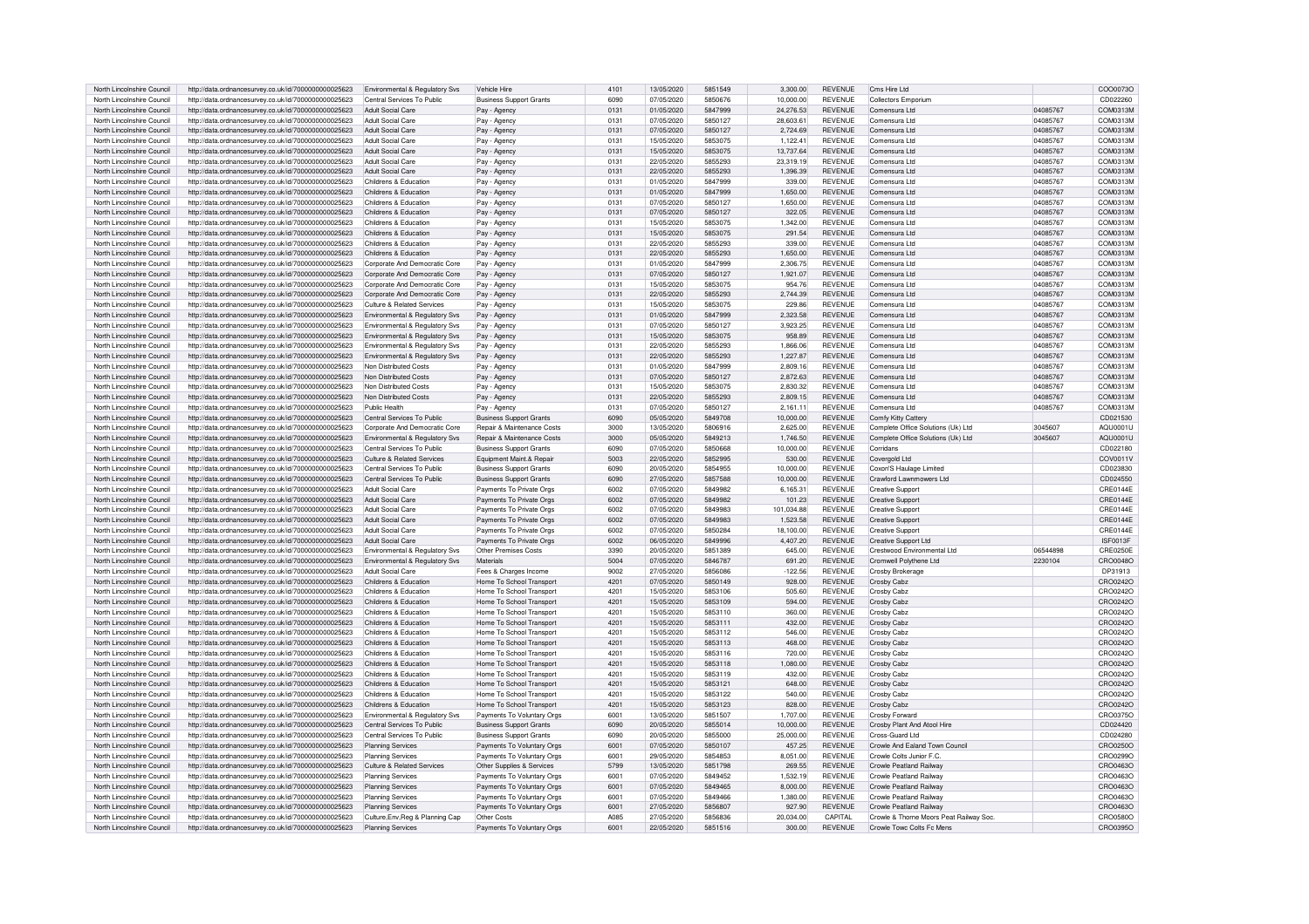| North Lincolnshire Council | http://data.ordnancesurvey.co.uk/id/7000000000025623 | Environmental & Regulatory Svs | Vehicle Hire | 4101 | 13/05/2020 | 5851549 | 3,300.00 | REVENUE | Cms Hire Ltd | | COO0073O |
|---|---|---|---|---|---|---|---|---|---|---|---|
| North Lincolnshire Council | http://data.ordnancesurvey.co.uk/id/7000000000025623 | Central Services To Public | Business Support Grants | 6090 | 07/05/2020 | 5850676 | 10,000.00 | REVENUE | Collectors Emporium | | CD022260 |
| North Lincolnshire Council | http://data.ordnancesurvey.co.uk/id/7000000000025623 | Adult Social Care | Pay - Agency | 0131 | 01/05/2020 | 5847999 | 24,276.53 | REVENUE | Comensura Ltd | 04085767 | COM0313M |
| North Lincolnshire Council | http://data.ordnancesurvey.co.uk/id/7000000000025623 | Adult Social Care | Pay - Agency | 0131 | 07/05/2020 | 5850127 | 28,603.61 | REVENUE | Comensura Ltd | 04085767 | COM0313M |
| North Lincolnshire Council | http://data.ordnancesurvey.co.uk/id/7000000000025623 | Adult Social Care | Pay - Agency | 0131 | 07/05/2020 | 5850127 | 2,724.69 | REVENUE | Comensura Ltd | 04085767 | COM0313M |
| North Lincolnshire Council | http://data.ordnancesurvey.co.uk/id/7000000000025623 | Adult Social Care | Pay - Agency | 0131 | 15/05/2020 | 5853075 | 1,122.41 | REVENUE | Comensura Ltd | 04085767 | COM0313M |
| North Lincolnshire Council | http://data.ordnancesurvey.co.uk/id/7000000000025623 | Adult Social Care | Pay - Agency | 0131 | 15/05/2020 | 5853075 | 13,737.64 | REVENUE | Comensura Ltd | 04085767 | COM0313M |
| North Lincolnshire Council | http://data.ordnancesurvey.co.uk/id/7000000000025623 | Adult Social Care | Pay - Agency | 0131 | 22/05/2020 | 5855293 | 23,319.19 | REVENUE | Comensura Ltd | 04085767 | COM0313M |
| North Lincolnshire Council | http://data.ordnancesurvey.co.uk/id/7000000000025623 | Adult Social Care | Pay - Agency | 0131 | 22/05/2020 | 5855293 | 1,396.39 | REVENUE | Comensura Ltd | 04085767 | COM0313M |
| North Lincolnshire Council | http://data.ordnancesurvey.co.uk/id/7000000000025623 | Childrens & Education | Pay - Agency | 0131 | 01/05/2020 | 5847999 | 339.00 | REVENUE | Comensura Ltd | 04085767 | COM0313M |
| North Lincolnshire Council | http://data.ordnancesurvey.co.uk/id/7000000000025623 | Childrens & Education | Pay - Agency | 0131 | 01/05/2020 | 5847999 | 1,650.00 | REVENUE | Comensura Ltd | 04085767 | COM0313M |
| North Lincolnshire Council | http://data.ordnancesurvey.co.uk/id/7000000000025623 | Childrens & Education | Pay - Agency | 0131 | 07/05/2020 | 5850127 | 1,650.00 | REVENUE | Comensura Ltd | 04085767 | COM0313M |
| North Lincolnshire Council | http://data.ordnancesurvey.co.uk/id/7000000000025623 | Childrens & Education | Pay - Agency | 0131 | 07/05/2020 | 5850127 | 322.05 | REVENUE | Comensura Ltd | 04085767 | COM0313M |
| North Lincolnshire Council | http://data.ordnancesurvey.co.uk/id/7000000000025623 | Childrens & Education | Pay - Agency | 0131 | 15/05/2020 | 5853075 | 1,342.00 | REVENUE | Comensura Ltd | 04085767 | COM0313M |
| North Lincolnshire Council | http://data.ordnancesurvey.co.uk/id/7000000000025623 | Childrens & Education | Pay - Agency | 0131 | 15/05/2020 | 5853075 | 291.54 | REVENUE | Comensura Ltd | 04085767 | COM0313M |
| North Lincolnshire Council | http://data.ordnancesurvey.co.uk/id/7000000000025623 | Childrens & Education | Pay - Agency | 0131 | 22/05/2020 | 5855293 | 339.00 | REVENUE | Comensura Ltd | 04085767 | COM0313M |
| North Lincolnshire Council | http://data.ordnancesurvey.co.uk/id/7000000000025623 | Childrens & Education | Pay - Agency | 0131 | 22/05/2020 | 5855293 | 1,650.00 | REVENUE | Comensura Ltd | 04085767 | COM0313M |
| North Lincolnshire Council | http://data.ordnancesurvey.co.uk/id/7000000000025623 | Corporate And Democratic Core | Pay - Agency | 0131 | 01/05/2020 | 5847999 | 2,306.75 | REVENUE | Comensura Ltd | 04085767 | COM0313M |
| North Lincolnshire Council | http://data.ordnancesurvey.co.uk/id/7000000000025623 | Corporate And Democratic Core | Pay - Agency | 0131 | 07/05/2020 | 5850127 | 1,921.07 | REVENUE | Comensura Ltd | 04085767 | COM0313M |
| North Lincolnshire Council | http://data.ordnancesurvey.co.uk/id/7000000000025623 | Corporate And Democratic Core | Pay - Agency | 0131 | 15/05/2020 | 5853075 | 954.76 | REVENUE | Comensura Ltd | 04085767 | COM0313M |
| North Lincolnshire Council | http://data.ordnancesurvey.co.uk/id/7000000000025623 | Corporate And Democratic Core | Pay - Agency | 0131 | 22/05/2020 | 5855293 | 2,744.39 | REVENUE | Comensura Ltd | 04085767 | COM0313M |
| North Lincolnshire Council | http://data.ordnancesurvey.co.uk/id/7000000000025623 | Culture & Related Services | Pay - Agency | 0131 | 15/05/2020 | 5853075 | 229.86 | REVENUE | Comensura Ltd | 04085767 | COM0313M |
| North Lincolnshire Council | http://data.ordnancesurvey.co.uk/id/7000000000025623 | Environmental & Regulatory Svs | Pay - Agency | 0131 | 01/05/2020 | 5847999 | 2,323.58 | REVENUE | Comensura Ltd | 04085767 | COM0313M |
| North Lincolnshire Council | http://data.ordnancesurvey.co.uk/id/7000000000025623 | Environmental & Regulatory Svs | Pay - Agency | 0131 | 07/05/2020 | 5850127 | 3,923.25 | REVENUE | Comensura Ltd | 04085767 | COM0313M |
| North Lincolnshire Council | http://data.ordnancesurvey.co.uk/id/7000000000025623 | Environmental & Regulatory Svs | Pay - Agency | 0131 | 15/05/2020 | 5853075 | 958.89 | REVENUE | Comensura Ltd | 04085767 | COM0313M |
| North Lincolnshire Council | http://data.ordnancesurvey.co.uk/id/7000000000025623 | Environmental & Regulatory Svs | Pay - Agency | 0131 | 22/05/2020 | 5855293 | 1,866.06 | REVENUE | Comensura Ltd | 04085767 | COM0313M |
| North Lincolnshire Council | http://data.ordnancesurvey.co.uk/id/7000000000025623 | Environmental & Regulatory Svs | Pay - Agency | 0131 | 22/05/2020 | 5855293 | 1,227.87 | REVENUE | Comensura Ltd | 04085767 | COM0313M |
| North Lincolnshire Council | http://data.ordnancesurvey.co.uk/id/7000000000025623 | Non Distributed Costs | Pay - Agency | 0131 | 01/05/2020 | 5847999 | 2,809.16 | REVENUE | Comensura Ltd | 04085767 | COM0313M |
| North Lincolnshire Council | http://data.ordnancesurvey.co.uk/id/7000000000025623 | Non Distributed Costs | Pay - Agency | 0131 | 07/05/2020 | 5850127 | 2,872.63 | REVENUE | Comensura Ltd | 04085767 | COM0313M |
| North Lincolnshire Council | http://data.ordnancesurvey.co.uk/id/7000000000025623 | Non Distributed Costs | Pay - Agency | 0131 | 15/05/2020 | 5853075 | 2,830.32 | REVENUE | Comensura Ltd | 04085767 | COM0313M |
| North Lincolnshire Council | http://data.ordnancesurvey.co.uk/id/7000000000025623 | Non Distributed Costs | Pay - Agency | 0131 | 22/05/2020 | 5855293 | 2,809.15 | REVENUE | Comensura Ltd | 04085767 | COM0313M |
| North Lincolnshire Council | http://data.ordnancesurvey.co.uk/id/7000000000025623 | Public Health | Pay - Agency | 0131 | 07/05/2020 | 5850127 | 2,161.11 | REVENUE | Comensura Ltd | 04085767 | COM0313M |
| North Lincolnshire Council | http://data.ordnancesurvey.co.uk/id/7000000000025623 | Central Services To Public | Business Support Grants | 6090 | 05/05/2020 | 5849708 | 10,000.00 | REVENUE | Comfy Kitty Cattery | | CD021530 |
| North Lincolnshire Council | http://data.ordnancesurvey.co.uk/id/7000000000025623 | Corporate And Democratic Core | Repair & Maintenance Costs | 3000 | 13/05/2020 | 5806916 | 2,625.00 | REVENUE | Complete Office Solutions (Uk) Ltd | 3045607 | AQU0001U |
| North Lincolnshire Council | http://data.ordnancesurvey.co.uk/id/7000000000025623 | Environmental & Regulatory Svs | Repair & Maintenance Costs | 3000 | 05/05/2020 | 5849213 | 1,746.50 | REVENUE | Complete Office Solutions (Uk) Ltd | 3045607 | AQU0001U |
| North Lincolnshire Council | http://data.ordnancesurvey.co.uk/id/7000000000025623 | Central Services To Public | Business Support Grants | 6090 | 07/05/2020 | 5850668 | 10,000.00 | REVENUE | Corridans | | CD022180 |
| North Lincolnshire Council | http://data.ordnancesurvey.co.uk/id/7000000000025623 | Culture & Related Services | Equipment Maint.& Repair | 5003 | 22/05/2020 | 5852995 | 530.00 | REVENUE | Covergold Ltd | | COV0011V |
| North Lincolnshire Council | http://data.ordnancesurvey.co.uk/id/7000000000025623 | Central Services To Public | Business Support Grants | 6090 | 20/05/2020 | 5854955 | 10,000.00 | REVENUE | Coxon'S Haulage Limited | | CD023830 |
| North Lincolnshire Council | http://data.ordnancesurvey.co.uk/id/7000000000025623 | Central Services To Public | Business Support Grants | 6090 | 27/05/2020 | 5857588 | 10,000.00 | REVENUE | Crawford Lawnmowers Ltd | | CD024550 |
| North Lincolnshire Council | http://data.ordnancesurvey.co.uk/id/7000000000025623 | Adult Social Care | Payments To Private Orgs | 6002 | 07/05/2020 | 5849982 | 6,165.31 | REVENUE | Creative Support | | CRE0144E |
| North Lincolnshire Council | http://data.ordnancesurvey.co.uk/id/7000000000025623 | Adult Social Care | Payments To Private Orgs | 6002 | 07/05/2020 | 5849982 | 101.23 | REVENUE | Creative Support | | CRE0144E |
| North Lincolnshire Council | http://data.ordnancesurvey.co.uk/id/7000000000025623 | Adult Social Care | Payments To Private Orgs | 6002 | 07/05/2020 | 5849983 | 101,034.88 | REVENUE | Creative Support | | CRE0144E |
| North Lincolnshire Council | http://data.ordnancesurvey.co.uk/id/7000000000025623 | Adult Social Care | Payments To Private Orgs | 6002 | 07/05/2020 | 5849983 | 1,523.58 | REVENUE | Creative Support | | CRE0144E |
| North Lincolnshire Council | http://data.ordnancesurvey.co.uk/id/7000000000025623 | Adult Social Care | Payments To Private Orgs | 6002 | 07/05/2020 | 5850284 | 18,100.00 | REVENUE | Creative Support | | CRE0144E |
| North Lincolnshire Council | http://data.ordnancesurvey.co.uk/id/7000000000025623 | Adult Social Care | Payments To Private Orgs | 6002 | 06/05/2020 | 5849996 | 4,407.20 | REVENUE | Creative Support Ltd | | ISF0013F |
| North Lincolnshire Council | http://data.ordnancesurvey.co.uk/id/7000000000025623 | Environmental & Regulatory Svs | Other Premises Costs | 3390 | 20/05/2020 | 5851389 | 645.00 | REVENUE | Crestwood Environmental Ltd | 06544898 | CRE0250E |
| North Lincolnshire Council | http://data.ordnancesurvey.co.uk/id/7000000000025623 | Environmental & Regulatory Svs | Materials | 5004 | 07/05/2020 | 5846787 | 691.20 | REVENUE | Cromwell Polythene Ltd | 2230104 | CRO0048O |
| North Lincolnshire Council | http://data.ordnancesurvey.co.uk/id/7000000000025623 | Adult Social Care | Fees & Charges Income | 9002 | 27/05/2020 | 5856086 | -122.56 | REVENUE | Crosby Brokerage | | DP31913 |
| North Lincolnshire Council | http://data.ordnancesurvey.co.uk/id/7000000000025623 | Childrens & Education | Home To School Transport | 4201 | 07/05/2020 | 5850149 | 928.00 | REVENUE | Crosby Cabz | | CRO0242O |
| North Lincolnshire Council | http://data.ordnancesurvey.co.uk/id/7000000000025623 | Childrens & Education | Home To School Transport | 4201 | 15/05/2020 | 5853106 | 505.60 | REVENUE | Crosby Cabz | | CRO0242O |
| North Lincolnshire Council | http://data.ordnancesurvey.co.uk/id/7000000000025623 | Childrens & Education | Home To School Transport | 4201 | 15/05/2020 | 5853109 | 594.00 | REVENUE | Crosby Cabz | | CRO0242O |
| North Lincolnshire Council | http://data.ordnancesurvey.co.uk/id/7000000000025623 | Childrens & Education | Home To School Transport | 4201 | 15/05/2020 | 5853110 | 360.00 | REVENUE | Crosby Cabz | | CRO0242O |
| North Lincolnshire Council | http://data.ordnancesurvey.co.uk/id/7000000000025623 | Childrens & Education | Home To School Transport | 4201 | 15/05/2020 | 5853111 | 432.00 | REVENUE | Crosby Cabz | | CRO0242O |
| North Lincolnshire Council | http://data.ordnancesurvey.co.uk/id/7000000000025623 | Childrens & Education | Home To School Transport | 4201 | 15/05/2020 | 5853112 | 546.00 | REVENUE | Crosby Cabz | | CRO0242O |
| North Lincolnshire Council | http://data.ordnancesurvey.co.uk/id/7000000000025623 | Childrens & Education | Home To School Transport | 4201 | 15/05/2020 | 5853113 | 468.00 | REVENUE | Crosby Cabz | | CRO0242O |
| North Lincolnshire Council | http://data.ordnancesurvey.co.uk/id/7000000000025623 | Childrens & Education | Home To School Transport | 4201 | 15/05/2020 | 5853116 | 720.00 | REVENUE | Crosby Cabz | | CRO0242O |
| North Lincolnshire Council | http://data.ordnancesurvey.co.uk/id/7000000000025623 | Childrens & Education | Home To School Transport | 4201 | 15/05/2020 | 5853118 | 1,080.00 | REVENUE | Crosby Cabz | | CRO0242O |
| North Lincolnshire Council | http://data.ordnancesurvey.co.uk/id/7000000000025623 | Childrens & Education | Home To School Transport | 4201 | 15/05/2020 | 5853119 | 432.00 | REVENUE | Crosby Cabz | | CRO0242O |
| North Lincolnshire Council | http://data.ordnancesurvey.co.uk/id/7000000000025623 | Childrens & Education | Home To School Transport | 4201 | 15/05/2020 | 5853121 | 648.00 | REVENUE | Crosby Cabz | | CRO0242O |
| North Lincolnshire Council | http://data.ordnancesurvey.co.uk/id/7000000000025623 | Childrens & Education | Home To School Transport | 4201 | 15/05/2020 | 5853122 | 540.00 | REVENUE | Crosby Cabz | | CRO0242O |
| North Lincolnshire Council | http://data.ordnancesurvey.co.uk/id/7000000000025623 | Childrens & Education | Home To School Transport | 4201 | 15/05/2020 | 5853123 | 828.00 | REVENUE | Crosby Cabz | | CRO0242O |
| North Lincolnshire Council | http://data.ordnancesurvey.co.uk/id/7000000000025623 | Environmental & Regulatory Svs | Payments To Voluntary Orgs | 6001 | 13/05/2020 | 5851507 | 1,707.00 | REVENUE | Crosby Forward | | CRO0375O |
| North Lincolnshire Council | http://data.ordnancesurvey.co.uk/id/7000000000025623 | Central Services To Public | Business Support Grants | 6090 | 20/05/2020 | 5855014 | 10,000.00 | REVENUE | Crosby Plant And Atool Hire | | CD024420 |
| North Lincolnshire Council | http://data.ordnancesurvey.co.uk/id/7000000000025623 | Central Services To Public | Business Support Grants | 6090 | 20/05/2020 | 5855000 | 25,000.00 | REVENUE | Cross-Guard Ltd | | CD024280 |
| North Lincolnshire Council | http://data.ordnancesurvey.co.uk/id/7000000000025623 | Planning Services | Payments To Voluntary Orgs | 6001 | 07/05/2020 | 5850107 | 457.25 | REVENUE | Crowle And Ealand Town Council | | CRO0250O |
| North Lincolnshire Council | http://data.ordnancesurvey.co.uk/id/7000000000025623 | Planning Services | Payments To Voluntary Orgs | 6001 | 29/05/2020 | 5854853 | 8,051.00 | REVENUE | Crowle Colts Junior F.C. | | CRO0299O |
| North Lincolnshire Council | http://data.ordnancesurvey.co.uk/id/7000000000025623 | Culture & Related Services | Other Supplies & Services | 5799 | 13/05/2020 | 5851798 | 269.55 | REVENUE | Crowle Peatland Railway | | CRO0463O |
| North Lincolnshire Council | http://data.ordnancesurvey.co.uk/id/7000000000025623 | Planning Services | Payments To Voluntary Orgs | 6001 | 07/05/2020 | 5849452 | 1,532.19 | REVENUE | Crowle Peatland Railway | | CRO0463O |
| North Lincolnshire Council | http://data.ordnancesurvey.co.uk/id/7000000000025623 | Planning Services | Payments To Voluntary Orgs | 6001 | 07/05/2020 | 5849465 | 8,000.00 | REVENUE | Crowle Peatland Railway | | CRO0463O |
| North Lincolnshire Council | http://data.ordnancesurvey.co.uk/id/7000000000025623 | Planning Services | Payments To Voluntary Orgs | 6001 | 07/05/2020 | 5849466 | 1,380.00 | REVENUE | Crowle Peatland Railway | | CRO0463O |
| North Lincolnshire Council | http://data.ordnancesurvey.co.uk/id/7000000000025623 | Planning Services | Payments To Voluntary Orgs | 6001 | 27/05/2020 | 5856807 | 927.90 | REVENUE | Crowle Peatland Railway | | CRO0463O |
| North Lincolnshire Council | http://data.ordnancesurvey.co.uk/id/7000000000025623 | Culture,Env,Reg & Planning Cap | Other Costs | A085 | 27/05/2020 | 5856836 | 20,034.00 | CAPITAL | Crowle & Thorne Moors Peat Railway Soc. | | CRO0580O |
| North Lincolnshire Council | http://data.ordnancesurvey.co.uk/id/7000000000025623 | Planning Services | Payments To Voluntary Orgs | 6001 | 22/05/2020 | 5851516 | 300.00 | REVENUE | Crowle Towc Colts Fc Mens | | CRO0395O |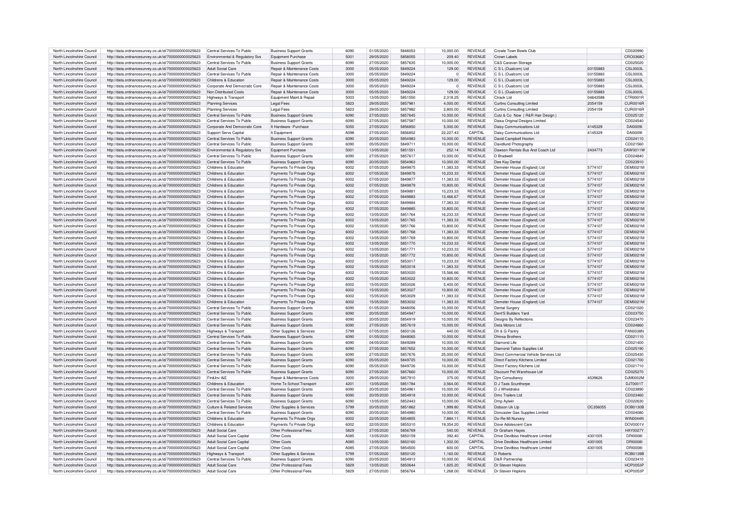| North Lincolnshire Council | http://data.ordnancesurvey.co.uk/id/7000000000025623 | Central Services To Public | Business Support Grants | 6090 | 01/05/2020 | 5848053 | 10,000.00 | REVENUE | Crowle Town Bowls Club | | CD020990 |
|---|---|---|---|---|---|---|---|---|---|---|---|
| North Lincolnshire Council | http://data.ordnancesurvey.co.uk/id/7000000000025623 | Environmental & Regulatory Svs | Equipment Purchase | 5001 | 29/05/2020 | 5858055 | 209.40 | REVENUE | Crown Labels | | CRO0368O |
| North Lincolnshire Council | http://data.ordnancesurvey.co.uk/id/7000000000025623 | Central Services To Public | Business Support Grants | 6090 | 27/05/2020 | 5857635 | 10,000.00 | REVENUE | C&S Caravan Storage | | CD025020 |
| North Lincolnshire Council | http://data.ordnancesurvey.co.uk/id/7000000000025623 | Adult Social Care | Repair & Maintenance Costs | 3000 | 05/05/2020 | 5849224 | 129.00 | REVENUE | C S L (Dualcom) Ltd | 03155883 | CSL0003L |
| North Lincolnshire Council | http://data.ordnancesurvey.co.uk/id/7000000000025623 | Central Services To Public | Repair & Maintenance Costs | 3000 | 05/05/2020 | 5849224 | 0 | REVENUE | C S L (Dualcom) Ltd | 03155883 | CSL0003L |
| North Lincolnshire Council | http://data.ordnancesurvey.co.uk/id/7000000000025623 | Childrens & Education | Repair & Maintenance Costs | 3000 | 05/05/2020 | 5849224 | 129.00 | REVENUE | C S L (Dualcom) Ltd | 03155883 | CSL0003L |
| North Lincolnshire Council | http://data.ordnancesurvey.co.uk/id/7000000000025623 | Corporate And Democratic Core | Repair & Maintenance Costs | 3000 | 05/05/2020 | 5849224 | 0 | REVENUE | C S L (Dualcom) Ltd | 03155883 | CSL0003L |
| North Lincolnshire Council | http://data.ordnancesurvey.co.uk/id/7000000000025623 | Non Distributed Costs | Repair & Maintenance Costs | 3000 | 05/05/2020 | 5849224 | 129.00 | REVENUE | C S L (Dualcom) Ltd | 03155883 | CSL0003L |
| North Lincolnshire Council | http://data.ordnancesurvey.co.uk/id/7000000000025623 | Highways & Transport | Equipment Maint.& Repair | 5003 | 13/05/2020 | 5851550 | 2,318.25 | REVENUE | Ctrack Ltd | 04643588 | CTR0001R |
| North Lincolnshire Council | http://data.ordnancesurvey.co.uk/id/7000000000025623 | Planning Services | Legal Fees | 5823 | 29/05/2020 | 5857981 | 4,000.00 | REVENUE | Curtins Consulting Limited | 2054159 | CUR0016R |
| North Lincolnshire Council | http://data.ordnancesurvey.co.uk/id/7000000000025623 | Planning Services | Legal Fees | 5823 | 29/05/2020 | 5857982 | 2,800.00 | REVENUE | Curtins Consulting Limited | 2054159 | CUR0016R |
| North Lincolnshire Council | http://data.ordnancesurvey.co.uk/id/7000000000025623 | Central Services To Public | Business Support Grants | 6090 | 27/05/2020 | 5857645 | 10,000.00 | REVENUE | Cutz & Co Now ( R&R Hair Design ) | | CD025120 |
| North Lincolnshire Council | http://data.ordnancesurvey.co.uk/id/7000000000025623 | Central Services To Public | Business Support Grants | 6090 | 27/05/2020 | 5857587 | 10,000.00 | REVENUE | Daisa Original Designs Limited | | CD024540 |
| North Lincolnshire Council | http://data.ordnancesurvey.co.uk/id/7000000000025623 | Corporate And Democratic Core | It Hardware -Purchase | 5050 | 27/05/2020 | 5856850 | 5,000.00 | REVENUE | Daisy Communications Ltd | 4145329 | DAI0009I |
| North Lincolnshire Council | http://data.ordnancesurvey.co.uk/id/7000000000025623 | Support Servs Capital | It Equipment | A098 | 27/05/2020 | 5856852 | 22,227.43 | CAPITAL | Daisy Communications Ltd | 4145329 | DAI0009I |
| North Lincolnshire Council | http://data.ordnancesurvey.co.uk/id/7000000000025623 | Central Services To Public | Business Support Grants | 6090 | 20/05/2020 | 5854983 | 10,000.00 | REVENUE | David Campbell Hooton | | CD024110 |
| North Lincolnshire Council | http://data.ordnancesurvey.co.uk/id/7000000000025623 | Central Services To Public | Business Support Grants | 6090 | 05/05/2020 | 5849711 | 10,000.00 | REVENUE | Davidlund Photography | | CD021560 |
| North Lincolnshire Council | http://data.ordnancesurvey.co.uk/id/7000000000025623 | Environmental & Regulatory Svs | Equipment Purchase | 5001 | 13/05/2020 | 5851551 | 252.14 | REVENUE | Dawson Rentals Bus And Coach Ltd | 2434773 | DAW0011W |
| North Lincolnshire Council | http://data.ordnancesurvey.co.uk/id/7000000000025623 | Central Services To Public | Business Support Grants | 6090 | 27/05/2020 | 5857617 | 10,000.00 | REVENUE | D Bradwell | | CD024840 |
| North Lincolnshire Council | http://data.ordnancesurvey.co.uk/id/7000000000025623 | Central Services To Public | Business Support Grants | 6090 | 20/05/2020 | 5854963 | 10,000.00 | REVENUE | Dee Kay Dental | | CD023910 |
| North Lincolnshire Council | http://data.ordnancesurvey.co.uk/id/7000000000025623 | Childrens & Education | Payments To Private Orgs | 6002 | 07/05/2020 | 5849875 | 11,383.33 | REVENUE | Demeter House (England) Ltd | 5774107 | DEM0021M |
| North Lincolnshire Council | http://data.ordnancesurvey.co.uk/id/7000000000025623 | Childrens & Education | Payments To Private Orgs | 6002 | 07/05/2020 | 5849876 | 10,233.33 | REVENUE | Demeter House (England) Ltd | 5774107 | DEM0021M |
| North Lincolnshire Council | http://data.ordnancesurvey.co.uk/id/7000000000025623 | Childrens & Education | Payments To Private Orgs | 6002 | 07/05/2020 | 5849877 | 11,383.33 | REVENUE | Demeter House (England) Ltd | 5774107 | DEM0021M |
| North Lincolnshire Council | http://data.ordnancesurvey.co.uk/id/7000000000025623 | Childrens & Education | Payments To Private Orgs | 6002 | 07/05/2020 | 5849879 | 10,800.00 | REVENUE | Demeter House (England) Ltd | 5774107 | DEM0021M |
| North Lincolnshire Council | http://data.ordnancesurvey.co.uk/id/7000000000025623 | Childrens & Education | Payments To Private Orgs | 6002 | 07/05/2020 | 5849881 | 10,233.33 | REVENUE | Demeter House (England) Ltd | 5774107 | DEM0021M |
| North Lincolnshire Council | http://data.ordnancesurvey.co.uk/id/7000000000025623 | Childrens & Education | Payments To Private Orgs | 6002 | 07/05/2020 | 5849883 | 13,466.67 | REVENUE | Demeter House (England) Ltd | 5774107 | DEM0021M |
| North Lincolnshire Council | http://data.ordnancesurvey.co.uk/id/7000000000025623 | Childrens & Education | Payments To Private Orgs | 6002 | 07/05/2020 | 5849884 | 17,383.33 | REVENUE | Demeter House (England) Ltd | 5774107 | DEM0021M |
| North Lincolnshire Council | http://data.ordnancesurvey.co.uk/id/7000000000025623 | Childrens & Education | Payments To Private Orgs | 6002 | 07/05/2020 | 5849885 | 10,800.00 | REVENUE | Demeter House (England) Ltd | 5774107 | DEM0021M |
| North Lincolnshire Council | http://data.ordnancesurvey.co.uk/id/7000000000025623 | Childrens & Education | Payments To Private Orgs | 6002 | 13/05/2020 | 5851764 | 16,233.33 | REVENUE | Demeter House (England) Ltd | 5774107 | DEM0021M |
| North Lincolnshire Council | http://data.ordnancesurvey.co.uk/id/7000000000025623 | Childrens & Education | Payments To Private Orgs | 6002 | 13/05/2020 | 5851765 | 11,383.33 | REVENUE | Demeter House (England) Ltd | 5774107 | DEM0021M |
| North Lincolnshire Council | http://data.ordnancesurvey.co.uk/id/7000000000025623 | Childrens & Education | Payments To Private Orgs | 6002 | 13/05/2020 | 5851766 | 10,800.00 | REVENUE | Demeter House (England) Ltd | 5774107 | DEM0021M |
| North Lincolnshire Council | http://data.ordnancesurvey.co.uk/id/7000000000025623 | Childrens & Education | Payments To Private Orgs | 6002 | 13/05/2020 | 5851768 | 11,383.33 | REVENUE | Demeter House (England) Ltd | 5774107 | DEM0021M |
| North Lincolnshire Council | http://data.ordnancesurvey.co.uk/id/7000000000025623 | Childrens & Education | Payments To Private Orgs | 6002 | 13/05/2020 | 5851769 | 10,800.00 | REVENUE | Demeter House (England) Ltd | 5774107 | DEM0021M |
| North Lincolnshire Council | http://data.ordnancesurvey.co.uk/id/7000000000025623 | Childrens & Education | Payments To Private Orgs | 6002 | 13/05/2020 | 5851770 | 10,233.33 | REVENUE | Demeter House (England) Ltd | 5774107 | DEM0021M |
| North Lincolnshire Council | http://data.ordnancesurvey.co.uk/id/7000000000025623 | Childrens & Education | Payments To Private Orgs | 6002 | 13/05/2020 | 5851771 | 10,233.33 | REVENUE | Demeter House (England) Ltd | 5774107 | DEM0021M |
| North Lincolnshire Council | http://data.ordnancesurvey.co.uk/id/7000000000025623 | Childrens & Education | Payments To Private Orgs | 6002 | 13/05/2020 | 5851772 | 10,800.00 | REVENUE | Demeter House (England) Ltd | 5774107 | DEM0021M |
| North Lincolnshire Council | http://data.ordnancesurvey.co.uk/id/7000000000025623 | Childrens & Education | Payments To Private Orgs | 6002 | 15/05/2020 | 5853017 | 10,233.33 | REVENUE | Demeter House (England) Ltd | 5774107 | DEM0021M |
| North Lincolnshire Council | http://data.ordnancesurvey.co.uk/id/7000000000025623 | Childrens & Education | Payments To Private Orgs | 6002 | 15/05/2020 | 5853018 | 11,383.33 | REVENUE | Demeter House (England) Ltd | 5774107 | DEM0021M |
| North Lincolnshire Council | http://data.ordnancesurvey.co.uk/id/7000000000025623 | Childrens & Education | Payments To Private Orgs | 6002 | 15/05/2020 | 5853020 | 15,566.66 | REVENUE | Demeter House (England) Ltd | 5774107 | DEM0021M |
| North Lincolnshire Council | http://data.ordnancesurvey.co.uk/id/7000000000025623 | Childrens & Education | Payments To Private Orgs | 6002 | 15/05/2020 | 5853022 | 10,800.00 | REVENUE | Demeter House (England) Ltd | 5774107 | DEM0021M |
| North Lincolnshire Council | http://data.ordnancesurvey.co.uk/id/7000000000025623 | Childrens & Education | Payments To Private Orgs | 6002 | 15/05/2020 | 5853026 | 5,400.00 | REVENUE | Demeter House (England) Ltd | 5774107 | DEM0021M |
| North Lincolnshire Council | http://data.ordnancesurvey.co.uk/id/7000000000025623 | Childrens & Education | Payments To Private Orgs | 6002 | 15/05/2020 | 5853027 | 10,800.00 | REVENUE | Demeter House (England) Ltd | 5774107 | DEM0021M |
| North Lincolnshire Council | http://data.ordnancesurvey.co.uk/id/7000000000025623 | Childrens & Education | Payments To Private Orgs | 6002 | 15/05/2020 | 5853029 | 11,383.33 | REVENUE | Demeter House (England) Ltd | 5774107 | DEM0021M |
| North Lincolnshire Council | http://data.ordnancesurvey.co.uk/id/7000000000025623 | Childrens & Education | Payments To Private Orgs | 6002 | 15/05/2020 | 5853032 | 11,383.33 | REVENUE | Demeter House (England) Ltd | 5774107 | DEM0021M |
| North Lincolnshire Council | http://data.ordnancesurvey.co.uk/id/7000000000025623 | Central Services To Public | Business Support Grants | 6090 | 01/05/2020 | 5848056 | 10,000.00 | REVENUE | Dental Surgery | | CD021020 |
| North Lincolnshire Council | http://data.ordnancesurvey.co.uk/id/7000000000025623 | Central Services To Public | Business Support Grants | 6090 | 20/05/2020 | 5854947 | 10,000.00 | REVENUE | Dent'S Builders Yard | | CD023750 |
| North Lincolnshire Council | http://data.ordnancesurvey.co.uk/id/7000000000025623 | Central Services To Public | Business Support Grants | 6090 | 20/05/2020 | 5854919 | 10,000.00 | REVENUE | Designs By Reflections | | CD023470 |
| North Lincolnshire Council | http://data.ordnancesurvey.co.uk/id/7000000000025623 | Central Services To Public | Business Support Grants | 6090 | 27/05/2020 | 5857619 | 10,000.00 | REVENUE | Deta Motors Ltd | | CD024860 |
| North Lincolnshire Council | http://data.ordnancesurvey.co.uk/id/7000000000025623 | Highways & Transport | Other Supplies & Services | 5799 | 07/05/2020 | 5850126 | 440.00 | REVENUE | Dh & G Pantry | | PAN0038N |
| North Lincolnshire Council | http://data.ordnancesurvey.co.uk/id/7000000000025623 | Central Services To Public | Business Support Grants | 6090 | 01/05/2020 | 5848065 | 10,000.00 | REVENUE | Dhinsa Brothers | | CD021110 |
| North Lincolnshire Council | http://data.ordnancesurvey.co.uk/id/7000000000025623 | Central Services To Public | Business Support Grants | 6090 | 04/05/2020 | 5849289 | 10,000.00 | REVENUE | Diamond Life | | CD021400 |
| North Lincolnshire Council | http://data.ordnancesurvey.co.uk/id/7000000000025623 | Central Services To Public | Business Support Grants | 6090 | 27/05/2020 | 5857652 | 10,000.00 | REVENUE | Diamond Tattoo Supplies Ltd | | CD025190 |
| North Lincolnshire Council | http://data.ordnancesurvey.co.uk/id/7000000000025623 | Central Services To Public | Business Support Grants | 6090 | 27/05/2020 | 5857676 | 25,000.00 | REVENUE | Direct Commercial Vehicle Services Ltd | | CD025430 |
| North Lincolnshire Council | http://data.ordnancesurvey.co.uk/id/7000000000025623 | Central Services To Public | Business Support Grants | 6090 | 05/05/2020 | 5849725 | 10,000.00 | REVENUE | Direct Factory Kitchens Limited | | CD021700 |
| North Lincolnshire Council | http://data.ordnancesurvey.co.uk/id/7000000000025623 | Central Services To Public | Business Support Grants | 6090 | 05/05/2020 | 5849726 | 10,000.00 | REVENUE | Direct Factory Kitchens Ltd | | CD021710 |
| North Lincolnshire Council | http://data.ordnancesurvey.co.uk/id/7000000000025623 | Central Services To Public | Business Support Grants | 6090 | 27/05/2020 | 5857660 | 10,000.00 | REVENUE | Discount Pet Warehouse Ltd | | CD025270 |
| North Lincolnshire Council | http://data.ordnancesurvey.co.uk/id/7000000000025623 | Fin&Inv I&E | Repair & Maintenance Costs | 3000 | 29/05/2020 | 5857910 | 375.00 | REVENUE | Djm Consultancy | 4539626 | DJM0002M |
| North Lincolnshire Council | http://data.ordnancesurvey.co.uk/id/7000000000025623 | Childrens & Education | Home To School Transport | 4201 | 13/05/2020 | 5851784 | 3,564.00 | REVENUE | D J Taxis Scunthorpe | | DJT0001T |
| North Lincolnshire Council | http://data.ordnancesurvey.co.uk/id/7000000000025623 | Central Services To Public | Business Support Grants | 6090 | 20/05/2020 | 5854961 | 10,000.00 | REVENUE | D J Wheldrake | | CD023890 |
| North Lincolnshire Council | http://data.ordnancesurvey.co.uk/id/7000000000025623 | Central Services To Public | Business Support Grants | 6090 | 20/05/2020 | 5854918 | 10,000.00 | REVENUE | Dmc Trailers Ltd | | CD023460 |
| North Lincolnshire Council | http://data.ordnancesurvey.co.uk/id/7000000000025623 | Central Services To Public | Business Support Grants | 6090 | 13/05/2020 | 5852443 | 10,000.00 | REVENUE | Dmp Aylwin | | CD022630 |
| North Lincolnshire Council | http://data.ordnancesurvey.co.uk/id/7000000000025623 | Culture & Related Services | Other Supplies & Services | 5799 | 20/05/2020 | 5851862 | 1,999.80 | REVENUE | Dobson Uk Llp | OC356055 | DOB0130B |
| North Lincolnshire Council | http://data.ordnancesurvey.co.uk/id/7000000000025623 | Central Services To Public | Business Support Grants | 6090 | 20/05/2020 | 5854980 | 10,000.00 | REVENUE | Doncaster Gas Supplies Limited | | CD024080 |
| North Lincolnshire Council | http://data.ordnancesurvey.co.uk/id/7000000000025623 | Childrens & Education | Payments To Private Orgs | 6002 | 22/05/2020 | 5854855 | 7,884.11 | REVENUE | Do-Re-Mi Nursery | | WIN0044N |
| North Lincolnshire Council | http://data.ordnancesurvey.co.uk/id/7000000000025623 | Childrens & Education | Payments To Private Orgs | 6002 | 22/05/2020 | 5855310 | 19,354.20 | REVENUE | Dove Adolescent Care | | DOV0001V |
| North Lincolnshire Council | http://data.ordnancesurvey.co.uk/id/7000000000025623 | Adult Social Care | Other Professional Fees | 5829 | 27/05/2020 | 5856769 | 540.00 | REVENUE | Dr Graham Hayes | | HAY0027Y |
| North Lincolnshire Council | http://data.ordnancesurvey.co.uk/id/7000000000025623 | Adult Social Care Capital | Other Costs | A085 | 13/05/2020 | 5850159 | 392.40 | CAPITAL | Drive Devilbiss Healthcare Limited | 4301005 | DRI0008I |
| North Lincolnshire Council | http://data.ordnancesurvey.co.uk/id/7000000000025623 | Adult Social Care Capital | Other Costs | A085 | 13/05/2020 | 5850160 | 1,302.00 | CAPITAL | Drive Devilbiss Healthcare Limited | 4301005 | DRI0008I |
| North Lincolnshire Council | http://data.ordnancesurvey.co.uk/id/7000000000025623 | Adult Social Care Capital | Other Costs | A085 | 27/05/2020 | 5854500 | 600.00 | CAPITAL | Drive Devilbiss Healthcare Limited | 4301005 | DRI0008I |
| North Lincolnshire Council | http://data.ordnancesurvey.co.uk/id/7000000000025623 | Highways & Transport | Other Supplies & Services | 5799 | 07/05/2020 | 5850120 | 1,160.00 | REVENUE | D Roberts | | ROB0139B |
| North Lincolnshire Council | http://data.ordnancesurvey.co.uk/id/7000000000025623 | Central Services To Public | Business Support Grants | 6090 | 20/05/2020 | 5854913 | 10,000.00 | REVENUE | D&R Partnership | | CD023410 |
| North Lincolnshire Council | http://data.ordnancesurvey.co.uk/id/7000000000025623 | Adult Social Care | Other Professional Fees | 5829 | 13/05/2020 | 5850644 | 1,825.20 | REVENUE | Dr Steven Hopkins | | HOP0053P |
| North Lincolnshire Council | http://data.ordnancesurvey.co.uk/id/7000000000025623 | Adult Social Care | Other Professional Fees | 5829 | 27/05/2020 | 5856764 | 1,268.00 | REVENUE | Dr Steven Hopkins | | HOP0053P |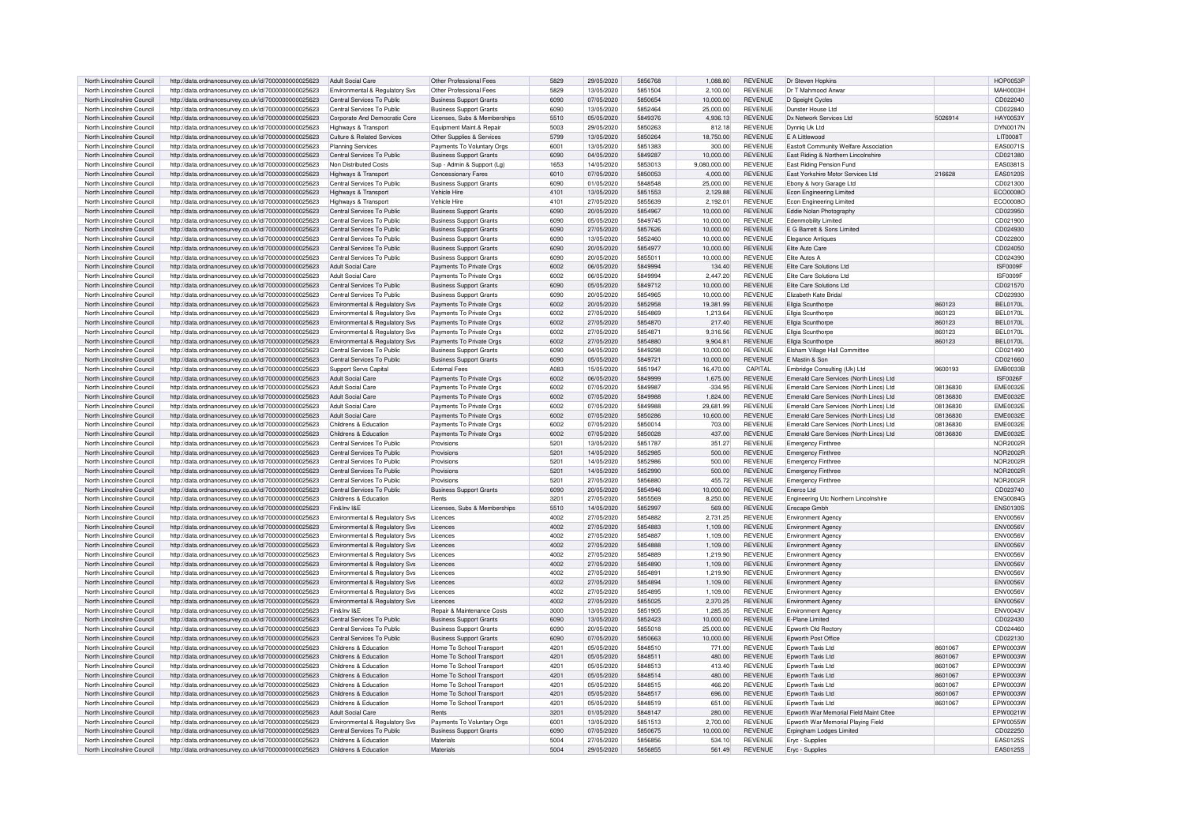| North Lincolnshire Council | http://data.ordnancesurvey.co.uk/id/7000000000025623 | Adult Social Care | Other Professional Fees | 5829 | 29/05/2020 | 5856768 | 1,088.80 | REVENUE | Dr Steven Hopkins | | HOP0053P |
|---|---|---|---|---|---|---|---|---|---|---|---|
| North Lincolnshire Council | http://data.ordnancesurvey.co.uk/id/7000000000025623 | Environmental & Regulatory Svs | Other Professional Fees | 5829 | 13/05/2020 | 5851504 | 2,100.00 | REVENUE | Dr T Mahmood Anwar | | MAH0003H |
| North Lincolnshire Council | http://data.ordnancesurvey.co.uk/id/7000000000025623 | Central Services To Public | Business Support Grants | 6090 | 07/05/2020 | 5850654 | 10,000.00 | REVENUE | D Speight Cycles | | CD022040 |
| North Lincolnshire Council | http://data.ordnancesurvey.co.uk/id/7000000000025623 | Central Services To Public | Business Support Grants | 6090 | 13/05/2020 | 5852464 | 25,000.00 | REVENUE | Dunster House Ltd | | CD022840 |
| North Lincolnshire Council | http://data.ordnancesurvey.co.uk/id/7000000000025623 | Corporate And Democratic Core | Licenses, Subs & Memberships | 5510 | 05/05/2020 | 5849376 | 4,936.13 | REVENUE | Dx Network Services Ltd | 5026914 | HAY0053Y |
| North Lincolnshire Council | http://data.ordnancesurvey.co.uk/id/7000000000025623 | Highways & Transport | Equipment Maint.& Repair | 5003 | 29/05/2020 | 5850263 | 812.18 | REVENUE | Dynniq Uk Ltd | | DYN0017N |
| North Lincolnshire Council | http://data.ordnancesurvey.co.uk/id/7000000000025623 | Culture & Related Services | Other Supplies & Services | 5799 | 13/05/2020 | 5850264 | 18,750.00 | REVENUE | E A Littlewood | | LIT0008T |
| North Lincolnshire Council | http://data.ordnancesurvey.co.uk/id/7000000000025623 | Planning Services | Payments To Voluntary Orgs | 6001 | 13/05/2020 | 5851383 | 300.00 | REVENUE | Eastoft Community Welfare Association | | EAS0071S |
| North Lincolnshire Council | http://data.ordnancesurvey.co.uk/id/7000000000025623 | Central Services To Public | Business Support Grants | 6090 | 04/05/2020 | 5849287 | 10,000.00 | REVENUE | East Riding & Northern Lincolnshire | | CD021380 |
| North Lincolnshire Council | http://data.ordnancesurvey.co.uk/id/7000000000025623 | Non Distributed Costs | Sup - Admin & Support (Lg) | 1653 | 14/05/2020 | 5853013 | 9,080,000.00 | REVENUE | East Riding Pension Fund | | EAS0381S |
| North Lincolnshire Council | http://data.ordnancesurvey.co.uk/id/7000000000025623 | Highways & Transport | Concessionary Fares | 6010 | 07/05/2020 | 5850053 | 4,000.00 | REVENUE | East Yorkshire Motor Services Ltd | 216628 | EAS0120S |
| North Lincolnshire Council | http://data.ordnancesurvey.co.uk/id/7000000000025623 | Central Services To Public | Business Support Grants | 6090 | 01/05/2020 | 5848548 | 25,000.00 | REVENUE | Ebony & Ivory Garage Ltd | | CD021300 |
| North Lincolnshire Council | http://data.ordnancesurvey.co.uk/id/7000000000025623 | Highways & Transport | Vehicle Hire | 4101 | 13/05/2020 | 5851553 | 2,129.88 | REVENUE | Econ Engineering Limited | | ECO0008O |
| North Lincolnshire Council | http://data.ordnancesurvey.co.uk/id/7000000000025623 | Highways & Transport | Vehicle Hire | 4101 | 27/05/2020 | 5855639 | 2,192.01 | REVENUE | Econ Engineering Limited | | ECO0008O |
| North Lincolnshire Council | http://data.ordnancesurvey.co.uk/id/7000000000025623 | Central Services To Public | Business Support Grants | 6090 | 20/05/2020 | 5854967 | 10,000.00 | REVENUE | Eddie Nolan Photography | | CD023950 |
| North Lincolnshire Council | http://data.ordnancesurvey.co.uk/id/7000000000025623 | Central Services To Public | Business Support Grants | 6090 | 05/05/2020 | 5849745 | 10,000.00 | REVENUE | Edenmobility Limited | | CD021900 |
| North Lincolnshire Council | http://data.ordnancesurvey.co.uk/id/7000000000025623 | Central Services To Public | Business Support Grants | 6090 | 27/05/2020 | 5857626 | 10,000.00 | REVENUE | E G Barrett & Sons Limited | | CD024930 |
| North Lincolnshire Council | http://data.ordnancesurvey.co.uk/id/7000000000025623 | Central Services To Public | Business Support Grants | 6090 | 13/05/2020 | 5852460 | 10,000.00 | REVENUE | Elegance Antiques | | CD022800 |
| North Lincolnshire Council | http://data.ordnancesurvey.co.uk/id/7000000000025623 | Central Services To Public | Business Support Grants | 6090 | 20/05/2020 | 5854977 | 10,000.00 | REVENUE | Elite Auto Care | | CD024050 |
| North Lincolnshire Council | http://data.ordnancesurvey.co.uk/id/7000000000025623 | Central Services To Public | Business Support Grants | 6090 | 20/05/2020 | 5855011 | 10,000.00 | REVENUE | Elite Autos A | | CD024390 |
| North Lincolnshire Council | http://data.ordnancesurvey.co.uk/id/7000000000025623 | Adult Social Care | Payments To Private Orgs | 6002 | 06/05/2020 | 5849994 | 134.40 | REVENUE | Elite Care Solutions Ltd | | ISF0009F |
| North Lincolnshire Council | http://data.ordnancesurvey.co.uk/id/7000000000025623 | Adult Social Care | Payments To Private Orgs | 6002 | 06/05/2020 | 5849994 | 2,447.20 | REVENUE | Elite Care Solutions Ltd | | ISF0009F |
| North Lincolnshire Council | http://data.ordnancesurvey.co.uk/id/7000000000025623 | Central Services To Public | Business Support Grants | 6090 | 05/05/2020 | 5849712 | 10,000.00 | REVENUE | Elite Care Solutions Ltd | | CD021570 |
| North Lincolnshire Council | http://data.ordnancesurvey.co.uk/id/7000000000025623 | Central Services To Public | Business Support Grants | 6090 | 20/05/2020 | 5854965 | 10,000.00 | REVENUE | Elizabeth Kate Bridal | | CD023930 |
| North Lincolnshire Council | http://data.ordnancesurvey.co.uk/id/7000000000025623 | Environmental & Regulatory Svs | Payments To Private Orgs | 6002 | 20/05/2020 | 5852958 | 19,381.99 | REVENUE | Ellgia Scunthorpe | 860123 | BEL0170L |
| North Lincolnshire Council | http://data.ordnancesurvey.co.uk/id/7000000000025623 | Environmental & Regulatory Svs | Payments To Private Orgs | 6002 | 27/05/2020 | 5854869 | 1,213.64 | REVENUE | Ellgia Scunthorpe | 860123 | BEL0170L |
| North Lincolnshire Council | http://data.ordnancesurvey.co.uk/id/7000000000025623 | Environmental & Regulatory Svs | Payments To Private Orgs | 6002 | 27/05/2020 | 5854870 | 217.40 | REVENUE | Ellgia Scunthorpe | 860123 | BEL0170L |
| North Lincolnshire Council | http://data.ordnancesurvey.co.uk/id/7000000000025623 | Environmental & Regulatory Svs | Payments To Private Orgs | 6002 | 27/05/2020 | 5854871 | 9,316.56 | REVENUE | Ellgia Scunthorpe | 860123 | BEL0170L |
| North Lincolnshire Council | http://data.ordnancesurvey.co.uk/id/7000000000025623 | Environmental & Regulatory Svs | Payments To Private Orgs | 6002 | 27/05/2020 | 5854880 | 9,904.81 | REVENUE | Ellgia Scunthorpe | 860123 | BEL0170L |
| North Lincolnshire Council | http://data.ordnancesurvey.co.uk/id/7000000000025623 | Central Services To Public | Business Support Grants | 6090 | 04/05/2020 | 5849298 | 10,000.00 | REVENUE | Elsham Village Hall Committee | | CD021490 |
| North Lincolnshire Council | http://data.ordnancesurvey.co.uk/id/7000000000025623 | Central Services To Public | Business Support Grants | 6090 | 05/05/2020 | 5849721 | 10,000.00 | REVENUE | E Mastin & Son | | CD021660 |
| North Lincolnshire Council | http://data.ordnancesurvey.co.uk/id/7000000000025623 | Support Servs Capital | External Fees | A083 | 15/05/2020 | 5851947 | 16,470.00 | CAPITAL | Embridge Consulting (Uk) Ltd | 9600193 | EMB0033B |
| North Lincolnshire Council | http://data.ordnancesurvey.co.uk/id/7000000000025623 | Adult Social Care | Payments To Private Orgs | 6002 | 06/05/2020 | 5849999 | 1,675.00 | REVENUE | Emerald Care Services (North Lincs) Ltd | | ISF0026F |
| North Lincolnshire Council | http://data.ordnancesurvey.co.uk/id/7000000000025623 | Adult Social Care | Payments To Private Orgs | 6002 | 07/05/2020 | 5849987 | -334.95 | REVENUE | Emerald Care Services (North Lincs) Ltd | 08136830 | EME0032E |
| North Lincolnshire Council | http://data.ordnancesurvey.co.uk/id/7000000000025623 | Adult Social Care | Payments To Private Orgs | 6002 | 07/05/2020 | 5849988 | 1,824.00 | REVENUE | Emerald Care Services (North Lincs) Ltd | 08136830 | EME0032E |
| North Lincolnshire Council | http://data.ordnancesurvey.co.uk/id/7000000000025623 | Adult Social Care | Payments To Private Orgs | 6002 | 07/05/2020 | 5849988 | 29,681.99 | REVENUE | Emerald Care Services (North Lincs) Ltd | 08136830 | EME0032E |
| North Lincolnshire Council | http://data.ordnancesurvey.co.uk/id/7000000000025623 | Adult Social Care | Payments To Private Orgs | 6002 | 07/05/2020 | 5850286 | 10,600.00 | REVENUE | Emerald Care Services (North Lincs) Ltd | 08136830 | EME0032E |
| North Lincolnshire Council | http://data.ordnancesurvey.co.uk/id/7000000000025623 | Childrens & Education | Payments To Private Orgs | 6002 | 07/05/2020 | 5850014 | 703.00 | REVENUE | Emerald Care Services (North Lincs) Ltd | 08136830 | EME0032E |
| North Lincolnshire Council | http://data.ordnancesurvey.co.uk/id/7000000000025623 | Childrens & Education | Payments To Private Orgs | 6002 | 07/05/2020 | 5850028 | 437.00 | REVENUE | Emerald Care Services (North Lincs) Ltd | 08136830 | EME0032E |
| North Lincolnshire Council | http://data.ordnancesurvey.co.uk/id/7000000000025623 | Central Services To Public | Provisions | 5201 | 13/05/2020 | 5851787 | 351.27 | REVENUE | Emergency Finthree | | NOR2002R |
| North Lincolnshire Council | http://data.ordnancesurvey.co.uk/id/7000000000025623 | Central Services To Public | Provisions | 5201 | 14/05/2020 | 5852985 | 500.00 | REVENUE | Emergency Finthree | | NOR2002R |
| North Lincolnshire Council | http://data.ordnancesurvey.co.uk/id/7000000000025623 | Central Services To Public | Provisions | 5201 | 14/05/2020 | 5852986 | 500.00 | REVENUE | Emergency Finthree | | NOR2002R |
| North Lincolnshire Council | http://data.ordnancesurvey.co.uk/id/7000000000025623 | Central Services To Public | Provisions | 5201 | 14/05/2020 | 5852990 | 500.00 | REVENUE | Emergency Finthree | | NOR2002R |
| North Lincolnshire Council | http://data.ordnancesurvey.co.uk/id/7000000000025623 | Central Services To Public | Provisions | 5201 | 27/05/2020 | 5856880 | 455.72 | REVENUE | Emergency Finthree | | NOR2002R |
| North Lincolnshire Council | http://data.ordnancesurvey.co.uk/id/7000000000025623 | Central Services To Public | Business Support Grants | 6090 | 20/05/2020 | 5854946 | 10,000.00 | REVENUE | Enerco Ltd | | CD023740 |
| North Lincolnshire Council | http://data.ordnancesurvey.co.uk/id/7000000000025623 | Childrens & Education | Rents | 3201 | 27/05/2020 | 5855569 | 8,250.00 | REVENUE | Engineering Utc Northern Lincolnshire | | ENG0084G |
| North Lincolnshire Council | http://data.ordnancesurvey.co.uk/id/7000000000025623 | Fin&Inv I&E | Licenses, Subs & Memberships | 5510 | 14/05/2020 | 5852997 | 569.00 | REVENUE | Enscape Gmbh | | ENS0130S |
| North Lincolnshire Council | http://data.ordnancesurvey.co.uk/id/7000000000025623 | Environmental & Regulatory Svs | Licences | 4002 | 27/05/2020 | 5854882 | 2,731.25 | REVENUE | Environment Agency | | ENV0056V |
| North Lincolnshire Council | http://data.ordnancesurvey.co.uk/id/7000000000025623 | Environmental & Regulatory Svs | Licences | 4002 | 27/05/2020 | 5854883 | 1,109.00 | REVENUE | Environment Agency | | ENV0056V |
| North Lincolnshire Council | http://data.ordnancesurvey.co.uk/id/7000000000025623 | Environmental & Regulatory Svs | Licences | 4002 | 27/05/2020 | 5854887 | 1,109.00 | REVENUE | Environment Agency | | ENV0056V |
| North Lincolnshire Council | http://data.ordnancesurvey.co.uk/id/7000000000025623 | Environmental & Regulatory Svs | Licences | 4002 | 27/05/2020 | 5854888 | 1,109.00 | REVENUE | Environment Agency | | ENV0056V |
| North Lincolnshire Council | http://data.ordnancesurvey.co.uk/id/7000000000025623 | Environmental & Regulatory Svs | Licences | 4002 | 27/05/2020 | 5854889 | 1,219.90 | REVENUE | Environment Agency | | ENV0056V |
| North Lincolnshire Council | http://data.ordnancesurvey.co.uk/id/7000000000025623 | Environmental & Regulatory Svs | Licences | 4002 | 27/05/2020 | 5854890 | 1,109.00 | REVENUE | Environment Agency | | ENV0056V |
| North Lincolnshire Council | http://data.ordnancesurvey.co.uk/id/7000000000025623 | Environmental & Regulatory Svs | Licences | 4002 | 27/05/2020 | 5854891 | 1,219.90 | REVENUE | Environment Agency | | ENV0056V |
| North Lincolnshire Council | http://data.ordnancesurvey.co.uk/id/7000000000025623 | Environmental & Regulatory Svs | Licences | 4002 | 27/05/2020 | 5854894 | 1,109.00 | REVENUE | Environment Agency | | ENV0056V |
| North Lincolnshire Council | http://data.ordnancesurvey.co.uk/id/7000000000025623 | Environmental & Regulatory Svs | Licences | 4002 | 27/05/2020 | 5854895 | 1,109.00 | REVENUE | Environment Agency | | ENV0056V |
| North Lincolnshire Council | http://data.ordnancesurvey.co.uk/id/7000000000025623 | Environmental & Regulatory Svs | Licences | 4002 | 27/05/2020 | 5855025 | 2,370.25 | REVENUE | Environment Agency | | ENV0056V |
| North Lincolnshire Council | http://data.ordnancesurvey.co.uk/id/7000000000025623 | Fin&Inv I&E | Repair & Maintenance Costs | 3000 | 13/05/2020 | 5851905 | 1,285.35 | REVENUE | Environment Agency | | ENV0043V |
| North Lincolnshire Council | http://data.ordnancesurvey.co.uk/id/7000000000025623 | Central Services To Public | Business Support Grants | 6090 | 13/05/2020 | 5852423 | 10,000.00 | REVENUE | E-Plane Limited | | CD022430 |
| North Lincolnshire Council | http://data.ordnancesurvey.co.uk/id/7000000000025623 | Central Services To Public | Business Support Grants | 6090 | 20/05/2020 | 5855018 | 25,000.00 | REVENUE | Epworth Old Rectory | | CD024460 |
| North Lincolnshire Council | http://data.ordnancesurvey.co.uk/id/7000000000025623 | Central Services To Public | Business Support Grants | 6090 | 07/05/2020 | 5850663 | 10,000.00 | REVENUE | Epworth Post Office | | CD022130 |
| North Lincolnshire Council | http://data.ordnancesurvey.co.uk/id/7000000000025623 | Childrens & Education | Home To School Transport | 4201 | 05/05/2020 | 5848510 | 771.00 | REVENUE | Epworth Taxis Ltd | 8601067 | EPW0003W |
| North Lincolnshire Council | http://data.ordnancesurvey.co.uk/id/7000000000025623 | Childrens & Education | Home To School Transport | 4201 | 05/05/2020 | 5848511 | 480.00 | REVENUE | Epworth Taxis Ltd | 8601067 | EPW0003W |
| North Lincolnshire Council | http://data.ordnancesurvey.co.uk/id/7000000000025623 | Childrens & Education | Home To School Transport | 4201 | 05/05/2020 | 5848513 | 413.40 | REVENUE | Epworth Taxis Ltd | 8601067 | EPW0003W |
| North Lincolnshire Council | http://data.ordnancesurvey.co.uk/id/7000000000025623 | Childrens & Education | Home To School Transport | 4201 | 05/05/2020 | 5848514 | 480.00 | REVENUE | Epworth Taxis Ltd | 8601067 | EPW0003W |
| North Lincolnshire Council | http://data.ordnancesurvey.co.uk/id/7000000000025623 | Childrens & Education | Home To School Transport | 4201 | 05/05/2020 | 5848515 | 466.20 | REVENUE | Epworth Taxis Ltd | 8601067 | EPW0003W |
| North Lincolnshire Council | http://data.ordnancesurvey.co.uk/id/7000000000025623 | Childrens & Education | Home To School Transport | 4201 | 05/05/2020 | 5848517 | 696.00 | REVENUE | Epworth Taxis Ltd | 8601067 | EPW0003W |
| North Lincolnshire Council | http://data.ordnancesurvey.co.uk/id/7000000000025623 | Childrens & Education | Home To School Transport | 4201 | 05/05/2020 | 5848519 | 651.00 | REVENUE | Epworth Taxis Ltd | 8601067 | EPW0003W |
| North Lincolnshire Council | http://data.ordnancesurvey.co.uk/id/7000000000025623 | Adult Social Care | Rents | 3201 | 01/05/2020 | 5848147 | 280.00 | REVENUE | Epworth War Memorial Field Maint Cttee | | EPW0021W |
| North Lincolnshire Council | http://data.ordnancesurvey.co.uk/id/7000000000025623 | Environmental & Regulatory Svs | Payments To Voluntary Orgs | 6001 | 13/05/2020 | 5851513 | 2,700.00 | REVENUE | Epworth War Memorial Playing Field | | EPW0055W |
| North Lincolnshire Council | http://data.ordnancesurvey.co.uk/id/7000000000025623 | Central Services To Public | Business Support Grants | 6090 | 07/05/2020 | 5850675 | 10,000.00 | REVENUE | Erpingham Lodges Limited | | CD022250 |
| North Lincolnshire Council | http://data.ordnancesurvey.co.uk/id/7000000000025623 | Childrens & Education | Materials | 5004 | 27/05/2020 | 5856856 | 534.10 | REVENUE | Eryc - Supplies | | EAS0125S |
| North Lincolnshire Council | http://data.ordnancesurvey.co.uk/id/7000000000025623 | Childrens & Education | Materials | 5004 | 29/05/2020 | 5856855 | 561.49 | REVENUE | Eryc - Supplies | | EAS0125S |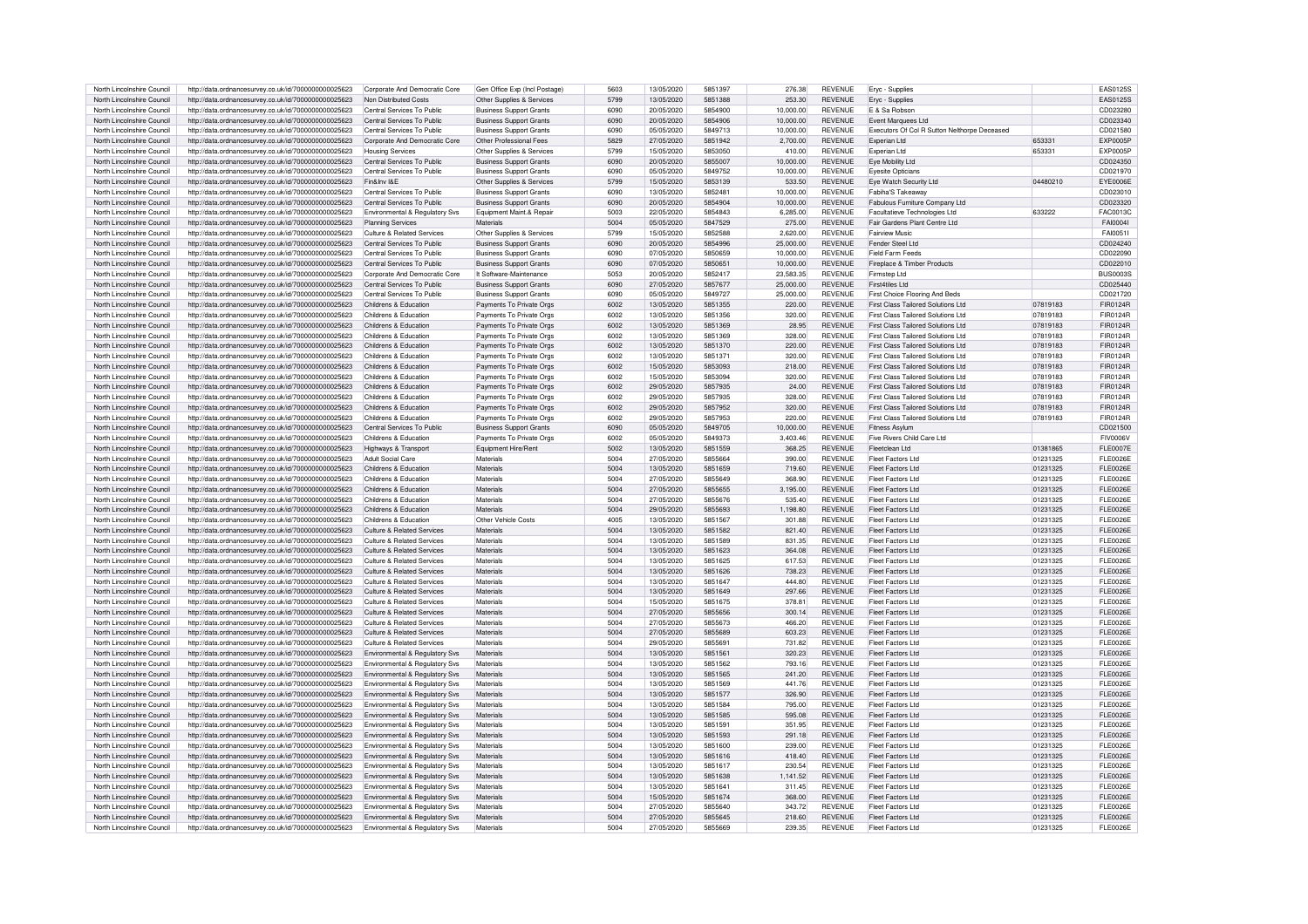| North Lincolnshire Council | http://data.ordnancesurvey.co.uk/id/7000000000025623 | Corporate And Democratic Core | Gen Office Exp (Incl Postage) | 5603 | 13/05/2020 | 5851397 | 276.38 | REVENUE | Eryc - Supplies | | EAS0125S |
|---|---|---|---|---|---|---|---|---|---|---|---|
| North Lincolnshire Council | http://data.ordnancesurvey.co.uk/id/7000000000025623 | Non Distributed Costs | Other Supplies & Services | 5799 | 13/05/2020 | 5851388 | 253.30 | REVENUE | Eryc - Supplies | | EAS0125S |
| North Lincolnshire Council | http://data.ordnancesurvey.co.uk/id/7000000000025623 | Central Services To Public | Business Support Grants | 6090 | 20/05/2020 | 5854900 | 10,000.00 | REVENUE | E & Sa Robson | | CD023280 |
| North Lincolnshire Council | http://data.ordnancesurvey.co.uk/id/7000000000025623 | Central Services To Public | Business Support Grants | 6090 | 20/05/2020 | 5854906 | 10,000.00 | REVENUE | Event Marquees Ltd | | CD023340 |
| North Lincolnshire Council | http://data.ordnancesurvey.co.uk/id/7000000000025623 | Central Services To Public | Business Support Grants | 6090 | 05/05/2020 | 5849713 | 10,000.00 | REVENUE | Executors Of Col R Sutton Nelthorpe Deceased | | CD021580 |
| North Lincolnshire Council | http://data.ordnancesurvey.co.uk/id/7000000000025623 | Corporate And Democratic Core | Other Professional Fees | 5829 | 27/05/2020 | 5851942 | 2,700.00 | REVENUE | Experian Ltd | 653331 | EXP0005P |
| North Lincolnshire Council | http://data.ordnancesurvey.co.uk/id/7000000000025623 | Housing Services | Other Supplies & Services | 5799 | 15/05/2020 | 5853050 | 410.00 | REVENUE | Experian Ltd | 653331 | EXP0005P |
| North Lincolnshire Council | http://data.ordnancesurvey.co.uk/id/7000000000025623 | Central Services To Public | Business Support Grants | 6090 | 20/05/2020 | 5855007 | 10,000.00 | REVENUE | Eye Mobility Ltd | | CD024350 |
| North Lincolnshire Council | http://data.ordnancesurvey.co.uk/id/7000000000025623 | Central Services To Public | Business Support Grants | 6090 | 05/05/2020 | 5849752 | 10,000.00 | REVENUE | Eyesite Opticians | | CD021970 |
| North Lincolnshire Council | http://data.ordnancesurvey.co.uk/id/7000000000025623 | Fin&Inv I&E | Other Supplies & Services | 5799 | 15/05/2020 | 5853139 | 533.50 | REVENUE | Eye Watch Security Ltd | 04480210 | EYE0006E |
| North Lincolnshire Council | http://data.ordnancesurvey.co.uk/id/7000000000025623 | Central Services To Public | Business Support Grants | 6090 | 13/05/2020 | 5852481 | 10,000.00 | REVENUE | Fabiha'S Takeaway | | CD023010 |
| North Lincolnshire Council | http://data.ordnancesurvey.co.uk/id/7000000000025623 | Central Services To Public | Business Support Grants | 6090 | 20/05/2020 | 5854904 | 10,000.00 | REVENUE | Fabulous Furniture Company Ltd | | CD023320 |
| North Lincolnshire Council | http://data.ordnancesurvey.co.uk/id/7000000000025623 | Environmental & Regulatory Svs | Equipment Maint.& Repair | 5003 | 22/05/2020 | 5854843 | 6,285.00 | REVENUE | Facultatieve Technologies Ltd | 633222 | FAC0013C |
| North Lincolnshire Council | http://data.ordnancesurvey.co.uk/id/7000000000025623 | Planning Services | Materials | 5004 | 05/05/2020 | 5847529 | 275.00 | REVENUE | Fair Gardens Plant Centre Ltd | | FAI0004I |
| North Lincolnshire Council | http://data.ordnancesurvey.co.uk/id/7000000000025623 | Culture & Related Services | Other Supplies & Services | 5799 | 15/05/2020 | 5852588 | 2,620.00 | REVENUE | Fairview Music | | FAI0051I |
| North Lincolnshire Council | http://data.ordnancesurvey.co.uk/id/7000000000025623 | Central Services To Public | Business Support Grants | 6090 | 20/05/2020 | 5854996 | 25,000.00 | REVENUE | Fender Steel Ltd | | CD024240 |
| North Lincolnshire Council | http://data.ordnancesurvey.co.uk/id/7000000000025623 | Central Services To Public | Business Support Grants | 6090 | 07/05/2020 | 5850659 | 10,000.00 | REVENUE | Field Farm Feeds | | CD022090 |
| North Lincolnshire Council | http://data.ordnancesurvey.co.uk/id/7000000000025623 | Central Services To Public | Business Support Grants | 6090 | 07/05/2020 | 5850651 | 10,000.00 | REVENUE | Fireplace & Timber Products | | CD022010 |
| North Lincolnshire Council | http://data.ordnancesurvey.co.uk/id/7000000000025623 | Corporate And Democratic Core | It Software-Maintenance | 5053 | 20/05/2020 | 5852417 | 23,583.35 | REVENUE | Firmstep Ltd | | BUS0003S |
| North Lincolnshire Council | http://data.ordnancesurvey.co.uk/id/7000000000025623 | Central Services To Public | Business Support Grants | 6090 | 27/05/2020 | 5857677 | 25,000.00 | REVENUE | First4tiles Ltd | | CD025440 |
| North Lincolnshire Council | http://data.ordnancesurvey.co.uk/id/7000000000025623 | Central Services To Public | Business Support Grants | 6090 | 05/05/2020 | 5849727 | 25,000.00 | REVENUE | First Choice Flooring And Beds | | CD021720 |
| North Lincolnshire Council | http://data.ordnancesurvey.co.uk/id/7000000000025623 | Childrens & Education | Payments To Private Orgs | 6002 | 13/05/2020 | 5851355 | 220.00 | REVENUE | First Class Tailored Solutions Ltd | 07819183 | FIR0124R |
| North Lincolnshire Council | http://data.ordnancesurvey.co.uk/id/7000000000025623 | Childrens & Education | Payments To Private Orgs | 6002 | 13/05/2020 | 5851356 | 320.00 | REVENUE | First Class Tailored Solutions Ltd | 07819183 | FIR0124R |
| North Lincolnshire Council | http://data.ordnancesurvey.co.uk/id/7000000000025623 | Childrens & Education | Payments To Private Orgs | 6002 | 13/05/2020 | 5851369 | 28.95 | REVENUE | First Class Tailored Solutions Ltd | 07819183 | FIR0124R |
| North Lincolnshire Council | http://data.ordnancesurvey.co.uk/id/7000000000025623 | Childrens & Education | Payments To Private Orgs | 6002 | 13/05/2020 | 5851369 | 328.00 | REVENUE | First Class Tailored Solutions Ltd | 07819183 | FIR0124R |
| North Lincolnshire Council | http://data.ordnancesurvey.co.uk/id/7000000000025623 | Childrens & Education | Payments To Private Orgs | 6002 | 13/05/2020 | 5851370 | 220.00 | REVENUE | First Class Tailored Solutions Ltd | 07819183 | FIR0124R |
| North Lincolnshire Council | http://data.ordnancesurvey.co.uk/id/7000000000025623 | Childrens & Education | Payments To Private Orgs | 6002 | 13/05/2020 | 5851371 | 320.00 | REVENUE | First Class Tailored Solutions Ltd | 07819183 | FIR0124R |
| North Lincolnshire Council | http://data.ordnancesurvey.co.uk/id/7000000000025623 | Childrens & Education | Payments To Private Orgs | 6002 | 15/05/2020 | 5853093 | 218.00 | REVENUE | First Class Tailored Solutions Ltd | 07819183 | FIR0124R |
| North Lincolnshire Council | http://data.ordnancesurvey.co.uk/id/7000000000025623 | Childrens & Education | Payments To Private Orgs | 6002 | 15/05/2020 | 5853094 | 320.00 | REVENUE | First Class Tailored Solutions Ltd | 07819183 | FIR0124R |
| North Lincolnshire Council | http://data.ordnancesurvey.co.uk/id/7000000000025623 | Childrens & Education | Payments To Private Orgs | 6002 | 29/05/2020 | 5857935 | 24.00 | REVENUE | First Class Tailored Solutions Ltd | 07819183 | FIR0124R |
| North Lincolnshire Council | http://data.ordnancesurvey.co.uk/id/7000000000025623 | Childrens & Education | Payments To Private Orgs | 6002 | 29/05/2020 | 5857935 | 328.00 | REVENUE | First Class Tailored Solutions Ltd | 07819183 | FIR0124R |
| North Lincolnshire Council | http://data.ordnancesurvey.co.uk/id/7000000000025623 | Childrens & Education | Payments To Private Orgs | 6002 | 29/05/2020 | 5857952 | 320.00 | REVENUE | First Class Tailored Solutions Ltd | 07819183 | FIR0124R |
| North Lincolnshire Council | http://data.ordnancesurvey.co.uk/id/7000000000025623 | Childrens & Education | Payments To Private Orgs | 6002 | 29/05/2020 | 5857953 | 220.00 | REVENUE | First Class Tailored Solutions Ltd | 07819183 | FIR0124R |
| North Lincolnshire Council | http://data.ordnancesurvey.co.uk/id/7000000000025623 | Central Services To Public | Business Support Grants | 6090 | 05/05/2020 | 5849705 | 10,000.00 | REVENUE | Fitness Asylum | | CD021500 |
| North Lincolnshire Council | http://data.ordnancesurvey.co.uk/id/7000000000025623 | Childrens & Education | Payments To Private Orgs | 6002 | 05/05/2020 | 5849373 | 3,403.46 | REVENUE | Five Rivers Child Care Ltd | | FIV0006V |
| North Lincolnshire Council | http://data.ordnancesurvey.co.uk/id/7000000000025623 | Highways & Transport | Equipment Hire/Rent | 5002 | 13/05/2020 | 5851559 | 368.25 | REVENUE | Fleetclean Ltd | 01381865 | FLE0007E |
| North Lincolnshire Council | http://data.ordnancesurvey.co.uk/id/7000000000025623 | Adult Social Care | Materials | 5004 | 27/05/2020 | 5855664 | 390.00 | REVENUE | Fleet Factors Ltd | 01231325 | FLE0026E |
| North Lincolnshire Council | http://data.ordnancesurvey.co.uk/id/7000000000025623 | Childrens & Education | Materials | 5004 | 13/05/2020 | 5851659 | 719.60 | REVENUE | Fleet Factors Ltd | 01231325 | FLE0026E |
| North Lincolnshire Council | http://data.ordnancesurvey.co.uk/id/7000000000025623 | Childrens & Education | Materials | 5004 | 27/05/2020 | 5855649 | 368.90 | REVENUE | Fleet Factors Ltd | 01231325 | FLE0026E |
| North Lincolnshire Council | http://data.ordnancesurvey.co.uk/id/7000000000025623 | Childrens & Education | Materials | 5004 | 27/05/2020 | 5855655 | 3,195.00 | REVENUE | Fleet Factors Ltd | 01231325 | FLE0026E |
| North Lincolnshire Council | http://data.ordnancesurvey.co.uk/id/7000000000025623 | Childrens & Education | Materials | 5004 | 27/05/2020 | 5855676 | 535.40 | REVENUE | Fleet Factors Ltd | 01231325 | FLE0026E |
| North Lincolnshire Council | http://data.ordnancesurvey.co.uk/id/7000000000025623 | Childrens & Education | Materials | 5004 | 29/05/2020 | 5855693 | 1,198.80 | REVENUE | Fleet Factors Ltd | 01231325 | FLE0026E |
| North Lincolnshire Council | http://data.ordnancesurvey.co.uk/id/7000000000025623 | Childrens & Education | Other Vehicle Costs | 4005 | 13/05/2020 | 5851567 | 301.88 | REVENUE | Fleet Factors Ltd | 01231325 | FLE0026E |
| North Lincolnshire Council | http://data.ordnancesurvey.co.uk/id/7000000000025623 | Culture & Related Services | Materials | 5004 | 13/05/2020 | 5851582 | 821.40 | REVENUE | Fleet Factors Ltd | 01231325 | FLE0026E |
| North Lincolnshire Council | http://data.ordnancesurvey.co.uk/id/7000000000025623 | Culture & Related Services | Materials | 5004 | 13/05/2020 | 5851589 | 831.35 | REVENUE | Fleet Factors Ltd | 01231325 | FLE0026E |
| North Lincolnshire Council | http://data.ordnancesurvey.co.uk/id/7000000000025623 | Culture & Related Services | Materials | 5004 | 13/05/2020 | 5851623 | 364.08 | REVENUE | Fleet Factors Ltd | 01231325 | FLE0026E |
| North Lincolnshire Council | http://data.ordnancesurvey.co.uk/id/7000000000025623 | Culture & Related Services | Materials | 5004 | 13/05/2020 | 5851625 | 617.53 | REVENUE | Fleet Factors Ltd | 01231325 | FLE0026E |
| North Lincolnshire Council | http://data.ordnancesurvey.co.uk/id/7000000000025623 | Culture & Related Services | Materials | 5004 | 13/05/2020 | 5851626 | 738.23 | REVENUE | Fleet Factors Ltd | 01231325 | FLE0026E |
| North Lincolnshire Council | http://data.ordnancesurvey.co.uk/id/7000000000025623 | Culture & Related Services | Materials | 5004 | 13/05/2020 | 5851647 | 444.80 | REVENUE | Fleet Factors Ltd | 01231325 | FLE0026E |
| North Lincolnshire Council | http://data.ordnancesurvey.co.uk/id/7000000000025623 | Culture & Related Services | Materials | 5004 | 13/05/2020 | 5851649 | 297.66 | REVENUE | Fleet Factors Ltd | 01231325 | FLE0026E |
| North Lincolnshire Council | http://data.ordnancesurvey.co.uk/id/7000000000025623 | Culture & Related Services | Materials | 5004 | 15/05/2020 | 5851675 | 378.81 | REVENUE | Fleet Factors Ltd | 01231325 | FLE0026E |
| North Lincolnshire Council | http://data.ordnancesurvey.co.uk/id/7000000000025623 | Culture & Related Services | Materials | 5004 | 27/05/2020 | 5855656 | 300.14 | REVENUE | Fleet Factors Ltd | 01231325 | FLE0026E |
| North Lincolnshire Council | http://data.ordnancesurvey.co.uk/id/7000000000025623 | Culture & Related Services | Materials | 5004 | 27/05/2020 | 5855673 | 466.20 | REVENUE | Fleet Factors Ltd | 01231325 | FLE0026E |
| North Lincolnshire Council | http://data.ordnancesurvey.co.uk/id/7000000000025623 | Culture & Related Services | Materials | 5004 | 27/05/2020 | 5855689 | 603.23 | REVENUE | Fleet Factors Ltd | 01231325 | FLE0026E |
| North Lincolnshire Council | http://data.ordnancesurvey.co.uk/id/7000000000025623 | Culture & Related Services | Materials | 5004 | 29/05/2020 | 5855691 | 731.82 | REVENUE | Fleet Factors Ltd | 01231325 | FLE0026E |
| North Lincolnshire Council | http://data.ordnancesurvey.co.uk/id/7000000000025623 | Environmental & Regulatory Svs | Materials | 5004 | 13/05/2020 | 5851561 | 320.23 | REVENUE | Fleet Factors Ltd | 01231325 | FLE0026E |
| North Lincolnshire Council | http://data.ordnancesurvey.co.uk/id/7000000000025623 | Environmental & Regulatory Svs | Materials | 5004 | 13/05/2020 | 5851562 | 793.16 | REVENUE | Fleet Factors Ltd | 01231325 | FLE0026E |
| North Lincolnshire Council | http://data.ordnancesurvey.co.uk/id/7000000000025623 | Environmental & Regulatory Svs | Materials | 5004 | 13/05/2020 | 5851565 | 241.20 | REVENUE | Fleet Factors Ltd | 01231325 | FLE0026E |
| North Lincolnshire Council | http://data.ordnancesurvey.co.uk/id/7000000000025623 | Environmental & Regulatory Svs | Materials | 5004 | 13/05/2020 | 5851569 | 441.76 | REVENUE | Fleet Factors Ltd | 01231325 | FLE0026E |
| North Lincolnshire Council | http://data.ordnancesurvey.co.uk/id/7000000000025623 | Environmental & Regulatory Svs | Materials | 5004 | 13/05/2020 | 5851577 | 326.90 | REVENUE | Fleet Factors Ltd | 01231325 | FLE0026E |
| North Lincolnshire Council | http://data.ordnancesurvey.co.uk/id/7000000000025623 | Environmental & Regulatory Svs | Materials | 5004 | 13/05/2020 | 5851584 | 795.00 | REVENUE | Fleet Factors Ltd | 01231325 | FLE0026E |
| North Lincolnshire Council | http://data.ordnancesurvey.co.uk/id/7000000000025623 | Environmental & Regulatory Svs | Materials | 5004 | 13/05/2020 | 5851585 | 595.08 | REVENUE | Fleet Factors Ltd | 01231325 | FLE0026E |
| North Lincolnshire Council | http://data.ordnancesurvey.co.uk/id/7000000000025623 | Environmental & Regulatory Svs | Materials | 5004 | 13/05/2020 | 5851591 | 351.95 | REVENUE | Fleet Factors Ltd | 01231325 | FLE0026E |
| North Lincolnshire Council | http://data.ordnancesurvey.co.uk/id/7000000000025623 | Environmental & Regulatory Svs | Materials | 5004 | 13/05/2020 | 5851593 | 291.18 | REVENUE | Fleet Factors Ltd | 01231325 | FLE0026E |
| North Lincolnshire Council | http://data.ordnancesurvey.co.uk/id/7000000000025623 | Environmental & Regulatory Svs | Materials | 5004 | 13/05/2020 | 5851600 | 239.00 | REVENUE | Fleet Factors Ltd | 01231325 | FLE0026E |
| North Lincolnshire Council | http://data.ordnancesurvey.co.uk/id/7000000000025623 | Environmental & Regulatory Svs | Materials | 5004 | 13/05/2020 | 5851616 | 418.40 | REVENUE | Fleet Factors Ltd | 01231325 | FLE0026E |
| North Lincolnshire Council | http://data.ordnancesurvey.co.uk/id/7000000000025623 | Environmental & Regulatory Svs | Materials | 5004 | 13/05/2020 | 5851617 | 230.54 | REVENUE | Fleet Factors Ltd | 01231325 | FLE0026E |
| North Lincolnshire Council | http://data.ordnancesurvey.co.uk/id/7000000000025623 | Environmental & Regulatory Svs | Materials | 5004 | 13/05/2020 | 5851638 | 1,141.52 | REVENUE | Fleet Factors Ltd | 01231325 | FLE0026E |
| North Lincolnshire Council | http://data.ordnancesurvey.co.uk/id/7000000000025623 | Environmental & Regulatory Svs | Materials | 5004 | 13/05/2020 | 5851641 | 311.45 | REVENUE | Fleet Factors Ltd | 01231325 | FLE0026E |
| North Lincolnshire Council | http://data.ordnancesurvey.co.uk/id/7000000000025623 | Environmental & Regulatory Svs | Materials | 5004 | 15/05/2020 | 5851674 | 368.00 | REVENUE | Fleet Factors Ltd | 01231325 | FLE0026E |
| North Lincolnshire Council | http://data.ordnancesurvey.co.uk/id/7000000000025623 | Environmental & Regulatory Svs | Materials | 5004 | 27/05/2020 | 5855640 | 343.72 | REVENUE | Fleet Factors Ltd | 01231325 | FLE0026E |
| North Lincolnshire Council | http://data.ordnancesurvey.co.uk/id/7000000000025623 | Environmental & Regulatory Svs | Materials | 5004 | 27/05/2020 | 5855645 | 218.60 | REVENUE | Fleet Factors Ltd | 01231325 | FLE0026E |
| North Lincolnshire Council | http://data.ordnancesurvey.co.uk/id/7000000000025623 | Environmental & Regulatory Svs | Materials | 5004 | 27/05/2020 | 5855669 | 239.35 | REVENUE | Fleet Factors Ltd | 01231325 | FLE0026E |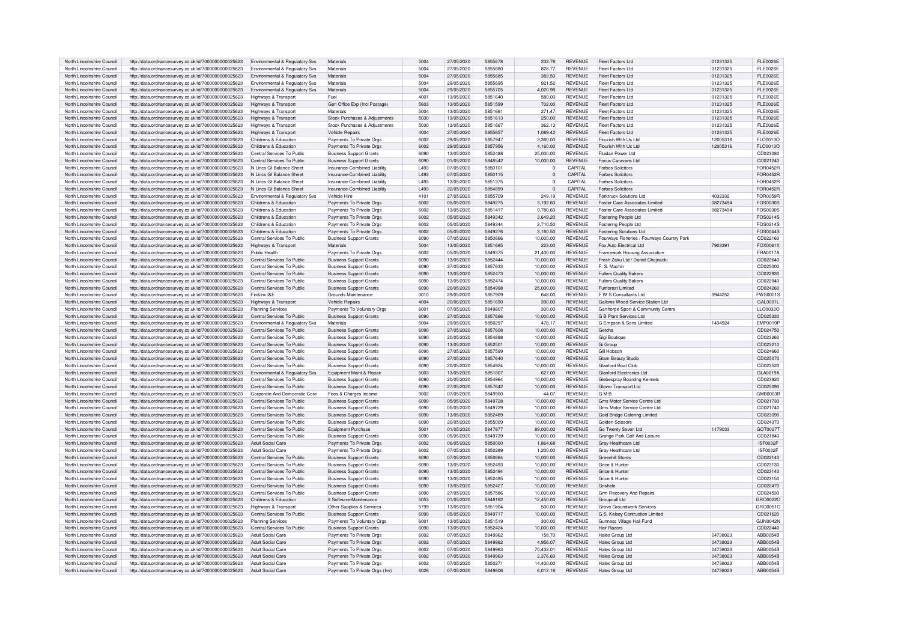| North Lincolnshire Council | http://data.ordnancesurvey.co.uk/id/7000000000025623 | Environmental & Regulatory Svs | Materials | 5004 | 27/05/2020 | 5855678 | 232.78 | REVENUE | Fleet Factors Ltd | 01231325 | FLE0026E |
|---|---|---|---|---|---|---|---|---|---|---|---|
| North Lincolnshire Council | http://data.ordnancesurvey.co.uk/id/7000000000025623 | Environmental & Regulatory Svs | Materials | 5004 | 27/05/2020 | 5855680 | 828.77 | REVENUE | Fleet Factors Ltd | 01231325 | FLE0026E |
| North Lincolnshire Council | http://data.ordnancesurvey.co.uk/id/7000000000025623 | Environmental & Regulatory Svs | Materials | 5004 | 27/05/2020 | 5855685 | 383.50 | REVENUE | Fleet Factors Ltd | 01231325 | FLE0026E |
| North Lincolnshire Council | http://data.ordnancesurvey.co.uk/id/7000000000025623 | Environmental & Regulatory Svs | Materials | 5004 | 29/05/2020 | 5855695 | 921.52 | REVENUE | Fleet Factors Ltd | 01231325 | FLE0026E |
| North Lincolnshire Council | http://data.ordnancesurvey.co.uk/id/7000000000025623 | Environmental & Regulatory Svs | Materials | 5004 | 29/05/2020 | 5855705 | 4,020.98 | REVENUE | Fleet Factors Ltd | 01231325 | FLE0026E |
| North Lincolnshire Council | http://data.ordnancesurvey.co.uk/id/7000000000025623 | Highways & Transport | Fuel | 4001 | 13/05/2020 | 5851640 | 580.00 | REVENUE | Fleet Factors Ltd | 01231325 | FLE0026E |
| North Lincolnshire Council | http://data.ordnancesurvey.co.uk/id/7000000000025623 | Highways & Transport | Gen Office Exp (Incl Postage) | 5603 | 13/05/2020 | 5851599 | 702.00 | REVENUE | Fleet Factors Ltd | 01231325 | FLE0026E |
| North Lincolnshire Council | http://data.ordnancesurvey.co.uk/id/7000000000025623 | Highways & Transport | Materials | 5004 | 13/05/2020 | 5851661 | 271.47 | REVENUE | Fleet Factors Ltd | 01231325 | FLE0026E |
| North Lincolnshire Council | http://data.ordnancesurvey.co.uk/id/7000000000025623 | Highways & Transport | Stock Purchases & Adjustments | 5030 | 13/05/2020 | 5851613 | 250.00 | REVENUE | Fleet Factors Ltd | 01231325 | FLE0026E |
| North Lincolnshire Council | http://data.ordnancesurvey.co.uk/id/7000000000025623 | Highways & Transport | Stock Purchases & Adjustments | 5030 | 13/05/2020 | 5851667 | 362.13 | REVENUE | Fleet Factors Ltd | 01231325 | FLE0026E |
| North Lincolnshire Council | http://data.ordnancesurvey.co.uk/id/7000000000025623 | Highways & Transport | Vehicle Repairs | 4004 | 27/05/2020 | 5855657 | 1,089.42 | REVENUE | Fleet Factors Ltd | 01231325 | FLE0026E |
| North Lincolnshire Council | http://data.ordnancesurvey.co.uk/id/7000000000025623 | Childrens & Education | Payments To Private Orgs | 6002 | 29/05/2020 | 5857947 | 3,360.00 | REVENUE | Flourish With Us Ltd | 12005316 | FLO0013O |
| North Lincolnshire Council | http://data.ordnancesurvey.co.uk/id/7000000000025623 | Childrens & Education | Payments To Private Orgs | 6002 | 29/05/2020 | 5857956 | 4,160.00 | REVENUE | Flourish With Us Ltd | 12005316 | FLO0013O |
| North Lincolnshire Council | http://data.ordnancesurvey.co.uk/id/7000000000025623 | Central Services To Public | Business Support Grants | 6090 | 13/05/2020 | 5852488 | 25,000.00 | REVENUE | Fluidair Power Ltd | | CD023080 |
| North Lincolnshire Council | http://data.ordnancesurvey.co.uk/id/7000000000025623 | Central Services To Public | Business Support Grants | 6090 | 01/05/2020 | 5848542 | 10,000.00 | REVENUE | Focus Caravans Ltd. | | CD021240 |
| North Lincolnshire Council | http://data.ordnancesurvey.co.uk/id/7000000000025623 | N Lincs Gf Balance Sheet | Insurance-Combined Liability | L493 | 07/05/2020 | 5850101 | 0 | CAPITAL | Forbes Solicitors | | FOR0452R |
| North Lincolnshire Council | http://data.ordnancesurvey.co.uk/id/7000000000025623 | N Lincs Gf Balance Sheet | Insurance-Combined Liability | L493 | 07/05/2020 | 5850115 | 0 | CAPITAL | Forbes Solicitors | | FOR0452R |
| North Lincolnshire Council | http://data.ordnancesurvey.co.uk/id/7000000000025623 | N Lincs Gf Balance Sheet | Insurance-Combined Liability | L493 | 13/05/2020 | 5851375 | 0 | CAPITAL | Forbes Solicitors | | FOR0452R |
| North Lincolnshire Council | http://data.ordnancesurvey.co.uk/id/7000000000025623 | N Lincs Gf Balance Sheet | Insurance-Combined Liability | L493 | 22/05/2020 | 5854859 | 0 | CAPITAL | Forbes Solicitors | | FOR0452R |
| North Lincolnshire Council | http://data.ordnancesurvey.co.uk/id/7000000000025623 | Environmental & Regulatory Svs | Vehicle Hire | 4101 | 27/05/2020 | 5855709 | 249.19 | REVENUE | Forktruck Solutions Ltd | 4032332 | FOR0059R |
| North Lincolnshire Council | http://data.ordnancesurvey.co.uk/id/7000000000025623 | Childrens & Education | Payments To Private Orgs | 6002 | 05/05/2020 | 5849275 | 3,192.60 | REVENUE | Foster Care Associates Limited | 08273494 | FOS0030S |
| North Lincolnshire Council | http://data.ordnancesurvey.co.uk/id/7000000000025623 | Childrens & Education | Payments To Private Orgs | 6002 | 13/05/2020 | 5851417 | 9,780.60 | REVENUE | Foster Care Associates Limited | 08273494 | FOS0030S |
| North Lincolnshire Council | http://data.ordnancesurvey.co.uk/id/7000000000025623 | Childrens & Education | Payments To Private Orgs | 6002 | 05/05/2020 | 5849342 | 3,649.20 | REVENUE | Fostering People Ltd | | FOS0214S |
| North Lincolnshire Council | http://data.ordnancesurvey.co.uk/id/7000000000025623 | Childrens & Education | Payments To Private Orgs | 6002 | 05/05/2020 | 5849344 | 2,710.50 | REVENUE | Fostering People Ltd | | FOS0214S |
| North Lincolnshire Council | http://data.ordnancesurvey.co.uk/id/7000000000025623 | Childrens & Education | Payments To Private Orgs | 6002 | 05/05/2020 | 5849276 | 3,160.50 | REVENUE | Fostering Solutions Ltd | | FOS0044S |
| North Lincolnshire Council | http://data.ordnancesurvey.co.uk/id/7000000000025623 | Central Services To Public | Business Support Grants | 6090 | 07/05/2020 | 5850666 | 10,000.00 | REVENUE | Fourways Fisheries / Fourways Country Park | | CD022160 |
| North Lincolnshire Council | http://data.ordnancesurvey.co.uk/id/7000000000025623 | Highways & Transport | Materials | 5004 | 13/05/2020 | 5851685 | 223.00 | REVENUE | Fox Auto Electrical Ltd | 7903391 | FOX0061X |
| North Lincolnshire Council | http://data.ordnancesurvey.co.uk/id/7000000000025623 | Public Health | Payments To Private Orgs | 6002 | 05/05/2020 | 5849375 | 21,400.00 | REVENUE | Framework Housing Association | | FRA0017A |
| North Lincolnshire Council | http://data.ordnancesurvey.co.uk/id/7000000000025623 | Central Services To Public | Business Support Grants | 6090 | 13/05/2020 | 5852444 | 10,000.00 | REVENUE | Fresh Zaku Ltd / Daniel Chojnacki | | CD022640 |
| North Lincolnshire Council | http://data.ordnancesurvey.co.uk/id/7000000000025623 | Central Services To Public | Business Support Grants | 6090 | 27/05/2020 | 5857633 | 10,000.00 | REVENUE | F. S. Machin | | CD025000 |
| North Lincolnshire Council | http://data.ordnancesurvey.co.uk/id/7000000000025623 | Central Services To Public | Business Support Grants | 6090 | 13/05/2020 | 5852473 | 10,000.00 | REVENUE | Fullers Quality Bakers | | CD022930 |
| North Lincolnshire Council | http://data.ordnancesurvey.co.uk/id/7000000000025623 | Central Services To Public | Business Support Grants | 6090 | 13/05/2020 | 5852474 | 10,000.00 | REVENUE | Fullers Quality Bakers | | CD022940 |
| North Lincolnshire Council | http://data.ordnancesurvey.co.uk/id/7000000000025623 | Central Services To Public | Business Support Grants | 6090 | 20/05/2020 | 5854998 | 25,000.00 | REVENUE | Funforest Limited | | CD024260 |
| North Lincolnshire Council | http://data.ordnancesurvey.co.uk/id/7000000000025623 | Fin&Inv I&E | Grounds Maintenance | 3010 | 29/05/2020 | 5857909 | 648.00 | REVENUE | F W S Consultants Ltd | 3944252 | FWS0001S |
| North Lincolnshire Council | http://data.ordnancesurvey.co.uk/id/7000000000025623 | Highways & Transport | Vehicle Repairs | 4004 | 20/05/2020 | 5851690 | 390.00 | REVENUE | Gallows Wood Service Station Ltd | | GAL0001L |
| North Lincolnshire Council | http://data.ordnancesurvey.co.uk/id/7000000000025623 | Planning Services | Payments To Voluntary Orgs | 6001 | 07/05/2020 | 5849807 | 300.00 | REVENUE | Garthorpe Sport & Community Centre | | LLO0032O |
| North Lincolnshire Council | http://data.ordnancesurvey.co.uk/id/7000000000025623 | Central Services To Public | Business Support Grants | 6090 | 27/05/2020 | 5857666 | 10,000.00 | REVENUE | G B Plant Services Ltd | | CD025330 |
| North Lincolnshire Council | http://data.ordnancesurvey.co.uk/id/7000000000025623 | Environmental & Regulatory Svs | Materials | 5004 | 29/05/2020 | 5850297 | 478.17 | REVENUE | G Empson & Sons Limited | 1434924 | EMP0019P |
| North Lincolnshire Council | http://data.ordnancesurvey.co.uk/id/7000000000025623 | Central Services To Public | Business Support Grants | 6090 | 27/05/2020 | 5857608 | 10,000.00 | REVENUE | Getcha | | CD024750 |
| North Lincolnshire Council | http://data.ordnancesurvey.co.uk/id/7000000000025623 | Central Services To Public | Business Support Grants | 6090 | 20/05/2020 | 5854898 | 10,000.00 | REVENUE | Gigi Boutique | | CD023260 |
| North Lincolnshire Council | http://data.ordnancesurvey.co.uk/id/7000000000025623 | Central Services To Public | Business Support Grants | 6090 | 13/05/2020 | 5852501 | 10,000.00 | REVENUE | Gi Group | | CD023210 |
| North Lincolnshire Council | http://data.ordnancesurvey.co.uk/id/7000000000025623 | Central Services To Public | Business Support Grants | 6090 | 27/05/2020 | 5857599 | 10,000.00 | REVENUE | Gill Hobson | | CD024660 |
| North Lincolnshire Council | http://data.ordnancesurvey.co.uk/id/7000000000025623 | Central Services To Public | Business Support Grants | 6090 | 27/05/2020 | 5857640 | 10,000.00 | REVENUE | Glam Beauty Studio | | CD025070 |
| North Lincolnshire Council | http://data.ordnancesurvey.co.uk/id/7000000000025623 | Central Services To Public | Business Support Grants | 6090 | 20/05/2020 | 5854924 | 10,000.00 | REVENUE | Glanford Boat Club | | CD023520 |
| North Lincolnshire Council | http://data.ordnancesurvey.co.uk/id/7000000000025623 | Environmental & Regulatory Svs | Equipment Maint.& Repair | 5003 | 13/05/2020 | 5851807 | 627.00 | REVENUE | Glanford Electronics Ltd | | GLA0019A |
| North Lincolnshire Council | http://data.ordnancesurvey.co.uk/id/7000000000025623 | Central Services To Public | Business Support Grants | 6090 | 20/05/2020 | 5854964 | 10,000.00 | REVENUE | Glebespray Boarding Kennels | | CD023920 |
| North Lincolnshire Council | http://data.ordnancesurvey.co.uk/id/7000000000025623 | Central Services To Public | Business Support Grants | 6090 | 27/05/2020 | 5857642 | 10,000.00 | REVENUE | Glover Transport Ltd | | CD025090 |
| North Lincolnshire Council | http://data.ordnancesurvey.co.uk/id/7000000000025623 | Corporate And Democratic Core | Fees & Charges Income | 9002 | 07/05/2020 | 5849900 | -44.07 | REVENUE | G M B | | GMB0003B |
| North Lincolnshire Council | http://data.ordnancesurvey.co.uk/id/7000000000025623 | Central Services To Public | Business Support Grants | 6090 | 05/05/2020 | 5849728 | 10,000.00 | REVENUE | Gms Motor Service Centre Ltd | | CD021730 |
| North Lincolnshire Council | http://data.ordnancesurvey.co.uk/id/7000000000025623 | Central Services To Public | Business Support Grants | 6090 | 05/05/2020 | 5849729 | 10,000.00 | REVENUE | Gms Motor Service Centre Ltd | | CD021740 |
| North Lincolnshire Council | http://data.ordnancesurvey.co.uk/id/7000000000025623 | Central Services To Public | Business Support Grants | 6090 | 13/05/2020 | 5852489 | 10,000.00 | REVENUE | Gold Bridge Catering Limited | | CD023090 |
| North Lincolnshire Council | http://data.ordnancesurvey.co.uk/id/7000000000025623 | Central Services To Public | Business Support Grants | 6090 | 20/05/2020 | 5855009 | 10,000.00 | REVENUE | Golden Scissors | | CD024370 |
| North Lincolnshire Council | http://data.ordnancesurvey.co.uk/id/7000000000025623 | Central Services To Public | Equipment Purchase | 5001 | 01/05/2020 | 5847877 | 89,000.00 | REVENUE | Go Twenty Seven Ltd | 1179033 | GOT0027T |
| North Lincolnshire Council | http://data.ordnancesurvey.co.uk/id/7000000000025623 | Central Services To Public | Business Support Grants | 6090 | 05/05/2020 | 5849739 | 10,000.00 | REVENUE | Grange Park Golf And Leisure | | CD021840 |
| North Lincolnshire Council | http://data.ordnancesurvey.co.uk/id/7000000000025623 | Adult Social Care | Payments To Private Orgs | 6002 | 06/05/2020 | 5850000 | 1,864.68 | REVENUE | Gray Healthcare Ltd | | ISF0032F |
| North Lincolnshire Council | http://data.ordnancesurvey.co.uk/id/7000000000025623 | Adult Social Care | Payments To Private Orgs | 6002 | 07/05/2020 | 5850289 | 1,200.00 | REVENUE | Gray Healthcare Ltd | | ISF0032F |
| North Lincolnshire Council | http://data.ordnancesurvey.co.uk/id/7000000000025623 | Central Services To Public | Business Support Grants | 6090 | 07/05/2020 | 5850664 | 10,000.00 | REVENUE | Greenhill Stores | | CD022140 |
| North Lincolnshire Council | http://data.ordnancesurvey.co.uk/id/7000000000025623 | Central Services To Public | Business Support Grants | 6090 | 13/05/2020 | 5852493 | 10,000.00 | REVENUE | Grice & Hunter | | CD023130 |
| North Lincolnshire Council | http://data.ordnancesurvey.co.uk/id/7000000000025623 | Central Services To Public | Business Support Grants | 6090 | 13/05/2020 | 5852494 | 10,000.00 | REVENUE | Grice & Hunter | | CD023140 |
| North Lincolnshire Council | http://data.ordnancesurvey.co.uk/id/7000000000025623 | Central Services To Public | Business Support Grants | 6090 | 13/05/2020 | 5852495 | 10,000.00 | REVENUE | Grice & Hunter | | CD023150 |
| North Lincolnshire Council | http://data.ordnancesurvey.co.uk/id/7000000000025623 | Central Services To Public | Business Support Grants | 6090 | 13/05/2020 | 5852427 | 10,000.00 | REVENUE | Grishele | | CD022470 |
| North Lincolnshire Council | http://data.ordnancesurvey.co.uk/id/7000000000025623 | Central Services To Public | Business Support Grants | 6090 | 27/05/2020 | 5857586 | 10,000.00 | REVENUE | Grm Recovery And Repairs | | CD024530 |
| North Lincolnshire Council | http://data.ordnancesurvey.co.uk/id/7000000000025623 | Childrens & Education | It Software-Maintenance | 5053 | 01/05/2020 | 5848162 | 12,450.00 | REVENUE | Groupcall Ltd | | GRO0022O |
| North Lincolnshire Council | http://data.ordnancesurvey.co.uk/id/7000000000025623 | Highways & Transport | Other Supplies & Services | 5799 | 13/05/2020 | 5851904 | 500.00 | REVENUE | Grove Groundwork Services | | GRO0051O |
| North Lincolnshire Council | http://data.ordnancesurvey.co.uk/id/7000000000025623 | Central Services To Public | Business Support Grants | 6090 | 05/05/2020 | 5849717 | 10,000.00 | REVENUE | G.S. Kelsey Contruction Limited | | CD021620 |
| North Lincolnshire Council | http://data.ordnancesurvey.co.uk/id/7000000000025623 | Planning Services | Payments To Voluntary Orgs | 6001 | 13/05/2020 | 5851519 | 300.00 | REVENUE | Gunness Village Hall Fund | | GUN0042N |
| North Lincolnshire Council | http://data.ordnancesurvey.co.uk/id/7000000000025623 | Central Services To Public | Business Support Grants | 6090 | 13/05/2020 | 5852424 | 10,000.00 | REVENUE | Hair Razors | | CD022440 |
| North Lincolnshire Council | http://data.ordnancesurvey.co.uk/id/7000000000025623 | Adult Social Care | Payments To Private Orgs | 6002 | 07/05/2020 | 5849962 | 158.70 | REVENUE | Hales Group Ltd | 04738023 | ABB0054B |
| North Lincolnshire Council | http://data.ordnancesurvey.co.uk/id/7000000000025623 | Adult Social Care | Payments To Private Orgs | 6002 | 07/05/2020 | 5849962 | 4,956.07 | REVENUE | Hales Group Ltd | 04738023 | ABB0054B |
| North Lincolnshire Council | http://data.ordnancesurvey.co.uk/id/7000000000025623 | Adult Social Care | Payments To Private Orgs | 6002 | 07/05/2020 | 5849963 | 70,432.01 | REVENUE | Hales Group Ltd | 04738023 | ABB0054B |
| North Lincolnshire Council | http://data.ordnancesurvey.co.uk/id/7000000000025623 | Adult Social Care | Payments To Private Orgs | 6002 | 07/05/2020 | 5849963 | 2,376.60 | REVENUE | Hales Group Ltd | 04738023 | ABB0054B |
| North Lincolnshire Council | http://data.ordnancesurvey.co.uk/id/7000000000025623 | Adult Social Care | Payments To Private Orgs | 6002 | 07/05/2020 | 5850271 | 14,400.00 | REVENUE | Hales Group Ltd | 04738023 | ABB0054B |
| North Lincolnshire Council | http://data.ordnancesurvey.co.uk/id/7000000000025623 | Adult Social Care | Payments To Private Orgs (Inv) | 6026 | 07/05/2020 | 5849806 | 6,012.16 | REVENUE | Hales Group Ltd | 04738023 | ABB0054B |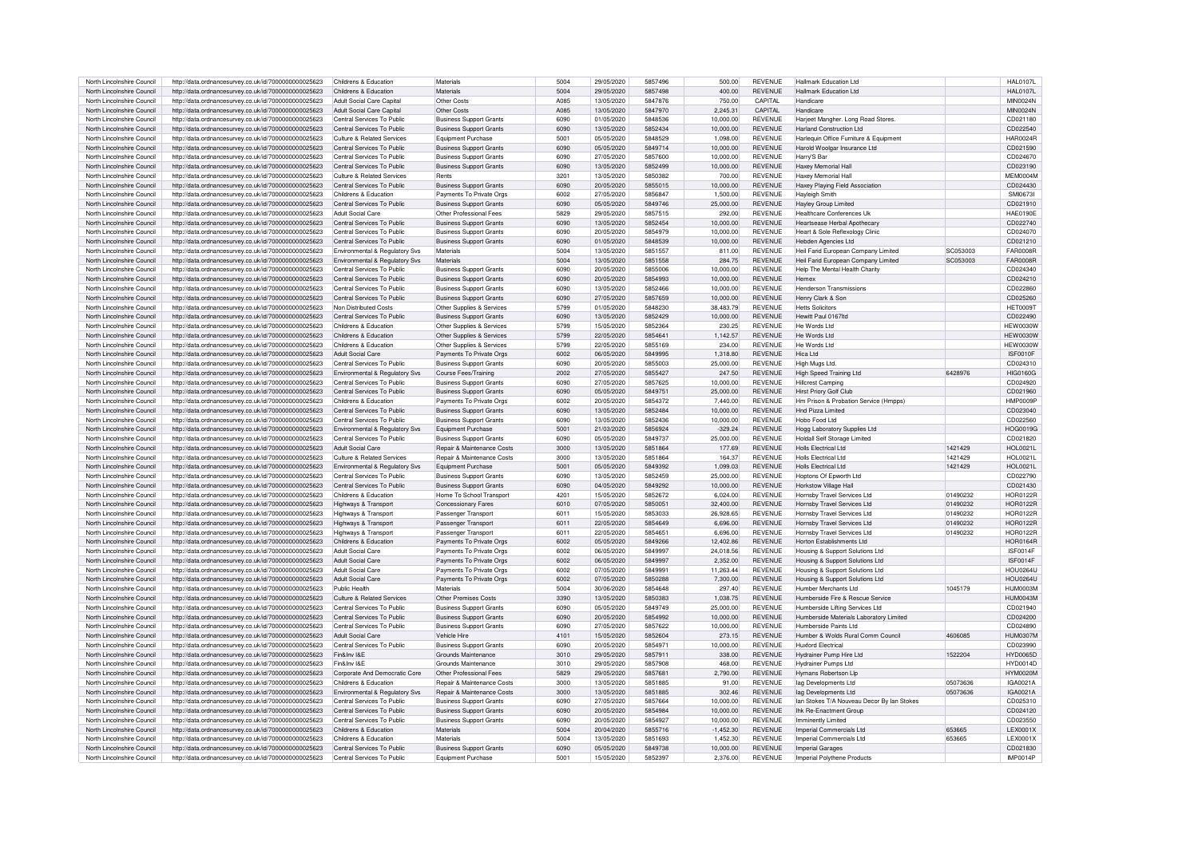| North Lincolnshire Council | http://data.ordnancesurvey.co.uk/id/7000000000025623 | Childrens & Education | Materials | 5004 | 29/05/2020 | 5857496 | 500.00 | REVENUE | Hallmark Education Ltd | | HAL0107L |
|---|---|---|---|---|---|---|---|---|---|---|---|
| North Lincolnshire Council | http://data.ordnancesurvey.co.uk/id/7000000000025623 | Childrens & Education | Materials | 5004 | 29/05/2020 | 5857498 | 400.00 | REVENUE | Hallmark Education Ltd | | HAL0107L |
| North Lincolnshire Council | http://data.ordnancesurvey.co.uk/id/7000000000025623 | Adult Social Care Capital | Other Costs | A085 | 13/05/2020 | 5847876 | 750.00 | CAPITAL | Handicare | | MIN0024N |
| North Lincolnshire Council | http://data.ordnancesurvey.co.uk/id/7000000000025623 | Adult Social Care Capital | Other Costs | A085 | 13/05/2020 | 5847970 | 2,245.31 | CAPITAL | Handicare | | MIN0024N |
| North Lincolnshire Council | http://data.ordnancesurvey.co.uk/id/7000000000025623 | Central Services To Public | Business Support Grants | 6090 | 01/05/2020 | 5848536 | 10,000.00 | REVENUE | Harjeet Mangher. Long Road Stores. | | CD021180 |
| North Lincolnshire Council | http://data.ordnancesurvey.co.uk/id/7000000000025623 | Central Services To Public | Business Support Grants | 6090 | 13/05/2020 | 5852434 | 10,000.00 | REVENUE | Harland Construction Ltd | | CD022540 |
| North Lincolnshire Council | http://data.ordnancesurvey.co.uk/id/7000000000025623 | Culture & Related Services | Equipment Purchase | 5001 | 05/05/2020 | 5848529 | 1,098.00 | REVENUE | Harlequin Office Furniture & Equipment | | HAR0024R |
| North Lincolnshire Council | http://data.ordnancesurvey.co.uk/id/7000000000025623 | Central Services To Public | Business Support Grants | 6090 | 05/05/2020 | 5849714 | 10,000.00 | REVENUE | Harold Woolgar Insurance Ltd | | CD021590 |
| North Lincolnshire Council | http://data.ordnancesurvey.co.uk/id/7000000000025623 | Central Services To Public | Business Support Grants | 6090 | 27/05/2020 | 5857600 | 10,000.00 | REVENUE | Harry'S Bar | | CD024670 |
| North Lincolnshire Council | http://data.ordnancesurvey.co.uk/id/7000000000025623 | Central Services To Public | Business Support Grants | 6090 | 13/05/2020 | 5852499 | 10,000.00 | REVENUE | Haxey Memorial Hall | | CD023190 |
| North Lincolnshire Council | http://data.ordnancesurvey.co.uk/id/7000000000025623 | Culture & Related Services | Rents | 3201 | 13/05/2020 | 5850382 | 700.00 | REVENUE | Haxey Memorial Hall | | MEM0004M |
| North Lincolnshire Council | http://data.ordnancesurvey.co.uk/id/7000000000025623 | Central Services To Public | Business Support Grants | 6090 | 20/05/2020 | 5855015 | 10,000.00 | REVENUE | Haxey Playing Field Association | | CD024430 |
| North Lincolnshire Council | http://data.ordnancesurvey.co.uk/id/7000000000025623 | Childrens & Education | Payments To Private Orgs | 6002 | 27/05/2020 | 5856847 | 1,500.00 | REVENUE | Hayleigh Smith | | SMI0673I |
| North Lincolnshire Council | http://data.ordnancesurvey.co.uk/id/7000000000025623 | Central Services To Public | Business Support Grants | 6090 | 05/05/2020 | 5849746 | 25,000.00 | REVENUE | Hayley Group Limited | | CD021910 |
| North Lincolnshire Council | http://data.ordnancesurvey.co.uk/id/7000000000025623 | Adult Social Care | Other Professional Fees | 5829 | 29/05/2020 | 5857515 | 292.00 | REVENUE | Healthcare Conferences Uk | | HAE0190E |
| North Lincolnshire Council | http://data.ordnancesurvey.co.uk/id/7000000000025623 | Central Services To Public | Business Support Grants | 6090 | 13/05/2020 | 5852454 | 10,000.00 | REVENUE | Heartsease Herbal Apothecary | | CD022740 |
| North Lincolnshire Council | http://data.ordnancesurvey.co.uk/id/7000000000025623 | Central Services To Public | Business Support Grants | 6090 | 20/05/2020 | 5854979 | 10,000.00 | REVENUE | Heart & Sole Reflexology Clinic | | CD024070 |
| North Lincolnshire Council | http://data.ordnancesurvey.co.uk/id/7000000000025623 | Central Services To Public | Business Support Grants | 6090 | 01/05/2020 | 5848539 | 10,000.00 | REVENUE | Hebden Agencies Ltd | | CD021210 |
| North Lincolnshire Council | http://data.ordnancesurvey.co.uk/id/7000000000025623 | Environmental & Regulatory Svs | Materials | 5004 | 13/05/2020 | 5851557 | 811.00 | REVENUE | Heil Farid European Company Limited | SC053003 | FAR0008R |
| North Lincolnshire Council | http://data.ordnancesurvey.co.uk/id/7000000000025623 | Environmental & Regulatory Svs | Materials | 5004 | 13/05/2020 | 5851558 | 284.75 | REVENUE | Heil Farid European Company Limited | SC053003 | FAR0008R |
| North Lincolnshire Council | http://data.ordnancesurvey.co.uk/id/7000000000025623 | Central Services To Public | Business Support Grants | 6090 | 20/05/2020 | 5855006 | 10,000.00 | REVENUE | Help The Mental Health Charity | | CD024340 |
| North Lincolnshire Council | http://data.ordnancesurvey.co.uk/id/7000000000025623 | Central Services To Public | Business Support Grants | 6090 | 20/05/2020 | 5854993 | 10,000.00 | REVENUE | Hemex | | CD024210 |
| North Lincolnshire Council | http://data.ordnancesurvey.co.uk/id/7000000000025623 | Central Services To Public | Business Support Grants | 6090 | 13/05/2020 | 5852466 | 10,000.00 | REVENUE | Henderson Transmissions | | CD022860 |
| North Lincolnshire Council | http://data.ordnancesurvey.co.uk/id/7000000000025623 | Central Services To Public | Business Support Grants | 6090 | 27/05/2020 | 5857659 | 10,000.00 | REVENUE | Henry Clark & Son | | CD025260 |
| North Lincolnshire Council | http://data.ordnancesurvey.co.uk/id/7000000000025623 | Non Distributed Costs | Other Supplies & Services | 5799 | 01/05/2020 | 5848230 | 38,483.79 | REVENUE | Hetts Solicitors | | HET0009T |
| North Lincolnshire Council | http://data.ordnancesurvey.co.uk/id/7000000000025623 | Central Services To Public | Business Support Grants | 6090 | 13/05/2020 | 5852429 | 10,000.00 | REVENUE | Hewitt Paul 0167ltd | | CD022490 |
| North Lincolnshire Council | http://data.ordnancesurvey.co.uk/id/7000000000025623 | Childrens & Education | Other Supplies & Services | 5799 | 15/05/2020 | 5852364 | 230.25 | REVENUE | He Words Ltd | | HEW0030W |
| North Lincolnshire Council | http://data.ordnancesurvey.co.uk/id/7000000000025623 | Childrens & Education | Other Supplies & Services | 5799 | 22/05/2020 | 5854641 | 1,142.57 | REVENUE | He Words Ltd | | HEW0030W |
| North Lincolnshire Council | http://data.ordnancesurvey.co.uk/id/7000000000025623 | Childrens & Education | Other Supplies & Services | 5799 | 22/05/2020 | 5855169 | 234.00 | REVENUE | He Words Ltd | | HEW0030W |
| North Lincolnshire Council | http://data.ordnancesurvey.co.uk/id/7000000000025623 | Adult Social Care | Payments To Private Orgs | 6002 | 06/05/2020 | 5849995 | 1,318.80 | REVENUE | Hica Ltd | | ISF0010F |
| North Lincolnshire Council | http://data.ordnancesurvey.co.uk/id/7000000000025623 | Central Services To Public | Business Support Grants | 6090 | 20/05/2020 | 5855003 | 25,000.00 | REVENUE | High Mugs Ltd. | | CD024310 |
| North Lincolnshire Council | http://data.ordnancesurvey.co.uk/id/7000000000025623 | Environmental & Regulatory Svs | Course Fees/Training | 2002 | 27/05/2020 | 5855427 | 247.50 | REVENUE | High Speed Training Ltd | 6428976 | HIG0160G |
| North Lincolnshire Council | http://data.ordnancesurvey.co.uk/id/7000000000025623 | Central Services To Public | Business Support Grants | 6090 | 27/05/2020 | 5857625 | 10,000.00 | REVENUE | Hillcrest Camping | | CD024920 |
| North Lincolnshire Council | http://data.ordnancesurvey.co.uk/id/7000000000025623 | Central Services To Public | Business Support Grants | 6090 | 05/05/2020 | 5849751 | 25,000.00 | REVENUE | Hirst Priory Golf Club | | CD021960 |
| North Lincolnshire Council | http://data.ordnancesurvey.co.uk/id/7000000000025623 | Childrens & Education | Payments To Private Orgs | 6002 | 20/05/2020 | 5854372 | 7,440.00 | REVENUE | Hm Prison & Probation Service (Hmpps) | | HMP0009P |
| North Lincolnshire Council | http://data.ordnancesurvey.co.uk/id/7000000000025623 | Central Services To Public | Business Support Grants | 6090 | 13/05/2020 | 5852484 | 10,000.00 | REVENUE | Hnd Pizza Limited | | CD023040 |
| North Lincolnshire Council | http://data.ordnancesurvey.co.uk/id/7000000000025623 | Central Services To Public | Business Support Grants | 6090 | 13/05/2020 | 5852436 | 10,000.00 | REVENUE | Hobo Food Ltd | | CD022560 |
| North Lincolnshire Council | http://data.ordnancesurvey.co.uk/id/7000000000025623 | Environmental & Regulatory Svs | Equipment Purchase | 5001 | 21/05/2020 | 5856924 | -329.24 | REVENUE | Hogg Laboratory Supplies Ltd | | HOG0019G |
| North Lincolnshire Council | http://data.ordnancesurvey.co.uk/id/7000000000025623 | Central Services To Public | Business Support Grants | 6090 | 05/05/2020 | 5849737 | 25,000.00 | REVENUE | Holdall Self Storage Limited | | CD021820 |
| North Lincolnshire Council | http://data.ordnancesurvey.co.uk/id/7000000000025623 | Adult Social Care | Repair & Maintenance Costs | 3000 | 13/05/2020 | 5851864 | 177.69 | REVENUE | Holls Electrical Ltd | 1421429 | HOL0021L |
| North Lincolnshire Council | http://data.ordnancesurvey.co.uk/id/7000000000025623 | Culture & Related Services | Repair & Maintenance Costs | 3000 | 13/05/2020 | 5851864 | 164.37 | REVENUE | Holls Electrical Ltd | 1421429 | HOL0021L |
| North Lincolnshire Council | http://data.ordnancesurvey.co.uk/id/7000000000025623 | Environmental & Regulatory Svs | Equipment Purchase | 5001 | 05/05/2020 | 5849392 | 1,099.03 | REVENUE | Holls Electrical Ltd | 1421429 | HOL0021L |
| North Lincolnshire Council | http://data.ordnancesurvey.co.uk/id/7000000000025623 | Central Services To Public | Business Support Grants | 6090 | 13/05/2020 | 5852459 | 25,000.00 | REVENUE | Hoptons Of Epworth Ltd | | CD022790 |
| North Lincolnshire Council | http://data.ordnancesurvey.co.uk/id/7000000000025623 | Central Services To Public | Business Support Grants | 6090 | 04/05/2020 | 5849292 | 10,000.00 | REVENUE | Horkstow Village Hall | | CD021430 |
| North Lincolnshire Council | http://data.ordnancesurvey.co.uk/id/7000000000025623 | Childrens & Education | Home To School Transport | 4201 | 15/05/2020 | 5852672 | 6,024.00 | REVENUE | Hornsby Travel Services Ltd | 01490232 | HOR0122R |
| North Lincolnshire Council | http://data.ordnancesurvey.co.uk/id/7000000000025623 | Highways & Transport | Concessionary Fares | 6010 | 07/05/2020 | 5850051 | 32,400.00 | REVENUE | Hornsby Travel Services Ltd | 01490232 | HOR0122R |
| North Lincolnshire Council | http://data.ordnancesurvey.co.uk/id/7000000000025623 | Highways & Transport | Passenger Transport | 6011 | 15/05/2020 | 5853033 | 26,928.65 | REVENUE | Hornsby Travel Services Ltd | 01490232 | HOR0122R |
| North Lincolnshire Council | http://data.ordnancesurvey.co.uk/id/7000000000025623 | Highways & Transport | Passenger Transport | 6011 | 22/05/2020 | 5854649 | 6,696.00 | REVENUE | Hornsby Travel Services Ltd | 01490232 | HOR0122R |
| North Lincolnshire Council | http://data.ordnancesurvey.co.uk/id/7000000000025623 | Highways & Transport | Passenger Transport | 6011 | 22/05/2020 | 5854651 | 6,696.00 | REVENUE | Hornsby Travel Services Ltd | 01490232 | HOR0122R |
| North Lincolnshire Council | http://data.ordnancesurvey.co.uk/id/7000000000025623 | Childrens & Education | Payments To Private Orgs | 6002 | 05/05/2020 | 5849266 | 12,402.86 | REVENUE | Horton Establishments Ltd | | HOR0164R |
| North Lincolnshire Council | http://data.ordnancesurvey.co.uk/id/7000000000025623 | Adult Social Care | Payments To Private Orgs | 6002 | 06/05/2020 | 5849997 | 24,018.56 | REVENUE | Housing & Support Solutions Ltd | | ISF0014F |
| North Lincolnshire Council | http://data.ordnancesurvey.co.uk/id/7000000000025623 | Adult Social Care | Payments To Private Orgs | 6002 | 06/05/2020 | 5849997 | 2,352.00 | REVENUE | Housing & Support Solutions Ltd | | ISF0014F |
| North Lincolnshire Council | http://data.ordnancesurvey.co.uk/id/7000000000025623 | Adult Social Care | Payments To Private Orgs | 6002 | 07/05/2020 | 5849991 | 11,263.44 | REVENUE | Housing & Support Solutions Ltd | | HOU0264U |
| North Lincolnshire Council | http://data.ordnancesurvey.co.uk/id/7000000000025623 | Adult Social Care | Payments To Private Orgs | 6002 | 07/05/2020 | 5850288 | 7,300.00 | REVENUE | Housing & Support Solutions Ltd | | HOU0264U |
| North Lincolnshire Council | http://data.ordnancesurvey.co.uk/id/7000000000025623 | Public Health | Materials | 5004 | 30/06/2020 | 5854648 | 297.40 | REVENUE | Humber Merchants Ltd | 1045179 | HUM0003M |
| North Lincolnshire Council | http://data.ordnancesurvey.co.uk/id/7000000000025623 | Culture & Related Services | Other Premises Costs | 3390 | 13/05/2020 | 5850383 | 1,038.75 | REVENUE | Humberside Fire & Rescue Service | | HUM0043M |
| North Lincolnshire Council | http://data.ordnancesurvey.co.uk/id/7000000000025623 | Central Services To Public | Business Support Grants | 6090 | 05/05/2020 | 5849749 | 25,000.00 | REVENUE | Humberside Lifting Services Ltd | | CD021940 |
| North Lincolnshire Council | http://data.ordnancesurvey.co.uk/id/7000000000025623 | Central Services To Public | Business Support Grants | 6090 | 20/05/2020 | 5854992 | 10,000.00 | REVENUE | Humberside Materials Laboratory Limited | | CD024200 |
| North Lincolnshire Council | http://data.ordnancesurvey.co.uk/id/7000000000025623 | Central Services To Public | Business Support Grants | 6090 | 27/05/2020 | 5857622 | 10,000.00 | REVENUE | Humberside Paints Ltd | | CD024890 |
| North Lincolnshire Council | http://data.ordnancesurvey.co.uk/id/7000000000025623 | Adult Social Care | Vehicle Hire | 4101 | 15/05/2020 | 5852604 | 273.15 | REVENUE | Humber & Wolds Rural Comm Council | 4606085 | HUM0307M |
| North Lincolnshire Council | http://data.ordnancesurvey.co.uk/id/7000000000025623 | Central Services To Public | Business Support Grants | 6090 | 20/05/2020 | 5854971 | 10,000.00 | REVENUE | Huxford Electrical | | CD023990 |
| North Lincolnshire Council | http://data.ordnancesurvey.co.uk/id/7000000000025623 | Fin&Inv I&E | Grounds Maintenance | 3010 | 29/05/2020 | 5857911 | 338.00 | REVENUE | Hydrainer Pump Hire Ltd | 1522204 | HYD0065D |
| North Lincolnshire Council | http://data.ordnancesurvey.co.uk/id/7000000000025623 | Fin&Inv I&E | Grounds Maintenance | 3010 | 29/05/2020 | 5857908 | 468.00 | REVENUE | Hydrainer Pumps Ltd | | HYD0014D |
| North Lincolnshire Council | http://data.ordnancesurvey.co.uk/id/7000000000025623 | Corporate And Democratic Core | Other Professional Fees | 5829 | 29/05/2020 | 5857681 | 2,790.00 | REVENUE | Hymans Robertson Llp | | HYM0020M |
| North Lincolnshire Council | http://data.ordnancesurvey.co.uk/id/7000000000025623 | Childrens & Education | Repair & Maintenance Costs | 3000 | 13/05/2020 | 5851885 | 91.00 | REVENUE | Iag Developments Ltd | 05073636 | IGA0021A |
| North Lincolnshire Council | http://data.ordnancesurvey.co.uk/id/7000000000025623 | Environmental & Regulatory Svs | Repair & Maintenance Costs | 3000 | 13/05/2020 | 5851885 | 302.46 | REVENUE | Iag Developments Ltd | 05073636 | IGA0021A |
| North Lincolnshire Council | http://data.ordnancesurvey.co.uk/id/7000000000025623 | Central Services To Public | Business Support Grants | 6090 | 27/05/2020 | 5857664 | 10,000.00 | REVENUE | Ian Stokes T/A Nouveau Decor By Ian Stokes | | CD025310 |
| North Lincolnshire Council | http://data.ordnancesurvey.co.uk/id/7000000000025623 | Central Services To Public | Business Support Grants | 6090 | 20/05/2020 | 5854984 | 10,000.00 | REVENUE | Ihk Re-Enactment Group | | CD024120 |
| North Lincolnshire Council | http://data.ordnancesurvey.co.uk/id/7000000000025623 | Central Services To Public | Business Support Grants | 6090 | 20/05/2020 | 5854927 | 10,000.00 | REVENUE | Imminently Limited | | CD023550 |
| North Lincolnshire Council | http://data.ordnancesurvey.co.uk/id/7000000000025623 | Childrens & Education | Materials | 5004 | 20/04/2020 | 5855716 | -1,452.30 | REVENUE | Imperial Commercials Ltd | 653665 | LEX0001X |
| North Lincolnshire Council | http://data.ordnancesurvey.co.uk/id/7000000000025623 | Childrens & Education | Materials | 5004 | 13/05/2020 | 5851693 | 1,452.30 | REVENUE | Imperial Commercials Ltd | 653665 | LEX0001X |
| North Lincolnshire Council | http://data.ordnancesurvey.co.uk/id/7000000000025623 | Central Services To Public | Business Support Grants | 6090 | 05/05/2020 | 5849738 | 10,000.00 | REVENUE | Imperial Garages | | CD021830 |
| North Lincolnshire Council | http://data.ordnancesurvey.co.uk/id/7000000000025623 | Central Services To Public | Equipment Purchase | 5001 | 15/05/2020 | 5852397 | 2,376.00 | REVENUE | Imperial Polythene Products | | IMP0014P |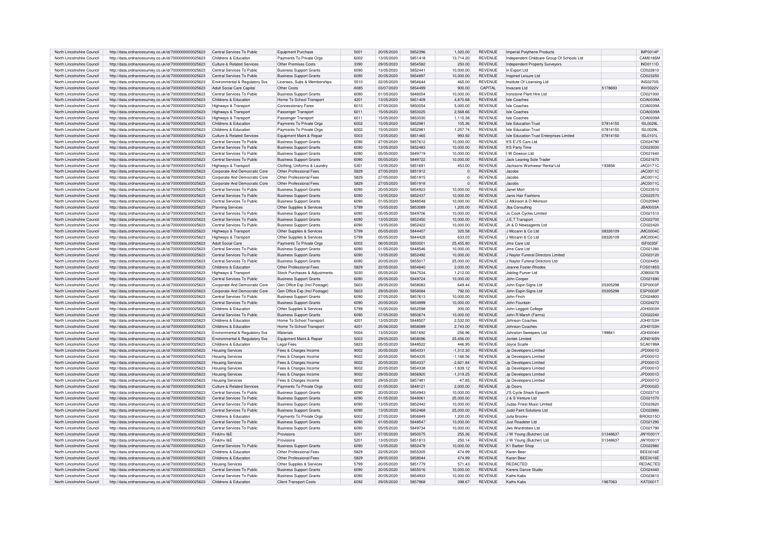| North Lincolnshire Council | http://data.ordnancesurvey.co.uk/id/7000000000025623 | Central Services To Public | Equipment Purchase | 5001 | 20/05/2020 | 5852396 | 1,320.00 | REVENUE | Imperial Polythene Products | | IMP0014P |
|---|---|---|---|---|---|---|---|---|---|---|---|
| North Lincolnshire Council | http://data.ordnancesurvey.co.uk/id/7000000000025623 | Childrens & Education | Payments To Private Orgs | 6002 | 13/05/2020 | 5851418 | 13,714.20 | REVENUE | Independent Childcare Group Of Schools Ltd | | CAM0185M |
| North Lincolnshire Council | http://data.ordnancesurvey.co.uk/id/7000000000025623 | Culture & Related Services | Other Premises Costs | 3390 | 29/05/2020 | 5854582 | 250.00 | REVENUE | Independent Property Surveyors | | IND0111D |
| North Lincolnshire Council | http://data.ordnancesurvey.co.uk/id/7000000000025623 | Central Services To Public | Business Support Grants | 6090 | 13/05/2020 | 5852441 | 10,000.00 | REVENUE | In Export Ltd | | CD022610 |
| North Lincolnshire Council | http://data.ordnancesurvey.co.uk/id/7000000000025623 | Central Services To Public | Business Support Grants | 6090 | 20/05/2020 | 5854897 | 10,000.00 | REVENUE | Inspired Leisure Ltd | | CD023250 |
| North Lincolnshire Council | http://data.ordnancesurvey.co.uk/id/7000000000025623 | Environmental & Regulatory Svs | Licenses, Subs & Memberships | 5510 | 22/05/2020 | 5854644 | 465.00 | REVENUE | Institute Of Licensing Ltd | | INS0270S |
| North Lincolnshire Council | http://data.ordnancesurvey.co.uk/id/7000000000025623 | Adult Social Care Capital | Other Costs | A085 | 03/07/2020 | 5854499 | 900.00 | CAPITAL | Invacare Ltd | 5178693 | INV0022V |
| North Lincolnshire Council | http://data.ordnancesurvey.co.uk/id/7000000000025623 | Central Services To Public | Business Support Grants | 6090 | 01/05/2020 | 5848054 | 10,000.00 | REVENUE | Ironstone Plant Hire Ltd | | CD021000 |
| North Lincolnshire Council | http://data.ordnancesurvey.co.uk/id/7000000000025623 | Childrens & Education | Home To School Transport | 4201 | 13/05/2020 | 5851409 | 4,870.68 | REVENUE | Isle Coaches | | COA0039A |
| North Lincolnshire Council | http://data.ordnancesurvey.co.uk/id/7000000000025623 | Highways & Transport | Concessionary Fares | 6010 | 07/05/2020 | 5850054 | 5,000.00 | REVENUE | Isle Coaches | | COA0039A |
| North Lincolnshire Council | http://data.ordnancesurvey.co.uk/id/7000000000025623 | Highways & Transport | Passenger Transport | 6011 | 15/05/2020 | 5853025 | 2,568.66 | REVENUE | Isle Coaches | | COA0039A |
| North Lincolnshire Council | http://data.ordnancesurvey.co.uk/id/7000000000025623 | Highways & Transport | Passenger Transport | 6011 | 15/05/2020 | 5853030 | 1,115.38 | REVENUE | Isle Coaches | | COA0039A |
| North Lincolnshire Council | http://data.ordnancesurvey.co.uk/id/7000000000025623 | Childrens & Education | Payments To Private Orgs | 6002 | 15/05/2020 | 5852981 | 105.36 | REVENUE | Isle Education Trust | 07814150 | ISL0029L |
| North Lincolnshire Council | http://data.ordnancesurvey.co.uk/id/7000000000025623 | Childrens & Education | Payments To Private Orgs | 6002 | 15/05/2020 | 5852981 | 1,257.74 | REVENUE | Isle Education Trust | 07814150 | ISL0029L |
| North Lincolnshire Council | http://data.ordnancesurvey.co.uk/id/7000000000025623 | Culture & Related Services | Equipment Maint.& Repair | 5003 | 13/05/2020 | 5851465 | 993.92 | REVENUE | Isle Education Trust Enterprises Limited | 07814150 | ISL0101L |
| North Lincolnshire Council | http://data.ordnancesurvey.co.uk/id/7000000000025623 | Central Services To Public | Business Support Grants | 6090 | 27/05/2020 | 5857612 | 10,000.00 | REVENUE | It'S E'J'S Cars Ltd | | CD024790 |
| North Lincolnshire Council | http://data.ordnancesurvey.co.uk/id/7000000000025623 | Central Services To Public | Business Support Grants | 6090 | 13/05/2020 | 5852483 | 10,000.00 | REVENUE | It'S Party Time | | CD023030 |
| North Lincolnshire Council | http://data.ordnancesurvey.co.uk/id/7000000000025623 | Central Services To Public | Business Support Grants | 6090 | 05/05/2020 | 5849719 | 10,000.00 | REVENUE | I W Dowson Ltd | | CD021640 |
| North Lincolnshire Council | http://data.ordnancesurvey.co.uk/id/7000000000025623 | Central Services To Public | Business Support Grants | 6090 | 05/05/2020 | 5849722 | 10,000.00 | REVENUE | Jack Leaning Sole Trader | | CD021670 |
| North Lincolnshire Council | http://data.ordnancesurvey.co.uk/id/7000000000025623 | Highways & Transport | Clothing, Uniforms & Laundry | 5301 | 13/05/2020 | 5851691 | 453.00 | REVENUE | Jacksons Workwear Rental Ltd | 193856 | JAC0171C |
| North Lincolnshire Council | http://data.ordnancesurvey.co.uk/id/7000000000025623 | Corporate And Democratic Core | Other Professional Fees | 5829 | 27/05/2020 | 5851912 | 0 | REVENUE | Jacobs | | JAC0011C |
| North Lincolnshire Council | http://data.ordnancesurvey.co.uk/id/7000000000025623 | Corporate And Democratic Core | Other Professional Fees | 5829 | 27/05/2020 | 5851915 | 0 | REVENUE | Jacobs | | JAC0011C |
| North Lincolnshire Council | http://data.ordnancesurvey.co.uk/id/7000000000025623 | Corporate And Democratic Core | Other Professional Fees | 5829 | 27/05/2020 | 5851918 | 0 | REVENUE | Jacobs | | JAC0011C |
| North Lincolnshire Council | http://data.ordnancesurvey.co.uk/id/7000000000025623 | Central Services To Public | Business Support Grants | 6090 | 20/05/2020 | 5854923 | 10,000.00 | REVENUE | Janet Mort | | CD023510 |
| North Lincolnshire Council | http://data.ordnancesurvey.co.uk/id/7000000000025623 | Central Services To Public | Business Support Grants | 6090 | 13/05/2020 | 5852437 | 10,000.00 | REVENUE | Janis Hair Fashions | | CD022570 |
| North Lincolnshire Council | http://data.ordnancesurvey.co.uk/id/7000000000025623 | Central Services To Public | Business Support Grants | 6090 | 01/05/2020 | 5848048 | 10,000.00 | REVENUE | J Atkinson & D Atkinson | | CD020940 |
| North Lincolnshire Council | http://data.ordnancesurvey.co.uk/id/7000000000025623 | Planning Services | Other Supplies & Services | 5799 | 15/05/2020 | 5853089 | 1,200.00 | REVENUE | Jba Consulting | | JBA0003A |
| North Lincolnshire Council | http://data.ordnancesurvey.co.uk/id/7000000000025623 | Central Services To Public | Business Support Grants | 6090 | 05/05/2020 | 5849706 | 10,000.00 | REVENUE | Jc Cook Cycles Limited | | CD021510 |
| North Lincolnshire Council | http://data.ordnancesurvey.co.uk/id/7000000000025623 | Central Services To Public | Business Support Grants | 6090 | 13/05/2020 | 5852450 | 10,000.00 | REVENUE | J.E.T Transport | | CD022700 |
| North Lincolnshire Council | http://data.ordnancesurvey.co.uk/id/7000000000025623 | Central Services To Public | Business Support Grants | 6090 | 13/05/2020 | 5852422 | 10,000.00 | REVENUE | Jh & D Newsagents Ltd | | CD022420 |
| North Lincolnshire Council | http://data.ordnancesurvey.co.uk/id/7000000000025623 | Highways & Transport | Other Supplies & Services | 5799 | 05/05/2020 | 5844407 | 320.58 | REVENUE | J Mccann & Co Ltd | 08326109 | JMC0004C |
| North Lincolnshire Council | http://data.ordnancesurvey.co.uk/id/7000000000025623 | Highways & Transport | Other Supplies & Services | 5799 | 05/05/2020 | 5844428 | 633.03 | REVENUE | J Mccann & Co Ltd | 08326109 | JMC0004C |
| North Lincolnshire Council | http://data.ordnancesurvey.co.uk/id/7000000000025623 | Adult Social Care | Payments To Private Orgs | 6002 | 06/05/2020 | 5850001 | 25,455.80 | REVENUE | Jme Care Ltd | | ISF0035F |
| North Lincolnshire Council | http://data.ordnancesurvey.co.uk/id/7000000000025623 | Central Services To Public | Business Support Grants | 6090 | 01/05/2020 | 5848546 | 10,000.00 | REVENUE | Jme Care Ltd | | CD021280 |
| North Lincolnshire Council | http://data.ordnancesurvey.co.uk/id/7000000000025623 | Central Services To Public | Business Support Grants | 6090 | 13/05/2020 | 5852492 | 10,000.00 | REVENUE | J Naylor Funeral Directors Limited | | CD023120 |
| North Lincolnshire Council | http://data.ordnancesurvey.co.uk/id/7000000000025623 | Central Services To Public | Business Support Grants | 6090 | 20/05/2020 | 5855017 | 25,000.00 | REVENUE | J Naylor Funeral Directors Ltd | | CD024450 |
| North Lincolnshire Council | http://data.ordnancesurvey.co.uk/id/7000000000025623 | Childrens & Education | Other Professional Fees | 5829 | 22/05/2020 | 5854840 | 2,000.00 | REVENUE | Joanne Foster-Rhodes | | FOS0185S |
| North Lincolnshire Council | http://data.ordnancesurvey.co.uk/id/7000000000025623 | Highways & Transport | Stock Purchases & Adjustments | 5030 | 05/05/2020 | 5847534 | 1,212.00 | REVENUE | Jobling Purser Ltd | | JOB0007B |
| North Lincolnshire Council | http://data.ordnancesurvey.co.uk/id/7000000000025623 | Central Services To Public | Business Support Grants | 6090 | 05/05/2020 | 5849724 | 10,000.00 | REVENUE | John Cooper | | CD021690 |
| North Lincolnshire Council | http://data.ordnancesurvey.co.uk/id/7000000000025623 | Corporate And Democratic Core | Gen Office Exp (Incl Postage) | 5603 | 29/05/2020 | 5858083 | 649.44 | REVENUE | John Espin Signs Ltd | 05305298 | ESP0003P |
| North Lincolnshire Council | http://data.ordnancesurvey.co.uk/id/7000000000025623 | Corporate And Democratic Core | Gen Office Exp (Incl Postage) | 5603 | 29/05/2020 | 5858084 | 792.00 | REVENUE | John Espin Signs Ltd | 05305298 | ESP0003P |
| North Lincolnshire Council | http://data.ordnancesurvey.co.uk/id/7000000000025623 | Central Services To Public | Business Support Grants | 6090 | 27/05/2020 | 5857613 | 10,000.00 | REVENUE | John Finch | | CD024800 |
| North Lincolnshire Council | http://data.ordnancesurvey.co.uk/id/7000000000025623 | Central Services To Public | Business Support Grants | 6090 | 20/05/2020 | 5854999 | 10,000.00 | REVENUE | John Fountain | | CD024270 |
| North Lincolnshire Council | http://data.ordnancesurvey.co.uk/id/7000000000025623 | Childrens & Education | Other Supplies & Services | 5799 | 15/05/2020 | 5852598 | 300.00 | REVENUE | John Leggott College | | JOH0003H |
| North Lincolnshire Council | http://data.ordnancesurvey.co.uk/id/7000000000025623 | Central Services To Public | Business Support Grants | 6090 | 07/05/2020 | 5850674 | 10,000.00 | REVENUE | John R Marsh (Farms) | | CD022240 |
| North Lincolnshire Council | http://data.ordnancesurvey.co.uk/id/7000000000025623 | Childrens & Education | Home To School Transport | 4201 | 13/05/2020 | 5848507 | 2,532.00 | REVENUE | Johnson Coaches | | JOH0153H |
| North Lincolnshire Council | http://data.ordnancesurvey.co.uk/id/7000000000025623 | Childrens & Education | Home To School Transport | 4201 | 25/06/2020 | 5858089 | 2,743.00 | REVENUE | Johnson Coaches | | JOH0153H |
| North Lincolnshire Council | http://data.ordnancesurvey.co.uk/id/7000000000025623 | Environmental & Regulatory Svs | Materials | 5004 | 13/05/2020 | 5851692 | 256.96 | REVENUE | Johnston Sweepers Ltd | 199841 | JOH0004H |
| North Lincolnshire Council | http://data.ordnancesurvey.co.uk/id/7000000000025623 | Environmental & Regulatory Svs | Equipment Maint.& Repair | 5003 | 29/05/2020 | 5858096 | 25,456.00 | REVENUE | Jontek Limited | | JON0165N |
| North Lincolnshire Council | http://data.ordnancesurvey.co.uk/id/7000000000025623 | Childrens & Education | Legal Fees | 5823 | 05/05/2020 | 5848522 | 446.95 | REVENUE | Joyce Scaife | | SCA0199A |
| North Lincolnshire Council | http://data.ordnancesurvey.co.uk/id/7000000000025623 | Housing Services | Fees & Charges Income | 9002 | 20/05/2020 | 5854331 | -1,312.30 | REVENUE | Jp Developers Limited | | JPD0001D |
| North Lincolnshire Council | http://data.ordnancesurvey.co.uk/id/7000000000025623 | Housing Services | Fees & Charges Income | 9002 | 20/05/2020 | 5854335 | -1,166.56 | REVENUE | Jp Developers Limited | | JPD0001D |
| North Lincolnshire Council | http://data.ordnancesurvey.co.uk/id/7000000000025623 | Housing Services | Fees & Charges Income | 9002 | 20/05/2020 | 5854337 | -2,821.84 | REVENUE | Jp Developers Limited | | JPD0001D |
| North Lincolnshire Council | http://data.ordnancesurvey.co.uk/id/7000000000025623 | Housing Services | Fees & Charges Income | 9002 | 20/05/2020 | 5854338 | -1,839.12 | REVENUE | Jp Developers Limited | | JPD0001D |
| North Lincolnshire Council | http://data.ordnancesurvey.co.uk/id/7000000000025623 | Housing Services | Fees & Charges Income | 9002 | 29/05/2020 | 5856920 | -1,319.25 | REVENUE | Jp Developers Limited | | JPD0001D |
| North Lincolnshire Council | http://data.ordnancesurvey.co.uk/id/7000000000025623 | Housing Services | Fees & Charges Income | 9002 | 29/05/2020 | 5857481 | -47.85 | REVENUE | Jp Developers Limited | | JPD0001D |
| North Lincolnshire Council | http://data.ordnancesurvey.co.uk/id/7000000000025623 | Culture & Related Services | Payments To Private Orgs | 6002 | 01/05/2020 | 5848121 | 2,000.00 | REVENUE | Jp Doors | | JPD0002D |
| North Lincolnshire Council | http://data.ordnancesurvey.co.uk/id/7000000000025623 | Central Services To Public | Business Support Grants | 6090 | 20/05/2020 | 5854943 | 10,000.00 | REVENUE | J'S Cycle Shack Epworth | | CD023710 |
| North Lincolnshire Council | http://data.ordnancesurvey.co.uk/id/7000000000025623 | Central Services To Public | Business Support Grants | 6090 | 01/05/2020 | 5848061 | 25,000.00 | REVENUE | J & S Venture Ltd | | CD021070 |
| North Lincolnshire Council | http://data.ordnancesurvey.co.uk/id/7000000000025623 | Central Services To Public | Business Support Grants | 6090 | 13/05/2020 | 5852442 | 10,000.00 | REVENUE | Judas Priest Music Limited | | CD022620 |
| North Lincolnshire Council | http://data.ordnancesurvey.co.uk/id/7000000000025623 | Central Services To Public | Business Support Grants | 6090 | 13/05/2020 | 5852468 | 25,000.00 | REVENUE | Judd Paint Solutions Ltd | | CD022880 |
| North Lincolnshire Council | http://data.ordnancesurvey.co.uk/id/7000000000025623 | Childrens & Education | Payments To Private Orgs | 6002 | 27/05/2020 | 5856849 | 1,200.00 | REVENUE | Julia Brooke | | BRO0315O |
| North Lincolnshire Council | http://data.ordnancesurvey.co.uk/id/7000000000025623 | Central Services To Public | Business Support Grants | 6090 | 01/05/2020 | 5848547 | 10,000.00 | REVENUE | Just Roadster Ltd | | CD021290 |
| North Lincolnshire Council | http://data.ordnancesurvey.co.uk/id/7000000000025623 | Central Services To Public | Business Support Grants | 6090 | 05/05/2020 | 5849734 | 10,000.00 | REVENUE | Jws Wardrobes Ltd | | CD021790 |
| North Lincolnshire Council | http://data.ordnancesurvey.co.uk/id/7000000000025623 | Fin&Inv I&E | Provisions | 5201 | 07/05/2020 | 5850075 | 255.36 | REVENUE | J W Young (Butcher) Ltd | 01348637 | JWY0001Y |
| North Lincolnshire Council | http://data.ordnancesurvey.co.uk/id/7000000000025623 | Fin&Inv I&E | Provisions | 5201 | 13/05/2020 | 5851813 | 250.14 | REVENUE | J W Young (Butcher) Ltd | 01348637 | JWY0001Y |
| North Lincolnshire Council | http://data.ordnancesurvey.co.uk/id/7000000000025623 | Central Services To Public | Business Support Grants | 6090 | 13/05/2020 | 5852478 | 10,000.00 | REVENUE | K1 Barber Shop | | CD022980 |
| North Lincolnshire Council | http://data.ordnancesurvey.co.uk/id/7000000000025623 | Childrens & Education | Other Professional Fees | 5829 | 22/05/2020 | 5855305 | 474.99 | REVENUE | Karen Beer | | BEE0016E |
| North Lincolnshire Council | http://data.ordnancesurvey.co.uk/id/7000000000025623 | Childrens & Education | Other Professional Fees | 5829 | 29/05/2020 | 5858044 | 474.99 | REVENUE | Karen Beer | | BEE0016E |
| North Lincolnshire Council | http://data.ordnancesurvey.co.uk/id/7000000000025623 | Housing Services | Other Supplies & Services | 5799 | 20/05/2020 | 5851779 | 571.43 | REVENUE | REDACTED | | REDACTED |
| North Lincolnshire Council | http://data.ordnancesurvey.co.uk/id/7000000000025623 | Central Services To Public | Business Support Grants | 6090 | 20/05/2020 | 5855016 | 10,000.00 | REVENUE | Karens Dance Studio | | CD024440 |
| North Lincolnshire Council | http://data.ordnancesurvey.co.uk/id/7000000000025623 | Central Services To Public | Business Support Grants | 6090 | 20/05/2020 | 5854933 | 10,000.00 | REVENUE | Kaths Kabs | | CD023610 |
| North Lincolnshire Council | http://data.ordnancesurvey.co.uk/id/7000000000025623 | Childrens & Education | Client Transport Costs | 6092 | 29/05/2020 | 5857968 | 398.67 | REVENUE | Kaths Kabs | 1967063 | KAT0001T |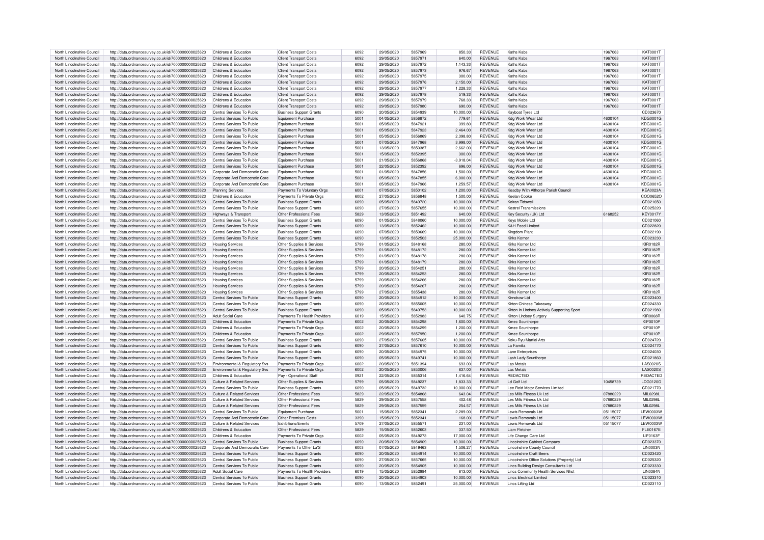| | | | | | | | | | | | | |
|---|---|---|---|---|---|---|---|---|---|---|---|---|
| North Lincolnshire Council | http://data.ordnancesurvey.co.uk/id/7000000000025623 | Childrens & Education | Client Transport Costs | 6092 | 29/05/2020 | 5857969 | 850.33 | REVENUE | Kaths Kabs | 1967063 | KAT0001T |
| North Lincolnshire Council | http://data.ordnancesurvey.co.uk/id/7000000000025623 | Childrens & Education | Client Transport Costs | 6092 | 29/05/2020 | 5857971 | 640.00 | REVENUE | Kaths Kabs | 1967063 | KAT0001T |
| North Lincolnshire Council | http://data.ordnancesurvey.co.uk/id/7000000000025623 | Childrens & Education | Client Transport Costs | 6092 | 29/05/2020 | 5857972 | 1,143.33 | REVENUE | Kaths Kabs | 1967063 | KAT0001T |
| North Lincolnshire Council | http://data.ordnancesurvey.co.uk/id/7000000000025623 | Childrens & Education | Client Transport Costs | 6092 | 29/05/2020 | 5857973 | 976.67 | REVENUE | Kaths Kabs | 1967063 | KAT0001T |
| North Lincolnshire Council | http://data.ordnancesurvey.co.uk/id/7000000000025623 | Childrens & Education | Client Transport Costs | 6092 | 29/05/2020 | 5857975 | 300.00 | REVENUE | Kaths Kabs | 1967063 | KAT0001T |
| North Lincolnshire Council | http://data.ordnancesurvey.co.uk/id/7000000000025623 | Childrens & Education | Client Transport Costs | 6092 | 29/05/2020 | 5857976 | 2,150.00 | REVENUE | Kaths Kabs | 1967063 | KAT0001T |
| North Lincolnshire Council | http://data.ordnancesurvey.co.uk/id/7000000000025623 | Childrens & Education | Client Transport Costs | 6092 | 29/05/2020 | 5857977 | 1,228.33 | REVENUE | Kaths Kabs | 1967063 | KAT0001T |
| North Lincolnshire Council | http://data.ordnancesurvey.co.uk/id/7000000000025623 | Childrens & Education | Client Transport Costs | 6092 | 29/05/2020 | 5857978 | 519.33 | REVENUE | Kaths Kabs | 1967063 | KAT0001T |
| North Lincolnshire Council | http://data.ordnancesurvey.co.uk/id/7000000000025623 | Childrens & Education | Client Transport Costs | 6092 | 29/05/2020 | 5857979 | 768.33 | REVENUE | Kaths Kabs | 1967063 | KAT0001T |
| North Lincolnshire Council | http://data.ordnancesurvey.co.uk/id/7000000000025623 | Childrens & Education | Client Transport Costs | 6092 | 29/05/2020 | 5857980 | 690.00 | REVENUE | Kaths Kabs | 1967063 | KAT0001T |
| North Lincolnshire Council | http://data.ordnancesurvey.co.uk/id/7000000000025623 | Central Services To Public | Business Support Grants | 6090 | 20/05/2020 | 5854939 | 10,000.00 | REVENUE | Kayboat Tyres Ltd | | CD023670 |
| North Lincolnshire Council | http://data.ordnancesurvey.co.uk/id/7000000000025623 | Central Services To Public | Equipment Purchase | 5001 | 04/05/2020 | 5856872 | 779.61 | REVENUE | Kdg Work Wear Ltd | 4630104 | KDG0001G |
| North Lincolnshire Council | http://data.ordnancesurvey.co.uk/id/7000000000025623 | Central Services To Public | Equipment Purchase | 5001 | 05/05/2020 | 5847921 | 399.80 | REVENUE | Kdg Work Wear Ltd | 4630104 | KDG0001G |
| North Lincolnshire Council | http://data.ordnancesurvey.co.uk/id/7000000000025623 | Central Services To Public | Equipment Purchase | 5001 | 05/05/2020 | 5847923 | 2,464.00 | REVENUE | Kdg Work Wear Ltd | 4630104 | KDG0001G |
| North Lincolnshire Council | http://data.ordnancesurvey.co.uk/id/7000000000025623 | Central Services To Public | Equipment Purchase | 5001 | 05/05/2020 | 5856869 | 2,398.80 | REVENUE | Kdg Work Wear Ltd | 4630104 | KDG0001G |
| North Lincolnshire Council | http://data.ordnancesurvey.co.uk/id/7000000000025623 | Central Services To Public | Equipment Purchase | 5001 | 07/05/2020 | 5847968 | 3,998.00 | REVENUE | Kdg Work Wear Ltd | 4630104 | KDG0001G |
| North Lincolnshire Council | http://data.ordnancesurvey.co.uk/id/7000000000025623 | Central Services To Public | Equipment Purchase | 5001 | 13/05/2020 | 5850387 | 2,662.00 | REVENUE | Kdg Work Wear Ltd | 4630104 | KDG0001G |
| North Lincolnshire Council | http://data.ordnancesurvey.co.uk/id/7000000000025623 | Central Services To Public | Equipment Purchase | 5001 | 15/05/2020 | 5852395 | 300.00 | REVENUE | Kdg Work Wear Ltd | 4630104 | KDG0001G |
| North Lincolnshire Council | http://data.ordnancesurvey.co.uk/id/7000000000025623 | Central Services To Public | Equipment Purchase | 5001 | 21/05/2020 | 5856868 | -3,918.04 | REVENUE | Kdg Work Wear Ltd | 4630104 | KDG0001G |
| North Lincolnshire Council | http://data.ordnancesurvey.co.uk/id/7000000000025623 | Central Services To Public | Equipment Purchase | 5001 | 22/05/2020 | 5852392 | 696.00 | REVENUE | Kdg Work Wear Ltd | 4630104 | KDG0001G |
| North Lincolnshire Council | http://data.ordnancesurvey.co.uk/id/7000000000025623 | Corporate And Democratic Core | Equipment Purchase | 5001 | 01/05/2020 | 5847856 | 1,500.00 | REVENUE | Kdg Work Wear Ltd | 4630104 | KDG0001G |
| North Lincolnshire Council | http://data.ordnancesurvey.co.uk/id/7000000000025623 | Corporate And Democratic Core | Equipment Purchase | 5001 | 05/05/2020 | 5847855 | 6,000.00 | REVENUE | Kdg Work Wear Ltd | 4630104 | KDG0001G |
| North Lincolnshire Council | http://data.ordnancesurvey.co.uk/id/7000000000025623 | Corporate And Democratic Core | Equipment Purchase | 5001 | 05/05/2020 | 5847966 | 1,259.57 | REVENUE | Kdg Work Wear Ltd | 4630104 | KDG0001G |
| North Lincolnshire Council | http://data.ordnancesurvey.co.uk/id/7000000000025623 | Planning Services | Payments To Voluntary Orgs | 6001 | 07/05/2020 | 5850102 | 1,200.00 | REVENUE | Keadby With Althorpe Parish Council | | KEA0023A |
| North Lincolnshire Council | http://data.ordnancesurvey.co.uk/id/7000000000025623 | Childrens & Education | Payments To Private Orgs | 6002 | 27/05/2020 | 5856848 | 1,500.00 | REVENUE | Keelan Cooke | | COO0652O |
| North Lincolnshire Council | http://data.ordnancesurvey.co.uk/id/7000000000025623 | Central Services To Public | Business Support Grants | 6090 | 05/05/2020 | 5849720 | 10,000.00 | REVENUE | Keiran Tidswell | | CD021650 |
| North Lincolnshire Council | http://data.ordnancesurvey.co.uk/id/7000000000025623 | Central Services To Public | Business Support Grants | 6090 | 27/05/2020 | 5857655 | 10,000.00 | REVENUE | Kestrel Transmissions | | CD025220 |
| North Lincolnshire Council | http://data.ordnancesurvey.co.uk/id/7000000000025623 | Highways & Transport | Other Professional Fees | 5829 | 13/05/2020 | 5851492 | 640.00 | REVENUE | Key Security (Uk) Ltd | 6168252 | KEY0017Y |
| North Lincolnshire Council | http://data.ordnancesurvey.co.uk/id/7000000000025623 | Central Services To Public | Business Support Grants | 6090 | 01/05/2020 | 5848060 | 10,000.00 | REVENUE | Keys Mobile Ltd | | CD021060 |
| North Lincolnshire Council | http://data.ordnancesurvey.co.uk/id/7000000000025623 | Central Services To Public | Business Support Grants | 6090 | 13/05/2020 | 5852462 | 10,000.00 | REVENUE | K&H Food Limited | | CD022820 |
| North Lincolnshire Council | http://data.ordnancesurvey.co.uk/id/7000000000025623 | Central Services To Public | Business Support Grants | 6090 | 07/05/2020 | 5850669 | 10,000.00 | REVENUE | Kingdom Plant | | CD022190 |
| North Lincolnshire Council | http://data.ordnancesurvey.co.uk/id/7000000000025623 | Central Services To Public | Business Support Grants | 6090 | 13/05/2020 | 5852503 | 25,000.00 | REVENUE | Kirks Korner | | CD023230 |
| North Lincolnshire Council | http://data.ordnancesurvey.co.uk/id/7000000000025623 | Housing Services | Other Supplies & Services | 5799 | 01/05/2020 | 5848168 | 280.00 | REVENUE | Kirks Korner Ltd | | KIR0182R |
| North Lincolnshire Council | http://data.ordnancesurvey.co.uk/id/7000000000025623 | Housing Services | Other Supplies & Services | 5799 | 01/05/2020 | 5848172 | 280.00 | REVENUE | Kirks Korner Ltd | | KIR0182R |
| North Lincolnshire Council | http://data.ordnancesurvey.co.uk/id/7000000000025623 | Housing Services | Other Supplies & Services | 5799 | 01/05/2020 | 5848178 | 280.00 | REVENUE | Kirks Korner Ltd | | KIR0182R |
| North Lincolnshire Council | http://data.ordnancesurvey.co.uk/id/7000000000025623 | Housing Services | Other Supplies & Services | 5799 | 01/05/2020 | 5848179 | 280.00 | REVENUE | Kirks Korner Ltd | | KIR0182R |
| North Lincolnshire Council | http://data.ordnancesurvey.co.uk/id/7000000000025623 | Housing Services | Other Supplies & Services | 5799 | 20/05/2020 | 5854251 | 280.00 | REVENUE | Kirks Korner Ltd | | KIR0182R |
| North Lincolnshire Council | http://data.ordnancesurvey.co.uk/id/7000000000025623 | Housing Services | Other Supplies & Services | 5799 | 20/05/2020 | 5854253 | 280.00 | REVENUE | Kirks Korner Ltd | | KIR0182R |
| North Lincolnshire Council | http://data.ordnancesurvey.co.uk/id/7000000000025623 | Housing Services | Other Supplies & Services | 5799 | 20/05/2020 | 5854266 | 280.00 | REVENUE | Kirks Korner Ltd | | KIR0182R |
| North Lincolnshire Council | http://data.ordnancesurvey.co.uk/id/7000000000025623 | Housing Services | Other Supplies & Services | 5799 | 20/05/2020 | 5854267 | 280.00 | REVENUE | Kirks Korner Ltd | | KIR0182R |
| North Lincolnshire Council | http://data.ordnancesurvey.co.uk/id/7000000000025623 | Housing Services | Other Supplies & Services | 5799 | 27/05/2020 | 5855438 | 280.00 | REVENUE | Kirks Korner Ltd | | KIR0182R |
| North Lincolnshire Council | http://data.ordnancesurvey.co.uk/id/7000000000025623 | Central Services To Public | Business Support Grants | 6090 | 20/05/2020 | 5854912 | 10,000.00 | REVENUE | Kirnokow Ltd | | CD023400 |
| North Lincolnshire Council | http://data.ordnancesurvey.co.uk/id/7000000000025623 | Central Services To Public | Business Support Grants | 6090 | 20/05/2020 | 5855005 | 10,000.00 | REVENUE | Kirton Chinese Takeaway | | CD024330 |
| North Lincolnshire Council | http://data.ordnancesurvey.co.uk/id/7000000000025623 | Central Services To Public | Business Support Grants | 6090 | 05/05/2020 | 5849753 | 10,000.00 | REVENUE | Kirton In Lindsey Actively Supporting Sport | | CD021980 |
| North Lincolnshire Council | http://data.ordnancesurvey.co.uk/id/7000000000025623 | Adult Social Care | Payments To Health Providers | 6019 | 15/05/2020 | 5852983 | 640.75 | REVENUE | Kirton Lindsey Surgery | | KIR0068R |
| North Lincolnshire Council | http://data.ordnancesurvey.co.uk/id/7000000000025623 | Childrens & Education | Payments To Private Orgs | 6002 | 20/05/2020 | 5854298 | 1,600.00 | REVENUE | Kmec Scunthorpe | | KIP0010P |
| North Lincolnshire Council | http://data.ordnancesurvey.co.uk/id/7000000000025623 | Childrens & Education | Payments To Private Orgs | 6002 | 20/05/2020 | 5854299 | 1,200.00 | REVENUE | Kmec Scunthorpe | | KIP0010P |
| North Lincolnshire Council | http://data.ordnancesurvey.co.uk/id/7000000000025623 | Childrens & Education | Payments To Private Orgs | 6002 | 29/05/2020 | 5857950 | 1,200.00 | REVENUE | Kmec Scunthorpe | | KIP0010P |
| North Lincolnshire Council | http://data.ordnancesurvey.co.uk/id/7000000000025623 | Central Services To Public | Business Support Grants | 6090 | 27/05/2020 | 5857605 | 10,000.00 | REVENUE | Koku-Ryu Martial Arts | | CD024720 |
| North Lincolnshire Council | http://data.ordnancesurvey.co.uk/id/7000000000025623 | Central Services To Public | Business Support Grants | 6090 | 27/05/2020 | 5857610 | 10,000.00 | REVENUE | La Familia | | CD024770 |
| North Lincolnshire Council | http://data.ordnancesurvey.co.uk/id/7000000000025623 | Central Services To Public | Business Support Grants | 6090 | 20/05/2020 | 5854975 | 10,000.00 | REVENUE | Lane Enterprises | | CD024030 |
| North Lincolnshire Council | http://data.ordnancesurvey.co.uk/id/7000000000025623 | Central Services To Public | Business Support Grants | 6090 | 05/05/2020 | 5849741 | 10,000.00 | REVENUE | Lash Lady Scunthorpe | | CD021860 |
| North Lincolnshire Council | http://data.ordnancesurvey.co.uk/id/7000000000025623 | Environmental & Regulatory Svs | Payments To Private Orgs | 6002 | 20/05/2020 | 5851394 | 693.00 | REVENUE | Las Metals | | LAS0020S |
| North Lincolnshire Council | http://data.ordnancesurvey.co.uk/id/7000000000025623 | Environmental & Regulatory Svs | Payments To Private Orgs | 6002 | 20/05/2020 | 5853006 | 637.00 | REVENUE | Las Metals | | LAS0020S |
| North Lincolnshire Council | http://data.ordnancesurvey.co.uk/id/7000000000025623 | Childrens & Education | Pay - Operational Staff | 0921 | 22/05/2020 | 5855314 | 1,416.64 | REVENUE | REDACTED | | REDACTED |
| North Lincolnshire Council | http://data.ordnancesurvey.co.uk/id/7000000000025623 | Culture & Related Services | Other Supplies & Services | 5799 | 05/05/2020 | 5849237 | 1,833.33 | REVENUE | Ld Golf Ltd | 10458739 | LDG0120G |
| North Lincolnshire Council | http://data.ordnancesurvey.co.uk/id/7000000000025623 | Central Services To Public | Business Support Grants | 6090 | 05/05/2020 | 5849732 | 10,000.00 | REVENUE | Lee Reid Motor Services Limited | | CD021770 |
| North Lincolnshire Council | http://data.ordnancesurvey.co.uk/id/7000000000025623 | Culture & Related Services | Other Professional Fees | 5829 | 22/05/2020 | 5854868 | 643.04 | REVENUE | Les Mills Fitness Uk Ltd | 07880229 | MIL0298L |
| North Lincolnshire Council | http://data.ordnancesurvey.co.uk/id/7000000000025623 | Culture & Related Services | Other Professional Fees | 5829 | 29/05/2020 | 5857558 | 402.48 | REVENUE | Les Mills Fitness Uk Ltd | 07880229 | MIL0298L |
| North Lincolnshire Council | http://data.ordnancesurvey.co.uk/id/7000000000025623 | Culture & Related Services | Other Professional Fees | 5829 | 29/05/2020 | 5857559 | 254.57 | REVENUE | Les Mills Fitness Uk Ltd | 07880229 | MIL0298L |
| North Lincolnshire Council | http://data.ordnancesurvey.co.uk/id/7000000000025623 | Central Services To Public | Equipment Purchase | 5001 | 15/05/2020 | 5852341 | 2,289.00 | REVENUE | Lewis Removals Ltd | 05115077 | LEW0003W |
| North Lincolnshire Council | http://data.ordnancesurvey.co.uk/id/7000000000025623 | Corporate And Democratic Core | Other Premises Costs | 3390 | 15/05/2020 | 5852341 | 168.00 | REVENUE | Lewis Removals Ltd | 05115077 | LEW0003W |
| North Lincolnshire Council | http://data.ordnancesurvey.co.uk/id/7000000000025623 | Culture & Related Services | Exhibitions/Events | 5709 | 27/05/2020 | 5855571 | 231.00 | REVENUE | Lewis Removals Ltd | 05115077 | LEW0003W |
| North Lincolnshire Council | http://data.ordnancesurvey.co.uk/id/7000000000025623 | Childrens & Education | Other Professional Fees | 5829 | 15/05/2020 | 5852603 | 337.50 | REVENUE | Liam Fletcher | | FLE0167E |
| North Lincolnshire Council | http://data.ordnancesurvey.co.uk/id/7000000000025623 | Childrens & Education | Payments To Private Orgs | 6002 | 05/05/2020 | 5849273 | 17,000.00 | REVENUE | Life Change Care Ltd | | LIF0163F |
| North Lincolnshire Council | http://data.ordnancesurvey.co.uk/id/7000000000025623 | Central Services To Public | Business Support Grants | 6090 | 20/05/2020 | 5854909 | 10,000.00 | REVENUE | Lincolnshire Cabinet Company | | CD023370 |
| North Lincolnshire Council | http://data.ordnancesurvey.co.uk/id/7000000000025623 | Corporate And Democratic Core | Payments To Other La'S | 6003 | 07/05/2020 | 5849463 | 1,506.27 | REVENUE | Lincolnshire County Council | | LIN0003N |
| North Lincolnshire Council | http://data.ordnancesurvey.co.uk/id/7000000000025623 | Central Services To Public | Business Support Grants | 6090 | 20/05/2020 | 5854914 | 10,000.00 | REVENUE | Lincolnshire Craft Beers | | CD023420 |
| North Lincolnshire Council | http://data.ordnancesurvey.co.uk/id/7000000000025623 | Central Services To Public | Business Support Grants | 6090 | 27/05/2020 | 5857665 | 10,000.00 | REVENUE | Lincolnshire Office Solutions (Property) Ltd | | CD025320 |
| North Lincolnshire Council | http://data.ordnancesurvey.co.uk/id/7000000000025623 | Central Services To Public | Business Support Grants | 6090 | 20/05/2020 | 5854905 | 10,000.00 | REVENUE | Lincs Building Design Consultants Ltd | | CD023330 |
| North Lincolnshire Council | http://data.ordnancesurvey.co.uk/id/7000000000025623 | Adult Social Care | Payments To Health Providers | 6019 | 15/05/2020 | 5852984 | 613.00 | REVENUE | Lincs Community Health Services Nhst | | LIN0384N |
| North Lincolnshire Council | http://data.ordnancesurvey.co.uk/id/7000000000025623 | Central Services To Public | Business Support Grants | 6090 | 20/05/2020 | 5854903 | 10,000.00 | REVENUE | Lincs Electrical Limited | | CD023310 |
| North Lincolnshire Council | http://data.ordnancesurvey.co.uk/id/7000000000025623 | Central Services To Public | Business Support Grants | 6090 | 13/05/2020 | 5852491 | 25,000.00 | REVENUE | Lincs Lifting Ltd | | CD023110 |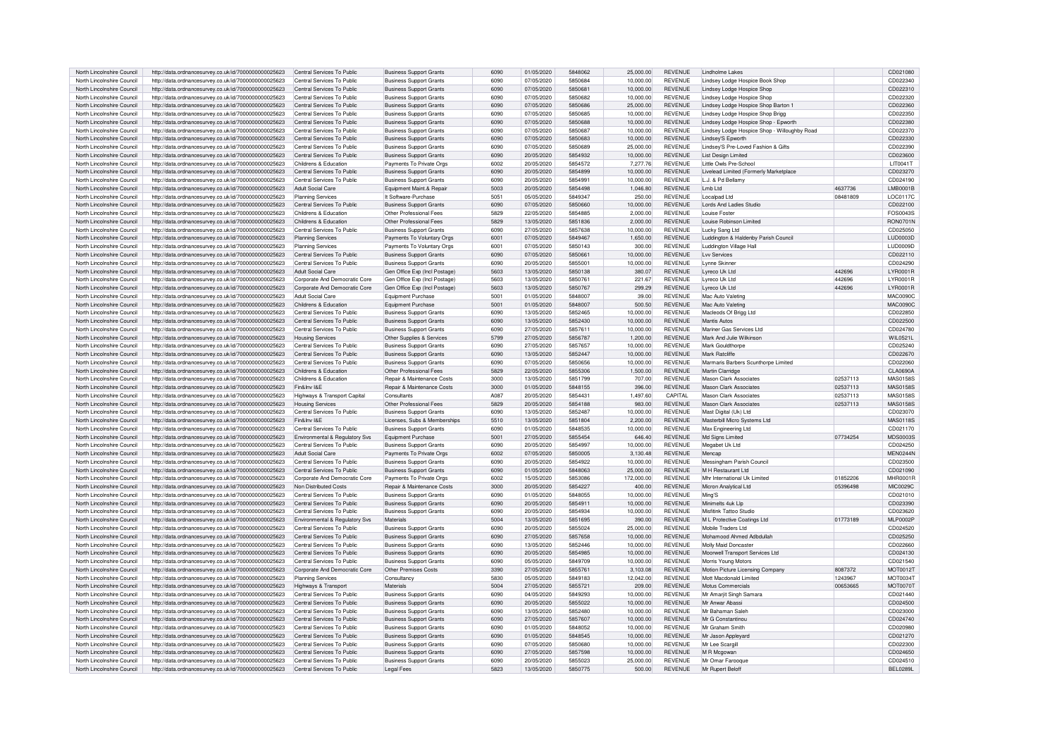| North Lincolnshire Council | http://data.ordnancesurvey.co.uk/id/7000000000025623 | Central Services To Public | Business Support Grants | 6090 | 01/05/2020 | 5848062 | 25,000.00 | REVENUE | Lindholme Lakes | | CD021080 |
|---|---|---|---|---|---|---|---|---|---|---|---|
| North Lincolnshire Council | http://data.ordnancesurvey.co.uk/id/7000000000025623 | Central Services To Public | Business Support Grants | 6090 | 07/05/2020 | 5850684 | 10,000.00 | REVENUE | Lindsey Lodge Hospice Book Shop | | CD022340 |
| North Lincolnshire Council | http://data.ordnancesurvey.co.uk/id/7000000000025623 | Central Services To Public | Business Support Grants | 6090 | 07/05/2020 | 5850681 | 10,000.00 | REVENUE | Lindsey Lodge Hospice Shop | | CD022310 |
| North Lincolnshire Council | http://data.ordnancesurvey.co.uk/id/7000000000025623 | Central Services To Public | Business Support Grants | 6090 | 07/05/2020 | 5850682 | 10,000.00 | REVENUE | Lindsey Lodge Hospice Shop | | CD022320 |
| North Lincolnshire Council | http://data.ordnancesurvey.co.uk/id/7000000000025623 | Central Services To Public | Business Support Grants | 6090 | 07/05/2020 | 5850686 | 25,000.00 | REVENUE | Lindsey Lodge Hospice Shop Barton 1 | | CD022360 |
| North Lincolnshire Council | http://data.ordnancesurvey.co.uk/id/7000000000025623 | Central Services To Public | Business Support Grants | 6090 | 07/05/2020 | 5850685 | 10,000.00 | REVENUE | Lindsey Lodge Hospice Shop Brigg | | CD022350 |
| North Lincolnshire Council | http://data.ordnancesurvey.co.uk/id/7000000000025623 | Central Services To Public | Business Support Grants | 6090 | 07/05/2020 | 5850688 | 10,000.00 | REVENUE | Lindsey Lodge Hospice Shop - Epworth | | CD022380 |
| North Lincolnshire Council | http://data.ordnancesurvey.co.uk/id/7000000000025623 | Central Services To Public | Business Support Grants | 6090 | 07/05/2020 | 5850687 | 10,000.00 | REVENUE | Lindsey Lodge Hospice Shop - Willoughby Road | | CD022370 |
| North Lincolnshire Council | http://data.ordnancesurvey.co.uk/id/7000000000025623 | Central Services To Public | Business Support Grants | 6090 | 07/05/2020 | 5850683 | 10,000.00 | REVENUE | Lindsey'S Epworth | | CD022330 |
| North Lincolnshire Council | http://data.ordnancesurvey.co.uk/id/7000000000025623 | Central Services To Public | Business Support Grants | 6090 | 07/05/2020 | 5850689 | 25,000.00 | REVENUE | Lindsey'S Pre-Loved Fashion & Gifts | | CD022390 |
| North Lincolnshire Council | http://data.ordnancesurvey.co.uk/id/7000000000025623 | Central Services To Public | Business Support Grants | 6090 | 20/05/2020 | 5854932 | 10,000.00 | REVENUE | List Design Limited | | CD023600 |
| North Lincolnshire Council | http://data.ordnancesurvey.co.uk/id/7000000000025623 | Childrens & Education | Payments To Private Orgs | 6002 | 20/05/2020 | 5854572 | 7,277.76 | REVENUE | Little Owls Pre-School | | LIT0041T |
| North Lincolnshire Council | http://data.ordnancesurvey.co.uk/id/7000000000025623 | Central Services To Public | Business Support Grants | 6090 | 20/05/2020 | 5854899 | 10,000.00 | REVENUE | Livelead Limited (Formerly Marketplace | | CD023270 |
| North Lincolnshire Council | http://data.ordnancesurvey.co.uk/id/7000000000025623 | Central Services To Public | Business Support Grants | 6090 | 20/05/2020 | 5854991 | 10,000.00 | REVENUE | L.J. & Pd Bellamy | | CD024190 |
| North Lincolnshire Council | http://data.ordnancesurvey.co.uk/id/7000000000025623 | Adult Social Care | Equipment Maint.& Repair | 5003 | 20/05/2020 | 5854498 | 1,046.80 | REVENUE | Lmb Ltd | 4637736 | LMB0001B |
| North Lincolnshire Council | http://data.ordnancesurvey.co.uk/id/7000000000025623 | Planning Services | It Software-Purchase | 5051 | 05/05/2020 | 5849347 | 250.00 | REVENUE | Localpad Ltd | 08481809 | LOC0117C |
| North Lincolnshire Council | http://data.ordnancesurvey.co.uk/id/7000000000025623 | Central Services To Public | Business Support Grants | 6090 | 07/05/2020 | 5850660 | 10,000.00 | REVENUE | Lords And Ladies Studio | | CD022100 |
| North Lincolnshire Council | http://data.ordnancesurvey.co.uk/id/7000000000025623 | Childrens & Education | Other Professional Fees | 5829 | 22/05/2020 | 5854885 | 2,000.00 | REVENUE | Louise Foster | | FOS0043S |
| North Lincolnshire Council | http://data.ordnancesurvey.co.uk/id/7000000000025623 | Childrens & Education | Other Professional Fees | 5829 | 13/05/2020 | 5851836 | 2,000.00 | REVENUE | Louise Robinson Limited | | RON0701N |
| North Lincolnshire Council | http://data.ordnancesurvey.co.uk/id/7000000000025623 | Central Services To Public | Business Support Grants | 6090 | 27/05/2020 | 5857638 | 10,000.00 | REVENUE | Lucky Sang Ltd | | CD025050 |
| North Lincolnshire Council | http://data.ordnancesurvey.co.uk/id/7000000000025623 | Planning Services | Payments To Voluntary Orgs | 6001 | 07/05/2020 | 5849467 | 1,650.00 | REVENUE | Luddington & Haldenby Parish Council | | LUD0003D |
| North Lincolnshire Council | http://data.ordnancesurvey.co.uk/id/7000000000025623 | Planning Services | Payments To Voluntary Orgs | 6001 | 07/05/2020 | 5850143 | 300.00 | REVENUE | Luddington Village Hall | | LUD0009D |
| North Lincolnshire Council | http://data.ordnancesurvey.co.uk/id/7000000000025623 | Central Services To Public | Business Support Grants | 6090 | 07/05/2020 | 5850661 | 10,000.00 | REVENUE | Lvv Services | | CD022110 |
| North Lincolnshire Council | http://data.ordnancesurvey.co.uk/id/7000000000025623 | Central Services To Public | Business Support Grants | 6090 | 20/05/2020 | 5855001 | 10,000.00 | REVENUE | Lynne Skinner | | CD024290 |
| North Lincolnshire Council | http://data.ordnancesurvey.co.uk/id/7000000000025623 | Adult Social Care | Gen Office Exp (Incl Postage) | 5603 | 13/05/2020 | 5850138 | 380.07 | REVENUE | Lyreco Uk Ltd | 442696 | LYR0001R |
| North Lincolnshire Council | http://data.ordnancesurvey.co.uk/id/7000000000025623 | Corporate And Democratic Core | Gen Office Exp (Incl Postage) | 5603 | 13/05/2020 | 5850761 | 221.67 | REVENUE | Lyreco Uk Ltd | 442696 | LYR0001R |
| North Lincolnshire Council | http://data.ordnancesurvey.co.uk/id/7000000000025623 | Corporate And Democratic Core | Gen Office Exp (Incl Postage) | 5603 | 13/05/2020 | 5850767 | 299.29 | REVENUE | Lyreco Uk Ltd | 442696 | LYR0001R |
| North Lincolnshire Council | http://data.ordnancesurvey.co.uk/id/7000000000025623 | Adult Social Care | Equipment Purchase | 5001 | 01/05/2020 | 5848007 | 39.00 | REVENUE | Mac Auto Valeting | | MAC0090C |
| North Lincolnshire Council | http://data.ordnancesurvey.co.uk/id/7000000000025623 | Childrens & Education | Equipment Purchase | 5001 | 01/05/2020 | 5848007 | 500.50 | REVENUE | Mac Auto Valeting | | MAC0090C |
| North Lincolnshire Council | http://data.ordnancesurvey.co.uk/id/7000000000025623 | Central Services To Public | Business Support Grants | 6090 | 13/05/2020 | 5852465 | 10,000.00 | REVENUE | Macleods Of Brigg Ltd | | CD022850 |
| North Lincolnshire Council | http://data.ordnancesurvey.co.uk/id/7000000000025623 | Central Services To Public | Business Support Grants | 6090 | 13/05/2020 | 5852430 | 10,000.00 | REVENUE | Mantis Autos | | CD022500 |
| North Lincolnshire Council | http://data.ordnancesurvey.co.uk/id/7000000000025623 | Central Services To Public | Business Support Grants | 6090 | 27/05/2020 | 5857611 | 10,000.00 | REVENUE | Mariner Gas Services Ltd | | CD024780 |
| North Lincolnshire Council | http://data.ordnancesurvey.co.uk/id/7000000000025623 | Housing Services | Other Supplies & Services | 5799 | 27/05/2020 | 5856787 | 1,200.00 | REVENUE | Mark And Julie Wilkinson | | WIL0521L |
| North Lincolnshire Council | http://data.ordnancesurvey.co.uk/id/7000000000025623 | Central Services To Public | Business Support Grants | 6090 | 27/05/2020 | 5857657 | 10,000.00 | REVENUE | Mark Gouldthorpe | | CD025240 |
| North Lincolnshire Council | http://data.ordnancesurvey.co.uk/id/7000000000025623 | Central Services To Public | Business Support Grants | 6090 | 13/05/2020 | 5852447 | 10,000.00 | REVENUE | Mark Ratcliffe | | CD022670 |
| North Lincolnshire Council | http://data.ordnancesurvey.co.uk/id/7000000000025623 | Central Services To Public | Business Support Grants | 6090 | 07/05/2020 | 5850656 | 10,000.00 | REVENUE | Marmaris Barbers Scunthorpe Limited | | CD022060 |
| North Lincolnshire Council | http://data.ordnancesurvey.co.uk/id/7000000000025623 | Childrens & Education | Other Professional Fees | 5829 | 22/05/2020 | 5855306 | 1,500.00 | REVENUE | Martin Clarridge | | CLA0690A |
| North Lincolnshire Council | http://data.ordnancesurvey.co.uk/id/7000000000025623 | Childrens & Education | Repair & Maintenance Costs | 3000 | 13/05/2020 | 5851799 | 707.00 | REVENUE | Mason Clark Associates | 02537113 | MAS0158S |
| North Lincolnshire Council | http://data.ordnancesurvey.co.uk/id/7000000000025623 | Fin&Inv I&E | Repair & Maintenance Costs | 3000 | 01/05/2020 | 5848155 | 396.00 | REVENUE | Mason Clark Associates | 02537113 | MAS0158S |
| North Lincolnshire Council | http://data.ordnancesurvey.co.uk/id/7000000000025623 | Highways & Transport Capital | Consultants | A087 | 20/05/2020 | 5854431 | 1,497.60 | CAPITAL | Mason Clark Associates | 02537113 | MAS0158S |
| North Lincolnshire Council | http://data.ordnancesurvey.co.uk/id/7000000000025623 | Housing Services | Other Professional Fees | 5829 | 20/05/2020 | 5854188 | 983.00 | REVENUE | Mason Clark Associates | 02537113 | MAS0158S |
| North Lincolnshire Council | http://data.ordnancesurvey.co.uk/id/7000000000025623 | Central Services To Public | Business Support Grants | 6090 | 13/05/2020 | 5852487 | 10,000.00 | REVENUE | Mast Digital (Uk) Ltd | | CD023070 |
| North Lincolnshire Council | http://data.ordnancesurvey.co.uk/id/7000000000025623 | Fin&Inv I&E | Licenses, Subs & Memberships | 5510 | 13/05/2020 | 5851804 | 2,200.00 | REVENUE | Masterbill Micro Systems Ltd | | MAS0118S |
| North Lincolnshire Council | http://data.ordnancesurvey.co.uk/id/7000000000025623 | Central Services To Public | Business Support Grants | 6090 | 01/05/2020 | 5848535 | 10,000.00 | REVENUE | Max Engineering Ltd | | CD021170 |
| North Lincolnshire Council | http://data.ordnancesurvey.co.uk/id/7000000000025623 | Environmental & Regulatory Svs | Equipment Purchase | 5001 | 27/05/2020 | 5855454 | 646.40 | REVENUE | Md Signs Limited | 07734254 | MDS0003S |
| North Lincolnshire Council | http://data.ordnancesurvey.co.uk/id/7000000000025623 | Central Services To Public | Business Support Grants | 6090 | 20/05/2020 | 5854997 | 10,000.00 | REVENUE | Megabet Uk Ltd | | CD024250 |
| North Lincolnshire Council | http://data.ordnancesurvey.co.uk/id/7000000000025623 | Adult Social Care | Payments To Private Orgs | 6002 | 07/05/2020 | 5850005 | 3,130.48 | REVENUE | Mencap | | MEN0244N |
| North Lincolnshire Council | http://data.ordnancesurvey.co.uk/id/7000000000025623 | Central Services To Public | Business Support Grants | 6090 | 20/05/2020 | 5854922 | 10,000.00 | REVENUE | Messingham Parish Council | | CD023500 |
| North Lincolnshire Council | http://data.ordnancesurvey.co.uk/id/7000000000025623 | Central Services To Public | Business Support Grants | 6090 | 01/05/2020 | 5848063 | 25,000.00 | REVENUE | M H Restaurant Ltd | | CD021090 |
| North Lincolnshire Council | http://data.ordnancesurvey.co.uk/id/7000000000025623 | Corporate And Democratic Core | Payments To Private Orgs | 6002 | 15/05/2020 | 5853086 | 172,000.00 | REVENUE | Mhr International Uk Limited | 01852206 | MHR0001R |
| North Lincolnshire Council | http://data.ordnancesurvey.co.uk/id/7000000000025623 | Non Distributed Costs | Repair & Maintenance Costs | 3000 | 20/05/2020 | 5854227 | 400.00 | REVENUE | Micron Analytical Ltd | 05396498 | MIC0029C |
| North Lincolnshire Council | http://data.ordnancesurvey.co.uk/id/7000000000025623 | Central Services To Public | Business Support Grants | 6090 | 01/05/2020 | 5848055 | 10,000.00 | REVENUE | Ming'S | | CD021010 |
| North Lincolnshire Council | http://data.ordnancesurvey.co.uk/id/7000000000025623 | Central Services To Public | Business Support Grants | 6090 | 20/05/2020 | 5854911 | 10,000.00 | REVENUE | Minimelts 4uk Llp | | CD023390 |
| North Lincolnshire Council | http://data.ordnancesurvey.co.uk/id/7000000000025623 | Central Services To Public | Business Support Grants | 6090 | 20/05/2020 | 5854934 | 10,000.00 | REVENUE | Misfitink Tattoo Studio | | CD023620 |
| North Lincolnshire Council | http://data.ordnancesurvey.co.uk/id/7000000000025623 | Environmental & Regulatory Svs | Materials | 5004 | 13/05/2020 | 5851695 | 390.00 | REVENUE | M L Protective Coatings Ltd | 01773189 | MLP0002P |
| North Lincolnshire Council | http://data.ordnancesurvey.co.uk/id/7000000000025623 | Central Services To Public | Business Support Grants | 6090 | 20/05/2020 | 5855024 | 25,000.00 | REVENUE | Mobile Traders Ltd | | CD024520 |
| North Lincolnshire Council | http://data.ordnancesurvey.co.uk/id/7000000000025623 | Central Services To Public | Business Support Grants | 6090 | 27/05/2020 | 5857658 | 10,000.00 | REVENUE | Mohamood Ahmed Adbdullah | | CD025250 |
| North Lincolnshire Council | http://data.ordnancesurvey.co.uk/id/7000000000025623 | Central Services To Public | Business Support Grants | 6090 | 13/05/2020 | 5852446 | 10,000.00 | REVENUE | Molly Maid Doncaster | | CD022660 |
| North Lincolnshire Council | http://data.ordnancesurvey.co.uk/id/7000000000025623 | Central Services To Public | Business Support Grants | 6090 | 20/05/2020 | 5854985 | 10,000.00 | REVENUE | Moorwell Transport Services Ltd | | CD024130 |
| North Lincolnshire Council | http://data.ordnancesurvey.co.uk/id/7000000000025623 | Central Services To Public | Business Support Grants | 6090 | 05/05/2020 | 5849709 | 10,000.00 | REVENUE | Morris Young Motors | | CD021540 |
| North Lincolnshire Council | http://data.ordnancesurvey.co.uk/id/7000000000025623 | Corporate And Democratic Core | Other Premises Costs | 3390 | 27/05/2020 | 5855761 | 3,103.08 | REVENUE | Motion Picture Licensing Company | 8087372 | MOT0012T |
| North Lincolnshire Council | http://data.ordnancesurvey.co.uk/id/7000000000025623 | Planning Services | Consultancy | 5830 | 05/05/2020 | 5849183 | 12,042.00 | REVENUE | Mott Macdonald Limited | 1243967 | MOT0034T |
| North Lincolnshire Council | http://data.ordnancesurvey.co.uk/id/7000000000025623 | Highways & Transport | Materials | 5004 | 27/05/2020 | 5855721 | 209.00 | REVENUE | Motus Commercials | 00653665 | MOT0070T |
| North Lincolnshire Council | http://data.ordnancesurvey.co.uk/id/7000000000025623 | Central Services To Public | Business Support Grants | 6090 | 04/05/2020 | 5849293 | 10,000.00 | REVENUE | Mr Amarjit Singh Samara | | CD021440 |
| North Lincolnshire Council | http://data.ordnancesurvey.co.uk/id/7000000000025623 | Central Services To Public | Business Support Grants | 6090 | 20/05/2020 | 5855022 | 10,000.00 | REVENUE | Mr Anwar Abassi | | CD024500 |
| North Lincolnshire Council | http://data.ordnancesurvey.co.uk/id/7000000000025623 | Central Services To Public | Business Support Grants | 6090 | 13/05/2020 | 5852480 | 10,000.00 | REVENUE | Mr Bahaman Saleh | | CD023000 |
| North Lincolnshire Council | http://data.ordnancesurvey.co.uk/id/7000000000025623 | Central Services To Public | Business Support Grants | 6090 | 27/05/2020 | 5857607 | 10,000.00 | REVENUE | Mr G Constantinou | | CD024740 |
| North Lincolnshire Council | http://data.ordnancesurvey.co.uk/id/7000000000025623 | Central Services To Public | Business Support Grants | 6090 | 01/05/2020 | 5848052 | 10,000.00 | REVENUE | Mr Graham Smith | | CD020980 |
| North Lincolnshire Council | http://data.ordnancesurvey.co.uk/id/7000000000025623 | Central Services To Public | Business Support Grants | 6090 | 01/05/2020 | 5848545 | 10,000.00 | REVENUE | Mr Jason Appleyard | | CD021270 |
| North Lincolnshire Council | http://data.ordnancesurvey.co.uk/id/7000000000025623 | Central Services To Public | Business Support Grants | 6090 | 07/05/2020 | 5850680 | 10,000.00 | REVENUE | Mr Lee Scargill | | CD022300 |
| North Lincolnshire Council | http://data.ordnancesurvey.co.uk/id/7000000000025623 | Central Services To Public | Business Support Grants | 6090 | 27/05/2020 | 5857598 | 10,000.00 | REVENUE | M R Mcgowan | | CD024650 |
| North Lincolnshire Council | http://data.ordnancesurvey.co.uk/id/7000000000025623 | Central Services To Public | Business Support Grants | 6090 | 20/05/2020 | 5855023 | 25,000.00 | REVENUE | Mr Omar Farooque | | CD024510 |
| North Lincolnshire Council | http://data.ordnancesurvey.co.uk/id/7000000000025623 | Central Services To Public | Legal Fees | 5823 | 13/05/2020 | 5850775 | 500.00 | REVENUE | Mr Rupert Beloff | | BEL0289L |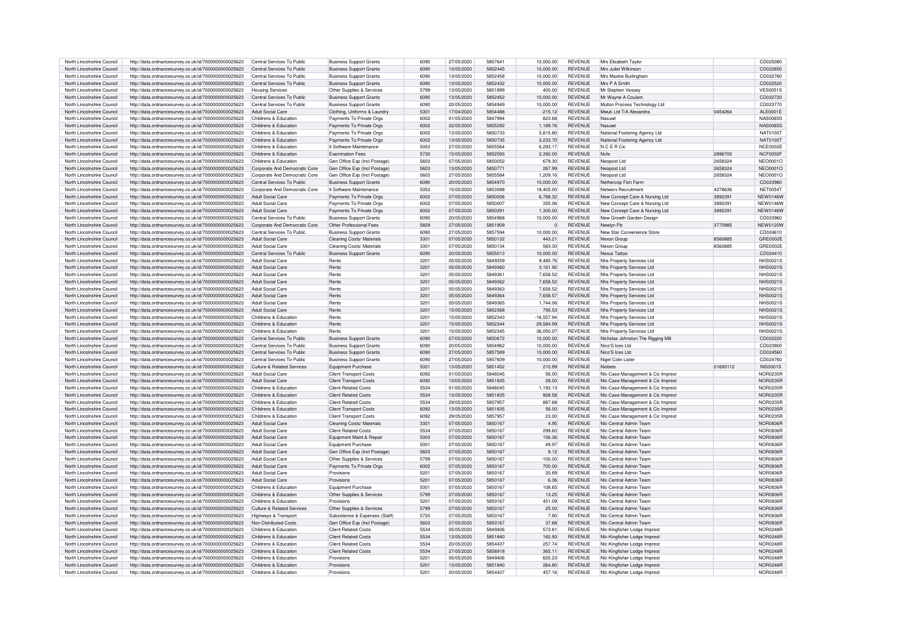| North Lincolnshire Council | http://data.ordnancesurvey.co.uk/id/7000000000025623 | Central Services To Public | Business Support Grants | 6090 | 27/05/2020 | 5857641 | 10,000.00 | REVENUE | Mrs Elizabeth Taylor | | CD025080 |
|---|---|---|---|---|---|---|---|---|---|---|---|
| North Lincolnshire Council | http://data.ordnancesurvey.co.uk/id/7000000000025623 | Central Services To Public | Business Support Grants | 6090 | 13/05/2020 | 5852445 | 10,000.00 | REVENUE | Mrs Juliet Wilkinson | | CD022650 |
| North Lincolnshire Council | http://data.ordnancesurvey.co.uk/id/7000000000025623 | Central Services To Public | Business Support Grants | 6090 | 13/05/2020 | 5852458 | 10,000.00 | REVENUE | Mrs Maxine Burlingham | | CD022780 |
| North Lincolnshire Council | http://data.ordnancesurvey.co.uk/id/7000000000025623 | Central Services To Public | Business Support Grants | 6090 | 13/05/2020 | 5852432 | 10,000.00 | REVENUE | Mrs P A Smith | | CD022520 |
| North Lincolnshire Council | http://data.ordnancesurvey.co.uk/id/7000000000025623 | Housing Services | Other Supplies & Services | 5799 | 13/05/2020 | 5851899 | 400.00 | REVENUE | Mr Stephen Vessey | | VES0051S |
| North Lincolnshire Council | http://data.ordnancesurvey.co.uk/id/7000000000025623 | Central Services To Public | Business Support Grants | 6090 | 13/05/2020 | 5852452 | 10,000.00 | REVENUE | Mr Wayne A Coulam | | CD022720 |
| North Lincolnshire Council | http://data.ordnancesurvey.co.uk/id/7000000000025623 | Central Services To Public | Business Support Grants | 6090 | 20/05/2020 | 5854949 | 10,000.00 | REVENUE | Multon Process Technology Ltd | | CD023770 |
| North Lincolnshire Council | http://data.ordnancesurvey.co.uk/id/7000000000025623 | Adult Social Care | Clothing, Uniforms & Laundry | 5301 | 17/04/2020 | 5854488 | -215.12 | REVENUE | Mwuk Ltd T/A Alexandra | 0454264 | ALE0001E |
| North Lincolnshire Council | http://data.ordnancesurvey.co.uk/id/7000000000025623 | Childrens & Education | Payments To Private Orgs | 6002 | 01/05/2020 | 5847994 | 823.68 | REVENUE | Nasuwt | | NAS0065S |
| North Lincolnshire Council | http://data.ordnancesurvey.co.uk/id/7000000000025623 | Childrens & Education | Payments To Private Orgs | 6002 | 22/05/2020 | 5855292 | 1,189.76 | REVENUE | Nasuwt | | NAS0065S |
| North Lincolnshire Council | http://data.ordnancesurvey.co.uk/id/7000000000025623 | Childrens & Education | Payments To Private Orgs | 6002 | 13/05/2020 | 5850733 | 5,815.80 | REVENUE | National Fostering Agency Ltd | | NAT0100T |
| North Lincolnshire Council | http://data.ordnancesurvey.co.uk/id/7000000000025623 | Childrens & Education | Payments To Private Orgs | 6002 | 13/05/2020 | 5850735 | 3,233.70 | REVENUE | National Fostering Agency Ltd | | NAT0100T |
| North Lincolnshire Council | http://data.ordnancesurvey.co.uk/id/7000000000025623 | Childrens & Education | It Software-Maintenance | 5053 | 27/05/2020 | 5855564 | 6,293.17 | REVENUE | N C E R Cic | | NCE0002E |
| North Lincolnshire Council | http://data.ordnancesurvey.co.uk/id/7000000000025623 | Childrens & Education | Examination Fees | 5730 | 15/05/2020 | 5852593 | 2,392.00 | REVENUE | Ncfe | 2896700 | NCF0002F |
| North Lincolnshire Council | http://data.ordnancesurvey.co.uk/id/7000000000025623 | Childrens & Education | Gen Office Exp (Incl Postage) | 5603 | 07/05/2020 | 5850052 | 679.30 | REVENUE | Neopost Ltd | 2658324 | NEO0001O |
| North Lincolnshire Council | http://data.ordnancesurvey.co.uk/id/7000000000025623 | Corporate And Democratic Core | Gen Office Exp (Incl Postage) | 5603 | 13/05/2020 | 5850771 | 267.99 | REVENUE | Neopost Ltd | 2658324 | NEO0001O |
| North Lincolnshire Council | http://data.ordnancesurvey.co.uk/id/7000000000025623 | Corporate And Democratic Core | Gen Office Exp (Incl Postage) | 5603 | 27/05/2020 | 5855584 | 1,209.16 | REVENUE | Neopost Ltd | 2658324 | NEO0001O |
| North Lincolnshire Council | http://data.ordnancesurvey.co.uk/id/7000000000025623 | Central Services To Public | Business Support Grants | 6090 | 20/05/2020 | 5854970 | 10,000.00 | REVENUE | Nethercop Fish Farm | | CD023980 |
| North Lincolnshire Council | http://data.ordnancesurvey.co.uk/id/7000000000025623 | Corporate And Democratic Core | It Software-Maintenance | 5053 | 15/05/2020 | 5853088 | 18,405.00 | REVENUE | Networx Recruitment | 4278636 | NET0054T |
| North Lincolnshire Council | http://data.ordnancesurvey.co.uk/id/7000000000025623 | Adult Social Care | Payments To Private Orgs | 6002 | 07/05/2020 | 5850006 | 6,788.32 | REVENUE | New Concept Care & Nursing Ltd | 3892391 | NEW0146W |
| North Lincolnshire Council | http://data.ordnancesurvey.co.uk/id/7000000000025623 | Adult Social Care | Payments To Private Orgs | 6002 | 07/05/2020 | 5850007 | 355.06 | REVENUE | New Concept Care & Nursing Ltd | 3892391 | NEW0146W |
| North Lincolnshire Council | http://data.ordnancesurvey.co.uk/id/7000000000025623 | Adult Social Care | Payments To Private Orgs | 6002 | 07/05/2020 | 5850291 | 1,300.00 | REVENUE | New Concept Care & Nursing Ltd | 3892391 | NEW0146W |
| North Lincolnshire Council | http://data.ordnancesurvey.co.uk/id/7000000000025623 | Central Services To Public | Business Support Grants | 6090 | 20/05/2020 | 5854968 | 10,000.00 | REVENUE | New Growth Garden Design | | CD023960 |
| North Lincolnshire Council | http://data.ordnancesurvey.co.uk/id/7000000000025623 | Corporate And Democratic Core | Other Professional Fees | 5829 | 27/05/2020 | 5851909 | 0 | REVENUE | Newlyn Plc | 3770985 | NEW0120W |
| North Lincolnshire Council | http://data.ordnancesurvey.co.uk/id/7000000000025623 | Central Services To Public | Business Support Grants | 6090 | 27/05/2020 | 5857594 | 10,000.00 | REVENUE | New Star Convenience Store | | CD024610 |
| North Lincolnshire Council | http://data.ordnancesurvey.co.uk/id/7000000000025623 | Adult Social Care | Cleaning Costs/ Materials | 3301 | 07/05/2020 | 5850132 | 443.21 | REVENUE | Nexon Group | 8560885 | GRE0002E |
| North Lincolnshire Council | http://data.ordnancesurvey.co.uk/id/7000000000025623 | Adult Social Care | Cleaning Costs/ Materials | 3301 | 07/05/2020 | 5850134 | 583.30 | REVENUE | Nexon Group | 8560885 | GRE0002E |
| North Lincolnshire Council | http://data.ordnancesurvey.co.uk/id/7000000000025623 | Central Services To Public | Business Support Grants | 6090 | 20/05/2020 | 5855013 | 10,000.00 | REVENUE | Nexus Tattoo | | CD024410 |
| North Lincolnshire Council | http://data.ordnancesurvey.co.uk/id/7000000000025623 | Adult Social Care | Rents | 3201 | 05/05/2020 | 5849359 | 9,485.76 | REVENUE | Nhs Property Services Ltd | | NHS0021S |
| North Lincolnshire Council | http://data.ordnancesurvey.co.uk/id/7000000000025623 | Adult Social Care | Rents | 3201 | 05/05/2020 | 5849360 | 3,161.92 | REVENUE | Nhs Property Services Ltd | | NHS0021S |
| North Lincolnshire Council | http://data.ordnancesurvey.co.uk/id/7000000000025623 | Adult Social Care | Rents | 3201 | 05/05/2020 | 5849361 | 7,658.52 | REVENUE | Nhs Property Services Ltd | | NHS0021S |
| North Lincolnshire Council | http://data.ordnancesurvey.co.uk/id/7000000000025623 | Adult Social Care | Rents | 3201 | 05/05/2020 | 5849362 | 7,658.52 | REVENUE | Nhs Property Services Ltd | | NHS0021S |
| North Lincolnshire Council | http://data.ordnancesurvey.co.uk/id/7000000000025623 | Adult Social Care | Rents | 3201 | 05/05/2020 | 5849363 | 7,658.52 | REVENUE | Nhs Property Services Ltd | | NHS0021S |
| North Lincolnshire Council | http://data.ordnancesurvey.co.uk/id/7000000000025623 | Adult Social Care | Rents | 3201 | 05/05/2020 | 5849364 | 7,658.57 | REVENUE | Nhs Property Services Ltd | | NHS0021S |
| North Lincolnshire Council | http://data.ordnancesurvey.co.uk/id/7000000000025623 | Adult Social Care | Rents | 3201 | 05/05/2020 | 5849365 | 1,744.06 | REVENUE | Nhs Property Services Ltd | | NHS0021S |
| North Lincolnshire Council | http://data.ordnancesurvey.co.uk/id/7000000000025623 | Adult Social Care | Rents | 3201 | 15/05/2020 | 5852368 | 795.53 | REVENUE | Nhs Property Services Ltd | | NHS0021S |
| North Lincolnshire Council | http://data.ordnancesurvey.co.uk/id/7000000000025623 | Childrens & Education | Rents | 3201 | 15/05/2020 | 5852343 | -16,557.94 | REVENUE | Nhs Property Services Ltd | | NHS0021S |
| North Lincolnshire Council | http://data.ordnancesurvey.co.uk/id/7000000000025623 | Childrens & Education | Rents | 3201 | 15/05/2020 | 5852344 | 29,584.99 | REVENUE | Nhs Property Services Ltd | | NHS0021S |
| North Lincolnshire Council | http://data.ordnancesurvey.co.uk/id/7000000000025623 | Childrens & Education | Rents | 3201 | 15/05/2020 | 5852345 | 36,050.07 | REVENUE | Nhs Property Services Ltd | | NHS0021S |
| North Lincolnshire Council | http://data.ordnancesurvey.co.uk/id/7000000000025623 | Central Services To Public | Business Support Grants | 6090 | 07/05/2020 | 5850672 | 10,000.00 | REVENUE | Nicholas Johnston The Rigging Mill | | CD022220 |
| North Lincolnshire Council | http://data.ordnancesurvey.co.uk/id/7000000000025623 | Central Services To Public | Business Support Grants | 6090 | 20/05/2020 | 5854962 | 10,000.00 | REVENUE | Nico'S Ices Ltd | | CD023900 |
| North Lincolnshire Council | http://data.ordnancesurvey.co.uk/id/7000000000025623 | Central Services To Public | Business Support Grants | 6090 | 27/05/2020 | 5857589 | 10,000.00 | REVENUE | Nico'S Ices Ltd | | CD024560 |
| North Lincolnshire Council | http://data.ordnancesurvey.co.uk/id/7000000000025623 | Central Services To Public | Business Support Grants | 6090 | 27/05/2020 | 5857609 | 10,000.00 | REVENUE | Nigel Colin Lister | | CD024760 |
| North Lincolnshire Council | http://data.ordnancesurvey.co.uk/id/7000000000025623 | Culture & Related Services | Equipment Purchase | 5001 | 13/05/2020 | 5851452 | 210.99 | REVENUE | Nisbets | 01693112 | NIS0001S |
| North Lincolnshire Council | http://data.ordnancesurvey.co.uk/id/7000000000025623 | Adult Social Care | Client Transport Costs | 6092 | 01/05/2020 | 5848045 | 56.00 | REVENUE | Nlc-Case Management & Cic Imprest | | NOR0235R |
| North Lincolnshire Council | http://data.ordnancesurvey.co.uk/id/7000000000025623 | Adult Social Care | Client Transport Costs | 6092 | 13/05/2020 | 5851835 | 28.00 | REVENUE | Nlc-Case Management & Cic Imprest | | NOR0235R |
| North Lincolnshire Council | http://data.ordnancesurvey.co.uk/id/7000000000025623 | Childrens & Education | Client Related Costs | 5534 | 01/05/2020 | 5848045 | 1,193.13 | REVENUE | Nlc-Case Management & Cic Imprest | | NOR0235R |
| North Lincolnshire Council | http://data.ordnancesurvey.co.uk/id/7000000000025623 | Childrens & Education | Client Related Costs | 5534 | 13/05/2020 | 5851835 | 928.58 | REVENUE | Nlc-Case Management & Cic Imprest | | NOR0235R |
| North Lincolnshire Council | http://data.ordnancesurvey.co.uk/id/7000000000025623 | Childrens & Education | Client Related Costs | 5534 | 29/05/2020 | 5857957 | 887.68 | REVENUE | Nlc-Case Management & Cic Imprest | | NOR0235R |
| North Lincolnshire Council | http://data.ordnancesurvey.co.uk/id/7000000000025623 | Childrens & Education | Client Transport Costs | 6092 | 13/05/2020 | 5851835 | 56.00 | REVENUE | Nlc-Case Management & Cic Imprest | | NOR0235R |
| North Lincolnshire Council | http://data.ordnancesurvey.co.uk/id/7000000000025623 | Childrens & Education | Client Transport Costs | 6092 | 29/05/2020 | 5857957 | 23.00 | REVENUE | Nlc-Case Management & Cic Imprest | | NOR0235R |
| North Lincolnshire Council | http://data.ordnancesurvey.co.uk/id/7000000000025623 | Adult Social Care | Cleaning Costs/ Materials | 3301 | 07/05/2020 | 5850167 | 4.95 | REVENUE | Nlc-Central Admin Team | | NOR0836R |
| North Lincolnshire Council | http://data.ordnancesurvey.co.uk/id/7000000000025623 | Adult Social Care | Client Related Costs | 5534 | 07/05/2020 | 5850167 | 299.60 | REVENUE | Nlc-Central Admin Team | | NOR0836R |
| North Lincolnshire Council | http://data.ordnancesurvey.co.uk/id/7000000000025623 | Adult Social Care | Equipment Maint.& Repair | 5003 | 07/05/2020 | 5850167 | 156.36 | REVENUE | Nlc-Central Admin Team | | NOR0836R |
| North Lincolnshire Council | http://data.ordnancesurvey.co.uk/id/7000000000025623 | Adult Social Care | Equipment Purchase | 5001 | 07/05/2020 | 5850167 | 49.97 | REVENUE | Nlc-Central Admin Team | | NOR0836R |
| North Lincolnshire Council | http://data.ordnancesurvey.co.uk/id/7000000000025623 | Adult Social Care | Gen Office Exp (Incl Postage) | 5603 | 07/05/2020 | 5850167 | 9.12 | REVENUE | Nlc-Central Admin Team | | NOR0836R |
| North Lincolnshire Council | http://data.ordnancesurvey.co.uk/id/7000000000025623 | Adult Social Care | Other Supplies & Services | 5799 | 07/05/2020 | 5850167 | -100.00 | REVENUE | Nlc-Central Admin Team | | NOR0836R |
| North Lincolnshire Council | http://data.ordnancesurvey.co.uk/id/7000000000025623 | Adult Social Care | Payments To Private Orgs | 6002 | 07/05/2020 | 5850167 | 700.00 | REVENUE | Nlc-Central Admin Team | | NOR0836R |
| North Lincolnshire Council | http://data.ordnancesurvey.co.uk/id/7000000000025623 | Adult Social Care | Provisions | 5201 | 07/05/2020 | 5850167 | 20.89 | REVENUE | Nlc-Central Admin Team | | NOR0836R |
| North Lincolnshire Council | http://data.ordnancesurvey.co.uk/id/7000000000025623 | Adult Social Care | Provisions | 5201 | 07/05/2020 | 5850167 | 6.36 | REVENUE | Nlc-Central Admin Team | | NOR0836R |
| North Lincolnshire Council | http://data.ordnancesurvey.co.uk/id/7000000000025623 | Childrens & Education | Equipment Purchase | 5001 | 07/05/2020 | 5850167 | 108.65 | REVENUE | Nlc-Central Admin Team | | NOR0836R |
| North Lincolnshire Council | http://data.ordnancesurvey.co.uk/id/7000000000025623 | Childrens & Education | Other Supplies & Services | 5799 | 07/05/2020 | 5850167 | 13.25 | REVENUE | Nlc-Central Admin Team | | NOR0836R |
| North Lincolnshire Council | http://data.ordnancesurvey.co.uk/id/7000000000025623 | Childrens & Education | Provisions | 5201 | 07/05/2020 | 5850167 | 451.09 | REVENUE | Nlc-Central Admin Team | | NOR0836R |
| North Lincolnshire Council | http://data.ordnancesurvey.co.uk/id/7000000000025623 | Culture & Related Services | Other Supplies & Services | 5799 | 07/05/2020 | 5850167 | 25.00 | REVENUE | Nlc-Central Admin Team | | NOR0836R |
| North Lincolnshire Council | http://data.ordnancesurvey.co.uk/id/7000000000025623 | Highways & Transport | Subsistence & Expenses (Staff) | 5720 | 07/05/2020 | 5850167 | 7.80 | REVENUE | Nlc-Central Admin Team | | NOR0836R |
| North Lincolnshire Council | http://data.ordnancesurvey.co.uk/id/7000000000025623 | Non Distributed Costs | Gen Office Exp (Incl Postage) | 5603 | 07/05/2020 | 5850167 | 37.68 | REVENUE | Nlc-Central Admin Team | | NOR0836R |
| North Lincolnshire Council | http://data.ordnancesurvey.co.uk/id/7000000000025623 | Childrens & Education | Client Related Costs | 5534 | 05/05/2020 | 5849406 | 573.81 | REVENUE | Nlc-Kingfisher Lodge Imprest | | NOR0248R |
| North Lincolnshire Council | http://data.ordnancesurvey.co.uk/id/7000000000025623 | Childrens & Education | Client Related Costs | 5534 | 13/05/2020 | 5851840 | 160.93 | REVENUE | Nlc-Kingfisher Lodge Imprest | | NOR0248R |
| North Lincolnshire Council | http://data.ordnancesurvey.co.uk/id/7000000000025623 | Childrens & Education | Client Related Costs | 5534 | 20/05/2020 | 5854437 | 257.74 | REVENUE | Nlc-Kingfisher Lodge Imprest | | NOR0248R |
| North Lincolnshire Council | http://data.ordnancesurvey.co.uk/id/7000000000025623 | Childrens & Education | Client Related Costs | 5534 | 27/05/2020 | 5856918 | 365.11 | REVENUE | Nlc-Kingfisher Lodge Imprest | | NOR0248R |
| North Lincolnshire Council | http://data.ordnancesurvey.co.uk/id/7000000000025623 | Childrens & Education | Provisions | 5201 | 05/05/2020 | 5849406 | 655.23 | REVENUE | Nlc-Kingfisher Lodge Imprest | | NOR0248R |
| North Lincolnshire Council | http://data.ordnancesurvey.co.uk/id/7000000000025623 | Childrens & Education | Provisions | 5201 | 13/05/2020 | 5851840 | 264.80 | REVENUE | Nlc-Kingfisher Lodge Imprest | | NOR0248R |
| North Lincolnshire Council | http://data.ordnancesurvey.co.uk/id/7000000000025623 | Childrens & Education | Provisions | 5201 | 20/05/2020 | 5854437 | 457.16 | REVENUE | Nlc-Kingfisher Lodge Imprest | | NOR0248R |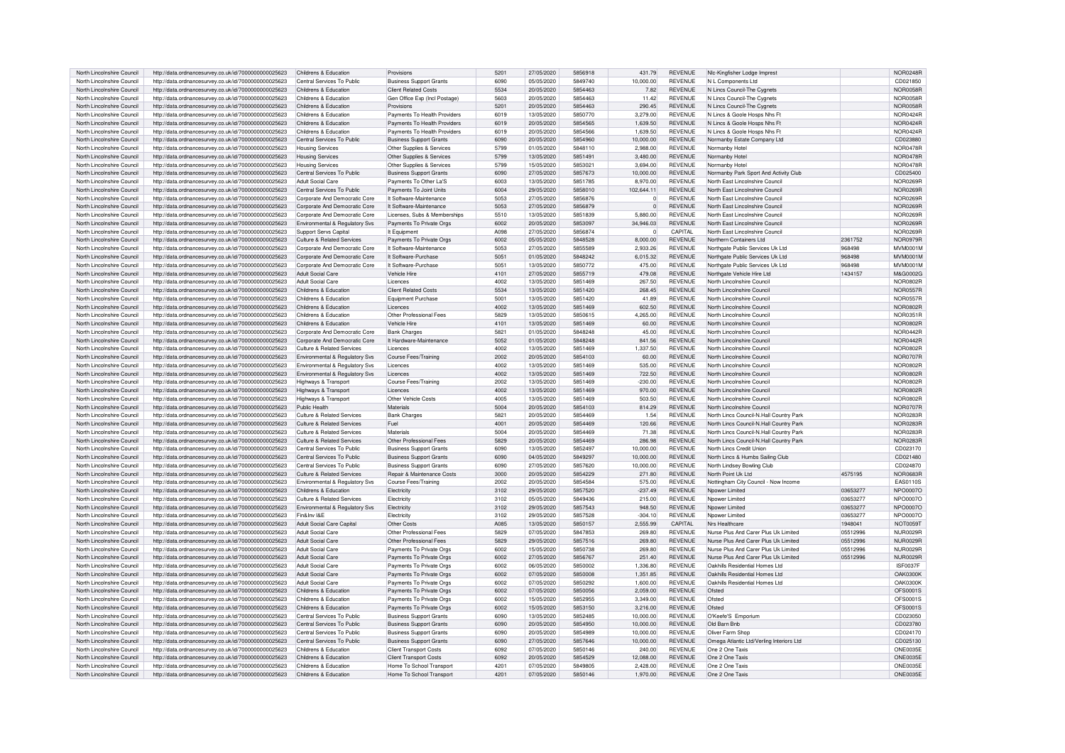| North Lincolnshire Council | http://data.ordnancesurvey.co.uk/id/7000000000025623 | Childrens & Education | Provisions | 5201 | 27/05/2020 | 5856918 | 431.79 | REVENUE | Nlc-Kingfisher Lodge Imprest | | NOR0248R |
|---|---|---|---|---|---|---|---|---|---|---|---|
| North Lincolnshire Council | http://data.ordnancesurvey.co.uk/id/7000000000025623 | Central Services To Public | Business Support Grants | 6090 | 05/05/2020 | 5849740 | 10,000.00 | REVENUE | N L Components Ltd | | CD021850 |
| North Lincolnshire Council | http://data.ordnancesurvey.co.uk/id/7000000000025623 | Childrens & Education | Client Related Costs | 5534 | 20/05/2020 | 5854463 | 7.82 | REVENUE | N Lincs Council-The Cygnets | | NOR0058R |
| North Lincolnshire Council | http://data.ordnancesurvey.co.uk/id/7000000000025623 | Childrens & Education | Gen Office Exp (Incl Postage) | 5603 | 20/05/2020 | 5854463 | 11.42 | REVENUE | N Lincs Council-The Cygnets | | NOR0058R |
| North Lincolnshire Council | http://data.ordnancesurvey.co.uk/id/7000000000025623 | Childrens & Education | Provisions | 5201 | 20/05/2020 | 5854463 | 290.45 | REVENUE | N Lincs Council-The Cygnets | | NOR0058R |
| North Lincolnshire Council | http://data.ordnancesurvey.co.uk/id/7000000000025623 | Childrens & Education | Payments To Health Providers | 6019 | 13/05/2020 | 5850770 | 3,279.00 | REVENUE | N Lincs & Goole Hosps Nhs Ft | | NOR0424R |
| North Lincolnshire Council | http://data.ordnancesurvey.co.uk/id/7000000000025623 | Childrens & Education | Payments To Health Providers | 6019 | 20/05/2020 | 5854565 | 1,639.50 | REVENUE | N Lincs & Goole Hosps Nhs Ft | | NOR0424R |
| North Lincolnshire Council | http://data.ordnancesurvey.co.uk/id/7000000000025623 | Childrens & Education | Payments To Health Providers | 6019 | 20/05/2020 | 5854566 | 1,639.50 | REVENUE | N Lincs & Goole Hosps Nhs Ft | | NOR0424R |
| North Lincolnshire Council | http://data.ordnancesurvey.co.uk/id/7000000000025623 | Central Services To Public | Business Support Grants | 6090 | 20/05/2020 | 5854960 | 10,000.00 | REVENUE | Normanby Estate Company Ltd | | CD023880 |
| North Lincolnshire Council | http://data.ordnancesurvey.co.uk/id/7000000000025623 | Housing Services | Other Supplies & Services | 5799 | 01/05/2020 | 5848110 | 2,988.00 | REVENUE | Normanby Hotel | | NOR0478R |
| North Lincolnshire Council | http://data.ordnancesurvey.co.uk/id/7000000000025623 | Housing Services | Other Supplies & Services | 5799 | 13/05/2020 | 5851491 | 3,480.00 | REVENUE | Normanby Hotel | | NOR0478R |
| North Lincolnshire Council | http://data.ordnancesurvey.co.uk/id/7000000000025623 | Housing Services | Other Supplies & Services | 5799 | 15/05/2020 | 5853021 | 3,694.00 | REVENUE | Normanby Hotel | | NOR0478R |
| North Lincolnshire Council | http://data.ordnancesurvey.co.uk/id/7000000000025623 | Central Services To Public | Business Support Grants | 6090 | 27/05/2020 | 5857673 | 10,000.00 | REVENUE | Normanby Park Sport And Activity Club | | CD025400 |
| North Lincolnshire Council | http://data.ordnancesurvey.co.uk/id/7000000000025623 | Adult Social Care | Payments To Other La'S | 6003 | 13/05/2020 | 5851785 | 8,970.00 | REVENUE | North East Lincolnshire Council | | NOR0269R |
| North Lincolnshire Council | http://data.ordnancesurvey.co.uk/id/7000000000025623 | Central Services To Public | Payments To Joint Units | 6004 | 29/05/2020 | 5858010 | 102,644.11 | REVENUE | North East Lincolnshire Council | | NOR0269R |
| North Lincolnshire Council | http://data.ordnancesurvey.co.uk/id/7000000000025623 | Corporate And Democratic Core | It Software-Maintenance | 5053 | 27/05/2020 | 5856876 | 0 | REVENUE | North East Lincolnshire Council | | NOR0269R |
| North Lincolnshire Council | http://data.ordnancesurvey.co.uk/id/7000000000025623 | Corporate And Democratic Core | It Software-Maintenance | 5053 | 27/05/2020 | 5856879 | 0 | REVENUE | North East Lincolnshire Council | | NOR0269R |
| North Lincolnshire Council | http://data.ordnancesurvey.co.uk/id/7000000000025623 | Corporate And Democratic Core | Licenses, Subs & Memberships | 5510 | 13/05/2020 | 5851839 | 5,880.00 | REVENUE | North East Lincolnshire Council | | NOR0269R |
| North Lincolnshire Council | http://data.ordnancesurvey.co.uk/id/7000000000025623 | Environmental & Regulatory Svs | Payments To Private Orgs | 6002 | 20/05/2020 | 5853097 | 34,946.03 | REVENUE | North East Lincolnshire Council | | NOR0269R |
| North Lincolnshire Council | http://data.ordnancesurvey.co.uk/id/7000000000025623 | Support Servs Capital | It Equipment | A098 | 27/05/2020 | 5856874 | 0 | CAPITAL | North East Lincolnshire Council | | NOR0269R |
| North Lincolnshire Council | http://data.ordnancesurvey.co.uk/id/7000000000025623 | Culture & Related Services | Payments To Private Orgs | 6002 | 05/05/2020 | 5848528 | 8,000.00 | REVENUE | Northern Containers Ltd | 2361752 | NOR0979R |
| North Lincolnshire Council | http://data.ordnancesurvey.co.uk/id/7000000000025623 | Corporate And Democratic Core | It Software-Maintenance | 5053 | 27/05/2020 | 5855589 | 2,933.26 | REVENUE | Northgate Public Services Uk Ltd | 968498 | MVM0001M |
| North Lincolnshire Council | http://data.ordnancesurvey.co.uk/id/7000000000025623 | Corporate And Democratic Core | It Software-Purchase | 5051 | 01/05/2020 | 5848242 | 6,015.32 | REVENUE | Northgate Public Services Uk Ltd | 968498 | MVM0001M |
| North Lincolnshire Council | http://data.ordnancesurvey.co.uk/id/7000000000025623 | Corporate And Democratic Core | It Software-Purchase | 5051 | 13/05/2020 | 5850772 | 475.00 | REVENUE | Northgate Public Services Uk Ltd | 968498 | MVM0001M |
| North Lincolnshire Council | http://data.ordnancesurvey.co.uk/id/7000000000025623 | Adult Social Care | Vehicle Hire | 4101 | 27/05/2020 | 5855719 | 479.08 | REVENUE | Northgate Vehicle Hire Ltd | 1434157 | M&G0002G |
| North Lincolnshire Council | http://data.ordnancesurvey.co.uk/id/7000000000025623 | Adult Social Care | Licences | 4002 | 13/05/2020 | 5851469 | 267.50 | REVENUE | North Lincolnshire Council | | NOR0802R |
| North Lincolnshire Council | http://data.ordnancesurvey.co.uk/id/7000000000025623 | Childrens & Education | Client Related Costs | 5534 | 13/05/2020 | 5851420 | 268.45 | REVENUE | North Lincolnshire Council | | NOR0557R |
| North Lincolnshire Council | http://data.ordnancesurvey.co.uk/id/7000000000025623 | Childrens & Education | Equipment Purchase | 5001 | 13/05/2020 | 5851420 | 41.89 | REVENUE | North Lincolnshire Council | | NOR0557R |
| North Lincolnshire Council | http://data.ordnancesurvey.co.uk/id/7000000000025623 | Childrens & Education | Licences | 4002 | 13/05/2020 | 5851469 | 602.50 | REVENUE | North Lincolnshire Council | | NOR0802R |
| North Lincolnshire Council | http://data.ordnancesurvey.co.uk/id/7000000000025623 | Childrens & Education | Other Professional Fees | 5829 | 13/05/2020 | 5850615 | 4,265.00 | REVENUE | North Lincolnshire Council | | NOR0351R |
| North Lincolnshire Council | http://data.ordnancesurvey.co.uk/id/7000000000025623 | Childrens & Education | Vehicle Hire | 4101 | 13/05/2020 | 5851469 | 60.00 | REVENUE | North Lincolnshire Council | | NOR0802R |
| North Lincolnshire Council | http://data.ordnancesurvey.co.uk/id/7000000000025623 | Corporate And Democratic Core | Bank Charges | 5821 | 01/05/2020 | 5848248 | 45.00 | REVENUE | North Lincolnshire Council | | NOR0442R |
| North Lincolnshire Council | http://data.ordnancesurvey.co.uk/id/7000000000025623 | Corporate And Democratic Core | It Hardware-Maintenance | 5052 | 01/05/2020 | 5848248 | 841.56 | REVENUE | North Lincolnshire Council | | NOR0442R |
| North Lincolnshire Council | http://data.ordnancesurvey.co.uk/id/7000000000025623 | Culture & Related Services | Licences | 4002 | 13/05/2020 | 5851469 | 1,337.50 | REVENUE | North Lincolnshire Council | | NOR0802R |
| North Lincolnshire Council | http://data.ordnancesurvey.co.uk/id/7000000000025623 | Environmental & Regulatory Svs | Course Fees/Training | 2002 | 20/05/2020 | 5854103 | 60.00 | REVENUE | North Lincolnshire Council | | NOR0707R |
| North Lincolnshire Council | http://data.ordnancesurvey.co.uk/id/7000000000025623 | Environmental & Regulatory Svs | Licences | 4002 | 13/05/2020 | 5851469 | 535.00 | REVENUE | North Lincolnshire Council | | NOR0802R |
| North Lincolnshire Council | http://data.ordnancesurvey.co.uk/id/7000000000025623 | Environmental & Regulatory Svs | Licences | 4002 | 13/05/2020 | 5851469 | 722.50 | REVENUE | North Lincolnshire Council | | NOR0802R |
| North Lincolnshire Council | http://data.ordnancesurvey.co.uk/id/7000000000025623 | Highways & Transport | Course Fees/Training | 2002 | 13/05/2020 | 5851469 | -230.00 | REVENUE | North Lincolnshire Council | | NOR0802R |
| North Lincolnshire Council | http://data.ordnancesurvey.co.uk/id/7000000000025623 | Highways & Transport | Licences | 4002 | 13/05/2020 | 5851469 | 970.00 | REVENUE | North Lincolnshire Council | | NOR0802R |
| North Lincolnshire Council | http://data.ordnancesurvey.co.uk/id/7000000000025623 | Highways & Transport | Other Vehicle Costs | 4005 | 13/05/2020 | 5851469 | 503.50 | REVENUE | North Lincolnshire Council | | NOR0802R |
| North Lincolnshire Council | http://data.ordnancesurvey.co.uk/id/7000000000025623 | Public Health | Materials | 5004 | 20/05/2020 | 5854103 | 814.29 | REVENUE | North Lincolnshire Council | | NOR0707R |
| North Lincolnshire Council | http://data.ordnancesurvey.co.uk/id/7000000000025623 | Culture & Related Services | Bank Charges | 5821 | 20/05/2020 | 5854469 | 1.54 | REVENUE | North Lincs Council-N.Hall Country Park | | NOR0283R |
| North Lincolnshire Council | http://data.ordnancesurvey.co.uk/id/7000000000025623 | Culture & Related Services | Fuel | 4001 | 20/05/2020 | 5854469 | 120.66 | REVENUE | North Lincs Council-N.Hall Country Park | | NOR0283R |
| North Lincolnshire Council | http://data.ordnancesurvey.co.uk/id/7000000000025623 | Culture & Related Services | Materials | 5004 | 20/05/2020 | 5854469 | 71.38 | REVENUE | North Lincs Council-N.Hall Country Park | | NOR0283R |
| North Lincolnshire Council | http://data.ordnancesurvey.co.uk/id/7000000000025623 | Culture & Related Services | Other Professional Fees | 5829 | 20/05/2020 | 5854469 | 286.98 | REVENUE | North Lincs Council-N.Hall Country Park | | NOR0283R |
| North Lincolnshire Council | http://data.ordnancesurvey.co.uk/id/7000000000025623 | Central Services To Public | Business Support Grants | 6090 | 13/05/2020 | 5852497 | 10,000.00 | REVENUE | North Lincs Credit Union | | CD023170 |
| North Lincolnshire Council | http://data.ordnancesurvey.co.uk/id/7000000000025623 | Central Services To Public | Business Support Grants | 6090 | 04/05/2020 | 5849297 | 10,000.00 | REVENUE | North Lincs & Humbs Sailing Club | | CD021480 |
| North Lincolnshire Council | http://data.ordnancesurvey.co.uk/id/7000000000025623 | Central Services To Public | Business Support Grants | 6090 | 27/05/2020 | 5857620 | 10,000.00 | REVENUE | North Lindsey Bowling Club | | CD024870 |
| North Lincolnshire Council | http://data.ordnancesurvey.co.uk/id/7000000000025623 | Culture & Related Services | Repair & Maintenance Costs | 3000 | 20/05/2020 | 5854229 | 271.80 | REVENUE | North Point Uk Ltd | 4575195 | NOR0683R |
| North Lincolnshire Council | http://data.ordnancesurvey.co.uk/id/7000000000025623 | Environmental & Regulatory Svs | Course Fees/Training | 2002 | 20/05/2020 | 5854584 | 575.00 | REVENUE | Nottingham City Council - Now Income | | EAS0110S |
| North Lincolnshire Council | http://data.ordnancesurvey.co.uk/id/7000000000025623 | Childrens & Education | Electricity | 3102 | 29/05/2020 | 5857520 | -237.49 | REVENUE | Npower Limited | 03653277 | NPO0007O |
| North Lincolnshire Council | http://data.ordnancesurvey.co.uk/id/7000000000025623 | Culture & Related Services | Electricity | 3102 | 05/05/2020 | 5849436 | 215.00 | REVENUE | Npower Limited | 03653277 | NPO0007O |
| North Lincolnshire Council | http://data.ordnancesurvey.co.uk/id/7000000000025623 | Environmental & Regulatory Svs | Electricity | 3102 | 29/05/2020 | 5857543 | 948.50 | REVENUE | Npower Limited | 03653277 | NPO0007O |
| North Lincolnshire Council | http://data.ordnancesurvey.co.uk/id/7000000000025623 | Fin&Inv I&E | Electricity | 3102 | 29/05/2020 | 5857528 | -304.10 | REVENUE | Npower Limited | 03653277 | NPO0007O |
| North Lincolnshire Council | http://data.ordnancesurvey.co.uk/id/7000000000025623 | Adult Social Care Capital | Other Costs | A085 | 13/05/2020 | 5850157 | 2,555.99 | CAPITAL | Nrs Healthcare | 1948041 | NOT0059T |
| North Lincolnshire Council | http://data.ordnancesurvey.co.uk/id/7000000000025623 | Adult Social Care | Other Professional Fees | 5829 | 07/05/2020 | 5847853 | 269.80 | REVENUE | Nurse Plus And Carer Plus Uk Limited | 05512996 | NUR0029R |
| North Lincolnshire Council | http://data.ordnancesurvey.co.uk/id/7000000000025623 | Adult Social Care | Other Professional Fees | 5829 | 29/05/2020 | 5857516 | 269.80 | REVENUE | Nurse Plus And Carer Plus Uk Limited | 05512996 | NUR0029R |
| North Lincolnshire Council | http://data.ordnancesurvey.co.uk/id/7000000000025623 | Adult Social Care | Payments To Private Orgs | 6002 | 15/05/2020 | 5850738 | 269.80 | REVENUE | Nurse Plus And Carer Plus Uk Limited | 05512996 | NUR0029R |
| North Lincolnshire Council | http://data.ordnancesurvey.co.uk/id/7000000000025623 | Adult Social Care | Payments To Private Orgs | 6002 | 27/05/2020 | 5856767 | 251.40 | REVENUE | Nurse Plus And Carer Plus Uk Limited | 05512996 | NUR0029R |
| North Lincolnshire Council | http://data.ordnancesurvey.co.uk/id/7000000000025623 | Adult Social Care | Payments To Private Orgs | 6002 | 06/05/2020 | 5850002 | 1,336.80 | REVENUE | Oakhills Residential Homes Ltd | | ISF0037F |
| North Lincolnshire Council | http://data.ordnancesurvey.co.uk/id/7000000000025623 | Adult Social Care | Payments To Private Orgs | 6002 | 07/05/2020 | 5850008 | 1,351.85 | REVENUE | Oakhills Residential Homes Ltd | | OAK0300K |
| North Lincolnshire Council | http://data.ordnancesurvey.co.uk/id/7000000000025623 | Adult Social Care | Payments To Private Orgs | 6002 | 07/05/2020 | 5850292 | 1,600.00 | REVENUE | Oakhills Residential Homes Ltd | | OAK0300K |
| North Lincolnshire Council | http://data.ordnancesurvey.co.uk/id/7000000000025623 | Childrens & Education | Payments To Private Orgs | 6002 | 07/05/2020 | 5850056 | 2,059.00 | REVENUE | Ofsted | | OFS0001S |
| North Lincolnshire Council | http://data.ordnancesurvey.co.uk/id/7000000000025623 | Childrens & Education | Payments To Private Orgs | 6002 | 15/05/2020 | 5852955 | 3,349.00 | REVENUE | Ofsted | | OFS0001S |
| North Lincolnshire Council | http://data.ordnancesurvey.co.uk/id/7000000000025623 | Childrens & Education | Payments To Private Orgs | 6002 | 15/05/2020 | 5853150 | 3,216.00 | REVENUE | Ofsted | | OFS0001S |
| North Lincolnshire Council | http://data.ordnancesurvey.co.uk/id/7000000000025623 | Central Services To Public | Business Support Grants | 6090 | 13/05/2020 | 5852485 | 10,000.00 | REVENUE | O'Keefe'S Emporium | | CD023050 |
| North Lincolnshire Council | http://data.ordnancesurvey.co.uk/id/7000000000025623 | Central Services To Public | Business Support Grants | 6090 | 20/05/2020 | 5854950 | 10,000.00 | REVENUE | Old Barn Bnb | | CD023780 |
| North Lincolnshire Council | http://data.ordnancesurvey.co.uk/id/7000000000025623 | Central Services To Public | Business Support Grants | 6090 | 20/05/2020 | 5854989 | 10,000.00 | REVENUE | Oliver Farm Shop | | CD024170 |
| North Lincolnshire Council | http://data.ordnancesurvey.co.uk/id/7000000000025623 | Central Services To Public | Business Support Grants | 6090 | 27/05/2020 | 5857646 | 10,000.00 | REVENUE | Omega Atlantic Ltd/Verling Interiors Ltd | | CD025130 |
| North Lincolnshire Council | http://data.ordnancesurvey.co.uk/id/7000000000025623 | Childrens & Education | Client Transport Costs | 6092 | 07/05/2020 | 5850146 | 240.00 | REVENUE | One 2 One Taxis | | ONE0035E |
| North Lincolnshire Council | http://data.ordnancesurvey.co.uk/id/7000000000025623 | Childrens & Education | Client Transport Costs | 6092 | 20/05/2020 | 5854529 | 12,088.00 | REVENUE | One 2 One Taxis | | ONE0035E |
| North Lincolnshire Council | http://data.ordnancesurvey.co.uk/id/7000000000025623 | Childrens & Education | Home To School Transport | 4201 | 07/05/2020 | 5849805 | 2,428.00 | REVENUE | One 2 One Taxis | | ONE0035E |
| North Lincolnshire Council | http://data.ordnancesurvey.co.uk/id/7000000000025623 | Childrens & Education | Home To School Transport | 4201 | 07/05/2020 | 5850146 | 1,970.00 | REVENUE | One 2 One Taxis | | ONE0035E |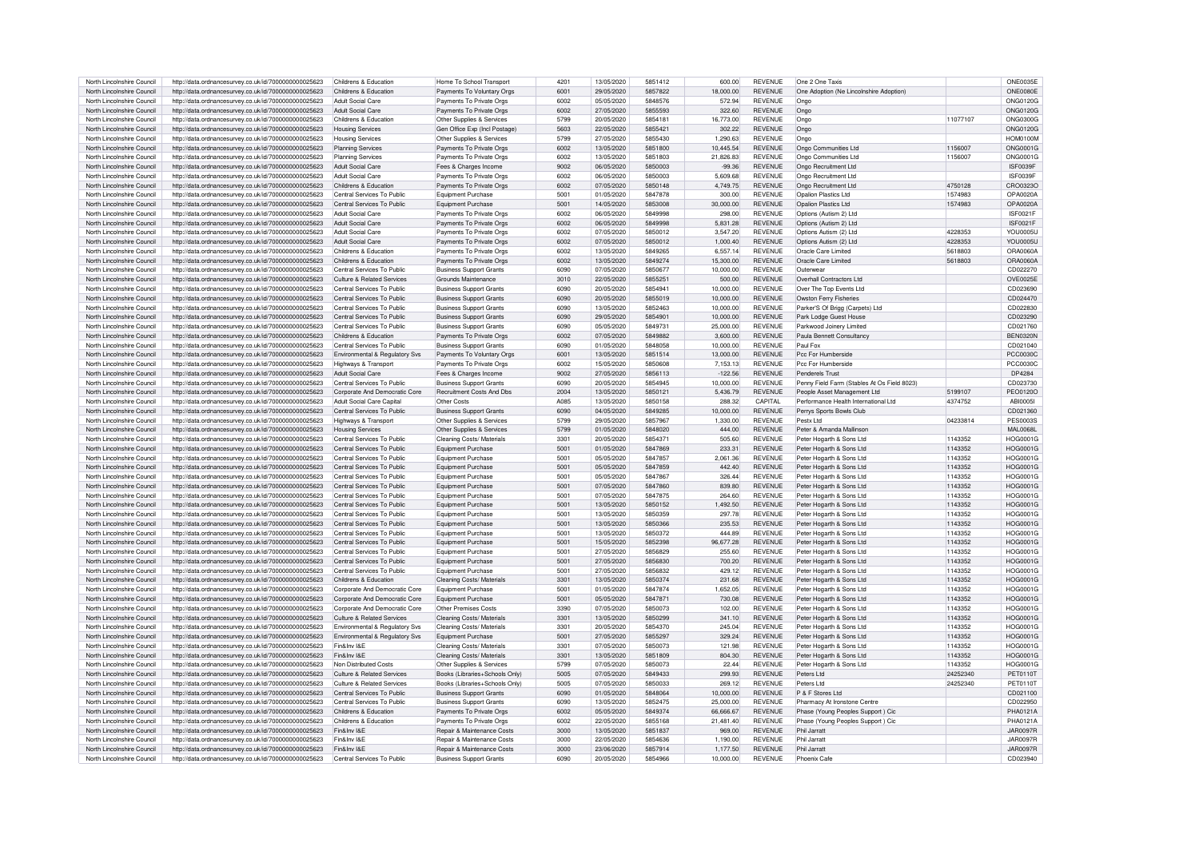| North Lincolnshire Council | http://data.ordnancesurvey.co.uk/id/7000000000025623 | Childrens & Education | Home To School Transport | 4201 | 13/05/2020 | 5851412 | 600.00 | REVENUE | One 2 One Taxis | | ONE0035E |
|---|---|---|---|---|---|---|---|---|---|---|---|
| North Lincolnshire Council | http://data.ordnancesurvey.co.uk/id/7000000000025623 | Childrens & Education | Payments To Voluntary Orgs | 6001 | 29/05/2020 | 5857822 | 18,000.00 | REVENUE | One Adoption (Ne Lincolnshire Adoption) | | ONE0080E |
| North Lincolnshire Council | http://data.ordnancesurvey.co.uk/id/7000000000025623 | Adult Social Care | Payments To Private Orgs | 6002 | 05/05/2020 | 5848576 | 572.94 | REVENUE | Ongo | | ONG0120G |
| North Lincolnshire Council | http://data.ordnancesurvey.co.uk/id/7000000000025623 | Adult Social Care | Payments To Private Orgs | 6002 | 27/05/2020 | 5855593 | 322.60 | REVENUE | Ongo | | ONG0120G |
| North Lincolnshire Council | http://data.ordnancesurvey.co.uk/id/7000000000025623 | Childrens & Education | Other Supplies & Services | 5799 | 20/05/2020 | 5854181 | 16,773.00 | REVENUE | Ongo | 11077107 | ONG0300G |
| North Lincolnshire Council | http://data.ordnancesurvey.co.uk/id/7000000000025623 | Housing Services | Gen Office Exp (Incl Postage) | 5603 | 22/05/2020 | 5855421 | 302.22 | REVENUE | Ongo | | ONG0120G |
| North Lincolnshire Council | http://data.ordnancesurvey.co.uk/id/7000000000025623 | Housing Services | Other Supplies & Services | 5799 | 27/05/2020 | 5855430 | 1,290.63 | REVENUE | Ongo | | HOM0100M |
| North Lincolnshire Council | http://data.ordnancesurvey.co.uk/id/7000000000025623 | Planning Services | Payments To Private Orgs | 6002 | 13/05/2020 | 5851800 | 10,445.54 | REVENUE | Ongo Communities Ltd | 1156007 | ONG0001G |
| North Lincolnshire Council | http://data.ordnancesurvey.co.uk/id/7000000000025623 | Planning Services | Payments To Private Orgs | 6002 | 13/05/2020 | 5851803 | 21,826.83 | REVENUE | Ongo Communities Ltd | 1156007 | ONG0001G |
| North Lincolnshire Council | http://data.ordnancesurvey.co.uk/id/7000000000025623 | Adult Social Care | Fees & Charges Income | 9002 | 06/05/2020 | 5850003 | -99.36 | REVENUE | Ongo Recruitment Ltd | | ISF0039F |
| North Lincolnshire Council | http://data.ordnancesurvey.co.uk/id/7000000000025623 | Adult Social Care | Payments To Private Orgs | 6002 | 06/05/2020 | 5850003 | 5,609.68 | REVENUE | Ongo Recruitment Ltd | | ISF0039F |
| North Lincolnshire Council | http://data.ordnancesurvey.co.uk/id/7000000000025623 | Childrens & Education | Payments To Private Orgs | 6002 | 07/05/2020 | 5850148 | 4,749.75 | REVENUE | Ongo Recruitment Ltd | 4750128 | CRO0323O |
| North Lincolnshire Council | http://data.ordnancesurvey.co.uk/id/7000000000025623 | Central Services To Public | Equipment Purchase | 5001 | 01/05/2020 | 5847878 | 300.00 | REVENUE | Opalion Plastics Ltd | 1574983 | OPA0020A |
| North Lincolnshire Council | http://data.ordnancesurvey.co.uk/id/7000000000025623 | Central Services To Public | Equipment Purchase | 5001 | 14/05/2020 | 5853008 | 30,000.00 | REVENUE | Opalion Plastics Ltd | 1574983 | OPA0020A |
| North Lincolnshire Council | http://data.ordnancesurvey.co.uk/id/7000000000025623 | Adult Social Care | Payments To Private Orgs | 6002 | 06/05/2020 | 5849998 | 298.00 | REVENUE | Options (Autism 2) Ltd | | ISF0021F |
| North Lincolnshire Council | http://data.ordnancesurvey.co.uk/id/7000000000025623 | Adult Social Care | Payments To Private Orgs | 6002 | 06/05/2020 | 5849998 | 5,831.28 | REVENUE | Options (Autism 2) Ltd | | ISF0021F |
| North Lincolnshire Council | http://data.ordnancesurvey.co.uk/id/7000000000025623 | Adult Social Care | Payments To Private Orgs | 6002 | 07/05/2020 | 5850012 | 3,547.20 | REVENUE | Options Autism (2) Ltd | 4228353 | YOU0005U |
| North Lincolnshire Council | http://data.ordnancesurvey.co.uk/id/7000000000025623 | Adult Social Care | Payments To Private Orgs | 6002 | 07/05/2020 | 5850012 | 1,000.40 | REVENUE | Options Autism (2) Ltd | 4228353 | YOU0005U |
| North Lincolnshire Council | http://data.ordnancesurvey.co.uk/id/7000000000025623 | Childrens & Education | Payments To Private Orgs | 6002 | 13/05/2020 | 5849265 | 6,557.14 | REVENUE | Oracle Care Limited | 5618803 | ORA0060A |
| North Lincolnshire Council | http://data.ordnancesurvey.co.uk/id/7000000000025623 | Childrens & Education | Payments To Private Orgs | 6002 | 13/05/2020 | 5849274 | 15,300.00 | REVENUE | Oracle Care Limited | 5618803 | ORA0060A |
| North Lincolnshire Council | http://data.ordnancesurvey.co.uk/id/7000000000025623 | Central Services To Public | Business Support Grants | 6090 | 07/05/2020 | 5850677 | 10,000.00 | REVENUE | Outerwear | | CD022270 |
| North Lincolnshire Council | http://data.ordnancesurvey.co.uk/id/7000000000025623 | Culture & Related Services | Grounds Maintenance | 3010 | 22/05/2020 | 5855251 | 500.00 | REVENUE | Overhall Contractors Ltd | | OVE0025E |
| North Lincolnshire Council | http://data.ordnancesurvey.co.uk/id/7000000000025623 | Central Services To Public | Business Support Grants | 6090 | 20/05/2020 | 5854941 | 10,000.00 | REVENUE | Over The Top Events Ltd | | CD023690 |
| North Lincolnshire Council | http://data.ordnancesurvey.co.uk/id/7000000000025623 | Central Services To Public | Business Support Grants | 6090 | 20/05/2020 | 5855019 | 10,000.00 | REVENUE | Owston Ferry Fisheries | | CD024470 |
| North Lincolnshire Council | http://data.ordnancesurvey.co.uk/id/7000000000025623 | Central Services To Public | Business Support Grants | 6090 | 13/05/2020 | 5852463 | 10,000.00 | REVENUE | Parker'S Of Brigg (Carpets) Ltd | | CD022830 |
| North Lincolnshire Council | http://data.ordnancesurvey.co.uk/id/7000000000025623 | Central Services To Public | Business Support Grants | 6090 | 29/05/2020 | 5854901 | 10,000.00 | REVENUE | Park Lodge Guest House | | CD023290 |
| North Lincolnshire Council | http://data.ordnancesurvey.co.uk/id/7000000000025623 | Central Services To Public | Business Support Grants | 6090 | 05/05/2020 | 5849731 | 25,000.00 | REVENUE | Parkwood Joinery Limited | | CD021760 |
| North Lincolnshire Council | http://data.ordnancesurvey.co.uk/id/7000000000025623 | Childrens & Education | Payments To Private Orgs | 6002 | 07/05/2020 | 5849882 | 3,600.00 | REVENUE | Paula Bennett Consultancy | | BEN0320N |
| North Lincolnshire Council | http://data.ordnancesurvey.co.uk/id/7000000000025623 | Central Services To Public | Business Support Grants | 6090 | 01/05/2020 | 5848058 | 10,000.00 | REVENUE | Paul Fox | | CD021040 |
| North Lincolnshire Council | http://data.ordnancesurvey.co.uk/id/7000000000025623 | Environmental & Regulatory Svs | Payments To Voluntary Orgs | 6001 | 13/05/2020 | 5851514 | 13,000.00 | REVENUE | Pcc For Humberside | | PCC0030C |
| North Lincolnshire Council | http://data.ordnancesurvey.co.uk/id/7000000000025623 | Highways & Transport | Payments To Private Orgs | 6002 | 15/05/2020 | 5850608 | 7,153.13 | REVENUE | Pcc For Humberside | | PCC0030C |
| North Lincolnshire Council | http://data.ordnancesurvey.co.uk/id/7000000000025623 | Adult Social Care | Fees & Charges Income | 9002 | 27/05/2020 | 5856113 | -122.56 | REVENUE | Penderels Trust | | DP4284 |
| North Lincolnshire Council | http://data.ordnancesurvey.co.uk/id/7000000000025623 | Central Services To Public | Business Support Grants | 6090 | 20/05/2020 | 5854945 | 10,000.00 | REVENUE | Penny Field Farm (Stables At Os Field 8023) | | CD023730 |
| North Lincolnshire Council | http://data.ordnancesurvey.co.uk/id/7000000000025623 | Corporate And Democratic Core | Recruitment Costs And Dbs | 2004 | 13/05/2020 | 5850121 | 5,436.79 | REVENUE | People Asset Management Ltd | 5199107 | PEO0120O |
| North Lincolnshire Council | http://data.ordnancesurvey.co.uk/id/7000000000025623 | Adult Social Care Capital | Other Costs | A085 | 13/05/2020 | 5850158 | 288.32 | CAPITAL | Performance Health International Ltd | 4374752 | ABI0005I |
| North Lincolnshire Council | http://data.ordnancesurvey.co.uk/id/7000000000025623 | Central Services To Public | Business Support Grants | 6090 | 04/05/2020 | 5849285 | 10,000.00 | REVENUE | Perrys Sports Bowls Club | | CD021360 |
| North Lincolnshire Council | http://data.ordnancesurvey.co.uk/id/7000000000025623 | Highways & Transport | Other Supplies & Services | 5799 | 29/05/2020 | 5857967 | 1,330.00 | REVENUE | Pestx Ltd | 04233814 | PES0003S |
| North Lincolnshire Council | http://data.ordnancesurvey.co.uk/id/7000000000025623 | Housing Services | Other Supplies & Services | 5799 | 01/05/2020 | 5848020 | 444.00 | REVENUE | Peter & Amanda Mallinson | | MAL0068L |
| North Lincolnshire Council | http://data.ordnancesurvey.co.uk/id/7000000000025623 | Central Services To Public | Cleaning Costs/ Materials | 3301 | 20/05/2020 | 5854371 | 505.60 | REVENUE | Peter Hogarth & Sons Ltd | 1143352 | HOG0001G |
| North Lincolnshire Council | http://data.ordnancesurvey.co.uk/id/7000000000025623 | Central Services To Public | Equipment Purchase | 5001 | 01/05/2020 | 5847869 | 233.31 | REVENUE | Peter Hogarth & Sons Ltd | 1143352 | HOG0001G |
| North Lincolnshire Council | http://data.ordnancesurvey.co.uk/id/7000000000025623 | Central Services To Public | Equipment Purchase | 5001 | 05/05/2020 | 5847857 | 2,061.36 | REVENUE | Peter Hogarth & Sons Ltd | 1143352 | HOG0001G |
| North Lincolnshire Council | http://data.ordnancesurvey.co.uk/id/7000000000025623 | Central Services To Public | Equipment Purchase | 5001 | 05/05/2020 | 5847859 | 442.40 | REVENUE | Peter Hogarth & Sons Ltd | 1143352 | HOG0001G |
| North Lincolnshire Council | http://data.ordnancesurvey.co.uk/id/7000000000025623 | Central Services To Public | Equipment Purchase | 5001 | 05/05/2020 | 5847867 | 326.44 | REVENUE | Peter Hogarth & Sons Ltd | 1143352 | HOG0001G |
| North Lincolnshire Council | http://data.ordnancesurvey.co.uk/id/7000000000025623 | Central Services To Public | Equipment Purchase | 5001 | 07/05/2020 | 5847860 | 839.80 | REVENUE | Peter Hogarth & Sons Ltd | 1143352 | HOG0001G |
| North Lincolnshire Council | http://data.ordnancesurvey.co.uk/id/7000000000025623 | Central Services To Public | Equipment Purchase | 5001 | 07/05/2020 | 5847875 | 264.60 | REVENUE | Peter Hogarth & Sons Ltd | 1143352 | HOG0001G |
| North Lincolnshire Council | http://data.ordnancesurvey.co.uk/id/7000000000025623 | Central Services To Public | Equipment Purchase | 5001 | 13/05/2020 | 5850152 | 1,492.50 | REVENUE | Peter Hogarth & Sons Ltd | 1143352 | HOG0001G |
| North Lincolnshire Council | http://data.ordnancesurvey.co.uk/id/7000000000025623 | Central Services To Public | Equipment Purchase | 5001 | 13/05/2020 | 5850359 | 297.78 | REVENUE | Peter Hogarth & Sons Ltd | 1143352 | HOG0001G |
| North Lincolnshire Council | http://data.ordnancesurvey.co.uk/id/7000000000025623 | Central Services To Public | Equipment Purchase | 5001 | 13/05/2020 | 5850366 | 235.53 | REVENUE | Peter Hogarth & Sons Ltd | 1143352 | HOG0001G |
| North Lincolnshire Council | http://data.ordnancesurvey.co.uk/id/7000000000025623 | Central Services To Public | Equipment Purchase | 5001 | 13/05/2020 | 5850372 | 444.89 | REVENUE | Peter Hogarth & Sons Ltd | 1143352 | HOG0001G |
| North Lincolnshire Council | http://data.ordnancesurvey.co.uk/id/7000000000025623 | Central Services To Public | Equipment Purchase | 5001 | 15/05/2020 | 5852398 | 96,677.28 | REVENUE | Peter Hogarth & Sons Ltd | 1143352 | HOG0001G |
| North Lincolnshire Council | http://data.ordnancesurvey.co.uk/id/7000000000025623 | Central Services To Public | Equipment Purchase | 5001 | 27/05/2020 | 5856829 | 255.60 | REVENUE | Peter Hogarth & Sons Ltd | 1143352 | HOG0001G |
| North Lincolnshire Council | http://data.ordnancesurvey.co.uk/id/7000000000025623 | Central Services To Public | Equipment Purchase | 5001 | 27/05/2020 | 5856830 | 700.20 | REVENUE | Peter Hogarth & Sons Ltd | 1143352 | HOG0001G |
| North Lincolnshire Council | http://data.ordnancesurvey.co.uk/id/7000000000025623 | Central Services To Public | Equipment Purchase | 5001 | 27/05/2020 | 5856832 | 429.12 | REVENUE | Peter Hogarth & Sons Ltd | 1143352 | HOG0001G |
| North Lincolnshire Council | http://data.ordnancesurvey.co.uk/id/7000000000025623 | Childrens & Education | Cleaning Costs/ Materials | 3301 | 13/05/2020 | 5850374 | 231.68 | REVENUE | Peter Hogarth & Sons Ltd | 1143352 | HOG0001G |
| North Lincolnshire Council | http://data.ordnancesurvey.co.uk/id/7000000000025623 | Corporate And Democratic Core | Equipment Purchase | 5001 | 01/05/2020 | 5847874 | 1,652.05 | REVENUE | Peter Hogarth & Sons Ltd | 1143352 | HOG0001G |
| North Lincolnshire Council | http://data.ordnancesurvey.co.uk/id/7000000000025623 | Corporate And Democratic Core | Equipment Purchase | 5001 | 05/05/2020 | 5847871 | 730.08 | REVENUE | Peter Hogarth & Sons Ltd | 1143352 | HOG0001G |
| North Lincolnshire Council | http://data.ordnancesurvey.co.uk/id/7000000000025623 | Corporate And Democratic Core | Other Premises Costs | 3390 | 07/05/2020 | 5850073 | 102.00 | REVENUE | Peter Hogarth & Sons Ltd | 1143352 | HOG0001G |
| North Lincolnshire Council | http://data.ordnancesurvey.co.uk/id/7000000000025623 | Culture & Related Services | Cleaning Costs/ Materials | 3301 | 13/05/2020 | 5850299 | 341.10 | REVENUE | Peter Hogarth & Sons Ltd | 1143352 | HOG0001G |
| North Lincolnshire Council | http://data.ordnancesurvey.co.uk/id/7000000000025623 | Environmental & Regulatory Svs | Cleaning Costs/ Materials | 3301 | 20/05/2020 | 5854370 | 245.04 | REVENUE | Peter Hogarth & Sons Ltd | 1143352 | HOG0001G |
| North Lincolnshire Council | http://data.ordnancesurvey.co.uk/id/7000000000025623 | Environmental & Regulatory Svs | Equipment Purchase | 5001 | 27/05/2020 | 5855297 | 329.24 | REVENUE | Peter Hogarth & Sons Ltd | 1143352 | HOG0001G |
| North Lincolnshire Council | http://data.ordnancesurvey.co.uk/id/7000000000025623 | Fin&Inv I&E | Cleaning Costs/ Materials | 3301 | 07/05/2020 | 5850073 | 121.98 | REVENUE | Peter Hogarth & Sons Ltd | 1143352 | HOG0001G |
| North Lincolnshire Council | http://data.ordnancesurvey.co.uk/id/7000000000025623 | Fin&Inv I&E | Cleaning Costs/ Materials | 3301 | 13/05/2020 | 5851809 | 804.30 | REVENUE | Peter Hogarth & Sons Ltd | 1143352 | HOG0001G |
| North Lincolnshire Council | http://data.ordnancesurvey.co.uk/id/7000000000025623 | Non Distributed Costs | Other Supplies & Services | 5799 | 07/05/2020 | 5850073 | 22.44 | REVENUE | Peter Hogarth & Sons Ltd | 1143352 | HOG0001G |
| North Lincolnshire Council | http://data.ordnancesurvey.co.uk/id/7000000000025623 | Culture & Related Services | Books (Libraries+Schools Only) | 5005 | 07/05/2020 | 5849433 | 299.93 | REVENUE | Peters Ltd | 24252340 | PET0110T |
| North Lincolnshire Council | http://data.ordnancesurvey.co.uk/id/7000000000025623 | Culture & Related Services | Books (Libraries+Schools Only) | 5005 | 07/05/2020 | 5850033 | 269.12 | REVENUE | Peters Ltd | 24252340 | PET0110T |
| North Lincolnshire Council | http://data.ordnancesurvey.co.uk/id/7000000000025623 | Central Services To Public | Business Support Grants | 6090 | 01/05/2020 | 5848064 | 10,000.00 | REVENUE | P & F Stores Ltd | | CD021100 |
| North Lincolnshire Council | http://data.ordnancesurvey.co.uk/id/7000000000025623 | Central Services To Public | Business Support Grants | 6090 | 13/05/2020 | 5852475 | 25,000.00 | REVENUE | Pharmacy At Ironstone Centre | | CD022950 |
| North Lincolnshire Council | http://data.ordnancesurvey.co.uk/id/7000000000025623 | Childrens & Education | Payments To Private Orgs | 6002 | 05/05/2020 | 5849374 | 66,666.67 | REVENUE | Phase (Young Peoples Support ) Cic | | PHA0121A |
| North Lincolnshire Council | http://data.ordnancesurvey.co.uk/id/7000000000025623 | Childrens & Education | Payments To Private Orgs | 6002 | 22/05/2020 | 5855168 | 21,481.40 | REVENUE | Phase (Young Peoples Support ) Cic | | PHA0121A |
| North Lincolnshire Council | http://data.ordnancesurvey.co.uk/id/7000000000025623 | Fin&Inv I&E | Repair & Maintenance Costs | 3000 | 13/05/2020 | 5851837 | 969.00 | REVENUE | Phil Jarratt | | JAR0097R |
| North Lincolnshire Council | http://data.ordnancesurvey.co.uk/id/7000000000025623 | Fin&Inv I&E | Repair & Maintenance Costs | 3000 | 22/05/2020 | 5854636 | 1,190.00 | REVENUE | Phil Jarratt | | JAR0097R |
| North Lincolnshire Council | http://data.ordnancesurvey.co.uk/id/7000000000025623 | Fin&Inv I&E | Repair & Maintenance Costs | 3000 | 23/06/2020 | 5857914 | 1,177.50 | REVENUE | Phil Jarratt | | JAR0097R |
| North Lincolnshire Council | http://data.ordnancesurvey.co.uk/id/7000000000025623 | Central Services To Public | Business Support Grants | 6090 | 20/05/2020 | 5854966 | 10,000.00 | REVENUE | Phoenix Cafe | | CD023940 |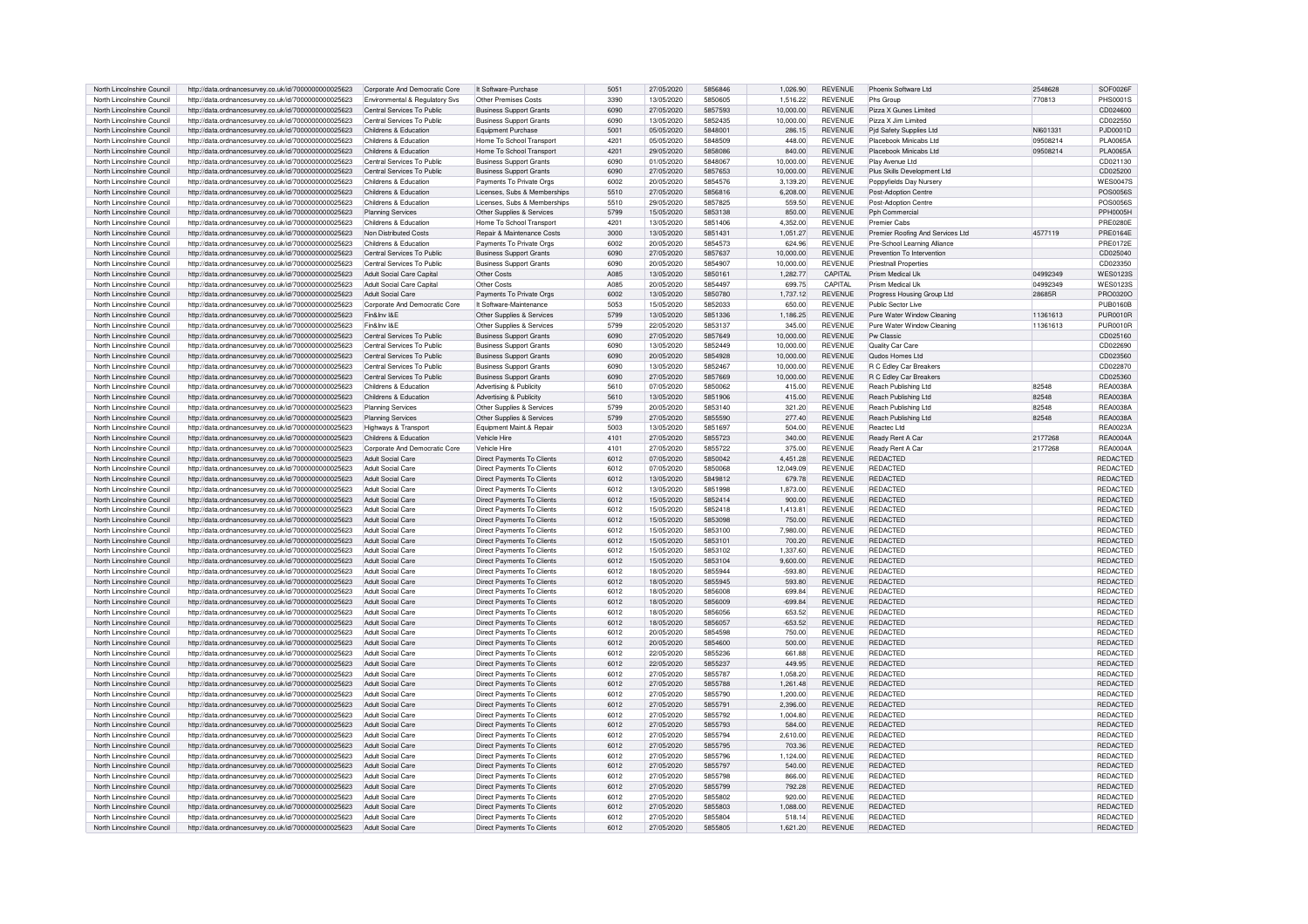| North Lincolnshire Council | http://data.ordnancesurvey.co.uk/id/7000000000025623 | Corporate And Democratic Core | It Software-Purchase | 5051 | 27/05/2020 | 5856846 | 1,026.90 | REVENUE | Phoenix Software Ltd | 2548628 | SOF0026F |
|---|---|---|---|---|---|---|---|---|---|---|---|
| North Lincolnshire Council | http://data.ordnancesurvey.co.uk/id/7000000000025623 | Environmental & Regulatory Svs | Other Premises Costs | 3390 | 13/05/2020 | 5850605 | 1,516.22 | REVENUE | Phs Group | 770813 | PHS0001S |
| North Lincolnshire Council | http://data.ordnancesurvey.co.uk/id/7000000000025623 | Central Services To Public | Business Support Grants | 6090 | 27/05/2020 | 5857593 | 10,000.00 | REVENUE | Pizza X Gunes Limited | | CD024600 |
| North Lincolnshire Council | http://data.ordnancesurvey.co.uk/id/7000000000025623 | Central Services To Public | Business Support Grants | 6090 | 13/05/2020 | 5852435 | 10,000.00 | REVENUE | Pizza X Jim Limited | | CD022550 |
| North Lincolnshire Council | http://data.ordnancesurvey.co.uk/id/7000000000025623 | Childrens & Education | Equipment Purchase | 5001 | 05/05/2020 | 5848001 | 286.15 | REVENUE | Pjd Safety Supplies Ltd | NI601331 | PJD0001D |
| North Lincolnshire Council | http://data.ordnancesurvey.co.uk/id/7000000000025623 | Childrens & Education | Home To School Transport | 4201 | 05/05/2020 | 5848509 | 448.00 | REVENUE | Placebook Minicabs Ltd | 09508214 | PLA0065A |
| North Lincolnshire Council | http://data.ordnancesurvey.co.uk/id/7000000000025623 | Childrens & Education | Home To School Transport | 4201 | 29/05/2020 | 5858086 | 840.00 | REVENUE | Placebook Minicabs Ltd | 09508214 | PLA0065A |
| North Lincolnshire Council | http://data.ordnancesurvey.co.uk/id/7000000000025623 | Central Services To Public | Business Support Grants | 6090 | 01/05/2020 | 5848067 | 10,000.00 | REVENUE | Play Avenue Ltd | | CD021130 |
| North Lincolnshire Council | http://data.ordnancesurvey.co.uk/id/7000000000025623 | Central Services To Public | Business Support Grants | 6090 | 27/05/2020 | 5857653 | 10,000.00 | REVENUE | Plus Skills Development Ltd | | CD025200 |
| North Lincolnshire Council | http://data.ordnancesurvey.co.uk/id/7000000000025623 | Childrens & Education | Payments To Private Orgs | 6002 | 20/05/2020 | 5854576 | 3,139.20 | REVENUE | Poppyfields Day Nursery | | WES0047S |
| North Lincolnshire Council | http://data.ordnancesurvey.co.uk/id/7000000000025623 | Childrens & Education | Licenses, Subs & Memberships | 5510 | 27/05/2020 | 5856816 | 6,208.00 | REVENUE | Post-Adoption Centre | | POS0056S |
| North Lincolnshire Council | http://data.ordnancesurvey.co.uk/id/7000000000025623 | Childrens & Education | Licenses, Subs & Memberships | 5510 | 29/05/2020 | 5857825 | 559.50 | REVENUE | Post-Adoption Centre | | POS0056S |
| North Lincolnshire Council | http://data.ordnancesurvey.co.uk/id/7000000000025623 | Planning Services | Other Supplies & Services | 5799 | 15/05/2020 | 5853138 | 850.00 | REVENUE | Pph Commercial | | PPH0005H |
| North Lincolnshire Council | http://data.ordnancesurvey.co.uk/id/7000000000025623 | Childrens & Education | Home To School Transport | 4201 | 13/05/2020 | 5851406 | 4,352.00 | REVENUE | Premier Cabs | | PRE0280E |
| North Lincolnshire Council | http://data.ordnancesurvey.co.uk/id/7000000000025623 | Non Distributed Costs | Repair & Maintenance Costs | 3000 | 13/05/2020 | 5851431 | 1,051.27 | REVENUE | Premier Roofing And Services Ltd | 4577119 | PRE0164E |
| North Lincolnshire Council | http://data.ordnancesurvey.co.uk/id/7000000000025623 | Childrens & Education | Payments To Private Orgs | 6002 | 20/05/2020 | 5854573 | 624.96 | REVENUE | Pre-School Learning Alliance | | PRE0172E |
| North Lincolnshire Council | http://data.ordnancesurvey.co.uk/id/7000000000025623 | Central Services To Public | Business Support Grants | 6090 | 27/05/2020 | 5857637 | 10,000.00 | REVENUE | Prevention To Intervention | | CD025040 |
| North Lincolnshire Council | http://data.ordnancesurvey.co.uk/id/7000000000025623 | Central Services To Public | Business Support Grants | 6090 | 20/05/2020 | 5854907 | 10,000.00 | REVENUE | Priestnall Properties | | CD023350 |
| North Lincolnshire Council | http://data.ordnancesurvey.co.uk/id/7000000000025623 | Adult Social Care Capital | Other Costs | A085 | 13/05/2020 | 5850161 | 1,282.77 | CAPITAL | Prism Medical Uk | 04992349 | WES0123S |
| North Lincolnshire Council | http://data.ordnancesurvey.co.uk/id/7000000000025623 | Adult Social Care Capital | Other Costs | A085 | 20/05/2020 | 5854497 | 699.75 | CAPITAL | Prism Medical Uk | 04992349 | WES0123S |
| North Lincolnshire Council | http://data.ordnancesurvey.co.uk/id/7000000000025623 | Adult Social Care | Payments To Private Orgs | 6002 | 13/05/2020 | 5850780 | 1,737.12 | REVENUE | Progress Housing Group Ltd | 28685R | PRO0320O |
| North Lincolnshire Council | http://data.ordnancesurvey.co.uk/id/7000000000025623 | Corporate And Democratic Core | It Software-Maintenance | 5053 | 15/05/2020 | 5852033 | 650.00 | REVENUE | Public Sector Live | | PUB0160B |
| North Lincolnshire Council | http://data.ordnancesurvey.co.uk/id/7000000000025623 | Fin&Inv I&E | Other Supplies & Services | 5799 | 13/05/2020 | 5851336 | 1,186.25 | REVENUE | Pure Water Window Cleaning | 11361613 | PUR0010R |
| North Lincolnshire Council | http://data.ordnancesurvey.co.uk/id/7000000000025623 | Fin&Inv I&E | Other Supplies & Services | 5799 | 22/05/2020 | 5853137 | 345.00 | REVENUE | Pure Water Window Cleaning | 11361613 | PUR0010R |
| North Lincolnshire Council | http://data.ordnancesurvey.co.uk/id/7000000000025623 | Central Services To Public | Business Support Grants | 6090 | 27/05/2020 | 5857649 | 10,000.00 | REVENUE | Pw Classic | | CD025160 |
| North Lincolnshire Council | http://data.ordnancesurvey.co.uk/id/7000000000025623 | Central Services To Public | Business Support Grants | 6090 | 13/05/2020 | 5852449 | 10,000.00 | REVENUE | Quality Car Care | | CD022690 |
| North Lincolnshire Council | http://data.ordnancesurvey.co.uk/id/7000000000025623 | Central Services To Public | Business Support Grants | 6090 | 20/05/2020 | 5854928 | 10,000.00 | REVENUE | Qudos Homes Ltd | | CD023560 |
| North Lincolnshire Council | http://data.ordnancesurvey.co.uk/id/7000000000025623 | Central Services To Public | Business Support Grants | 6090 | 13/05/2020 | 5852467 | 10,000.00 | REVENUE | R C Edley Car Breakers | | CD022870 |
| North Lincolnshire Council | http://data.ordnancesurvey.co.uk/id/7000000000025623 | Central Services To Public | Business Support Grants | 6090 | 27/05/2020 | 5857669 | 10,000.00 | REVENUE | R C Edley Car Breakers | | CD025360 |
| North Lincolnshire Council | http://data.ordnancesurvey.co.uk/id/7000000000025623 | Childrens & Education | Advertising & Publicity | 5610 | 07/05/2020 | 5850062 | 415.00 | REVENUE | Reach Publishing Ltd | 82548 | REA0038A |
| North Lincolnshire Council | http://data.ordnancesurvey.co.uk/id/7000000000025623 | Childrens & Education | Advertising & Publicity | 5610 | 13/05/2020 | 5851906 | 415.00 | REVENUE | Reach Publishing Ltd | 82548 | REA0038A |
| North Lincolnshire Council | http://data.ordnancesurvey.co.uk/id/7000000000025623 | Planning Services | Other Supplies & Services | 5799 | 20/05/2020 | 5853140 | 321.20 | REVENUE | Reach Publishing Ltd | 82548 | REA0038A |
| North Lincolnshire Council | http://data.ordnancesurvey.co.uk/id/7000000000025623 | Planning Services | Other Supplies & Services | 5799 | 27/05/2020 | 5855590 | 277.40 | REVENUE | Reach Publishing Ltd | 82548 | REA0038A |
| North Lincolnshire Council | http://data.ordnancesurvey.co.uk/id/7000000000025623 | Highways & Transport | Equipment Maint.& Repair | 5003 | 13/05/2020 | 5851697 | 504.00 | REVENUE | Reactec Ltd | | REA0023A |
| North Lincolnshire Council | http://data.ordnancesurvey.co.uk/id/7000000000025623 | Childrens & Education | Vehicle Hire | 4101 | 27/05/2020 | 5855723 | 340.00 | REVENUE | Ready Rent A Car | 2177268 | REA0004A |
| North Lincolnshire Council | http://data.ordnancesurvey.co.uk/id/7000000000025623 | Corporate And Democratic Core | Vehicle Hire | 4101 | 27/05/2020 | 5855722 | 375.00 | REVENUE | Ready Rent A Car | 2177268 | REA0004A |
| North Lincolnshire Council | http://data.ordnancesurvey.co.uk/id/7000000000025623 | Adult Social Care | Direct Payments To Clients | 6012 | 07/05/2020 | 5850042 | 4,451.28 | REVENUE | REDACTED | | REDACTED |
| North Lincolnshire Council | http://data.ordnancesurvey.co.uk/id/7000000000025623 | Adult Social Care | Direct Payments To Clients | 6012 | 07/05/2020 | 5850068 | 12,049.09 | REVENUE | REDACTED | | REDACTED |
| North Lincolnshire Council | http://data.ordnancesurvey.co.uk/id/7000000000025623 | Adult Social Care | Direct Payments To Clients | 6012 | 13/05/2020 | 5849812 | 679.78 | REVENUE | REDACTED | | REDACTED |
| North Lincolnshire Council | http://data.ordnancesurvey.co.uk/id/7000000000025623 | Adult Social Care | Direct Payments To Clients | 6012 | 13/05/2020 | 5851998 | 1,873.00 | REVENUE | REDACTED | | REDACTED |
| North Lincolnshire Council | http://data.ordnancesurvey.co.uk/id/7000000000025623 | Adult Social Care | Direct Payments To Clients | 6012 | 15/05/2020 | 5852414 | 900.00 | REVENUE | REDACTED | | REDACTED |
| North Lincolnshire Council | http://data.ordnancesurvey.co.uk/id/7000000000025623 | Adult Social Care | Direct Payments To Clients | 6012 | 15/05/2020 | 5852418 | 1,413.81 | REVENUE | REDACTED | | REDACTED |
| North Lincolnshire Council | http://data.ordnancesurvey.co.uk/id/7000000000025623 | Adult Social Care | Direct Payments To Clients | 6012 | 15/05/2020 | 5853098 | 750.00 | REVENUE | REDACTED | | REDACTED |
| North Lincolnshire Council | http://data.ordnancesurvey.co.uk/id/7000000000025623 | Adult Social Care | Direct Payments To Clients | 6012 | 15/05/2020 | 5853100 | 7,980.00 | REVENUE | REDACTED | | REDACTED |
| North Lincolnshire Council | http://data.ordnancesurvey.co.uk/id/7000000000025623 | Adult Social Care | Direct Payments To Clients | 6012 | 15/05/2020 | 5853101 | 700.20 | REVENUE | REDACTED | | REDACTED |
| North Lincolnshire Council | http://data.ordnancesurvey.co.uk/id/7000000000025623 | Adult Social Care | Direct Payments To Clients | 6012 | 15/05/2020 | 5853102 | 1,337.60 | REVENUE | REDACTED | | REDACTED |
| North Lincolnshire Council | http://data.ordnancesurvey.co.uk/id/7000000000025623 | Adult Social Care | Direct Payments To Clients | 6012 | 15/05/2020 | 5853104 | 9,600.00 | REVENUE | REDACTED | | REDACTED |
| North Lincolnshire Council | http://data.ordnancesurvey.co.uk/id/7000000000025623 | Adult Social Care | Direct Payments To Clients | 6012 | 18/05/2020 | 5855944 | -593.80 | REVENUE | REDACTED | | REDACTED |
| North Lincolnshire Council | http://data.ordnancesurvey.co.uk/id/7000000000025623 | Adult Social Care | Direct Payments To Clients | 6012 | 18/05/2020 | 5855945 | 593.80 | REVENUE | REDACTED | | REDACTED |
| North Lincolnshire Council | http://data.ordnancesurvey.co.uk/id/7000000000025623 | Adult Social Care | Direct Payments To Clients | 6012 | 18/05/2020 | 5856008 | 699.84 | REVENUE | REDACTED | | REDACTED |
| North Lincolnshire Council | http://data.ordnancesurvey.co.uk/id/7000000000025623 | Adult Social Care | Direct Payments To Clients | 6012 | 18/05/2020 | 5856009 | -699.84 | REVENUE | REDACTED | | REDACTED |
| North Lincolnshire Council | http://data.ordnancesurvey.co.uk/id/7000000000025623 | Adult Social Care | Direct Payments To Clients | 6012 | 18/05/2020 | 5856056 | 653.52 | REVENUE | REDACTED | | REDACTED |
| North Lincolnshire Council | http://data.ordnancesurvey.co.uk/id/7000000000025623 | Adult Social Care | Direct Payments To Clients | 6012 | 18/05/2020 | 5856057 | -653.52 | REVENUE | REDACTED | | REDACTED |
| North Lincolnshire Council | http://data.ordnancesurvey.co.uk/id/7000000000025623 | Adult Social Care | Direct Payments To Clients | 6012 | 20/05/2020 | 5854598 | 750.00 | REVENUE | REDACTED | | REDACTED |
| North Lincolnshire Council | http://data.ordnancesurvey.co.uk/id/7000000000025623 | Adult Social Care | Direct Payments To Clients | 6012 | 20/05/2020 | 5854600 | 500.00 | REVENUE | REDACTED | | REDACTED |
| North Lincolnshire Council | http://data.ordnancesurvey.co.uk/id/7000000000025623 | Adult Social Care | Direct Payments To Clients | 6012 | 22/05/2020 | 5855236 | 661.88 | REVENUE | REDACTED | | REDACTED |
| North Lincolnshire Council | http://data.ordnancesurvey.co.uk/id/7000000000025623 | Adult Social Care | Direct Payments To Clients | 6012 | 22/05/2020 | 5855237 | 449.95 | REVENUE | REDACTED | | REDACTED |
| North Lincolnshire Council | http://data.ordnancesurvey.co.uk/id/7000000000025623 | Adult Social Care | Direct Payments To Clients | 6012 | 27/05/2020 | 5855787 | 1,058.20 | REVENUE | REDACTED | | REDACTED |
| North Lincolnshire Council | http://data.ordnancesurvey.co.uk/id/7000000000025623 | Adult Social Care | Direct Payments To Clients | 6012 | 27/05/2020 | 5855788 | 1,261.48 | REVENUE | REDACTED | | REDACTED |
| North Lincolnshire Council | http://data.ordnancesurvey.co.uk/id/7000000000025623 | Adult Social Care | Direct Payments To Clients | 6012 | 27/05/2020 | 5855790 | 1,200.00 | REVENUE | REDACTED | | REDACTED |
| North Lincolnshire Council | http://data.ordnancesurvey.co.uk/id/7000000000025623 | Adult Social Care | Direct Payments To Clients | 6012 | 27/05/2020 | 5855791 | 2,396.00 | REVENUE | REDACTED | | REDACTED |
| North Lincolnshire Council | http://data.ordnancesurvey.co.uk/id/7000000000025623 | Adult Social Care | Direct Payments To Clients | 6012 | 27/05/2020 | 5855792 | 1,004.80 | REVENUE | REDACTED | | REDACTED |
| North Lincolnshire Council | http://data.ordnancesurvey.co.uk/id/7000000000025623 | Adult Social Care | Direct Payments To Clients | 6012 | 27/05/2020 | 5855793 | 584.00 | REVENUE | REDACTED | | REDACTED |
| North Lincolnshire Council | http://data.ordnancesurvey.co.uk/id/7000000000025623 | Adult Social Care | Direct Payments To Clients | 6012 | 27/05/2020 | 5855794 | 2,610.00 | REVENUE | REDACTED | | REDACTED |
| North Lincolnshire Council | http://data.ordnancesurvey.co.uk/id/7000000000025623 | Adult Social Care | Direct Payments To Clients | 6012 | 27/05/2020 | 5855795 | 703.36 | REVENUE | REDACTED | | REDACTED |
| North Lincolnshire Council | http://data.ordnancesurvey.co.uk/id/7000000000025623 | Adult Social Care | Direct Payments To Clients | 6012 | 27/05/2020 | 5855796 | 1,124.00 | REVENUE | REDACTED | | REDACTED |
| North Lincolnshire Council | http://data.ordnancesurvey.co.uk/id/7000000000025623 | Adult Social Care | Direct Payments To Clients | 6012 | 27/05/2020 | 5855797 | 540.00 | REVENUE | REDACTED | | REDACTED |
| North Lincolnshire Council | http://data.ordnancesurvey.co.uk/id/7000000000025623 | Adult Social Care | Direct Payments To Clients | 6012 | 27/05/2020 | 5855798 | 866.00 | REVENUE | REDACTED | | REDACTED |
| North Lincolnshire Council | http://data.ordnancesurvey.co.uk/id/7000000000025623 | Adult Social Care | Direct Payments To Clients | 6012 | 27/05/2020 | 5855799 | 792.28 | REVENUE | REDACTED | | REDACTED |
| North Lincolnshire Council | http://data.ordnancesurvey.co.uk/id/7000000000025623 | Adult Social Care | Direct Payments To Clients | 6012 | 27/05/2020 | 5855802 | 920.00 | REVENUE | REDACTED | | REDACTED |
| North Lincolnshire Council | http://data.ordnancesurvey.co.uk/id/7000000000025623 | Adult Social Care | Direct Payments To Clients | 6012 | 27/05/2020 | 5855803 | 1,088.00 | REVENUE | REDACTED | | REDACTED |
| North Lincolnshire Council | http://data.ordnancesurvey.co.uk/id/7000000000025623 | Adult Social Care | Direct Payments To Clients | 6012 | 27/05/2020 | 5855804 | 518.14 | REVENUE | REDACTED | | REDACTED |
| North Lincolnshire Council | http://data.ordnancesurvey.co.uk/id/7000000000025623 | Adult Social Care | Direct Payments To Clients | 6012 | 27/05/2020 | 5855805 | 1,621.20 | REVENUE | REDACTED | | REDACTED |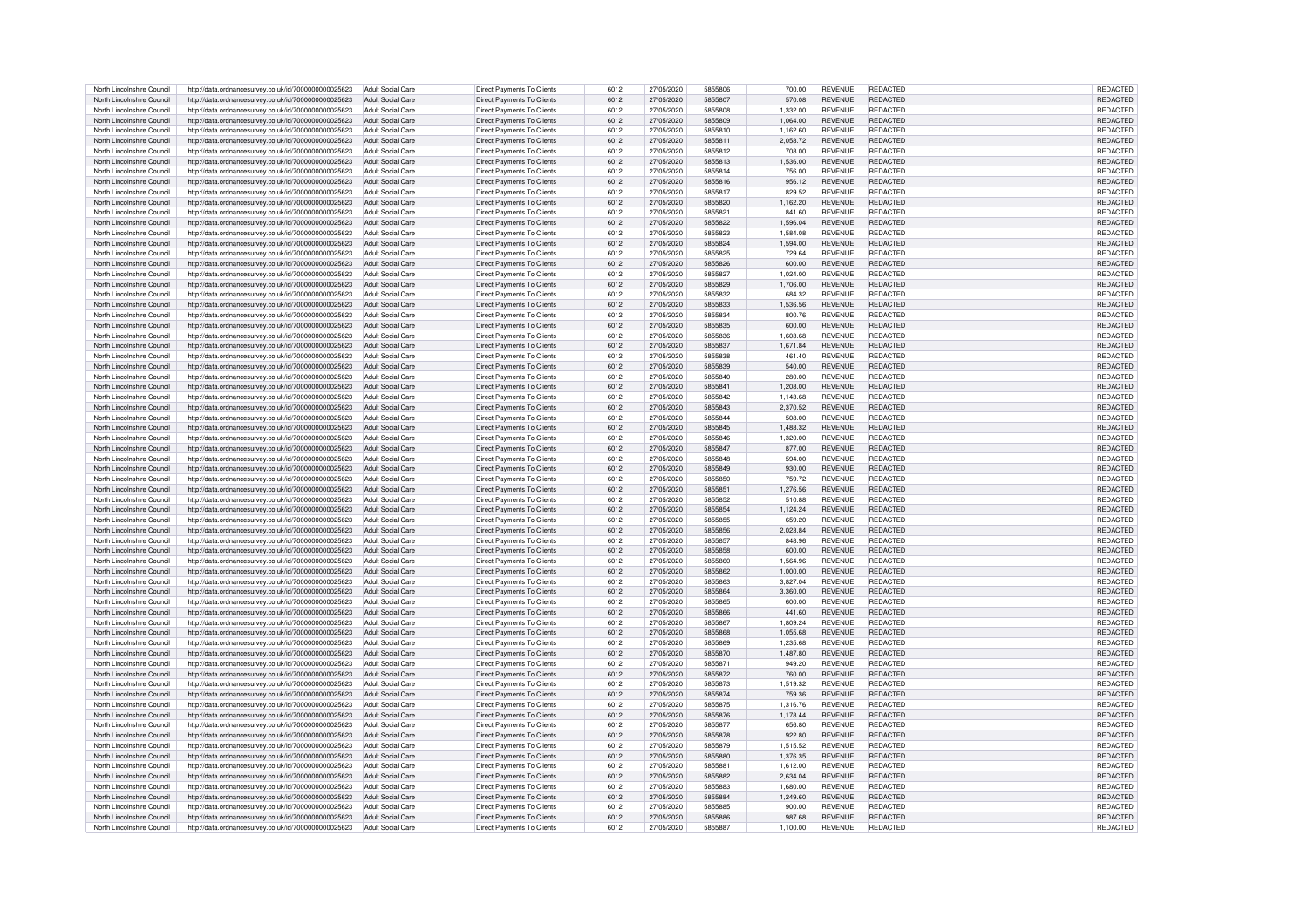| North Lincolnshire Council | http://data.ordnancesurvey.co.uk/id/7000000000025623 | Adult Social Care | Direct Payments To Clients | 6012 | 27/05/2020 | 5855806 | 700.00 | REVENUE | REDACTED | REDACTED |
|---|---|---|---|---|---|---|---|---|---|---|
| North Lincolnshire Council | http://data.ordnancesurvey.co.uk/id/7000000000025623 | Adult Social Care | Direct Payments To Clients | 6012 | 27/05/2020 | 5855807 | 570.08 | REVENUE | REDACTED | REDACTED |
| North Lincolnshire Council | http://data.ordnancesurvey.co.uk/id/7000000000025623 | Adult Social Care | Direct Payments To Clients | 6012 | 27/05/2020 | 5855808 | 1,332.00 | REVENUE | REDACTED | REDACTED |
| North Lincolnshire Council | http://data.ordnancesurvey.co.uk/id/7000000000025623 | Adult Social Care | Direct Payments To Clients | 6012 | 27/05/2020 | 5855809 | 1,064.00 | REVENUE | REDACTED | REDACTED |
| North Lincolnshire Council | http://data.ordnancesurvey.co.uk/id/7000000000025623 | Adult Social Care | Direct Payments To Clients | 6012 | 27/05/2020 | 5855810 | 1,162.60 | REVENUE | REDACTED | REDACTED |
| North Lincolnshire Council | http://data.ordnancesurvey.co.uk/id/7000000000025623 | Adult Social Care | Direct Payments To Clients | 6012 | 27/05/2020 | 5855811 | 2,058.72 | REVENUE | REDACTED | REDACTED |
| North Lincolnshire Council | http://data.ordnancesurvey.co.uk/id/7000000000025623 | Adult Social Care | Direct Payments To Clients | 6012 | 27/05/2020 | 5855812 | 708.00 | REVENUE | REDACTED | REDACTED |
| North Lincolnshire Council | http://data.ordnancesurvey.co.uk/id/7000000000025623 | Adult Social Care | Direct Payments To Clients | 6012 | 27/05/2020 | 5855813 | 1,536.00 | REVENUE | REDACTED | REDACTED |
| North Lincolnshire Council | http://data.ordnancesurvey.co.uk/id/7000000000025623 | Adult Social Care | Direct Payments To Clients | 6012 | 27/05/2020 | 5855814 | 756.00 | REVENUE | REDACTED | REDACTED |
| North Lincolnshire Council | http://data.ordnancesurvey.co.uk/id/7000000000025623 | Adult Social Care | Direct Payments To Clients | 6012 | 27/05/2020 | 5855816 | 956.12 | REVENUE | REDACTED | REDACTED |
| North Lincolnshire Council | http://data.ordnancesurvey.co.uk/id/7000000000025623 | Adult Social Care | Direct Payments To Clients | 6012 | 27/05/2020 | 5855817 | 829.52 | REVENUE | REDACTED | REDACTED |
| North Lincolnshire Council | http://data.ordnancesurvey.co.uk/id/7000000000025623 | Adult Social Care | Direct Payments To Clients | 6012 | 27/05/2020 | 5855820 | 1,162.20 | REVENUE | REDACTED | REDACTED |
| North Lincolnshire Council | http://data.ordnancesurvey.co.uk/id/7000000000025623 | Adult Social Care | Direct Payments To Clients | 6012 | 27/05/2020 | 5855821 | 841.60 | REVENUE | REDACTED | REDACTED |
| North Lincolnshire Council | http://data.ordnancesurvey.co.uk/id/7000000000025623 | Adult Social Care | Direct Payments To Clients | 6012 | 27/05/2020 | 5855822 | 1,596.04 | REVENUE | REDACTED | REDACTED |
| North Lincolnshire Council | http://data.ordnancesurvey.co.uk/id/7000000000025623 | Adult Social Care | Direct Payments To Clients | 6012 | 27/05/2020 | 5855823 | 1,584.08 | REVENUE | REDACTED | REDACTED |
| North Lincolnshire Council | http://data.ordnancesurvey.co.uk/id/7000000000025623 | Adult Social Care | Direct Payments To Clients | 6012 | 27/05/2020 | 5855824 | 1,594.00 | REVENUE | REDACTED | REDACTED |
| North Lincolnshire Council | http://data.ordnancesurvey.co.uk/id/7000000000025623 | Adult Social Care | Direct Payments To Clients | 6012 | 27/05/2020 | 5855825 | 729.64 | REVENUE | REDACTED | REDACTED |
| North Lincolnshire Council | http://data.ordnancesurvey.co.uk/id/7000000000025623 | Adult Social Care | Direct Payments To Clients | 6012 | 27/05/2020 | 5855826 | 600.00 | REVENUE | REDACTED | REDACTED |
| North Lincolnshire Council | http://data.ordnancesurvey.co.uk/id/7000000000025623 | Adult Social Care | Direct Payments To Clients | 6012 | 27/05/2020 | 5855827 | 1,024.00 | REVENUE | REDACTED | REDACTED |
| North Lincolnshire Council | http://data.ordnancesurvey.co.uk/id/7000000000025623 | Adult Social Care | Direct Payments To Clients | 6012 | 27/05/2020 | 5855829 | 1,706.00 | REVENUE | REDACTED | REDACTED |
| North Lincolnshire Council | http://data.ordnancesurvey.co.uk/id/7000000000025623 | Adult Social Care | Direct Payments To Clients | 6012 | 27/05/2020 | 5855832 | 684.32 | REVENUE | REDACTED | REDACTED |
| North Lincolnshire Council | http://data.ordnancesurvey.co.uk/id/7000000000025623 | Adult Social Care | Direct Payments To Clients | 6012 | 27/05/2020 | 5855833 | 1,536.56 | REVENUE | REDACTED | REDACTED |
| North Lincolnshire Council | http://data.ordnancesurvey.co.uk/id/7000000000025623 | Adult Social Care | Direct Payments To Clients | 6012 | 27/05/2020 | 5855834 | 800.76 | REVENUE | REDACTED | REDACTED |
| North Lincolnshire Council | http://data.ordnancesurvey.co.uk/id/7000000000025623 | Adult Social Care | Direct Payments To Clients | 6012 | 27/05/2020 | 5855835 | 600.00 | REVENUE | REDACTED | REDACTED |
| North Lincolnshire Council | http://data.ordnancesurvey.co.uk/id/7000000000025623 | Adult Social Care | Direct Payments To Clients | 6012 | 27/05/2020 | 5855836 | 1,603.68 | REVENUE | REDACTED | REDACTED |
| North Lincolnshire Council | http://data.ordnancesurvey.co.uk/id/7000000000025623 | Adult Social Care | Direct Payments To Clients | 6012 | 27/05/2020 | 5855837 | 1,671.84 | REVENUE | REDACTED | REDACTED |
| North Lincolnshire Council | http://data.ordnancesurvey.co.uk/id/7000000000025623 | Adult Social Care | Direct Payments To Clients | 6012 | 27/05/2020 | 5855838 | 461.40 | REVENUE | REDACTED | REDACTED |
| North Lincolnshire Council | http://data.ordnancesurvey.co.uk/id/7000000000025623 | Adult Social Care | Direct Payments To Clients | 6012 | 27/05/2020 | 5855839 | 540.00 | REVENUE | REDACTED | REDACTED |
| North Lincolnshire Council | http://data.ordnancesurvey.co.uk/id/7000000000025623 | Adult Social Care | Direct Payments To Clients | 6012 | 27/05/2020 | 5855840 | 280.00 | REVENUE | REDACTED | REDACTED |
| North Lincolnshire Council | http://data.ordnancesurvey.co.uk/id/7000000000025623 | Adult Social Care | Direct Payments To Clients | 6012 | 27/05/2020 | 5855841 | 1,208.00 | REVENUE | REDACTED | REDACTED |
| North Lincolnshire Council | http://data.ordnancesurvey.co.uk/id/7000000000025623 | Adult Social Care | Direct Payments To Clients | 6012 | 27/05/2020 | 5855842 | 1,143.68 | REVENUE | REDACTED | REDACTED |
| North Lincolnshire Council | http://data.ordnancesurvey.co.uk/id/7000000000025623 | Adult Social Care | Direct Payments To Clients | 6012 | 27/05/2020 | 5855843 | 2,370.52 | REVENUE | REDACTED | REDACTED |
| North Lincolnshire Council | http://data.ordnancesurvey.co.uk/id/7000000000025623 | Adult Social Care | Direct Payments To Clients | 6012 | 27/05/2020 | 5855844 | 508.00 | REVENUE | REDACTED | REDACTED |
| North Lincolnshire Council | http://data.ordnancesurvey.co.uk/id/7000000000025623 | Adult Social Care | Direct Payments To Clients | 6012 | 27/05/2020 | 5855845 | 1,488.32 | REVENUE | REDACTED | REDACTED |
| North Lincolnshire Council | http://data.ordnancesurvey.co.uk/id/7000000000025623 | Adult Social Care | Direct Payments To Clients | 6012 | 27/05/2020 | 5855846 | 1,320.00 | REVENUE | REDACTED | REDACTED |
| North Lincolnshire Council | http://data.ordnancesurvey.co.uk/id/7000000000025623 | Adult Social Care | Direct Payments To Clients | 6012 | 27/05/2020 | 5855847 | 877.00 | REVENUE | REDACTED | REDACTED |
| North Lincolnshire Council | http://data.ordnancesurvey.co.uk/id/7000000000025623 | Adult Social Care | Direct Payments To Clients | 6012 | 27/05/2020 | 5855848 | 594.00 | REVENUE | REDACTED | REDACTED |
| North Lincolnshire Council | http://data.ordnancesurvey.co.uk/id/7000000000025623 | Adult Social Care | Direct Payments To Clients | 6012 | 27/05/2020 | 5855849 | 930.00 | REVENUE | REDACTED | REDACTED |
| North Lincolnshire Council | http://data.ordnancesurvey.co.uk/id/7000000000025623 | Adult Social Care | Direct Payments To Clients | 6012 | 27/05/2020 | 5855850 | 759.72 | REVENUE | REDACTED | REDACTED |
| North Lincolnshire Council | http://data.ordnancesurvey.co.uk/id/7000000000025623 | Adult Social Care | Direct Payments To Clients | 6012 | 27/05/2020 | 5855851 | 1,276.56 | REVENUE | REDACTED | REDACTED |
| North Lincolnshire Council | http://data.ordnancesurvey.co.uk/id/7000000000025623 | Adult Social Care | Direct Payments To Clients | 6012 | 27/05/2020 | 5855852 | 510.88 | REVENUE | REDACTED | REDACTED |
| North Lincolnshire Council | http://data.ordnancesurvey.co.uk/id/7000000000025623 | Adult Social Care | Direct Payments To Clients | 6012 | 27/05/2020 | 5855854 | 1,124.24 | REVENUE | REDACTED | REDACTED |
| North Lincolnshire Council | http://data.ordnancesurvey.co.uk/id/7000000000025623 | Adult Social Care | Direct Payments To Clients | 6012 | 27/05/2020 | 5855855 | 659.20 | REVENUE | REDACTED | REDACTED |
| North Lincolnshire Council | http://data.ordnancesurvey.co.uk/id/7000000000025623 | Adult Social Care | Direct Payments To Clients | 6012 | 27/05/2020 | 5855856 | 2,023.84 | REVENUE | REDACTED | REDACTED |
| North Lincolnshire Council | http://data.ordnancesurvey.co.uk/id/7000000000025623 | Adult Social Care | Direct Payments To Clients | 6012 | 27/05/2020 | 5855857 | 848.96 | REVENUE | REDACTED | REDACTED |
| North Lincolnshire Council | http://data.ordnancesurvey.co.uk/id/7000000000025623 | Adult Social Care | Direct Payments To Clients | 6012 | 27/05/2020 | 5855858 | 600.00 | REVENUE | REDACTED | REDACTED |
| North Lincolnshire Council | http://data.ordnancesurvey.co.uk/id/7000000000025623 | Adult Social Care | Direct Payments To Clients | 6012 | 27/05/2020 | 5855860 | 1,564.96 | REVENUE | REDACTED | REDACTED |
| North Lincolnshire Council | http://data.ordnancesurvey.co.uk/id/7000000000025623 | Adult Social Care | Direct Payments To Clients | 6012 | 27/05/2020 | 5855862 | 1,000.00 | REVENUE | REDACTED | REDACTED |
| North Lincolnshire Council | http://data.ordnancesurvey.co.uk/id/7000000000025623 | Adult Social Care | Direct Payments To Clients | 6012 | 27/05/2020 | 5855863 | 3,827.04 | REVENUE | REDACTED | REDACTED |
| North Lincolnshire Council | http://data.ordnancesurvey.co.uk/id/7000000000025623 | Adult Social Care | Direct Payments To Clients | 6012 | 27/05/2020 | 5855864 | 3,360.00 | REVENUE | REDACTED | REDACTED |
| North Lincolnshire Council | http://data.ordnancesurvey.co.uk/id/7000000000025623 | Adult Social Care | Direct Payments To Clients | 6012 | 27/05/2020 | 5855865 | 600.00 | REVENUE | REDACTED | REDACTED |
| North Lincolnshire Council | http://data.ordnancesurvey.co.uk/id/7000000000025623 | Adult Social Care | Direct Payments To Clients | 6012 | 27/05/2020 | 5855866 | 441.60 | REVENUE | REDACTED | REDACTED |
| North Lincolnshire Council | http://data.ordnancesurvey.co.uk/id/7000000000025623 | Adult Social Care | Direct Payments To Clients | 6012 | 27/05/2020 | 5855867 | 1,809.24 | REVENUE | REDACTED | REDACTED |
| North Lincolnshire Council | http://data.ordnancesurvey.co.uk/id/7000000000025623 | Adult Social Care | Direct Payments To Clients | 6012 | 27/05/2020 | 5855868 | 1,055.68 | REVENUE | REDACTED | REDACTED |
| North Lincolnshire Council | http://data.ordnancesurvey.co.uk/id/7000000000025623 | Adult Social Care | Direct Payments To Clients | 6012 | 27/05/2020 | 5855869 | 1,235.68 | REVENUE | REDACTED | REDACTED |
| North Lincolnshire Council | http://data.ordnancesurvey.co.uk/id/7000000000025623 | Adult Social Care | Direct Payments To Clients | 6012 | 27/05/2020 | 5855870 | 1,487.80 | REVENUE | REDACTED | REDACTED |
| North Lincolnshire Council | http://data.ordnancesurvey.co.uk/id/7000000000025623 | Adult Social Care | Direct Payments To Clients | 6012 | 27/05/2020 | 5855871 | 949.20 | REVENUE | REDACTED | REDACTED |
| North Lincolnshire Council | http://data.ordnancesurvey.co.uk/id/7000000000025623 | Adult Social Care | Direct Payments To Clients | 6012 | 27/05/2020 | 5855872 | 760.00 | REVENUE | REDACTED | REDACTED |
| North Lincolnshire Council | http://data.ordnancesurvey.co.uk/id/7000000000025623 | Adult Social Care | Direct Payments To Clients | 6012 | 27/05/2020 | 5855873 | 1,519.32 | REVENUE | REDACTED | REDACTED |
| North Lincolnshire Council | http://data.ordnancesurvey.co.uk/id/7000000000025623 | Adult Social Care | Direct Payments To Clients | 6012 | 27/05/2020 | 5855874 | 759.36 | REVENUE | REDACTED | REDACTED |
| North Lincolnshire Council | http://data.ordnancesurvey.co.uk/id/7000000000025623 | Adult Social Care | Direct Payments To Clients | 6012 | 27/05/2020 | 5855875 | 1,316.76 | REVENUE | REDACTED | REDACTED |
| North Lincolnshire Council | http://data.ordnancesurvey.co.uk/id/7000000000025623 | Adult Social Care | Direct Payments To Clients | 6012 | 27/05/2020 | 5855876 | 1,178.44 | REVENUE | REDACTED | REDACTED |
| North Lincolnshire Council | http://data.ordnancesurvey.co.uk/id/7000000000025623 | Adult Social Care | Direct Payments To Clients | 6012 | 27/05/2020 | 5855877 | 656.80 | REVENUE | REDACTED | REDACTED |
| North Lincolnshire Council | http://data.ordnancesurvey.co.uk/id/7000000000025623 | Adult Social Care | Direct Payments To Clients | 6012 | 27/05/2020 | 5855878 | 922.80 | REVENUE | REDACTED | REDACTED |
| North Lincolnshire Council | http://data.ordnancesurvey.co.uk/id/7000000000025623 | Adult Social Care | Direct Payments To Clients | 6012 | 27/05/2020 | 5855879 | 1,515.52 | REVENUE | REDACTED | REDACTED |
| North Lincolnshire Council | http://data.ordnancesurvey.co.uk/id/7000000000025623 | Adult Social Care | Direct Payments To Clients | 6012 | 27/05/2020 | 5855880 | 1,376.35 | REVENUE | REDACTED | REDACTED |
| North Lincolnshire Council | http://data.ordnancesurvey.co.uk/id/7000000000025623 | Adult Social Care | Direct Payments To Clients | 6012 | 27/05/2020 | 5855881 | 1,612.00 | REVENUE | REDACTED | REDACTED |
| North Lincolnshire Council | http://data.ordnancesurvey.co.uk/id/7000000000025623 | Adult Social Care | Direct Payments To Clients | 6012 | 27/05/2020 | 5855882 | 2,634.04 | REVENUE | REDACTED | REDACTED |
| North Lincolnshire Council | http://data.ordnancesurvey.co.uk/id/7000000000025623 | Adult Social Care | Direct Payments To Clients | 6012 | 27/05/2020 | 5855883 | 1,680.00 | REVENUE | REDACTED | REDACTED |
| North Lincolnshire Council | http://data.ordnancesurvey.co.uk/id/7000000000025623 | Adult Social Care | Direct Payments To Clients | 6012 | 27/05/2020 | 5855884 | 1,249.60 | REVENUE | REDACTED | REDACTED |
| North Lincolnshire Council | http://data.ordnancesurvey.co.uk/id/7000000000025623 | Adult Social Care | Direct Payments To Clients | 6012 | 27/05/2020 | 5855885 | 900.00 | REVENUE | REDACTED | REDACTED |
| North Lincolnshire Council | http://data.ordnancesurvey.co.uk/id/7000000000025623 | Adult Social Care | Direct Payments To Clients | 6012 | 27/05/2020 | 5855886 | 987.68 | REVENUE | REDACTED | REDACTED |
| North Lincolnshire Council | http://data.ordnancesurvey.co.uk/id/7000000000025623 | Adult Social Care | Direct Payments To Clients | 6012 | 27/05/2020 | 5855887 | 1,100.00 | REVENUE | REDACTED | REDACTED |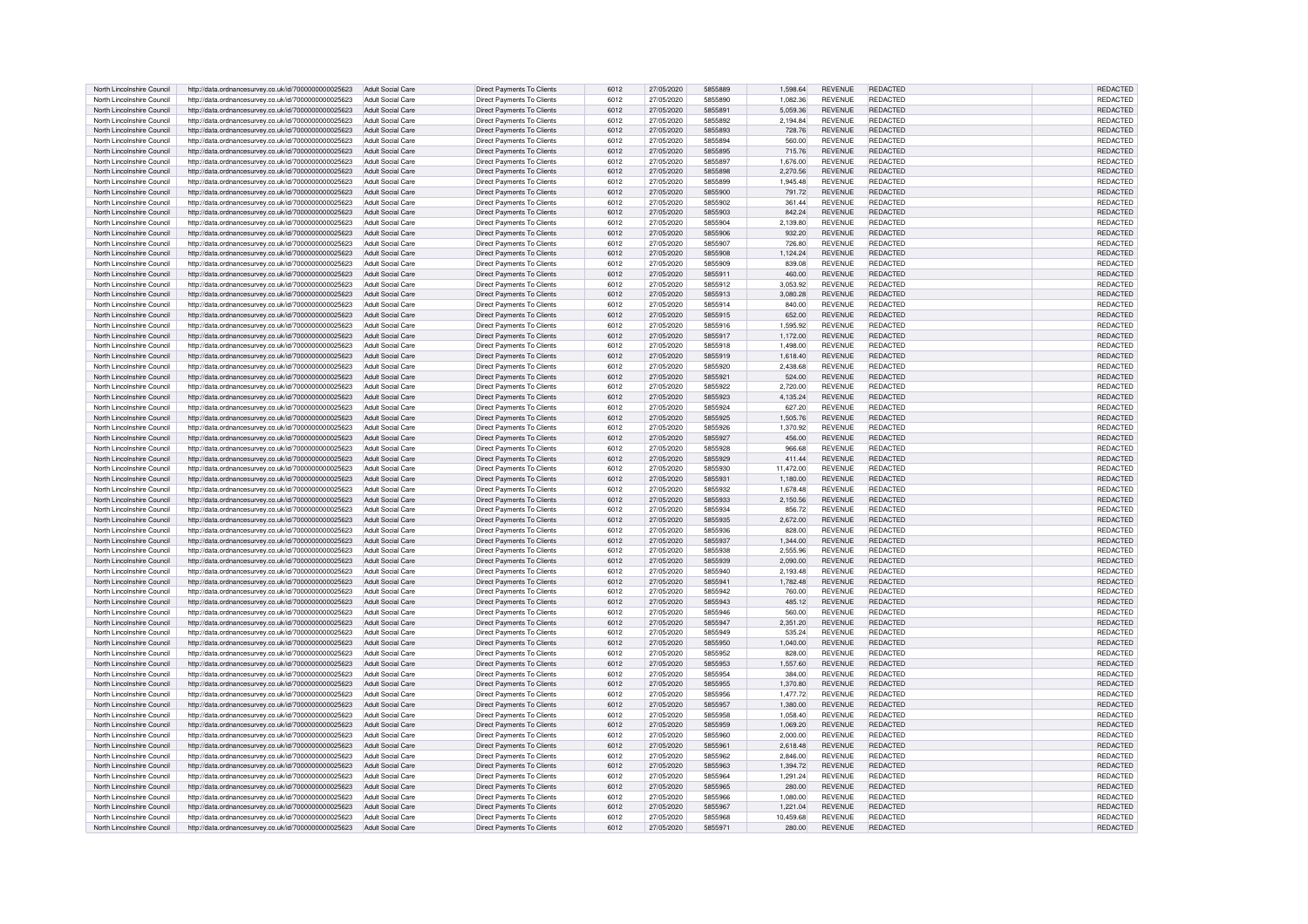| North Lincolnshire Council | http://data.ordnancesurvey.co.uk/id/7000000000025623 | Adult Social Care | Direct Payments To Clients | 6012 | 27/05/2020 | 5855889 | 1,598.64 | REVENUE | REDACTED | REDACTED |
|---|---|---|---|---|---|---|---|---|---|---|
| North Lincolnshire Council | http://data.ordnancesurvey.co.uk/id/7000000000025623 | Adult Social Care | Direct Payments To Clients | 6012 | 27/05/2020 | 5855890 | 1,082.36 | REVENUE | REDACTED | REDACTED |
| North Lincolnshire Council | http://data.ordnancesurvey.co.uk/id/7000000000025623 | Adult Social Care | Direct Payments To Clients | 6012 | 27/05/2020 | 5855891 | 5,059.36 | REVENUE | REDACTED | REDACTED |
| North Lincolnshire Council | http://data.ordnancesurvey.co.uk/id/7000000000025623 | Adult Social Care | Direct Payments To Clients | 6012 | 27/05/2020 | 5855892 | 2,194.84 | REVENUE | REDACTED | REDACTED |
| North Lincolnshire Council | http://data.ordnancesurvey.co.uk/id/7000000000025623 | Adult Social Care | Direct Payments To Clients | 6012 | 27/05/2020 | 5855893 | 728.76 | REVENUE | REDACTED | REDACTED |
| North Lincolnshire Council | http://data.ordnancesurvey.co.uk/id/7000000000025623 | Adult Social Care | Direct Payments To Clients | 6012 | 27/05/2020 | 5855894 | 560.00 | REVENUE | REDACTED | REDACTED |
| North Lincolnshire Council | http://data.ordnancesurvey.co.uk/id/7000000000025623 | Adult Social Care | Direct Payments To Clients | 6012 | 27/05/2020 | 5855895 | 715.76 | REVENUE | REDACTED | REDACTED |
| North Lincolnshire Council | http://data.ordnancesurvey.co.uk/id/7000000000025623 | Adult Social Care | Direct Payments To Clients | 6012 | 27/05/2020 | 5855897 | 1,676.00 | REVENUE | REDACTED | REDACTED |
| North Lincolnshire Council | http://data.ordnancesurvey.co.uk/id/7000000000025623 | Adult Social Care | Direct Payments To Clients | 6012 | 27/05/2020 | 5855898 | 2,270.56 | REVENUE | REDACTED | REDACTED |
| North Lincolnshire Council | http://data.ordnancesurvey.co.uk/id/7000000000025623 | Adult Social Care | Direct Payments To Clients | 6012 | 27/05/2020 | 5855899 | 1,945.48 | REVENUE | REDACTED | REDACTED |
| North Lincolnshire Council | http://data.ordnancesurvey.co.uk/id/7000000000025623 | Adult Social Care | Direct Payments To Clients | 6012 | 27/05/2020 | 5855900 | 791.72 | REVENUE | REDACTED | REDACTED |
| North Lincolnshire Council | http://data.ordnancesurvey.co.uk/id/7000000000025623 | Adult Social Care | Direct Payments To Clients | 6012 | 27/05/2020 | 5855902 | 361.44 | REVENUE | REDACTED | REDACTED |
| North Lincolnshire Council | http://data.ordnancesurvey.co.uk/id/7000000000025623 | Adult Social Care | Direct Payments To Clients | 6012 | 27/05/2020 | 5855903 | 842.24 | REVENUE | REDACTED | REDACTED |
| North Lincolnshire Council | http://data.ordnancesurvey.co.uk/id/7000000000025623 | Adult Social Care | Direct Payments To Clients | 6012 | 27/05/2020 | 5855904 | 2,139.80 | REVENUE | REDACTED | REDACTED |
| North Lincolnshire Council | http://data.ordnancesurvey.co.uk/id/7000000000025623 | Adult Social Care | Direct Payments To Clients | 6012 | 27/05/2020 | 5855906 | 932.20 | REVENUE | REDACTED | REDACTED |
| North Lincolnshire Council | http://data.ordnancesurvey.co.uk/id/7000000000025623 | Adult Social Care | Direct Payments To Clients | 6012 | 27/05/2020 | 5855907 | 726.80 | REVENUE | REDACTED | REDACTED |
| North Lincolnshire Council | http://data.ordnancesurvey.co.uk/id/7000000000025623 | Adult Social Care | Direct Payments To Clients | 6012 | 27/05/2020 | 5855908 | 1,124.24 | REVENUE | REDACTED | REDACTED |
| North Lincolnshire Council | http://data.ordnancesurvey.co.uk/id/7000000000025623 | Adult Social Care | Direct Payments To Clients | 6012 | 27/05/2020 | 5855909 | 839.08 | REVENUE | REDACTED | REDACTED |
| North Lincolnshire Council | http://data.ordnancesurvey.co.uk/id/7000000000025623 | Adult Social Care | Direct Payments To Clients | 6012 | 27/05/2020 | 5855911 | 460.00 | REVENUE | REDACTED | REDACTED |
| North Lincolnshire Council | http://data.ordnancesurvey.co.uk/id/7000000000025623 | Adult Social Care | Direct Payments To Clients | 6012 | 27/05/2020 | 5855912 | 3,053.92 | REVENUE | REDACTED | REDACTED |
| North Lincolnshire Council | http://data.ordnancesurvey.co.uk/id/7000000000025623 | Adult Social Care | Direct Payments To Clients | 6012 | 27/05/2020 | 5855913 | 3,080.28 | REVENUE | REDACTED | REDACTED |
| North Lincolnshire Council | http://data.ordnancesurvey.co.uk/id/7000000000025623 | Adult Social Care | Direct Payments To Clients | 6012 | 27/05/2020 | 5855914 | 840.00 | REVENUE | REDACTED | REDACTED |
| North Lincolnshire Council | http://data.ordnancesurvey.co.uk/id/7000000000025623 | Adult Social Care | Direct Payments To Clients | 6012 | 27/05/2020 | 5855915 | 652.00 | REVENUE | REDACTED | REDACTED |
| North Lincolnshire Council | http://data.ordnancesurvey.co.uk/id/7000000000025623 | Adult Social Care | Direct Payments To Clients | 6012 | 27/05/2020 | 5855916 | 1,595.92 | REVENUE | REDACTED | REDACTED |
| North Lincolnshire Council | http://data.ordnancesurvey.co.uk/id/7000000000025623 | Adult Social Care | Direct Payments To Clients | 6012 | 27/05/2020 | 5855917 | 1,172.00 | REVENUE | REDACTED | REDACTED |
| North Lincolnshire Council | http://data.ordnancesurvey.co.uk/id/7000000000025623 | Adult Social Care | Direct Payments To Clients | 6012 | 27/05/2020 | 5855918 | 1,498.00 | REVENUE | REDACTED | REDACTED |
| North Lincolnshire Council | http://data.ordnancesurvey.co.uk/id/7000000000025623 | Adult Social Care | Direct Payments To Clients | 6012 | 27/05/2020 | 5855919 | 1,618.40 | REVENUE | REDACTED | REDACTED |
| North Lincolnshire Council | http://data.ordnancesurvey.co.uk/id/7000000000025623 | Adult Social Care | Direct Payments To Clients | 6012 | 27/05/2020 | 5855920 | 2,438.68 | REVENUE | REDACTED | REDACTED |
| North Lincolnshire Council | http://data.ordnancesurvey.co.uk/id/7000000000025623 | Adult Social Care | Direct Payments To Clients | 6012 | 27/05/2020 | 5855921 | 524.00 | REVENUE | REDACTED | REDACTED |
| North Lincolnshire Council | http://data.ordnancesurvey.co.uk/id/7000000000025623 | Adult Social Care | Direct Payments To Clients | 6012 | 27/05/2020 | 5855922 | 2,720.00 | REVENUE | REDACTED | REDACTED |
| North Lincolnshire Council | http://data.ordnancesurvey.co.uk/id/7000000000025623 | Adult Social Care | Direct Payments To Clients | 6012 | 27/05/2020 | 5855923 | 4,135.24 | REVENUE | REDACTED | REDACTED |
| North Lincolnshire Council | http://data.ordnancesurvey.co.uk/id/7000000000025623 | Adult Social Care | Direct Payments To Clients | 6012 | 27/05/2020 | 5855924 | 627.20 | REVENUE | REDACTED | REDACTED |
| North Lincolnshire Council | http://data.ordnancesurvey.co.uk/id/7000000000025623 | Adult Social Care | Direct Payments To Clients | 6012 | 27/05/2020 | 5855925 | 1,505.76 | REVENUE | REDACTED | REDACTED |
| North Lincolnshire Council | http://data.ordnancesurvey.co.uk/id/7000000000025623 | Adult Social Care | Direct Payments To Clients | 6012 | 27/05/2020 | 5855926 | 1,370.92 | REVENUE | REDACTED | REDACTED |
| North Lincolnshire Council | http://data.ordnancesurvey.co.uk/id/7000000000025623 | Adult Social Care | Direct Payments To Clients | 6012 | 27/05/2020 | 5855927 | 456.00 | REVENUE | REDACTED | REDACTED |
| North Lincolnshire Council | http://data.ordnancesurvey.co.uk/id/7000000000025623 | Adult Social Care | Direct Payments To Clients | 6012 | 27/05/2020 | 5855928 | 966.68 | REVENUE | REDACTED | REDACTED |
| North Lincolnshire Council | http://data.ordnancesurvey.co.uk/id/7000000000025623 | Adult Social Care | Direct Payments To Clients | 6012 | 27/05/2020 | 5855929 | 411.44 | REVENUE | REDACTED | REDACTED |
| North Lincolnshire Council | http://data.ordnancesurvey.co.uk/id/7000000000025623 | Adult Social Care | Direct Payments To Clients | 6012 | 27/05/2020 | 5855930 | 11,472.00 | REVENUE | REDACTED | REDACTED |
| North Lincolnshire Council | http://data.ordnancesurvey.co.uk/id/7000000000025623 | Adult Social Care | Direct Payments To Clients | 6012 | 27/05/2020 | 5855931 | 1,180.00 | REVENUE | REDACTED | REDACTED |
| North Lincolnshire Council | http://data.ordnancesurvey.co.uk/id/7000000000025623 | Adult Social Care | Direct Payments To Clients | 6012 | 27/05/2020 | 5855932 | 1,678.48 | REVENUE | REDACTED | REDACTED |
| North Lincolnshire Council | http://data.ordnancesurvey.co.uk/id/7000000000025623 | Adult Social Care | Direct Payments To Clients | 6012 | 27/05/2020 | 5855933 | 2,150.56 | REVENUE | REDACTED | REDACTED |
| North Lincolnshire Council | http://data.ordnancesurvey.co.uk/id/7000000000025623 | Adult Social Care | Direct Payments To Clients | 6012 | 27/05/2020 | 5855934 | 856.72 | REVENUE | REDACTED | REDACTED |
| North Lincolnshire Council | http://data.ordnancesurvey.co.uk/id/7000000000025623 | Adult Social Care | Direct Payments To Clients | 6012 | 27/05/2020 | 5855935 | 2,672.00 | REVENUE | REDACTED | REDACTED |
| North Lincolnshire Council | http://data.ordnancesurvey.co.uk/id/7000000000025623 | Adult Social Care | Direct Payments To Clients | 6012 | 27/05/2020 | 5855936 | 828.00 | REVENUE | REDACTED | REDACTED |
| North Lincolnshire Council | http://data.ordnancesurvey.co.uk/id/7000000000025623 | Adult Social Care | Direct Payments To Clients | 6012 | 27/05/2020 | 5855937 | 1,344.00 | REVENUE | REDACTED | REDACTED |
| North Lincolnshire Council | http://data.ordnancesurvey.co.uk/id/7000000000025623 | Adult Social Care | Direct Payments To Clients | 6012 | 27/05/2020 | 5855938 | 2,555.96 | REVENUE | REDACTED | REDACTED |
| North Lincolnshire Council | http://data.ordnancesurvey.co.uk/id/7000000000025623 | Adult Social Care | Direct Payments To Clients | 6012 | 27/05/2020 | 5855939 | 2,090.00 | REVENUE | REDACTED | REDACTED |
| North Lincolnshire Council | http://data.ordnancesurvey.co.uk/id/7000000000025623 | Adult Social Care | Direct Payments To Clients | 6012 | 27/05/2020 | 5855940 | 2,193.48 | REVENUE | REDACTED | REDACTED |
| North Lincolnshire Council | http://data.ordnancesurvey.co.uk/id/7000000000025623 | Adult Social Care | Direct Payments To Clients | 6012 | 27/05/2020 | 5855941 | 1,782.48 | REVENUE | REDACTED | REDACTED |
| North Lincolnshire Council | http://data.ordnancesurvey.co.uk/id/7000000000025623 | Adult Social Care | Direct Payments To Clients | 6012 | 27/05/2020 | 5855942 | 760.00 | REVENUE | REDACTED | REDACTED |
| North Lincolnshire Council | http://data.ordnancesurvey.co.uk/id/7000000000025623 | Adult Social Care | Direct Payments To Clients | 6012 | 27/05/2020 | 5855943 | 485.12 | REVENUE | REDACTED | REDACTED |
| North Lincolnshire Council | http://data.ordnancesurvey.co.uk/id/7000000000025623 | Adult Social Care | Direct Payments To Clients | 6012 | 27/05/2020 | 5855946 | 560.00 | REVENUE | REDACTED | REDACTED |
| North Lincolnshire Council | http://data.ordnancesurvey.co.uk/id/7000000000025623 | Adult Social Care | Direct Payments To Clients | 6012 | 27/05/2020 | 5855947 | 2,351.20 | REVENUE | REDACTED | REDACTED |
| North Lincolnshire Council | http://data.ordnancesurvey.co.uk/id/7000000000025623 | Adult Social Care | Direct Payments To Clients | 6012 | 27/05/2020 | 5855949 | 535.24 | REVENUE | REDACTED | REDACTED |
| North Lincolnshire Council | http://data.ordnancesurvey.co.uk/id/7000000000025623 | Adult Social Care | Direct Payments To Clients | 6012 | 27/05/2020 | 5855950 | 1,040.00 | REVENUE | REDACTED | REDACTED |
| North Lincolnshire Council | http://data.ordnancesurvey.co.uk/id/7000000000025623 | Adult Social Care | Direct Payments To Clients | 6012 | 27/05/2020 | 5855952 | 828.00 | REVENUE | REDACTED | REDACTED |
| North Lincolnshire Council | http://data.ordnancesurvey.co.uk/id/7000000000025623 | Adult Social Care | Direct Payments To Clients | 6012 | 27/05/2020 | 5855953 | 1,557.60 | REVENUE | REDACTED | REDACTED |
| North Lincolnshire Council | http://data.ordnancesurvey.co.uk/id/7000000000025623 | Adult Social Care | Direct Payments To Clients | 6012 | 27/05/2020 | 5855954 | 384.00 | REVENUE | REDACTED | REDACTED |
| North Lincolnshire Council | http://data.ordnancesurvey.co.uk/id/7000000000025623 | Adult Social Care | Direct Payments To Clients | 6012 | 27/05/2020 | 5855955 | 1,370.80 | REVENUE | REDACTED | REDACTED |
| North Lincolnshire Council | http://data.ordnancesurvey.co.uk/id/7000000000025623 | Adult Social Care | Direct Payments To Clients | 6012 | 27/05/2020 | 5855956 | 1,477.72 | REVENUE | REDACTED | REDACTED |
| North Lincolnshire Council | http://data.ordnancesurvey.co.uk/id/7000000000025623 | Adult Social Care | Direct Payments To Clients | 6012 | 27/05/2020 | 5855957 | 1,380.00 | REVENUE | REDACTED | REDACTED |
| North Lincolnshire Council | http://data.ordnancesurvey.co.uk/id/7000000000025623 | Adult Social Care | Direct Payments To Clients | 6012 | 27/05/2020 | 5855958 | 1,058.40 | REVENUE | REDACTED | REDACTED |
| North Lincolnshire Council | http://data.ordnancesurvey.co.uk/id/7000000000025623 | Adult Social Care | Direct Payments To Clients | 6012 | 27/05/2020 | 5855959 | 1,069.20 | REVENUE | REDACTED | REDACTED |
| North Lincolnshire Council | http://data.ordnancesurvey.co.uk/id/7000000000025623 | Adult Social Care | Direct Payments To Clients | 6012 | 27/05/2020 | 5855960 | 2,000.00 | REVENUE | REDACTED | REDACTED |
| North Lincolnshire Council | http://data.ordnancesurvey.co.uk/id/7000000000025623 | Adult Social Care | Direct Payments To Clients | 6012 | 27/05/2020 | 5855961 | 2,618.48 | REVENUE | REDACTED | REDACTED |
| North Lincolnshire Council | http://data.ordnancesurvey.co.uk/id/7000000000025623 | Adult Social Care | Direct Payments To Clients | 6012 | 27/05/2020 | 5855962 | 2,846.00 | REVENUE | REDACTED | REDACTED |
| North Lincolnshire Council | http://data.ordnancesurvey.co.uk/id/7000000000025623 | Adult Social Care | Direct Payments To Clients | 6012 | 27/05/2020 | 5855963 | 1,394.72 | REVENUE | REDACTED | REDACTED |
| North Lincolnshire Council | http://data.ordnancesurvey.co.uk/id/7000000000025623 | Adult Social Care | Direct Payments To Clients | 6012 | 27/05/2020 | 5855964 | 1,291.24 | REVENUE | REDACTED | REDACTED |
| North Lincolnshire Council | http://data.ordnancesurvey.co.uk/id/7000000000025623 | Adult Social Care | Direct Payments To Clients | 6012 | 27/05/2020 | 5855965 | 280.00 | REVENUE | REDACTED | REDACTED |
| North Lincolnshire Council | http://data.ordnancesurvey.co.uk/id/7000000000025623 | Adult Social Care | Direct Payments To Clients | 6012 | 27/05/2020 | 5855966 | 1,080.00 | REVENUE | REDACTED | REDACTED |
| North Lincolnshire Council | http://data.ordnancesurvey.co.uk/id/7000000000025623 | Adult Social Care | Direct Payments To Clients | 6012 | 27/05/2020 | 5855967 | 1,221.04 | REVENUE | REDACTED | REDACTED |
| North Lincolnshire Council | http://data.ordnancesurvey.co.uk/id/7000000000025623 | Adult Social Care | Direct Payments To Clients | 6012 | 27/05/2020 | 5855968 | 10,459.68 | REVENUE | REDACTED | REDACTED |
| North Lincolnshire Council | http://data.ordnancesurvey.co.uk/id/7000000000025623 | Adult Social Care | Direct Payments To Clients | 6012 | 27/05/2020 | 5855971 | 280.00 | REVENUE | REDACTED | REDACTED |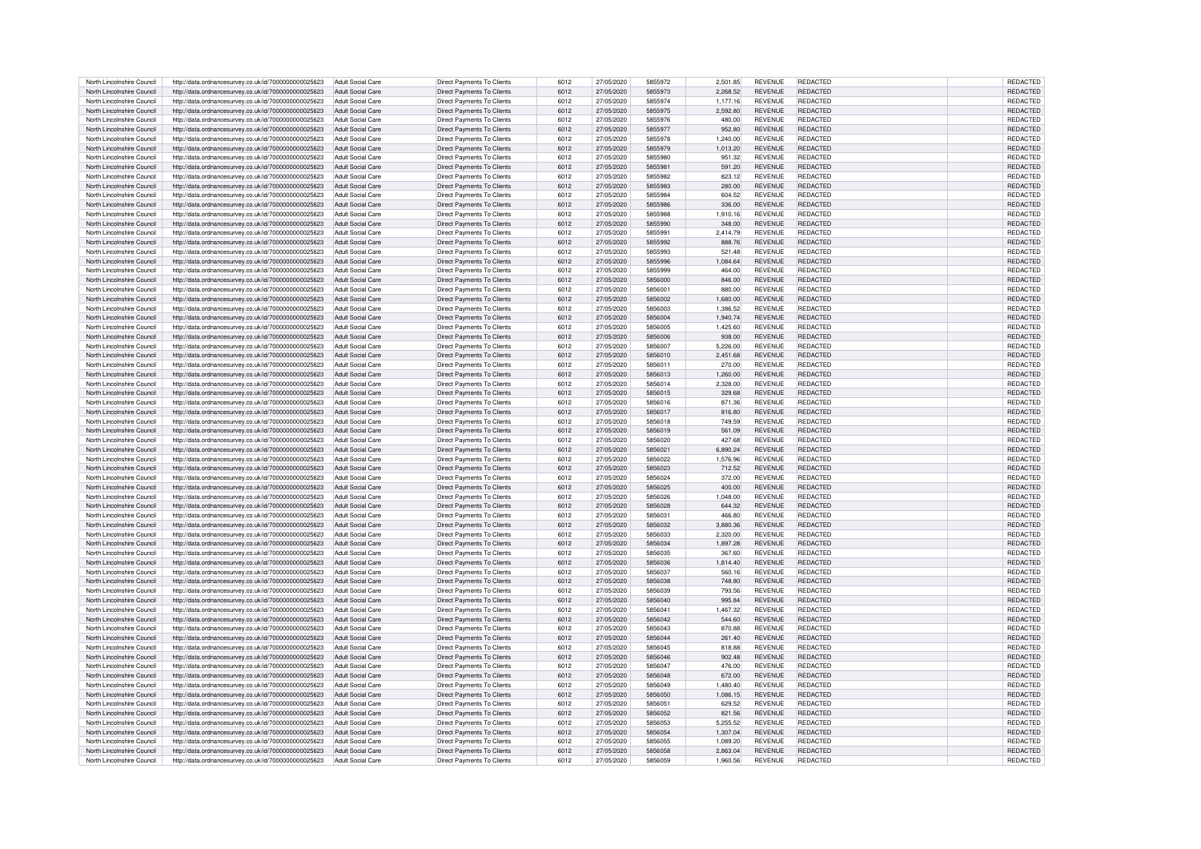| | | | | | | | | | | | |
|---|---|---|---|---|---|---|---|---|---|---|---|
| North Lincolnshire Council | http://data.ordnancesurvey.co.uk/id/7000000000025623 | Adult Social Care | Direct Payments To Clients | 6012 | 27/05/2020 | 5855972 | 2,501.85 | REVENUE | REDACTED | | REDACTED |
| North Lincolnshire Council | http://data.ordnancesurvey.co.uk/id/7000000000025623 | Adult Social Care | Direct Payments To Clients | 6012 | 27/05/2020 | 5855973 | 2,268.52 | REVENUE | REDACTED | | REDACTED |
| North Lincolnshire Council | http://data.ordnancesurvey.co.uk/id/7000000000025623 | Adult Social Care | Direct Payments To Clients | 6012 | 27/05/2020 | 5855974 | 1,177.16 | REVENUE | REDACTED | | REDACTED |
| North Lincolnshire Council | http://data.ordnancesurvey.co.uk/id/7000000000025623 | Adult Social Care | Direct Payments To Clients | 6012 | 27/05/2020 | 5855975 | 2,592.80 | REVENUE | REDACTED | | REDACTED |
| North Lincolnshire Council | http://data.ordnancesurvey.co.uk/id/7000000000025623 | Adult Social Care | Direct Payments To Clients | 6012 | 27/05/2020 | 5855976 | 480.00 | REVENUE | REDACTED | | REDACTED |
| North Lincolnshire Council | http://data.ordnancesurvey.co.uk/id/7000000000025623 | Adult Social Care | Direct Payments To Clients | 6012 | 27/05/2020 | 5855977 | 952.80 | REVENUE | REDACTED | | REDACTED |
| North Lincolnshire Council | http://data.ordnancesurvey.co.uk/id/7000000000025623 | Adult Social Care | Direct Payments To Clients | 6012 | 27/05/2020 | 5855978 | 1,240.00 | REVENUE | REDACTED | | REDACTED |
| North Lincolnshire Council | http://data.ordnancesurvey.co.uk/id/7000000000025623 | Adult Social Care | Direct Payments To Clients | 6012 | 27/05/2020 | 5855979 | 1,013.20 | REVENUE | REDACTED | | REDACTED |
| North Lincolnshire Council | http://data.ordnancesurvey.co.uk/id/7000000000025623 | Adult Social Care | Direct Payments To Clients | 6012 | 27/05/2020 | 5855980 | 951.32 | REVENUE | REDACTED | | REDACTED |
| North Lincolnshire Council | http://data.ordnancesurvey.co.uk/id/7000000000025623 | Adult Social Care | Direct Payments To Clients | 6012 | 27/05/2020 | 5855981 | 591.20 | REVENUE | REDACTED | | REDACTED |
| North Lincolnshire Council | http://data.ordnancesurvey.co.uk/id/7000000000025623 | Adult Social Care | Direct Payments To Clients | 6012 | 27/05/2020 | 5855982 | 823.12 | REVENUE | REDACTED | | REDACTED |
| North Lincolnshire Council | http://data.ordnancesurvey.co.uk/id/7000000000025623 | Adult Social Care | Direct Payments To Clients | 6012 | 27/05/2020 | 5855983 | 280.00 | REVENUE | REDACTED | | REDACTED |
| North Lincolnshire Council | http://data.ordnancesurvey.co.uk/id/7000000000025623 | Adult Social Care | Direct Payments To Clients | 6012 | 27/05/2020 | 5855984 | 604.52 | REVENUE | REDACTED | | REDACTED |
| North Lincolnshire Council | http://data.ordnancesurvey.co.uk/id/7000000000025623 | Adult Social Care | Direct Payments To Clients | 6012 | 27/05/2020 | 5855986 | 336.00 | REVENUE | REDACTED | | REDACTED |
| North Lincolnshire Council | http://data.ordnancesurvey.co.uk/id/7000000000025623 | Adult Social Care | Direct Payments To Clients | 6012 | 27/05/2020 | 5855988 | 1,910.16 | REVENUE | REDACTED | | REDACTED |
| North Lincolnshire Council | http://data.ordnancesurvey.co.uk/id/7000000000025623 | Adult Social Care | Direct Payments To Clients | 6012 | 27/05/2020 | 5855990 | 348.00 | REVENUE | REDACTED | | REDACTED |
| North Lincolnshire Council | http://data.ordnancesurvey.co.uk/id/7000000000025623 | Adult Social Care | Direct Payments To Clients | 6012 | 27/05/2020 | 5855991 | 2,414.79 | REVENUE | REDACTED | | REDACTED |
| North Lincolnshire Council | http://data.ordnancesurvey.co.uk/id/7000000000025623 | Adult Social Care | Direct Payments To Clients | 6012 | 27/05/2020 | 5855992 | 888.76 | REVENUE | REDACTED | | REDACTED |
| North Lincolnshire Council | http://data.ordnancesurvey.co.uk/id/7000000000025623 | Adult Social Care | Direct Payments To Clients | 6012 | 27/05/2020 | 5855993 | 521.48 | REVENUE | REDACTED | | REDACTED |
| North Lincolnshire Council | http://data.ordnancesurvey.co.uk/id/7000000000025623 | Adult Social Care | Direct Payments To Clients | 6012 | 27/05/2020 | 5855996 | 1,084.64 | REVENUE | REDACTED | | REDACTED |
| North Lincolnshire Council | http://data.ordnancesurvey.co.uk/id/7000000000025623 | Adult Social Care | Direct Payments To Clients | 6012 | 27/05/2020 | 5855999 | 464.00 | REVENUE | REDACTED | | REDACTED |
| North Lincolnshire Council | http://data.ordnancesurvey.co.uk/id/7000000000025623 | Adult Social Care | Direct Payments To Clients | 6012 | 27/05/2020 | 5856000 | 846.00 | REVENUE | REDACTED | | REDACTED |
| North Lincolnshire Council | http://data.ordnancesurvey.co.uk/id/7000000000025623 | Adult Social Care | Direct Payments To Clients | 6012 | 27/05/2020 | 5856001 | 880.00 | REVENUE | REDACTED | | REDACTED |
| North Lincolnshire Council | http://data.ordnancesurvey.co.uk/id/7000000000025623 | Adult Social Care | Direct Payments To Clients | 6012 | 27/05/2020 | 5856002 | 1,680.00 | REVENUE | REDACTED | | REDACTED |
| North Lincolnshire Council | http://data.ordnancesurvey.co.uk/id/7000000000025623 | Adult Social Care | Direct Payments To Clients | 6012 | 27/05/2020 | 5856003 | 1,386.52 | REVENUE | REDACTED | | REDACTED |
| North Lincolnshire Council | http://data.ordnancesurvey.co.uk/id/7000000000025623 | Adult Social Care | Direct Payments To Clients | 6012 | 27/05/2020 | 5856004 | 1,940.74 | REVENUE | REDACTED | | REDACTED |
| North Lincolnshire Council | http://data.ordnancesurvey.co.uk/id/7000000000025623 | Adult Social Care | Direct Payments To Clients | 6012 | 27/05/2020 | 5856005 | 1,425.60 | REVENUE | REDACTED | | REDACTED |
| North Lincolnshire Council | http://data.ordnancesurvey.co.uk/id/7000000000025623 | Adult Social Care | Direct Payments To Clients | 6012 | 27/05/2020 | 5856006 | 938.00 | REVENUE | REDACTED | | REDACTED |
| North Lincolnshire Council | http://data.ordnancesurvey.co.uk/id/7000000000025623 | Adult Social Care | Direct Payments To Clients | 6012 | 27/05/2020 | 5856007 | 5,226.00 | REVENUE | REDACTED | | REDACTED |
| North Lincolnshire Council | http://data.ordnancesurvey.co.uk/id/7000000000025623 | Adult Social Care | Direct Payments To Clients | 6012 | 27/05/2020 | 5856010 | 2,451.68 | REVENUE | REDACTED | | REDACTED |
| North Lincolnshire Council | http://data.ordnancesurvey.co.uk/id/7000000000025623 | Adult Social Care | Direct Payments To Clients | 6012 | 27/05/2020 | 5856011 | 270.00 | REVENUE | REDACTED | | REDACTED |
| North Lincolnshire Council | http://data.ordnancesurvey.co.uk/id/7000000000025623 | Adult Social Care | Direct Payments To Clients | 6012 | 27/05/2020 | 5856013 | 1,260.00 | REVENUE | REDACTED | | REDACTED |
| North Lincolnshire Council | http://data.ordnancesurvey.co.uk/id/7000000000025623 | Adult Social Care | Direct Payments To Clients | 6012 | 27/05/2020 | 5856014 | 2,328.00 | REVENUE | REDACTED | | REDACTED |
| North Lincolnshire Council | http://data.ordnancesurvey.co.uk/id/7000000000025623 | Adult Social Care | Direct Payments To Clients | 6012 | 27/05/2020 | 5856015 | 329.68 | REVENUE | REDACTED | | REDACTED |
| North Lincolnshire Council | http://data.ordnancesurvey.co.uk/id/7000000000025623 | Adult Social Care | Direct Payments To Clients | 6012 | 27/05/2020 | 5856016 | 871.36 | REVENUE | REDACTED | | REDACTED |
| North Lincolnshire Council | http://data.ordnancesurvey.co.uk/id/7000000000025623 | Adult Social Care | Direct Payments To Clients | 6012 | 27/05/2020 | 5856017 | 816.80 | REVENUE | REDACTED | | REDACTED |
| North Lincolnshire Council | http://data.ordnancesurvey.co.uk/id/7000000000025623 | Adult Social Care | Direct Payments To Clients | 6012 | 27/05/2020 | 5856018 | 749.59 | REVENUE | REDACTED | | REDACTED |
| North Lincolnshire Council | http://data.ordnancesurvey.co.uk/id/7000000000025623 | Adult Social Care | Direct Payments To Clients | 6012 | 27/05/2020 | 5856019 | 561.09 | REVENUE | REDACTED | | REDACTED |
| North Lincolnshire Council | http://data.ordnancesurvey.co.uk/id/7000000000025623 | Adult Social Care | Direct Payments To Clients | 6012 | 27/05/2020 | 5856020 | 427.68 | REVENUE | REDACTED | | REDACTED |
| North Lincolnshire Council | http://data.ordnancesurvey.co.uk/id/7000000000025623 | Adult Social Care | Direct Payments To Clients | 6012 | 27/05/2020 | 5856021 | 6,890.24 | REVENUE | REDACTED | | REDACTED |
| North Lincolnshire Council | http://data.ordnancesurvey.co.uk/id/7000000000025623 | Adult Social Care | Direct Payments To Clients | 6012 | 27/05/2020 | 5856022 | 1,576.96 | REVENUE | REDACTED | | REDACTED |
| North Lincolnshire Council | http://data.ordnancesurvey.co.uk/id/7000000000025623 | Adult Social Care | Direct Payments To Clients | 6012 | 27/05/2020 | 5856023 | 712.52 | REVENUE | REDACTED | | REDACTED |
| North Lincolnshire Council | http://data.ordnancesurvey.co.uk/id/7000000000025623 | Adult Social Care | Direct Payments To Clients | 6012 | 27/05/2020 | 5856024 | 372.00 | REVENUE | REDACTED | | REDACTED |
| North Lincolnshire Council | http://data.ordnancesurvey.co.uk/id/7000000000025623 | Adult Social Care | Direct Payments To Clients | 6012 | 27/05/2020 | 5856025 | 400.00 | REVENUE | REDACTED | | REDACTED |
| North Lincolnshire Council | http://data.ordnancesurvey.co.uk/id/7000000000025623 | Adult Social Care | Direct Payments To Clients | 6012 | 27/05/2020 | 5856026 | 1,048.00 | REVENUE | REDACTED | | REDACTED |
| North Lincolnshire Council | http://data.ordnancesurvey.co.uk/id/7000000000025623 | Adult Social Care | Direct Payments To Clients | 6012 | 27/05/2020 | 5856028 | 644.32 | REVENUE | REDACTED | | REDACTED |
| North Lincolnshire Council | http://data.ordnancesurvey.co.uk/id/7000000000025623 | Adult Social Care | Direct Payments To Clients | 6012 | 27/05/2020 | 5856031 | 466.80 | REVENUE | REDACTED | | REDACTED |
| North Lincolnshire Council | http://data.ordnancesurvey.co.uk/id/7000000000025623 | Adult Social Care | Direct Payments To Clients | 6012 | 27/05/2020 | 5856032 | 3,880.36 | REVENUE | REDACTED | | REDACTED |
| North Lincolnshire Council | http://data.ordnancesurvey.co.uk/id/7000000000025623 | Adult Social Care | Direct Payments To Clients | 6012 | 27/05/2020 | 5856033 | 2,320.00 | REVENUE | REDACTED | | REDACTED |
| North Lincolnshire Council | http://data.ordnancesurvey.co.uk/id/7000000000025623 | Adult Social Care | Direct Payments To Clients | 6012 | 27/05/2020 | 5856034 | 1,897.28 | REVENUE | REDACTED | | REDACTED |
| North Lincolnshire Council | http://data.ordnancesurvey.co.uk/id/7000000000025623 | Adult Social Care | Direct Payments To Clients | 6012 | 27/05/2020 | 5856035 | 367.60 | REVENUE | REDACTED | | REDACTED |
| North Lincolnshire Council | http://data.ordnancesurvey.co.uk/id/7000000000025623 | Adult Social Care | Direct Payments To Clients | 6012 | 27/05/2020 | 5856036 | 1,814.40 | REVENUE | REDACTED | | REDACTED |
| North Lincolnshire Council | http://data.ordnancesurvey.co.uk/id/7000000000025623 | Adult Social Care | Direct Payments To Clients | 6012 | 27/05/2020 | 5856037 | 560.16 | REVENUE | REDACTED | | REDACTED |
| North Lincolnshire Council | http://data.ordnancesurvey.co.uk/id/7000000000025623 | Adult Social Care | Direct Payments To Clients | 6012 | 27/05/2020 | 5856038 | 748.80 | REVENUE | REDACTED | | REDACTED |
| North Lincolnshire Council | http://data.ordnancesurvey.co.uk/id/7000000000025623 | Adult Social Care | Direct Payments To Clients | 6012 | 27/05/2020 | 5856039 | 793.56 | REVENUE | REDACTED | | REDACTED |
| North Lincolnshire Council | http://data.ordnancesurvey.co.uk/id/7000000000025623 | Adult Social Care | Direct Payments To Clients | 6012 | 27/05/2020 | 5856040 | 995.84 | REVENUE | REDACTED | | REDACTED |
| North Lincolnshire Council | http://data.ordnancesurvey.co.uk/id/7000000000025623 | Adult Social Care | Direct Payments To Clients | 6012 | 27/05/2020 | 5856041 | 1,467.32 | REVENUE | REDACTED | | REDACTED |
| North Lincolnshire Council | http://data.ordnancesurvey.co.uk/id/7000000000025623 | Adult Social Care | Direct Payments To Clients | 6012 | 27/05/2020 | 5856042 | 544.60 | REVENUE | REDACTED | | REDACTED |
| North Lincolnshire Council | http://data.ordnancesurvey.co.uk/id/7000000000025623 | Adult Social Care | Direct Payments To Clients | 6012 | 27/05/2020 | 5856043 | 870.88 | REVENUE | REDACTED | | REDACTED |
| North Lincolnshire Council | http://data.ordnancesurvey.co.uk/id/7000000000025623 | Adult Social Care | Direct Payments To Clients | 6012 | 27/05/2020 | 5856044 | 261.40 | REVENUE | REDACTED | | REDACTED |
| North Lincolnshire Council | http://data.ordnancesurvey.co.uk/id/7000000000025623 | Adult Social Care | Direct Payments To Clients | 6012 | 27/05/2020 | 5856045 | 818.88 | REVENUE | REDACTED | | REDACTED |
| North Lincolnshire Council | http://data.ordnancesurvey.co.uk/id/7000000000025623 | Adult Social Care | Direct Payments To Clients | 6012 | 27/05/2020 | 5856046 | 902.48 | REVENUE | REDACTED | | REDACTED |
| North Lincolnshire Council | http://data.ordnancesurvey.co.uk/id/7000000000025623 | Adult Social Care | Direct Payments To Clients | 6012 | 27/05/2020 | 5856047 | 476.00 | REVENUE | REDACTED | | REDACTED |
| North Lincolnshire Council | http://data.ordnancesurvey.co.uk/id/7000000000025623 | Adult Social Care | Direct Payments To Clients | 6012 | 27/05/2020 | 5856048 | 672.00 | REVENUE | REDACTED | | REDACTED |
| North Lincolnshire Council | http://data.ordnancesurvey.co.uk/id/7000000000025623 | Adult Social Care | Direct Payments To Clients | 6012 | 27/05/2020 | 5856049 | 1,480.40 | REVENUE | REDACTED | | REDACTED |
| North Lincolnshire Council | http://data.ordnancesurvey.co.uk/id/7000000000025623 | Adult Social Care | Direct Payments To Clients | 6012 | 27/05/2020 | 5856050 | 1,086.15 | REVENUE | REDACTED | | REDACTED |
| North Lincolnshire Council | http://data.ordnancesurvey.co.uk/id/7000000000025623 | Adult Social Care | Direct Payments To Clients | 6012 | 27/05/2020 | 5856051 | 629.52 | REVENUE | REDACTED | | REDACTED |
| North Lincolnshire Council | http://data.ordnancesurvey.co.uk/id/7000000000025623 | Adult Social Care | Direct Payments To Clients | 6012 | 27/05/2020 | 5856052 | 821.56 | REVENUE | REDACTED | | REDACTED |
| North Lincolnshire Council | http://data.ordnancesurvey.co.uk/id/7000000000025623 | Adult Social Care | Direct Payments To Clients | 6012 | 27/05/2020 | 5856053 | 5,255.52 | REVENUE | REDACTED | | REDACTED |
| North Lincolnshire Council | http://data.ordnancesurvey.co.uk/id/7000000000025623 | Adult Social Care | Direct Payments To Clients | 6012 | 27/05/2020 | 5856054 | 1,307.04 | REVENUE | REDACTED | | REDACTED |
| North Lincolnshire Council | http://data.ordnancesurvey.co.uk/id/7000000000025623 | Adult Social Care | Direct Payments To Clients | 6012 | 27/05/2020 | 5856055 | 1,089.20 | REVENUE | REDACTED | | REDACTED |
| North Lincolnshire Council | http://data.ordnancesurvey.co.uk/id/7000000000025623 | Adult Social Care | Direct Payments To Clients | 6012 | 27/05/2020 | 5856058 | 2,863.04 | REVENUE | REDACTED | | REDACTED |
| North Lincolnshire Council | http://data.ordnancesurvey.co.uk/id/7000000000025623 | Adult Social Care | Direct Payments To Clients | 6012 | 27/05/2020 | 5856059 | 1,960.56 | REVENUE | REDACTED | | REDACTED |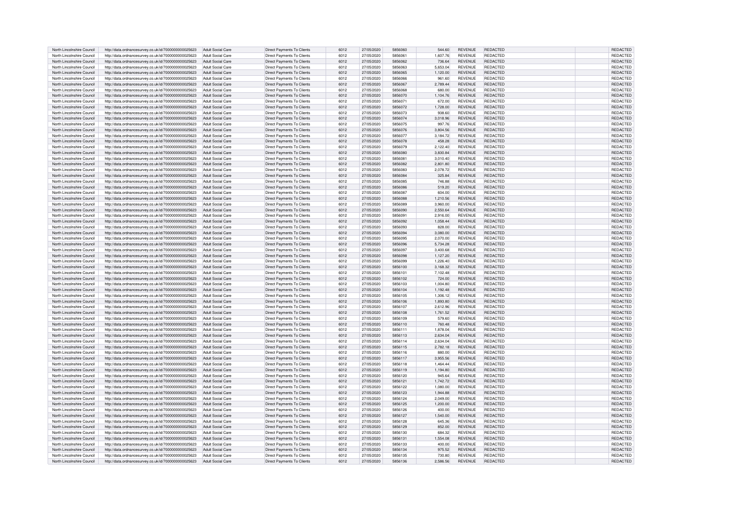| North Lincolnshire Council | http://data.ordnancesurvey.co.uk/id/7000000000025623 | Adult Social Care | Direct Payments To Clients | 6012 | 27/05/2020 | 5856060 | 544.60 | REVENUE | REDACTED | REDACTED |
|---|---|---|---|---|---|---|---|---|---|---|
| North Lincolnshire Council | http://data.ordnancesurvey.co.uk/id/7000000000025623 | Adult Social Care | Direct Payments To Clients | 6012 | 27/05/2020 | 5856061 | 1,607.76 | REVENUE | REDACTED | REDACTED |
| North Lincolnshire Council | http://data.ordnancesurvey.co.uk/id/7000000000025623 | Adult Social Care | Direct Payments To Clients | 6012 | 27/05/2020 | 5856062 | 736.64 | REVENUE | REDACTED | REDACTED |
| North Lincolnshire Council | http://data.ordnancesurvey.co.uk/id/7000000000025623 | Adult Social Care | Direct Payments To Clients | 6012 | 27/05/2020 | 5856063 | 5,653.04 | REVENUE | REDACTED | REDACTED |
| North Lincolnshire Council | http://data.ordnancesurvey.co.uk/id/7000000000025623 | Adult Social Care | Direct Payments To Clients | 6012 | 27/05/2020 | 5856065 | 1,120.00 | REVENUE | REDACTED | REDACTED |
| North Lincolnshire Council | http://data.ordnancesurvey.co.uk/id/7000000000025623 | Adult Social Care | Direct Payments To Clients | 6012 | 27/05/2020 | 5856066 | 961.60 | REVENUE | REDACTED | REDACTED |
| North Lincolnshire Council | http://data.ordnancesurvey.co.uk/id/7000000000025623 | Adult Social Care | Direct Payments To Clients | 6012 | 27/05/2020 | 5856067 | 2,789.44 | REVENUE | REDACTED | REDACTED |
| North Lincolnshire Council | http://data.ordnancesurvey.co.uk/id/7000000000025623 | Adult Social Care | Direct Payments To Clients | 6012 | 27/05/2020 | 5856068 | 680.00 | REVENUE | REDACTED | REDACTED |
| North Lincolnshire Council | http://data.ordnancesurvey.co.uk/id/7000000000025623 | Adult Social Care | Direct Payments To Clients | 6012 | 27/05/2020 | 5856070 | 1,104.76 | REVENUE | REDACTED | REDACTED |
| North Lincolnshire Council | http://data.ordnancesurvey.co.uk/id/7000000000025623 | Adult Social Care | Direct Payments To Clients | 6012 | 27/05/2020 | 5856071 | 672.00 | REVENUE | REDACTED | REDACTED |
| North Lincolnshire Council | http://data.ordnancesurvey.co.uk/id/7000000000025623 | Adult Social Care | Direct Payments To Clients | 6012 | 27/05/2020 | 5856072 | 1,728.00 | REVENUE | REDACTED | REDACTED |
| North Lincolnshire Council | http://data.ordnancesurvey.co.uk/id/7000000000025623 | Adult Social Care | Direct Payments To Clients | 6012 | 27/05/2020 | 5856073 | 938.60 | REVENUE | REDACTED | REDACTED |
| North Lincolnshire Council | http://data.ordnancesurvey.co.uk/id/7000000000025623 | Adult Social Care | Direct Payments To Clients | 6012 | 27/05/2020 | 5856074 | 3,018.96 | REVENUE | REDACTED | REDACTED |
| North Lincolnshire Council | http://data.ordnancesurvey.co.uk/id/7000000000025623 | Adult Social Care | Direct Payments To Clients | 6012 | 27/05/2020 | 5856075 | 997.76 | REVENUE | REDACTED | REDACTED |
| North Lincolnshire Council | http://data.ordnancesurvey.co.uk/id/7000000000025623 | Adult Social Care | Direct Payments To Clients | 6012 | 27/05/2020 | 5856076 | 3,804.56 | REVENUE | REDACTED | REDACTED |
| North Lincolnshire Council | http://data.ordnancesurvey.co.uk/id/7000000000025623 | Adult Social Care | Direct Payments To Clients | 6012 | 27/05/2020 | 5856077 | 3,184.72 | REVENUE | REDACTED | REDACTED |
| North Lincolnshire Council | http://data.ordnancesurvey.co.uk/id/7000000000025623 | Adult Social Care | Direct Payments To Clients | 6012 | 27/05/2020 | 5856078 | 458.28 | REVENUE | REDACTED | REDACTED |
| North Lincolnshire Council | http://data.ordnancesurvey.co.uk/id/7000000000025623 | Adult Social Care | Direct Payments To Clients | 6012 | 27/05/2020 | 5856079 | 2,122.40 | REVENUE | REDACTED | REDACTED |
| North Lincolnshire Council | http://data.ordnancesurvey.co.uk/id/7000000000025623 | Adult Social Care | Direct Payments To Clients | 6012 | 27/05/2020 | 5856080 | 3,830.84 | REVENUE | REDACTED | REDACTED |
| North Lincolnshire Council | http://data.ordnancesurvey.co.uk/id/7000000000025623 | Adult Social Care | Direct Payments To Clients | 6012 | 27/05/2020 | 5856081 | 3,010.40 | REVENUE | REDACTED | REDACTED |
| North Lincolnshire Council | http://data.ordnancesurvey.co.uk/id/7000000000025623 | Adult Social Care | Direct Payments To Clients | 6012 | 27/05/2020 | 5856082 | 2,801.80 | REVENUE | REDACTED | REDACTED |
| North Lincolnshire Council | http://data.ordnancesurvey.co.uk/id/7000000000025623 | Adult Social Care | Direct Payments To Clients | 6012 | 27/05/2020 | 5856083 | 2,078.72 | REVENUE | REDACTED | REDACTED |
| North Lincolnshire Council | http://data.ordnancesurvey.co.uk/id/7000000000025623 | Adult Social Care | Direct Payments To Clients | 6012 | 27/05/2020 | 5856084 | 325.84 | REVENUE | REDACTED | REDACTED |
| North Lincolnshire Council | http://data.ordnancesurvey.co.uk/id/7000000000025623 | Adult Social Care | Direct Payments To Clients | 6012 | 27/05/2020 | 5856085 | 746.88 | REVENUE | REDACTED | REDACTED |
| North Lincolnshire Council | http://data.ordnancesurvey.co.uk/id/7000000000025623 | Adult Social Care | Direct Payments To Clients | 6012 | 27/05/2020 | 5856086 | 519.20 | REVENUE | REDACTED | REDACTED |
| North Lincolnshire Council | http://data.ordnancesurvey.co.uk/id/7000000000025623 | Adult Social Care | Direct Payments To Clients | 6012 | 27/05/2020 | 5856087 | 604.00 | REVENUE | REDACTED | REDACTED |
| North Lincolnshire Council | http://data.ordnancesurvey.co.uk/id/7000000000025623 | Adult Social Care | Direct Payments To Clients | 6012 | 27/05/2020 | 5856088 | 1,210.56 | REVENUE | REDACTED | REDACTED |
| North Lincolnshire Council | http://data.ordnancesurvey.co.uk/id/7000000000025623 | Adult Social Care | Direct Payments To Clients | 6012 | 27/05/2020 | 5856089 | 3,960.00 | REVENUE | REDACTED | REDACTED |
| North Lincolnshire Council | http://data.ordnancesurvey.co.uk/id/7000000000025623 | Adult Social Care | Direct Payments To Clients | 6012 | 27/05/2020 | 5856090 | 2,550.64 | REVENUE | REDACTED | REDACTED |
| North Lincolnshire Council | http://data.ordnancesurvey.co.uk/id/7000000000025623 | Adult Social Care | Direct Payments To Clients | 6012 | 27/05/2020 | 5856091 | 2,916.00 | REVENUE | REDACTED | REDACTED |
| North Lincolnshire Council | http://data.ordnancesurvey.co.uk/id/7000000000025623 | Adult Social Care | Direct Payments To Clients | 6012 | 27/05/2020 | 5856092 | 1,058.44 | REVENUE | REDACTED | REDACTED |
| North Lincolnshire Council | http://data.ordnancesurvey.co.uk/id/7000000000025623 | Adult Social Care | Direct Payments To Clients | 6012 | 27/05/2020 | 5856093 | 828.00 | REVENUE | REDACTED | REDACTED |
| North Lincolnshire Council | http://data.ordnancesurvey.co.uk/id/7000000000025623 | Adult Social Care | Direct Payments To Clients | 6012 | 27/05/2020 | 5856094 | 3,080.00 | REVENUE | REDACTED | REDACTED |
| North Lincolnshire Council | http://data.ordnancesurvey.co.uk/id/7000000000025623 | Adult Social Care | Direct Payments To Clients | 6012 | 27/05/2020 | 5856095 | 2,070.00 | REVENUE | REDACTED | REDACTED |
| North Lincolnshire Council | http://data.ordnancesurvey.co.uk/id/7000000000025623 | Adult Social Care | Direct Payments To Clients | 6012 | 27/05/2020 | 5856096 | 5,734.28 | REVENUE | REDACTED | REDACTED |
| North Lincolnshire Council | http://data.ordnancesurvey.co.uk/id/7000000000025623 | Adult Social Care | Direct Payments To Clients | 6012 | 27/05/2020 | 5856097 | 3,400.68 | REVENUE | REDACTED | REDACTED |
| North Lincolnshire Council | http://data.ordnancesurvey.co.uk/id/7000000000025623 | Adult Social Care | Direct Payments To Clients | 6012 | 27/05/2020 | 5856098 | 1,127.20 | REVENUE | REDACTED | REDACTED |
| North Lincolnshire Council | http://data.ordnancesurvey.co.uk/id/7000000000025623 | Adult Social Care | Direct Payments To Clients | 6012 | 27/05/2020 | 5856099 | 1,226.40 | REVENUE | REDACTED | REDACTED |
| North Lincolnshire Council | http://data.ordnancesurvey.co.uk/id/7000000000025623 | Adult Social Care | Direct Payments To Clients | 6012 | 27/05/2020 | 5856100 | 3,168.32 | REVENUE | REDACTED | REDACTED |
| North Lincolnshire Council | http://data.ordnancesurvey.co.uk/id/7000000000025623 | Adult Social Care | Direct Payments To Clients | 6012 | 27/05/2020 | 5856101 | 7,102.48 | REVENUE | REDACTED | REDACTED |
| North Lincolnshire Council | http://data.ordnancesurvey.co.uk/id/7000000000025623 | Adult Social Care | Direct Payments To Clients | 6012 | 27/05/2020 | 5856102 | 724.00 | REVENUE | REDACTED | REDACTED |
| North Lincolnshire Council | http://data.ordnancesurvey.co.uk/id/7000000000025623 | Adult Social Care | Direct Payments To Clients | 6012 | 27/05/2020 | 5856103 | 1,004.80 | REVENUE | REDACTED | REDACTED |
| North Lincolnshire Council | http://data.ordnancesurvey.co.uk/id/7000000000025623 | Adult Social Care | Direct Payments To Clients | 6012 | 27/05/2020 | 5856104 | 1,192.48 | REVENUE | REDACTED | REDACTED |
| North Lincolnshire Council | http://data.ordnancesurvey.co.uk/id/7000000000025623 | Adult Social Care | Direct Payments To Clients | 6012 | 27/05/2020 | 5856105 | 1,306.12 | REVENUE | REDACTED | REDACTED |
| North Lincolnshire Council | http://data.ordnancesurvey.co.uk/id/7000000000025623 | Adult Social Care | Direct Payments To Clients | 6012 | 27/05/2020 | 5856106 | 1,893.80 | REVENUE | REDACTED | REDACTED |
| North Lincolnshire Council | http://data.ordnancesurvey.co.uk/id/7000000000025623 | Adult Social Care | Direct Payments To Clients | 6012 | 27/05/2020 | 5856107 | 2,612.96 | REVENUE | REDACTED | REDACTED |
| North Lincolnshire Council | http://data.ordnancesurvey.co.uk/id/7000000000025623 | Adult Social Care | Direct Payments To Clients | 6012 | 27/05/2020 | 5856108 | 1,761.52 | REVENUE | REDACTED | REDACTED |
| North Lincolnshire Council | http://data.ordnancesurvey.co.uk/id/7000000000025623 | Adult Social Care | Direct Payments To Clients | 6012 | 27/05/2020 | 5856109 | 579.60 | REVENUE | REDACTED | REDACTED |
| North Lincolnshire Council | http://data.ordnancesurvey.co.uk/id/7000000000025623 | Adult Social Care | Direct Payments To Clients | 6012 | 27/05/2020 | 5856110 | 760.48 | REVENUE | REDACTED | REDACTED |
| North Lincolnshire Council | http://data.ordnancesurvey.co.uk/id/7000000000025623 | Adult Social Care | Direct Payments To Clients | 6012 | 27/05/2020 | 5856111 | 1,878.04 | REVENUE | REDACTED | REDACTED |
| North Lincolnshire Council | http://data.ordnancesurvey.co.uk/id/7000000000025623 | Adult Social Care | Direct Payments To Clients | 6012 | 27/05/2020 | 5856113 | 2,634.04 | REVENUE | REDACTED | REDACTED |
| North Lincolnshire Council | http://data.ordnancesurvey.co.uk/id/7000000000025623 | Adult Social Care | Direct Payments To Clients | 6012 | 27/05/2020 | 5856114 | 2,634.04 | REVENUE | REDACTED | REDACTED |
| North Lincolnshire Council | http://data.ordnancesurvey.co.uk/id/7000000000025623 | Adult Social Care | Direct Payments To Clients | 6012 | 27/05/2020 | 5856115 | 2,782.18 | REVENUE | REDACTED | REDACTED |
| North Lincolnshire Council | http://data.ordnancesurvey.co.uk/id/7000000000025623 | Adult Social Care | Direct Payments To Clients | 6012 | 27/05/2020 | 5856116 | 880.00 | REVENUE | REDACTED | REDACTED |
| North Lincolnshire Council | http://data.ordnancesurvey.co.uk/id/7000000000025623 | Adult Social Care | Direct Payments To Clients | 6012 | 27/05/2020 | 5856117 | 3,955.56 | REVENUE | REDACTED | REDACTED |
| North Lincolnshire Council | http://data.ordnancesurvey.co.uk/id/7000000000025623 | Adult Social Care | Direct Payments To Clients | 6012 | 27/05/2020 | 5856118 | 1,464.44 | REVENUE | REDACTED | REDACTED |
| North Lincolnshire Council | http://data.ordnancesurvey.co.uk/id/7000000000025623 | Adult Social Care | Direct Payments To Clients | 6012 | 27/05/2020 | 5856119 | 1,194.80 | REVENUE | REDACTED | REDACTED |
| North Lincolnshire Council | http://data.ordnancesurvey.co.uk/id/7000000000025623 | Adult Social Care | Direct Payments To Clients | 6012 | 27/05/2020 | 5856120 | 945.64 | REVENUE | REDACTED | REDACTED |
| North Lincolnshire Council | http://data.ordnancesurvey.co.uk/id/7000000000025623 | Adult Social Care | Direct Payments To Clients | 6012 | 27/05/2020 | 5856121 | 1,742.72 | REVENUE | REDACTED | REDACTED |
| North Lincolnshire Council | http://data.ordnancesurvey.co.uk/id/7000000000025623 | Adult Social Care | Direct Payments To Clients | 6012 | 27/05/2020 | 5856122 | 1,080.00 | REVENUE | REDACTED | REDACTED |
| North Lincolnshire Council | http://data.ordnancesurvey.co.uk/id/7000000000025623 | Adult Social Care | Direct Payments To Clients | 6012 | 27/05/2020 | 5856123 | 1,944.88 | REVENUE | REDACTED | REDACTED |
| North Lincolnshire Council | http://data.ordnancesurvey.co.uk/id/7000000000025623 | Adult Social Care | Direct Payments To Clients | 6012 | 27/05/2020 | 5856124 | 2,049.00 | REVENUE | REDACTED | REDACTED |
| North Lincolnshire Council | http://data.ordnancesurvey.co.uk/id/7000000000025623 | Adult Social Care | Direct Payments To Clients | 6012 | 27/05/2020 | 5856125 | 1,200.00 | REVENUE | REDACTED | REDACTED |
| North Lincolnshire Council | http://data.ordnancesurvey.co.uk/id/7000000000025623 | Adult Social Care | Direct Payments To Clients | 6012 | 27/05/2020 | 5856126 | 400.00 | REVENUE | REDACTED | REDACTED |
| North Lincolnshire Council | http://data.ordnancesurvey.co.uk/id/7000000000025623 | Adult Social Care | Direct Payments To Clients | 6012 | 27/05/2020 | 5856127 | 1,540.00 | REVENUE | REDACTED | REDACTED |
| North Lincolnshire Council | http://data.ordnancesurvey.co.uk/id/7000000000025623 | Adult Social Care | Direct Payments To Clients | 6012 | 27/05/2020 | 5856128 | 645.36 | REVENUE | REDACTED | REDACTED |
| North Lincolnshire Council | http://data.ordnancesurvey.co.uk/id/7000000000025623 | Adult Social Care | Direct Payments To Clients | 6012 | 27/05/2020 | 5856129 | 852.00 | REVENUE | REDACTED | REDACTED |
| North Lincolnshire Council | http://data.ordnancesurvey.co.uk/id/7000000000025623 | Adult Social Care | Direct Payments To Clients | 6012 | 27/05/2020 | 5856130 | 684.32 | REVENUE | REDACTED | REDACTED |
| North Lincolnshire Council | http://data.ordnancesurvey.co.uk/id/7000000000025623 | Adult Social Care | Direct Payments To Clients | 6012 | 27/05/2020 | 5856131 | 1,554.08 | REVENUE | REDACTED | REDACTED |
| North Lincolnshire Council | http://data.ordnancesurvey.co.uk/id/7000000000025623 | Adult Social Care | Direct Payments To Clients | 6012 | 27/05/2020 | 5856133 | 400.00 | REVENUE | REDACTED | REDACTED |
| North Lincolnshire Council | http://data.ordnancesurvey.co.uk/id/7000000000025623 | Adult Social Care | Direct Payments To Clients | 6012 | 27/05/2020 | 5856134 | 975.52 | REVENUE | REDACTED | REDACTED |
| North Lincolnshire Council | http://data.ordnancesurvey.co.uk/id/7000000000025623 | Adult Social Care | Direct Payments To Clients | 6012 | 27/05/2020 | 5856135 | 730.80 | REVENUE | REDACTED | REDACTED |
| North Lincolnshire Council | http://data.ordnancesurvey.co.uk/id/7000000000025623 | Adult Social Care | Direct Payments To Clients | 6012 | 27/05/2020 | 5856136 | 2,586.56 | REVENUE | REDACTED | REDACTED |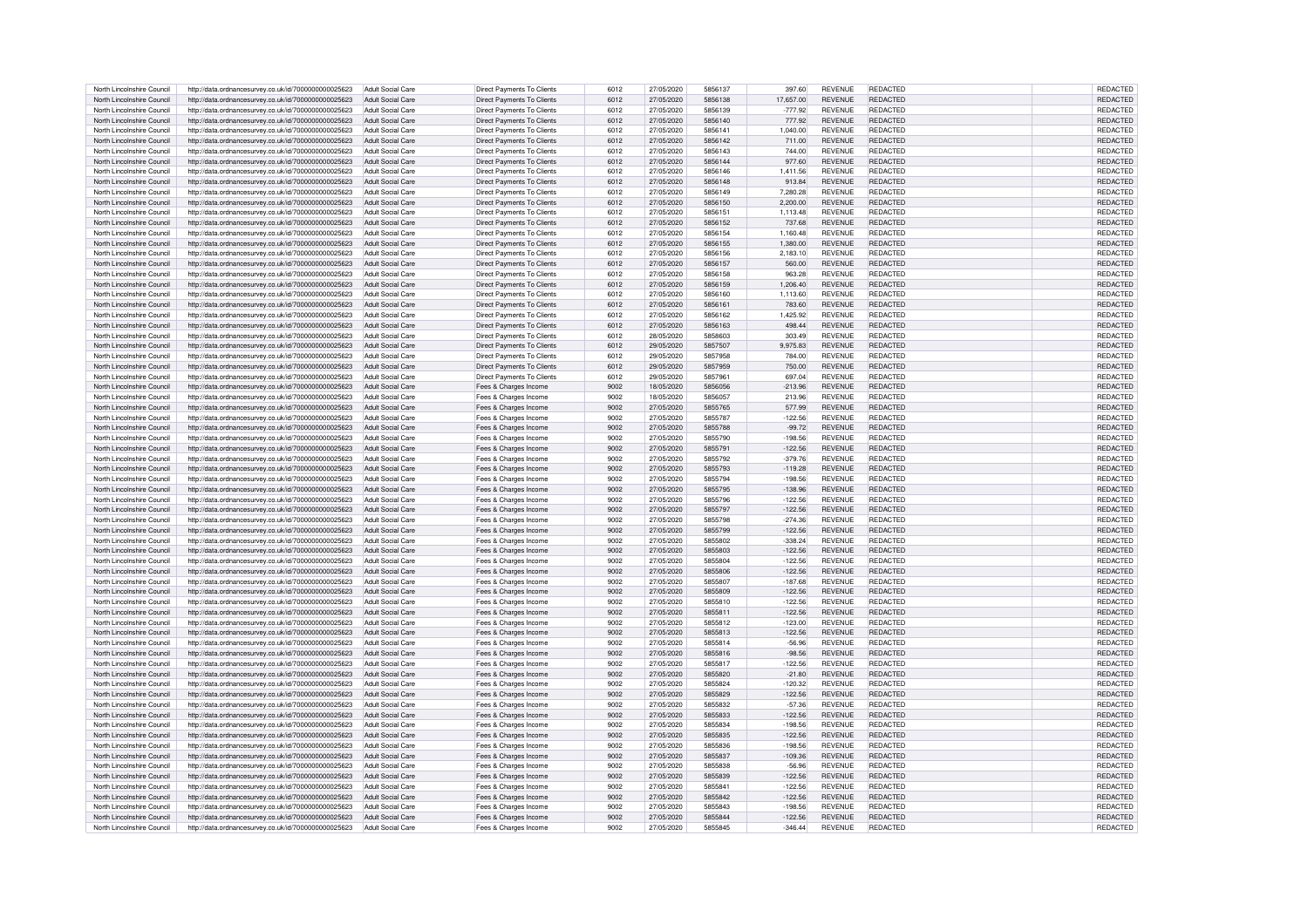| | | | | | | | | | | | |
|---|---|---|---|---|---|---|---|---|---|---|---|
| North Lincolnshire Council | http://data.ordnancesurvey.co.uk/id/7000000000025623 | Adult Social Care | Direct Payments To Clients | 6012 | 27/05/2020 | 5856137 | 397.60 | REVENUE | REDACTED | | REDACTED |
| North Lincolnshire Council | http://data.ordnancesurvey.co.uk/id/7000000000025623 | Adult Social Care | Direct Payments To Clients | 6012 | 27/05/2020 | 5856138 | 17,657.00 | REVENUE | REDACTED | | REDACTED |
| North Lincolnshire Council | http://data.ordnancesurvey.co.uk/id/7000000000025623 | Adult Social Care | Direct Payments To Clients | 6012 | 27/05/2020 | 5856139 | -777.92 | REVENUE | REDACTED | | REDACTED |
| North Lincolnshire Council | http://data.ordnancesurvey.co.uk/id/7000000000025623 | Adult Social Care | Direct Payments To Clients | 6012 | 27/05/2020 | 5856140 | 777.92 | REVENUE | REDACTED | | REDACTED |
| North Lincolnshire Council | http://data.ordnancesurvey.co.uk/id/7000000000025623 | Adult Social Care | Direct Payments To Clients | 6012 | 27/05/2020 | 5856141 | 1,040.00 | REVENUE | REDACTED | | REDACTED |
| North Lincolnshire Council | http://data.ordnancesurvey.co.uk/id/7000000000025623 | Adult Social Care | Direct Payments To Clients | 6012 | 27/05/2020 | 5856142 | 711.00 | REVENUE | REDACTED | | REDACTED |
| North Lincolnshire Council | http://data.ordnancesurvey.co.uk/id/7000000000025623 | Adult Social Care | Direct Payments To Clients | 6012 | 27/05/2020 | 5856143 | 744.00 | REVENUE | REDACTED | | REDACTED |
| North Lincolnshire Council | http://data.ordnancesurvey.co.uk/id/7000000000025623 | Adult Social Care | Direct Payments To Clients | 6012 | 27/05/2020 | 5856144 | 977.60 | REVENUE | REDACTED | | REDACTED |
| North Lincolnshire Council | http://data.ordnancesurvey.co.uk/id/7000000000025623 | Adult Social Care | Direct Payments To Clients | 6012 | 27/05/2020 | 5856146 | 1,411.56 | REVENUE | REDACTED | | REDACTED |
| North Lincolnshire Council | http://data.ordnancesurvey.co.uk/id/7000000000025623 | Adult Social Care | Direct Payments To Clients | 6012 | 27/05/2020 | 5856148 | 913.84 | REVENUE | REDACTED | | REDACTED |
| North Lincolnshire Council | http://data.ordnancesurvey.co.uk/id/7000000000025623 | Adult Social Care | Direct Payments To Clients | 6012 | 27/05/2020 | 5856149 | 7,280.28 | REVENUE | REDACTED | | REDACTED |
| North Lincolnshire Council | http://data.ordnancesurvey.co.uk/id/7000000000025623 | Adult Social Care | Direct Payments To Clients | 6012 | 27/05/2020 | 5856150 | 2,200.00 | REVENUE | REDACTED | | REDACTED |
| North Lincolnshire Council | http://data.ordnancesurvey.co.uk/id/7000000000025623 | Adult Social Care | Direct Payments To Clients | 6012 | 27/05/2020 | 5856151 | 1,113.48 | REVENUE | REDACTED | | REDACTED |
| North Lincolnshire Council | http://data.ordnancesurvey.co.uk/id/7000000000025623 | Adult Social Care | Direct Payments To Clients | 6012 | 27/05/2020 | 5856152 | 737.68 | REVENUE | REDACTED | | REDACTED |
| North Lincolnshire Council | http://data.ordnancesurvey.co.uk/id/7000000000025623 | Adult Social Care | Direct Payments To Clients | 6012 | 27/05/2020 | 5856154 | 1,160.48 | REVENUE | REDACTED | | REDACTED |
| North Lincolnshire Council | http://data.ordnancesurvey.co.uk/id/7000000000025623 | Adult Social Care | Direct Payments To Clients | 6012 | 27/05/2020 | 5856155 | 1,380.00 | REVENUE | REDACTED | | REDACTED |
| North Lincolnshire Council | http://data.ordnancesurvey.co.uk/id/7000000000025623 | Adult Social Care | Direct Payments To Clients | 6012 | 27/05/2020 | 5856156 | 2,183.10 | REVENUE | REDACTED | | REDACTED |
| North Lincolnshire Council | http://data.ordnancesurvey.co.uk/id/7000000000025623 | Adult Social Care | Direct Payments To Clients | 6012 | 27/05/2020 | 5856157 | 560.00 | REVENUE | REDACTED | | REDACTED |
| North Lincolnshire Council | http://data.ordnancesurvey.co.uk/id/7000000000025623 | Adult Social Care | Direct Payments To Clients | 6012 | 27/05/2020 | 5856158 | 963.28 | REVENUE | REDACTED | | REDACTED |
| North Lincolnshire Council | http://data.ordnancesurvey.co.uk/id/7000000000025623 | Adult Social Care | Direct Payments To Clients | 6012 | 27/05/2020 | 5856159 | 1,206.40 | REVENUE | REDACTED | | REDACTED |
| North Lincolnshire Council | http://data.ordnancesurvey.co.uk/id/7000000000025623 | Adult Social Care | Direct Payments To Clients | 6012 | 27/05/2020 | 5856160 | 1,113.60 | REVENUE | REDACTED | | REDACTED |
| North Lincolnshire Council | http://data.ordnancesurvey.co.uk/id/7000000000025623 | Adult Social Care | Direct Payments To Clients | 6012 | 27/05/2020 | 5856161 | 783.60 | REVENUE | REDACTED | | REDACTED |
| North Lincolnshire Council | http://data.ordnancesurvey.co.uk/id/7000000000025623 | Adult Social Care | Direct Payments To Clients | 6012 | 27/05/2020 | 5856162 | 1,425.92 | REVENUE | REDACTED | | REDACTED |
| North Lincolnshire Council | http://data.ordnancesurvey.co.uk/id/7000000000025623 | Adult Social Care | Direct Payments To Clients | 6012 | 27/05/2020 | 5856163 | 498.44 | REVENUE | REDACTED | | REDACTED |
| North Lincolnshire Council | http://data.ordnancesurvey.co.uk/id/7000000000025623 | Adult Social Care | Direct Payments To Clients | 6012 | 28/05/2020 | 5858603 | 303.49 | REVENUE | REDACTED | | REDACTED |
| North Lincolnshire Council | http://data.ordnancesurvey.co.uk/id/7000000000025623 | Adult Social Care | Direct Payments To Clients | 6012 | 29/05/2020 | 5857507 | 9,975.83 | REVENUE | REDACTED | | REDACTED |
| North Lincolnshire Council | http://data.ordnancesurvey.co.uk/id/7000000000025623 | Adult Social Care | Direct Payments To Clients | 6012 | 29/05/2020 | 5857958 | 784.00 | REVENUE | REDACTED | | REDACTED |
| North Lincolnshire Council | http://data.ordnancesurvey.co.uk/id/7000000000025623 | Adult Social Care | Direct Payments To Clients | 6012 | 29/05/2020 | 5857959 | 750.00 | REVENUE | REDACTED | | REDACTED |
| North Lincolnshire Council | http://data.ordnancesurvey.co.uk/id/7000000000025623 | Adult Social Care | Direct Payments To Clients | 6012 | 29/05/2020 | 5857961 | 697.04 | REVENUE | REDACTED | | REDACTED |
| North Lincolnshire Council | http://data.ordnancesurvey.co.uk/id/7000000000025623 | Adult Social Care | Fees & Charges Income | 9002 | 18/05/2020 | 5856056 | -213.96 | REVENUE | REDACTED | | REDACTED |
| North Lincolnshire Council | http://data.ordnancesurvey.co.uk/id/7000000000025623 | Adult Social Care | Fees & Charges Income | 9002 | 18/05/2020 | 5856057 | 213.96 | REVENUE | REDACTED | | REDACTED |
| North Lincolnshire Council | http://data.ordnancesurvey.co.uk/id/7000000000025623 | Adult Social Care | Fees & Charges Income | 9002 | 27/05/2020 | 5855765 | 577.99 | REVENUE | REDACTED | | REDACTED |
| North Lincolnshire Council | http://data.ordnancesurvey.co.uk/id/7000000000025623 | Adult Social Care | Fees & Charges Income | 9002 | 27/05/2020 | 5855787 | -122.56 | REVENUE | REDACTED | | REDACTED |
| North Lincolnshire Council | http://data.ordnancesurvey.co.uk/id/7000000000025623 | Adult Social Care | Fees & Charges Income | 9002 | 27/05/2020 | 5855788 | -99.72 | REVENUE | REDACTED | | REDACTED |
| North Lincolnshire Council | http://data.ordnancesurvey.co.uk/id/7000000000025623 | Adult Social Care | Fees & Charges Income | 9002 | 27/05/2020 | 5855790 | -198.56 | REVENUE | REDACTED | | REDACTED |
| North Lincolnshire Council | http://data.ordnancesurvey.co.uk/id/7000000000025623 | Adult Social Care | Fees & Charges Income | 9002 | 27/05/2020 | 5855791 | -122.56 | REVENUE | REDACTED | | REDACTED |
| North Lincolnshire Council | http://data.ordnancesurvey.co.uk/id/7000000000025623 | Adult Social Care | Fees & Charges Income | 9002 | 27/05/2020 | 5855792 | -379.76 | REVENUE | REDACTED | | REDACTED |
| North Lincolnshire Council | http://data.ordnancesurvey.co.uk/id/7000000000025623 | Adult Social Care | Fees & Charges Income | 9002 | 27/05/2020 | 5855793 | -119.28 | REVENUE | REDACTED | | REDACTED |
| North Lincolnshire Council | http://data.ordnancesurvey.co.uk/id/7000000000025623 | Adult Social Care | Fees & Charges Income | 9002 | 27/05/2020 | 5855794 | -198.56 | REVENUE | REDACTED | | REDACTED |
| North Lincolnshire Council | http://data.ordnancesurvey.co.uk/id/7000000000025623 | Adult Social Care | Fees & Charges Income | 9002 | 27/05/2020 | 5855795 | -138.96 | REVENUE | REDACTED | | REDACTED |
| North Lincolnshire Council | http://data.ordnancesurvey.co.uk/id/7000000000025623 | Adult Social Care | Fees & Charges Income | 9002 | 27/05/2020 | 5855796 | -122.56 | REVENUE | REDACTED | | REDACTED |
| North Lincolnshire Council | http://data.ordnancesurvey.co.uk/id/7000000000025623 | Adult Social Care | Fees & Charges Income | 9002 | 27/05/2020 | 5855797 | -122.56 | REVENUE | REDACTED | | REDACTED |
| North Lincolnshire Council | http://data.ordnancesurvey.co.uk/id/7000000000025623 | Adult Social Care | Fees & Charges Income | 9002 | 27/05/2020 | 5855798 | -274.36 | REVENUE | REDACTED | | REDACTED |
| North Lincolnshire Council | http://data.ordnancesurvey.co.uk/id/7000000000025623 | Adult Social Care | Fees & Charges Income | 9002 | 27/05/2020 | 5855799 | -122.56 | REVENUE | REDACTED | | REDACTED |
| North Lincolnshire Council | http://data.ordnancesurvey.co.uk/id/7000000000025623 | Adult Social Care | Fees & Charges Income | 9002 | 27/05/2020 | 5855802 | -338.24 | REVENUE | REDACTED | | REDACTED |
| North Lincolnshire Council | http://data.ordnancesurvey.co.uk/id/7000000000025623 | Adult Social Care | Fees & Charges Income | 9002 | 27/05/2020 | 5855803 | -122.56 | REVENUE | REDACTED | | REDACTED |
| North Lincolnshire Council | http://data.ordnancesurvey.co.uk/id/7000000000025623 | Adult Social Care | Fees & Charges Income | 9002 | 27/05/2020 | 5855804 | -122.56 | REVENUE | REDACTED | | REDACTED |
| North Lincolnshire Council | http://data.ordnancesurvey.co.uk/id/7000000000025623 | Adult Social Care | Fees & Charges Income | 9002 | 27/05/2020 | 5855806 | -122.56 | REVENUE | REDACTED | | REDACTED |
| North Lincolnshire Council | http://data.ordnancesurvey.co.uk/id/7000000000025623 | Adult Social Care | Fees & Charges Income | 9002 | 27/05/2020 | 5855807 | -187.68 | REVENUE | REDACTED | | REDACTED |
| North Lincolnshire Council | http://data.ordnancesurvey.co.uk/id/7000000000025623 | Adult Social Care | Fees & Charges Income | 9002 | 27/05/2020 | 5855809 | -122.56 | REVENUE | REDACTED | | REDACTED |
| North Lincolnshire Council | http://data.ordnancesurvey.co.uk/id/7000000000025623 | Adult Social Care | Fees & Charges Income | 9002 | 27/05/2020 | 5855810 | -122.56 | REVENUE | REDACTED | | REDACTED |
| North Lincolnshire Council | http://data.ordnancesurvey.co.uk/id/7000000000025623 | Adult Social Care | Fees & Charges Income | 9002 | 27/05/2020 | 5855811 | -122.56 | REVENUE | REDACTED | | REDACTED |
| North Lincolnshire Council | http://data.ordnancesurvey.co.uk/id/7000000000025623 | Adult Social Care | Fees & Charges Income | 9002 | 27/05/2020 | 5855812 | -123.00 | REVENUE | REDACTED | | REDACTED |
| North Lincolnshire Council | http://data.ordnancesurvey.co.uk/id/7000000000025623 | Adult Social Care | Fees & Charges Income | 9002 | 27/05/2020 | 5855813 | -122.56 | REVENUE | REDACTED | | REDACTED |
| North Lincolnshire Council | http://data.ordnancesurvey.co.uk/id/7000000000025623 | Adult Social Care | Fees & Charges Income | 9002 | 27/05/2020 | 5855814 | -56.96 | REVENUE | REDACTED | | REDACTED |
| North Lincolnshire Council | http://data.ordnancesurvey.co.uk/id/7000000000025623 | Adult Social Care | Fees & Charges Income | 9002 | 27/05/2020 | 5855816 | -98.56 | REVENUE | REDACTED | | REDACTED |
| North Lincolnshire Council | http://data.ordnancesurvey.co.uk/id/7000000000025623 | Adult Social Care | Fees & Charges Income | 9002 | 27/05/2020 | 5855817 | -122.56 | REVENUE | REDACTED | | REDACTED |
| North Lincolnshire Council | http://data.ordnancesurvey.co.uk/id/7000000000025623 | Adult Social Care | Fees & Charges Income | 9002 | 27/05/2020 | 5855820 | -21.80 | REVENUE | REDACTED | | REDACTED |
| North Lincolnshire Council | http://data.ordnancesurvey.co.uk/id/7000000000025623 | Adult Social Care | Fees & Charges Income | 9002 | 27/05/2020 | 5855824 | -120.32 | REVENUE | REDACTED | | REDACTED |
| North Lincolnshire Council | http://data.ordnancesurvey.co.uk/id/7000000000025623 | Adult Social Care | Fees & Charges Income | 9002 | 27/05/2020 | 5855829 | -122.56 | REVENUE | REDACTED | | REDACTED |
| North Lincolnshire Council | http://data.ordnancesurvey.co.uk/id/7000000000025623 | Adult Social Care | Fees & Charges Income | 9002 | 27/05/2020 | 5855832 | -57.36 | REVENUE | REDACTED | | REDACTED |
| North Lincolnshire Council | http://data.ordnancesurvey.co.uk/id/7000000000025623 | Adult Social Care | Fees & Charges Income | 9002 | 27/05/2020 | 5855833 | -122.56 | REVENUE | REDACTED | | REDACTED |
| North Lincolnshire Council | http://data.ordnancesurvey.co.uk/id/7000000000025623 | Adult Social Care | Fees & Charges Income | 9002 | 27/05/2020 | 5855834 | -198.56 | REVENUE | REDACTED | | REDACTED |
| North Lincolnshire Council | http://data.ordnancesurvey.co.uk/id/7000000000025623 | Adult Social Care | Fees & Charges Income | 9002 | 27/05/2020 | 5855835 | -122.56 | REVENUE | REDACTED | | REDACTED |
| North Lincolnshire Council | http://data.ordnancesurvey.co.uk/id/7000000000025623 | Adult Social Care | Fees & Charges Income | 9002 | 27/05/2020 | 5855836 | -198.56 | REVENUE | REDACTED | | REDACTED |
| North Lincolnshire Council | http://data.ordnancesurvey.co.uk/id/7000000000025623 | Adult Social Care | Fees & Charges Income | 9002 | 27/05/2020 | 5855837 | -109.36 | REVENUE | REDACTED | | REDACTED |
| North Lincolnshire Council | http://data.ordnancesurvey.co.uk/id/7000000000025623 | Adult Social Care | Fees & Charges Income | 9002 | 27/05/2020 | 5855838 | -56.96 | REVENUE | REDACTED | | REDACTED |
| North Lincolnshire Council | http://data.ordnancesurvey.co.uk/id/7000000000025623 | Adult Social Care | Fees & Charges Income | 9002 | 27/05/2020 | 5855839 | -122.56 | REVENUE | REDACTED | | REDACTED |
| North Lincolnshire Council | http://data.ordnancesurvey.co.uk/id/7000000000025623 | Adult Social Care | Fees & Charges Income | 9002 | 27/05/2020 | 5855841 | -122.56 | REVENUE | REDACTED | | REDACTED |
| North Lincolnshire Council | http://data.ordnancesurvey.co.uk/id/7000000000025623 | Adult Social Care | Fees & Charges Income | 9002 | 27/05/2020 | 5855842 | -122.56 | REVENUE | REDACTED | | REDACTED |
| North Lincolnshire Council | http://data.ordnancesurvey.co.uk/id/7000000000025623 | Adult Social Care | Fees & Charges Income | 9002 | 27/05/2020 | 5855843 | -198.56 | REVENUE | REDACTED | | REDACTED |
| North Lincolnshire Council | http://data.ordnancesurvey.co.uk/id/7000000000025623 | Adult Social Care | Fees & Charges Income | 9002 | 27/05/2020 | 5855844 | -122.56 | REVENUE | REDACTED | | REDACTED |
| North Lincolnshire Council | http://data.ordnancesurvey.co.uk/id/7000000000025623 | Adult Social Care | Fees & Charges Income | 9002 | 27/05/2020 | 5855845 | -346.44 | REVENUE | REDACTED | | REDACTED |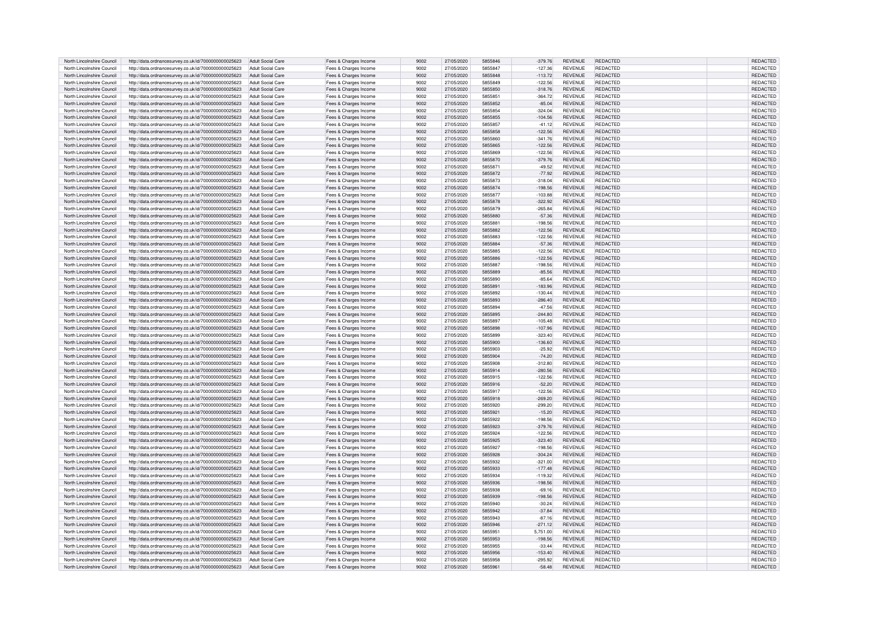| North Lincolnshire Council | http://data.ordnancesurvey.co.uk/id/7000000000025623 | Adult Social Care | Fees & Charges Income | 9002 | 27/05/2020 | 5855846 | -379.76 | REVENUE | REDACTED | REDACTED |
|---|---|---|---|---|---|---|---|---|---|---|
| North Lincolnshire Council | http://data.ordnancesurvey.co.uk/id/7000000000025623 | Adult Social Care | Fees & Charges Income | 9002 | 27/05/2020 | 5855847 | -127.36 | REVENUE | REDACTED | REDACTED |
| North Lincolnshire Council | http://data.ordnancesurvey.co.uk/id/7000000000025623 | Adult Social Care | Fees & Charges Income | 9002 | 27/05/2020 | 5855848 | -113.72 | REVENUE | REDACTED | REDACTED |
| North Lincolnshire Council | http://data.ordnancesurvey.co.uk/id/7000000000025623 | Adult Social Care | Fees & Charges Income | 9002 | 27/05/2020 | 5855849 | -122.56 | REVENUE | REDACTED | REDACTED |
| North Lincolnshire Council | http://data.ordnancesurvey.co.uk/id/7000000000025623 | Adult Social Care | Fees & Charges Income | 9002 | 27/05/2020 | 5855850 | -318.76 | REVENUE | REDACTED | REDACTED |
| North Lincolnshire Council | http://data.ordnancesurvey.co.uk/id/7000000000025623 | Adult Social Care | Fees & Charges Income | 9002 | 27/05/2020 | 5855851 | -364.72 | REVENUE | REDACTED | REDACTED |
| North Lincolnshire Council | http://data.ordnancesurvey.co.uk/id/7000000000025623 | Adult Social Care | Fees & Charges Income | 9002 | 27/05/2020 | 5855852 | -85.04 | REVENUE | REDACTED | REDACTED |
| North Lincolnshire Council | http://data.ordnancesurvey.co.uk/id/7000000000025623 | Adult Social Care | Fees & Charges Income | 9002 | 27/05/2020 | 5855854 | -324.04 | REVENUE | REDACTED | REDACTED |
| North Lincolnshire Council | http://data.ordnancesurvey.co.uk/id/7000000000025623 | Adult Social Care | Fees & Charges Income | 9002 | 27/05/2020 | 5855855 | -104.56 | REVENUE | REDACTED | REDACTED |
| North Lincolnshire Council | http://data.ordnancesurvey.co.uk/id/7000000000025623 | Adult Social Care | Fees & Charges Income | 9002 | 27/05/2020 | 5855857 | -41.12 | REVENUE | REDACTED | REDACTED |
| North Lincolnshire Council | http://data.ordnancesurvey.co.uk/id/7000000000025623 | Adult Social Care | Fees & Charges Income | 9002 | 27/05/2020 | 5855858 | -122.56 | REVENUE | REDACTED | REDACTED |
| North Lincolnshire Council | http://data.ordnancesurvey.co.uk/id/7000000000025623 | Adult Social Care | Fees & Charges Income | 9002 | 27/05/2020 | 5855860 | -341.76 | REVENUE | REDACTED | REDACTED |
| North Lincolnshire Council | http://data.ordnancesurvey.co.uk/id/7000000000025623 | Adult Social Care | Fees & Charges Income | 9002 | 27/05/2020 | 5855865 | -122.56 | REVENUE | REDACTED | REDACTED |
| North Lincolnshire Council | http://data.ordnancesurvey.co.uk/id/7000000000025623 | Adult Social Care | Fees & Charges Income | 9002 | 27/05/2020 | 5855869 | -122.56 | REVENUE | REDACTED | REDACTED |
| North Lincolnshire Council | http://data.ordnancesurvey.co.uk/id/7000000000025623 | Adult Social Care | Fees & Charges Income | 9002 | 27/05/2020 | 5855870 | -379.76 | REVENUE | REDACTED | REDACTED |
| North Lincolnshire Council | http://data.ordnancesurvey.co.uk/id/7000000000025623 | Adult Social Care | Fees & Charges Income | 9002 | 27/05/2020 | 5855871 | -49.52 | REVENUE | REDACTED | REDACTED |
| North Lincolnshire Council | http://data.ordnancesurvey.co.uk/id/7000000000025623 | Adult Social Care | Fees & Charges Income | 9002 | 27/05/2020 | 5855872 | -77.92 | REVENUE | REDACTED | REDACTED |
| North Lincolnshire Council | http://data.ordnancesurvey.co.uk/id/7000000000025623 | Adult Social Care | Fees & Charges Income | 9002 | 27/05/2020 | 5855873 | -318.04 | REVENUE | REDACTED | REDACTED |
| North Lincolnshire Council | http://data.ordnancesurvey.co.uk/id/7000000000025623 | Adult Social Care | Fees & Charges Income | 9002 | 27/05/2020 | 5855874 | -198.56 | REVENUE | REDACTED | REDACTED |
| North Lincolnshire Council | http://data.ordnancesurvey.co.uk/id/7000000000025623 | Adult Social Care | Fees & Charges Income | 9002 | 27/05/2020 | 5855877 | -103.88 | REVENUE | REDACTED | REDACTED |
| North Lincolnshire Council | http://data.ordnancesurvey.co.uk/id/7000000000025623 | Adult Social Care | Fees & Charges Income | 9002 | 27/05/2020 | 5855878 | -322.92 | REVENUE | REDACTED | REDACTED |
| North Lincolnshire Council | http://data.ordnancesurvey.co.uk/id/7000000000025623 | Adult Social Care | Fees & Charges Income | 9002 | 27/05/2020 | 5855879 | -265.84 | REVENUE | REDACTED | REDACTED |
| North Lincolnshire Council | http://data.ordnancesurvey.co.uk/id/7000000000025623 | Adult Social Care | Fees & Charges Income | 9002 | 27/05/2020 | 5855880 | -57.36 | REVENUE | REDACTED | REDACTED |
| North Lincolnshire Council | http://data.ordnancesurvey.co.uk/id/7000000000025623 | Adult Social Care | Fees & Charges Income | 9002 | 27/05/2020 | 5855881 | -198.56 | REVENUE | REDACTED | REDACTED |
| North Lincolnshire Council | http://data.ordnancesurvey.co.uk/id/7000000000025623 | Adult Social Care | Fees & Charges Income | 9002 | 27/05/2020 | 5855882 | -122.56 | REVENUE | REDACTED | REDACTED |
| North Lincolnshire Council | http://data.ordnancesurvey.co.uk/id/7000000000025623 | Adult Social Care | Fees & Charges Income | 9002 | 27/05/2020 | 5855883 | -122.56 | REVENUE | REDACTED | REDACTED |
| North Lincolnshire Council | http://data.ordnancesurvey.co.uk/id/7000000000025623 | Adult Social Care | Fees & Charges Income | 9002 | 27/05/2020 | 5855884 | -57.36 | REVENUE | REDACTED | REDACTED |
| North Lincolnshire Council | http://data.ordnancesurvey.co.uk/id/7000000000025623 | Adult Social Care | Fees & Charges Income | 9002 | 27/05/2020 | 5855885 | -122.56 | REVENUE | REDACTED | REDACTED |
| North Lincolnshire Council | http://data.ordnancesurvey.co.uk/id/7000000000025623 | Adult Social Care | Fees & Charges Income | 9002 | 27/05/2020 | 5855886 | -122.56 | REVENUE | REDACTED | REDACTED |
| North Lincolnshire Council | http://data.ordnancesurvey.co.uk/id/7000000000025623 | Adult Social Care | Fees & Charges Income | 9002 | 27/05/2020 | 5855887 | -198.56 | REVENUE | REDACTED | REDACTED |
| North Lincolnshire Council | http://data.ordnancesurvey.co.uk/id/7000000000025623 | Adult Social Care | Fees & Charges Income | 9002 | 27/05/2020 | 5855889 | -85.56 | REVENUE | REDACTED | REDACTED |
| North Lincolnshire Council | http://data.ordnancesurvey.co.uk/id/7000000000025623 | Adult Social Care | Fees & Charges Income | 9002 | 27/05/2020 | 5855890 | -85.64 | REVENUE | REDACTED | REDACTED |
| North Lincolnshire Council | http://data.ordnancesurvey.co.uk/id/7000000000025623 | Adult Social Care | Fees & Charges Income | 9002 | 27/05/2020 | 5855891 | -183.96 | REVENUE | REDACTED | REDACTED |
| North Lincolnshire Council | http://data.ordnancesurvey.co.uk/id/7000000000025623 | Adult Social Care | Fees & Charges Income | 9002 | 27/05/2020 | 5855892 | -130.44 | REVENUE | REDACTED | REDACTED |
| North Lincolnshire Council | http://data.ordnancesurvey.co.uk/id/7000000000025623 | Adult Social Care | Fees & Charges Income | 9002 | 27/05/2020 | 5855893 | -286.40 | REVENUE | REDACTED | REDACTED |
| North Lincolnshire Council | http://data.ordnancesurvey.co.uk/id/7000000000025623 | Adult Social Care | Fees & Charges Income | 9002 | 27/05/2020 | 5855894 | -47.56 | REVENUE | REDACTED | REDACTED |
| North Lincolnshire Council | http://data.ordnancesurvey.co.uk/id/7000000000025623 | Adult Social Care | Fees & Charges Income | 9002 | 27/05/2020 | 5855895 | -244.80 | REVENUE | REDACTED | REDACTED |
| North Lincolnshire Council | http://data.ordnancesurvey.co.uk/id/7000000000025623 | Adult Social Care | Fees & Charges Income | 9002 | 27/05/2020 | 5855897 | -105.48 | REVENUE | REDACTED | REDACTED |
| North Lincolnshire Council | http://data.ordnancesurvey.co.uk/id/7000000000025623 | Adult Social Care | Fees & Charges Income | 9002 | 27/05/2020 | 5855898 | -107.96 | REVENUE | REDACTED | REDACTED |
| North Lincolnshire Council | http://data.ordnancesurvey.co.uk/id/7000000000025623 | Adult Social Care | Fees & Charges Income | 9002 | 27/05/2020 | 5855899 | -323.40 | REVENUE | REDACTED | REDACTED |
| North Lincolnshire Council | http://data.ordnancesurvey.co.uk/id/7000000000025623 | Adult Social Care | Fees & Charges Income | 9002 | 27/05/2020 | 5855900 | -136.60 | REVENUE | REDACTED | REDACTED |
| North Lincolnshire Council | http://data.ordnancesurvey.co.uk/id/7000000000025623 | Adult Social Care | Fees & Charges Income | 9002 | 27/05/2020 | 5855903 | -25.92 | REVENUE | REDACTED | REDACTED |
| North Lincolnshire Council | http://data.ordnancesurvey.co.uk/id/7000000000025623 | Adult Social Care | Fees & Charges Income | 9002 | 27/05/2020 | 5855904 | -74.20 | REVENUE | REDACTED | REDACTED |
| North Lincolnshire Council | http://data.ordnancesurvey.co.uk/id/7000000000025623 | Adult Social Care | Fees & Charges Income | 9002 | 27/05/2020 | 5855908 | -312.80 | REVENUE | REDACTED | REDACTED |
| North Lincolnshire Council | http://data.ordnancesurvey.co.uk/id/7000000000025623 | Adult Social Care | Fees & Charges Income | 9002 | 27/05/2020 | 5855914 | -280.56 | REVENUE | REDACTED | REDACTED |
| North Lincolnshire Council | http://data.ordnancesurvey.co.uk/id/7000000000025623 | Adult Social Care | Fees & Charges Income | 9002 | 27/05/2020 | 5855915 | -122.56 | REVENUE | REDACTED | REDACTED |
| North Lincolnshire Council | http://data.ordnancesurvey.co.uk/id/7000000000025623 | Adult Social Care | Fees & Charges Income | 9002 | 27/05/2020 | 5855916 | -52.20 | REVENUE | REDACTED | REDACTED |
| North Lincolnshire Council | http://data.ordnancesurvey.co.uk/id/7000000000025623 | Adult Social Care | Fees & Charges Income | 9002 | 27/05/2020 | 5855917 | -122.56 | REVENUE | REDACTED | REDACTED |
| North Lincolnshire Council | http://data.ordnancesurvey.co.uk/id/7000000000025623 | Adult Social Care | Fees & Charges Income | 9002 | 27/05/2020 | 5855918 | -269.20 | REVENUE | REDACTED | REDACTED |
| North Lincolnshire Council | http://data.ordnancesurvey.co.uk/id/7000000000025623 | Adult Social Care | Fees & Charges Income | 9002 | 27/05/2020 | 5855920 | -299.20 | REVENUE | REDACTED | REDACTED |
| North Lincolnshire Council | http://data.ordnancesurvey.co.uk/id/7000000000025623 | Adult Social Care | Fees & Charges Income | 9002 | 27/05/2020 | 5855921 | -15.20 | REVENUE | REDACTED | REDACTED |
| North Lincolnshire Council | http://data.ordnancesurvey.co.uk/id/7000000000025623 | Adult Social Care | Fees & Charges Income | 9002 | 27/05/2020 | 5855922 | -198.56 | REVENUE | REDACTED | REDACTED |
| North Lincolnshire Council | http://data.ordnancesurvey.co.uk/id/7000000000025623 | Adult Social Care | Fees & Charges Income | 9002 | 27/05/2020 | 5855923 | -379.76 | REVENUE | REDACTED | REDACTED |
| North Lincolnshire Council | http://data.ordnancesurvey.co.uk/id/7000000000025623 | Adult Social Care | Fees & Charges Income | 9002 | 27/05/2020 | 5855924 | -122.56 | REVENUE | REDACTED | REDACTED |
| North Lincolnshire Council | http://data.ordnancesurvey.co.uk/id/7000000000025623 | Adult Social Care | Fees & Charges Income | 9002 | 27/05/2020 | 5855925 | -323.40 | REVENUE | REDACTED | REDACTED |
| North Lincolnshire Council | http://data.ordnancesurvey.co.uk/id/7000000000025623 | Adult Social Care | Fees & Charges Income | 9002 | 27/05/2020 | 5855927 | -198.56 | REVENUE | REDACTED | REDACTED |
| North Lincolnshire Council | http://data.ordnancesurvey.co.uk/id/7000000000025623 | Adult Social Care | Fees & Charges Income | 9002 | 27/05/2020 | 5855928 | -304.24 | REVENUE | REDACTED | REDACTED |
| North Lincolnshire Council | http://data.ordnancesurvey.co.uk/id/7000000000025623 | Adult Social Care | Fees & Charges Income | 9002 | 27/05/2020 | 5855932 | -321.00 | REVENUE | REDACTED | REDACTED |
| North Lincolnshire Council | http://data.ordnancesurvey.co.uk/id/7000000000025623 | Adult Social Care | Fees & Charges Income | 9002 | 27/05/2020 | 5855933 | -177.48 | REVENUE | REDACTED | REDACTED |
| North Lincolnshire Council | http://data.ordnancesurvey.co.uk/id/7000000000025623 | Adult Social Care | Fees & Charges Income | 9002 | 27/05/2020 | 5855934 | -119.32 | REVENUE | REDACTED | REDACTED |
| North Lincolnshire Council | http://data.ordnancesurvey.co.uk/id/7000000000025623 | Adult Social Care | Fees & Charges Income | 9002 | 27/05/2020 | 5855936 | -198.56 | REVENUE | REDACTED | REDACTED |
| North Lincolnshire Council | http://data.ordnancesurvey.co.uk/id/7000000000025623 | Adult Social Care | Fees & Charges Income | 9002 | 27/05/2020 | 5855938 | -69.16 | REVENUE | REDACTED | REDACTED |
| North Lincolnshire Council | http://data.ordnancesurvey.co.uk/id/7000000000025623 | Adult Social Care | Fees & Charges Income | 9002 | 27/05/2020 | 5855939 | -198.56 | REVENUE | REDACTED | REDACTED |
| North Lincolnshire Council | http://data.ordnancesurvey.co.uk/id/7000000000025623 | Adult Social Care | Fees & Charges Income | 9002 | 27/05/2020 | 5855940 | -30.24 | REVENUE | REDACTED | REDACTED |
| North Lincolnshire Council | http://data.ordnancesurvey.co.uk/id/7000000000025623 | Adult Social Care | Fees & Charges Income | 9002 | 27/05/2020 | 5855942 | -37.84 | REVENUE | REDACTED | REDACTED |
| North Lincolnshire Council | http://data.ordnancesurvey.co.uk/id/7000000000025623 | Adult Social Care | Fees & Charges Income | 9002 | 27/05/2020 | 5855943 | -87.16 | REVENUE | REDACTED | REDACTED |
| North Lincolnshire Council | http://data.ordnancesurvey.co.uk/id/7000000000025623 | Adult Social Care | Fees & Charges Income | 9002 | 27/05/2020 | 5855946 | -271.12 | REVENUE | REDACTED | REDACTED |
| North Lincolnshire Council | http://data.ordnancesurvey.co.uk/id/7000000000025623 | Adult Social Care | Fees & Charges Income | 9002 | 27/05/2020 | 5855951 | 5,751.00 | REVENUE | REDACTED | REDACTED |
| North Lincolnshire Council | http://data.ordnancesurvey.co.uk/id/7000000000025623 | Adult Social Care | Fees & Charges Income | 9002 | 27/05/2020 | 5855953 | -198.56 | REVENUE | REDACTED | REDACTED |
| North Lincolnshire Council | http://data.ordnancesurvey.co.uk/id/7000000000025623 | Adult Social Care | Fees & Charges Income | 9002 | 27/05/2020 | 5855955 | -33.44 | REVENUE | REDACTED | REDACTED |
| North Lincolnshire Council | http://data.ordnancesurvey.co.uk/id/7000000000025623 | Adult Social Care | Fees & Charges Income | 9002 | 27/05/2020 | 5855956 | -153.40 | REVENUE | REDACTED | REDACTED |
| North Lincolnshire Council | http://data.ordnancesurvey.co.uk/id/7000000000025623 | Adult Social Care | Fees & Charges Income | 9002 | 27/05/2020 | 5855958 | -295.92 | REVENUE | REDACTED | REDACTED |
| North Lincolnshire Council | http://data.ordnancesurvey.co.uk/id/7000000000025623 | Adult Social Care | Fees & Charges Income | 9002 | 27/05/2020 | 5855961 | -58.48 | REVENUE | REDACTED | REDACTED |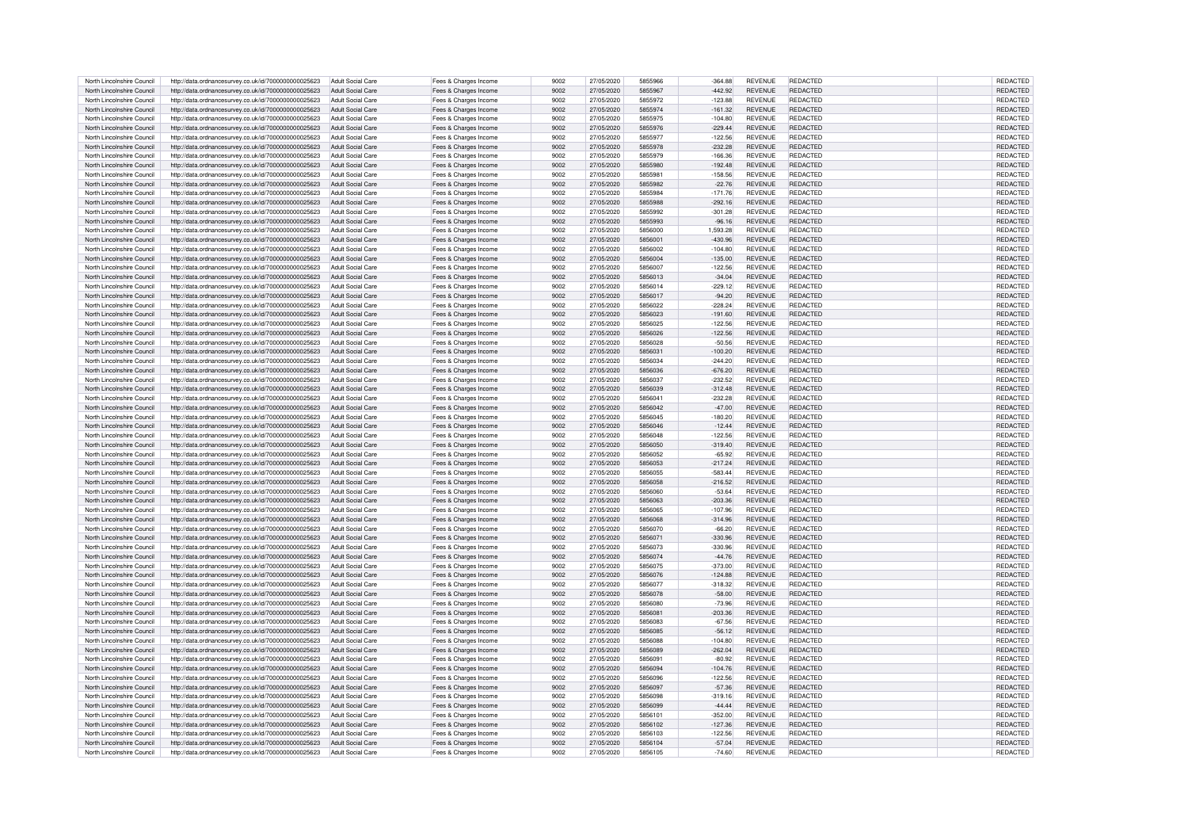| North Lincolnshire Council | http://data.ordnancesurvey.co.uk/id/7000000000025623 | Adult Social Care | Fees & Charges Income | 9002 | 27/05/2020 | 5855966 | -364.88 | REVENUE | REDACTED | REDACTED |
|---|---|---|---|---|---|---|---|---|---|---|
| North Lincolnshire Council | http://data.ordnancesurvey.co.uk/id/7000000000025623 | Adult Social Care | Fees & Charges Income | 9002 | 27/05/2020 | 5855967 | -442.92 | REVENUE | REDACTED | REDACTED |
| North Lincolnshire Council | http://data.ordnancesurvey.co.uk/id/7000000000025623 | Adult Social Care | Fees & Charges Income | 9002 | 27/05/2020 | 5855972 | -123.88 | REVENUE | REDACTED | REDACTED |
| North Lincolnshire Council | http://data.ordnancesurvey.co.uk/id/7000000000025623 | Adult Social Care | Fees & Charges Income | 9002 | 27/05/2020 | 5855974 | -161.32 | REVENUE | REDACTED | REDACTED |
| North Lincolnshire Council | http://data.ordnancesurvey.co.uk/id/7000000000025623 | Adult Social Care | Fees & Charges Income | 9002 | 27/05/2020 | 5855975 | -104.80 | REVENUE | REDACTED | REDACTED |
| North Lincolnshire Council | http://data.ordnancesurvey.co.uk/id/7000000000025623 | Adult Social Care | Fees & Charges Income | 9002 | 27/05/2020 | 5855976 | -229.44 | REVENUE | REDACTED | REDACTED |
| North Lincolnshire Council | http://data.ordnancesurvey.co.uk/id/7000000000025623 | Adult Social Care | Fees & Charges Income | 9002 | 27/05/2020 | 5855977 | -122.56 | REVENUE | REDACTED | REDACTED |
| North Lincolnshire Council | http://data.ordnancesurvey.co.uk/id/7000000000025623 | Adult Social Care | Fees & Charges Income | 9002 | 27/05/2020 | 5855978 | -232.28 | REVENUE | REDACTED | REDACTED |
| North Lincolnshire Council | http://data.ordnancesurvey.co.uk/id/7000000000025623 | Adult Social Care | Fees & Charges Income | 9002 | 27/05/2020 | 5855979 | -166.36 | REVENUE | REDACTED | REDACTED |
| North Lincolnshire Council | http://data.ordnancesurvey.co.uk/id/7000000000025623 | Adult Social Care | Fees & Charges Income | 9002 | 27/05/2020 | 5855980 | -192.48 | REVENUE | REDACTED | REDACTED |
| North Lincolnshire Council | http://data.ordnancesurvey.co.uk/id/7000000000025623 | Adult Social Care | Fees & Charges Income | 9002 | 27/05/2020 | 5855981 | -158.56 | REVENUE | REDACTED | REDACTED |
| North Lincolnshire Council | http://data.ordnancesurvey.co.uk/id/7000000000025623 | Adult Social Care | Fees & Charges Income | 9002 | 27/05/2020 | 5855982 | -22.76 | REVENUE | REDACTED | REDACTED |
| North Lincolnshire Council | http://data.ordnancesurvey.co.uk/id/7000000000025623 | Adult Social Care | Fees & Charges Income | 9002 | 27/05/2020 | 5855984 | -171.76 | REVENUE | REDACTED | REDACTED |
| North Lincolnshire Council | http://data.ordnancesurvey.co.uk/id/7000000000025623 | Adult Social Care | Fees & Charges Income | 9002 | 27/05/2020 | 5855988 | -292.16 | REVENUE | REDACTED | REDACTED |
| North Lincolnshire Council | http://data.ordnancesurvey.co.uk/id/7000000000025623 | Adult Social Care | Fees & Charges Income | 9002 | 27/05/2020 | 5855992 | -301.28 | REVENUE | REDACTED | REDACTED |
| North Lincolnshire Council | http://data.ordnancesurvey.co.uk/id/7000000000025623 | Adult Social Care | Fees & Charges Income | 9002 | 27/05/2020 | 5855993 | -96.16 | REVENUE | REDACTED | REDACTED |
| North Lincolnshire Council | http://data.ordnancesurvey.co.uk/id/7000000000025623 | Adult Social Care | Fees & Charges Income | 9002 | 27/05/2020 | 5856000 | 1,593.28 | REVENUE | REDACTED | REDACTED |
| North Lincolnshire Council | http://data.ordnancesurvey.co.uk/id/7000000000025623 | Adult Social Care | Fees & Charges Income | 9002 | 27/05/2020 | 5856001 | -430.96 | REVENUE | REDACTED | REDACTED |
| North Lincolnshire Council | http://data.ordnancesurvey.co.uk/id/7000000000025623 | Adult Social Care | Fees & Charges Income | 9002 | 27/05/2020 | 5856002 | -104.80 | REVENUE | REDACTED | REDACTED |
| North Lincolnshire Council | http://data.ordnancesurvey.co.uk/id/7000000000025623 | Adult Social Care | Fees & Charges Income | 9002 | 27/05/2020 | 5856004 | -135.00 | REVENUE | REDACTED | REDACTED |
| North Lincolnshire Council | http://data.ordnancesurvey.co.uk/id/7000000000025623 | Adult Social Care | Fees & Charges Income | 9002 | 27/05/2020 | 5856007 | -122.56 | REVENUE | REDACTED | REDACTED |
| North Lincolnshire Council | http://data.ordnancesurvey.co.uk/id/7000000000025623 | Adult Social Care | Fees & Charges Income | 9002 | 27/05/2020 | 5856013 | -34.04 | REVENUE | REDACTED | REDACTED |
| North Lincolnshire Council | http://data.ordnancesurvey.co.uk/id/7000000000025623 | Adult Social Care | Fees & Charges Income | 9002 | 27/05/2020 | 5856014 | -229.12 | REVENUE | REDACTED | REDACTED |
| North Lincolnshire Council | http://data.ordnancesurvey.co.uk/id/7000000000025623 | Adult Social Care | Fees & Charges Income | 9002 | 27/05/2020 | 5856017 | -94.20 | REVENUE | REDACTED | REDACTED |
| North Lincolnshire Council | http://data.ordnancesurvey.co.uk/id/7000000000025623 | Adult Social Care | Fees & Charges Income | 9002 | 27/05/2020 | 5856022 | -228.24 | REVENUE | REDACTED | REDACTED |
| North Lincolnshire Council | http://data.ordnancesurvey.co.uk/id/7000000000025623 | Adult Social Care | Fees & Charges Income | 9002 | 27/05/2020 | 5856023 | -191.60 | REVENUE | REDACTED | REDACTED |
| North Lincolnshire Council | http://data.ordnancesurvey.co.uk/id/7000000000025623 | Adult Social Care | Fees & Charges Income | 9002 | 27/05/2020 | 5856025 | -122.56 | REVENUE | REDACTED | REDACTED |
| North Lincolnshire Council | http://data.ordnancesurvey.co.uk/id/7000000000025623 | Adult Social Care | Fees & Charges Income | 9002 | 27/05/2020 | 5856026 | -122.56 | REVENUE | REDACTED | REDACTED |
| North Lincolnshire Council | http://data.ordnancesurvey.co.uk/id/7000000000025623 | Adult Social Care | Fees & Charges Income | 9002 | 27/05/2020 | 5856028 | -50.56 | REVENUE | REDACTED | REDACTED |
| North Lincolnshire Council | http://data.ordnancesurvey.co.uk/id/7000000000025623 | Adult Social Care | Fees & Charges Income | 9002 | 27/05/2020 | 5856031 | -100.20 | REVENUE | REDACTED | REDACTED |
| North Lincolnshire Council | http://data.ordnancesurvey.co.uk/id/7000000000025623 | Adult Social Care | Fees & Charges Income | 9002 | 27/05/2020 | 5856034 | -244.20 | REVENUE | REDACTED | REDACTED |
| North Lincolnshire Council | http://data.ordnancesurvey.co.uk/id/7000000000025623 | Adult Social Care | Fees & Charges Income | 9002 | 27/05/2020 | 5856036 | -676.20 | REVENUE | REDACTED | REDACTED |
| North Lincolnshire Council | http://data.ordnancesurvey.co.uk/id/7000000000025623 | Adult Social Care | Fees & Charges Income | 9002 | 27/05/2020 | 5856037 | -232.52 | REVENUE | REDACTED | REDACTED |
| North Lincolnshire Council | http://data.ordnancesurvey.co.uk/id/7000000000025623 | Adult Social Care | Fees & Charges Income | 9002 | 27/05/2020 | 5856039 | -312.48 | REVENUE | REDACTED | REDACTED |
| North Lincolnshire Council | http://data.ordnancesurvey.co.uk/id/7000000000025623 | Adult Social Care | Fees & Charges Income | 9002 | 27/05/2020 | 5856041 | -232.28 | REVENUE | REDACTED | REDACTED |
| North Lincolnshire Council | http://data.ordnancesurvey.co.uk/id/7000000000025623 | Adult Social Care | Fees & Charges Income | 9002 | 27/05/2020 | 5856042 | -47.00 | REVENUE | REDACTED | REDACTED |
| North Lincolnshire Council | http://data.ordnancesurvey.co.uk/id/7000000000025623 | Adult Social Care | Fees & Charges Income | 9002 | 27/05/2020 | 5856045 | -180.20 | REVENUE | REDACTED | REDACTED |
| North Lincolnshire Council | http://data.ordnancesurvey.co.uk/id/7000000000025623 | Adult Social Care | Fees & Charges Income | 9002 | 27/05/2020 | 5856046 | -12.44 | REVENUE | REDACTED | REDACTED |
| North Lincolnshire Council | http://data.ordnancesurvey.co.uk/id/7000000000025623 | Adult Social Care | Fees & Charges Income | 9002 | 27/05/2020 | 5856048 | -122.56 | REVENUE | REDACTED | REDACTED |
| North Lincolnshire Council | http://data.ordnancesurvey.co.uk/id/7000000000025623 | Adult Social Care | Fees & Charges Income | 9002 | 27/05/2020 | 5856050 | -319.40 | REVENUE | REDACTED | REDACTED |
| North Lincolnshire Council | http://data.ordnancesurvey.co.uk/id/7000000000025623 | Adult Social Care | Fees & Charges Income | 9002 | 27/05/2020 | 5856052 | -65.92 | REVENUE | REDACTED | REDACTED |
| North Lincolnshire Council | http://data.ordnancesurvey.co.uk/id/7000000000025623 | Adult Social Care | Fees & Charges Income | 9002 | 27/05/2020 | 5856053 | -217.24 | REVENUE | REDACTED | REDACTED |
| North Lincolnshire Council | http://data.ordnancesurvey.co.uk/id/7000000000025623 | Adult Social Care | Fees & Charges Income | 9002 | 27/05/2020 | 5856055 | -583.44 | REVENUE | REDACTED | REDACTED |
| North Lincolnshire Council | http://data.ordnancesurvey.co.uk/id/7000000000025623 | Adult Social Care | Fees & Charges Income | 9002 | 27/05/2020 | 5856058 | -216.52 | REVENUE | REDACTED | REDACTED |
| North Lincolnshire Council | http://data.ordnancesurvey.co.uk/id/7000000000025623 | Adult Social Care | Fees & Charges Income | 9002 | 27/05/2020 | 5856060 | -53.64 | REVENUE | REDACTED | REDACTED |
| North Lincolnshire Council | http://data.ordnancesurvey.co.uk/id/7000000000025623 | Adult Social Care | Fees & Charges Income | 9002 | 27/05/2020 | 5856063 | -203.36 | REVENUE | REDACTED | REDACTED |
| North Lincolnshire Council | http://data.ordnancesurvey.co.uk/id/7000000000025623 | Adult Social Care | Fees & Charges Income | 9002 | 27/05/2020 | 5856065 | -107.96 | REVENUE | REDACTED | REDACTED |
| North Lincolnshire Council | http://data.ordnancesurvey.co.uk/id/7000000000025623 | Adult Social Care | Fees & Charges Income | 9002 | 27/05/2020 | 5856068 | -314.96 | REVENUE | REDACTED | REDACTED |
| North Lincolnshire Council | http://data.ordnancesurvey.co.uk/id/7000000000025623 | Adult Social Care | Fees & Charges Income | 9002 | 27/05/2020 | 5856070 | -66.20 | REVENUE | REDACTED | REDACTED |
| North Lincolnshire Council | http://data.ordnancesurvey.co.uk/id/7000000000025623 | Adult Social Care | Fees & Charges Income | 9002 | 27/05/2020 | 5856071 | -330.96 | REVENUE | REDACTED | REDACTED |
| North Lincolnshire Council | http://data.ordnancesurvey.co.uk/id/7000000000025623 | Adult Social Care | Fees & Charges Income | 9002 | 27/05/2020 | 5856073 | -330.96 | REVENUE | REDACTED | REDACTED |
| North Lincolnshire Council | http://data.ordnancesurvey.co.uk/id/7000000000025623 | Adult Social Care | Fees & Charges Income | 9002 | 27/05/2020 | 5856074 | -44.76 | REVENUE | REDACTED | REDACTED |
| North Lincolnshire Council | http://data.ordnancesurvey.co.uk/id/7000000000025623 | Adult Social Care | Fees & Charges Income | 9002 | 27/05/2020 | 5856075 | -373.00 | REVENUE | REDACTED | REDACTED |
| North Lincolnshire Council | http://data.ordnancesurvey.co.uk/id/7000000000025623 | Adult Social Care | Fees & Charges Income | 9002 | 27/05/2020 | 5856076 | -124.88 | REVENUE | REDACTED | REDACTED |
| North Lincolnshire Council | http://data.ordnancesurvey.co.uk/id/7000000000025623 | Adult Social Care | Fees & Charges Income | 9002 | 27/05/2020 | 5856077 | -318.32 | REVENUE | REDACTED | REDACTED |
| North Lincolnshire Council | http://data.ordnancesurvey.co.uk/id/7000000000025623 | Adult Social Care | Fees & Charges Income | 9002 | 27/05/2020 | 5856078 | -58.00 | REVENUE | REDACTED | REDACTED |
| North Lincolnshire Council | http://data.ordnancesurvey.co.uk/id/7000000000025623 | Adult Social Care | Fees & Charges Income | 9002 | 27/05/2020 | 5856080 | -73.96 | REVENUE | REDACTED | REDACTED |
| North Lincolnshire Council | http://data.ordnancesurvey.co.uk/id/7000000000025623 | Adult Social Care | Fees & Charges Income | 9002 | 27/05/2020 | 5856081 | -203.36 | REVENUE | REDACTED | REDACTED |
| North Lincolnshire Council | http://data.ordnancesurvey.co.uk/id/7000000000025623 | Adult Social Care | Fees & Charges Income | 9002 | 27/05/2020 | 5856083 | -67.56 | REVENUE | REDACTED | REDACTED |
| North Lincolnshire Council | http://data.ordnancesurvey.co.uk/id/7000000000025623 | Adult Social Care | Fees & Charges Income | 9002 | 27/05/2020 | 5856085 | -56.12 | REVENUE | REDACTED | REDACTED |
| North Lincolnshire Council | http://data.ordnancesurvey.co.uk/id/7000000000025623 | Adult Social Care | Fees & Charges Income | 9002 | 27/05/2020 | 5856088 | -104.80 | REVENUE | REDACTED | REDACTED |
| North Lincolnshire Council | http://data.ordnancesurvey.co.uk/id/7000000000025623 | Adult Social Care | Fees & Charges Income | 9002 | 27/05/2020 | 5856089 | -262.04 | REVENUE | REDACTED | REDACTED |
| North Lincolnshire Council | http://data.ordnancesurvey.co.uk/id/7000000000025623 | Adult Social Care | Fees & Charges Income | 9002 | 27/05/2020 | 5856091 | -80.92 | REVENUE | REDACTED | REDACTED |
| North Lincolnshire Council | http://data.ordnancesurvey.co.uk/id/7000000000025623 | Adult Social Care | Fees & Charges Income | 9002 | 27/05/2020 | 5856094 | -104.76 | REVENUE | REDACTED | REDACTED |
| North Lincolnshire Council | http://data.ordnancesurvey.co.uk/id/7000000000025623 | Adult Social Care | Fees & Charges Income | 9002 | 27/05/2020 | 5856096 | -122.56 | REVENUE | REDACTED | REDACTED |
| North Lincolnshire Council | http://data.ordnancesurvey.co.uk/id/7000000000025623 | Adult Social Care | Fees & Charges Income | 9002 | 27/05/2020 | 5856097 | -57.36 | REVENUE | REDACTED | REDACTED |
| North Lincolnshire Council | http://data.ordnancesurvey.co.uk/id/7000000000025623 | Adult Social Care | Fees & Charges Income | 9002 | 27/05/2020 | 5856098 | -319.16 | REVENUE | REDACTED | REDACTED |
| North Lincolnshire Council | http://data.ordnancesurvey.co.uk/id/7000000000025623 | Adult Social Care | Fees & Charges Income | 9002 | 27/05/2020 | 5856099 | -44.44 | REVENUE | REDACTED | REDACTED |
| North Lincolnshire Council | http://data.ordnancesurvey.co.uk/id/7000000000025623 | Adult Social Care | Fees & Charges Income | 9002 | 27/05/2020 | 5856101 | -352.00 | REVENUE | REDACTED | REDACTED |
| North Lincolnshire Council | http://data.ordnancesurvey.co.uk/id/7000000000025623 | Adult Social Care | Fees & Charges Income | 9002 | 27/05/2020 | 5856102 | -127.36 | REVENUE | REDACTED | REDACTED |
| North Lincolnshire Council | http://data.ordnancesurvey.co.uk/id/7000000000025623 | Adult Social Care | Fees & Charges Income | 9002 | 27/05/2020 | 5856103 | -122.56 | REVENUE | REDACTED | REDACTED |
| North Lincolnshire Council | http://data.ordnancesurvey.co.uk/id/7000000000025623 | Adult Social Care | Fees & Charges Income | 9002 | 27/05/2020 | 5856104 | -57.04 | REVENUE | REDACTED | REDACTED |
| North Lincolnshire Council | http://data.ordnancesurvey.co.uk/id/7000000000025623 | Adult Social Care | Fees & Charges Income | 9002 | 27/05/2020 | 5856105 | -74.60 | REVENUE | REDACTED | REDACTED |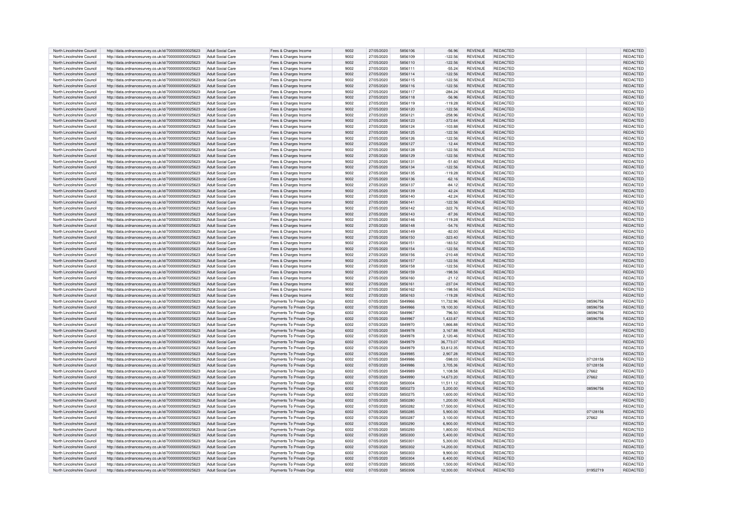| North Lincolnshire Council | http://data.ordnancesurvey.co.uk/id/7000000000025623 | Adult Social Care | Fees & Charges Income | 9002 | 27/05/2020 | 5856106 | -56.96 | REVENUE | REDACTED | | REDACTED |
|---|---|---|---|---|---|---|---|---|---|---|---|
| North Lincolnshire Council | http://data.ordnancesurvey.co.uk/id/7000000000025623 | Adult Social Care | Fees & Charges Income | 9002 | 27/05/2020 | 5856109 | -122.56 | REVENUE | REDACTED | | REDACTED |
| North Lincolnshire Council | http://data.ordnancesurvey.co.uk/id/7000000000025623 | Adult Social Care | Fees & Charges Income | 9002 | 27/05/2020 | 5856110 | -122.56 | REVENUE | REDACTED | | REDACTED |
| North Lincolnshire Council | http://data.ordnancesurvey.co.uk/id/7000000000025623 | Adult Social Care | Fees & Charges Income | 9002 | 27/05/2020 | 5856111 | -55.24 | REVENUE | REDACTED | | REDACTED |
| North Lincolnshire Council | http://data.ordnancesurvey.co.uk/id/7000000000025623 | Adult Social Care | Fees & Charges Income | 9002 | 27/05/2020 | 5856114 | -122.56 | REVENUE | REDACTED | | REDACTED |
| North Lincolnshire Council | http://data.ordnancesurvey.co.uk/id/7000000000025623 | Adult Social Care | Fees & Charges Income | 9002 | 27/05/2020 | 5856115 | -122.56 | REVENUE | REDACTED | | REDACTED |
| North Lincolnshire Council | http://data.ordnancesurvey.co.uk/id/7000000000025623 | Adult Social Care | Fees & Charges Income | 9002 | 27/05/2020 | 5856116 | -122.56 | REVENUE | REDACTED | | REDACTED |
| North Lincolnshire Council | http://data.ordnancesurvey.co.uk/id/7000000000025623 | Adult Social Care | Fees & Charges Income | 9002 | 27/05/2020 | 5856117 | -284.24 | REVENUE | REDACTED | | REDACTED |
| North Lincolnshire Council | http://data.ordnancesurvey.co.uk/id/7000000000025623 | Adult Social Care | Fees & Charges Income | 9002 | 27/05/2020 | 5856118 | -56.96 | REVENUE | REDACTED | | REDACTED |
| North Lincolnshire Council | http://data.ordnancesurvey.co.uk/id/7000000000025623 | Adult Social Care | Fees & Charges Income | 9002 | 27/05/2020 | 5856119 | -119.28 | REVENUE | REDACTED | | REDACTED |
| North Lincolnshire Council | http://data.ordnancesurvey.co.uk/id/7000000000025623 | Adult Social Care | Fees & Charges Income | 9002 | 27/05/2020 | 5856120 | -122.56 | REVENUE | REDACTED | | REDACTED |
| North Lincolnshire Council | http://data.ordnancesurvey.co.uk/id/7000000000025623 | Adult Social Care | Fees & Charges Income | 9002 | 27/05/2020 | 5856121 | -258.96 | REVENUE | REDACTED | | REDACTED |
| North Lincolnshire Council | http://data.ordnancesurvey.co.uk/id/7000000000025623 | Adult Social Care | Fees & Charges Income | 9002 | 27/05/2020 | 5856123 | -372.64 | REVENUE | REDACTED | | REDACTED |
| North Lincolnshire Council | http://data.ordnancesurvey.co.uk/id/7000000000025623 | Adult Social Care | Fees & Charges Income | 9002 | 27/05/2020 | 5856124 | -103.88 | REVENUE | REDACTED | | REDACTED |
| North Lincolnshire Council | http://data.ordnancesurvey.co.uk/id/7000000000025623 | Adult Social Care | Fees & Charges Income | 9002 | 27/05/2020 | 5856125 | -122.56 | REVENUE | REDACTED | | REDACTED |
| North Lincolnshire Council | http://data.ordnancesurvey.co.uk/id/7000000000025623 | Adult Social Care | Fees & Charges Income | 9002 | 27/05/2020 | 5856126 | -122.56 | REVENUE | REDACTED | | REDACTED |
| North Lincolnshire Council | http://data.ordnancesurvey.co.uk/id/7000000000025623 | Adult Social Care | Fees & Charges Income | 9002 | 27/05/2020 | 5856127 | -12.44 | REVENUE | REDACTED | | REDACTED |
| North Lincolnshire Council | http://data.ordnancesurvey.co.uk/id/7000000000025623 | Adult Social Care | Fees & Charges Income | 9002 | 27/05/2020 | 5856128 | -122.56 | REVENUE | REDACTED | | REDACTED |
| North Lincolnshire Council | http://data.ordnancesurvey.co.uk/id/7000000000025623 | Adult Social Care | Fees & Charges Income | 9002 | 27/05/2020 | 5856129 | -122.56 | REVENUE | REDACTED | | REDACTED |
| North Lincolnshire Council | http://data.ordnancesurvey.co.uk/id/7000000000025623 | Adult Social Care | Fees & Charges Income | 9002 | 27/05/2020 | 5856131 | -51.60 | REVENUE | REDACTED | | REDACTED |
| North Lincolnshire Council | http://data.ordnancesurvey.co.uk/id/7000000000025623 | Adult Social Care | Fees & Charges Income | 9002 | 27/05/2020 | 5856134 | -122.56 | REVENUE | REDACTED | | REDACTED |
| North Lincolnshire Council | http://data.ordnancesurvey.co.uk/id/7000000000025623 | Adult Social Care | Fees & Charges Income | 9002 | 27/05/2020 | 5856135 | -119.28 | REVENUE | REDACTED | | REDACTED |
| North Lincolnshire Council | http://data.ordnancesurvey.co.uk/id/7000000000025623 | Adult Social Care | Fees & Charges Income | 9002 | 27/05/2020 | 5856136 | -62.16 | REVENUE | REDACTED | | REDACTED |
| North Lincolnshire Council | http://data.ordnancesurvey.co.uk/id/7000000000025623 | Adult Social Care | Fees & Charges Income | 9002 | 27/05/2020 | 5856137 | -84.12 | REVENUE | REDACTED | | REDACTED |
| North Lincolnshire Council | http://data.ordnancesurvey.co.uk/id/7000000000025623 | Adult Social Care | Fees & Charges Income | 9002 | 27/05/2020 | 5856139 | 42.24 | REVENUE | REDACTED | | REDACTED |
| North Lincolnshire Council | http://data.ordnancesurvey.co.uk/id/7000000000025623 | Adult Social Care | Fees & Charges Income | 9002 | 27/05/2020 | 5856140 | -42.24 | REVENUE | REDACTED | | REDACTED |
| North Lincolnshire Council | http://data.ordnancesurvey.co.uk/id/7000000000025623 | Adult Social Care | Fees & Charges Income | 9002 | 27/05/2020 | 5856141 | -122.56 | REVENUE | REDACTED | | REDACTED |
| North Lincolnshire Council | http://data.ordnancesurvey.co.uk/id/7000000000025623 | Adult Social Care | Fees & Charges Income | 9002 | 27/05/2020 | 5856142 | -322.76 | REVENUE | REDACTED | | REDACTED |
| North Lincolnshire Council | http://data.ordnancesurvey.co.uk/id/7000000000025623 | Adult Social Care | Fees & Charges Income | 9002 | 27/05/2020 | 5856143 | -87.36 | REVENUE | REDACTED | | REDACTED |
| North Lincolnshire Council | http://data.ordnancesurvey.co.uk/id/7000000000025623 | Adult Social Care | Fees & Charges Income | 9002 | 27/05/2020 | 5856146 | -119.28 | REVENUE | REDACTED | | REDACTED |
| North Lincolnshire Council | http://data.ordnancesurvey.co.uk/id/7000000000025623 | Adult Social Care | Fees & Charges Income | 9002 | 27/05/2020 | 5856148 | -54.76 | REVENUE | REDACTED | | REDACTED |
| North Lincolnshire Council | http://data.ordnancesurvey.co.uk/id/7000000000025623 | Adult Social Care | Fees & Charges Income | 9002 | 27/05/2020 | 5856149 | -82.00 | REVENUE | REDACTED | | REDACTED |
| North Lincolnshire Council | http://data.ordnancesurvey.co.uk/id/7000000000025623 | Adult Social Care | Fees & Charges Income | 9002 | 27/05/2020 | 5856150 | -323.40 | REVENUE | REDACTED | | REDACTED |
| North Lincolnshire Council | http://data.ordnancesurvey.co.uk/id/7000000000025623 | Adult Social Care | Fees & Charges Income | 9002 | 27/05/2020 | 5856151 | -183.52 | REVENUE | REDACTED | | REDACTED |
| North Lincolnshire Council | http://data.ordnancesurvey.co.uk/id/7000000000025623 | Adult Social Care | Fees & Charges Income | 9002 | 27/05/2020 | 5856154 | -122.56 | REVENUE | REDACTED | | REDACTED |
| North Lincolnshire Council | http://data.ordnancesurvey.co.uk/id/7000000000025623 | Adult Social Care | Fees & Charges Income | 9002 | 27/05/2020 | 5856156 | -210.48 | REVENUE | REDACTED | | REDACTED |
| North Lincolnshire Council | http://data.ordnancesurvey.co.uk/id/7000000000025623 | Adult Social Care | Fees & Charges Income | 9002 | 27/05/2020 | 5856157 | -122.56 | REVENUE | REDACTED | | REDACTED |
| North Lincolnshire Council | http://data.ordnancesurvey.co.uk/id/7000000000025623 | Adult Social Care | Fees & Charges Income | 9002 | 27/05/2020 | 5856158 | -122.56 | REVENUE | REDACTED | | REDACTED |
| North Lincolnshire Council | http://data.ordnancesurvey.co.uk/id/7000000000025623 | Adult Social Care | Fees & Charges Income | 9002 | 27/05/2020 | 5856159 | -198.56 | REVENUE | REDACTED | | REDACTED |
| North Lincolnshire Council | http://data.ordnancesurvey.co.uk/id/7000000000025623 | Adult Social Care | Fees & Charges Income | 9002 | 27/05/2020 | 5856160 | -21.12 | REVENUE | REDACTED | | REDACTED |
| North Lincolnshire Council | http://data.ordnancesurvey.co.uk/id/7000000000025623 | Adult Social Care | Fees & Charges Income | 9002 | 27/05/2020 | 5856161 | -237.04 | REVENUE | REDACTED | | REDACTED |
| North Lincolnshire Council | http://data.ordnancesurvey.co.uk/id/7000000000025623 | Adult Social Care | Fees & Charges Income | 9002 | 27/05/2020 | 5856162 | -198.56 | REVENUE | REDACTED | | REDACTED |
| North Lincolnshire Council | http://data.ordnancesurvey.co.uk/id/7000000000025623 | Adult Social Care | Fees & Charges Income | 9002 | 27/05/2020 | 5856163 | -119.28 | REVENUE | REDACTED | | REDACTED |
| North Lincolnshire Council | http://data.ordnancesurvey.co.uk/id/7000000000025623 | Adult Social Care | Payments To Private Orgs | 6002 | 07/05/2020 | 5849966 | 11,732.96 | REVENUE | REDACTED | 08596756 | REDACTED |
| North Lincolnshire Council | http://data.ordnancesurvey.co.uk/id/7000000000025623 | Adult Social Care | Payments To Private Orgs | 6002 | 07/05/2020 | 5849966 | 19,100.30 | REVENUE | REDACTED | 08596756 | REDACTED |
| North Lincolnshire Council | http://data.ordnancesurvey.co.uk/id/7000000000025623 | Adult Social Care | Payments To Private Orgs | 6002 | 07/05/2020 | 5849967 | 796.50 | REVENUE | REDACTED | 08596756 | REDACTED |
| North Lincolnshire Council | http://data.ordnancesurvey.co.uk/id/7000000000025623 | Adult Social Care | Payments To Private Orgs | 6002 | 07/05/2020 | 5849967 | 1,433.87 | REVENUE | REDACTED | 08596756 | REDACTED |
| North Lincolnshire Council | http://data.ordnancesurvey.co.uk/id/7000000000025623 | Adult Social Care | Payments To Private Orgs | 6002 | 07/05/2020 | 5849970 | 1,866.88 | REVENUE | REDACTED | | REDACTED |
| North Lincolnshire Council | http://data.ordnancesurvey.co.uk/id/7000000000025623 | Adult Social Care | Payments To Private Orgs | 6002 | 07/05/2020 | 5849978 | 3,167.88 | REVENUE | REDACTED | | REDACTED |
| North Lincolnshire Council | http://data.ordnancesurvey.co.uk/id/7000000000025623 | Adult Social Care | Payments To Private Orgs | 6002 | 07/05/2020 | 5849978 | 2,120.46 | REVENUE | REDACTED | | REDACTED |
| North Lincolnshire Council | http://data.ordnancesurvey.co.uk/id/7000000000025623 | Adult Social Care | Payments To Private Orgs | 6002 | 07/05/2020 | 5849979 | 36,773.07 | REVENUE | REDACTED | | REDACTED |
| North Lincolnshire Council | http://data.ordnancesurvey.co.uk/id/7000000000025623 | Adult Social Care | Payments To Private Orgs | 6002 | 07/05/2020 | 5849979 | 53,812.35 | REVENUE | REDACTED | | REDACTED |
| North Lincolnshire Council | http://data.ordnancesurvey.co.uk/id/7000000000025623 | Adult Social Care | Payments To Private Orgs | 6002 | 07/05/2020 | 5849985 | 2,907.28 | REVENUE | REDACTED | | REDACTED |
| North Lincolnshire Council | http://data.ordnancesurvey.co.uk/id/7000000000025623 | Adult Social Care | Payments To Private Orgs | 6002 | 07/05/2020 | 5849986 | -598.03 | REVENUE | REDACTED | 07128156 | REDACTED |
| North Lincolnshire Council | http://data.ordnancesurvey.co.uk/id/7000000000025623 | Adult Social Care | Payments To Private Orgs | 6002 | 07/05/2020 | 5849986 | 3,705.36 | REVENUE | REDACTED | 07128156 | REDACTED |
| North Lincolnshire Council | http://data.ordnancesurvey.co.uk/id/7000000000025623 | Adult Social Care | Payments To Private Orgs | 6002 | 07/05/2020 | 5849989 | 1,108.58 | REVENUE | REDACTED | 27662 | REDACTED |
| North Lincolnshire Council | http://data.ordnancesurvey.co.uk/id/7000000000025623 | Adult Social Care | Payments To Private Orgs | 6002 | 07/05/2020 | 5849990 | 14,673.20 | REVENUE | REDACTED | 27662 | REDACTED |
| North Lincolnshire Council | http://data.ordnancesurvey.co.uk/id/7000000000025623 | Adult Social Care | Payments To Private Orgs | 6002 | 07/05/2020 | 5850004 | 11,511.12 | REVENUE | REDACTED | | REDACTED |
| North Lincolnshire Council | http://data.ordnancesurvey.co.uk/id/7000000000025623 | Adult Social Care | Payments To Private Orgs | 6002 | 07/05/2020 | 5850273 | 5,200.00 | REVENUE | REDACTED | 08596756 | REDACTED |
| North Lincolnshire Council | http://data.ordnancesurvey.co.uk/id/7000000000025623 | Adult Social Care | Payments To Private Orgs | 6002 | 07/05/2020 | 5850275 | 1,600.00 | REVENUE | REDACTED | | REDACTED |
| North Lincolnshire Council | http://data.ordnancesurvey.co.uk/id/7000000000025623 | Adult Social Care | Payments To Private Orgs | 6002 | 07/05/2020 | 5850280 | 1,200.00 | REVENUE | REDACTED | | REDACTED |
| North Lincolnshire Council | http://data.ordnancesurvey.co.uk/id/7000000000025623 | Adult Social Care | Payments To Private Orgs | 6002 | 07/05/2020 | 5850282 | 17,500.00 | REVENUE | REDACTED | | REDACTED |
| North Lincolnshire Council | http://data.ordnancesurvey.co.uk/id/7000000000025623 | Adult Social Care | Payments To Private Orgs | 6002 | 07/05/2020 | 5850285 | 5,900.00 | REVENUE | REDACTED | 07128156 | REDACTED |
| North Lincolnshire Council | http://data.ordnancesurvey.co.uk/id/7000000000025623 | Adult Social Care | Payments To Private Orgs | 6002 | 07/05/2020 | 5850287 | 3,100.00 | REVENUE | REDACTED | 27662 | REDACTED |
| North Lincolnshire Council | http://data.ordnancesurvey.co.uk/id/7000000000025623 | Adult Social Care | Payments To Private Orgs | 6002 | 07/05/2020 | 5850290 | 6,900.00 | REVENUE | REDACTED | | REDACTED |
| North Lincolnshire Council | http://data.ordnancesurvey.co.uk/id/7000000000025623 | Adult Social Care | Payments To Private Orgs | 6002 | 07/05/2020 | 5850293 | 1,800.00 | REVENUE | REDACTED | | REDACTED |
| North Lincolnshire Council | http://data.ordnancesurvey.co.uk/id/7000000000025623 | Adult Social Care | Payments To Private Orgs | 6002 | 07/05/2020 | 5850300 | 5,400.00 | REVENUE | REDACTED | | REDACTED |
| North Lincolnshire Council | http://data.ordnancesurvey.co.uk/id/7000000000025623 | Adult Social Care | Payments To Private Orgs | 6002 | 07/05/2020 | 5850301 | 5,300.00 | REVENUE | REDACTED | | REDACTED |
| North Lincolnshire Council | http://data.ordnancesurvey.co.uk/id/7000000000025623 | Adult Social Care | Payments To Private Orgs | 6002 | 07/05/2020 | 5850302 | 14,200.00 | REVENUE | REDACTED | | REDACTED |
| North Lincolnshire Council | http://data.ordnancesurvey.co.uk/id/7000000000025623 | Adult Social Care | Payments To Private Orgs | 6002 | 07/05/2020 | 5850303 | 9,900.00 | REVENUE | REDACTED | | REDACTED |
| North Lincolnshire Council | http://data.ordnancesurvey.co.uk/id/7000000000025623 | Adult Social Care | Payments To Private Orgs | 6002 | 07/05/2020 | 5850304 | 6,400.00 | REVENUE | REDACTED | | REDACTED |
| North Lincolnshire Council | http://data.ordnancesurvey.co.uk/id/7000000000025623 | Adult Social Care | Payments To Private Orgs | 6002 | 07/05/2020 | 5850305 | 1,500.00 | REVENUE | REDACTED | | REDACTED |
| North Lincolnshire Council | http://data.ordnancesurvey.co.uk/id/7000000000025623 | Adult Social Care | Payments To Private Orgs | 6002 | 07/05/2020 | 5850306 | 12,300.00 | REVENUE | REDACTED | 01952719 | REDACTED |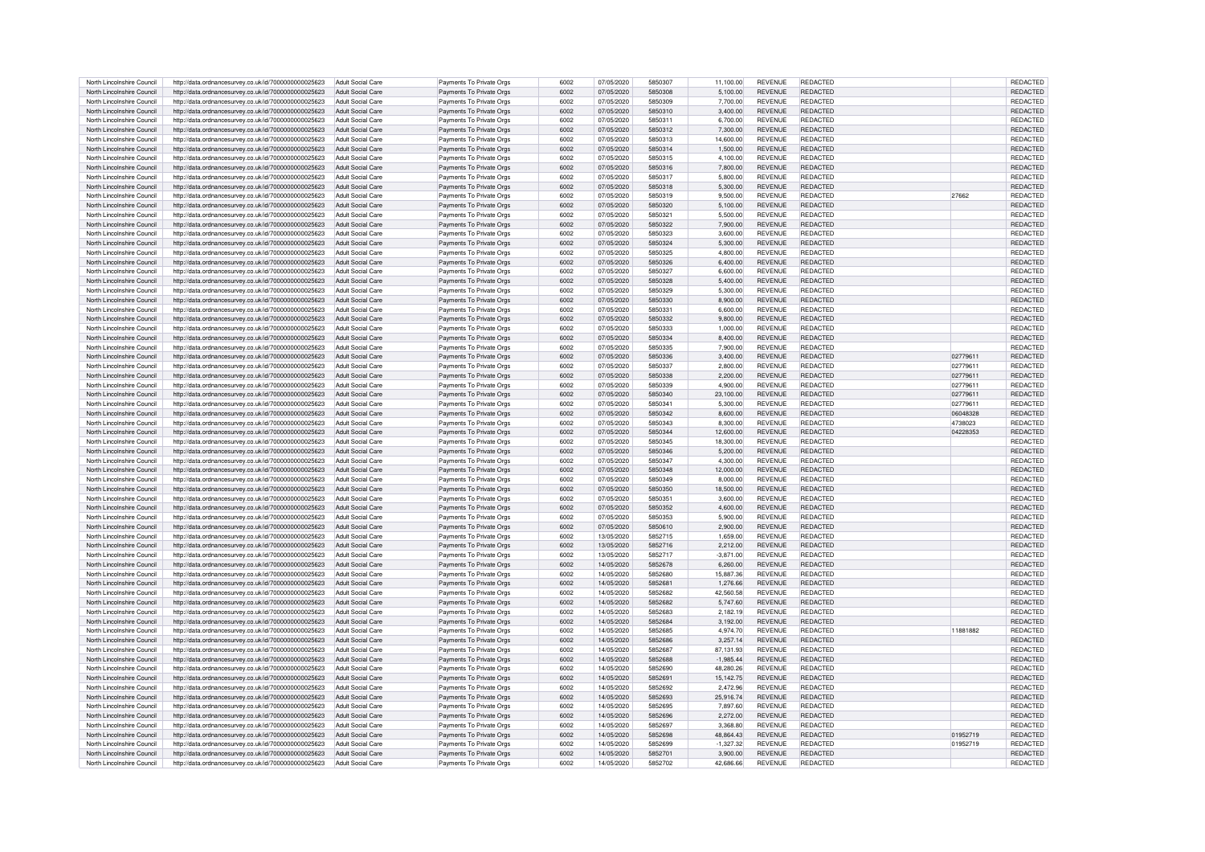| North Lincolnshire Council | http://data.ordnancesurvey.co.uk/id/7000000000025623 | Adult Social Care | Payments To Private Orgs | 6002 | 07/05/2020 | 5850307 | 11,100.00 | REVENUE | REDACTED | | REDACTED |
|---|---|---|---|---|---|---|---|---|---|---|---|
| North Lincolnshire Council | http://data.ordnancesurvey.co.uk/id/7000000000025623 | Adult Social Care | Payments To Private Orgs | 6002 | 07/05/2020 | 5850308 | 5,100.00 | REVENUE | REDACTED | | REDACTED |
| North Lincolnshire Council | http://data.ordnancesurvey.co.uk/id/7000000000025623 | Adult Social Care | Payments To Private Orgs | 6002 | 07/05/2020 | 5850309 | 7,700.00 | REVENUE | REDACTED | | REDACTED |
| North Lincolnshire Council | http://data.ordnancesurvey.co.uk/id/7000000000025623 | Adult Social Care | Payments To Private Orgs | 6002 | 07/05/2020 | 5850310 | 3,400.00 | REVENUE | REDACTED | | REDACTED |
| North Lincolnshire Council | http://data.ordnancesurvey.co.uk/id/7000000000025623 | Adult Social Care | Payments To Private Orgs | 6002 | 07/05/2020 | 5850311 | 6,700.00 | REVENUE | REDACTED | | REDACTED |
| North Lincolnshire Council | http://data.ordnancesurvey.co.uk/id/7000000000025623 | Adult Social Care | Payments To Private Orgs | 6002 | 07/05/2020 | 5850312 | 7,300.00 | REVENUE | REDACTED | | REDACTED |
| North Lincolnshire Council | http://data.ordnancesurvey.co.uk/id/7000000000025623 | Adult Social Care | Payments To Private Orgs | 6002 | 07/05/2020 | 5850313 | 14,600.00 | REVENUE | REDACTED | | REDACTED |
| North Lincolnshire Council | http://data.ordnancesurvey.co.uk/id/7000000000025623 | Adult Social Care | Payments To Private Orgs | 6002 | 07/05/2020 | 5850314 | 1,500.00 | REVENUE | REDACTED | | REDACTED |
| North Lincolnshire Council | http://data.ordnancesurvey.co.uk/id/7000000000025623 | Adult Social Care | Payments To Private Orgs | 6002 | 07/05/2020 | 5850315 | 4,100.00 | REVENUE | REDACTED | | REDACTED |
| North Lincolnshire Council | http://data.ordnancesurvey.co.uk/id/7000000000025623 | Adult Social Care | Payments To Private Orgs | 6002 | 07/05/2020 | 5850316 | 7,800.00 | REVENUE | REDACTED | | REDACTED |
| North Lincolnshire Council | http://data.ordnancesurvey.co.uk/id/7000000000025623 | Adult Social Care | Payments To Private Orgs | 6002 | 07/05/2020 | 5850317 | 5,800.00 | REVENUE | REDACTED | | REDACTED |
| North Lincolnshire Council | http://data.ordnancesurvey.co.uk/id/7000000000025623 | Adult Social Care | Payments To Private Orgs | 6002 | 07/05/2020 | 5850318 | 5,300.00 | REVENUE | REDACTED | | REDACTED |
| North Lincolnshire Council | http://data.ordnancesurvey.co.uk/id/7000000000025623 | Adult Social Care | Payments To Private Orgs | 6002 | 07/05/2020 | 5850319 | 9,500.00 | REVENUE | REDACTED | 27662 | REDACTED |
| North Lincolnshire Council | http://data.ordnancesurvey.co.uk/id/7000000000025623 | Adult Social Care | Payments To Private Orgs | 6002 | 07/05/2020 | 5850320 | 5,100.00 | REVENUE | REDACTED | | REDACTED |
| North Lincolnshire Council | http://data.ordnancesurvey.co.uk/id/7000000000025623 | Adult Social Care | Payments To Private Orgs | 6002 | 07/05/2020 | 5850321 | 5,500.00 | REVENUE | REDACTED | | REDACTED |
| North Lincolnshire Council | http://data.ordnancesurvey.co.uk/id/7000000000025623 | Adult Social Care | Payments To Private Orgs | 6002 | 07/05/2020 | 5850322 | 7,900.00 | REVENUE | REDACTED | | REDACTED |
| North Lincolnshire Council | http://data.ordnancesurvey.co.uk/id/7000000000025623 | Adult Social Care | Payments To Private Orgs | 6002 | 07/05/2020 | 5850323 | 3,600.00 | REVENUE | REDACTED | | REDACTED |
| North Lincolnshire Council | http://data.ordnancesurvey.co.uk/id/7000000000025623 | Adult Social Care | Payments To Private Orgs | 6002 | 07/05/2020 | 5850324 | 5,300.00 | REVENUE | REDACTED | | REDACTED |
| North Lincolnshire Council | http://data.ordnancesurvey.co.uk/id/7000000000025623 | Adult Social Care | Payments To Private Orgs | 6002 | 07/05/2020 | 5850325 | 4,800.00 | REVENUE | REDACTED | | REDACTED |
| North Lincolnshire Council | http://data.ordnancesurvey.co.uk/id/7000000000025623 | Adult Social Care | Payments To Private Orgs | 6002 | 07/05/2020 | 5850326 | 6,400.00 | REVENUE | REDACTED | | REDACTED |
| North Lincolnshire Council | http://data.ordnancesurvey.co.uk/id/7000000000025623 | Adult Social Care | Payments To Private Orgs | 6002 | 07/05/2020 | 5850327 | 6,600.00 | REVENUE | REDACTED | | REDACTED |
| North Lincolnshire Council | http://data.ordnancesurvey.co.uk/id/7000000000025623 | Adult Social Care | Payments To Private Orgs | 6002 | 07/05/2020 | 5850328 | 5,400.00 | REVENUE | REDACTED | | REDACTED |
| North Lincolnshire Council | http://data.ordnancesurvey.co.uk/id/7000000000025623 | Adult Social Care | Payments To Private Orgs | 6002 | 07/05/2020 | 5850329 | 5,300.00 | REVENUE | REDACTED | | REDACTED |
| North Lincolnshire Council | http://data.ordnancesurvey.co.uk/id/7000000000025623 | Adult Social Care | Payments To Private Orgs | 6002 | 07/05/2020 | 5850330 | 8,900.00 | REVENUE | REDACTED | | REDACTED |
| North Lincolnshire Council | http://data.ordnancesurvey.co.uk/id/7000000000025623 | Adult Social Care | Payments To Private Orgs | 6002 | 07/05/2020 | 5850331 | 6,600.00 | REVENUE | REDACTED | | REDACTED |
| North Lincolnshire Council | http://data.ordnancesurvey.co.uk/id/7000000000025623 | Adult Social Care | Payments To Private Orgs | 6002 | 07/05/2020 | 5850332 | 9,800.00 | REVENUE | REDACTED | | REDACTED |
| North Lincolnshire Council | http://data.ordnancesurvey.co.uk/id/7000000000025623 | Adult Social Care | Payments To Private Orgs | 6002 | 07/05/2020 | 5850333 | 1,000.00 | REVENUE | REDACTED | | REDACTED |
| North Lincolnshire Council | http://data.ordnancesurvey.co.uk/id/7000000000025623 | Adult Social Care | Payments To Private Orgs | 6002 | 07/05/2020 | 5850334 | 8,400.00 | REVENUE | REDACTED | | REDACTED |
| North Lincolnshire Council | http://data.ordnancesurvey.co.uk/id/7000000000025623 | Adult Social Care | Payments To Private Orgs | 6002 | 07/05/2020 | 5850335 | 7,900.00 | REVENUE | REDACTED | | REDACTED |
| North Lincolnshire Council | http://data.ordnancesurvey.co.uk/id/7000000000025623 | Adult Social Care | Payments To Private Orgs | 6002 | 07/05/2020 | 5850336 | 3,400.00 | REVENUE | REDACTED | 02779611 | REDACTED |
| North Lincolnshire Council | http://data.ordnancesurvey.co.uk/id/7000000000025623 | Adult Social Care | Payments To Private Orgs | 6002 | 07/05/2020 | 5850337 | 2,800.00 | REVENUE | REDACTED | 02779611 | REDACTED |
| North Lincolnshire Council | http://data.ordnancesurvey.co.uk/id/7000000000025623 | Adult Social Care | Payments To Private Orgs | 6002 | 07/05/2020 | 5850338 | 2,200.00 | REVENUE | REDACTED | 02779611 | REDACTED |
| North Lincolnshire Council | http://data.ordnancesurvey.co.uk/id/7000000000025623 | Adult Social Care | Payments To Private Orgs | 6002 | 07/05/2020 | 5850339 | 4,900.00 | REVENUE | REDACTED | 02779611 | REDACTED |
| North Lincolnshire Council | http://data.ordnancesurvey.co.uk/id/7000000000025623 | Adult Social Care | Payments To Private Orgs | 6002 | 07/05/2020 | 5850340 | 23,100.00 | REVENUE | REDACTED | 02779611 | REDACTED |
| North Lincolnshire Council | http://data.ordnancesurvey.co.uk/id/7000000000025623 | Adult Social Care | Payments To Private Orgs | 6002 | 07/05/2020 | 5850341 | 5,300.00 | REVENUE | REDACTED | 02779611 | REDACTED |
| North Lincolnshire Council | http://data.ordnancesurvey.co.uk/id/7000000000025623 | Adult Social Care | Payments To Private Orgs | 6002 | 07/05/2020 | 5850342 | 8,600.00 | REVENUE | REDACTED | 06048328 | REDACTED |
| North Lincolnshire Council | http://data.ordnancesurvey.co.uk/id/7000000000025623 | Adult Social Care | Payments To Private Orgs | 6002 | 07/05/2020 | 5850343 | 8,300.00 | REVENUE | REDACTED | 4738023 | REDACTED |
| North Lincolnshire Council | http://data.ordnancesurvey.co.uk/id/7000000000025623 | Adult Social Care | Payments To Private Orgs | 6002 | 07/05/2020 | 5850344 | 12,600.00 | REVENUE | REDACTED | 04228353 | REDACTED |
| North Lincolnshire Council | http://data.ordnancesurvey.co.uk/id/7000000000025623 | Adult Social Care | Payments To Private Orgs | 6002 | 07/05/2020 | 5850345 | 18,300.00 | REVENUE | REDACTED | | REDACTED |
| North Lincolnshire Council | http://data.ordnancesurvey.co.uk/id/7000000000025623 | Adult Social Care | Payments To Private Orgs | 6002 | 07/05/2020 | 5850346 | 5,200.00 | REVENUE | REDACTED | | REDACTED |
| North Lincolnshire Council | http://data.ordnancesurvey.co.uk/id/7000000000025623 | Adult Social Care | Payments To Private Orgs | 6002 | 07/05/2020 | 5850347 | 4,300.00 | REVENUE | REDACTED | | REDACTED |
| North Lincolnshire Council | http://data.ordnancesurvey.co.uk/id/7000000000025623 | Adult Social Care | Payments To Private Orgs | 6002 | 07/05/2020 | 5850348 | 12,000.00 | REVENUE | REDACTED | | REDACTED |
| North Lincolnshire Council | http://data.ordnancesurvey.co.uk/id/7000000000025623 | Adult Social Care | Payments To Private Orgs | 6002 | 07/05/2020 | 5850349 | 8,000.00 | REVENUE | REDACTED | | REDACTED |
| North Lincolnshire Council | http://data.ordnancesurvey.co.uk/id/7000000000025623 | Adult Social Care | Payments To Private Orgs | 6002 | 07/05/2020 | 5850350 | 18,500.00 | REVENUE | REDACTED | | REDACTED |
| North Lincolnshire Council | http://data.ordnancesurvey.co.uk/id/7000000000025623 | Adult Social Care | Payments To Private Orgs | 6002 | 07/05/2020 | 5850351 | 3,600.00 | REVENUE | REDACTED | | REDACTED |
| North Lincolnshire Council | http://data.ordnancesurvey.co.uk/id/7000000000025623 | Adult Social Care | Payments To Private Orgs | 6002 | 07/05/2020 | 5850352 | 4,600.00 | REVENUE | REDACTED | | REDACTED |
| North Lincolnshire Council | http://data.ordnancesurvey.co.uk/id/7000000000025623 | Adult Social Care | Payments To Private Orgs | 6002 | 07/05/2020 | 5850353 | 5,900.00 | REVENUE | REDACTED | | REDACTED |
| North Lincolnshire Council | http://data.ordnancesurvey.co.uk/id/7000000000025623 | Adult Social Care | Payments To Private Orgs | 6002 | 07/05/2020 | 5850610 | 2,900.00 | REVENUE | REDACTED | | REDACTED |
| North Lincolnshire Council | http://data.ordnancesurvey.co.uk/id/7000000000025623 | Adult Social Care | Payments To Private Orgs | 6002 | 13/05/2020 | 5852715 | 1,659.00 | REVENUE | REDACTED | | REDACTED |
| North Lincolnshire Council | http://data.ordnancesurvey.co.uk/id/7000000000025623 | Adult Social Care | Payments To Private Orgs | 6002 | 13/05/2020 | 5852716 | 2,212.00 | REVENUE | REDACTED | | REDACTED |
| North Lincolnshire Council | http://data.ordnancesurvey.co.uk/id/7000000000025623 | Adult Social Care | Payments To Private Orgs | 6002 | 13/05/2020 | 5852717 | -3,871.00 | REVENUE | REDACTED | | REDACTED |
| North Lincolnshire Council | http://data.ordnancesurvey.co.uk/id/7000000000025623 | Adult Social Care | Payments To Private Orgs | 6002 | 14/05/2020 | 5852678 | 6,260.00 | REVENUE | REDACTED | | REDACTED |
| North Lincolnshire Council | http://data.ordnancesurvey.co.uk/id/7000000000025623 | Adult Social Care | Payments To Private Orgs | 6002 | 14/05/2020 | 5852680 | 15,887.36 | REVENUE | REDACTED | | REDACTED |
| North Lincolnshire Council | http://data.ordnancesurvey.co.uk/id/7000000000025623 | Adult Social Care | Payments To Private Orgs | 6002 | 14/05/2020 | 5852681 | 1,276.66 | REVENUE | REDACTED | | REDACTED |
| North Lincolnshire Council | http://data.ordnancesurvey.co.uk/id/7000000000025623 | Adult Social Care | Payments To Private Orgs | 6002 | 14/05/2020 | 5852682 | 42,560.58 | REVENUE | REDACTED | | REDACTED |
| North Lincolnshire Council | http://data.ordnancesurvey.co.uk/id/7000000000025623 | Adult Social Care | Payments To Private Orgs | 6002 | 14/05/2020 | 5852682 | 5,747.60 | REVENUE | REDACTED | | REDACTED |
| North Lincolnshire Council | http://data.ordnancesurvey.co.uk/id/7000000000025623 | Adult Social Care | Payments To Private Orgs | 6002 | 14/05/2020 | 5852683 | 2,182.19 | REVENUE | REDACTED | | REDACTED |
| North Lincolnshire Council | http://data.ordnancesurvey.co.uk/id/7000000000025623 | Adult Social Care | Payments To Private Orgs | 6002 | 14/05/2020 | 5852684 | 3,192.00 | REVENUE | REDACTED | | REDACTED |
| North Lincolnshire Council | http://data.ordnancesurvey.co.uk/id/7000000000025623 | Adult Social Care | Payments To Private Orgs | 6002 | 14/05/2020 | 5852685 | 4,974.70 | REVENUE | REDACTED | 11881882 | REDACTED |
| North Lincolnshire Council | http://data.ordnancesurvey.co.uk/id/7000000000025623 | Adult Social Care | Payments To Private Orgs | 6002 | 14/05/2020 | 5852686 | 3,257.14 | REVENUE | REDACTED | | REDACTED |
| North Lincolnshire Council | http://data.ordnancesurvey.co.uk/id/7000000000025623 | Adult Social Care | Payments To Private Orgs | 6002 | 14/05/2020 | 5852687 | 87,131.93 | REVENUE | REDACTED | | REDACTED |
| North Lincolnshire Council | http://data.ordnancesurvey.co.uk/id/7000000000025623 | Adult Social Care | Payments To Private Orgs | 6002 | 14/05/2020 | 5852688 | -1,985.44 | REVENUE | REDACTED | | REDACTED |
| North Lincolnshire Council | http://data.ordnancesurvey.co.uk/id/7000000000025623 | Adult Social Care | Payments To Private Orgs | 6002 | 14/05/2020 | 5852690 | 48,280.26 | REVENUE | REDACTED | | REDACTED |
| North Lincolnshire Council | http://data.ordnancesurvey.co.uk/id/7000000000025623 | Adult Social Care | Payments To Private Orgs | 6002 | 14/05/2020 | 5852691 | 15,142.75 | REVENUE | REDACTED | | REDACTED |
| North Lincolnshire Council | http://data.ordnancesurvey.co.uk/id/7000000000025623 | Adult Social Care | Payments To Private Orgs | 6002 | 14/05/2020 | 5852692 | 2,472.96 | REVENUE | REDACTED | | REDACTED |
| North Lincolnshire Council | http://data.ordnancesurvey.co.uk/id/7000000000025623 | Adult Social Care | Payments To Private Orgs | 6002 | 14/05/2020 | 5852693 | 25,916.74 | REVENUE | REDACTED | | REDACTED |
| North Lincolnshire Council | http://data.ordnancesurvey.co.uk/id/7000000000025623 | Adult Social Care | Payments To Private Orgs | 6002 | 14/05/2020 | 5852695 | 7,897.60 | REVENUE | REDACTED | | REDACTED |
| North Lincolnshire Council | http://data.ordnancesurvey.co.uk/id/7000000000025623 | Adult Social Care | Payments To Private Orgs | 6002 | 14/05/2020 | 5852696 | 2,272.00 | REVENUE | REDACTED | | REDACTED |
| North Lincolnshire Council | http://data.ordnancesurvey.co.uk/id/7000000000025623 | Adult Social Care | Payments To Private Orgs | 6002 | 14/05/2020 | 5852697 | 3,368.80 | REVENUE | REDACTED | | REDACTED |
| North Lincolnshire Council | http://data.ordnancesurvey.co.uk/id/7000000000025623 | Adult Social Care | Payments To Private Orgs | 6002 | 14/05/2020 | 5852698 | 48,864.43 | REVENUE | REDACTED | 01952719 | REDACTED |
| North Lincolnshire Council | http://data.ordnancesurvey.co.uk/id/7000000000025623 | Adult Social Care | Payments To Private Orgs | 6002 | 14/05/2020 | 5852699 | -1,327.32 | REVENUE | REDACTED | 01952719 | REDACTED |
| North Lincolnshire Council | http://data.ordnancesurvey.co.uk/id/7000000000025623 | Adult Social Care | Payments To Private Orgs | 6002 | 14/05/2020 | 5852701 | 3,900.00 | REVENUE | REDACTED | | REDACTED |
| North Lincolnshire Council | http://data.ordnancesurvey.co.uk/id/7000000000025623 | Adult Social Care | Payments To Private Orgs | 6002 | 14/05/2020 | 5852702 | 42,686.66 | REVENUE | REDACTED | | REDACTED |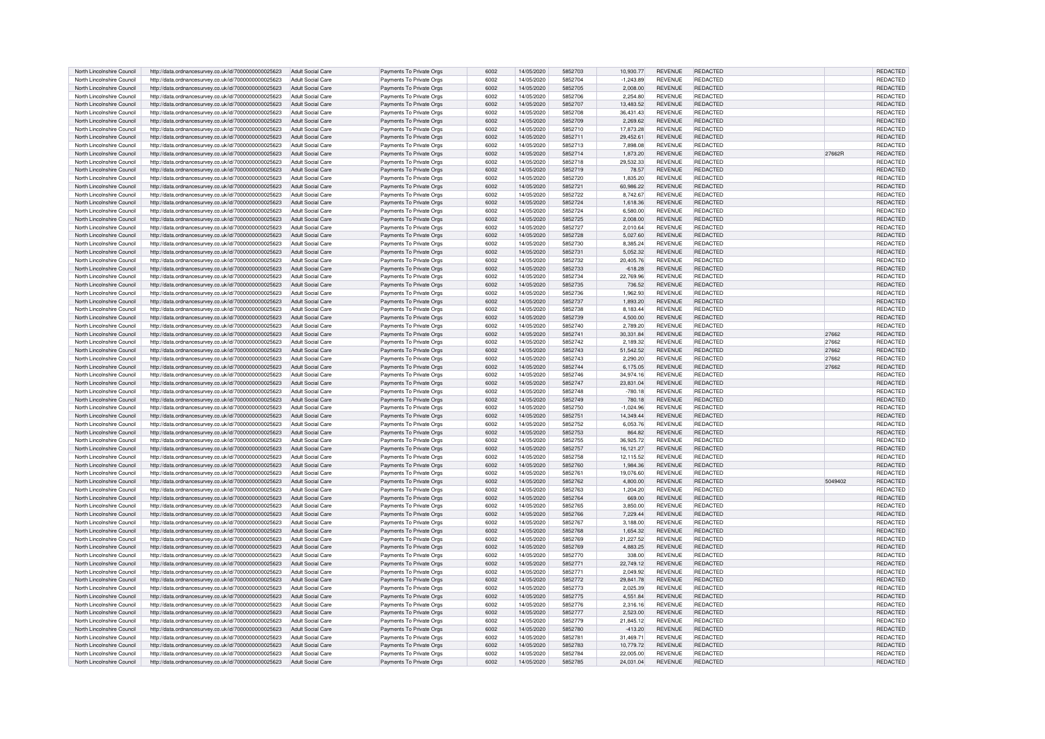| North Lincolnshire Council | http://data.ordnancesurvey.co.uk/id/7000000000025623 | Adult Social Care | Payments To Private Orgs | 6002 | 14/05/2020 | 5852703 | 10,930.77 | REVENUE | REDACTED | | REDACTED |
|---|---|---|---|---|---|---|---|---|---|---|---|
| North Lincolnshire Council | http://data.ordnancesurvey.co.uk/id/7000000000025623 | Adult Social Care | Payments To Private Orgs | 6002 | 14/05/2020 | 5852704 | -1,243.89 | REVENUE | REDACTED | | REDACTED |
| North Lincolnshire Council | http://data.ordnancesurvey.co.uk/id/7000000000025623 | Adult Social Care | Payments To Private Orgs | 6002 | 14/05/2020 | 5852705 | 2,008.00 | REVENUE | REDACTED | | REDACTED |
| North Lincolnshire Council | http://data.ordnancesurvey.co.uk/id/7000000000025623 | Adult Social Care | Payments To Private Orgs | 6002 | 14/05/2020 | 5852706 | 2,254.80 | REVENUE | REDACTED | | REDACTED |
| North Lincolnshire Council | http://data.ordnancesurvey.co.uk/id/7000000000025623 | Adult Social Care | Payments To Private Orgs | 6002 | 14/05/2020 | 5852707 | 13,483.52 | REVENUE | REDACTED | | REDACTED |
| North Lincolnshire Council | http://data.ordnancesurvey.co.uk/id/7000000000025623 | Adult Social Care | Payments To Private Orgs | 6002 | 14/05/2020 | 5852708 | 36,431.43 | REVENUE | REDACTED | | REDACTED |
| North Lincolnshire Council | http://data.ordnancesurvey.co.uk/id/7000000000025623 | Adult Social Care | Payments To Private Orgs | 6002 | 14/05/2020 | 5852709 | 2,269.62 | REVENUE | REDACTED | | REDACTED |
| North Lincolnshire Council | http://data.ordnancesurvey.co.uk/id/7000000000025623 | Adult Social Care | Payments To Private Orgs | 6002 | 14/05/2020 | 5852710 | 17,873.28 | REVENUE | REDACTED | | REDACTED |
| North Lincolnshire Council | http://data.ordnancesurvey.co.uk/id/7000000000025623 | Adult Social Care | Payments To Private Orgs | 6002 | 14/05/2020 | 5852711 | 29,452.61 | REVENUE | REDACTED | | REDACTED |
| North Lincolnshire Council | http://data.ordnancesurvey.co.uk/id/7000000000025623 | Adult Social Care | Payments To Private Orgs | 6002 | 14/05/2020 | 5852713 | 7,898.08 | REVENUE | REDACTED | | REDACTED |
| North Lincolnshire Council | http://data.ordnancesurvey.co.uk/id/7000000000025623 | Adult Social Care | Payments To Private Orgs | 6002 | 14/05/2020 | 5852714 | 1,873.20 | REVENUE | REDACTED | 27662R | REDACTED |
| North Lincolnshire Council | http://data.ordnancesurvey.co.uk/id/7000000000025623 | Adult Social Care | Payments To Private Orgs | 6002 | 14/05/2020 | 5852718 | 29,532.33 | REVENUE | REDACTED | | REDACTED |
| North Lincolnshire Council | http://data.ordnancesurvey.co.uk/id/7000000000025623 | Adult Social Care | Payments To Private Orgs | 6002 | 14/05/2020 | 5852719 | 78.57 | REVENUE | REDACTED | | REDACTED |
| North Lincolnshire Council | http://data.ordnancesurvey.co.uk/id/7000000000025623 | Adult Social Care | Payments To Private Orgs | 6002 | 14/05/2020 | 5852720 | 1,835.20 | REVENUE | REDACTED | | REDACTED |
| North Lincolnshire Council | http://data.ordnancesurvey.co.uk/id/7000000000025623 | Adult Social Care | Payments To Private Orgs | 6002 | 14/05/2020 | 5852721 | 60,986.22 | REVENUE | REDACTED | | REDACTED |
| North Lincolnshire Council | http://data.ordnancesurvey.co.uk/id/7000000000025623 | Adult Social Care | Payments To Private Orgs | 6002 | 14/05/2020 | 5852722 | 8,742.67 | REVENUE | REDACTED | | REDACTED |
| North Lincolnshire Council | http://data.ordnancesurvey.co.uk/id/7000000000025623 | Adult Social Care | Payments To Private Orgs | 6002 | 14/05/2020 | 5852724 | 1,618.36 | REVENUE | REDACTED | | REDACTED |
| North Lincolnshire Council | http://data.ordnancesurvey.co.uk/id/7000000000025623 | Adult Social Care | Payments To Private Orgs | 6002 | 14/05/2020 | 5852724 | 6,580.00 | REVENUE | REDACTED | | REDACTED |
| North Lincolnshire Council | http://data.ordnancesurvey.co.uk/id/7000000000025623 | Adult Social Care | Payments To Private Orgs | 6002 | 14/05/2020 | 5852725 | 2,008.00 | REVENUE | REDACTED | | REDACTED |
| North Lincolnshire Council | http://data.ordnancesurvey.co.uk/id/7000000000025623 | Adult Social Care | Payments To Private Orgs | 6002 | 14/05/2020 | 5852727 | 2,010.64 | REVENUE | REDACTED | | REDACTED |
| North Lincolnshire Council | http://data.ordnancesurvey.co.uk/id/7000000000025623 | Adult Social Care | Payments To Private Orgs | 6002 | 14/05/2020 | 5852728 | 5,027.60 | REVENUE | REDACTED | | REDACTED |
| North Lincolnshire Council | http://data.ordnancesurvey.co.uk/id/7000000000025623 | Adult Social Care | Payments To Private Orgs | 6002 | 14/05/2020 | 5852730 | 8,385.24 | REVENUE | REDACTED | | REDACTED |
| North Lincolnshire Council | http://data.ordnancesurvey.co.uk/id/7000000000025623 | Adult Social Care | Payments To Private Orgs | 6002 | 14/05/2020 | 5852731 | 5,052.32 | REVENUE | REDACTED | | REDACTED |
| North Lincolnshire Council | http://data.ordnancesurvey.co.uk/id/7000000000025623 | Adult Social Care | Payments To Private Orgs | 6002 | 14/05/2020 | 5852732 | 20,405.76 | REVENUE | REDACTED | | REDACTED |
| North Lincolnshire Council | http://data.ordnancesurvey.co.uk/id/7000000000025623 | Adult Social Care | Payments To Private Orgs | 6002 | 14/05/2020 | 5852733 | -618.28 | REVENUE | REDACTED | | REDACTED |
| North Lincolnshire Council | http://data.ordnancesurvey.co.uk/id/7000000000025623 | Adult Social Care | Payments To Private Orgs | 6002 | 14/05/2020 | 5852734 | 22,769.96 | REVENUE | REDACTED | | REDACTED |
| North Lincolnshire Council | http://data.ordnancesurvey.co.uk/id/7000000000025623 | Adult Social Care | Payments To Private Orgs | 6002 | 14/05/2020 | 5852735 | 736.52 | REVENUE | REDACTED | | REDACTED |
| North Lincolnshire Council | http://data.ordnancesurvey.co.uk/id/7000000000025623 | Adult Social Care | Payments To Private Orgs | 6002 | 14/05/2020 | 5852736 | 1,962.93 | REVENUE | REDACTED | | REDACTED |
| North Lincolnshire Council | http://data.ordnancesurvey.co.uk/id/7000000000025623 | Adult Social Care | Payments To Private Orgs | 6002 | 14/05/2020 | 5852737 | 1,893.20 | REVENUE | REDACTED | | REDACTED |
| North Lincolnshire Council | http://data.ordnancesurvey.co.uk/id/7000000000025623 | Adult Social Care | Payments To Private Orgs | 6002 | 14/05/2020 | 5852738 | 8,183.44 | REVENUE | REDACTED | | REDACTED |
| North Lincolnshire Council | http://data.ordnancesurvey.co.uk/id/7000000000025623 | Adult Social Care | Payments To Private Orgs | 6002 | 14/05/2020 | 5852739 | 4,500.00 | REVENUE | REDACTED | | REDACTED |
| North Lincolnshire Council | http://data.ordnancesurvey.co.uk/id/7000000000025623 | Adult Social Care | Payments To Private Orgs | 6002 | 14/05/2020 | 5852740 | 2,789.20 | REVENUE | REDACTED | | REDACTED |
| North Lincolnshire Council | http://data.ordnancesurvey.co.uk/id/7000000000025623 | Adult Social Care | Payments To Private Orgs | 6002 | 14/05/2020 | 5852741 | 30,331.84 | REVENUE | REDACTED | 27662 | REDACTED |
| North Lincolnshire Council | http://data.ordnancesurvey.co.uk/id/7000000000025623 | Adult Social Care | Payments To Private Orgs | 6002 | 14/05/2020 | 5852742 | 2,189.32 | REVENUE | REDACTED | 27662 | REDACTED |
| North Lincolnshire Council | http://data.ordnancesurvey.co.uk/id/7000000000025623 | Adult Social Care | Payments To Private Orgs | 6002 | 14/05/2020 | 5852743 | 51,542.52 | REVENUE | REDACTED | 27662 | REDACTED |
| North Lincolnshire Council | http://data.ordnancesurvey.co.uk/id/7000000000025623 | Adult Social Care | Payments To Private Orgs | 6002 | 14/05/2020 | 5852743 | 2,290.20 | REVENUE | REDACTED | 27662 | REDACTED |
| North Lincolnshire Council | http://data.ordnancesurvey.co.uk/id/7000000000025623 | Adult Social Care | Payments To Private Orgs | 6002 | 14/05/2020 | 5852744 | 6,175.05 | REVENUE | REDACTED | 27662 | REDACTED |
| North Lincolnshire Council | http://data.ordnancesurvey.co.uk/id/7000000000025623 | Adult Social Care | Payments To Private Orgs | 6002 | 14/05/2020 | 5852746 | 34,974.16 | REVENUE | REDACTED | | REDACTED |
| North Lincolnshire Council | http://data.ordnancesurvey.co.uk/id/7000000000025623 | Adult Social Care | Payments To Private Orgs | 6002 | 14/05/2020 | 5852747 | 23,831.04 | REVENUE | REDACTED | | REDACTED |
| North Lincolnshire Council | http://data.ordnancesurvey.co.uk/id/7000000000025623 | Adult Social Care | Payments To Private Orgs | 6002 | 14/05/2020 | 5852748 | -780.18 | REVENUE | REDACTED | | REDACTED |
| North Lincolnshire Council | http://data.ordnancesurvey.co.uk/id/7000000000025623 | Adult Social Care | Payments To Private Orgs | 6002 | 14/05/2020 | 5852749 | 780.18 | REVENUE | REDACTED | | REDACTED |
| North Lincolnshire Council | http://data.ordnancesurvey.co.uk/id/7000000000025623 | Adult Social Care | Payments To Private Orgs | 6002 | 14/05/2020 | 5852750 | -1,024.96 | REVENUE | REDACTED | | REDACTED |
| North Lincolnshire Council | http://data.ordnancesurvey.co.uk/id/7000000000025623 | Adult Social Care | Payments To Private Orgs | 6002 | 14/05/2020 | 5852751 | 14,349.44 | REVENUE | REDACTED | | REDACTED |
| North Lincolnshire Council | http://data.ordnancesurvey.co.uk/id/7000000000025623 | Adult Social Care | Payments To Private Orgs | 6002 | 14/05/2020 | 5852752 | 6,053.76 | REVENUE | REDACTED | | REDACTED |
| North Lincolnshire Council | http://data.ordnancesurvey.co.uk/id/7000000000025623 | Adult Social Care | Payments To Private Orgs | 6002 | 14/05/2020 | 5852753 | 864.82 | REVENUE | REDACTED | | REDACTED |
| North Lincolnshire Council | http://data.ordnancesurvey.co.uk/id/7000000000025623 | Adult Social Care | Payments To Private Orgs | 6002 | 14/05/2020 | 5852755 | 36,925.72 | REVENUE | REDACTED | | REDACTED |
| North Lincolnshire Council | http://data.ordnancesurvey.co.uk/id/7000000000025623 | Adult Social Care | Payments To Private Orgs | 6002 | 14/05/2020 | 5852757 | 16,121.27 | REVENUE | REDACTED | | REDACTED |
| North Lincolnshire Council | http://data.ordnancesurvey.co.uk/id/7000000000025623 | Adult Social Care | Payments To Private Orgs | 6002 | 14/05/2020 | 5852758 | 12,115.52 | REVENUE | REDACTED | | REDACTED |
| North Lincolnshire Council | http://data.ordnancesurvey.co.uk/id/7000000000025623 | Adult Social Care | Payments To Private Orgs | 6002 | 14/05/2020 | 5852760 | 1,984.36 | REVENUE | REDACTED | | REDACTED |
| North Lincolnshire Council | http://data.ordnancesurvey.co.uk/id/7000000000025623 | Adult Social Care | Payments To Private Orgs | 6002 | 14/05/2020 | 5852761 | 19,076.60 | REVENUE | REDACTED | | REDACTED |
| North Lincolnshire Council | http://data.ordnancesurvey.co.uk/id/7000000000025623 | Adult Social Care | Payments To Private Orgs | 6002 | 14/05/2020 | 5852762 | 4,800.00 | REVENUE | REDACTED | 5049402 | REDACTED |
| North Lincolnshire Council | http://data.ordnancesurvey.co.uk/id/7000000000025623 | Adult Social Care | Payments To Private Orgs | 6002 | 14/05/2020 | 5852763 | 1,204.20 | REVENUE | REDACTED | | REDACTED |
| North Lincolnshire Council | http://data.ordnancesurvey.co.uk/id/7000000000025623 | Adult Social Care | Payments To Private Orgs | 6002 | 14/05/2020 | 5852764 | 669.00 | REVENUE | REDACTED | | REDACTED |
| North Lincolnshire Council | http://data.ordnancesurvey.co.uk/id/7000000000025623 | Adult Social Care | Payments To Private Orgs | 6002 | 14/05/2020 | 5852765 | 3,850.00 | REVENUE | REDACTED | | REDACTED |
| North Lincolnshire Council | http://data.ordnancesurvey.co.uk/id/7000000000025623 | Adult Social Care | Payments To Private Orgs | 6002 | 14/05/2020 | 5852766 | 7,229.44 | REVENUE | REDACTED | | REDACTED |
| North Lincolnshire Council | http://data.ordnancesurvey.co.uk/id/7000000000025623 | Adult Social Care | Payments To Private Orgs | 6002 | 14/05/2020 | 5852767 | 3,188.00 | REVENUE | REDACTED | | REDACTED |
| North Lincolnshire Council | http://data.ordnancesurvey.co.uk/id/7000000000025623 | Adult Social Care | Payments To Private Orgs | 6002 | 14/05/2020 | 5852768 | 1,654.32 | REVENUE | REDACTED | | REDACTED |
| North Lincolnshire Council | http://data.ordnancesurvey.co.uk/id/7000000000025623 | Adult Social Care | Payments To Private Orgs | 6002 | 14/05/2020 | 5852769 | 21,227.52 | REVENUE | REDACTED | | REDACTED |
| North Lincolnshire Council | http://data.ordnancesurvey.co.uk/id/7000000000025623 | Adult Social Care | Payments To Private Orgs | 6002 | 14/05/2020 | 5852769 | 4,883.25 | REVENUE | REDACTED | | REDACTED |
| North Lincolnshire Council | http://data.ordnancesurvey.co.uk/id/7000000000025623 | Adult Social Care | Payments To Private Orgs | 6002 | 14/05/2020 | 5852770 | 338.00 | REVENUE | REDACTED | | REDACTED |
| North Lincolnshire Council | http://data.ordnancesurvey.co.uk/id/7000000000025623 | Adult Social Care | Payments To Private Orgs | 6002 | 14/05/2020 | 5852771 | 22,749.12 | REVENUE | REDACTED | | REDACTED |
| North Lincolnshire Council | http://data.ordnancesurvey.co.uk/id/7000000000025623 | Adult Social Care | Payments To Private Orgs | 6002 | 14/05/2020 | 5852771 | 2,049.92 | REVENUE | REDACTED | | REDACTED |
| North Lincolnshire Council | http://data.ordnancesurvey.co.uk/id/7000000000025623 | Adult Social Care | Payments To Private Orgs | 6002 | 14/05/2020 | 5852772 | 29,841.78 | REVENUE | REDACTED | | REDACTED |
| North Lincolnshire Council | http://data.ordnancesurvey.co.uk/id/7000000000025623 | Adult Social Care | Payments To Private Orgs | 6002 | 14/05/2020 | 5852773 | 2,025.39 | REVENUE | REDACTED | | REDACTED |
| North Lincolnshire Council | http://data.ordnancesurvey.co.uk/id/7000000000025623 | Adult Social Care | Payments To Private Orgs | 6002 | 14/05/2020 | 5852775 | 4,551.84 | REVENUE | REDACTED | | REDACTED |
| North Lincolnshire Council | http://data.ordnancesurvey.co.uk/id/7000000000025623 | Adult Social Care | Payments To Private Orgs | 6002 | 14/05/2020 | 5852776 | 2,316.16 | REVENUE | REDACTED | | REDACTED |
| North Lincolnshire Council | http://data.ordnancesurvey.co.uk/id/7000000000025623 | Adult Social Care | Payments To Private Orgs | 6002 | 14/05/2020 | 5852777 | 2,523.00 | REVENUE | REDACTED | | REDACTED |
| North Lincolnshire Council | http://data.ordnancesurvey.co.uk/id/7000000000025623 | Adult Social Care | Payments To Private Orgs | 6002 | 14/05/2020 | 5852779 | 21,845.12 | REVENUE | REDACTED | | REDACTED |
| North Lincolnshire Council | http://data.ordnancesurvey.co.uk/id/7000000000025623 | Adult Social Care | Payments To Private Orgs | 6002 | 14/05/2020 | 5852780 | -413.20 | REVENUE | REDACTED | | REDACTED |
| North Lincolnshire Council | http://data.ordnancesurvey.co.uk/id/7000000000025623 | Adult Social Care | Payments To Private Orgs | 6002 | 14/05/2020 | 5852781 | 31,469.71 | REVENUE | REDACTED | | REDACTED |
| North Lincolnshire Council | http://data.ordnancesurvey.co.uk/id/7000000000025623 | Adult Social Care | Payments To Private Orgs | 6002 | 14/05/2020 | 5852783 | 10,779.72 | REVENUE | REDACTED | | REDACTED |
| North Lincolnshire Council | http://data.ordnancesurvey.co.uk/id/7000000000025623 | Adult Social Care | Payments To Private Orgs | 6002 | 14/05/2020 | 5852784 | 22,005.00 | REVENUE | REDACTED | | REDACTED |
| North Lincolnshire Council | http://data.ordnancesurvey.co.uk/id/7000000000025623 | Adult Social Care | Payments To Private Orgs | 6002 | 14/05/2020 | 5852785 | 24,031.04 | REVENUE | REDACTED | | REDACTED |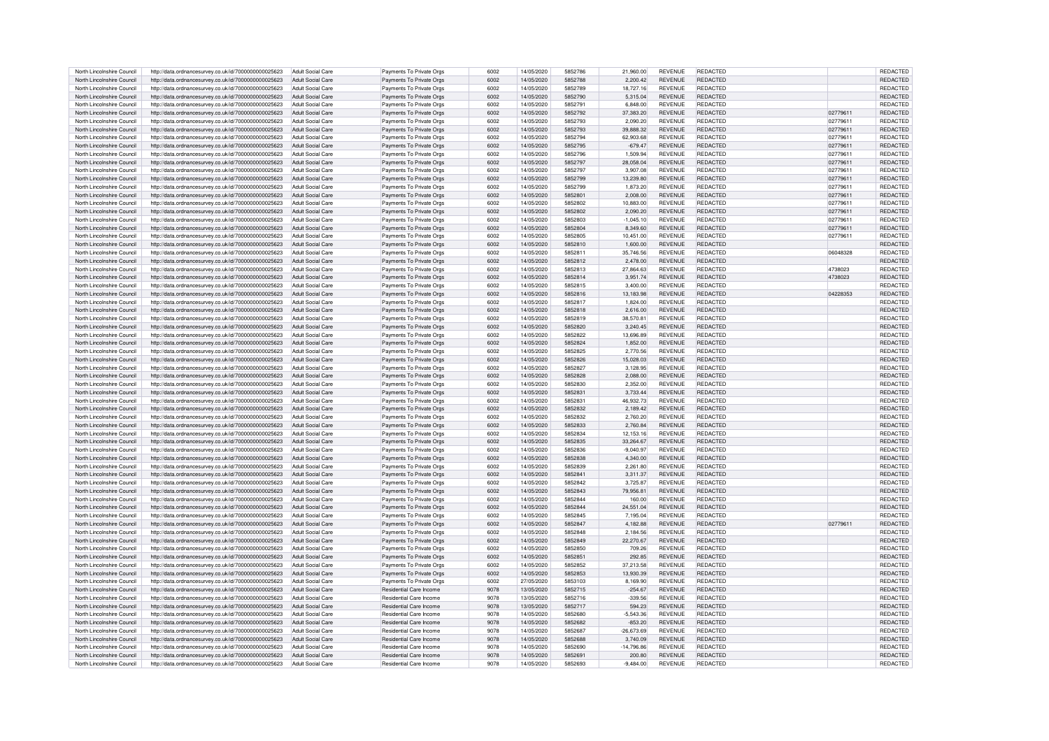| North Lincolnshire Council | http://data.ordnancesurvey.co.uk/id/7000000000025623 | Adult Social Care | Payments To Private Orgs | 6002 | 14/05/2020 | 5852786 | 21,960.00 | REVENUE | REDACTED | | REDACTED |
|---|---|---|---|---|---|---|---|---|---|---|---|
| North Lincolnshire Council | http://data.ordnancesurvey.co.uk/id/7000000000025623 | Adult Social Care | Payments To Private Orgs | 6002 | 14/05/2020 | 5852788 | 2,200.42 | REVENUE | REDACTED | | REDACTED |
| North Lincolnshire Council | http://data.ordnancesurvey.co.uk/id/7000000000025623 | Adult Social Care | Payments To Private Orgs | 6002 | 14/05/2020 | 5852789 | 18,727.16 | REVENUE | REDACTED | | REDACTED |
| North Lincolnshire Council | http://data.ordnancesurvey.co.uk/id/7000000000025623 | Adult Social Care | Payments To Private Orgs | 6002 | 14/05/2020 | 5852790 | 5,315.04 | REVENUE | REDACTED | | REDACTED |
| North Lincolnshire Council | http://data.ordnancesurvey.co.uk/id/7000000000025623 | Adult Social Care | Payments To Private Orgs | 6002 | 14/05/2020 | 5852791 | 6,848.00 | REVENUE | REDACTED | | REDACTED |
| North Lincolnshire Council | http://data.ordnancesurvey.co.uk/id/7000000000025623 | Adult Social Care | Payments To Private Orgs | 6002 | 14/05/2020 | 5852792 | 37,383.20 | REVENUE | REDACTED | 02779611 | REDACTED |
| North Lincolnshire Council | http://data.ordnancesurvey.co.uk/id/7000000000025623 | Adult Social Care | Payments To Private Orgs | 6002 | 14/05/2020 | 5852793 | 2,090.20 | REVENUE | REDACTED | 02779611 | REDACTED |
| North Lincolnshire Council | http://data.ordnancesurvey.co.uk/id/7000000000025623 | Adult Social Care | Payments To Private Orgs | 6002 | 14/05/2020 | 5852793 | 39,888.32 | REVENUE | REDACTED | 02779611 | REDACTED |
| North Lincolnshire Council | http://data.ordnancesurvey.co.uk/id/7000000000025623 | Adult Social Care | Payments To Private Orgs | 6002 | 14/05/2020 | 5852794 | 62,903.68 | REVENUE | REDACTED | 02779611 | REDACTED |
| North Lincolnshire Council | http://data.ordnancesurvey.co.uk/id/7000000000025623 | Adult Social Care | Payments To Private Orgs | 6002 | 14/05/2020 | 5852795 | -679.47 | REVENUE | REDACTED | 02779611 | REDACTED |
| North Lincolnshire Council | http://data.ordnancesurvey.co.uk/id/7000000000025623 | Adult Social Care | Payments To Private Orgs | 6002 | 14/05/2020 | 5852796 | 1,509.94 | REVENUE | REDACTED | 02779611 | REDACTED |
| North Lincolnshire Council | http://data.ordnancesurvey.co.uk/id/7000000000025623 | Adult Social Care | Payments To Private Orgs | 6002 | 14/05/2020 | 5852797 | 28,058.04 | REVENUE | REDACTED | 02779611 | REDACTED |
| North Lincolnshire Council | http://data.ordnancesurvey.co.uk/id/7000000000025623 | Adult Social Care | Payments To Private Orgs | 6002 | 14/05/2020 | 5852797 | 3,907.08 | REVENUE | REDACTED | 02779611 | REDACTED |
| North Lincolnshire Council | http://data.ordnancesurvey.co.uk/id/7000000000025623 | Adult Social Care | Payments To Private Orgs | 6002 | 14/05/2020 | 5852799 | 13,239.80 | REVENUE | REDACTED | 02779611 | REDACTED |
| North Lincolnshire Council | http://data.ordnancesurvey.co.uk/id/7000000000025623 | Adult Social Care | Payments To Private Orgs | 6002 | 14/05/2020 | 5852799 | 1,873.20 | REVENUE | REDACTED | 02779611 | REDACTED |
| North Lincolnshire Council | http://data.ordnancesurvey.co.uk/id/7000000000025623 | Adult Social Care | Payments To Private Orgs | 6002 | 14/05/2020 | 5852801 | 2,008.00 | REVENUE | REDACTED | 02779611 | REDACTED |
| North Lincolnshire Council | http://data.ordnancesurvey.co.uk/id/7000000000025623 | Adult Social Care | Payments To Private Orgs | 6002 | 14/05/2020 | 5852802 | 10,883.00 | REVENUE | REDACTED | 02779611 | REDACTED |
| North Lincolnshire Council | http://data.ordnancesurvey.co.uk/id/7000000000025623 | Adult Social Care | Payments To Private Orgs | 6002 | 14/05/2020 | 5852802 | 2,090.20 | REVENUE | REDACTED | 02779611 | REDACTED |
| North Lincolnshire Council | http://data.ordnancesurvey.co.uk/id/7000000000025623 | Adult Social Care | Payments To Private Orgs | 6002 | 14/05/2020 | 5852803 | -1,045.10 | REVENUE | REDACTED | 02779611 | REDACTED |
| North Lincolnshire Council | http://data.ordnancesurvey.co.uk/id/7000000000025623 | Adult Social Care | Payments To Private Orgs | 6002 | 14/05/2020 | 5852804 | 8,349.60 | REVENUE | REDACTED | 02779611 | REDACTED |
| North Lincolnshire Council | http://data.ordnancesurvey.co.uk/id/7000000000025623 | Adult Social Care | Payments To Private Orgs | 6002 | 14/05/2020 | 5852805 | 10,451.00 | REVENUE | REDACTED | 02779611 | REDACTED |
| North Lincolnshire Council | http://data.ordnancesurvey.co.uk/id/7000000000025623 | Adult Social Care | Payments To Private Orgs | 6002 | 14/05/2020 | 5852810 | 1,600.00 | REVENUE | REDACTED | | REDACTED |
| North Lincolnshire Council | http://data.ordnancesurvey.co.uk/id/7000000000025623 | Adult Social Care | Payments To Private Orgs | 6002 | 14/05/2020 | 5852811 | 35,746.56 | REVENUE | REDACTED | 06048328 | REDACTED |
| North Lincolnshire Council | http://data.ordnancesurvey.co.uk/id/7000000000025623 | Adult Social Care | Payments To Private Orgs | 6002 | 14/05/2020 | 5852812 | 2,478.00 | REVENUE | REDACTED | | REDACTED |
| North Lincolnshire Council | http://data.ordnancesurvey.co.uk/id/7000000000025623 | Adult Social Care | Payments To Private Orgs | 6002 | 14/05/2020 | 5852813 | 27,864.63 | REVENUE | REDACTED | 4738023 | REDACTED |
| North Lincolnshire Council | http://data.ordnancesurvey.co.uk/id/7000000000025623 | Adult Social Care | Payments To Private Orgs | 6002 | 14/05/2020 | 5852814 | 3,951.74 | REVENUE | REDACTED | 4738023 | REDACTED |
| North Lincolnshire Council | http://data.ordnancesurvey.co.uk/id/7000000000025623 | Adult Social Care | Payments To Private Orgs | 6002 | 14/05/2020 | 5852815 | 3,400.00 | REVENUE | REDACTED | | REDACTED |
| North Lincolnshire Council | http://data.ordnancesurvey.co.uk/id/7000000000025623 | Adult Social Care | Payments To Private Orgs | 6002 | 14/05/2020 | 5852816 | 13,183.98 | REVENUE | REDACTED | 04228353 | REDACTED |
| North Lincolnshire Council | http://data.ordnancesurvey.co.uk/id/7000000000025623 | Adult Social Care | Payments To Private Orgs | 6002 | 14/05/2020 | 5852817 | 1,824.00 | REVENUE | REDACTED | | REDACTED |
| North Lincolnshire Council | http://data.ordnancesurvey.co.uk/id/7000000000025623 | Adult Social Care | Payments To Private Orgs | 6002 | 14/05/2020 | 5852818 | 2,616.00 | REVENUE | REDACTED | | REDACTED |
| North Lincolnshire Council | http://data.ordnancesurvey.co.uk/id/7000000000025623 | Adult Social Care | Payments To Private Orgs | 6002 | 14/05/2020 | 5852819 | 38,570.81 | REVENUE | REDACTED | | REDACTED |
| North Lincolnshire Council | http://data.ordnancesurvey.co.uk/id/7000000000025623 | Adult Social Care | Payments To Private Orgs | 6002 | 14/05/2020 | 5852820 | 3,240.45 | REVENUE | REDACTED | | REDACTED |
| North Lincolnshire Council | http://data.ordnancesurvey.co.uk/id/7000000000025623 | Adult Social Care | Payments To Private Orgs | 6002 | 14/05/2020 | 5852822 | 13,696.89 | REVENUE | REDACTED | | REDACTED |
| North Lincolnshire Council | http://data.ordnancesurvey.co.uk/id/7000000000025623 | Adult Social Care | Payments To Private Orgs | 6002 | 14/05/2020 | 5852824 | 1,852.00 | REVENUE | REDACTED | | REDACTED |
| North Lincolnshire Council | http://data.ordnancesurvey.co.uk/id/7000000000025623 | Adult Social Care | Payments To Private Orgs | 6002 | 14/05/2020 | 5852825 | 2,770.56 | REVENUE | REDACTED | | REDACTED |
| North Lincolnshire Council | http://data.ordnancesurvey.co.uk/id/7000000000025623 | Adult Social Care | Payments To Private Orgs | 6002 | 14/05/2020 | 5852826 | 15,028.03 | REVENUE | REDACTED | | REDACTED |
| North Lincolnshire Council | http://data.ordnancesurvey.co.uk/id/7000000000025623 | Adult Social Care | Payments To Private Orgs | 6002 | 14/05/2020 | 5852827 | 3,128.95 | REVENUE | REDACTED | | REDACTED |
| North Lincolnshire Council | http://data.ordnancesurvey.co.uk/id/7000000000025623 | Adult Social Care | Payments To Private Orgs | 6002 | 14/05/2020 | 5852828 | 2,088.00 | REVENUE | REDACTED | | REDACTED |
| North Lincolnshire Council | http://data.ordnancesurvey.co.uk/id/7000000000025623 | Adult Social Care | Payments To Private Orgs | 6002 | 14/05/2020 | 5852830 | 2,352.00 | REVENUE | REDACTED | | REDACTED |
| North Lincolnshire Council | http://data.ordnancesurvey.co.uk/id/7000000000025623 | Adult Social Care | Payments To Private Orgs | 6002 | 14/05/2020 | 5852831 | 3,733.44 | REVENUE | REDACTED | | REDACTED |
| North Lincolnshire Council | http://data.ordnancesurvey.co.uk/id/7000000000025623 | Adult Social Care | Payments To Private Orgs | 6002 | 14/05/2020 | 5852831 | 46,932.73 | REVENUE | REDACTED | | REDACTED |
| North Lincolnshire Council | http://data.ordnancesurvey.co.uk/id/7000000000025623 | Adult Social Care | Payments To Private Orgs | 6002 | 14/05/2020 | 5852832 | 2,189.42 | REVENUE | REDACTED | | REDACTED |
| North Lincolnshire Council | http://data.ordnancesurvey.co.uk/id/7000000000025623 | Adult Social Care | Payments To Private Orgs | 6002 | 14/05/2020 | 5852832 | 2,760.20 | REVENUE | REDACTED | | REDACTED |
| North Lincolnshire Council | http://data.ordnancesurvey.co.uk/id/7000000000025623 | Adult Social Care | Payments To Private Orgs | 6002 | 14/05/2020 | 5852833 | 2,760.84 | REVENUE | REDACTED | | REDACTED |
| North Lincolnshire Council | http://data.ordnancesurvey.co.uk/id/7000000000025623 | Adult Social Care | Payments To Private Orgs | 6002 | 14/05/2020 | 5852834 | 12,153.16 | REVENUE | REDACTED | | REDACTED |
| North Lincolnshire Council | http://data.ordnancesurvey.co.uk/id/7000000000025623 | Adult Social Care | Payments To Private Orgs | 6002 | 14/05/2020 | 5852835 | 33,264.67 | REVENUE | REDACTED | | REDACTED |
| North Lincolnshire Council | http://data.ordnancesurvey.co.uk/id/7000000000025623 | Adult Social Care | Payments To Private Orgs | 6002 | 14/05/2020 | 5852836 | -9,040.97 | REVENUE | REDACTED | | REDACTED |
| North Lincolnshire Council | http://data.ordnancesurvey.co.uk/id/7000000000025623 | Adult Social Care | Payments To Private Orgs | 6002 | 14/05/2020 | 5852838 | 4,340.00 | REVENUE | REDACTED | | REDACTED |
| North Lincolnshire Council | http://data.ordnancesurvey.co.uk/id/7000000000025623 | Adult Social Care | Payments To Private Orgs | 6002 | 14/05/2020 | 5852839 | 2,261.80 | REVENUE | REDACTED | | REDACTED |
| North Lincolnshire Council | http://data.ordnancesurvey.co.uk/id/7000000000025623 | Adult Social Care | Payments To Private Orgs | 6002 | 14/05/2020 | 5852841 | 3,311.37 | REVENUE | REDACTED | | REDACTED |
| North Lincolnshire Council | http://data.ordnancesurvey.co.uk/id/7000000000025623 | Adult Social Care | Payments To Private Orgs | 6002 | 14/05/2020 | 5852842 | 3,725.87 | REVENUE | REDACTED | | REDACTED |
| North Lincolnshire Council | http://data.ordnancesurvey.co.uk/id/7000000000025623 | Adult Social Care | Payments To Private Orgs | 6002 | 14/05/2020 | 5852843 | 79,956.81 | REVENUE | REDACTED | | REDACTED |
| North Lincolnshire Council | http://data.ordnancesurvey.co.uk/id/7000000000025623 | Adult Social Care | Payments To Private Orgs | 6002 | 14/05/2020 | 5852844 | 160.00 | REVENUE | REDACTED | | REDACTED |
| North Lincolnshire Council | http://data.ordnancesurvey.co.uk/id/7000000000025623 | Adult Social Care | Payments To Private Orgs | 6002 | 14/05/2020 | 5852844 | 24,551.04 | REVENUE | REDACTED | | REDACTED |
| North Lincolnshire Council | http://data.ordnancesurvey.co.uk/id/7000000000025623 | Adult Social Care | Payments To Private Orgs | 6002 | 14/05/2020 | 5852845 | 7,195.04 | REVENUE | REDACTED | | REDACTED |
| North Lincolnshire Council | http://data.ordnancesurvey.co.uk/id/7000000000025623 | Adult Social Care | Payments To Private Orgs | 6002 | 14/05/2020 | 5852847 | 4,182.88 | REVENUE | REDACTED | 02779611 | REDACTED |
| North Lincolnshire Council | http://data.ordnancesurvey.co.uk/id/7000000000025623 | Adult Social Care | Payments To Private Orgs | 6002 | 14/05/2020 | 5852848 | 2,184.56 | REVENUE | REDACTED | | REDACTED |
| North Lincolnshire Council | http://data.ordnancesurvey.co.uk/id/7000000000025623 | Adult Social Care | Payments To Private Orgs | 6002 | 14/05/2020 | 5852849 | 22,270.67 | REVENUE | REDACTED | | REDACTED |
| North Lincolnshire Council | http://data.ordnancesurvey.co.uk/id/7000000000025623 | Adult Social Care | Payments To Private Orgs | 6002 | 14/05/2020 | 5852850 | 709.26 | REVENUE | REDACTED | | REDACTED |
| North Lincolnshire Council | http://data.ordnancesurvey.co.uk/id/7000000000025623 | Adult Social Care | Payments To Private Orgs | 6002 | 14/05/2020 | 5852851 | 292.85 | REVENUE | REDACTED | | REDACTED |
| North Lincolnshire Council | http://data.ordnancesurvey.co.uk/id/7000000000025623 | Adult Social Care | Payments To Private Orgs | 6002 | 14/05/2020 | 5852852 | 37,213.58 | REVENUE | REDACTED | | REDACTED |
| North Lincolnshire Council | http://data.ordnancesurvey.co.uk/id/7000000000025623 | Adult Social Care | Payments To Private Orgs | 6002 | 14/05/2020 | 5852853 | 13,930.39 | REVENUE | REDACTED | | REDACTED |
| North Lincolnshire Council | http://data.ordnancesurvey.co.uk/id/7000000000025623 | Adult Social Care | Payments To Private Orgs | 6002 | 27/05/2020 | 5853103 | 8,169.90 | REVENUE | REDACTED | | REDACTED |
| North Lincolnshire Council | http://data.ordnancesurvey.co.uk/id/7000000000025623 | Adult Social Care | Residential Care Income | 9078 | 13/05/2020 | 5852715 | -254.67 | REVENUE | REDACTED | | REDACTED |
| North Lincolnshire Council | http://data.ordnancesurvey.co.uk/id/7000000000025623 | Adult Social Care | Residential Care Income | 9078 | 13/05/2020 | 5852716 | -339.56 | REVENUE | REDACTED | | REDACTED |
| North Lincolnshire Council | http://data.ordnancesurvey.co.uk/id/7000000000025623 | Adult Social Care | Residential Care Income | 9078 | 13/05/2020 | 5852717 | 594.23 | REVENUE | REDACTED | | REDACTED |
| North Lincolnshire Council | http://data.ordnancesurvey.co.uk/id/7000000000025623 | Adult Social Care | Residential Care Income | 9078 | 14/05/2020 | 5852680 | -5,543.36 | REVENUE | REDACTED | | REDACTED |
| North Lincolnshire Council | http://data.ordnancesurvey.co.uk/id/7000000000025623 | Adult Social Care | Residential Care Income | 9078 | 14/05/2020 | 5852682 | -853.20 | REVENUE | REDACTED | | REDACTED |
| North Lincolnshire Council | http://data.ordnancesurvey.co.uk/id/7000000000025623 | Adult Social Care | Residential Care Income | 9078 | 14/05/2020 | 5852687 | -26,673.69 | REVENUE | REDACTED | | REDACTED |
| North Lincolnshire Council | http://data.ordnancesurvey.co.uk/id/7000000000025623 | Adult Social Care | Residential Care Income | 9078 | 14/05/2020 | 5852688 | 3,740.09 | REVENUE | REDACTED | | REDACTED |
| North Lincolnshire Council | http://data.ordnancesurvey.co.uk/id/7000000000025623 | Adult Social Care | Residential Care Income | 9078 | 14/05/2020 | 5852690 | -14,796.86 | REVENUE | REDACTED | | REDACTED |
| North Lincolnshire Council | http://data.ordnancesurvey.co.uk/id/7000000000025623 | Adult Social Care | Residential Care Income | 9078 | 14/05/2020 | 5852691 | 200.80 | REVENUE | REDACTED | | REDACTED |
| North Lincolnshire Council | http://data.ordnancesurvey.co.uk/id/7000000000025623 | Adult Social Care | Residential Care Income | 9078 | 14/05/2020 | 5852693 | -9,484.00 | REVENUE | REDACTED | | REDACTED |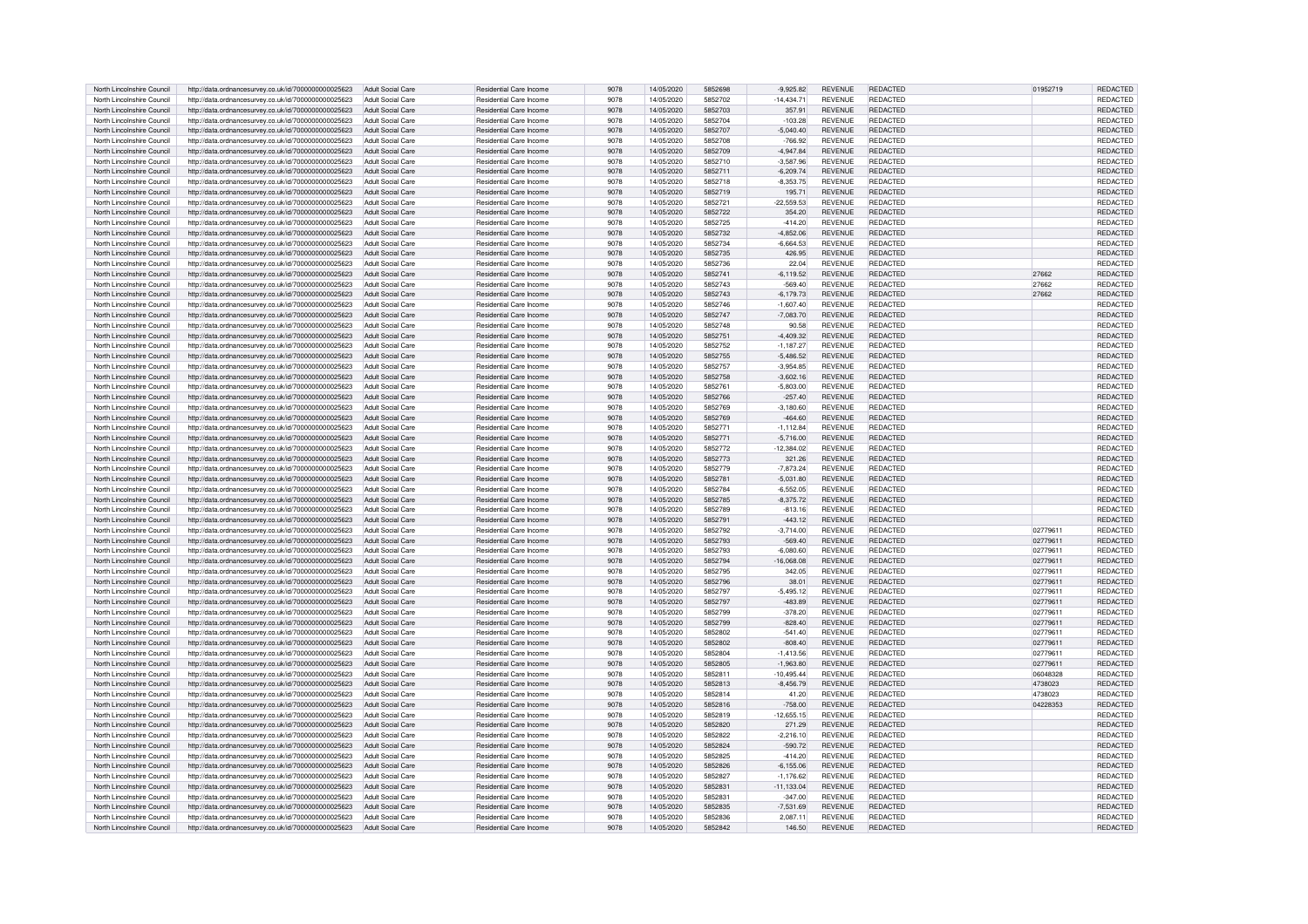| North Lincolnshire Council | http://data.ordnancesurvey.co.uk/id/7000000000025623 | Adult Social Care | Residential Care Income | 9078 | 14/05/2020 | 5852698 | -9,925.82 | REVENUE | REDACTED | 01952719 | REDACTED |
|---|---|---|---|---|---|---|---|---|---|---|---|
| North Lincolnshire Council | http://data.ordnancesurvey.co.uk/id/7000000000025623 | Adult Social Care | Residential Care Income | 9078 | 14/05/2020 | 5852702 | -14,434.71 | REVENUE | REDACTED | | REDACTED |
| North Lincolnshire Council | http://data.ordnancesurvey.co.uk/id/7000000000025623 | Adult Social Care | Residential Care Income | 9078 | 14/05/2020 | 5852703 | 357.91 | REVENUE | REDACTED | | REDACTED |
| North Lincolnshire Council | http://data.ordnancesurvey.co.uk/id/7000000000025623 | Adult Social Care | Residential Care Income | 9078 | 14/05/2020 | 5852704 | -103.28 | REVENUE | REDACTED | | REDACTED |
| North Lincolnshire Council | http://data.ordnancesurvey.co.uk/id/7000000000025623 | Adult Social Care | Residential Care Income | 9078 | 14/05/2020 | 5852707 | -5,040.40 | REVENUE | REDACTED | | REDACTED |
| North Lincolnshire Council | http://data.ordnancesurvey.co.uk/id/7000000000025623 | Adult Social Care | Residential Care Income | 9078 | 14/05/2020 | 5852708 | -766.92 | REVENUE | REDACTED | | REDACTED |
| North Lincolnshire Council | http://data.ordnancesurvey.co.uk/id/7000000000025623 | Adult Social Care | Residential Care Income | 9078 | 14/05/2020 | 5852709 | -4,947.84 | REVENUE | REDACTED | | REDACTED |
| North Lincolnshire Council | http://data.ordnancesurvey.co.uk/id/7000000000025623 | Adult Social Care | Residential Care Income | 9078 | 14/05/2020 | 5852710 | -3,587.96 | REVENUE | REDACTED | | REDACTED |
| North Lincolnshire Council | http://data.ordnancesurvey.co.uk/id/7000000000025623 | Adult Social Care | Residential Care Income | 9078 | 14/05/2020 | 5852711 | -6,209.74 | REVENUE | REDACTED | | REDACTED |
| North Lincolnshire Council | http://data.ordnancesurvey.co.uk/id/7000000000025623 | Adult Social Care | Residential Care Income | 9078 | 14/05/2020 | 5852718 | -8,353.75 | REVENUE | REDACTED | | REDACTED |
| North Lincolnshire Council | http://data.ordnancesurvey.co.uk/id/7000000000025623 | Adult Social Care | Residential Care Income | 9078 | 14/05/2020 | 5852719 | 195.71 | REVENUE | REDACTED | | REDACTED |
| North Lincolnshire Council | http://data.ordnancesurvey.co.uk/id/7000000000025623 | Adult Social Care | Residential Care Income | 9078 | 14/05/2020 | 5852721 | -22,559.53 | REVENUE | REDACTED | | REDACTED |
| North Lincolnshire Council | http://data.ordnancesurvey.co.uk/id/7000000000025623 | Adult Social Care | Residential Care Income | 9078 | 14/05/2020 | 5852722 | 354.20 | REVENUE | REDACTED | | REDACTED |
| North Lincolnshire Council | http://data.ordnancesurvey.co.uk/id/7000000000025623 | Adult Social Care | Residential Care Income | 9078 | 14/05/2020 | 5852725 | -414.20 | REVENUE | REDACTED | | REDACTED |
| North Lincolnshire Council | http://data.ordnancesurvey.co.uk/id/7000000000025623 | Adult Social Care | Residential Care Income | 9078 | 14/05/2020 | 5852732 | -4,852.06 | REVENUE | REDACTED | | REDACTED |
| North Lincolnshire Council | http://data.ordnancesurvey.co.uk/id/7000000000025623 | Adult Social Care | Residential Care Income | 9078 | 14/05/2020 | 5852734 | -6,664.53 | REVENUE | REDACTED | | REDACTED |
| North Lincolnshire Council | http://data.ordnancesurvey.co.uk/id/7000000000025623 | Adult Social Care | Residential Care Income | 9078 | 14/05/2020 | 5852735 | 426.95 | REVENUE | REDACTED | | REDACTED |
| North Lincolnshire Council | http://data.ordnancesurvey.co.uk/id/7000000000025623 | Adult Social Care | Residential Care Income | 9078 | 14/05/2020 | 5852736 | 22.04 | REVENUE | REDACTED | | REDACTED |
| North Lincolnshire Council | http://data.ordnancesurvey.co.uk/id/7000000000025623 | Adult Social Care | Residential Care Income | 9078 | 14/05/2020 | 5852741 | -6,119.52 | REVENUE | REDACTED | 27662 | REDACTED |
| North Lincolnshire Council | http://data.ordnancesurvey.co.uk/id/7000000000025623 | Adult Social Care | Residential Care Income | 9078 | 14/05/2020 | 5852743 | -569.40 | REVENUE | REDACTED | 27662 | REDACTED |
| North Lincolnshire Council | http://data.ordnancesurvey.co.uk/id/7000000000025623 | Adult Social Care | Residential Care Income | 9078 | 14/05/2020 | 5852743 | -6,179.73 | REVENUE | REDACTED | 27662 | REDACTED |
| North Lincolnshire Council | http://data.ordnancesurvey.co.uk/id/7000000000025623 | Adult Social Care | Residential Care Income | 9078 | 14/05/2020 | 5852746 | -1,607.40 | REVENUE | REDACTED | | REDACTED |
| North Lincolnshire Council | http://data.ordnancesurvey.co.uk/id/7000000000025623 | Adult Social Care | Residential Care Income | 9078 | 14/05/2020 | 5852747 | -7,083.70 | REVENUE | REDACTED | | REDACTED |
| North Lincolnshire Council | http://data.ordnancesurvey.co.uk/id/7000000000025623 | Adult Social Care | Residential Care Income | 9078 | 14/05/2020 | 5852748 | 90.58 | REVENUE | REDACTED | | REDACTED |
| North Lincolnshire Council | http://data.ordnancesurvey.co.uk/id/7000000000025623 | Adult Social Care | Residential Care Income | 9078 | 14/05/2020 | 5852751 | -4,409.32 | REVENUE | REDACTED | | REDACTED |
| North Lincolnshire Council | http://data.ordnancesurvey.co.uk/id/7000000000025623 | Adult Social Care | Residential Care Income | 9078 | 14/05/2020 | 5852752 | -1,187.27 | REVENUE | REDACTED | | REDACTED |
| North Lincolnshire Council | http://data.ordnancesurvey.co.uk/id/7000000000025623 | Adult Social Care | Residential Care Income | 9078 | 14/05/2020 | 5852755 | -5,486.52 | REVENUE | REDACTED | | REDACTED |
| North Lincolnshire Council | http://data.ordnancesurvey.co.uk/id/7000000000025623 | Adult Social Care | Residential Care Income | 9078 | 14/05/2020 | 5852757 | -3,954.85 | REVENUE | REDACTED | | REDACTED |
| North Lincolnshire Council | http://data.ordnancesurvey.co.uk/id/7000000000025623 | Adult Social Care | Residential Care Income | 9078 | 14/05/2020 | 5852758 | -3,602.16 | REVENUE | REDACTED | | REDACTED |
| North Lincolnshire Council | http://data.ordnancesurvey.co.uk/id/7000000000025623 | Adult Social Care | Residential Care Income | 9078 | 14/05/2020 | 5852761 | -5,803.00 | REVENUE | REDACTED | | REDACTED |
| North Lincolnshire Council | http://data.ordnancesurvey.co.uk/id/7000000000025623 | Adult Social Care | Residential Care Income | 9078 | 14/05/2020 | 5852766 | -257.40 | REVENUE | REDACTED | | REDACTED |
| North Lincolnshire Council | http://data.ordnancesurvey.co.uk/id/7000000000025623 | Adult Social Care | Residential Care Income | 9078 | 14/05/2020 | 5852769 | -3,180.60 | REVENUE | REDACTED | | REDACTED |
| North Lincolnshire Council | http://data.ordnancesurvey.co.uk/id/7000000000025623 | Adult Social Care | Residential Care Income | 9078 | 14/05/2020 | 5852769 | -464.60 | REVENUE | REDACTED | | REDACTED |
| North Lincolnshire Council | http://data.ordnancesurvey.co.uk/id/7000000000025623 | Adult Social Care | Residential Care Income | 9078 | 14/05/2020 | 5852771 | -1,112.84 | REVENUE | REDACTED | | REDACTED |
| North Lincolnshire Council | http://data.ordnancesurvey.co.uk/id/7000000000025623 | Adult Social Care | Residential Care Income | 9078 | 14/05/2020 | 5852771 | -5,716.00 | REVENUE | REDACTED | | REDACTED |
| North Lincolnshire Council | http://data.ordnancesurvey.co.uk/id/7000000000025623 | Adult Social Care | Residential Care Income | 9078 | 14/05/2020 | 5852772 | -12,384.02 | REVENUE | REDACTED | | REDACTED |
| North Lincolnshire Council | http://data.ordnancesurvey.co.uk/id/7000000000025623 | Adult Social Care | Residential Care Income | 9078 | 14/05/2020 | 5852773 | 321.26 | REVENUE | REDACTED | | REDACTED |
| North Lincolnshire Council | http://data.ordnancesurvey.co.uk/id/7000000000025623 | Adult Social Care | Residential Care Income | 9078 | 14/05/2020 | 5852779 | -7,873.24 | REVENUE | REDACTED | | REDACTED |
| North Lincolnshire Council | http://data.ordnancesurvey.co.uk/id/7000000000025623 | Adult Social Care | Residential Care Income | 9078 | 14/05/2020 | 5852781 | -5,031.80 | REVENUE | REDACTED | | REDACTED |
| North Lincolnshire Council | http://data.ordnancesurvey.co.uk/id/7000000000025623 | Adult Social Care | Residential Care Income | 9078 | 14/05/2020 | 5852784 | -6,552.05 | REVENUE | REDACTED | | REDACTED |
| North Lincolnshire Council | http://data.ordnancesurvey.co.uk/id/7000000000025623 | Adult Social Care | Residential Care Income | 9078 | 14/05/2020 | 5852785 | -8,375.72 | REVENUE | REDACTED | | REDACTED |
| North Lincolnshire Council | http://data.ordnancesurvey.co.uk/id/7000000000025623 | Adult Social Care | Residential Care Income | 9078 | 14/05/2020 | 5852789 | -813.16 | REVENUE | REDACTED | | REDACTED |
| North Lincolnshire Council | http://data.ordnancesurvey.co.uk/id/7000000000025623 | Adult Social Care | Residential Care Income | 9078 | 14/05/2020 | 5852791 | -443.12 | REVENUE | REDACTED | | REDACTED |
| North Lincolnshire Council | http://data.ordnancesurvey.co.uk/id/7000000000025623 | Adult Social Care | Residential Care Income | 9078 | 14/05/2020 | 5852792 | -3,714.00 | REVENUE | REDACTED | 02779611 | REDACTED |
| North Lincolnshire Council | http://data.ordnancesurvey.co.uk/id/7000000000025623 | Adult Social Care | Residential Care Income | 9078 | 14/05/2020 | 5852793 | -569.40 | REVENUE | REDACTED | 02779611 | REDACTED |
| North Lincolnshire Council | http://data.ordnancesurvey.co.uk/id/7000000000025623 | Adult Social Care | Residential Care Income | 9078 | 14/05/2020 | 5852793 | -6,080.60 | REVENUE | REDACTED | 02779611 | REDACTED |
| North Lincolnshire Council | http://data.ordnancesurvey.co.uk/id/7000000000025623 | Adult Social Care | Residential Care Income | 9078 | 14/05/2020 | 5852794 | -16,068.08 | REVENUE | REDACTED | 02779611 | REDACTED |
| North Lincolnshire Council | http://data.ordnancesurvey.co.uk/id/7000000000025623 | Adult Social Care | Residential Care Income | 9078 | 14/05/2020 | 5852795 | 342.05 | REVENUE | REDACTED | 02779611 | REDACTED |
| North Lincolnshire Council | http://data.ordnancesurvey.co.uk/id/7000000000025623 | Adult Social Care | Residential Care Income | 9078 | 14/05/2020 | 5852796 | 38.01 | REVENUE | REDACTED | 02779611 | REDACTED |
| North Lincolnshire Council | http://data.ordnancesurvey.co.uk/id/7000000000025623 | Adult Social Care | Residential Care Income | 9078 | 14/05/2020 | 5852797 | -5,495.12 | REVENUE | REDACTED | 02779611 | REDACTED |
| North Lincolnshire Council | http://data.ordnancesurvey.co.uk/id/7000000000025623 | Adult Social Care | Residential Care Income | 9078 | 14/05/2020 | 5852797 | -483.89 | REVENUE | REDACTED | 02779611 | REDACTED |
| North Lincolnshire Council | http://data.ordnancesurvey.co.uk/id/7000000000025623 | Adult Social Care | Residential Care Income | 9078 | 14/05/2020 | 5852799 | -378.20 | REVENUE | REDACTED | 02779611 | REDACTED |
| North Lincolnshire Council | http://data.ordnancesurvey.co.uk/id/7000000000025623 | Adult Social Care | Residential Care Income | 9078 | 14/05/2020 | 5852799 | -828.40 | REVENUE | REDACTED | 02779611 | REDACTED |
| North Lincolnshire Council | http://data.ordnancesurvey.co.uk/id/7000000000025623 | Adult Social Care | Residential Care Income | 9078 | 14/05/2020 | 5852802 | -541.40 | REVENUE | REDACTED | 02779611 | REDACTED |
| North Lincolnshire Council | http://data.ordnancesurvey.co.uk/id/7000000000025623 | Adult Social Care | Residential Care Income | 9078 | 14/05/2020 | 5852802 | -808.40 | REVENUE | REDACTED | 02779611 | REDACTED |
| North Lincolnshire Council | http://data.ordnancesurvey.co.uk/id/7000000000025623 | Adult Social Care | Residential Care Income | 9078 | 14/05/2020 | 5852804 | -1,413.56 | REVENUE | REDACTED | 02779611 | REDACTED |
| North Lincolnshire Council | http://data.ordnancesurvey.co.uk/id/7000000000025623 | Adult Social Care | Residential Care Income | 9078 | 14/05/2020 | 5852805 | -1,963.80 | REVENUE | REDACTED | 02779611 | REDACTED |
| North Lincolnshire Council | http://data.ordnancesurvey.co.uk/id/7000000000025623 | Adult Social Care | Residential Care Income | 9078 | 14/05/2020 | 5852811 | -10,495.44 | REVENUE | REDACTED | 06048328 | REDACTED |
| North Lincolnshire Council | http://data.ordnancesurvey.co.uk/id/7000000000025623 | Adult Social Care | Residential Care Income | 9078 | 14/05/2020 | 5852813 | -8,456.79 | REVENUE | REDACTED | 4738023 | REDACTED |
| North Lincolnshire Council | http://data.ordnancesurvey.co.uk/id/7000000000025623 | Adult Social Care | Residential Care Income | 9078 | 14/05/2020 | 5852814 | 41.20 | REVENUE | REDACTED | 4738023 | REDACTED |
| North Lincolnshire Council | http://data.ordnancesurvey.co.uk/id/7000000000025623 | Adult Social Care | Residential Care Income | 9078 | 14/05/2020 | 5852816 | -758.00 | REVENUE | REDACTED | 04228353 | REDACTED |
| North Lincolnshire Council | http://data.ordnancesurvey.co.uk/id/7000000000025623 | Adult Social Care | Residential Care Income | 9078 | 14/05/2020 | 5852819 | -12,655.15 | REVENUE | REDACTED | | REDACTED |
| North Lincolnshire Council | http://data.ordnancesurvey.co.uk/id/7000000000025623 | Adult Social Care | Residential Care Income | 9078 | 14/05/2020 | 5852820 | 271.29 | REVENUE | REDACTED | | REDACTED |
| North Lincolnshire Council | http://data.ordnancesurvey.co.uk/id/7000000000025623 | Adult Social Care | Residential Care Income | 9078 | 14/05/2020 | 5852822 | -2,216.10 | REVENUE | REDACTED | | REDACTED |
| North Lincolnshire Council | http://data.ordnancesurvey.co.uk/id/7000000000025623 | Adult Social Care | Residential Care Income | 9078 | 14/05/2020 | 5852824 | -590.72 | REVENUE | REDACTED | | REDACTED |
| North Lincolnshire Council | http://data.ordnancesurvey.co.uk/id/7000000000025623 | Adult Social Care | Residential Care Income | 9078 | 14/05/2020 | 5852825 | -414.20 | REVENUE | REDACTED | | REDACTED |
| North Lincolnshire Council | http://data.ordnancesurvey.co.uk/id/7000000000025623 | Adult Social Care | Residential Care Income | 9078 | 14/05/2020 | 5852826 | -6,155.06 | REVENUE | REDACTED | | REDACTED |
| North Lincolnshire Council | http://data.ordnancesurvey.co.uk/id/7000000000025623 | Adult Social Care | Residential Care Income | 9078 | 14/05/2020 | 5852827 | -1,176.62 | REVENUE | REDACTED | | REDACTED |
| North Lincolnshire Council | http://data.ordnancesurvey.co.uk/id/7000000000025623 | Adult Social Care | Residential Care Income | 9078 | 14/05/2020 | 5852831 | -11,133.04 | REVENUE | REDACTED | | REDACTED |
| North Lincolnshire Council | http://data.ordnancesurvey.co.uk/id/7000000000025623 | Adult Social Care | Residential Care Income | 9078 | 14/05/2020 | 5852831 | -347.00 | REVENUE | REDACTED | | REDACTED |
| North Lincolnshire Council | http://data.ordnancesurvey.co.uk/id/7000000000025623 | Adult Social Care | Residential Care Income | 9078 | 14/05/2020 | 5852835 | -7,531.69 | REVENUE | REDACTED | | REDACTED |
| North Lincolnshire Council | http://data.ordnancesurvey.co.uk/id/7000000000025623 | Adult Social Care | Residential Care Income | 9078 | 14/05/2020 | 5852836 | 2,087.11 | REVENUE | REDACTED | | REDACTED |
| North Lincolnshire Council | http://data.ordnancesurvey.co.uk/id/7000000000025623 | Adult Social Care | Residential Care Income | 9078 | 14/05/2020 | 5852842 | 146.50 | REVENUE | REDACTED | | REDACTED |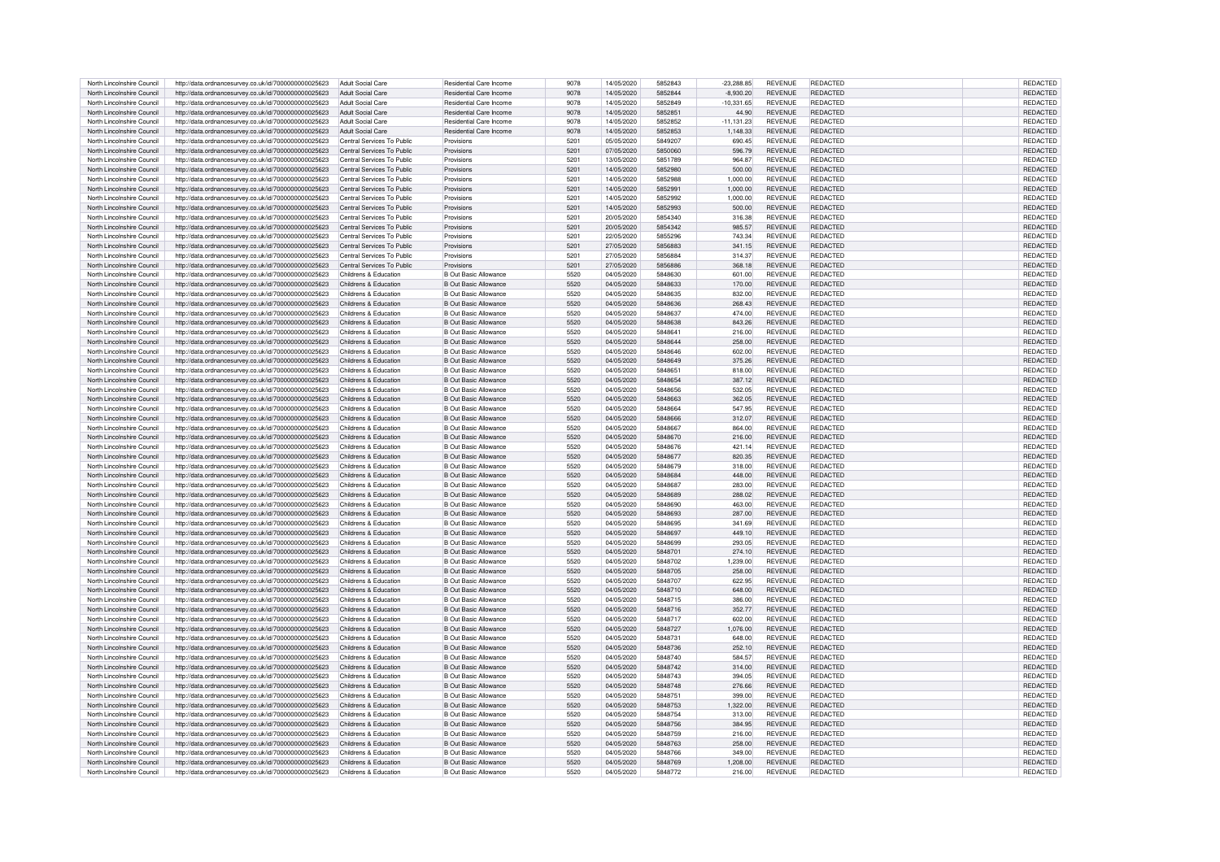| North Lincolnshire Council | http://data.ordnancesurvey.co.uk/id/7000000000025623 | Adult Social Care | Residential Care Income | 9078 | 14/05/2020 | 5852843 | -23,288.85 | REVENUE | REDACTED | REDACTED |
|---|---|---|---|---|---|---|---|---|---|---|
| North Lincolnshire Council | http://data.ordnancesurvey.co.uk/id/7000000000025623 | Adult Social Care | Residential Care Income | 9078 | 14/05/2020 | 5852844 | -8,930.20 | REVENUE | REDACTED | REDACTED |
| North Lincolnshire Council | http://data.ordnancesurvey.co.uk/id/7000000000025623 | Adult Social Care | Residential Care Income | 9078 | 14/05/2020 | 5852849 | -10,331.65 | REVENUE | REDACTED | REDACTED |
| North Lincolnshire Council | http://data.ordnancesurvey.co.uk/id/7000000000025623 | Adult Social Care | Residential Care Income | 9078 | 14/05/2020 | 5852851 | 44.90 | REVENUE | REDACTED | REDACTED |
| North Lincolnshire Council | http://data.ordnancesurvey.co.uk/id/7000000000025623 | Adult Social Care | Residential Care Income | 9078 | 14/05/2020 | 5852852 | -11,131.23 | REVENUE | REDACTED | REDACTED |
| North Lincolnshire Council | http://data.ordnancesurvey.co.uk/id/7000000000025623 | Adult Social Care | Residential Care Income | 9078 | 14/05/2020 | 5852853 | 1,148.33 | REVENUE | REDACTED | REDACTED |
| North Lincolnshire Council | http://data.ordnancesurvey.co.uk/id/7000000000025623 | Central Services To Public | Provisions | 5201 | 05/05/2020 | 5849207 | 690.45 | REVENUE | REDACTED | REDACTED |
| North Lincolnshire Council | http://data.ordnancesurvey.co.uk/id/7000000000025623 | Central Services To Public | Provisions | 5201 | 07/05/2020 | 5850060 | 596.79 | REVENUE | REDACTED | REDACTED |
| North Lincolnshire Council | http://data.ordnancesurvey.co.uk/id/7000000000025623 | Central Services To Public | Provisions | 5201 | 13/05/2020 | 5851789 | 964.87 | REVENUE | REDACTED | REDACTED |
| North Lincolnshire Council | http://data.ordnancesurvey.co.uk/id/7000000000025623 | Central Services To Public | Provisions | 5201 | 14/05/2020 | 5852980 | 500.00 | REVENUE | REDACTED | REDACTED |
| North Lincolnshire Council | http://data.ordnancesurvey.co.uk/id/7000000000025623 | Central Services To Public | Provisions | 5201 | 14/05/2020 | 5852988 | 1,000.00 | REVENUE | REDACTED | REDACTED |
| North Lincolnshire Council | http://data.ordnancesurvey.co.uk/id/7000000000025623 | Central Services To Public | Provisions | 5201 | 14/05/2020 | 5852991 | 1,000.00 | REVENUE | REDACTED | REDACTED |
| North Lincolnshire Council | http://data.ordnancesurvey.co.uk/id/7000000000025623 | Central Services To Public | Provisions | 5201 | 14/05/2020 | 5852992 | 1,000.00 | REVENUE | REDACTED | REDACTED |
| North Lincolnshire Council | http://data.ordnancesurvey.co.uk/id/7000000000025623 | Central Services To Public | Provisions | 5201 | 14/05/2020 | 5852993 | 500.00 | REVENUE | REDACTED | REDACTED |
| North Lincolnshire Council | http://data.ordnancesurvey.co.uk/id/7000000000025623 | Central Services To Public | Provisions | 5201 | 20/05/2020 | 5854340 | 316.38 | REVENUE | REDACTED | REDACTED |
| North Lincolnshire Council | http://data.ordnancesurvey.co.uk/id/7000000000025623 | Central Services To Public | Provisions | 5201 | 20/05/2020 | 5854342 | 985.57 | REVENUE | REDACTED | REDACTED |
| North Lincolnshire Council | http://data.ordnancesurvey.co.uk/id/7000000000025623 | Central Services To Public | Provisions | 5201 | 22/05/2020 | 5855296 | 743.34 | REVENUE | REDACTED | REDACTED |
| North Lincolnshire Council | http://data.ordnancesurvey.co.uk/id/7000000000025623 | Central Services To Public | Provisions | 5201 | 27/05/2020 | 5856883 | 341.15 | REVENUE | REDACTED | REDACTED |
| North Lincolnshire Council | http://data.ordnancesurvey.co.uk/id/7000000000025623 | Central Services To Public | Provisions | 5201 | 27/05/2020 | 5856884 | 314.37 | REVENUE | REDACTED | REDACTED |
| North Lincolnshire Council | http://data.ordnancesurvey.co.uk/id/7000000000025623 | Central Services To Public | Provisions | 5201 | 27/05/2020 | 5856886 | 368.18 | REVENUE | REDACTED | REDACTED |
| North Lincolnshire Council | http://data.ordnancesurvey.co.uk/id/7000000000025623 | Childrens & Education | B Out Basic Allowance | 5520 | 04/05/2020 | 5848630 | 601.00 | REVENUE | REDACTED | REDACTED |
| North Lincolnshire Council | http://data.ordnancesurvey.co.uk/id/7000000000025623 | Childrens & Education | B Out Basic Allowance | 5520 | 04/05/2020 | 5848633 | 170.00 | REVENUE | REDACTED | REDACTED |
| North Lincolnshire Council | http://data.ordnancesurvey.co.uk/id/7000000000025623 | Childrens & Education | B Out Basic Allowance | 5520 | 04/05/2020 | 5848635 | 832.00 | REVENUE | REDACTED | REDACTED |
| North Lincolnshire Council | http://data.ordnancesurvey.co.uk/id/7000000000025623 | Childrens & Education | B Out Basic Allowance | 5520 | 04/05/2020 | 5848636 | 268.43 | REVENUE | REDACTED | REDACTED |
| North Lincolnshire Council | http://data.ordnancesurvey.co.uk/id/7000000000025623 | Childrens & Education | B Out Basic Allowance | 5520 | 04/05/2020 | 5848637 | 474.00 | REVENUE | REDACTED | REDACTED |
| North Lincolnshire Council | http://data.ordnancesurvey.co.uk/id/7000000000025623 | Childrens & Education | B Out Basic Allowance | 5520 | 04/05/2020 | 5848638 | 843.26 | REVENUE | REDACTED | REDACTED |
| North Lincolnshire Council | http://data.ordnancesurvey.co.uk/id/7000000000025623 | Childrens & Education | B Out Basic Allowance | 5520 | 04/05/2020 | 5848641 | 216.00 | REVENUE | REDACTED | REDACTED |
| North Lincolnshire Council | http://data.ordnancesurvey.co.uk/id/7000000000025623 | Childrens & Education | B Out Basic Allowance | 5520 | 04/05/2020 | 5848644 | 258.00 | REVENUE | REDACTED | REDACTED |
| North Lincolnshire Council | http://data.ordnancesurvey.co.uk/id/7000000000025623 | Childrens & Education | B Out Basic Allowance | 5520 | 04/05/2020 | 5848646 | 602.00 | REVENUE | REDACTED | REDACTED |
| North Lincolnshire Council | http://data.ordnancesurvey.co.uk/id/7000000000025623 | Childrens & Education | B Out Basic Allowance | 5520 | 04/05/2020 | 5848649 | 375.26 | REVENUE | REDACTED | REDACTED |
| North Lincolnshire Council | http://data.ordnancesurvey.co.uk/id/7000000000025623 | Childrens & Education | B Out Basic Allowance | 5520 | 04/05/2020 | 5848651 | 818.00 | REVENUE | REDACTED | REDACTED |
| North Lincolnshire Council | http://data.ordnancesurvey.co.uk/id/7000000000025623 | Childrens & Education | B Out Basic Allowance | 5520 | 04/05/2020 | 5848654 | 387.12 | REVENUE | REDACTED | REDACTED |
| North Lincolnshire Council | http://data.ordnancesurvey.co.uk/id/7000000000025623 | Childrens & Education | B Out Basic Allowance | 5520 | 04/05/2020 | 5848656 | 532.05 | REVENUE | REDACTED | REDACTED |
| North Lincolnshire Council | http://data.ordnancesurvey.co.uk/id/7000000000025623 | Childrens & Education | B Out Basic Allowance | 5520 | 04/05/2020 | 5848663 | 362.05 | REVENUE | REDACTED | REDACTED |
| North Lincolnshire Council | http://data.ordnancesurvey.co.uk/id/7000000000025623 | Childrens & Education | B Out Basic Allowance | 5520 | 04/05/2020 | 5848664 | 547.95 | REVENUE | REDACTED | REDACTED |
| North Lincolnshire Council | http://data.ordnancesurvey.co.uk/id/7000000000025623 | Childrens & Education | B Out Basic Allowance | 5520 | 04/05/2020 | 5848666 | 312.07 | REVENUE | REDACTED | REDACTED |
| North Lincolnshire Council | http://data.ordnancesurvey.co.uk/id/7000000000025623 | Childrens & Education | B Out Basic Allowance | 5520 | 04/05/2020 | 5848667 | 864.00 | REVENUE | REDACTED | REDACTED |
| North Lincolnshire Council | http://data.ordnancesurvey.co.uk/id/7000000000025623 | Childrens & Education | B Out Basic Allowance | 5520 | 04/05/2020 | 5848670 | 216.00 | REVENUE | REDACTED | REDACTED |
| North Lincolnshire Council | http://data.ordnancesurvey.co.uk/id/7000000000025623 | Childrens & Education | B Out Basic Allowance | 5520 | 04/05/2020 | 5848676 | 421.14 | REVENUE | REDACTED | REDACTED |
| North Lincolnshire Council | http://data.ordnancesurvey.co.uk/id/7000000000025623 | Childrens & Education | B Out Basic Allowance | 5520 | 04/05/2020 | 5848677 | 820.35 | REVENUE | REDACTED | REDACTED |
| North Lincolnshire Council | http://data.ordnancesurvey.co.uk/id/7000000000025623 | Childrens & Education | B Out Basic Allowance | 5520 | 04/05/2020 | 5848679 | 318.00 | REVENUE | REDACTED | REDACTED |
| North Lincolnshire Council | http://data.ordnancesurvey.co.uk/id/7000000000025623 | Childrens & Education | B Out Basic Allowance | 5520 | 04/05/2020 | 5848684 | 448.00 | REVENUE | REDACTED | REDACTED |
| North Lincolnshire Council | http://data.ordnancesurvey.co.uk/id/7000000000025623 | Childrens & Education | B Out Basic Allowance | 5520 | 04/05/2020 | 5848687 | 283.00 | REVENUE | REDACTED | REDACTED |
| North Lincolnshire Council | http://data.ordnancesurvey.co.uk/id/7000000000025623 | Childrens & Education | B Out Basic Allowance | 5520 | 04/05/2020 | 5848689 | 288.02 | REVENUE | REDACTED | REDACTED |
| North Lincolnshire Council | http://data.ordnancesurvey.co.uk/id/7000000000025623 | Childrens & Education | B Out Basic Allowance | 5520 | 04/05/2020 | 5848690 | 463.00 | REVENUE | REDACTED | REDACTED |
| North Lincolnshire Council | http://data.ordnancesurvey.co.uk/id/7000000000025623 | Childrens & Education | B Out Basic Allowance | 5520 | 04/05/2020 | 5848693 | 287.00 | REVENUE | REDACTED | REDACTED |
| North Lincolnshire Council | http://data.ordnancesurvey.co.uk/id/7000000000025623 | Childrens & Education | B Out Basic Allowance | 5520 | 04/05/2020 | 5848695 | 341.69 | REVENUE | REDACTED | REDACTED |
| North Lincolnshire Council | http://data.ordnancesurvey.co.uk/id/7000000000025623 | Childrens & Education | B Out Basic Allowance | 5520 | 04/05/2020 | 5848697 | 449.10 | REVENUE | REDACTED | REDACTED |
| North Lincolnshire Council | http://data.ordnancesurvey.co.uk/id/7000000000025623 | Childrens & Education | B Out Basic Allowance | 5520 | 04/05/2020 | 5848699 | 293.05 | REVENUE | REDACTED | REDACTED |
| North Lincolnshire Council | http://data.ordnancesurvey.co.uk/id/7000000000025623 | Childrens & Education | B Out Basic Allowance | 5520 | 04/05/2020 | 5848701 | 274.10 | REVENUE | REDACTED | REDACTED |
| North Lincolnshire Council | http://data.ordnancesurvey.co.uk/id/7000000000025623 | Childrens & Education | B Out Basic Allowance | 5520 | 04/05/2020 | 5848702 | 1,239.00 | REVENUE | REDACTED | REDACTED |
| North Lincolnshire Council | http://data.ordnancesurvey.co.uk/id/7000000000025623 | Childrens & Education | B Out Basic Allowance | 5520 | 04/05/2020 | 5848705 | 258.00 | REVENUE | REDACTED | REDACTED |
| North Lincolnshire Council | http://data.ordnancesurvey.co.uk/id/7000000000025623 | Childrens & Education | B Out Basic Allowance | 5520 | 04/05/2020 | 5848707 | 622.95 | REVENUE | REDACTED | REDACTED |
| North Lincolnshire Council | http://data.ordnancesurvey.co.uk/id/7000000000025623 | Childrens & Education | B Out Basic Allowance | 5520 | 04/05/2020 | 5848710 | 648.00 | REVENUE | REDACTED | REDACTED |
| North Lincolnshire Council | http://data.ordnancesurvey.co.uk/id/7000000000025623 | Childrens & Education | B Out Basic Allowance | 5520 | 04/05/2020 | 5848715 | 386.00 | REVENUE | REDACTED | REDACTED |
| North Lincolnshire Council | http://data.ordnancesurvey.co.uk/id/7000000000025623 | Childrens & Education | B Out Basic Allowance | 5520 | 04/05/2020 | 5848716 | 352.77 | REVENUE | REDACTED | REDACTED |
| North Lincolnshire Council | http://data.ordnancesurvey.co.uk/id/7000000000025623 | Childrens & Education | B Out Basic Allowance | 5520 | 04/05/2020 | 5848717 | 602.00 | REVENUE | REDACTED | REDACTED |
| North Lincolnshire Council | http://data.ordnancesurvey.co.uk/id/7000000000025623 | Childrens & Education | B Out Basic Allowance | 5520 | 04/05/2020 | 5848727 | 1,076.00 | REVENUE | REDACTED | REDACTED |
| North Lincolnshire Council | http://data.ordnancesurvey.co.uk/id/7000000000025623 | Childrens & Education | B Out Basic Allowance | 5520 | 04/05/2020 | 5848731 | 648.00 | REVENUE | REDACTED | REDACTED |
| North Lincolnshire Council | http://data.ordnancesurvey.co.uk/id/7000000000025623 | Childrens & Education | B Out Basic Allowance | 5520 | 04/05/2020 | 5848736 | 252.10 | REVENUE | REDACTED | REDACTED |
| North Lincolnshire Council | http://data.ordnancesurvey.co.uk/id/7000000000025623 | Childrens & Education | B Out Basic Allowance | 5520 | 04/05/2020 | 5848740 | 584.57 | REVENUE | REDACTED | REDACTED |
| North Lincolnshire Council | http://data.ordnancesurvey.co.uk/id/7000000000025623 | Childrens & Education | B Out Basic Allowance | 5520 | 04/05/2020 | 5848742 | 314.00 | REVENUE | REDACTED | REDACTED |
| North Lincolnshire Council | http://data.ordnancesurvey.co.uk/id/7000000000025623 | Childrens & Education | B Out Basic Allowance | 5520 | 04/05/2020 | 5848743 | 394.05 | REVENUE | REDACTED | REDACTED |
| North Lincolnshire Council | http://data.ordnancesurvey.co.uk/id/7000000000025623 | Childrens & Education | B Out Basic Allowance | 5520 | 04/05/2020 | 5848748 | 276.66 | REVENUE | REDACTED | REDACTED |
| North Lincolnshire Council | http://data.ordnancesurvey.co.uk/id/7000000000025623 | Childrens & Education | B Out Basic Allowance | 5520 | 04/05/2020 | 5848751 | 399.00 | REVENUE | REDACTED | REDACTED |
| North Lincolnshire Council | http://data.ordnancesurvey.co.uk/id/7000000000025623 | Childrens & Education | B Out Basic Allowance | 5520 | 04/05/2020 | 5848753 | 1,322.00 | REVENUE | REDACTED | REDACTED |
| North Lincolnshire Council | http://data.ordnancesurvey.co.uk/id/7000000000025623 | Childrens & Education | B Out Basic Allowance | 5520 | 04/05/2020 | 5848754 | 313.00 | REVENUE | REDACTED | REDACTED |
| North Lincolnshire Council | http://data.ordnancesurvey.co.uk/id/7000000000025623 | Childrens & Education | B Out Basic Allowance | 5520 | 04/05/2020 | 5848756 | 384.95 | REVENUE | REDACTED | REDACTED |
| North Lincolnshire Council | http://data.ordnancesurvey.co.uk/id/7000000000025623 | Childrens & Education | B Out Basic Allowance | 5520 | 04/05/2020 | 5848759 | 216.00 | REVENUE | REDACTED | REDACTED |
| North Lincolnshire Council | http://data.ordnancesurvey.co.uk/id/7000000000025623 | Childrens & Education | B Out Basic Allowance | 5520 | 04/05/2020 | 5848763 | 258.00 | REVENUE | REDACTED | REDACTED |
| North Lincolnshire Council | http://data.ordnancesurvey.co.uk/id/7000000000025623 | Childrens & Education | B Out Basic Allowance | 5520 | 04/05/2020 | 5848766 | 349.00 | REVENUE | REDACTED | REDACTED |
| North Lincolnshire Council | http://data.ordnancesurvey.co.uk/id/7000000000025623 | Childrens & Education | B Out Basic Allowance | 5520 | 04/05/2020 | 5848769 | 1,208.00 | REVENUE | REDACTED | REDACTED |
| North Lincolnshire Council | http://data.ordnancesurvey.co.uk/id/7000000000025623 | Childrens & Education | B Out Basic Allowance | 5520 | 04/05/2020 | 5848772 | 216.00 | REVENUE | REDACTED | REDACTED |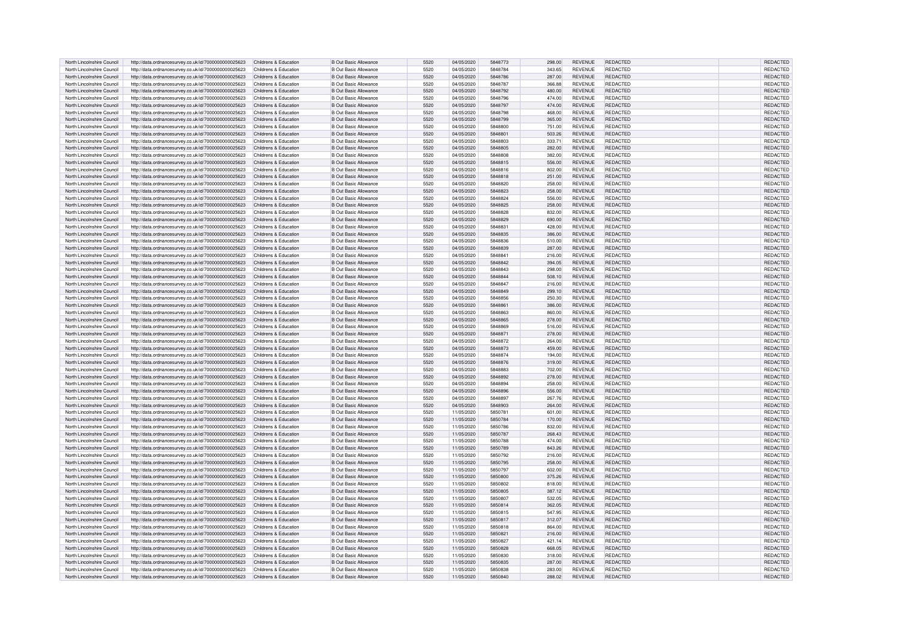| | | | | | | | | | | | |
|---|---|---|---|---|---|---|---|---|---|---|---|
| North Lincolnshire Council | http://data.ordnancesurvey.co.uk/id/7000000000025623 | Childrens & Education | B Out Basic Allowance | 5520 | 04/05/2020 | 5848773 | 298.00 | REVENUE | REDACTED | | REDACTED |
| North Lincolnshire Council | http://data.ordnancesurvey.co.uk/id/7000000000025623 | Childrens & Education | B Out Basic Allowance | 5520 | 04/05/2020 | 5848784 | 343.65 | REVENUE | REDACTED | | REDACTED |
| North Lincolnshire Council | http://data.ordnancesurvey.co.uk/id/7000000000025623 | Childrens & Education | B Out Basic Allowance | 5520 | 04/05/2020 | 5848786 | 287.00 | REVENUE | REDACTED | | REDACTED |
| North Lincolnshire Council | http://data.ordnancesurvey.co.uk/id/7000000000025623 | Childrens & Education | B Out Basic Allowance | 5520 | 04/05/2020 | 5848787 | 366.88 | REVENUE | REDACTED | | REDACTED |
| North Lincolnshire Council | http://data.ordnancesurvey.co.uk/id/7000000000025623 | Childrens & Education | B Out Basic Allowance | 5520 | 04/05/2020 | 5848792 | 480.00 | REVENUE | REDACTED | | REDACTED |
| North Lincolnshire Council | http://data.ordnancesurvey.co.uk/id/7000000000025623 | Childrens & Education | B Out Basic Allowance | 5520 | 04/05/2020 | 5848796 | 474.00 | REVENUE | REDACTED | | REDACTED |
| North Lincolnshire Council | http://data.ordnancesurvey.co.uk/id/7000000000025623 | Childrens & Education | B Out Basic Allowance | 5520 | 04/05/2020 | 5848797 | 474.00 | REVENUE | REDACTED | | REDACTED |
| North Lincolnshire Council | http://data.ordnancesurvey.co.uk/id/7000000000025623 | Childrens & Education | B Out Basic Allowance | 5520 | 04/05/2020 | 5848798 | 468.00 | REVENUE | REDACTED | | REDACTED |
| North Lincolnshire Council | http://data.ordnancesurvey.co.uk/id/7000000000025623 | Childrens & Education | B Out Basic Allowance | 5520 | 04/05/2020 | 5848799 | 365.00 | REVENUE | REDACTED | | REDACTED |
| North Lincolnshire Council | http://data.ordnancesurvey.co.uk/id/7000000000025623 | Childrens & Education | B Out Basic Allowance | 5520 | 04/05/2020 | 5848800 | 751.00 | REVENUE | REDACTED | | REDACTED |
| North Lincolnshire Council | http://data.ordnancesurvey.co.uk/id/7000000000025623 | Childrens & Education | B Out Basic Allowance | 5520 | 04/05/2020 | 5848801 | 503.26 | REVENUE | REDACTED | | REDACTED |
| North Lincolnshire Council | http://data.ordnancesurvey.co.uk/id/7000000000025623 | Childrens & Education | B Out Basic Allowance | 5520 | 04/05/2020 | 5848803 | 333.71 | REVENUE | REDACTED | | REDACTED |
| North Lincolnshire Council | http://data.ordnancesurvey.co.uk/id/7000000000025623 | Childrens & Education | B Out Basic Allowance | 5520 | 04/05/2020 | 5848805 | 282.00 | REVENUE | REDACTED | | REDACTED |
| North Lincolnshire Council | http://data.ordnancesurvey.co.uk/id/7000000000025623 | Childrens & Education | B Out Basic Allowance | 5520 | 04/05/2020 | 5848808 | 382.00 | REVENUE | REDACTED | | REDACTED |
| North Lincolnshire Council | http://data.ordnancesurvey.co.uk/id/7000000000025623 | Childrens & Education | B Out Basic Allowance | 5520 | 04/05/2020 | 5848815 | 556.00 | REVENUE | REDACTED | | REDACTED |
| North Lincolnshire Council | http://data.ordnancesurvey.co.uk/id/7000000000025623 | Childrens & Education | B Out Basic Allowance | 5520 | 04/05/2020 | 5848816 | 802.00 | REVENUE | REDACTED | | REDACTED |
| North Lincolnshire Council | http://data.ordnancesurvey.co.uk/id/7000000000025623 | Childrens & Education | B Out Basic Allowance | 5520 | 04/05/2020 | 5848818 | 251.00 | REVENUE | REDACTED | | REDACTED |
| North Lincolnshire Council | http://data.ordnancesurvey.co.uk/id/7000000000025623 | Childrens & Education | B Out Basic Allowance | 5520 | 04/05/2020 | 5848820 | 258.00 | REVENUE | REDACTED | | REDACTED |
| North Lincolnshire Council | http://data.ordnancesurvey.co.uk/id/7000000000025623 | Childrens & Education | B Out Basic Allowance | 5520 | 04/05/2020 | 5848823 | 258.00 | REVENUE | REDACTED | | REDACTED |
| North Lincolnshire Council | http://data.ordnancesurvey.co.uk/id/7000000000025623 | Childrens & Education | B Out Basic Allowance | 5520 | 04/05/2020 | 5848824 | 556.00 | REVENUE | REDACTED | | REDACTED |
| North Lincolnshire Council | http://data.ordnancesurvey.co.uk/id/7000000000025623 | Childrens & Education | B Out Basic Allowance | 5520 | 04/05/2020 | 5848825 | 258.00 | REVENUE | REDACTED | | REDACTED |
| North Lincolnshire Council | http://data.ordnancesurvey.co.uk/id/7000000000025623 | Childrens & Education | B Out Basic Allowance | 5520 | 04/05/2020 | 5848828 | 832.00 | REVENUE | REDACTED | | REDACTED |
| North Lincolnshire Council | http://data.ordnancesurvey.co.uk/id/7000000000025623 | Childrens & Education | B Out Basic Allowance | 5520 | 04/05/2020 | 5848829 | 690.00 | REVENUE | REDACTED | | REDACTED |
| North Lincolnshire Council | http://data.ordnancesurvey.co.uk/id/7000000000025623 | Childrens & Education | B Out Basic Allowance | 5520 | 04/05/2020 | 5848831 | 428.00 | REVENUE | REDACTED | | REDACTED |
| North Lincolnshire Council | http://data.ordnancesurvey.co.uk/id/7000000000025623 | Childrens & Education | B Out Basic Allowance | 5520 | 04/05/2020 | 5848835 | 386.00 | REVENUE | REDACTED | | REDACTED |
| North Lincolnshire Council | http://data.ordnancesurvey.co.uk/id/7000000000025623 | Childrens & Education | B Out Basic Allowance | 5520 | 04/05/2020 | 5848836 | 510.00 | REVENUE | REDACTED | | REDACTED |
| North Lincolnshire Council | http://data.ordnancesurvey.co.uk/id/7000000000025623 | Childrens & Education | B Out Basic Allowance | 5520 | 04/05/2020 | 5848839 | 287.00 | REVENUE | REDACTED | | REDACTED |
| North Lincolnshire Council | http://data.ordnancesurvey.co.uk/id/7000000000025623 | Childrens & Education | B Out Basic Allowance | 5520 | 04/05/2020 | 5848841 | 216.00 | REVENUE | REDACTED | | REDACTED |
| North Lincolnshire Council | http://data.ordnancesurvey.co.uk/id/7000000000025623 | Childrens & Education | B Out Basic Allowance | 5520 | 04/05/2020 | 5848842 | 394.05 | REVENUE | REDACTED | | REDACTED |
| North Lincolnshire Council | http://data.ordnancesurvey.co.uk/id/7000000000025623 | Childrens & Education | B Out Basic Allowance | 5520 | 04/05/2020 | 5848843 | 298.00 | REVENUE | REDACTED | | REDACTED |
| North Lincolnshire Council | http://data.ordnancesurvey.co.uk/id/7000000000025623 | Childrens & Education | B Out Basic Allowance | 5520 | 04/05/2020 | 5848844 | 508.10 | REVENUE | REDACTED | | REDACTED |
| North Lincolnshire Council | http://data.ordnancesurvey.co.uk/id/7000000000025623 | Childrens & Education | B Out Basic Allowance | 5520 | 04/05/2020 | 5848847 | 216.00 | REVENUE | REDACTED | | REDACTED |
| North Lincolnshire Council | http://data.ordnancesurvey.co.uk/id/7000000000025623 | Childrens & Education | B Out Basic Allowance | 5520 | 04/05/2020 | 5848849 | 299.10 | REVENUE | REDACTED | | REDACTED |
| North Lincolnshire Council | http://data.ordnancesurvey.co.uk/id/7000000000025623 | Childrens & Education | B Out Basic Allowance | 5520 | 04/05/2020 | 5848856 | 250.30 | REVENUE | REDACTED | | REDACTED |
| North Lincolnshire Council | http://data.ordnancesurvey.co.uk/id/7000000000025623 | Childrens & Education | B Out Basic Allowance | 5520 | 04/05/2020 | 5848861 | 386.00 | REVENUE | REDACTED | | REDACTED |
| North Lincolnshire Council | http://data.ordnancesurvey.co.uk/id/7000000000025623 | Childrens & Education | B Out Basic Allowance | 5520 | 04/05/2020 | 5848863 | 860.00 | REVENUE | REDACTED | | REDACTED |
| North Lincolnshire Council | http://data.ordnancesurvey.co.uk/id/7000000000025623 | Childrens & Education | B Out Basic Allowance | 5520 | 04/05/2020 | 5848865 | 278.00 | REVENUE | REDACTED | | REDACTED |
| North Lincolnshire Council | http://data.ordnancesurvey.co.uk/id/7000000000025623 | Childrens & Education | B Out Basic Allowance | 5520 | 04/05/2020 | 5848869 | 516.00 | REVENUE | REDACTED | | REDACTED |
| North Lincolnshire Council | http://data.ordnancesurvey.co.uk/id/7000000000025623 | Childrens & Education | B Out Basic Allowance | 5520 | 04/05/2020 | 5848871 | 278.00 | REVENUE | REDACTED | | REDACTED |
| North Lincolnshire Council | http://data.ordnancesurvey.co.uk/id/7000000000025623 | Childrens & Education | B Out Basic Allowance | 5520 | 04/05/2020 | 5848872 | 264.00 | REVENUE | REDACTED | | REDACTED |
| North Lincolnshire Council | http://data.ordnancesurvey.co.uk/id/7000000000025623 | Childrens & Education | B Out Basic Allowance | 5520 | 04/05/2020 | 5848873 | 459.00 | REVENUE | REDACTED | | REDACTED |
| North Lincolnshire Council | http://data.ordnancesurvey.co.uk/id/7000000000025623 | Childrens & Education | B Out Basic Allowance | 5520 | 04/05/2020 | 5848874 | 194.00 | REVENUE | REDACTED | | REDACTED |
| North Lincolnshire Council | http://data.ordnancesurvey.co.uk/id/7000000000025623 | Childrens & Education | B Out Basic Allowance | 5520 | 04/05/2020 | 5848876 | 319.00 | REVENUE | REDACTED | | REDACTED |
| North Lincolnshire Council | http://data.ordnancesurvey.co.uk/id/7000000000025623 | Childrens & Education | B Out Basic Allowance | 5520 | 04/05/2020 | 5848883 | 702.00 | REVENUE | REDACTED | | REDACTED |
| North Lincolnshire Council | http://data.ordnancesurvey.co.uk/id/7000000000025623 | Childrens & Education | B Out Basic Allowance | 5520 | 04/05/2020 | 5848892 | 278.00 | REVENUE | REDACTED | | REDACTED |
| North Lincolnshire Council | http://data.ordnancesurvey.co.uk/id/7000000000025623 | Childrens & Education | B Out Basic Allowance | 5520 | 04/05/2020 | 5848894 | 258.00 | REVENUE | REDACTED | | REDACTED |
| North Lincolnshire Council | http://data.ordnancesurvey.co.uk/id/7000000000025623 | Childrens & Education | B Out Basic Allowance | 5520 | 04/05/2020 | 5848896 | 556.00 | REVENUE | REDACTED | | REDACTED |
| North Lincolnshire Council | http://data.ordnancesurvey.co.uk/id/7000000000025623 | Childrens & Education | B Out Basic Allowance | 5520 | 04/05/2020 | 5848897 | 267.76 | REVENUE | REDACTED | | REDACTED |
| North Lincolnshire Council | http://data.ordnancesurvey.co.uk/id/7000000000025623 | Childrens & Education | B Out Basic Allowance | 5520 | 04/05/2020 | 5848903 | 264.00 | REVENUE | REDACTED | | REDACTED |
| North Lincolnshire Council | http://data.ordnancesurvey.co.uk/id/7000000000025623 | Childrens & Education | B Out Basic Allowance | 5520 | 11/05/2020 | 5850781 | 601.00 | REVENUE | REDACTED | | REDACTED |
| North Lincolnshire Council | http://data.ordnancesurvey.co.uk/id/7000000000025623 | Childrens & Education | B Out Basic Allowance | 5520 | 11/05/2020 | 5850784 | 170.00 | REVENUE | REDACTED | | REDACTED |
| North Lincolnshire Council | http://data.ordnancesurvey.co.uk/id/7000000000025623 | Childrens & Education | B Out Basic Allowance | 5520 | 11/05/2020 | 5850786 | 832.00 | REVENUE | REDACTED | | REDACTED |
| North Lincolnshire Council | http://data.ordnancesurvey.co.uk/id/7000000000025623 | Childrens & Education | B Out Basic Allowance | 5520 | 11/05/2020 | 5850787 | 268.43 | REVENUE | REDACTED | | REDACTED |
| North Lincolnshire Council | http://data.ordnancesurvey.co.uk/id/7000000000025623 | Childrens & Education | B Out Basic Allowance | 5520 | 11/05/2020 | 5850788 | 474.00 | REVENUE | REDACTED | | REDACTED |
| North Lincolnshire Council | http://data.ordnancesurvey.co.uk/id/7000000000025623 | Childrens & Education | B Out Basic Allowance | 5520 | 11/05/2020 | 5850789 | 843.26 | REVENUE | REDACTED | | REDACTED |
| North Lincolnshire Council | http://data.ordnancesurvey.co.uk/id/7000000000025623 | Childrens & Education | B Out Basic Allowance | 5520 | 11/05/2020 | 5850792 | 216.00 | REVENUE | REDACTED | | REDACTED |
| North Lincolnshire Council | http://data.ordnancesurvey.co.uk/id/7000000000025623 | Childrens & Education | B Out Basic Allowance | 5520 | 11/05/2020 | 5850795 | 258.00 | REVENUE | REDACTED | | REDACTED |
| North Lincolnshire Council | http://data.ordnancesurvey.co.uk/id/7000000000025623 | Childrens & Education | B Out Basic Allowance | 5520 | 11/05/2020 | 5850797 | 602.00 | REVENUE | REDACTED | | REDACTED |
| North Lincolnshire Council | http://data.ordnancesurvey.co.uk/id/7000000000025623 | Childrens & Education | B Out Basic Allowance | 5520 | 11/05/2020 | 5850800 | 375.26 | REVENUE | REDACTED | | REDACTED |
| North Lincolnshire Council | http://data.ordnancesurvey.co.uk/id/7000000000025623 | Childrens & Education | B Out Basic Allowance | 5520 | 11/05/2020 | 5850802 | 818.00 | REVENUE | REDACTED | | REDACTED |
| North Lincolnshire Council | http://data.ordnancesurvey.co.uk/id/7000000000025623 | Childrens & Education | B Out Basic Allowance | 5520 | 11/05/2020 | 5850805 | 387.12 | REVENUE | REDACTED | | REDACTED |
| North Lincolnshire Council | http://data.ordnancesurvey.co.uk/id/7000000000025623 | Childrens & Education | B Out Basic Allowance | 5520 | 11/05/2020 | 5850807 | 532.05 | REVENUE | REDACTED | | REDACTED |
| North Lincolnshire Council | http://data.ordnancesurvey.co.uk/id/7000000000025623 | Childrens & Education | B Out Basic Allowance | 5520 | 11/05/2020 | 5850814 | 362.05 | REVENUE | REDACTED | | REDACTED |
| North Lincolnshire Council | http://data.ordnancesurvey.co.uk/id/7000000000025623 | Childrens & Education | B Out Basic Allowance | 5520 | 11/05/2020 | 5850815 | 547.95 | REVENUE | REDACTED | | REDACTED |
| North Lincolnshire Council | http://data.ordnancesurvey.co.uk/id/7000000000025623 | Childrens & Education | B Out Basic Allowance | 5520 | 11/05/2020 | 5850817 | 312.07 | REVENUE | REDACTED | | REDACTED |
| North Lincolnshire Council | http://data.ordnancesurvey.co.uk/id/7000000000025623 | Childrens & Education | B Out Basic Allowance | 5520 | 11/05/2020 | 5850818 | 864.00 | REVENUE | REDACTED | | REDACTED |
| North Lincolnshire Council | http://data.ordnancesurvey.co.uk/id/7000000000025623 | Childrens & Education | B Out Basic Allowance | 5520 | 11/05/2020 | 5850821 | 216.00 | REVENUE | REDACTED | | REDACTED |
| North Lincolnshire Council | http://data.ordnancesurvey.co.uk/id/7000000000025623 | Childrens & Education | B Out Basic Allowance | 5520 | 11/05/2020 | 5850827 | 421.14 | REVENUE | REDACTED | | REDACTED |
| North Lincolnshire Council | http://data.ordnancesurvey.co.uk/id/7000000000025623 | Childrens & Education | B Out Basic Allowance | 5520 | 11/05/2020 | 5850828 | 668.05 | REVENUE | REDACTED | | REDACTED |
| North Lincolnshire Council | http://data.ordnancesurvey.co.uk/id/7000000000025623 | Childrens & Education | B Out Basic Allowance | 5520 | 11/05/2020 | 5850830 | 318.00 | REVENUE | REDACTED | | REDACTED |
| North Lincolnshire Council | http://data.ordnancesurvey.co.uk/id/7000000000025623 | Childrens & Education | B Out Basic Allowance | 5520 | 11/05/2020 | 5850835 | 287.00 | REVENUE | REDACTED | | REDACTED |
| North Lincolnshire Council | http://data.ordnancesurvey.co.uk/id/7000000000025623 | Childrens & Education | B Out Basic Allowance | 5520 | 11/05/2020 | 5850838 | 283.00 | REVENUE | REDACTED | | REDACTED |
| North Lincolnshire Council | http://data.ordnancesurvey.co.uk/id/7000000000025623 | Childrens & Education | B Out Basic Allowance | 5520 | 11/05/2020 | 5850840 | 288.02 | REVENUE | REDACTED | | REDACTED |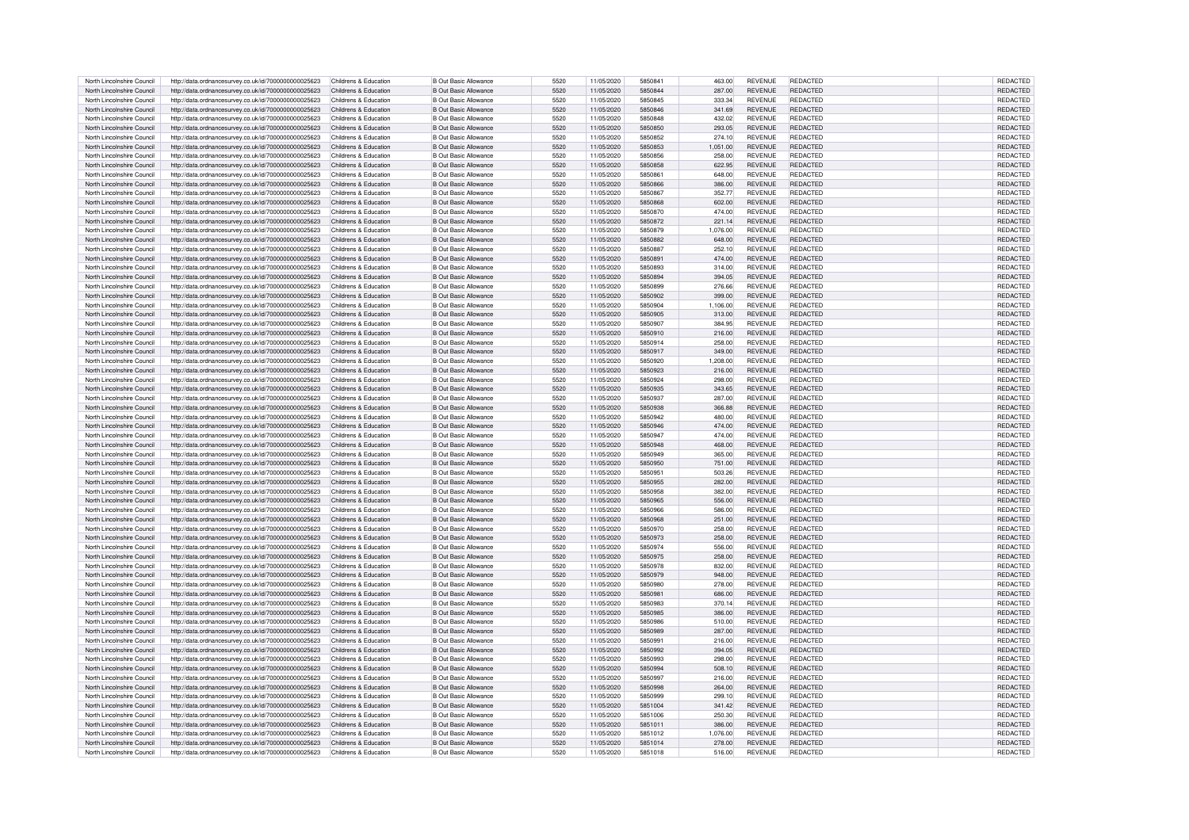| North Lincolnshire Council | http://data.ordnancesurvey.co.uk/id/7000000000025623 | Childrens & Education | B Out Basic Allowance | 5520 | 11/05/2020 | 5850841 | 463.00 | REVENUE | REDACTED | REDACTED |
|---|---|---|---|---|---|---|---|---|---|---|
| North Lincolnshire Council | http://data.ordnancesurvey.co.uk/id/7000000000025623 | Childrens & Education | B Out Basic Allowance | 5520 | 11/05/2020 | 5850844 | 287.00 | REVENUE | REDACTED | REDACTED |
| North Lincolnshire Council | http://data.ordnancesurvey.co.uk/id/7000000000025623 | Childrens & Education | B Out Basic Allowance | 5520 | 11/05/2020 | 5850845 | 333.34 | REVENUE | REDACTED | REDACTED |
| North Lincolnshire Council | http://data.ordnancesurvey.co.uk/id/7000000000025623 | Childrens & Education | B Out Basic Allowance | 5520 | 11/05/2020 | 5850846 | 341.69 | REVENUE | REDACTED | REDACTED |
| North Lincolnshire Council | http://data.ordnancesurvey.co.uk/id/7000000000025623 | Childrens & Education | B Out Basic Allowance | 5520 | 11/05/2020 | 5850848 | 432.02 | REVENUE | REDACTED | REDACTED |
| North Lincolnshire Council | http://data.ordnancesurvey.co.uk/id/7000000000025623 | Childrens & Education | B Out Basic Allowance | 5520 | 11/05/2020 | 5850850 | 293.05 | REVENUE | REDACTED | REDACTED |
| North Lincolnshire Council | http://data.ordnancesurvey.co.uk/id/7000000000025623 | Childrens & Education | B Out Basic Allowance | 5520 | 11/05/2020 | 5850852 | 274.10 | REVENUE | REDACTED | REDACTED |
| North Lincolnshire Council | http://data.ordnancesurvey.co.uk/id/7000000000025623 | Childrens & Education | B Out Basic Allowance | 5520 | 11/05/2020 | 5850853 | 1,051.00 | REVENUE | REDACTED | REDACTED |
| North Lincolnshire Council | http://data.ordnancesurvey.co.uk/id/7000000000025623 | Childrens & Education | B Out Basic Allowance | 5520 | 11/05/2020 | 5850856 | 258.00 | REVENUE | REDACTED | REDACTED |
| North Lincolnshire Council | http://data.ordnancesurvey.co.uk/id/7000000000025623 | Childrens & Education | B Out Basic Allowance | 5520 | 11/05/2020 | 5850858 | 622.95 | REVENUE | REDACTED | REDACTED |
| North Lincolnshire Council | http://data.ordnancesurvey.co.uk/id/7000000000025623 | Childrens & Education | B Out Basic Allowance | 5520 | 11/05/2020 | 5850861 | 648.00 | REVENUE | REDACTED | REDACTED |
| North Lincolnshire Council | http://data.ordnancesurvey.co.uk/id/7000000000025623 | Childrens & Education | B Out Basic Allowance | 5520 | 11/05/2020 | 5850866 | 386.00 | REVENUE | REDACTED | REDACTED |
| North Lincolnshire Council | http://data.ordnancesurvey.co.uk/id/7000000000025623 | Childrens & Education | B Out Basic Allowance | 5520 | 11/05/2020 | 5850867 | 352.77 | REVENUE | REDACTED | REDACTED |
| North Lincolnshire Council | http://data.ordnancesurvey.co.uk/id/7000000000025623 | Childrens & Education | B Out Basic Allowance | 5520 | 11/05/2020 | 5850868 | 602.00 | REVENUE | REDACTED | REDACTED |
| North Lincolnshire Council | http://data.ordnancesurvey.co.uk/id/7000000000025623 | Childrens & Education | B Out Basic Allowance | 5520 | 11/05/2020 | 5850870 | 474.00 | REVENUE | REDACTED | REDACTED |
| North Lincolnshire Council | http://data.ordnancesurvey.co.uk/id/7000000000025623 | Childrens & Education | B Out Basic Allowance | 5520 | 11/05/2020 | 5850872 | 221.14 | REVENUE | REDACTED | REDACTED |
| North Lincolnshire Council | http://data.ordnancesurvey.co.uk/id/7000000000025623 | Childrens & Education | B Out Basic Allowance | 5520 | 11/05/2020 | 5850879 | 1,076.00 | REVENUE | REDACTED | REDACTED |
| North Lincolnshire Council | http://data.ordnancesurvey.co.uk/id/7000000000025623 | Childrens & Education | B Out Basic Allowance | 5520 | 11/05/2020 | 5850882 | 648.00 | REVENUE | REDACTED | REDACTED |
| North Lincolnshire Council | http://data.ordnancesurvey.co.uk/id/7000000000025623 | Childrens & Education | B Out Basic Allowance | 5520 | 11/05/2020 | 5850887 | 252.10 | REVENUE | REDACTED | REDACTED |
| North Lincolnshire Council | http://data.ordnancesurvey.co.uk/id/7000000000025623 | Childrens & Education | B Out Basic Allowance | 5520 | 11/05/2020 | 5850891 | 474.00 | REVENUE | REDACTED | REDACTED |
| North Lincolnshire Council | http://data.ordnancesurvey.co.uk/id/7000000000025623 | Childrens & Education | B Out Basic Allowance | 5520 | 11/05/2020 | 5850893 | 314.00 | REVENUE | REDACTED | REDACTED |
| North Lincolnshire Council | http://data.ordnancesurvey.co.uk/id/7000000000025623 | Childrens & Education | B Out Basic Allowance | 5520 | 11/05/2020 | 5850894 | 394.05 | REVENUE | REDACTED | REDACTED |
| North Lincolnshire Council | http://data.ordnancesurvey.co.uk/id/7000000000025623 | Childrens & Education | B Out Basic Allowance | 5520 | 11/05/2020 | 5850899 | 276.66 | REVENUE | REDACTED | REDACTED |
| North Lincolnshire Council | http://data.ordnancesurvey.co.uk/id/7000000000025623 | Childrens & Education | B Out Basic Allowance | 5520 | 11/05/2020 | 5850902 | 399.00 | REVENUE | REDACTED | REDACTED |
| North Lincolnshire Council | http://data.ordnancesurvey.co.uk/id/7000000000025623 | Childrens & Education | B Out Basic Allowance | 5520 | 11/05/2020 | 5850904 | 1,106.00 | REVENUE | REDACTED | REDACTED |
| North Lincolnshire Council | http://data.ordnancesurvey.co.uk/id/7000000000025623 | Childrens & Education | B Out Basic Allowance | 5520 | 11/05/2020 | 5850905 | 313.00 | REVENUE | REDACTED | REDACTED |
| North Lincolnshire Council | http://data.ordnancesurvey.co.uk/id/7000000000025623 | Childrens & Education | B Out Basic Allowance | 5520 | 11/05/2020 | 5850907 | 384.95 | REVENUE | REDACTED | REDACTED |
| North Lincolnshire Council | http://data.ordnancesurvey.co.uk/id/7000000000025623 | Childrens & Education | B Out Basic Allowance | 5520 | 11/05/2020 | 5850910 | 216.00 | REVENUE | REDACTED | REDACTED |
| North Lincolnshire Council | http://data.ordnancesurvey.co.uk/id/7000000000025623 | Childrens & Education | B Out Basic Allowance | 5520 | 11/05/2020 | 5850914 | 258.00 | REVENUE | REDACTED | REDACTED |
| North Lincolnshire Council | http://data.ordnancesurvey.co.uk/id/7000000000025623 | Childrens & Education | B Out Basic Allowance | 5520 | 11/05/2020 | 5850917 | 349.00 | REVENUE | REDACTED | REDACTED |
| North Lincolnshire Council | http://data.ordnancesurvey.co.uk/id/7000000000025623 | Childrens & Education | B Out Basic Allowance | 5520 | 11/05/2020 | 5850920 | 1,208.00 | REVENUE | REDACTED | REDACTED |
| North Lincolnshire Council | http://data.ordnancesurvey.co.uk/id/7000000000025623 | Childrens & Education | B Out Basic Allowance | 5520 | 11/05/2020 | 5850923 | 216.00 | REVENUE | REDACTED | REDACTED |
| North Lincolnshire Council | http://data.ordnancesurvey.co.uk/id/7000000000025623 | Childrens & Education | B Out Basic Allowance | 5520 | 11/05/2020 | 5850924 | 298.00 | REVENUE | REDACTED | REDACTED |
| North Lincolnshire Council | http://data.ordnancesurvey.co.uk/id/7000000000025623 | Childrens & Education | B Out Basic Allowance | 5520 | 11/05/2020 | 5850935 | 343.65 | REVENUE | REDACTED | REDACTED |
| North Lincolnshire Council | http://data.ordnancesurvey.co.uk/id/7000000000025623 | Childrens & Education | B Out Basic Allowance | 5520 | 11/05/2020 | 5850937 | 287.00 | REVENUE | REDACTED | REDACTED |
| North Lincolnshire Council | http://data.ordnancesurvey.co.uk/id/7000000000025623 | Childrens & Education | B Out Basic Allowance | 5520 | 11/05/2020 | 5850938 | 366.88 | REVENUE | REDACTED | REDACTED |
| North Lincolnshire Council | http://data.ordnancesurvey.co.uk/id/7000000000025623 | Childrens & Education | B Out Basic Allowance | 5520 | 11/05/2020 | 5850942 | 480.00 | REVENUE | REDACTED | REDACTED |
| North Lincolnshire Council | http://data.ordnancesurvey.co.uk/id/7000000000025623 | Childrens & Education | B Out Basic Allowance | 5520 | 11/05/2020 | 5850946 | 474.00 | REVENUE | REDACTED | REDACTED |
| North Lincolnshire Council | http://data.ordnancesurvey.co.uk/id/7000000000025623 | Childrens & Education | B Out Basic Allowance | 5520 | 11/05/2020 | 5850947 | 474.00 | REVENUE | REDACTED | REDACTED |
| North Lincolnshire Council | http://data.ordnancesurvey.co.uk/id/7000000000025623 | Childrens & Education | B Out Basic Allowance | 5520 | 11/05/2020 | 5850948 | 468.00 | REVENUE | REDACTED | REDACTED |
| North Lincolnshire Council | http://data.ordnancesurvey.co.uk/id/7000000000025623 | Childrens & Education | B Out Basic Allowance | 5520 | 11/05/2020 | 5850949 | 365.00 | REVENUE | REDACTED | REDACTED |
| North Lincolnshire Council | http://data.ordnancesurvey.co.uk/id/7000000000025623 | Childrens & Education | B Out Basic Allowance | 5520 | 11/05/2020 | 5850950 | 751.00 | REVENUE | REDACTED | REDACTED |
| North Lincolnshire Council | http://data.ordnancesurvey.co.uk/id/7000000000025623 | Childrens & Education | B Out Basic Allowance | 5520 | 11/05/2020 | 5850951 | 503.26 | REVENUE | REDACTED | REDACTED |
| North Lincolnshire Council | http://data.ordnancesurvey.co.uk/id/7000000000025623 | Childrens & Education | B Out Basic Allowance | 5520 | 11/05/2020 | 5850955 | 282.00 | REVENUE | REDACTED | REDACTED |
| North Lincolnshire Council | http://data.ordnancesurvey.co.uk/id/7000000000025623 | Childrens & Education | B Out Basic Allowance | 5520 | 11/05/2020 | 5850958 | 382.00 | REVENUE | REDACTED | REDACTED |
| North Lincolnshire Council | http://data.ordnancesurvey.co.uk/id/7000000000025623 | Childrens & Education | B Out Basic Allowance | 5520 | 11/05/2020 | 5850965 | 556.00 | REVENUE | REDACTED | REDACTED |
| North Lincolnshire Council | http://data.ordnancesurvey.co.uk/id/7000000000025623 | Childrens & Education | B Out Basic Allowance | 5520 | 11/05/2020 | 5850966 | 586.00 | REVENUE | REDACTED | REDACTED |
| North Lincolnshire Council | http://data.ordnancesurvey.co.uk/id/7000000000025623 | Childrens & Education | B Out Basic Allowance | 5520 | 11/05/2020 | 5850968 | 251.00 | REVENUE | REDACTED | REDACTED |
| North Lincolnshire Council | http://data.ordnancesurvey.co.uk/id/7000000000025623 | Childrens & Education | B Out Basic Allowance | 5520 | 11/05/2020 | 5850970 | 258.00 | REVENUE | REDACTED | REDACTED |
| North Lincolnshire Council | http://data.ordnancesurvey.co.uk/id/7000000000025623 | Childrens & Education | B Out Basic Allowance | 5520 | 11/05/2020 | 5850973 | 258.00 | REVENUE | REDACTED | REDACTED |
| North Lincolnshire Council | http://data.ordnancesurvey.co.uk/id/7000000000025623 | Childrens & Education | B Out Basic Allowance | 5520 | 11/05/2020 | 5850974 | 556.00 | REVENUE | REDACTED | REDACTED |
| North Lincolnshire Council | http://data.ordnancesurvey.co.uk/id/7000000000025623 | Childrens & Education | B Out Basic Allowance | 5520 | 11/05/2020 | 5850975 | 258.00 | REVENUE | REDACTED | REDACTED |
| North Lincolnshire Council | http://data.ordnancesurvey.co.uk/id/7000000000025623 | Childrens & Education | B Out Basic Allowance | 5520 | 11/05/2020 | 5850978 | 832.00 | REVENUE | REDACTED | REDACTED |
| North Lincolnshire Council | http://data.ordnancesurvey.co.uk/id/7000000000025623 | Childrens & Education | B Out Basic Allowance | 5520 | 11/05/2020 | 5850979 | 948.00 | REVENUE | REDACTED | REDACTED |
| North Lincolnshire Council | http://data.ordnancesurvey.co.uk/id/7000000000025623 | Childrens & Education | B Out Basic Allowance | 5520 | 11/05/2020 | 5850980 | 278.00 | REVENUE | REDACTED | REDACTED |
| North Lincolnshire Council | http://data.ordnancesurvey.co.uk/id/7000000000025623 | Childrens & Education | B Out Basic Allowance | 5520 | 11/05/2020 | 5850981 | 686.00 | REVENUE | REDACTED | REDACTED |
| North Lincolnshire Council | http://data.ordnancesurvey.co.uk/id/7000000000025623 | Childrens & Education | B Out Basic Allowance | 5520 | 11/05/2020 | 5850983 | 370.14 | REVENUE | REDACTED | REDACTED |
| North Lincolnshire Council | http://data.ordnancesurvey.co.uk/id/7000000000025623 | Childrens & Education | B Out Basic Allowance | 5520 | 11/05/2020 | 5850985 | 386.00 | REVENUE | REDACTED | REDACTED |
| North Lincolnshire Council | http://data.ordnancesurvey.co.uk/id/7000000000025623 | Childrens & Education | B Out Basic Allowance | 5520 | 11/05/2020 | 5850986 | 510.00 | REVENUE | REDACTED | REDACTED |
| North Lincolnshire Council | http://data.ordnancesurvey.co.uk/id/7000000000025623 | Childrens & Education | B Out Basic Allowance | 5520 | 11/05/2020 | 5850989 | 287.00 | REVENUE | REDACTED | REDACTED |
| North Lincolnshire Council | http://data.ordnancesurvey.co.uk/id/7000000000025623 | Childrens & Education | B Out Basic Allowance | 5520 | 11/05/2020 | 5850991 | 216.00 | REVENUE | REDACTED | REDACTED |
| North Lincolnshire Council | http://data.ordnancesurvey.co.uk/id/7000000000025623 | Childrens & Education | B Out Basic Allowance | 5520 | 11/05/2020 | 5850992 | 394.05 | REVENUE | REDACTED | REDACTED |
| North Lincolnshire Council | http://data.ordnancesurvey.co.uk/id/7000000000025623 | Childrens & Education | B Out Basic Allowance | 5520 | 11/05/2020 | 5850993 | 298.00 | REVENUE | REDACTED | REDACTED |
| North Lincolnshire Council | http://data.ordnancesurvey.co.uk/id/7000000000025623 | Childrens & Education | B Out Basic Allowance | 5520 | 11/05/2020 | 5850994 | 508.10 | REVENUE | REDACTED | REDACTED |
| North Lincolnshire Council | http://data.ordnancesurvey.co.uk/id/7000000000025623 | Childrens & Education | B Out Basic Allowance | 5520 | 11/05/2020 | 5850997 | 216.00 | REVENUE | REDACTED | REDACTED |
| North Lincolnshire Council | http://data.ordnancesurvey.co.uk/id/7000000000025623 | Childrens & Education | B Out Basic Allowance | 5520 | 11/05/2020 | 5850998 | 264.00 | REVENUE | REDACTED | REDACTED |
| North Lincolnshire Council | http://data.ordnancesurvey.co.uk/id/7000000000025623 | Childrens & Education | B Out Basic Allowance | 5520 | 11/05/2020 | 5850999 | 299.10 | REVENUE | REDACTED | REDACTED |
| North Lincolnshire Council | http://data.ordnancesurvey.co.uk/id/7000000000025623 | Childrens & Education | B Out Basic Allowance | 5520 | 11/05/2020 | 5851004 | 341.42 | REVENUE | REDACTED | REDACTED |
| North Lincolnshire Council | http://data.ordnancesurvey.co.uk/id/7000000000025623 | Childrens & Education | B Out Basic Allowance | 5520 | 11/05/2020 | 5851006 | 250.30 | REVENUE | REDACTED | REDACTED |
| North Lincolnshire Council | http://data.ordnancesurvey.co.uk/id/7000000000025623 | Childrens & Education | B Out Basic Allowance | 5520 | 11/05/2020 | 5851011 | 386.00 | REVENUE | REDACTED | REDACTED |
| North Lincolnshire Council | http://data.ordnancesurvey.co.uk/id/7000000000025623 | Childrens & Education | B Out Basic Allowance | 5520 | 11/05/2020 | 5851012 | 1,076.00 | REVENUE | REDACTED | REDACTED |
| North Lincolnshire Council | http://data.ordnancesurvey.co.uk/id/7000000000025623 | Childrens & Education | B Out Basic Allowance | 5520 | 11/05/2020 | 5851014 | 278.00 | REVENUE | REDACTED | REDACTED |
| North Lincolnshire Council | http://data.ordnancesurvey.co.uk/id/7000000000025623 | Childrens & Education | B Out Basic Allowance | 5520 | 11/05/2020 | 5851018 | 516.00 | REVENUE | REDACTED | REDACTED |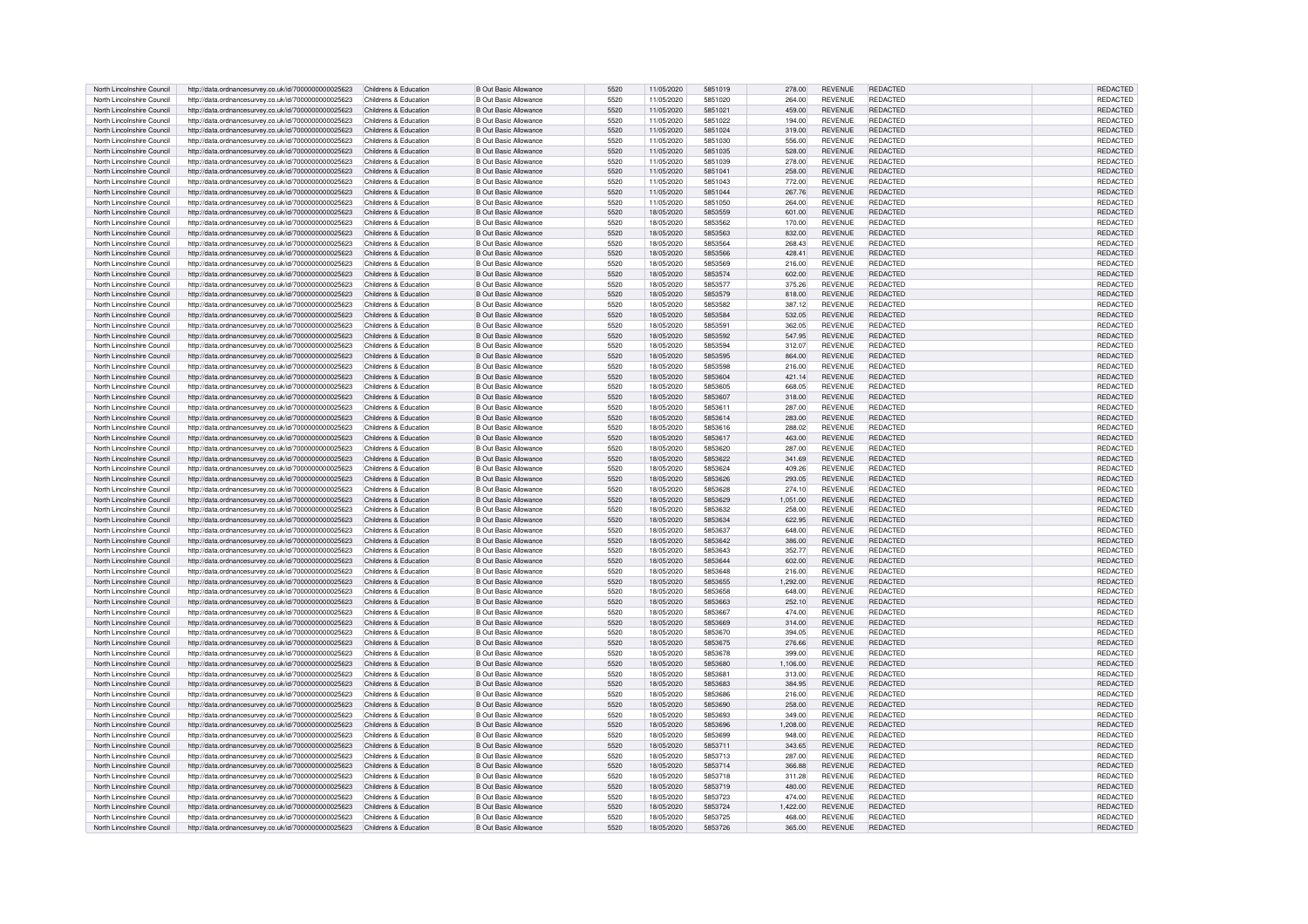| North Lincolnshire Council | http://data.ordnancesurvey.co.uk/id/7000000000025623 | Childrens & Education | B Out Basic Allowance | 5520 | 11/05/2020 | 5851019 | 278.00 | REVENUE | REDACTED | REDACTED |
|---|---|---|---|---|---|---|---|---|---|---|
| North Lincolnshire Council | http://data.ordnancesurvey.co.uk/id/7000000000025623 | Childrens & Education | B Out Basic Allowance | 5520 | 11/05/2020 | 5851020 | 264.00 | REVENUE | REDACTED | REDACTED |
| North Lincolnshire Council | http://data.ordnancesurvey.co.uk/id/7000000000025623 | Childrens & Education | B Out Basic Allowance | 5520 | 11/05/2020 | 5851021 | 459.00 | REVENUE | REDACTED | REDACTED |
| North Lincolnshire Council | http://data.ordnancesurvey.co.uk/id/7000000000025623 | Childrens & Education | B Out Basic Allowance | 5520 | 11/05/2020 | 5851022 | 194.00 | REVENUE | REDACTED | REDACTED |
| North Lincolnshire Council | http://data.ordnancesurvey.co.uk/id/7000000000025623 | Childrens & Education | B Out Basic Allowance | 5520 | 11/05/2020 | 5851024 | 319.00 | REVENUE | REDACTED | REDACTED |
| North Lincolnshire Council | http://data.ordnancesurvey.co.uk/id/7000000000025623 | Childrens & Education | B Out Basic Allowance | 5520 | 11/05/2020 | 5851030 | 556.00 | REVENUE | REDACTED | REDACTED |
| North Lincolnshire Council | http://data.ordnancesurvey.co.uk/id/7000000000025623 | Childrens & Education | B Out Basic Allowance | 5520 | 11/05/2020 | 5851035 | 528.00 | REVENUE | REDACTED | REDACTED |
| North Lincolnshire Council | http://data.ordnancesurvey.co.uk/id/7000000000025623 | Childrens & Education | B Out Basic Allowance | 5520 | 11/05/2020 | 5851039 | 278.00 | REVENUE | REDACTED | REDACTED |
| North Lincolnshire Council | http://data.ordnancesurvey.co.uk/id/7000000000025623 | Childrens & Education | B Out Basic Allowance | 5520 | 11/05/2020 | 5851041 | 258.00 | REVENUE | REDACTED | REDACTED |
| North Lincolnshire Council | http://data.ordnancesurvey.co.uk/id/7000000000025623 | Childrens & Education | B Out Basic Allowance | 5520 | 11/05/2020 | 5851043 | 772.00 | REVENUE | REDACTED | REDACTED |
| North Lincolnshire Council | http://data.ordnancesurvey.co.uk/id/7000000000025623 | Childrens & Education | B Out Basic Allowance | 5520 | 11/05/2020 | 5851044 | 267.76 | REVENUE | REDACTED | REDACTED |
| North Lincolnshire Council | http://data.ordnancesurvey.co.uk/id/7000000000025623 | Childrens & Education | B Out Basic Allowance | 5520 | 11/05/2020 | 5851050 | 264.00 | REVENUE | REDACTED | REDACTED |
| North Lincolnshire Council | http://data.ordnancesurvey.co.uk/id/7000000000025623 | Childrens & Education | B Out Basic Allowance | 5520 | 18/05/2020 | 5853559 | 601.00 | REVENUE | REDACTED | REDACTED |
| North Lincolnshire Council | http://data.ordnancesurvey.co.uk/id/7000000000025623 | Childrens & Education | B Out Basic Allowance | 5520 | 18/05/2020 | 5853562 | 170.00 | REVENUE | REDACTED | REDACTED |
| North Lincolnshire Council | http://data.ordnancesurvey.co.uk/id/7000000000025623 | Childrens & Education | B Out Basic Allowance | 5520 | 18/05/2020 | 5853563 | 832.00 | REVENUE | REDACTED | REDACTED |
| North Lincolnshire Council | http://data.ordnancesurvey.co.uk/id/7000000000025623 | Childrens & Education | B Out Basic Allowance | 5520 | 18/05/2020 | 5853564 | 268.43 | REVENUE | REDACTED | REDACTED |
| North Lincolnshire Council | http://data.ordnancesurvey.co.uk/id/7000000000025623 | Childrens & Education | B Out Basic Allowance | 5520 | 18/05/2020 | 5853566 | 428.41 | REVENUE | REDACTED | REDACTED |
| North Lincolnshire Council | http://data.ordnancesurvey.co.uk/id/7000000000025623 | Childrens & Education | B Out Basic Allowance | 5520 | 18/05/2020 | 5853569 | 216.00 | REVENUE | REDACTED | REDACTED |
| North Lincolnshire Council | http://data.ordnancesurvey.co.uk/id/7000000000025623 | Childrens & Education | B Out Basic Allowance | 5520 | 18/05/2020 | 5853574 | 602.00 | REVENUE | REDACTED | REDACTED |
| North Lincolnshire Council | http://data.ordnancesurvey.co.uk/id/7000000000025623 | Childrens & Education | B Out Basic Allowance | 5520 | 18/05/2020 | 5853577 | 375.26 | REVENUE | REDACTED | REDACTED |
| North Lincolnshire Council | http://data.ordnancesurvey.co.uk/id/7000000000025623 | Childrens & Education | B Out Basic Allowance | 5520 | 18/05/2020 | 5853579 | 818.00 | REVENUE | REDACTED | REDACTED |
| North Lincolnshire Council | http://data.ordnancesurvey.co.uk/id/7000000000025623 | Childrens & Education | B Out Basic Allowance | 5520 | 18/05/2020 | 5853582 | 387.12 | REVENUE | REDACTED | REDACTED |
| North Lincolnshire Council | http://data.ordnancesurvey.co.uk/id/7000000000025623 | Childrens & Education | B Out Basic Allowance | 5520 | 18/05/2020 | 5853584 | 532.05 | REVENUE | REDACTED | REDACTED |
| North Lincolnshire Council | http://data.ordnancesurvey.co.uk/id/7000000000025623 | Childrens & Education | B Out Basic Allowance | 5520 | 18/05/2020 | 5853591 | 362.05 | REVENUE | REDACTED | REDACTED |
| North Lincolnshire Council | http://data.ordnancesurvey.co.uk/id/7000000000025623 | Childrens & Education | B Out Basic Allowance | 5520 | 18/05/2020 | 5853592 | 547.95 | REVENUE | REDACTED | REDACTED |
| North Lincolnshire Council | http://data.ordnancesurvey.co.uk/id/7000000000025623 | Childrens & Education | B Out Basic Allowance | 5520 | 18/05/2020 | 5853594 | 312.07 | REVENUE | REDACTED | REDACTED |
| North Lincolnshire Council | http://data.ordnancesurvey.co.uk/id/7000000000025623 | Childrens & Education | B Out Basic Allowance | 5520 | 18/05/2020 | 5853595 | 864.00 | REVENUE | REDACTED | REDACTED |
| North Lincolnshire Council | http://data.ordnancesurvey.co.uk/id/7000000000025623 | Childrens & Education | B Out Basic Allowance | 5520 | 18/05/2020 | 5853598 | 216.00 | REVENUE | REDACTED | REDACTED |
| North Lincolnshire Council | http://data.ordnancesurvey.co.uk/id/7000000000025623 | Childrens & Education | B Out Basic Allowance | 5520 | 18/05/2020 | 5853604 | 421.14 | REVENUE | REDACTED | REDACTED |
| North Lincolnshire Council | http://data.ordnancesurvey.co.uk/id/7000000000025623 | Childrens & Education | B Out Basic Allowance | 5520 | 18/05/2020 | 5853605 | 668.05 | REVENUE | REDACTED | REDACTED |
| North Lincolnshire Council | http://data.ordnancesurvey.co.uk/id/7000000000025623 | Childrens & Education | B Out Basic Allowance | 5520 | 18/05/2020 | 5853607 | 318.00 | REVENUE | REDACTED | REDACTED |
| North Lincolnshire Council | http://data.ordnancesurvey.co.uk/id/7000000000025623 | Childrens & Education | B Out Basic Allowance | 5520 | 18/05/2020 | 5853611 | 287.00 | REVENUE | REDACTED | REDACTED |
| North Lincolnshire Council | http://data.ordnancesurvey.co.uk/id/7000000000025623 | Childrens & Education | B Out Basic Allowance | 5520 | 18/05/2020 | 5853614 | 283.00 | REVENUE | REDACTED | REDACTED |
| North Lincolnshire Council | http://data.ordnancesurvey.co.uk/id/7000000000025623 | Childrens & Education | B Out Basic Allowance | 5520 | 18/05/2020 | 5853616 | 288.02 | REVENUE | REDACTED | REDACTED |
| North Lincolnshire Council | http://data.ordnancesurvey.co.uk/id/7000000000025623 | Childrens & Education | B Out Basic Allowance | 5520 | 18/05/2020 | 5853617 | 463.00 | REVENUE | REDACTED | REDACTED |
| North Lincolnshire Council | http://data.ordnancesurvey.co.uk/id/7000000000025623 | Childrens & Education | B Out Basic Allowance | 5520 | 18/05/2020 | 5853620 | 287.00 | REVENUE | REDACTED | REDACTED |
| North Lincolnshire Council | http://data.ordnancesurvey.co.uk/id/7000000000025623 | Childrens & Education | B Out Basic Allowance | 5520 | 18/05/2020 | 5853622 | 341.69 | REVENUE | REDACTED | REDACTED |
| North Lincolnshire Council | http://data.ordnancesurvey.co.uk/id/7000000000025623 | Childrens & Education | B Out Basic Allowance | 5520 | 18/05/2020 | 5853624 | 409.26 | REVENUE | REDACTED | REDACTED |
| North Lincolnshire Council | http://data.ordnancesurvey.co.uk/id/7000000000025623 | Childrens & Education | B Out Basic Allowance | 5520 | 18/05/2020 | 5853626 | 293.05 | REVENUE | REDACTED | REDACTED |
| North Lincolnshire Council | http://data.ordnancesurvey.co.uk/id/7000000000025623 | Childrens & Education | B Out Basic Allowance | 5520 | 18/05/2020 | 5853628 | 274.10 | REVENUE | REDACTED | REDACTED |
| North Lincolnshire Council | http://data.ordnancesurvey.co.uk/id/7000000000025623 | Childrens & Education | B Out Basic Allowance | 5520 | 18/05/2020 | 5853629 | 1,051.00 | REVENUE | REDACTED | REDACTED |
| North Lincolnshire Council | http://data.ordnancesurvey.co.uk/id/7000000000025623 | Childrens & Education | B Out Basic Allowance | 5520 | 18/05/2020 | 5853632 | 258.00 | REVENUE | REDACTED | REDACTED |
| North Lincolnshire Council | http://data.ordnancesurvey.co.uk/id/7000000000025623 | Childrens & Education | B Out Basic Allowance | 5520 | 18/05/2020 | 5853634 | 622.95 | REVENUE | REDACTED | REDACTED |
| North Lincolnshire Council | http://data.ordnancesurvey.co.uk/id/7000000000025623 | Childrens & Education | B Out Basic Allowance | 5520 | 18/05/2020 | 5853637 | 648.00 | REVENUE | REDACTED | REDACTED |
| North Lincolnshire Council | http://data.ordnancesurvey.co.uk/id/7000000000025623 | Childrens & Education | B Out Basic Allowance | 5520 | 18/05/2020 | 5853642 | 386.00 | REVENUE | REDACTED | REDACTED |
| North Lincolnshire Council | http://data.ordnancesurvey.co.uk/id/7000000000025623 | Childrens & Education | B Out Basic Allowance | 5520 | 18/05/2020 | 5853643 | 352.77 | REVENUE | REDACTED | REDACTED |
| North Lincolnshire Council | http://data.ordnancesurvey.co.uk/id/7000000000025623 | Childrens & Education | B Out Basic Allowance | 5520 | 18/05/2020 | 5853644 | 602.00 | REVENUE | REDACTED | REDACTED |
| North Lincolnshire Council | http://data.ordnancesurvey.co.uk/id/7000000000025623 | Childrens & Education | B Out Basic Allowance | 5520 | 18/05/2020 | 5853648 | 216.00 | REVENUE | REDACTED | REDACTED |
| North Lincolnshire Council | http://data.ordnancesurvey.co.uk/id/7000000000025623 | Childrens & Education | B Out Basic Allowance | 5520 | 18/05/2020 | 5853655 | 1,292.00 | REVENUE | REDACTED | REDACTED |
| North Lincolnshire Council | http://data.ordnancesurvey.co.uk/id/7000000000025623 | Childrens & Education | B Out Basic Allowance | 5520 | 18/05/2020 | 5853658 | 648.00 | REVENUE | REDACTED | REDACTED |
| North Lincolnshire Council | http://data.ordnancesurvey.co.uk/id/7000000000025623 | Childrens & Education | B Out Basic Allowance | 5520 | 18/05/2020 | 5853663 | 252.10 | REVENUE | REDACTED | REDACTED |
| North Lincolnshire Council | http://data.ordnancesurvey.co.uk/id/7000000000025623 | Childrens & Education | B Out Basic Allowance | 5520 | 18/05/2020 | 5853667 | 474.00 | REVENUE | REDACTED | REDACTED |
| North Lincolnshire Council | http://data.ordnancesurvey.co.uk/id/7000000000025623 | Childrens & Education | B Out Basic Allowance | 5520 | 18/05/2020 | 5853669 | 314.00 | REVENUE | REDACTED | REDACTED |
| North Lincolnshire Council | http://data.ordnancesurvey.co.uk/id/7000000000025623 | Childrens & Education | B Out Basic Allowance | 5520 | 18/05/2020 | 5853670 | 394.05 | REVENUE | REDACTED | REDACTED |
| North Lincolnshire Council | http://data.ordnancesurvey.co.uk/id/7000000000025623 | Childrens & Education | B Out Basic Allowance | 5520 | 18/05/2020 | 5853675 | 276.66 | REVENUE | REDACTED | REDACTED |
| North Lincolnshire Council | http://data.ordnancesurvey.co.uk/id/7000000000025623 | Childrens & Education | B Out Basic Allowance | 5520 | 18/05/2020 | 5853678 | 399.00 | REVENUE | REDACTED | REDACTED |
| North Lincolnshire Council | http://data.ordnancesurvey.co.uk/id/7000000000025623 | Childrens & Education | B Out Basic Allowance | 5520 | 18/05/2020 | 5853680 | 1,106.00 | REVENUE | REDACTED | REDACTED |
| North Lincolnshire Council | http://data.ordnancesurvey.co.uk/id/7000000000025623 | Childrens & Education | B Out Basic Allowance | 5520 | 18/05/2020 | 5853681 | 313.00 | REVENUE | REDACTED | REDACTED |
| North Lincolnshire Council | http://data.ordnancesurvey.co.uk/id/7000000000025623 | Childrens & Education | B Out Basic Allowance | 5520 | 18/05/2020 | 5853683 | 384.95 | REVENUE | REDACTED | REDACTED |
| North Lincolnshire Council | http://data.ordnancesurvey.co.uk/id/7000000000025623 | Childrens & Education | B Out Basic Allowance | 5520 | 18/05/2020 | 5853686 | 216.00 | REVENUE | REDACTED | REDACTED |
| North Lincolnshire Council | http://data.ordnancesurvey.co.uk/id/7000000000025623 | Childrens & Education | B Out Basic Allowance | 5520 | 18/05/2020 | 5853690 | 258.00 | REVENUE | REDACTED | REDACTED |
| North Lincolnshire Council | http://data.ordnancesurvey.co.uk/id/7000000000025623 | Childrens & Education | B Out Basic Allowance | 5520 | 18/05/2020 | 5853693 | 349.00 | REVENUE | REDACTED | REDACTED |
| North Lincolnshire Council | http://data.ordnancesurvey.co.uk/id/7000000000025623 | Childrens & Education | B Out Basic Allowance | 5520 | 18/05/2020 | 5853696 | 1,208.00 | REVENUE | REDACTED | REDACTED |
| North Lincolnshire Council | http://data.ordnancesurvey.co.uk/id/7000000000025623 | Childrens & Education | B Out Basic Allowance | 5520 | 18/05/2020 | 5853699 | 948.00 | REVENUE | REDACTED | REDACTED |
| North Lincolnshire Council | http://data.ordnancesurvey.co.uk/id/7000000000025623 | Childrens & Education | B Out Basic Allowance | 5520 | 18/05/2020 | 5853711 | 343.65 | REVENUE | REDACTED | REDACTED |
| North Lincolnshire Council | http://data.ordnancesurvey.co.uk/id/7000000000025623 | Childrens & Education | B Out Basic Allowance | 5520 | 18/05/2020 | 5853713 | 287.00 | REVENUE | REDACTED | REDACTED |
| North Lincolnshire Council | http://data.ordnancesurvey.co.uk/id/7000000000025623 | Childrens & Education | B Out Basic Allowance | 5520 | 18/05/2020 | 5853714 | 366.88 | REVENUE | REDACTED | REDACTED |
| North Lincolnshire Council | http://data.ordnancesurvey.co.uk/id/7000000000025623 | Childrens & Education | B Out Basic Allowance | 5520 | 18/05/2020 | 5853718 | 311.28 | REVENUE | REDACTED | REDACTED |
| North Lincolnshire Council | http://data.ordnancesurvey.co.uk/id/7000000000025623 | Childrens & Education | B Out Basic Allowance | 5520 | 18/05/2020 | 5853719 | 480.00 | REVENUE | REDACTED | REDACTED |
| North Lincolnshire Council | http://data.ordnancesurvey.co.uk/id/7000000000025623 | Childrens & Education | B Out Basic Allowance | 5520 | 18/05/2020 | 5853723 | 474.00 | REVENUE | REDACTED | REDACTED |
| North Lincolnshire Council | http://data.ordnancesurvey.co.uk/id/7000000000025623 | Childrens & Education | B Out Basic Allowance | 5520 | 18/05/2020 | 5853724 | 1,422.00 | REVENUE | REDACTED | REDACTED |
| North Lincolnshire Council | http://data.ordnancesurvey.co.uk/id/7000000000025623 | Childrens & Education | B Out Basic Allowance | 5520 | 18/05/2020 | 5853725 | 468.00 | REVENUE | REDACTED | REDACTED |
| North Lincolnshire Council | http://data.ordnancesurvey.co.uk/id/7000000000025623 | Childrens & Education | B Out Basic Allowance | 5520 | 18/05/2020 | 5853726 | 365.00 | REVENUE | REDACTED | REDACTED |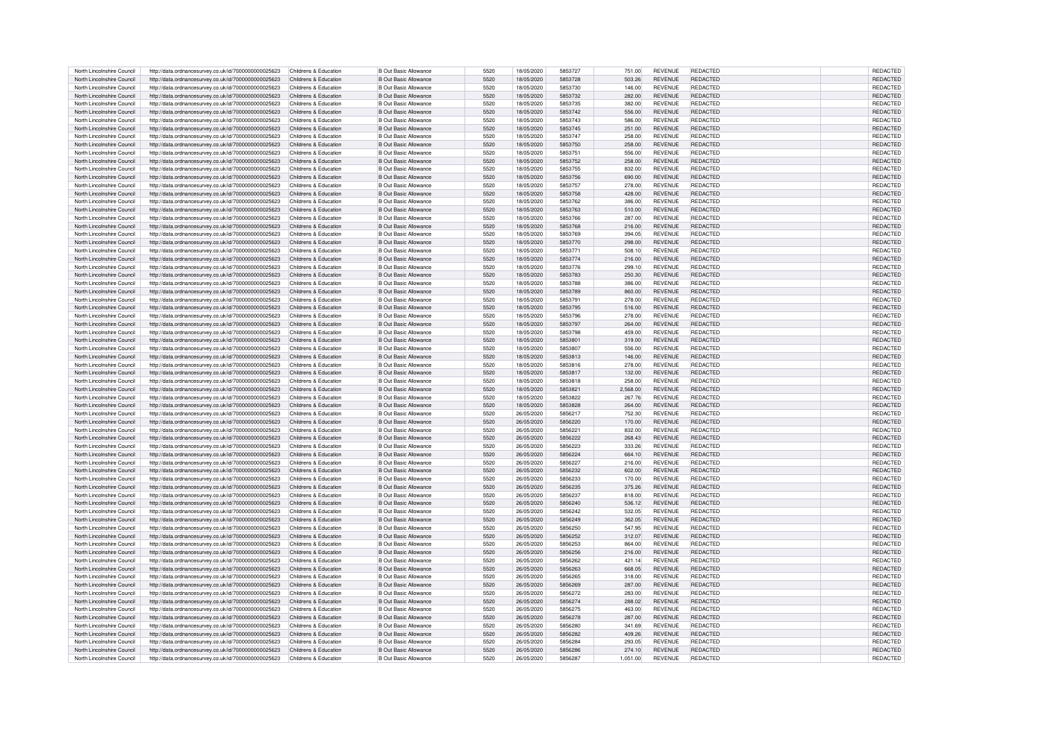| North Lincolnshire Council | http://data.ordnancesurvey.co.uk/id/7000000000025623 | Childrens & Education | B Out Basic Allowance | 5520 | 18/05/2020 | 5853727 | 751.00 | REVENUE | REDACTED | REDACTED |
|---|---|---|---|---|---|---|---|---|---|---|
| North Lincolnshire Council | http://data.ordnancesurvey.co.uk/id/7000000000025623 | Childrens & Education | B Out Basic Allowance | 5520 | 18/05/2020 | 5853728 | 503.26 | REVENUE | REDACTED | REDACTED |
| North Lincolnshire Council | http://data.ordnancesurvey.co.uk/id/7000000000025623 | Childrens & Education | B Out Basic Allowance | 5520 | 18/05/2020 | 5853730 | 146.00 | REVENUE | REDACTED | REDACTED |
| North Lincolnshire Council | http://data.ordnancesurvey.co.uk/id/7000000000025623 | Childrens & Education | B Out Basic Allowance | 5520 | 18/05/2020 | 5853732 | 282.00 | REVENUE | REDACTED | REDACTED |
| North Lincolnshire Council | http://data.ordnancesurvey.co.uk/id/7000000000025623 | Childrens & Education | B Out Basic Allowance | 5520 | 18/05/2020 | 5853735 | 382.00 | REVENUE | REDACTED | REDACTED |
| North Lincolnshire Council | http://data.ordnancesurvey.co.uk/id/7000000000025623 | Childrens & Education | B Out Basic Allowance | 5520 | 18/05/2020 | 5853742 | 556.00 | REVENUE | REDACTED | REDACTED |
| North Lincolnshire Council | http://data.ordnancesurvey.co.uk/id/7000000000025623 | Childrens & Education | B Out Basic Allowance | 5520 | 18/05/2020 | 5853743 | 586.00 | REVENUE | REDACTED | REDACTED |
| North Lincolnshire Council | http://data.ordnancesurvey.co.uk/id/7000000000025623 | Childrens & Education | B Out Basic Allowance | 5520 | 18/05/2020 | 5853745 | 251.00 | REVENUE | REDACTED | REDACTED |
| North Lincolnshire Council | http://data.ordnancesurvey.co.uk/id/7000000000025623 | Childrens & Education | B Out Basic Allowance | 5520 | 18/05/2020 | 5853747 | 258.00 | REVENUE | REDACTED | REDACTED |
| North Lincolnshire Council | http://data.ordnancesurvey.co.uk/id/7000000000025623 | Childrens & Education | B Out Basic Allowance | 5520 | 18/05/2020 | 5853750 | 258.00 | REVENUE | REDACTED | REDACTED |
| North Lincolnshire Council | http://data.ordnancesurvey.co.uk/id/7000000000025623 | Childrens & Education | B Out Basic Allowance | 5520 | 18/05/2020 | 5853751 | 556.00 | REVENUE | REDACTED | REDACTED |
| North Lincolnshire Council | http://data.ordnancesurvey.co.uk/id/7000000000025623 | Childrens & Education | B Out Basic Allowance | 5520 | 18/05/2020 | 5853752 | 258.00 | REVENUE | REDACTED | REDACTED |
| North Lincolnshire Council | http://data.ordnancesurvey.co.uk/id/7000000000025623 | Childrens & Education | B Out Basic Allowance | 5520 | 18/05/2020 | 5853755 | 832.00 | REVENUE | REDACTED | REDACTED |
| North Lincolnshire Council | http://data.ordnancesurvey.co.uk/id/7000000000025623 | Childrens & Education | B Out Basic Allowance | 5520 | 18/05/2020 | 5853756 | 690.00 | REVENUE | REDACTED | REDACTED |
| North Lincolnshire Council | http://data.ordnancesurvey.co.uk/id/7000000000025623 | Childrens & Education | B Out Basic Allowance | 5520 | 18/05/2020 | 5853757 | 278.00 | REVENUE | REDACTED | REDACTED |
| North Lincolnshire Council | http://data.ordnancesurvey.co.uk/id/7000000000025623 | Childrens & Education | B Out Basic Allowance | 5520 | 18/05/2020 | 5853758 | 428.00 | REVENUE | REDACTED | REDACTED |
| North Lincolnshire Council | http://data.ordnancesurvey.co.uk/id/7000000000025623 | Childrens & Education | B Out Basic Allowance | 5520 | 18/05/2020 | 5853762 | 386.00 | REVENUE | REDACTED | REDACTED |
| North Lincolnshire Council | http://data.ordnancesurvey.co.uk/id/7000000000025623 | Childrens & Education | B Out Basic Allowance | 5520 | 18/05/2020 | 5853763 | 510.00 | REVENUE | REDACTED | REDACTED |
| North Lincolnshire Council | http://data.ordnancesurvey.co.uk/id/7000000000025623 | Childrens & Education | B Out Basic Allowance | 5520 | 18/05/2020 | 5853766 | 287.00 | REVENUE | REDACTED | REDACTED |
| North Lincolnshire Council | http://data.ordnancesurvey.co.uk/id/7000000000025623 | Childrens & Education | B Out Basic Allowance | 5520 | 18/05/2020 | 5853768 | 216.00 | REVENUE | REDACTED | REDACTED |
| North Lincolnshire Council | http://data.ordnancesurvey.co.uk/id/7000000000025623 | Childrens & Education | B Out Basic Allowance | 5520 | 18/05/2020 | 5853769 | 394.05 | REVENUE | REDACTED | REDACTED |
| North Lincolnshire Council | http://data.ordnancesurvey.co.uk/id/7000000000025623 | Childrens & Education | B Out Basic Allowance | 5520 | 18/05/2020 | 5853770 | 298.00 | REVENUE | REDACTED | REDACTED |
| North Lincolnshire Council | http://data.ordnancesurvey.co.uk/id/7000000000025623 | Childrens & Education | B Out Basic Allowance | 5520 | 18/05/2020 | 5853771 | 508.10 | REVENUE | REDACTED | REDACTED |
| North Lincolnshire Council | http://data.ordnancesurvey.co.uk/id/7000000000025623 | Childrens & Education | B Out Basic Allowance | 5520 | 18/05/2020 | 5853774 | 216.00 | REVENUE | REDACTED | REDACTED |
| North Lincolnshire Council | http://data.ordnancesurvey.co.uk/id/7000000000025623 | Childrens & Education | B Out Basic Allowance | 5520 | 18/05/2020 | 5853776 | 299.10 | REVENUE | REDACTED | REDACTED |
| North Lincolnshire Council | http://data.ordnancesurvey.co.uk/id/7000000000025623 | Childrens & Education | B Out Basic Allowance | 5520 | 18/05/2020 | 5853783 | 250.30 | REVENUE | REDACTED | REDACTED |
| North Lincolnshire Council | http://data.ordnancesurvey.co.uk/id/7000000000025623 | Childrens & Education | B Out Basic Allowance | 5520 | 18/05/2020 | 5853788 | 386.00 | REVENUE | REDACTED | REDACTED |
| North Lincolnshire Council | http://data.ordnancesurvey.co.uk/id/7000000000025623 | Childrens & Education | B Out Basic Allowance | 5520 | 18/05/2020 | 5853789 | 860.00 | REVENUE | REDACTED | REDACTED |
| North Lincolnshire Council | http://data.ordnancesurvey.co.uk/id/7000000000025623 | Childrens & Education | B Out Basic Allowance | 5520 | 18/05/2020 | 5853791 | 278.00 | REVENUE | REDACTED | REDACTED |
| North Lincolnshire Council | http://data.ordnancesurvey.co.uk/id/7000000000025623 | Childrens & Education | B Out Basic Allowance | 5520 | 18/05/2020 | 5853795 | 516.00 | REVENUE | REDACTED | REDACTED |
| North Lincolnshire Council | http://data.ordnancesurvey.co.uk/id/7000000000025623 | Childrens & Education | B Out Basic Allowance | 5520 | 18/05/2020 | 5853796 | 278.00 | REVENUE | REDACTED | REDACTED |
| North Lincolnshire Council | http://data.ordnancesurvey.co.uk/id/7000000000025623 | Childrens & Education | B Out Basic Allowance | 5520 | 18/05/2020 | 5853797 | 264.00 | REVENUE | REDACTED | REDACTED |
| North Lincolnshire Council | http://data.ordnancesurvey.co.uk/id/7000000000025623 | Childrens & Education | B Out Basic Allowance | 5520 | 18/05/2020 | 5853798 | 459.00 | REVENUE | REDACTED | REDACTED |
| North Lincolnshire Council | http://data.ordnancesurvey.co.uk/id/7000000000025623 | Childrens & Education | B Out Basic Allowance | 5520 | 18/05/2020 | 5853801 | 319.00 | REVENUE | REDACTED | REDACTED |
| North Lincolnshire Council | http://data.ordnancesurvey.co.uk/id/7000000000025623 | Childrens & Education | B Out Basic Allowance | 5520 | 18/05/2020 | 5853807 | 556.00 | REVENUE | REDACTED | REDACTED |
| North Lincolnshire Council | http://data.ordnancesurvey.co.uk/id/7000000000025623 | Childrens & Education | B Out Basic Allowance | 5520 | 18/05/2020 | 5853813 | 146.00 | REVENUE | REDACTED | REDACTED |
| North Lincolnshire Council | http://data.ordnancesurvey.co.uk/id/7000000000025623 | Childrens & Education | B Out Basic Allowance | 5520 | 18/05/2020 | 5853816 | 278.00 | REVENUE | REDACTED | REDACTED |
| North Lincolnshire Council | http://data.ordnancesurvey.co.uk/id/7000000000025623 | Childrens & Education | B Out Basic Allowance | 5520 | 18/05/2020 | 5853817 | 132.00 | REVENUE | REDACTED | REDACTED |
| North Lincolnshire Council | http://data.ordnancesurvey.co.uk/id/7000000000025623 | Childrens & Education | B Out Basic Allowance | 5520 | 18/05/2020 | 5853818 | 258.00 | REVENUE | REDACTED | REDACTED |
| North Lincolnshire Council | http://data.ordnancesurvey.co.uk/id/7000000000025623 | Childrens & Education | B Out Basic Allowance | 5520 | 18/05/2020 | 5853821 | 2,568.00 | REVENUE | REDACTED | REDACTED |
| North Lincolnshire Council | http://data.ordnancesurvey.co.uk/id/7000000000025623 | Childrens & Education | B Out Basic Allowance | 5520 | 18/05/2020 | 5853822 | 267.76 | REVENUE | REDACTED | REDACTED |
| North Lincolnshire Council | http://data.ordnancesurvey.co.uk/id/7000000000025623 | Childrens & Education | B Out Basic Allowance | 5520 | 18/05/2020 | 5853828 | 264.00 | REVENUE | REDACTED | REDACTED |
| North Lincolnshire Council | http://data.ordnancesurvey.co.uk/id/7000000000025623 | Childrens & Education | B Out Basic Allowance | 5520 | 26/05/2020 | 5856217 | 752.30 | REVENUE | REDACTED | REDACTED |
| North Lincolnshire Council | http://data.ordnancesurvey.co.uk/id/7000000000025623 | Childrens & Education | B Out Basic Allowance | 5520 | 26/05/2020 | 5856220 | 170.00 | REVENUE | REDACTED | REDACTED |
| North Lincolnshire Council | http://data.ordnancesurvey.co.uk/id/7000000000025623 | Childrens & Education | B Out Basic Allowance | 5520 | 26/05/2020 | 5856221 | 832.00 | REVENUE | REDACTED | REDACTED |
| North Lincolnshire Council | http://data.ordnancesurvey.co.uk/id/7000000000025623 | Childrens & Education | B Out Basic Allowance | 5520 | 26/05/2020 | 5856222 | 268.43 | REVENUE | REDACTED | REDACTED |
| North Lincolnshire Council | http://data.ordnancesurvey.co.uk/id/7000000000025623 | Childrens & Education | B Out Basic Allowance | 5520 | 26/05/2020 | 5856223 | 333.26 | REVENUE | REDACTED | REDACTED |
| North Lincolnshire Council | http://data.ordnancesurvey.co.uk/id/7000000000025623 | Childrens & Education | B Out Basic Allowance | 5520 | 26/05/2020 | 5856224 | 664.10 | REVENUE | REDACTED | REDACTED |
| North Lincolnshire Council | http://data.ordnancesurvey.co.uk/id/7000000000025623 | Childrens & Education | B Out Basic Allowance | 5520 | 26/05/2020 | 5856227 | 216.00 | REVENUE | REDACTED | REDACTED |
| North Lincolnshire Council | http://data.ordnancesurvey.co.uk/id/7000000000025623 | Childrens & Education | B Out Basic Allowance | 5520 | 26/05/2020 | 5856232 | 602.00 | REVENUE | REDACTED | REDACTED |
| North Lincolnshire Council | http://data.ordnancesurvey.co.uk/id/7000000000025623 | Childrens & Education | B Out Basic Allowance | 5520 | 26/05/2020 | 5856233 | 170.00 | REVENUE | REDACTED | REDACTED |
| North Lincolnshire Council | http://data.ordnancesurvey.co.uk/id/7000000000025623 | Childrens & Education | B Out Basic Allowance | 5520 | 26/05/2020 | 5856235 | 375.26 | REVENUE | REDACTED | REDACTED |
| North Lincolnshire Council | http://data.ordnancesurvey.co.uk/id/7000000000025623 | Childrens & Education | B Out Basic Allowance | 5520 | 26/05/2020 | 5856237 | 818.00 | REVENUE | REDACTED | REDACTED |
| North Lincolnshire Council | http://data.ordnancesurvey.co.uk/id/7000000000025623 | Childrens & Education | B Out Basic Allowance | 5520 | 26/05/2020 | 5856240 | 536.12 | REVENUE | REDACTED | REDACTED |
| North Lincolnshire Council | http://data.ordnancesurvey.co.uk/id/7000000000025623 | Childrens & Education | B Out Basic Allowance | 5520 | 26/05/2020 | 5856242 | 532.05 | REVENUE | REDACTED | REDACTED |
| North Lincolnshire Council | http://data.ordnancesurvey.co.uk/id/7000000000025623 | Childrens & Education | B Out Basic Allowance | 5520 | 26/05/2020 | 5856249 | 362.05 | REVENUE | REDACTED | REDACTED |
| North Lincolnshire Council | http://data.ordnancesurvey.co.uk/id/7000000000025623 | Childrens & Education | B Out Basic Allowance | 5520 | 26/05/2020 | 5856250 | 547.95 | REVENUE | REDACTED | REDACTED |
| North Lincolnshire Council | http://data.ordnancesurvey.co.uk/id/7000000000025623 | Childrens & Education | B Out Basic Allowance | 5520 | 26/05/2020 | 5856252 | 312.07 | REVENUE | REDACTED | REDACTED |
| North Lincolnshire Council | http://data.ordnancesurvey.co.uk/id/7000000000025623 | Childrens & Education | B Out Basic Allowance | 5520 | 26/05/2020 | 5856253 | 864.00 | REVENUE | REDACTED | REDACTED |
| North Lincolnshire Council | http://data.ordnancesurvey.co.uk/id/7000000000025623 | Childrens & Education | B Out Basic Allowance | 5520 | 26/05/2020 | 5856256 | 216.00 | REVENUE | REDACTED | REDACTED |
| North Lincolnshire Council | http://data.ordnancesurvey.co.uk/id/7000000000025623 | Childrens & Education | B Out Basic Allowance | 5520 | 26/05/2020 | 5856262 | 421.14 | REVENUE | REDACTED | REDACTED |
| North Lincolnshire Council | http://data.ordnancesurvey.co.uk/id/7000000000025623 | Childrens & Education | B Out Basic Allowance | 5520 | 26/05/2020 | 5856263 | 668.05 | REVENUE | REDACTED | REDACTED |
| North Lincolnshire Council | http://data.ordnancesurvey.co.uk/id/7000000000025623 | Childrens & Education | B Out Basic Allowance | 5520 | 26/05/2020 | 5856265 | 318.00 | REVENUE | REDACTED | REDACTED |
| North Lincolnshire Council | http://data.ordnancesurvey.co.uk/id/7000000000025623 | Childrens & Education | B Out Basic Allowance | 5520 | 26/05/2020 | 5856269 | 287.00 | REVENUE | REDACTED | REDACTED |
| North Lincolnshire Council | http://data.ordnancesurvey.co.uk/id/7000000000025623 | Childrens & Education | B Out Basic Allowance | 5520 | 26/05/2020 | 5856272 | 283.00 | REVENUE | REDACTED | REDACTED |
| North Lincolnshire Council | http://data.ordnancesurvey.co.uk/id/7000000000025623 | Childrens & Education | B Out Basic Allowance | 5520 | 26/05/2020 | 5856274 | 288.02 | REVENUE | REDACTED | REDACTED |
| North Lincolnshire Council | http://data.ordnancesurvey.co.uk/id/7000000000025623 | Childrens & Education | B Out Basic Allowance | 5520 | 26/05/2020 | 5856275 | 463.00 | REVENUE | REDACTED | REDACTED |
| North Lincolnshire Council | http://data.ordnancesurvey.co.uk/id/7000000000025623 | Childrens & Education | B Out Basic Allowance | 5520 | 26/05/2020 | 5856278 | 287.00 | REVENUE | REDACTED | REDACTED |
| North Lincolnshire Council | http://data.ordnancesurvey.co.uk/id/7000000000025623 | Childrens & Education | B Out Basic Allowance | 5520 | 26/05/2020 | 5856280 | 341.69 | REVENUE | REDACTED | REDACTED |
| North Lincolnshire Council | http://data.ordnancesurvey.co.uk/id/7000000000025623 | Childrens & Education | B Out Basic Allowance | 5520 | 26/05/2020 | 5856282 | 409.26 | REVENUE | REDACTED | REDACTED |
| North Lincolnshire Council | http://data.ordnancesurvey.co.uk/id/7000000000025623 | Childrens & Education | B Out Basic Allowance | 5520 | 26/05/2020 | 5856284 | 293.05 | REVENUE | REDACTED | REDACTED |
| North Lincolnshire Council | http://data.ordnancesurvey.co.uk/id/7000000000025623 | Childrens & Education | B Out Basic Allowance | 5520 | 26/05/2020 | 5856286 | 274.10 | REVENUE | REDACTED | REDACTED |
| North Lincolnshire Council | http://data.ordnancesurvey.co.uk/id/7000000000025623 | Childrens & Education | B Out Basic Allowance | 5520 | 26/05/2020 | 5856287 | 1,051.00 | REVENUE | REDACTED | REDACTED |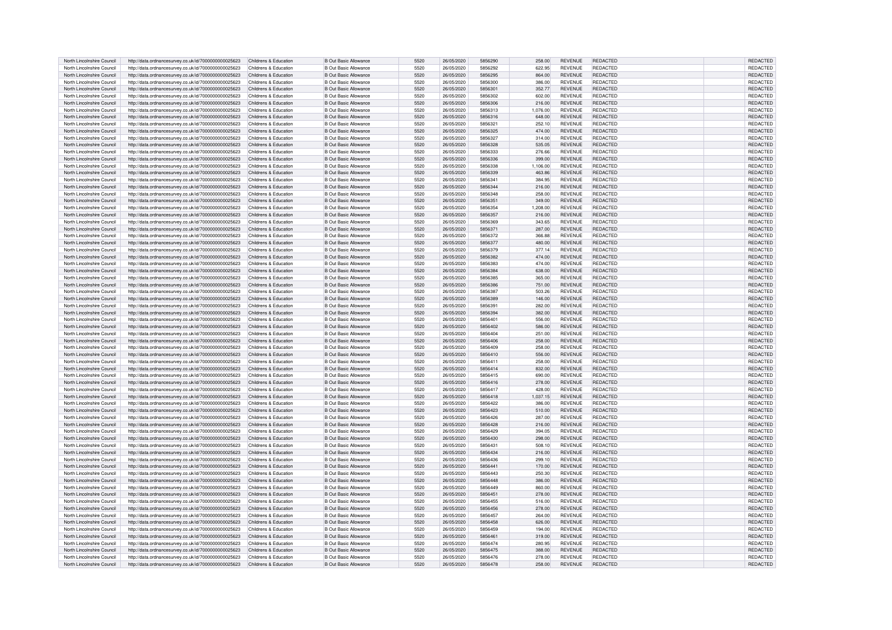| North Lincolnshire Council | http://data.ordnancesurvey.co.uk/id/7000000000025623 | Childrens & Education | B Out Basic Allowance | 5520 | 26/05/2020 | 5856290 | 258.00 | REVENUE | REDACTED | REDACTED |
|---|---|---|---|---|---|---|---|---|---|---|
| North Lincolnshire Council | http://data.ordnancesurvey.co.uk/id/7000000000025623 | Childrens & Education | B Out Basic Allowance | 5520 | 26/05/2020 | 5856292 | 622.95 | REVENUE | REDACTED | REDACTED |
| North Lincolnshire Council | http://data.ordnancesurvey.co.uk/id/7000000000025623 | Childrens & Education | B Out Basic Allowance | 5520 | 26/05/2020 | 5856295 | 864.00 | REVENUE | REDACTED | REDACTED |
| North Lincolnshire Council | http://data.ordnancesurvey.co.uk/id/7000000000025623 | Childrens & Education | B Out Basic Allowance | 5520 | 26/05/2020 | 5856300 | 386.00 | REVENUE | REDACTED | REDACTED |
| North Lincolnshire Council | http://data.ordnancesurvey.co.uk/id/7000000000025623 | Childrens & Education | B Out Basic Allowance | 5520 | 26/05/2020 | 5856301 | 352.77 | REVENUE | REDACTED | REDACTED |
| North Lincolnshire Council | http://data.ordnancesurvey.co.uk/id/7000000000025623 | Childrens & Education | B Out Basic Allowance | 5520 | 26/05/2020 | 5856302 | 602.00 | REVENUE | REDACTED | REDACTED |
| North Lincolnshire Council | http://data.ordnancesurvey.co.uk/id/7000000000025623 | Childrens & Education | B Out Basic Allowance | 5520 | 26/05/2020 | 5856306 | 216.00 | REVENUE | REDACTED | REDACTED |
| North Lincolnshire Council | http://data.ordnancesurvey.co.uk/id/7000000000025623 | Childrens & Education | B Out Basic Allowance | 5520 | 26/05/2020 | 5856313 | 1,076.00 | REVENUE | REDACTED | REDACTED |
| North Lincolnshire Council | http://data.ordnancesurvey.co.uk/id/7000000000025623 | Childrens & Education | B Out Basic Allowance | 5520 | 26/05/2020 | 5856316 | 648.00 | REVENUE | REDACTED | REDACTED |
| North Lincolnshire Council | http://data.ordnancesurvey.co.uk/id/7000000000025623 | Childrens & Education | B Out Basic Allowance | 5520 | 26/05/2020 | 5856321 | 252.10 | REVENUE | REDACTED | REDACTED |
| North Lincolnshire Council | http://data.ordnancesurvey.co.uk/id/7000000000025623 | Childrens & Education | B Out Basic Allowance | 5520 | 26/05/2020 | 5856325 | 474.00 | REVENUE | REDACTED | REDACTED |
| North Lincolnshire Council | http://data.ordnancesurvey.co.uk/id/7000000000025623 | Childrens & Education | B Out Basic Allowance | 5520 | 26/05/2020 | 5856327 | 314.00 | REVENUE | REDACTED | REDACTED |
| North Lincolnshire Council | http://data.ordnancesurvey.co.uk/id/7000000000025623 | Childrens & Education | B Out Basic Allowance | 5520 | 26/05/2020 | 5856328 | 535.05 | REVENUE | REDACTED | REDACTED |
| North Lincolnshire Council | http://data.ordnancesurvey.co.uk/id/7000000000025623 | Childrens & Education | B Out Basic Allowance | 5520 | 26/05/2020 | 5856333 | 276.66 | REVENUE | REDACTED | REDACTED |
| North Lincolnshire Council | http://data.ordnancesurvey.co.uk/id/7000000000025623 | Childrens & Education | B Out Basic Allowance | 5520 | 26/05/2020 | 5856336 | 399.00 | REVENUE | REDACTED | REDACTED |
| North Lincolnshire Council | http://data.ordnancesurvey.co.uk/id/7000000000025623 | Childrens & Education | B Out Basic Allowance | 5520 | 26/05/2020 | 5856338 | 1,106.00 | REVENUE | REDACTED | REDACTED |
| North Lincolnshire Council | http://data.ordnancesurvey.co.uk/id/7000000000025623 | Childrens & Education | B Out Basic Allowance | 5520 | 26/05/2020 | 5856339 | 463.86 | REVENUE | REDACTED | REDACTED |
| North Lincolnshire Council | http://data.ordnancesurvey.co.uk/id/7000000000025623 | Childrens & Education | B Out Basic Allowance | 5520 | 26/05/2020 | 5856341 | 384.95 | REVENUE | REDACTED | REDACTED |
| North Lincolnshire Council | http://data.ordnancesurvey.co.uk/id/7000000000025623 | Childrens & Education | B Out Basic Allowance | 5520 | 26/05/2020 | 5856344 | 216.00 | REVENUE | REDACTED | REDACTED |
| North Lincolnshire Council | http://data.ordnancesurvey.co.uk/id/7000000000025623 | Childrens & Education | B Out Basic Allowance | 5520 | 26/05/2020 | 5856348 | 258.00 | REVENUE | REDACTED | REDACTED |
| North Lincolnshire Council | http://data.ordnancesurvey.co.uk/id/7000000000025623 | Childrens & Education | B Out Basic Allowance | 5520 | 26/05/2020 | 5856351 | 349.00 | REVENUE | REDACTED | REDACTED |
| North Lincolnshire Council | http://data.ordnancesurvey.co.uk/id/7000000000025623 | Childrens & Education | B Out Basic Allowance | 5520 | 26/05/2020 | 5856354 | 1,208.00 | REVENUE | REDACTED | REDACTED |
| North Lincolnshire Council | http://data.ordnancesurvey.co.uk/id/7000000000025623 | Childrens & Education | B Out Basic Allowance | 5520 | 26/05/2020 | 5856357 | 216.00 | REVENUE | REDACTED | REDACTED |
| North Lincolnshire Council | http://data.ordnancesurvey.co.uk/id/7000000000025623 | Childrens & Education | B Out Basic Allowance | 5520 | 26/05/2020 | 5856369 | 343.65 | REVENUE | REDACTED | REDACTED |
| North Lincolnshire Council | http://data.ordnancesurvey.co.uk/id/7000000000025623 | Childrens & Education | B Out Basic Allowance | 5520 | 26/05/2020 | 5856371 | 287.00 | REVENUE | REDACTED | REDACTED |
| North Lincolnshire Council | http://data.ordnancesurvey.co.uk/id/7000000000025623 | Childrens & Education | B Out Basic Allowance | 5520 | 26/05/2020 | 5856372 | 366.88 | REVENUE | REDACTED | REDACTED |
| North Lincolnshire Council | http://data.ordnancesurvey.co.uk/id/7000000000025623 | Childrens & Education | B Out Basic Allowance | 5520 | 26/05/2020 | 5856377 | 480.00 | REVENUE | REDACTED | REDACTED |
| North Lincolnshire Council | http://data.ordnancesurvey.co.uk/id/7000000000025623 | Childrens & Education | B Out Basic Allowance | 5520 | 26/05/2020 | 5856379 | 377.14 | REVENUE | REDACTED | REDACTED |
| North Lincolnshire Council | http://data.ordnancesurvey.co.uk/id/7000000000025623 | Childrens & Education | B Out Basic Allowance | 5520 | 26/05/2020 | 5856382 | 474.00 | REVENUE | REDACTED | REDACTED |
| North Lincolnshire Council | http://data.ordnancesurvey.co.uk/id/7000000000025623 | Childrens & Education | B Out Basic Allowance | 5520 | 26/05/2020 | 5856383 | 474.00 | REVENUE | REDACTED | REDACTED |
| North Lincolnshire Council | http://data.ordnancesurvey.co.uk/id/7000000000025623 | Childrens & Education | B Out Basic Allowance | 5520 | 26/05/2020 | 5856384 | 638.00 | REVENUE | REDACTED | REDACTED |
| North Lincolnshire Council | http://data.ordnancesurvey.co.uk/id/7000000000025623 | Childrens & Education | B Out Basic Allowance | 5520 | 26/05/2020 | 5856385 | 365.00 | REVENUE | REDACTED | REDACTED |
| North Lincolnshire Council | http://data.ordnancesurvey.co.uk/id/7000000000025623 | Childrens & Education | B Out Basic Allowance | 5520 | 26/05/2020 | 5856386 | 751.00 | REVENUE | REDACTED | REDACTED |
| North Lincolnshire Council | http://data.ordnancesurvey.co.uk/id/7000000000025623 | Childrens & Education | B Out Basic Allowance | 5520 | 26/05/2020 | 5856387 | 503.26 | REVENUE | REDACTED | REDACTED |
| North Lincolnshire Council | http://data.ordnancesurvey.co.uk/id/7000000000025623 | Childrens & Education | B Out Basic Allowance | 5520 | 26/05/2020 | 5856389 | 146.00 | REVENUE | REDACTED | REDACTED |
| North Lincolnshire Council | http://data.ordnancesurvey.co.uk/id/7000000000025623 | Childrens & Education | B Out Basic Allowance | 5520 | 26/05/2020 | 5856391 | 282.00 | REVENUE | REDACTED | REDACTED |
| North Lincolnshire Council | http://data.ordnancesurvey.co.uk/id/7000000000025623 | Childrens & Education | B Out Basic Allowance | 5520 | 26/05/2020 | 5856394 | 382.00 | REVENUE | REDACTED | REDACTED |
| North Lincolnshire Council | http://data.ordnancesurvey.co.uk/id/7000000000025623 | Childrens & Education | B Out Basic Allowance | 5520 | 26/05/2020 | 5856401 | 556.00 | REVENUE | REDACTED | REDACTED |
| North Lincolnshire Council | http://data.ordnancesurvey.co.uk/id/7000000000025623 | Childrens & Education | B Out Basic Allowance | 5520 | 26/05/2020 | 5856402 | 586.00 | REVENUE | REDACTED | REDACTED |
| North Lincolnshire Council | http://data.ordnancesurvey.co.uk/id/7000000000025623 | Childrens & Education | B Out Basic Allowance | 5520 | 26/05/2020 | 5856404 | 251.00 | REVENUE | REDACTED | REDACTED |
| North Lincolnshire Council | http://data.ordnancesurvey.co.uk/id/7000000000025623 | Childrens & Education | B Out Basic Allowance | 5520 | 26/05/2020 | 5856406 | 258.00 | REVENUE | REDACTED | REDACTED |
| North Lincolnshire Council | http://data.ordnancesurvey.co.uk/id/7000000000025623 | Childrens & Education | B Out Basic Allowance | 5520 | 26/05/2020 | 5856409 | 258.00 | REVENUE | REDACTED | REDACTED |
| North Lincolnshire Council | http://data.ordnancesurvey.co.uk/id/7000000000025623 | Childrens & Education | B Out Basic Allowance | 5520 | 26/05/2020 | 5856410 | 556.00 | REVENUE | REDACTED | REDACTED |
| North Lincolnshire Council | http://data.ordnancesurvey.co.uk/id/7000000000025623 | Childrens & Education | B Out Basic Allowance | 5520 | 26/05/2020 | 5856411 | 258.00 | REVENUE | REDACTED | REDACTED |
| North Lincolnshire Council | http://data.ordnancesurvey.co.uk/id/7000000000025623 | Childrens & Education | B Out Basic Allowance | 5520 | 26/05/2020 | 5856414 | 832.00 | REVENUE | REDACTED | REDACTED |
| North Lincolnshire Council | http://data.ordnancesurvey.co.uk/id/7000000000025623 | Childrens & Education | B Out Basic Allowance | 5520 | 26/05/2020 | 5856415 | 690.00 | REVENUE | REDACTED | REDACTED |
| North Lincolnshire Council | http://data.ordnancesurvey.co.uk/id/7000000000025623 | Childrens & Education | B Out Basic Allowance | 5520 | 26/05/2020 | 5856416 | 278.00 | REVENUE | REDACTED | REDACTED |
| North Lincolnshire Council | http://data.ordnancesurvey.co.uk/id/7000000000025623 | Childrens & Education | B Out Basic Allowance | 5520 | 26/05/2020 | 5856417 | 428.00 | REVENUE | REDACTED | REDACTED |
| North Lincolnshire Council | http://data.ordnancesurvey.co.uk/id/7000000000025623 | Childrens & Education | B Out Basic Allowance | 5520 | 26/05/2020 | 5856418 | 1,037.15 | REVENUE | REDACTED | REDACTED |
| North Lincolnshire Council | http://data.ordnancesurvey.co.uk/id/7000000000025623 | Childrens & Education | B Out Basic Allowance | 5520 | 26/05/2020 | 5856422 | 386.00 | REVENUE | REDACTED | REDACTED |
| North Lincolnshire Council | http://data.ordnancesurvey.co.uk/id/7000000000025623 | Childrens & Education | B Out Basic Allowance | 5520 | 26/05/2020 | 5856423 | 510.00 | REVENUE | REDACTED | REDACTED |
| North Lincolnshire Council | http://data.ordnancesurvey.co.uk/id/7000000000025623 | Childrens & Education | B Out Basic Allowance | 5520 | 26/05/2020 | 5856426 | 287.00 | REVENUE | REDACTED | REDACTED |
| North Lincolnshire Council | http://data.ordnancesurvey.co.uk/id/7000000000025623 | Childrens & Education | B Out Basic Allowance | 5520 | 26/05/2020 | 5856428 | 216.00 | REVENUE | REDACTED | REDACTED |
| North Lincolnshire Council | http://data.ordnancesurvey.co.uk/id/7000000000025623 | Childrens & Education | B Out Basic Allowance | 5520 | 26/05/2020 | 5856429 | 394.05 | REVENUE | REDACTED | REDACTED |
| North Lincolnshire Council | http://data.ordnancesurvey.co.uk/id/7000000000025623 | Childrens & Education | B Out Basic Allowance | 5520 | 26/05/2020 | 5856430 | 298.00 | REVENUE | REDACTED | REDACTED |
| North Lincolnshire Council | http://data.ordnancesurvey.co.uk/id/7000000000025623 | Childrens & Education | B Out Basic Allowance | 5520 | 26/05/2020 | 5856431 | 508.10 | REVENUE | REDACTED | REDACTED |
| North Lincolnshire Council | http://data.ordnancesurvey.co.uk/id/7000000000025623 | Childrens & Education | B Out Basic Allowance | 5520 | 26/05/2020 | 5856434 | 216.00 | REVENUE | REDACTED | REDACTED |
| North Lincolnshire Council | http://data.ordnancesurvey.co.uk/id/7000000000025623 | Childrens & Education | B Out Basic Allowance | 5520 | 26/05/2020 | 5856436 | 299.10 | REVENUE | REDACTED | REDACTED |
| North Lincolnshire Council | http://data.ordnancesurvey.co.uk/id/7000000000025623 | Childrens & Education | B Out Basic Allowance | 5520 | 26/05/2020 | 5856441 | 170.00 | REVENUE | REDACTED | REDACTED |
| North Lincolnshire Council | http://data.ordnancesurvey.co.uk/id/7000000000025623 | Childrens & Education | B Out Basic Allowance | 5520 | 26/05/2020 | 5856443 | 250.30 | REVENUE | REDACTED | REDACTED |
| North Lincolnshire Council | http://data.ordnancesurvey.co.uk/id/7000000000025623 | Childrens & Education | B Out Basic Allowance | 5520 | 26/05/2020 | 5856448 | 386.00 | REVENUE | REDACTED | REDACTED |
| North Lincolnshire Council | http://data.ordnancesurvey.co.uk/id/7000000000025623 | Childrens & Education | B Out Basic Allowance | 5520 | 26/05/2020 | 5856449 | 860.00 | REVENUE | REDACTED | REDACTED |
| North Lincolnshire Council | http://data.ordnancesurvey.co.uk/id/7000000000025623 | Childrens & Education | B Out Basic Allowance | 5520 | 26/05/2020 | 5856451 | 278.00 | REVENUE | REDACTED | REDACTED |
| North Lincolnshire Council | http://data.ordnancesurvey.co.uk/id/7000000000025623 | Childrens & Education | B Out Basic Allowance | 5520 | 26/05/2020 | 5856455 | 516.00 | REVENUE | REDACTED | REDACTED |
| North Lincolnshire Council | http://data.ordnancesurvey.co.uk/id/7000000000025623 | Childrens & Education | B Out Basic Allowance | 5520 | 26/05/2020 | 5856456 | 278.00 | REVENUE | REDACTED | REDACTED |
| North Lincolnshire Council | http://data.ordnancesurvey.co.uk/id/7000000000025623 | Childrens & Education | B Out Basic Allowance | 5520 | 26/05/2020 | 5856457 | 264.00 | REVENUE | REDACTED | REDACTED |
| North Lincolnshire Council | http://data.ordnancesurvey.co.uk/id/7000000000025623 | Childrens & Education | B Out Basic Allowance | 5520 | 26/05/2020 | 5856458 | 626.00 | REVENUE | REDACTED | REDACTED |
| North Lincolnshire Council | http://data.ordnancesurvey.co.uk/id/7000000000025623 | Childrens & Education | B Out Basic Allowance | 5520 | 26/05/2020 | 5856459 | 194.00 | REVENUE | REDACTED | REDACTED |
| North Lincolnshire Council | http://data.ordnancesurvey.co.uk/id/7000000000025623 | Childrens & Education | B Out Basic Allowance | 5520 | 26/05/2020 | 5856461 | 319.00 | REVENUE | REDACTED | REDACTED |
| North Lincolnshire Council | http://data.ordnancesurvey.co.uk/id/7000000000025623 | Childrens & Education | B Out Basic Allowance | 5520 | 26/05/2020 | 5856474 | 280.95 | REVENUE | REDACTED | REDACTED |
| North Lincolnshire Council | http://data.ordnancesurvey.co.uk/id/7000000000025623 | Childrens & Education | B Out Basic Allowance | 5520 | 26/05/2020 | 5856475 | 388.00 | REVENUE | REDACTED | REDACTED |
| North Lincolnshire Council | http://data.ordnancesurvey.co.uk/id/7000000000025623 | Childrens & Education | B Out Basic Allowance | 5520 | 26/05/2020 | 5856476 | 278.00 | REVENUE | REDACTED | REDACTED |
| North Lincolnshire Council | http://data.ordnancesurvey.co.uk/id/7000000000025623 | Childrens & Education | B Out Basic Allowance | 5520 | 26/05/2020 | 5856478 | 258.00 | REVENUE | REDACTED | REDACTED |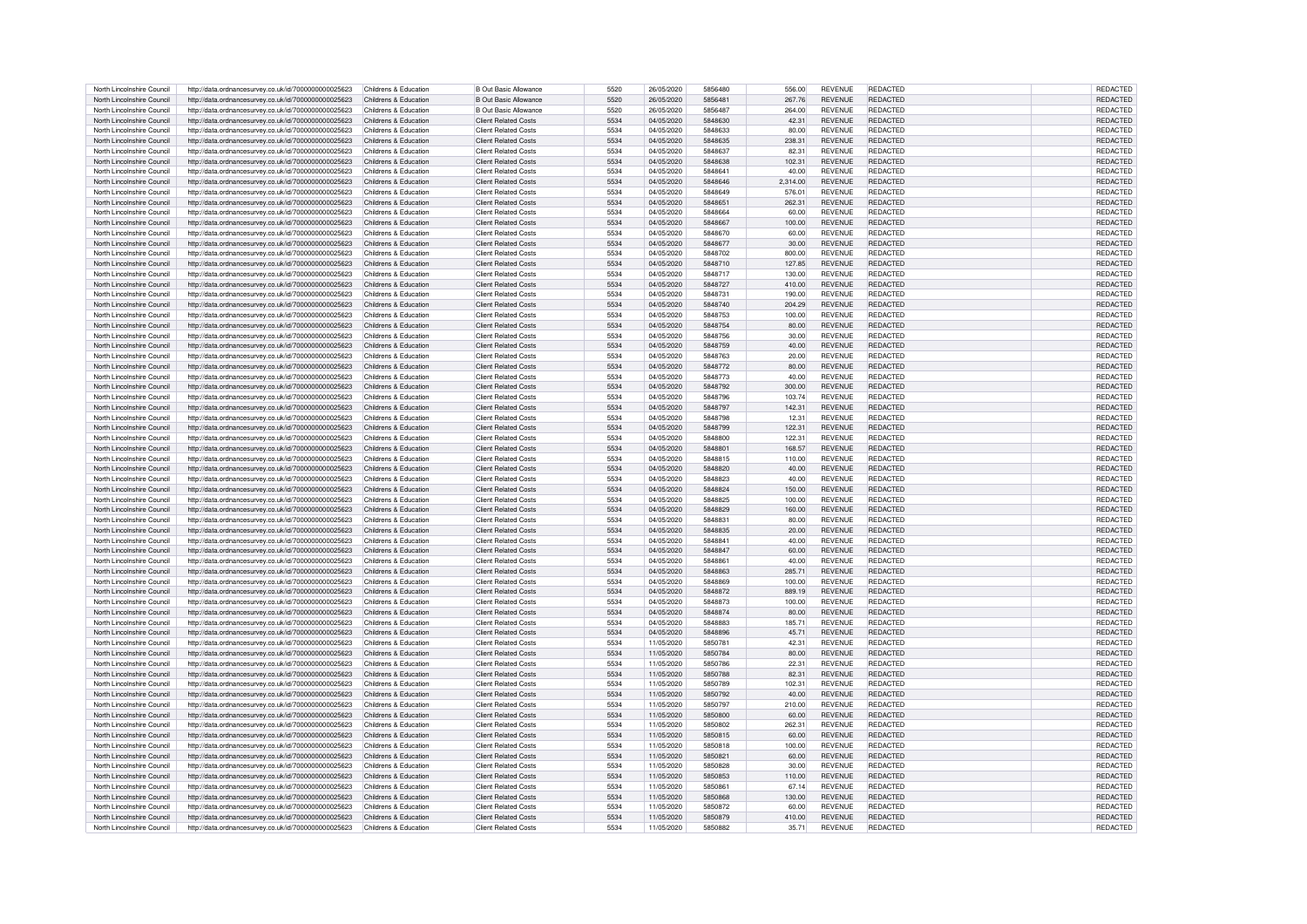| North Lincolnshire Council | http://data.ordnancesurvey.co.uk/id/7000000000025623 | Childrens & Education | B Out Basic Allowance | 5520 | 26/05/2020 | 5856480 | 556.00 | REVENUE | REDACTED | REDACTED |
|---|---|---|---|---|---|---|---|---|---|---|
| North Lincolnshire Council | http://data.ordnancesurvey.co.uk/id/7000000000025623 | Childrens & Education | B Out Basic Allowance | 5520 | 26/05/2020 | 5856481 | 267.76 | REVENUE | REDACTED | REDACTED |
| North Lincolnshire Council | http://data.ordnancesurvey.co.uk/id/7000000000025623 | Childrens & Education | B Out Basic Allowance | 5520 | 26/05/2020 | 5856487 | 264.00 | REVENUE | REDACTED | REDACTED |
| North Lincolnshire Council | http://data.ordnancesurvey.co.uk/id/7000000000025623 | Childrens & Education | Client Related Costs | 5534 | 04/05/2020 | 5848630 | 42.31 | REVENUE | REDACTED | REDACTED |
| North Lincolnshire Council | http://data.ordnancesurvey.co.uk/id/7000000000025623 | Childrens & Education | Client Related Costs | 5534 | 04/05/2020 | 5848633 | 80.00 | REVENUE | REDACTED | REDACTED |
| North Lincolnshire Council | http://data.ordnancesurvey.co.uk/id/7000000000025623 | Childrens & Education | Client Related Costs | 5534 | 04/05/2020 | 5848635 | 238.31 | REVENUE | REDACTED | REDACTED |
| North Lincolnshire Council | http://data.ordnancesurvey.co.uk/id/7000000000025623 | Childrens & Education | Client Related Costs | 5534 | 04/05/2020 | 5848637 | 82.31 | REVENUE | REDACTED | REDACTED |
| North Lincolnshire Council | http://data.ordnancesurvey.co.uk/id/7000000000025623 | Childrens & Education | Client Related Costs | 5534 | 04/05/2020 | 5848638 | 102.31 | REVENUE | REDACTED | REDACTED |
| North Lincolnshire Council | http://data.ordnancesurvey.co.uk/id/7000000000025623 | Childrens & Education | Client Related Costs | 5534 | 04/05/2020 | 5848641 | 40.00 | REVENUE | REDACTED | REDACTED |
| North Lincolnshire Council | http://data.ordnancesurvey.co.uk/id/7000000000025623 | Childrens & Education | Client Related Costs | 5534 | 04/05/2020 | 5848646 | 2,314.00 | REVENUE | REDACTED | REDACTED |
| North Lincolnshire Council | http://data.ordnancesurvey.co.uk/id/7000000000025623 | Childrens & Education | Client Related Costs | 5534 | 04/05/2020 | 5848649 | 576.01 | REVENUE | REDACTED | REDACTED |
| North Lincolnshire Council | http://data.ordnancesurvey.co.uk/id/7000000000025623 | Childrens & Education | Client Related Costs | 5534 | 04/05/2020 | 5848651 | 262.31 | REVENUE | REDACTED | REDACTED |
| North Lincolnshire Council | http://data.ordnancesurvey.co.uk/id/7000000000025623 | Childrens & Education | Client Related Costs | 5534 | 04/05/2020 | 5848664 | 60.00 | REVENUE | REDACTED | REDACTED |
| North Lincolnshire Council | http://data.ordnancesurvey.co.uk/id/7000000000025623 | Childrens & Education | Client Related Costs | 5534 | 04/05/2020 | 5848667 | 100.00 | REVENUE | REDACTED | REDACTED |
| North Lincolnshire Council | http://data.ordnancesurvey.co.uk/id/7000000000025623 | Childrens & Education | Client Related Costs | 5534 | 04/05/2020 | 5848670 | 60.00 | REVENUE | REDACTED | REDACTED |
| North Lincolnshire Council | http://data.ordnancesurvey.co.uk/id/7000000000025623 | Childrens & Education | Client Related Costs | 5534 | 04/05/2020 | 5848677 | 30.00 | REVENUE | REDACTED | REDACTED |
| North Lincolnshire Council | http://data.ordnancesurvey.co.uk/id/7000000000025623 | Childrens & Education | Client Related Costs | 5534 | 04/05/2020 | 5848702 | 800.00 | REVENUE | REDACTED | REDACTED |
| North Lincolnshire Council | http://data.ordnancesurvey.co.uk/id/7000000000025623 | Childrens & Education | Client Related Costs | 5534 | 04/05/2020 | 5848710 | 127.85 | REVENUE | REDACTED | REDACTED |
| North Lincolnshire Council | http://data.ordnancesurvey.co.uk/id/7000000000025623 | Childrens & Education | Client Related Costs | 5534 | 04/05/2020 | 5848717 | 130.00 | REVENUE | REDACTED | REDACTED |
| North Lincolnshire Council | http://data.ordnancesurvey.co.uk/id/7000000000025623 | Childrens & Education | Client Related Costs | 5534 | 04/05/2020 | 5848727 | 410.00 | REVENUE | REDACTED | REDACTED |
| North Lincolnshire Council | http://data.ordnancesurvey.co.uk/id/7000000000025623 | Childrens & Education | Client Related Costs | 5534 | 04/05/2020 | 5848731 | 190.00 | REVENUE | REDACTED | REDACTED |
| North Lincolnshire Council | http://data.ordnancesurvey.co.uk/id/7000000000025623 | Childrens & Education | Client Related Costs | 5534 | 04/05/2020 | 5848740 | 204.29 | REVENUE | REDACTED | REDACTED |
| North Lincolnshire Council | http://data.ordnancesurvey.co.uk/id/7000000000025623 | Childrens & Education | Client Related Costs | 5534 | 04/05/2020 | 5848753 | 100.00 | REVENUE | REDACTED | REDACTED |
| North Lincolnshire Council | http://data.ordnancesurvey.co.uk/id/7000000000025623 | Childrens & Education | Client Related Costs | 5534 | 04/05/2020 | 5848754 | 80.00 | REVENUE | REDACTED | REDACTED |
| North Lincolnshire Council | http://data.ordnancesurvey.co.uk/id/7000000000025623 | Childrens & Education | Client Related Costs | 5534 | 04/05/2020 | 5848756 | 30.00 | REVENUE | REDACTED | REDACTED |
| North Lincolnshire Council | http://data.ordnancesurvey.co.uk/id/7000000000025623 | Childrens & Education | Client Related Costs | 5534 | 04/05/2020 | 5848759 | 40.00 | REVENUE | REDACTED | REDACTED |
| North Lincolnshire Council | http://data.ordnancesurvey.co.uk/id/7000000000025623 | Childrens & Education | Client Related Costs | 5534 | 04/05/2020 | 5848763 | 20.00 | REVENUE | REDACTED | REDACTED |
| North Lincolnshire Council | http://data.ordnancesurvey.co.uk/id/7000000000025623 | Childrens & Education | Client Related Costs | 5534 | 04/05/2020 | 5848772 | 80.00 | REVENUE | REDACTED | REDACTED |
| North Lincolnshire Council | http://data.ordnancesurvey.co.uk/id/7000000000025623 | Childrens & Education | Client Related Costs | 5534 | 04/05/2020 | 5848773 | 40.00 | REVENUE | REDACTED | REDACTED |
| North Lincolnshire Council | http://data.ordnancesurvey.co.uk/id/7000000000025623 | Childrens & Education | Client Related Costs | 5534 | 04/05/2020 | 5848792 | 300.00 | REVENUE | REDACTED | REDACTED |
| North Lincolnshire Council | http://data.ordnancesurvey.co.uk/id/7000000000025623 | Childrens & Education | Client Related Costs | 5534 | 04/05/2020 | 5848796 | 103.74 | REVENUE | REDACTED | REDACTED |
| North Lincolnshire Council | http://data.ordnancesurvey.co.uk/id/7000000000025623 | Childrens & Education | Client Related Costs | 5534 | 04/05/2020 | 5848797 | 142.31 | REVENUE | REDACTED | REDACTED |
| North Lincolnshire Council | http://data.ordnancesurvey.co.uk/id/7000000000025623 | Childrens & Education | Client Related Costs | 5534 | 04/05/2020 | 5848798 | 12.31 | REVENUE | REDACTED | REDACTED |
| North Lincolnshire Council | http://data.ordnancesurvey.co.uk/id/7000000000025623 | Childrens & Education | Client Related Costs | 5534 | 04/05/2020 | 5848799 | 122.31 | REVENUE | REDACTED | REDACTED |
| North Lincolnshire Council | http://data.ordnancesurvey.co.uk/id/7000000000025623 | Childrens & Education | Client Related Costs | 5534 | 04/05/2020 | 5848800 | 122.31 | REVENUE | REDACTED | REDACTED |
| North Lincolnshire Council | http://data.ordnancesurvey.co.uk/id/7000000000025623 | Childrens & Education | Client Related Costs | 5534 | 04/05/2020 | 5848801 | 168.57 | REVENUE | REDACTED | REDACTED |
| North Lincolnshire Council | http://data.ordnancesurvey.co.uk/id/7000000000025623 | Childrens & Education | Client Related Costs | 5534 | 04/05/2020 | 5848815 | 110.00 | REVENUE | REDACTED | REDACTED |
| North Lincolnshire Council | http://data.ordnancesurvey.co.uk/id/7000000000025623 | Childrens & Education | Client Related Costs | 5534 | 04/05/2020 | 5848820 | 40.00 | REVENUE | REDACTED | REDACTED |
| North Lincolnshire Council | http://data.ordnancesurvey.co.uk/id/7000000000025623 | Childrens & Education | Client Related Costs | 5534 | 04/05/2020 | 5848823 | 40.00 | REVENUE | REDACTED | REDACTED |
| North Lincolnshire Council | http://data.ordnancesurvey.co.uk/id/7000000000025623 | Childrens & Education | Client Related Costs | 5534 | 04/05/2020 | 5848824 | 150.00 | REVENUE | REDACTED | REDACTED |
| North Lincolnshire Council | http://data.ordnancesurvey.co.uk/id/7000000000025623 | Childrens & Education | Client Related Costs | 5534 | 04/05/2020 | 5848825 | 100.00 | REVENUE | REDACTED | REDACTED |
| North Lincolnshire Council | http://data.ordnancesurvey.co.uk/id/7000000000025623 | Childrens & Education | Client Related Costs | 5534 | 04/05/2020 | 5848829 | 160.00 | REVENUE | REDACTED | REDACTED |
| North Lincolnshire Council | http://data.ordnancesurvey.co.uk/id/7000000000025623 | Childrens & Education | Client Related Costs | 5534 | 04/05/2020 | 5848831 | 80.00 | REVENUE | REDACTED | REDACTED |
| North Lincolnshire Council | http://data.ordnancesurvey.co.uk/id/7000000000025623 | Childrens & Education | Client Related Costs | 5534 | 04/05/2020 | 5848835 | 20.00 | REVENUE | REDACTED | REDACTED |
| North Lincolnshire Council | http://data.ordnancesurvey.co.uk/id/7000000000025623 | Childrens & Education | Client Related Costs | 5534 | 04/05/2020 | 5848841 | 40.00 | REVENUE | REDACTED | REDACTED |
| North Lincolnshire Council | http://data.ordnancesurvey.co.uk/id/7000000000025623 | Childrens & Education | Client Related Costs | 5534 | 04/05/2020 | 5848847 | 60.00 | REVENUE | REDACTED | REDACTED |
| North Lincolnshire Council | http://data.ordnancesurvey.co.uk/id/7000000000025623 | Childrens & Education | Client Related Costs | 5534 | 04/05/2020 | 5848861 | 40.00 | REVENUE | REDACTED | REDACTED |
| North Lincolnshire Council | http://data.ordnancesurvey.co.uk/id/7000000000025623 | Childrens & Education | Client Related Costs | 5534 | 04/05/2020 | 5848863 | 285.71 | REVENUE | REDACTED | REDACTED |
| North Lincolnshire Council | http://data.ordnancesurvey.co.uk/id/7000000000025623 | Childrens & Education | Client Related Costs | 5534 | 04/05/2020 | 5848869 | 100.00 | REVENUE | REDACTED | REDACTED |
| North Lincolnshire Council | http://data.ordnancesurvey.co.uk/id/7000000000025623 | Childrens & Education | Client Related Costs | 5534 | 04/05/2020 | 5848872 | 889.19 | REVENUE | REDACTED | REDACTED |
| North Lincolnshire Council | http://data.ordnancesurvey.co.uk/id/7000000000025623 | Childrens & Education | Client Related Costs | 5534 | 04/05/2020 | 5848873 | 100.00 | REVENUE | REDACTED | REDACTED |
| North Lincolnshire Council | http://data.ordnancesurvey.co.uk/id/7000000000025623 | Childrens & Education | Client Related Costs | 5534 | 04/05/2020 | 5848874 | 80.00 | REVENUE | REDACTED | REDACTED |
| North Lincolnshire Council | http://data.ordnancesurvey.co.uk/id/7000000000025623 | Childrens & Education | Client Related Costs | 5534 | 04/05/2020 | 5848883 | 185.71 | REVENUE | REDACTED | REDACTED |
| North Lincolnshire Council | http://data.ordnancesurvey.co.uk/id/7000000000025623 | Childrens & Education | Client Related Costs | 5534 | 04/05/2020 | 5848896 | 45.71 | REVENUE | REDACTED | REDACTED |
| North Lincolnshire Council | http://data.ordnancesurvey.co.uk/id/7000000000025623 | Childrens & Education | Client Related Costs | 5534 | 11/05/2020 | 5850781 | 42.31 | REVENUE | REDACTED | REDACTED |
| North Lincolnshire Council | http://data.ordnancesurvey.co.uk/id/7000000000025623 | Childrens & Education | Client Related Costs | 5534 | 11/05/2020 | 5850784 | 80.00 | REVENUE | REDACTED | REDACTED |
| North Lincolnshire Council | http://data.ordnancesurvey.co.uk/id/7000000000025623 | Childrens & Education | Client Related Costs | 5534 | 11/05/2020 | 5850786 | 22.31 | REVENUE | REDACTED | REDACTED |
| North Lincolnshire Council | http://data.ordnancesurvey.co.uk/id/7000000000025623 | Childrens & Education | Client Related Costs | 5534 | 11/05/2020 | 5850788 | 82.31 | REVENUE | REDACTED | REDACTED |
| North Lincolnshire Council | http://data.ordnancesurvey.co.uk/id/7000000000025623 | Childrens & Education | Client Related Costs | 5534 | 11/05/2020 | 5850789 | 102.31 | REVENUE | REDACTED | REDACTED |
| North Lincolnshire Council | http://data.ordnancesurvey.co.uk/id/7000000000025623 | Childrens & Education | Client Related Costs | 5534 | 11/05/2020 | 5850792 | 40.00 | REVENUE | REDACTED | REDACTED |
| North Lincolnshire Council | http://data.ordnancesurvey.co.uk/id/7000000000025623 | Childrens & Education | Client Related Costs | 5534 | 11/05/2020 | 5850797 | 210.00 | REVENUE | REDACTED | REDACTED |
| North Lincolnshire Council | http://data.ordnancesurvey.co.uk/id/7000000000025623 | Childrens & Education | Client Related Costs | 5534 | 11/05/2020 | 5850800 | 60.00 | REVENUE | REDACTED | REDACTED |
| North Lincolnshire Council | http://data.ordnancesurvey.co.uk/id/7000000000025623 | Childrens & Education | Client Related Costs | 5534 | 11/05/2020 | 5850802 | 262.31 | REVENUE | REDACTED | REDACTED |
| North Lincolnshire Council | http://data.ordnancesurvey.co.uk/id/7000000000025623 | Childrens & Education | Client Related Costs | 5534 | 11/05/2020 | 5850815 | 60.00 | REVENUE | REDACTED | REDACTED |
| North Lincolnshire Council | http://data.ordnancesurvey.co.uk/id/7000000000025623 | Childrens & Education | Client Related Costs | 5534 | 11/05/2020 | 5850818 | 100.00 | REVENUE | REDACTED | REDACTED |
| North Lincolnshire Council | http://data.ordnancesurvey.co.uk/id/7000000000025623 | Childrens & Education | Client Related Costs | 5534 | 11/05/2020 | 5850821 | 60.00 | REVENUE | REDACTED | REDACTED |
| North Lincolnshire Council | http://data.ordnancesurvey.co.uk/id/7000000000025623 | Childrens & Education | Client Related Costs | 5534 | 11/05/2020 | 5850828 | 30.00 | REVENUE | REDACTED | REDACTED |
| North Lincolnshire Council | http://data.ordnancesurvey.co.uk/id/7000000000025623 | Childrens & Education | Client Related Costs | 5534 | 11/05/2020 | 5850853 | 110.00 | REVENUE | REDACTED | REDACTED |
| North Lincolnshire Council | http://data.ordnancesurvey.co.uk/id/7000000000025623 | Childrens & Education | Client Related Costs | 5534 | 11/05/2020 | 5850861 | 67.14 | REVENUE | REDACTED | REDACTED |
| North Lincolnshire Council | http://data.ordnancesurvey.co.uk/id/7000000000025623 | Childrens & Education | Client Related Costs | 5534 | 11/05/2020 | 5850868 | 130.00 | REVENUE | REDACTED | REDACTED |
| North Lincolnshire Council | http://data.ordnancesurvey.co.uk/id/7000000000025623 | Childrens & Education | Client Related Costs | 5534 | 11/05/2020 | 5850872 | 60.00 | REVENUE | REDACTED | REDACTED |
| North Lincolnshire Council | http://data.ordnancesurvey.co.uk/id/7000000000025623 | Childrens & Education | Client Related Costs | 5534 | 11/05/2020 | 5850879 | 410.00 | REVENUE | REDACTED | REDACTED |
| North Lincolnshire Council | http://data.ordnancesurvey.co.uk/id/7000000000025623 | Childrens & Education | Client Related Costs | 5534 | 11/05/2020 | 5850882 | 35.71 | REVENUE | REDACTED | REDACTED |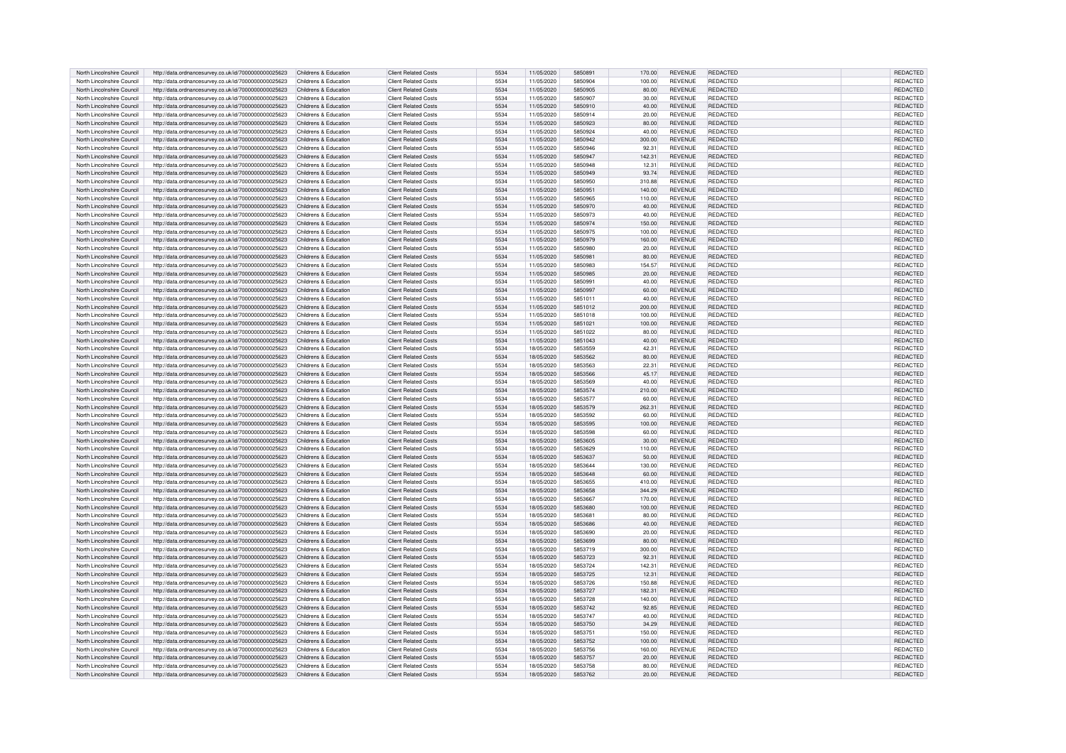| North Lincolnshire Council | http://data.ordnancesurvey.co.uk/id/7000000000025623 | Childrens & Education | Client Related Costs | 5534 | 11/05/2020 | 5850891 | 170.00 | REVENUE | REDACTED | REDACTED |
|---|---|---|---|---|---|---|---|---|---|---|
| North Lincolnshire Council | http://data.ordnancesurvey.co.uk/id/7000000000025623 | Childrens & Education | Client Related Costs | 5534 | 11/05/2020 | 5850904 | 100.00 | REVENUE | REDACTED | REDACTED |
| North Lincolnshire Council | http://data.ordnancesurvey.co.uk/id/7000000000025623 | Childrens & Education | Client Related Costs | 5534 | 11/05/2020 | 5850905 | 80.00 | REVENUE | REDACTED | REDACTED |
| North Lincolnshire Council | http://data.ordnancesurvey.co.uk/id/7000000000025623 | Childrens & Education | Client Related Costs | 5534 | 11/05/2020 | 5850907 | 30.00 | REVENUE | REDACTED | REDACTED |
| North Lincolnshire Council | http://data.ordnancesurvey.co.uk/id/7000000000025623 | Childrens & Education | Client Related Costs | 5534 | 11/05/2020 | 5850910 | 40.00 | REVENUE | REDACTED | REDACTED |
| North Lincolnshire Council | http://data.ordnancesurvey.co.uk/id/7000000000025623 | Childrens & Education | Client Related Costs | 5534 | 11/05/2020 | 5850914 | 20.00 | REVENUE | REDACTED | REDACTED |
| North Lincolnshire Council | http://data.ordnancesurvey.co.uk/id/7000000000025623 | Childrens & Education | Client Related Costs | 5534 | 11/05/2020 | 5850923 | 80.00 | REVENUE | REDACTED | REDACTED |
| North Lincolnshire Council | http://data.ordnancesurvey.co.uk/id/7000000000025623 | Childrens & Education | Client Related Costs | 5534 | 11/05/2020 | 5850924 | 40.00 | REVENUE | REDACTED | REDACTED |
| North Lincolnshire Council | http://data.ordnancesurvey.co.uk/id/7000000000025623 | Childrens & Education | Client Related Costs | 5534 | 11/05/2020 | 5850942 | 300.00 | REVENUE | REDACTED | REDACTED |
| North Lincolnshire Council | http://data.ordnancesurvey.co.uk/id/7000000000025623 | Childrens & Education | Client Related Costs | 5534 | 11/05/2020 | 5850946 | 92.31 | REVENUE | REDACTED | REDACTED |
| North Lincolnshire Council | http://data.ordnancesurvey.co.uk/id/7000000000025623 | Childrens & Education | Client Related Costs | 5534 | 11/05/2020 | 5850947 | 142.31 | REVENUE | REDACTED | REDACTED |
| North Lincolnshire Council | http://data.ordnancesurvey.co.uk/id/7000000000025623 | Childrens & Education | Client Related Costs | 5534 | 11/05/2020 | 5850948 | 12.31 | REVENUE | REDACTED | REDACTED |
| North Lincolnshire Council | http://data.ordnancesurvey.co.uk/id/7000000000025623 | Childrens & Education | Client Related Costs | 5534 | 11/05/2020 | 5850949 | 93.74 | REVENUE | REDACTED | REDACTED |
| North Lincolnshire Council | http://data.ordnancesurvey.co.uk/id/7000000000025623 | Childrens & Education | Client Related Costs | 5534 | 11/05/2020 | 5850950 | 310.88 | REVENUE | REDACTED | REDACTED |
| North Lincolnshire Council | http://data.ordnancesurvey.co.uk/id/7000000000025623 | Childrens & Education | Client Related Costs | 5534 | 11/05/2020 | 5850951 | 140.00 | REVENUE | REDACTED | REDACTED |
| North Lincolnshire Council | http://data.ordnancesurvey.co.uk/id/7000000000025623 | Childrens & Education | Client Related Costs | 5534 | 11/05/2020 | 5850965 | 110.00 | REVENUE | REDACTED | REDACTED |
| North Lincolnshire Council | http://data.ordnancesurvey.co.uk/id/7000000000025623 | Childrens & Education | Client Related Costs | 5534 | 11/05/2020 | 5850970 | 40.00 | REVENUE | REDACTED | REDACTED |
| North Lincolnshire Council | http://data.ordnancesurvey.co.uk/id/7000000000025623 | Childrens & Education | Client Related Costs | 5534 | 11/05/2020 | 5850973 | 40.00 | REVENUE | REDACTED | REDACTED |
| North Lincolnshire Council | http://data.ordnancesurvey.co.uk/id/7000000000025623 | Childrens & Education | Client Related Costs | 5534 | 11/05/2020 | 5850974 | 150.00 | REVENUE | REDACTED | REDACTED |
| North Lincolnshire Council | http://data.ordnancesurvey.co.uk/id/7000000000025623 | Childrens & Education | Client Related Costs | 5534 | 11/05/2020 | 5850975 | 100.00 | REVENUE | REDACTED | REDACTED |
| North Lincolnshire Council | http://data.ordnancesurvey.co.uk/id/7000000000025623 | Childrens & Education | Client Related Costs | 5534 | 11/05/2020 | 5850979 | 160.00 | REVENUE | REDACTED | REDACTED |
| North Lincolnshire Council | http://data.ordnancesurvey.co.uk/id/7000000000025623 | Childrens & Education | Client Related Costs | 5534 | 11/05/2020 | 5850980 | 20.00 | REVENUE | REDACTED | REDACTED |
| North Lincolnshire Council | http://data.ordnancesurvey.co.uk/id/7000000000025623 | Childrens & Education | Client Related Costs | 5534 | 11/05/2020 | 5850981 | 80.00 | REVENUE | REDACTED | REDACTED |
| North Lincolnshire Council | http://data.ordnancesurvey.co.uk/id/7000000000025623 | Childrens & Education | Client Related Costs | 5534 | 11/05/2020 | 5850983 | 154.57 | REVENUE | REDACTED | REDACTED |
| North Lincolnshire Council | http://data.ordnancesurvey.co.uk/id/7000000000025623 | Childrens & Education | Client Related Costs | 5534 | 11/05/2020 | 5850985 | 20.00 | REVENUE | REDACTED | REDACTED |
| North Lincolnshire Council | http://data.ordnancesurvey.co.uk/id/7000000000025623 | Childrens & Education | Client Related Costs | 5534 | 11/05/2020 | 5850991 | 40.00 | REVENUE | REDACTED | REDACTED |
| North Lincolnshire Council | http://data.ordnancesurvey.co.uk/id/7000000000025623 | Childrens & Education | Client Related Costs | 5534 | 11/05/2020 | 5850997 | 60.00 | REVENUE | REDACTED | REDACTED |
| North Lincolnshire Council | http://data.ordnancesurvey.co.uk/id/7000000000025623 | Childrens & Education | Client Related Costs | 5534 | 11/05/2020 | 5851011 | 40.00 | REVENUE | REDACTED | REDACTED |
| North Lincolnshire Council | http://data.ordnancesurvey.co.uk/id/7000000000025623 | Childrens & Education | Client Related Costs | 5534 | 11/05/2020 | 5851012 | 200.00 | REVENUE | REDACTED | REDACTED |
| North Lincolnshire Council | http://data.ordnancesurvey.co.uk/id/7000000000025623 | Childrens & Education | Client Related Costs | 5534 | 11/05/2020 | 5851018 | 100.00 | REVENUE | REDACTED | REDACTED |
| North Lincolnshire Council | http://data.ordnancesurvey.co.uk/id/7000000000025623 | Childrens & Education | Client Related Costs | 5534 | 11/05/2020 | 5851021 | 100.00 | REVENUE | REDACTED | REDACTED |
| North Lincolnshire Council | http://data.ordnancesurvey.co.uk/id/7000000000025623 | Childrens & Education | Client Related Costs | 5534 | 11/05/2020 | 5851022 | 80.00 | REVENUE | REDACTED | REDACTED |
| North Lincolnshire Council | http://data.ordnancesurvey.co.uk/id/7000000000025623 | Childrens & Education | Client Related Costs | 5534 | 11/05/2020 | 5851043 | 40.00 | REVENUE | REDACTED | REDACTED |
| North Lincolnshire Council | http://data.ordnancesurvey.co.uk/id/7000000000025623 | Childrens & Education | Client Related Costs | 5534 | 18/05/2020 | 5853559 | 42.31 | REVENUE | REDACTED | REDACTED |
| North Lincolnshire Council | http://data.ordnancesurvey.co.uk/id/7000000000025623 | Childrens & Education | Client Related Costs | 5534 | 18/05/2020 | 5853562 | 80.00 | REVENUE | REDACTED | REDACTED |
| North Lincolnshire Council | http://data.ordnancesurvey.co.uk/id/7000000000025623 | Childrens & Education | Client Related Costs | 5534 | 18/05/2020 | 5853563 | 22.31 | REVENUE | REDACTED | REDACTED |
| North Lincolnshire Council | http://data.ordnancesurvey.co.uk/id/7000000000025623 | Childrens & Education | Client Related Costs | 5534 | 18/05/2020 | 5853566 | 45.17 | REVENUE | REDACTED | REDACTED |
| North Lincolnshire Council | http://data.ordnancesurvey.co.uk/id/7000000000025623 | Childrens & Education | Client Related Costs | 5534 | 18/05/2020 | 5853569 | 40.00 | REVENUE | REDACTED | REDACTED |
| North Lincolnshire Council | http://data.ordnancesurvey.co.uk/id/7000000000025623 | Childrens & Education | Client Related Costs | 5534 | 18/05/2020 | 5853574 | 210.00 | REVENUE | REDACTED | REDACTED |
| North Lincolnshire Council | http://data.ordnancesurvey.co.uk/id/7000000000025623 | Childrens & Education | Client Related Costs | 5534 | 18/05/2020 | 5853577 | 60.00 | REVENUE | REDACTED | REDACTED |
| North Lincolnshire Council | http://data.ordnancesurvey.co.uk/id/7000000000025623 | Childrens & Education | Client Related Costs | 5534 | 18/05/2020 | 5853579 | 262.31 | REVENUE | REDACTED | REDACTED |
| North Lincolnshire Council | http://data.ordnancesurvey.co.uk/id/7000000000025623 | Childrens & Education | Client Related Costs | 5534 | 18/05/2020 | 5853592 | 60.00 | REVENUE | REDACTED | REDACTED |
| North Lincolnshire Council | http://data.ordnancesurvey.co.uk/id/7000000000025623 | Childrens & Education | Client Related Costs | 5534 | 18/05/2020 | 5853595 | 100.00 | REVENUE | REDACTED | REDACTED |
| North Lincolnshire Council | http://data.ordnancesurvey.co.uk/id/7000000000025623 | Childrens & Education | Client Related Costs | 5534 | 18/05/2020 | 5853598 | 60.00 | REVENUE | REDACTED | REDACTED |
| North Lincolnshire Council | http://data.ordnancesurvey.co.uk/id/7000000000025623 | Childrens & Education | Client Related Costs | 5534 | 18/05/2020 | 5853605 | 30.00 | REVENUE | REDACTED | REDACTED |
| North Lincolnshire Council | http://data.ordnancesurvey.co.uk/id/7000000000025623 | Childrens & Education | Client Related Costs | 5534 | 18/05/2020 | 5853629 | 110.00 | REVENUE | REDACTED | REDACTED |
| North Lincolnshire Council | http://data.ordnancesurvey.co.uk/id/7000000000025623 | Childrens & Education | Client Related Costs | 5534 | 18/05/2020 | 5853637 | 50.00 | REVENUE | REDACTED | REDACTED |
| North Lincolnshire Council | http://data.ordnancesurvey.co.uk/id/7000000000025623 | Childrens & Education | Client Related Costs | 5534 | 18/05/2020 | 5853644 | 130.00 | REVENUE | REDACTED | REDACTED |
| North Lincolnshire Council | http://data.ordnancesurvey.co.uk/id/7000000000025623 | Childrens & Education | Client Related Costs | 5534 | 18/05/2020 | 5853648 | 60.00 | REVENUE | REDACTED | REDACTED |
| North Lincolnshire Council | http://data.ordnancesurvey.co.uk/id/7000000000025623 | Childrens & Education | Client Related Costs | 5534 | 18/05/2020 | 5853655 | 410.00 | REVENUE | REDACTED | REDACTED |
| North Lincolnshire Council | http://data.ordnancesurvey.co.uk/id/7000000000025623 | Childrens & Education | Client Related Costs | 5534 | 18/05/2020 | 5853658 | 344.29 | REVENUE | REDACTED | REDACTED |
| North Lincolnshire Council | http://data.ordnancesurvey.co.uk/id/7000000000025623 | Childrens & Education | Client Related Costs | 5534 | 18/05/2020 | 5853667 | 170.00 | REVENUE | REDACTED | REDACTED |
| North Lincolnshire Council | http://data.ordnancesurvey.co.uk/id/7000000000025623 | Childrens & Education | Client Related Costs | 5534 | 18/05/2020 | 5853680 | 100.00 | REVENUE | REDACTED | REDACTED |
| North Lincolnshire Council | http://data.ordnancesurvey.co.uk/id/7000000000025623 | Childrens & Education | Client Related Costs | 5534 | 18/05/2020 | 5853681 | 80.00 | REVENUE | REDACTED | REDACTED |
| North Lincolnshire Council | http://data.ordnancesurvey.co.uk/id/7000000000025623 | Childrens & Education | Client Related Costs | 5534 | 18/05/2020 | 5853686 | 40.00 | REVENUE | REDACTED | REDACTED |
| North Lincolnshire Council | http://data.ordnancesurvey.co.uk/id/7000000000025623 | Childrens & Education | Client Related Costs | 5534 | 18/05/2020 | 5853690 | 20.00 | REVENUE | REDACTED | REDACTED |
| North Lincolnshire Council | http://data.ordnancesurvey.co.uk/id/7000000000025623 | Childrens & Education | Client Related Costs | 5534 | 18/05/2020 | 5853699 | 80.00 | REVENUE | REDACTED | REDACTED |
| North Lincolnshire Council | http://data.ordnancesurvey.co.uk/id/7000000000025623 | Childrens & Education | Client Related Costs | 5534 | 18/05/2020 | 5853719 | 300.00 | REVENUE | REDACTED | REDACTED |
| North Lincolnshire Council | http://data.ordnancesurvey.co.uk/id/7000000000025623 | Childrens & Education | Client Related Costs | 5534 | 18/05/2020 | 5853723 | 92.31 | REVENUE | REDACTED | REDACTED |
| North Lincolnshire Council | http://data.ordnancesurvey.co.uk/id/7000000000025623 | Childrens & Education | Client Related Costs | 5534 | 18/05/2020 | 5853724 | 142.31 | REVENUE | REDACTED | REDACTED |
| North Lincolnshire Council | http://data.ordnancesurvey.co.uk/id/7000000000025623 | Childrens & Education | Client Related Costs | 5534 | 18/05/2020 | 5853725 | 12.31 | REVENUE | REDACTED | REDACTED |
| North Lincolnshire Council | http://data.ordnancesurvey.co.uk/id/7000000000025623 | Childrens & Education | Client Related Costs | 5534 | 18/05/2020 | 5853726 | 150.88 | REVENUE | REDACTED | REDACTED |
| North Lincolnshire Council | http://data.ordnancesurvey.co.uk/id/7000000000025623 | Childrens & Education | Client Related Costs | 5534 | 18/05/2020 | 5853727 | 182.31 | REVENUE | REDACTED | REDACTED |
| North Lincolnshire Council | http://data.ordnancesurvey.co.uk/id/7000000000025623 | Childrens & Education | Client Related Costs | 5534 | 18/05/2020 | 5853728 | 140.00 | REVENUE | REDACTED | REDACTED |
| North Lincolnshire Council | http://data.ordnancesurvey.co.uk/id/7000000000025623 | Childrens & Education | Client Related Costs | 5534 | 18/05/2020 | 5853742 | 92.85 | REVENUE | REDACTED | REDACTED |
| North Lincolnshire Council | http://data.ordnancesurvey.co.uk/id/7000000000025623 | Childrens & Education | Client Related Costs | 5534 | 18/05/2020 | 5853747 | 40.00 | REVENUE | REDACTED | REDACTED |
| North Lincolnshire Council | http://data.ordnancesurvey.co.uk/id/7000000000025623 | Childrens & Education | Client Related Costs | 5534 | 18/05/2020 | 5853750 | 34.29 | REVENUE | REDACTED | REDACTED |
| North Lincolnshire Council | http://data.ordnancesurvey.co.uk/id/7000000000025623 | Childrens & Education | Client Related Costs | 5534 | 18/05/2020 | 5853751 | 150.00 | REVENUE | REDACTED | REDACTED |
| North Lincolnshire Council | http://data.ordnancesurvey.co.uk/id/7000000000025623 | Childrens & Education | Client Related Costs | 5534 | 18/05/2020 | 5853752 | 100.00 | REVENUE | REDACTED | REDACTED |
| North Lincolnshire Council | http://data.ordnancesurvey.co.uk/id/7000000000025623 | Childrens & Education | Client Related Costs | 5534 | 18/05/2020 | 5853756 | 160.00 | REVENUE | REDACTED | REDACTED |
| North Lincolnshire Council | http://data.ordnancesurvey.co.uk/id/7000000000025623 | Childrens & Education | Client Related Costs | 5534 | 18/05/2020 | 5853757 | 20.00 | REVENUE | REDACTED | REDACTED |
| North Lincolnshire Council | http://data.ordnancesurvey.co.uk/id/7000000000025623 | Childrens & Education | Client Related Costs | 5534 | 18/05/2020 | 5853758 | 80.00 | REVENUE | REDACTED | REDACTED |
| North Lincolnshire Council | http://data.ordnancesurvey.co.uk/id/7000000000025623 | Childrens & Education | Client Related Costs | 5534 | 18/05/2020 | 5853762 | 20.00 | REVENUE | REDACTED | REDACTED |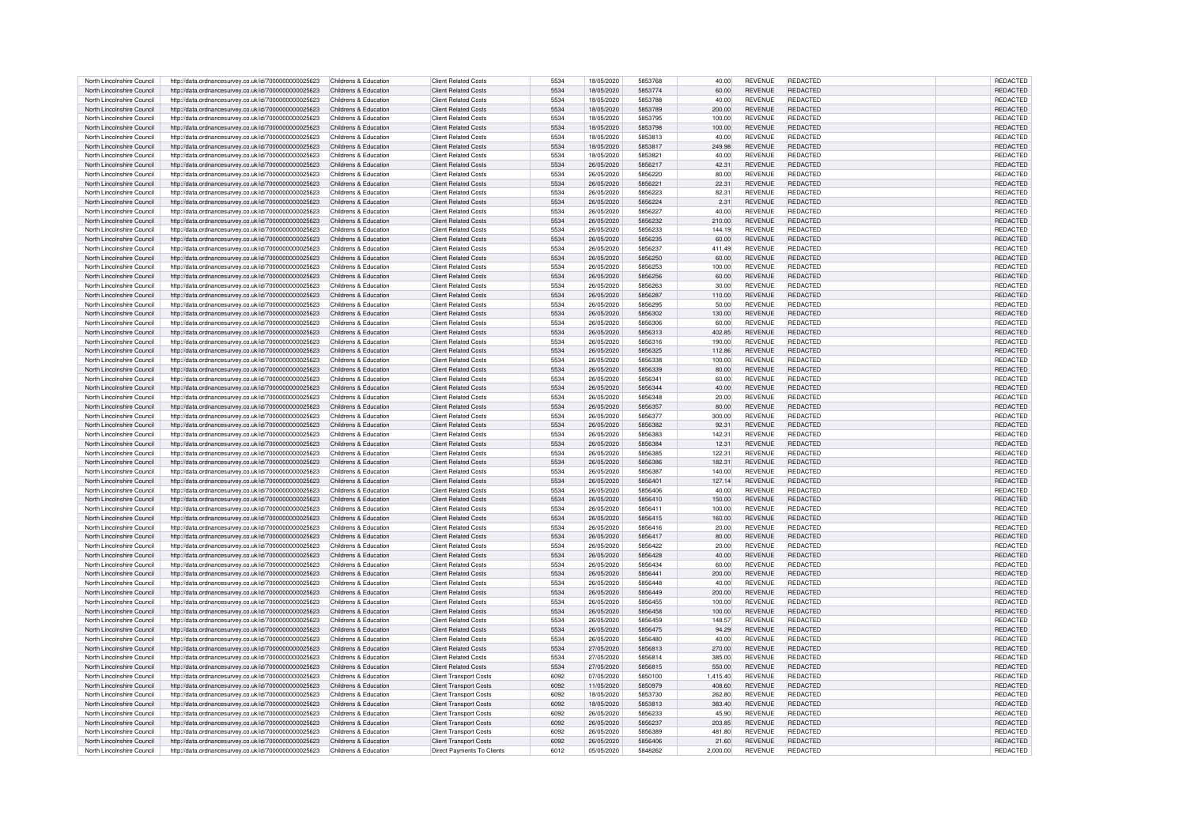| North Lincolnshire Council | http://data.ordnancesurvey.co.uk/id/7000000000025623 | Childrens & Education | Client Related Costs | 5534 | 18/05/2020 | 5853768 | 40.00 | REVENUE | REDACTED | REDACTED |
|---|---|---|---|---|---|---|---|---|---|---|
| North Lincolnshire Council | http://data.ordnancesurvey.co.uk/id/7000000000025623 | Childrens & Education | Client Related Costs | 5534 | 18/05/2020 | 5853774 | 60.00 | REVENUE | REDACTED | REDACTED |
| North Lincolnshire Council | http://data.ordnancesurvey.co.uk/id/7000000000025623 | Childrens & Education | Client Related Costs | 5534 | 18/05/2020 | 5853788 | 40.00 | REVENUE | REDACTED | REDACTED |
| North Lincolnshire Council | http://data.ordnancesurvey.co.uk/id/7000000000025623 | Childrens & Education | Client Related Costs | 5534 | 18/05/2020 | 5853789 | 200.00 | REVENUE | REDACTED | REDACTED |
| North Lincolnshire Council | http://data.ordnancesurvey.co.uk/id/7000000000025623 | Childrens & Education | Client Related Costs | 5534 | 18/05/2020 | 5853795 | 100.00 | REVENUE | REDACTED | REDACTED |
| North Lincolnshire Council | http://data.ordnancesurvey.co.uk/id/7000000000025623 | Childrens & Education | Client Related Costs | 5534 | 18/05/2020 | 5853798 | 100.00 | REVENUE | REDACTED | REDACTED |
| North Lincolnshire Council | http://data.ordnancesurvey.co.uk/id/7000000000025623 | Childrens & Education | Client Related Costs | 5534 | 18/05/2020 | 5853813 | 40.00 | REVENUE | REDACTED | REDACTED |
| North Lincolnshire Council | http://data.ordnancesurvey.co.uk/id/7000000000025623 | Childrens & Education | Client Related Costs | 5534 | 18/05/2020 | 5853817 | 249.98 | REVENUE | REDACTED | REDACTED |
| North Lincolnshire Council | http://data.ordnancesurvey.co.uk/id/7000000000025623 | Childrens & Education | Client Related Costs | 5534 | 18/05/2020 | 5853821 | 40.00 | REVENUE | REDACTED | REDACTED |
| North Lincolnshire Council | http://data.ordnancesurvey.co.uk/id/7000000000025623 | Childrens & Education | Client Related Costs | 5534 | 26/05/2020 | 5856217 | 42.31 | REVENUE | REDACTED | REDACTED |
| North Lincolnshire Council | http://data.ordnancesurvey.co.uk/id/7000000000025623 | Childrens & Education | Client Related Costs | 5534 | 26/05/2020 | 5856220 | 80.00 | REVENUE | REDACTED | REDACTED |
| North Lincolnshire Council | http://data.ordnancesurvey.co.uk/id/7000000000025623 | Childrens & Education | Client Related Costs | 5534 | 26/05/2020 | 5856221 | 22.31 | REVENUE | REDACTED | REDACTED |
| North Lincolnshire Council | http://data.ordnancesurvey.co.uk/id/7000000000025623 | Childrens & Education | Client Related Costs | 5534 | 26/05/2020 | 5856223 | 82.31 | REVENUE | REDACTED | REDACTED |
| North Lincolnshire Council | http://data.ordnancesurvey.co.uk/id/7000000000025623 | Childrens & Education | Client Related Costs | 5534 | 26/05/2020 | 5856224 | 2.31 | REVENUE | REDACTED | REDACTED |
| North Lincolnshire Council | http://data.ordnancesurvey.co.uk/id/7000000000025623 | Childrens & Education | Client Related Costs | 5534 | 26/05/2020 | 5856227 | 40.00 | REVENUE | REDACTED | REDACTED |
| North Lincolnshire Council | http://data.ordnancesurvey.co.uk/id/7000000000025623 | Childrens & Education | Client Related Costs | 5534 | 26/05/2020 | 5856232 | 210.00 | REVENUE | REDACTED | REDACTED |
| North Lincolnshire Council | http://data.ordnancesurvey.co.uk/id/7000000000025623 | Childrens & Education | Client Related Costs | 5534 | 26/05/2020 | 5856233 | 144.19 | REVENUE | REDACTED | REDACTED |
| North Lincolnshire Council | http://data.ordnancesurvey.co.uk/id/7000000000025623 | Childrens & Education | Client Related Costs | 5534 | 26/05/2020 | 5856235 | 60.00 | REVENUE | REDACTED | REDACTED |
| North Lincolnshire Council | http://data.ordnancesurvey.co.uk/id/7000000000025623 | Childrens & Education | Client Related Costs | 5534 | 26/05/2020 | 5856237 | 411.49 | REVENUE | REDACTED | REDACTED |
| North Lincolnshire Council | http://data.ordnancesurvey.co.uk/id/7000000000025623 | Childrens & Education | Client Related Costs | 5534 | 26/05/2020 | 5856250 | 60.00 | REVENUE | REDACTED | REDACTED |
| North Lincolnshire Council | http://data.ordnancesurvey.co.uk/id/7000000000025623 | Childrens & Education | Client Related Costs | 5534 | 26/05/2020 | 5856253 | 100.00 | REVENUE | REDACTED | REDACTED |
| North Lincolnshire Council | http://data.ordnancesurvey.co.uk/id/7000000000025623 | Childrens & Education | Client Related Costs | 5534 | 26/05/2020 | 5856256 | 60.00 | REVENUE | REDACTED | REDACTED |
| North Lincolnshire Council | http://data.ordnancesurvey.co.uk/id/7000000000025623 | Childrens & Education | Client Related Costs | 5534 | 26/05/2020 | 5856263 | 30.00 | REVENUE | REDACTED | REDACTED |
| North Lincolnshire Council | http://data.ordnancesurvey.co.uk/id/7000000000025623 | Childrens & Education | Client Related Costs | 5534 | 26/05/2020 | 5856287 | 110.00 | REVENUE | REDACTED | REDACTED |
| North Lincolnshire Council | http://data.ordnancesurvey.co.uk/id/7000000000025623 | Childrens & Education | Client Related Costs | 5534 | 26/05/2020 | 5856295 | 50.00 | REVENUE | REDACTED | REDACTED |
| North Lincolnshire Council | http://data.ordnancesurvey.co.uk/id/7000000000025623 | Childrens & Education | Client Related Costs | 5534 | 26/05/2020 | 5856302 | 130.00 | REVENUE | REDACTED | REDACTED |
| North Lincolnshire Council | http://data.ordnancesurvey.co.uk/id/7000000000025623 | Childrens & Education | Client Related Costs | 5534 | 26/05/2020 | 5856306 | 60.00 | REVENUE | REDACTED | REDACTED |
| North Lincolnshire Council | http://data.ordnancesurvey.co.uk/id/7000000000025623 | Childrens & Education | Client Related Costs | 5534 | 26/05/2020 | 5856313 | 402.85 | REVENUE | REDACTED | REDACTED |
| North Lincolnshire Council | http://data.ordnancesurvey.co.uk/id/7000000000025623 | Childrens & Education | Client Related Costs | 5534 | 26/05/2020 | 5856316 | 190.00 | REVENUE | REDACTED | REDACTED |
| North Lincolnshire Council | http://data.ordnancesurvey.co.uk/id/7000000000025623 | Childrens & Education | Client Related Costs | 5534 | 26/05/2020 | 5856325 | 112.86 | REVENUE | REDACTED | REDACTED |
| North Lincolnshire Council | http://data.ordnancesurvey.co.uk/id/7000000000025623 | Childrens & Education | Client Related Costs | 5534 | 26/05/2020 | 5856338 | 100.00 | REVENUE | REDACTED | REDACTED |
| North Lincolnshire Council | http://data.ordnancesurvey.co.uk/id/7000000000025623 | Childrens & Education | Client Related Costs | 5534 | 26/05/2020 | 5856339 | 80.00 | REVENUE | REDACTED | REDACTED |
| North Lincolnshire Council | http://data.ordnancesurvey.co.uk/id/7000000000025623 | Childrens & Education | Client Related Costs | 5534 | 26/05/2020 | 5856341 | 60.00 | REVENUE | REDACTED | REDACTED |
| North Lincolnshire Council | http://data.ordnancesurvey.co.uk/id/7000000000025623 | Childrens & Education | Client Related Costs | 5534 | 26/05/2020 | 5856344 | 40.00 | REVENUE | REDACTED | REDACTED |
| North Lincolnshire Council | http://data.ordnancesurvey.co.uk/id/7000000000025623 | Childrens & Education | Client Related Costs | 5534 | 26/05/2020 | 5856348 | 20.00 | REVENUE | REDACTED | REDACTED |
| North Lincolnshire Council | http://data.ordnancesurvey.co.uk/id/7000000000025623 | Childrens & Education | Client Related Costs | 5534 | 26/05/2020 | 5856357 | 80.00 | REVENUE | REDACTED | REDACTED |
| North Lincolnshire Council | http://data.ordnancesurvey.co.uk/id/7000000000025623 | Childrens & Education | Client Related Costs | 5534 | 26/05/2020 | 5856377 | 300.00 | REVENUE | REDACTED | REDACTED |
| North Lincolnshire Council | http://data.ordnancesurvey.co.uk/id/7000000000025623 | Childrens & Education | Client Related Costs | 5534 | 26/05/2020 | 5856382 | 92.31 | REVENUE | REDACTED | REDACTED |
| North Lincolnshire Council | http://data.ordnancesurvey.co.uk/id/7000000000025623 | Childrens & Education | Client Related Costs | 5534 | 26/05/2020 | 5856383 | 142.31 | REVENUE | REDACTED | REDACTED |
| North Lincolnshire Council | http://data.ordnancesurvey.co.uk/id/7000000000025623 | Childrens & Education | Client Related Costs | 5534 | 26/05/2020 | 5856384 | 12.31 | REVENUE | REDACTED | REDACTED |
| North Lincolnshire Council | http://data.ordnancesurvey.co.uk/id/7000000000025623 | Childrens & Education | Client Related Costs | 5534 | 26/05/2020 | 5856385 | 122.31 | REVENUE | REDACTED | REDACTED |
| North Lincolnshire Council | http://data.ordnancesurvey.co.uk/id/7000000000025623 | Childrens & Education | Client Related Costs | 5534 | 26/05/2020 | 5856386 | 182.31 | REVENUE | REDACTED | REDACTED |
| North Lincolnshire Council | http://data.ordnancesurvey.co.uk/id/7000000000025623 | Childrens & Education | Client Related Costs | 5534 | 26/05/2020 | 5856387 | 140.00 | REVENUE | REDACTED | REDACTED |
| North Lincolnshire Council | http://data.ordnancesurvey.co.uk/id/7000000000025623 | Childrens & Education | Client Related Costs | 5534 | 26/05/2020 | 5856401 | 127.14 | REVENUE | REDACTED | REDACTED |
| North Lincolnshire Council | http://data.ordnancesurvey.co.uk/id/7000000000025623 | Childrens & Education | Client Related Costs | 5534 | 26/05/2020 | 5856406 | 40.00 | REVENUE | REDACTED | REDACTED |
| North Lincolnshire Council | http://data.ordnancesurvey.co.uk/id/7000000000025623 | Childrens & Education | Client Related Costs | 5534 | 26/05/2020 | 5856410 | 150.00 | REVENUE | REDACTED | REDACTED |
| North Lincolnshire Council | http://data.ordnancesurvey.co.uk/id/7000000000025623 | Childrens & Education | Client Related Costs | 5534 | 26/05/2020 | 5856411 | 100.00 | REVENUE | REDACTED | REDACTED |
| North Lincolnshire Council | http://data.ordnancesurvey.co.uk/id/7000000000025623 | Childrens & Education | Client Related Costs | 5534 | 26/05/2020 | 5856415 | 160.00 | REVENUE | REDACTED | REDACTED |
| North Lincolnshire Council | http://data.ordnancesurvey.co.uk/id/7000000000025623 | Childrens & Education | Client Related Costs | 5534 | 26/05/2020 | 5856416 | 20.00 | REVENUE | REDACTED | REDACTED |
| North Lincolnshire Council | http://data.ordnancesurvey.co.uk/id/7000000000025623 | Childrens & Education | Client Related Costs | 5534 | 26/05/2020 | 5856417 | 80.00 | REVENUE | REDACTED | REDACTED |
| North Lincolnshire Council | http://data.ordnancesurvey.co.uk/id/7000000000025623 | Childrens & Education | Client Related Costs | 5534 | 26/05/2020 | 5856422 | 20.00 | REVENUE | REDACTED | REDACTED |
| North Lincolnshire Council | http://data.ordnancesurvey.co.uk/id/7000000000025623 | Childrens & Education | Client Related Costs | 5534 | 26/05/2020 | 5856428 | 40.00 | REVENUE | REDACTED | REDACTED |
| North Lincolnshire Council | http://data.ordnancesurvey.co.uk/id/7000000000025623 | Childrens & Education | Client Related Costs | 5534 | 26/05/2020 | 5856434 | 60.00 | REVENUE | REDACTED | REDACTED |
| North Lincolnshire Council | http://data.ordnancesurvey.co.uk/id/7000000000025623 | Childrens & Education | Client Related Costs | 5534 | 26/05/2020 | 5856441 | 200.00 | REVENUE | REDACTED | REDACTED |
| North Lincolnshire Council | http://data.ordnancesurvey.co.uk/id/7000000000025623 | Childrens & Education | Client Related Costs | 5534 | 26/05/2020 | 5856448 | 40.00 | REVENUE | REDACTED | REDACTED |
| North Lincolnshire Council | http://data.ordnancesurvey.co.uk/id/7000000000025623 | Childrens & Education | Client Related Costs | 5534 | 26/05/2020 | 5856449 | 200.00 | REVENUE | REDACTED | REDACTED |
| North Lincolnshire Council | http://data.ordnancesurvey.co.uk/id/7000000000025623 | Childrens & Education | Client Related Costs | 5534 | 26/05/2020 | 5856455 | 100.00 | REVENUE | REDACTED | REDACTED |
| North Lincolnshire Council | http://data.ordnancesurvey.co.uk/id/7000000000025623 | Childrens & Education | Client Related Costs | 5534 | 26/05/2020 | 5856458 | 100.00 | REVENUE | REDACTED | REDACTED |
| North Lincolnshire Council | http://data.ordnancesurvey.co.uk/id/7000000000025623 | Childrens & Education | Client Related Costs | 5534 | 26/05/2020 | 5856459 | 148.57 | REVENUE | REDACTED | REDACTED |
| North Lincolnshire Council | http://data.ordnancesurvey.co.uk/id/7000000000025623 | Childrens & Education | Client Related Costs | 5534 | 26/05/2020 | 5856475 | 94.29 | REVENUE | REDACTED | REDACTED |
| North Lincolnshire Council | http://data.ordnancesurvey.co.uk/id/7000000000025623 | Childrens & Education | Client Related Costs | 5534 | 26/05/2020 | 5856480 | 40.00 | REVENUE | REDACTED | REDACTED |
| North Lincolnshire Council | http://data.ordnancesurvey.co.uk/id/7000000000025623 | Childrens & Education | Client Related Costs | 5534 | 27/05/2020 | 5856813 | 270.00 | REVENUE | REDACTED | REDACTED |
| North Lincolnshire Council | http://data.ordnancesurvey.co.uk/id/7000000000025623 | Childrens & Education | Client Related Costs | 5534 | 27/05/2020 | 5856814 | 385.00 | REVENUE | REDACTED | REDACTED |
| North Lincolnshire Council | http://data.ordnancesurvey.co.uk/id/7000000000025623 | Childrens & Education | Client Related Costs | 5534 | 27/05/2020 | 5856815 | 550.00 | REVENUE | REDACTED | REDACTED |
| North Lincolnshire Council | http://data.ordnancesurvey.co.uk/id/7000000000025623 | Childrens & Education | Client Transport Costs | 6092 | 07/05/2020 | 5850100 | 1,415.40 | REVENUE | REDACTED | REDACTED |
| North Lincolnshire Council | http://data.ordnancesurvey.co.uk/id/7000000000025623 | Childrens & Education | Client Transport Costs | 6092 | 11/05/2020 | 5850979 | 408.60 | REVENUE | REDACTED | REDACTED |
| North Lincolnshire Council | http://data.ordnancesurvey.co.uk/id/7000000000025623 | Childrens & Education | Client Transport Costs | 6092 | 18/05/2020 | 5853730 | 262.80 | REVENUE | REDACTED | REDACTED |
| North Lincolnshire Council | http://data.ordnancesurvey.co.uk/id/7000000000025623 | Childrens & Education | Client Transport Costs | 6092 | 18/05/2020 | 5853813 | 383.40 | REVENUE | REDACTED | REDACTED |
| North Lincolnshire Council | http://data.ordnancesurvey.co.uk/id/7000000000025623 | Childrens & Education | Client Transport Costs | 6092 | 26/05/2020 | 5856233 | 45.90 | REVENUE | REDACTED | REDACTED |
| North Lincolnshire Council | http://data.ordnancesurvey.co.uk/id/7000000000025623 | Childrens & Education | Client Transport Costs | 6092 | 26/05/2020 | 5856237 | 203.85 | REVENUE | REDACTED | REDACTED |
| North Lincolnshire Council | http://data.ordnancesurvey.co.uk/id/7000000000025623 | Childrens & Education | Client Transport Costs | 6092 | 26/05/2020 | 5856389 | 481.80 | REVENUE | REDACTED | REDACTED |
| North Lincolnshire Council | http://data.ordnancesurvey.co.uk/id/7000000000025623 | Childrens & Education | Client Transport Costs | 6092 | 26/05/2020 | 5856406 | 21.60 | REVENUE | REDACTED | REDACTED |
| North Lincolnshire Council | http://data.ordnancesurvey.co.uk/id/7000000000025623 | Childrens & Education | Direct Payments To Clients | 6012 | 05/05/2020 | 5848262 | 2,000.00 | REVENUE | REDACTED | REDACTED |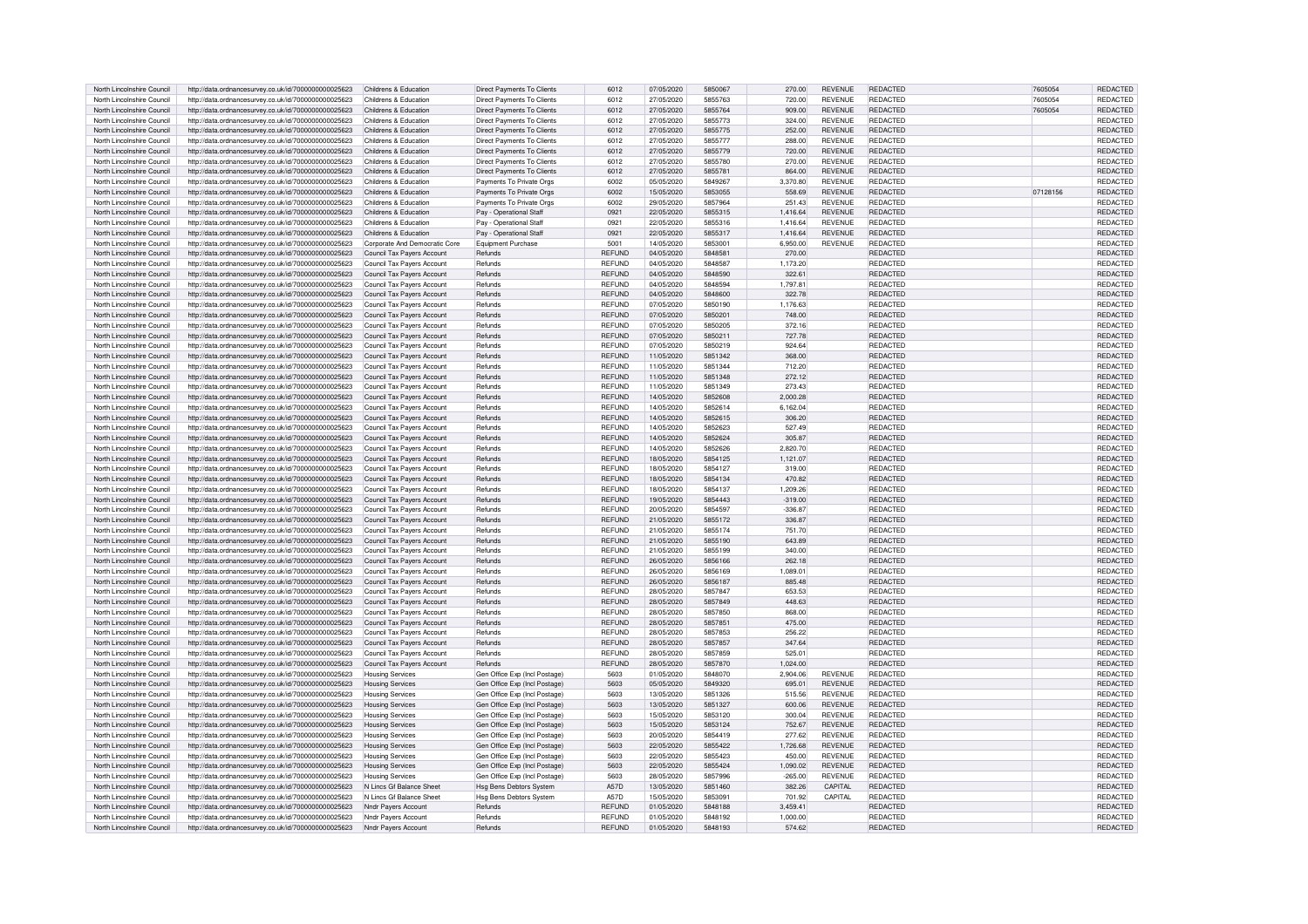| North Lincolnshire Council | http://data.ordnancesurvey.co.uk/id/7000000000025623 | Childrens & Education | Direct Payments To Clients | 6012 | 07/05/2020 | 5850067 | 270.00 | REVENUE | REDACTED | 7605054 | REDACTED |
|---|---|---|---|---|---|---|---|---|---|---|---|
| North Lincolnshire Council | http://data.ordnancesurvey.co.uk/id/7000000000025623 | Childrens & Education | Direct Payments To Clients | 6012 | 27/05/2020 | 5855763 | 720.00 | REVENUE | REDACTED | 7605054 | REDACTED |
| North Lincolnshire Council | http://data.ordnancesurvey.co.uk/id/7000000000025623 | Childrens & Education | Direct Payments To Clients | 6012 | 27/05/2020 | 5855764 | 909.00 | REVENUE | REDACTED | 7605054 | REDACTED |
| North Lincolnshire Council | http://data.ordnancesurvey.co.uk/id/7000000000025623 | Childrens & Education | Direct Payments To Clients | 6012 | 27/05/2020 | 5855773 | 324.00 | REVENUE | REDACTED | | REDACTED |
| North Lincolnshire Council | http://data.ordnancesurvey.co.uk/id/7000000000025623 | Childrens & Education | Direct Payments To Clients | 6012 | 27/05/2020 | 5855775 | 252.00 | REVENUE | REDACTED | | REDACTED |
| North Lincolnshire Council | http://data.ordnancesurvey.co.uk/id/7000000000025623 | Childrens & Education | Direct Payments To Clients | 6012 | 27/05/2020 | 5855777 | 288.00 | REVENUE | REDACTED | | REDACTED |
| North Lincolnshire Council | http://data.ordnancesurvey.co.uk/id/7000000000025623 | Childrens & Education | Direct Payments To Clients | 6012 | 27/05/2020 | 5855779 | 720.00 | REVENUE | REDACTED | | REDACTED |
| North Lincolnshire Council | http://data.ordnancesurvey.co.uk/id/7000000000025623 | Childrens & Education | Direct Payments To Clients | 6012 | 27/05/2020 | 5855780 | 270.00 | REVENUE | REDACTED | | REDACTED |
| North Lincolnshire Council | http://data.ordnancesurvey.co.uk/id/7000000000025623 | Childrens & Education | Direct Payments To Clients | 6012 | 27/05/2020 | 5855781 | 864.00 | REVENUE | REDACTED | | REDACTED |
| North Lincolnshire Council | http://data.ordnancesurvey.co.uk/id/7000000000025623 | Childrens & Education | Payments To Private Orgs | 6002 | 05/05/2020 | 5849267 | 3,370.80 | REVENUE | REDACTED | | REDACTED |
| North Lincolnshire Council | http://data.ordnancesurvey.co.uk/id/7000000000025623 | Childrens & Education | Payments To Private Orgs | 6002 | 15/05/2020 | 5853055 | 558.69 | REVENUE | REDACTED | 07128156 | REDACTED |
| North Lincolnshire Council | http://data.ordnancesurvey.co.uk/id/7000000000025623 | Childrens & Education | Payments To Private Orgs | 6002 | 29/05/2020 | 5857964 | 251.43 | REVENUE | REDACTED | | REDACTED |
| North Lincolnshire Council | http://data.ordnancesurvey.co.uk/id/7000000000025623 | Childrens & Education | Pay - Operational Staff | 0921 | 22/05/2020 | 5855315 | 1,416.64 | REVENUE | REDACTED | | REDACTED |
| North Lincolnshire Council | http://data.ordnancesurvey.co.uk/id/7000000000025623 | Childrens & Education | Pay - Operational Staff | 0921 | 22/05/2020 | 5855316 | 1,416.64 | REVENUE | REDACTED | | REDACTED |
| North Lincolnshire Council | http://data.ordnancesurvey.co.uk/id/7000000000025623 | Childrens & Education | Pay - Operational Staff | 0921 | 22/05/2020 | 5855317 | 1,416.64 | REVENUE | REDACTED | | REDACTED |
| North Lincolnshire Council | http://data.ordnancesurvey.co.uk/id/7000000000025623 | Corporate And Democratic Core | Equipment Purchase | 5001 | 14/05/2020 | 5853001 | 6,950.00 | REVENUE | REDACTED | | REDACTED |
| North Lincolnshire Council | http://data.ordnancesurvey.co.uk/id/7000000000025623 | Council Tax Payers Account | Refunds | REFUND | 04/05/2020 | 5848581 | 270.00 | | REDACTED | | REDACTED |
| North Lincolnshire Council | http://data.ordnancesurvey.co.uk/id/7000000000025623 | Council Tax Payers Account | Refunds | REFUND | 04/05/2020 | 5848587 | 1,173.20 | | REDACTED | | REDACTED |
| North Lincolnshire Council | http://data.ordnancesurvey.co.uk/id/7000000000025623 | Council Tax Payers Account | Refunds | REFUND | 04/05/2020 | 5848590 | 322.61 | | REDACTED | | REDACTED |
| North Lincolnshire Council | http://data.ordnancesurvey.co.uk/id/7000000000025623 | Council Tax Payers Account | Refunds | REFUND | 04/05/2020 | 5848594 | 1,797.81 | | REDACTED | | REDACTED |
| North Lincolnshire Council | http://data.ordnancesurvey.co.uk/id/7000000000025623 | Council Tax Payers Account | Refunds | REFUND | 04/05/2020 | 5848600 | 322.78 | | REDACTED | | REDACTED |
| North Lincolnshire Council | http://data.ordnancesurvey.co.uk/id/7000000000025623 | Council Tax Payers Account | Refunds | REFUND | 07/05/2020 | 5850190 | 1,176.63 | | REDACTED | | REDACTED |
| North Lincolnshire Council | http://data.ordnancesurvey.co.uk/id/7000000000025623 | Council Tax Payers Account | Refunds | REFUND | 07/05/2020 | 5850201 | 748.00 | | REDACTED | | REDACTED |
| North Lincolnshire Council | http://data.ordnancesurvey.co.uk/id/7000000000025623 | Council Tax Payers Account | Refunds | REFUND | 07/05/2020 | 5850205 | 372.16 | | REDACTED | | REDACTED |
| North Lincolnshire Council | http://data.ordnancesurvey.co.uk/id/7000000000025623 | Council Tax Payers Account | Refunds | REFUND | 07/05/2020 | 5850211 | 727.78 | | REDACTED | | REDACTED |
| North Lincolnshire Council | http://data.ordnancesurvey.co.uk/id/7000000000025623 | Council Tax Payers Account | Refunds | REFUND | 07/05/2020 | 5850219 | 924.64 | | REDACTED | | REDACTED |
| North Lincolnshire Council | http://data.ordnancesurvey.co.uk/id/7000000000025623 | Council Tax Payers Account | Refunds | REFUND | 11/05/2020 | 5851342 | 368.00 | | REDACTED | | REDACTED |
| North Lincolnshire Council | http://data.ordnancesurvey.co.uk/id/7000000000025623 | Council Tax Payers Account | Refunds | REFUND | 11/05/2020 | 5851344 | 712.20 | | REDACTED | | REDACTED |
| North Lincolnshire Council | http://data.ordnancesurvey.co.uk/id/7000000000025623 | Council Tax Payers Account | Refunds | REFUND | 11/05/2020 | 5851348 | 272.12 | | REDACTED | | REDACTED |
| North Lincolnshire Council | http://data.ordnancesurvey.co.uk/id/7000000000025623 | Council Tax Payers Account | Refunds | REFUND | 11/05/2020 | 5851349 | 273.43 | | REDACTED | | REDACTED |
| North Lincolnshire Council | http://data.ordnancesurvey.co.uk/id/7000000000025623 | Council Tax Payers Account | Refunds | REFUND | 14/05/2020 | 5852608 | 2,000.28 | | REDACTED | | REDACTED |
| North Lincolnshire Council | http://data.ordnancesurvey.co.uk/id/7000000000025623 | Council Tax Payers Account | Refunds | REFUND | 14/05/2020 | 5852614 | 6,162.04 | | REDACTED | | REDACTED |
| North Lincolnshire Council | http://data.ordnancesurvey.co.uk/id/7000000000025623 | Council Tax Payers Account | Refunds | REFUND | 14/05/2020 | 5852615 | 306.20 | | REDACTED | | REDACTED |
| North Lincolnshire Council | http://data.ordnancesurvey.co.uk/id/7000000000025623 | Council Tax Payers Account | Refunds | REFUND | 14/05/2020 | 5852623 | 527.49 | | REDACTED | | REDACTED |
| North Lincolnshire Council | http://data.ordnancesurvey.co.uk/id/7000000000025623 | Council Tax Payers Account | Refunds | REFUND | 14/05/2020 | 5852624 | 305.87 | | REDACTED | | REDACTED |
| North Lincolnshire Council | http://data.ordnancesurvey.co.uk/id/7000000000025623 | Council Tax Payers Account | Refunds | REFUND | 14/05/2020 | 5852626 | 2,820.70 | | REDACTED | | REDACTED |
| North Lincolnshire Council | http://data.ordnancesurvey.co.uk/id/7000000000025623 | Council Tax Payers Account | Refunds | REFUND | 18/05/2020 | 5854125 | 1,121.07 | | REDACTED | | REDACTED |
| North Lincolnshire Council | http://data.ordnancesurvey.co.uk/id/7000000000025623 | Council Tax Payers Account | Refunds | REFUND | 18/05/2020 | 5854127 | 319.00 | | REDACTED | | REDACTED |
| North Lincolnshire Council | http://data.ordnancesurvey.co.uk/id/7000000000025623 | Council Tax Payers Account | Refunds | REFUND | 18/05/2020 | 5854134 | 470.82 | | REDACTED | | REDACTED |
| North Lincolnshire Council | http://data.ordnancesurvey.co.uk/id/7000000000025623 | Council Tax Payers Account | Refunds | REFUND | 18/05/2020 | 5854137 | 1,209.26 | | REDACTED | | REDACTED |
| North Lincolnshire Council | http://data.ordnancesurvey.co.uk/id/7000000000025623 | Council Tax Payers Account | Refunds | REFUND | 19/05/2020 | 5854443 | -319.00 | | REDACTED | | REDACTED |
| North Lincolnshire Council | http://data.ordnancesurvey.co.uk/id/7000000000025623 | Council Tax Payers Account | Refunds | REFUND | 20/05/2020 | 5854597 | -336.87 | | REDACTED | | REDACTED |
| North Lincolnshire Council | http://data.ordnancesurvey.co.uk/id/7000000000025623 | Council Tax Payers Account | Refunds | REFUND | 21/05/2020 | 5855172 | 336.87 | | REDACTED | | REDACTED |
| North Lincolnshire Council | http://data.ordnancesurvey.co.uk/id/7000000000025623 | Council Tax Payers Account | Refunds | REFUND | 21/05/2020 | 5855174 | 751.70 | | REDACTED | | REDACTED |
| North Lincolnshire Council | http://data.ordnancesurvey.co.uk/id/7000000000025623 | Council Tax Payers Account | Refunds | REFUND | 21/05/2020 | 5855190 | 643.89 | | REDACTED | | REDACTED |
| North Lincolnshire Council | http://data.ordnancesurvey.co.uk/id/7000000000025623 | Council Tax Payers Account | Refunds | REFUND | 21/05/2020 | 5855199 | 340.00 | | REDACTED | | REDACTED |
| North Lincolnshire Council | http://data.ordnancesurvey.co.uk/id/7000000000025623 | Council Tax Payers Account | Refunds | REFUND | 26/05/2020 | 5856166 | 262.18 | | REDACTED | | REDACTED |
| North Lincolnshire Council | http://data.ordnancesurvey.co.uk/id/7000000000025623 | Council Tax Payers Account | Refunds | REFUND | 26/05/2020 | 5856169 | 1,089.01 | | REDACTED | | REDACTED |
| North Lincolnshire Council | http://data.ordnancesurvey.co.uk/id/7000000000025623 | Council Tax Payers Account | Refunds | REFUND | 26/05/2020 | 5856187 | 885.48 | | REDACTED | | REDACTED |
| North Lincolnshire Council | http://data.ordnancesurvey.co.uk/id/7000000000025623 | Council Tax Payers Account | Refunds | REFUND | 28/05/2020 | 5857847 | 653.53 | | REDACTED | | REDACTED |
| North Lincolnshire Council | http://data.ordnancesurvey.co.uk/id/7000000000025623 | Council Tax Payers Account | Refunds | REFUND | 28/05/2020 | 5857849 | 448.63 | | REDACTED | | REDACTED |
| North Lincolnshire Council | http://data.ordnancesurvey.co.uk/id/7000000000025623 | Council Tax Payers Account | Refunds | REFUND | 28/05/2020 | 5857850 | 868.00 | | REDACTED | | REDACTED |
| North Lincolnshire Council | http://data.ordnancesurvey.co.uk/id/7000000000025623 | Council Tax Payers Account | Refunds | REFUND | 28/05/2020 | 5857851 | 475.00 | | REDACTED | | REDACTED |
| North Lincolnshire Council | http://data.ordnancesurvey.co.uk/id/7000000000025623 | Council Tax Payers Account | Refunds | REFUND | 28/05/2020 | 5857853 | 256.22 | | REDACTED | | REDACTED |
| North Lincolnshire Council | http://data.ordnancesurvey.co.uk/id/7000000000025623 | Council Tax Payers Account | Refunds | REFUND | 28/05/2020 | 5857857 | 347.64 | | REDACTED | | REDACTED |
| North Lincolnshire Council | http://data.ordnancesurvey.co.uk/id/7000000000025623 | Council Tax Payers Account | Refunds | REFUND | 28/05/2020 | 5857859 | 525.01 | | REDACTED | | REDACTED |
| North Lincolnshire Council | http://data.ordnancesurvey.co.uk/id/7000000000025623 | Council Tax Payers Account | Refunds | REFUND | 28/05/2020 | 5857870 | 1,024.00 | | REDACTED | | REDACTED |
| North Lincolnshire Council | http://data.ordnancesurvey.co.uk/id/7000000000025623 | Housing Services | Gen Office Exp (Incl Postage) | 5603 | 01/05/2020 | 5848070 | 2,904.06 | REVENUE | REDACTED | | REDACTED |
| North Lincolnshire Council | http://data.ordnancesurvey.co.uk/id/7000000000025623 | Housing Services | Gen Office Exp (Incl Postage) | 5603 | 05/05/2020 | 5849320 | 695.01 | REVENUE | REDACTED | | REDACTED |
| North Lincolnshire Council | http://data.ordnancesurvey.co.uk/id/7000000000025623 | Housing Services | Gen Office Exp (Incl Postage) | 5603 | 13/05/2020 | 5851326 | 515.56 | REVENUE | REDACTED | | REDACTED |
| North Lincolnshire Council | http://data.ordnancesurvey.co.uk/id/7000000000025623 | Housing Services | Gen Office Exp (Incl Postage) | 5603 | 13/05/2020 | 5851327 | 600.06 | REVENUE | REDACTED | | REDACTED |
| North Lincolnshire Council | http://data.ordnancesurvey.co.uk/id/7000000000025623 | Housing Services | Gen Office Exp (Incl Postage) | 5603 | 15/05/2020 | 5853120 | 300.04 | REVENUE | REDACTED | | REDACTED |
| North Lincolnshire Council | http://data.ordnancesurvey.co.uk/id/7000000000025623 | Housing Services | Gen Office Exp (Incl Postage) | 5603 | 15/05/2020 | 5853124 | 752.67 | REVENUE | REDACTED | | REDACTED |
| North Lincolnshire Council | http://data.ordnancesurvey.co.uk/id/7000000000025623 | Housing Services | Gen Office Exp (Incl Postage) | 5603 | 20/05/2020 | 5854419 | 277.62 | REVENUE | REDACTED | | REDACTED |
| North Lincolnshire Council | http://data.ordnancesurvey.co.uk/id/7000000000025623 | Housing Services | Gen Office Exp (Incl Postage) | 5603 | 22/05/2020 | 5855422 | 1,726.68 | REVENUE | REDACTED | | REDACTED |
| North Lincolnshire Council | http://data.ordnancesurvey.co.uk/id/7000000000025623 | Housing Services | Gen Office Exp (Incl Postage) | 5603 | 22/05/2020 | 5855423 | 450.00 | REVENUE | REDACTED | | REDACTED |
| North Lincolnshire Council | http://data.ordnancesurvey.co.uk/id/7000000000025623 | Housing Services | Gen Office Exp (Incl Postage) | 5603 | 22/05/2020 | 5855424 | 1,090.02 | REVENUE | REDACTED | | REDACTED |
| North Lincolnshire Council | http://data.ordnancesurvey.co.uk/id/7000000000025623 | Housing Services | Gen Office Exp (Incl Postage) | 5603 | 28/05/2020 | 5857996 | -265.00 | REVENUE | REDACTED | | REDACTED |
| North Lincolnshire Council | http://data.ordnancesurvey.co.uk/id/7000000000025623 | N Lincs Gf Balance Sheet | Hsg Bens Debtors System | A57D | 13/05/2020 | 5851460 | 382.26 | CAPITAL | REDACTED | | REDACTED |
| North Lincolnshire Council | http://data.ordnancesurvey.co.uk/id/7000000000025623 | N Lincs Gf Balance Sheet | Hsg Bens Debtors System | A57D | 15/05/2020 | 5853091 | 701.92 | CAPITAL | REDACTED | | REDACTED |
| North Lincolnshire Council | http://data.ordnancesurvey.co.uk/id/7000000000025623 | Nndr Payers Account | Refunds | REFUND | 01/05/2020 | 5848188 | 3,459.41 | | REDACTED | | REDACTED |
| North Lincolnshire Council | http://data.ordnancesurvey.co.uk/id/7000000000025623 | Nndr Payers Account | Refunds | REFUND | 01/05/2020 | 5848192 | 1,000.00 | | REDACTED | | REDACTED |
| North Lincolnshire Council | http://data.ordnancesurvey.co.uk/id/7000000000025623 | Nndr Payers Account | Refunds | REFUND | 01/05/2020 | 5848193 | 574.62 | | REDACTED | | REDACTED |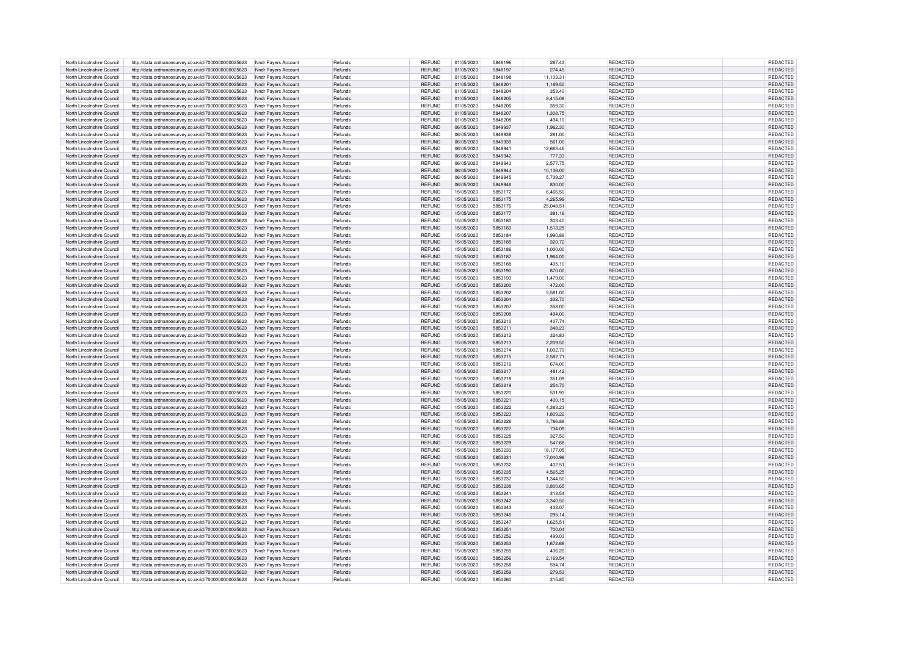| North Lincolnshire Council | http://data.ordnancesurvey.co.uk/id/7000000000025623 | Nndr Payers Account | Refunds | REFUND | 01/05/2020 | 5848196 | 267.43 | REDACTED | REDACTED |
|---|---|---|---|---|---|---|---|---|---|
| North Lincolnshire Council | http://data.ordnancesurvey.co.uk/id/7000000000025623 | Nndr Payers Account | Refunds | REFUND | 01/05/2020 | 5848197 | 274.45 | REDACTED | REDACTED |
| North Lincolnshire Council | http://data.ordnancesurvey.co.uk/id/7000000000025623 | Nndr Payers Account | Refunds | REFUND | 01/05/2020 | 5848198 | 11,103.31 | REDACTED | REDACTED |
| North Lincolnshire Council | http://data.ordnancesurvey.co.uk/id/7000000000025623 | Nndr Payers Account | Refunds | REFUND | 01/05/2020 | 5848201 | 1,169.50 | REDACTED | REDACTED |
| North Lincolnshire Council | http://data.ordnancesurvey.co.uk/id/7000000000025623 | Nndr Payers Account | Refunds | REFUND | 01/05/2020 | 5848204 | 353.40 | REDACTED | REDACTED |
| North Lincolnshire Council | http://data.ordnancesurvey.co.uk/id/7000000000025623 | Nndr Payers Account | Refunds | REFUND | 01/05/2020 | 5848205 | 8,415.08 | REDACTED | REDACTED |
| North Lincolnshire Council | http://data.ordnancesurvey.co.uk/id/7000000000025623 | Nndr Payers Account | Refunds | REFUND | 01/05/2020 | 5848206 | 359.30 | REDACTED | REDACTED |
| North Lincolnshire Council | http://data.ordnancesurvey.co.uk/id/7000000000025623 | Nndr Payers Account | Refunds | REFUND | 01/05/2020 | 5848207 | 1,308.75 | REDACTED | REDACTED |
| North Lincolnshire Council | http://data.ordnancesurvey.co.uk/id/7000000000025623 | Nndr Payers Account | Refunds | REFUND | 01/05/2020 | 5848208 | 494.10 | REDACTED | REDACTED |
| North Lincolnshire Council | http://data.ordnancesurvey.co.uk/id/7000000000025623 | Nndr Payers Account | Refunds | REFUND | 06/05/2020 | 5849937 | 1,962.30 | REDACTED | REDACTED |
| North Lincolnshire Council | http://data.ordnancesurvey.co.uk/id/7000000000025623 | Nndr Payers Account | Refunds | REFUND | 06/05/2020 | 5849938 | 281.00 | REDACTED | REDACTED |
| North Lincolnshire Council | http://data.ordnancesurvey.co.uk/id/7000000000025623 | Nndr Payers Account | Refunds | REFUND | 06/05/2020 | 5849939 | 561.00 | REDACTED | REDACTED |
| North Lincolnshire Council | http://data.ordnancesurvey.co.uk/id/7000000000025623 | Nndr Payers Account | Refunds | REFUND | 06/05/2020 | 5849941 | 12,663.46 | REDACTED | REDACTED |
| North Lincolnshire Council | http://data.ordnancesurvey.co.uk/id/7000000000025623 | Nndr Payers Account | Refunds | REFUND | 06/05/2020 | 5849942 | 777.33 | REDACTED | REDACTED |
| North Lincolnshire Council | http://data.ordnancesurvey.co.uk/id/7000000000025623 | Nndr Payers Account | Refunds | REFUND | 06/05/2020 | 5849943 | 2,577.75 | REDACTED | REDACTED |
| North Lincolnshire Council | http://data.ordnancesurvey.co.uk/id/7000000000025623 | Nndr Payers Account | Refunds | REFUND | 06/05/2020 | 5849944 | 10,136.00 | REDACTED | REDACTED |
| North Lincolnshire Council | http://data.ordnancesurvey.co.uk/id/7000000000025623 | Nndr Payers Account | Refunds | REFUND | 06/05/2020 | 5849945 | 5,739.27 | REDACTED | REDACTED |
| North Lincolnshire Council | http://data.ordnancesurvey.co.uk/id/7000000000025623 | Nndr Payers Account | Refunds | REFUND | 06/05/2020 | 5849946 | 830.00 | REDACTED | REDACTED |
| North Lincolnshire Council | http://data.ordnancesurvey.co.uk/id/7000000000025623 | Nndr Payers Account | Refunds | REFUND | 15/05/2020 | 5853172 | 6,466.50 | REDACTED | REDACTED |
| North Lincolnshire Council | http://data.ordnancesurvey.co.uk/id/7000000000025623 | Nndr Payers Account | Refunds | REFUND | 15/05/2020 | 5853175 | 4,265.99 | REDACTED | REDACTED |
| North Lincolnshire Council | http://data.ordnancesurvey.co.uk/id/7000000000025623 | Nndr Payers Account | Refunds | REFUND | 15/05/2020 | 5853176 | 25,048.51 | REDACTED | REDACTED |
| North Lincolnshire Council | http://data.ordnancesurvey.co.uk/id/7000000000025623 | Nndr Payers Account | Refunds | REFUND | 15/05/2020 | 5853177 | 381.16 | REDACTED | REDACTED |
| North Lincolnshire Council | http://data.ordnancesurvey.co.uk/id/7000000000025623 | Nndr Payers Account | Refunds | REFUND | 15/05/2020 | 5853180 | 303.40 | REDACTED | REDACTED |
| North Lincolnshire Council | http://data.ordnancesurvey.co.uk/id/7000000000025623 | Nndr Payers Account | Refunds | REFUND | 15/05/2020 | 5853183 | 1,513.25 | REDACTED | REDACTED |
| North Lincolnshire Council | http://data.ordnancesurvey.co.uk/id/7000000000025623 | Nndr Payers Account | Refunds | REFUND | 15/05/2020 | 5853184 | 1,990.89 | REDACTED | REDACTED |
| North Lincolnshire Council | http://data.ordnancesurvey.co.uk/id/7000000000025623 | Nndr Payers Account | Refunds | REFUND | 15/05/2020 | 5853185 | 320.72 | REDACTED | REDACTED |
| North Lincolnshire Council | http://data.ordnancesurvey.co.uk/id/7000000000025623 | Nndr Payers Account | Refunds | REFUND | 15/05/2020 | 5853186 | 1,000.00 | REDACTED | REDACTED |
| North Lincolnshire Council | http://data.ordnancesurvey.co.uk/id/7000000000025623 | Nndr Payers Account | Refunds | REFUND | 15/05/2020 | 5853187 | 1,964.00 | REDACTED | REDACTED |
| North Lincolnshire Council | http://data.ordnancesurvey.co.uk/id/7000000000025623 | Nndr Payers Account | Refunds | REFUND | 15/05/2020 | 5853188 | 405.10 | REDACTED | REDACTED |
| North Lincolnshire Council | http://data.ordnancesurvey.co.uk/id/7000000000025623 | Nndr Payers Account | Refunds | REFUND | 15/05/2020 | 5853190 | 870.00 | REDACTED | REDACTED |
| North Lincolnshire Council | http://data.ordnancesurvey.co.uk/id/7000000000025623 | Nndr Payers Account | Refunds | REFUND | 15/05/2020 | 5853193 | 1,479.00 | REDACTED | REDACTED |
| North Lincolnshire Council | http://data.ordnancesurvey.co.uk/id/7000000000025623 | Nndr Payers Account | Refunds | REFUND | 15/05/2020 | 5853200 | 472.00 | REDACTED | REDACTED |
| North Lincolnshire Council | http://data.ordnancesurvey.co.uk/id/7000000000025623 | Nndr Payers Account | Refunds | REFUND | 15/05/2020 | 5853202 | 5,581.00 | REDACTED | REDACTED |
| North Lincolnshire Council | http://data.ordnancesurvey.co.uk/id/7000000000025623 | Nndr Payers Account | Refunds | REFUND | 15/05/2020 | 5853204 | 332.70 | REDACTED | REDACTED |
| North Lincolnshire Council | http://data.ordnancesurvey.co.uk/id/7000000000025623 | Nndr Payers Account | Refunds | REFUND | 15/05/2020 | 5853207 | 358.00 | REDACTED | REDACTED |
| North Lincolnshire Council | http://data.ordnancesurvey.co.uk/id/7000000000025623 | Nndr Payers Account | Refunds | REFUND | 15/05/2020 | 5853208 | 494.00 | REDACTED | REDACTED |
| North Lincolnshire Council | http://data.ordnancesurvey.co.uk/id/7000000000025623 | Nndr Payers Account | Refunds | REFUND | 15/05/2020 | 5853210 | 407.74 | REDACTED | REDACTED |
| North Lincolnshire Council | http://data.ordnancesurvey.co.uk/id/7000000000025623 | Nndr Payers Account | Refunds | REFUND | 15/05/2020 | 5853211 | 348.23 | REDACTED | REDACTED |
| North Lincolnshire Council | http://data.ordnancesurvey.co.uk/id/7000000000025623 | Nndr Payers Account | Refunds | REFUND | 15/05/2020 | 5853212 | 324.83 | REDACTED | REDACTED |
| North Lincolnshire Council | http://data.ordnancesurvey.co.uk/id/7000000000025623 | Nndr Payers Account | Refunds | REFUND | 15/05/2020 | 5853213 | 2,209.50 | REDACTED | REDACTED |
| North Lincolnshire Council | http://data.ordnancesurvey.co.uk/id/7000000000025623 | Nndr Payers Account | Refunds | REFUND | 15/05/2020 | 5853214 | 1,002.79 | REDACTED | REDACTED |
| North Lincolnshire Council | http://data.ordnancesurvey.co.uk/id/7000000000025623 | Nndr Payers Account | Refunds | REFUND | 15/05/2020 | 5853215 | 2,582.71 | REDACTED | REDACTED |
| North Lincolnshire Council | http://data.ordnancesurvey.co.uk/id/7000000000025623 | Nndr Payers Account | Refunds | REFUND | 15/05/2020 | 5853216 | 674.00 | REDACTED | REDACTED |
| North Lincolnshire Council | http://data.ordnancesurvey.co.uk/id/7000000000025623 | Nndr Payers Account | Refunds | REFUND | 15/05/2020 | 5853217 | 481.42 | REDACTED | REDACTED |
| North Lincolnshire Council | http://data.ordnancesurvey.co.uk/id/7000000000025623 | Nndr Payers Account | Refunds | REFUND | 15/05/2020 | 5853218 | 351.09 | REDACTED | REDACTED |
| North Lincolnshire Council | http://data.ordnancesurvey.co.uk/id/7000000000025623 | Nndr Payers Account | Refunds | REFUND | 15/05/2020 | 5853219 | 254.70 | REDACTED | REDACTED |
| North Lincolnshire Council | http://data.ordnancesurvey.co.uk/id/7000000000025623 | Nndr Payers Account | Refunds | REFUND | 15/05/2020 | 5853220 | 531.93 | REDACTED | REDACTED |
| North Lincolnshire Council | http://data.ordnancesurvey.co.uk/id/7000000000025623 | Nndr Payers Account | Refunds | REFUND | 15/05/2020 | 5853221 | 400.15 | REDACTED | REDACTED |
| North Lincolnshire Council | http://data.ordnancesurvey.co.uk/id/7000000000025623 | Nndr Payers Account | Refunds | REFUND | 15/05/2020 | 5853222 | 4,383.23 | REDACTED | REDACTED |
| North Lincolnshire Council | http://data.ordnancesurvey.co.uk/id/7000000000025623 | Nndr Payers Account | Refunds | REFUND | 15/05/2020 | 5853223 | 1,809.22 | REDACTED | REDACTED |
| North Lincolnshire Council | http://data.ordnancesurvey.co.uk/id/7000000000025623 | Nndr Payers Account | Refunds | REFUND | 15/05/2020 | 5853226 | 3,786.88 | REDACTED | REDACTED |
| North Lincolnshire Council | http://data.ordnancesurvey.co.uk/id/7000000000025623 | Nndr Payers Account | Refunds | REFUND | 15/05/2020 | 5853227 | 734.09 | REDACTED | REDACTED |
| North Lincolnshire Council | http://data.ordnancesurvey.co.uk/id/7000000000025623 | Nndr Payers Account | Refunds | REFUND | 15/05/2020 | 5853228 | 327.50 | REDACTED | REDACTED |
| North Lincolnshire Council | http://data.ordnancesurvey.co.uk/id/7000000000025623 | Nndr Payers Account | Refunds | REFUND | 15/05/2020 | 5853229 | 547.68 | REDACTED | REDACTED |
| North Lincolnshire Council | http://data.ordnancesurvey.co.uk/id/7000000000025623 | Nndr Payers Account | Refunds | REFUND | 15/05/2020 | 5853230 | 18,177.05 | REDACTED | REDACTED |
| North Lincolnshire Council | http://data.ordnancesurvey.co.uk/id/7000000000025623 | Nndr Payers Account | Refunds | REFUND | 15/05/2020 | 5853231 | 17,040.98 | REDACTED | REDACTED |
| North Lincolnshire Council | http://data.ordnancesurvey.co.uk/id/7000000000025623 | Nndr Payers Account | Refunds | REFUND | 15/05/2020 | 5853232 | 402.51 | REDACTED | REDACTED |
| North Lincolnshire Council | http://data.ordnancesurvey.co.uk/id/7000000000025623 | Nndr Payers Account | Refunds | REFUND | 15/05/2020 | 5853235 | 4,565.25 | REDACTED | REDACTED |
| North Lincolnshire Council | http://data.ordnancesurvey.co.uk/id/7000000000025623 | Nndr Payers Account | Refunds | REFUND | 15/05/2020 | 5853237 | 1,344.50 | REDACTED | REDACTED |
| North Lincolnshire Council | http://data.ordnancesurvey.co.uk/id/7000000000025623 | Nndr Payers Account | Refunds | REFUND | 15/05/2020 | 5853238 | 3,800.65 | REDACTED | REDACTED |
| North Lincolnshire Council | http://data.ordnancesurvey.co.uk/id/7000000000025623 | Nndr Payers Account | Refunds | REFUND | 15/05/2020 | 5853241 | 313.54 | REDACTED | REDACTED |
| North Lincolnshire Council | http://data.ordnancesurvey.co.uk/id/7000000000025623 | Nndr Payers Account | Refunds | REFUND | 15/05/2020 | 5853242 | 3,340.50 | REDACTED | REDACTED |
| North Lincolnshire Council | http://data.ordnancesurvey.co.uk/id/7000000000025623 | Nndr Payers Account | Refunds | REFUND | 15/05/2020 | 5853243 | 433.07 | REDACTED | REDACTED |
| North Lincolnshire Council | http://data.ordnancesurvey.co.uk/id/7000000000025623 | Nndr Payers Account | Refunds | REFUND | 15/05/2020 | 5853246 | 295.14 | REDACTED | REDACTED |
| North Lincolnshire Council | http://data.ordnancesurvey.co.uk/id/7000000000025623 | Nndr Payers Account | Refunds | REFUND | 15/05/2020 | 5853247 | 1,625.51 | REDACTED | REDACTED |
| North Lincolnshire Council | http://data.ordnancesurvey.co.uk/id/7000000000025623 | Nndr Payers Account | Refunds | REFUND | 15/05/2020 | 5853251 | 700.04 | REDACTED | REDACTED |
| North Lincolnshire Council | http://data.ordnancesurvey.co.uk/id/7000000000025623 | Nndr Payers Account | Refunds | REFUND | 15/05/2020 | 5853252 | 499.03 | REDACTED | REDACTED |
| North Lincolnshire Council | http://data.ordnancesurvey.co.uk/id/7000000000025623 | Nndr Payers Account | Refunds | REFUND | 15/05/2020 | 5853253 | 1,672.68 | REDACTED | REDACTED |
| North Lincolnshire Council | http://data.ordnancesurvey.co.uk/id/7000000000025623 | Nndr Payers Account | Refunds | REFUND | 15/05/2020 | 5853255 | 436.20 | REDACTED | REDACTED |
| North Lincolnshire Council | http://data.ordnancesurvey.co.uk/id/7000000000025623 | Nndr Payers Account | Refunds | REFUND | 15/05/2020 | 5853256 | 2,169.54 | REDACTED | REDACTED |
| North Lincolnshire Council | http://data.ordnancesurvey.co.uk/id/7000000000025623 | Nndr Payers Account | Refunds | REFUND | 15/05/2020 | 5853258 | 594.74 | REDACTED | REDACTED |
| North Lincolnshire Council | http://data.ordnancesurvey.co.uk/id/7000000000025623 | Nndr Payers Account | Refunds | REFUND | 15/05/2020 | 5853259 | 279.53 | REDACTED | REDACTED |
| North Lincolnshire Council | http://data.ordnancesurvey.co.uk/id/7000000000025623 | Nndr Payers Account | Refunds | REFUND | 15/05/2020 | 5853260 | 315.85 | REDACTED | REDACTED |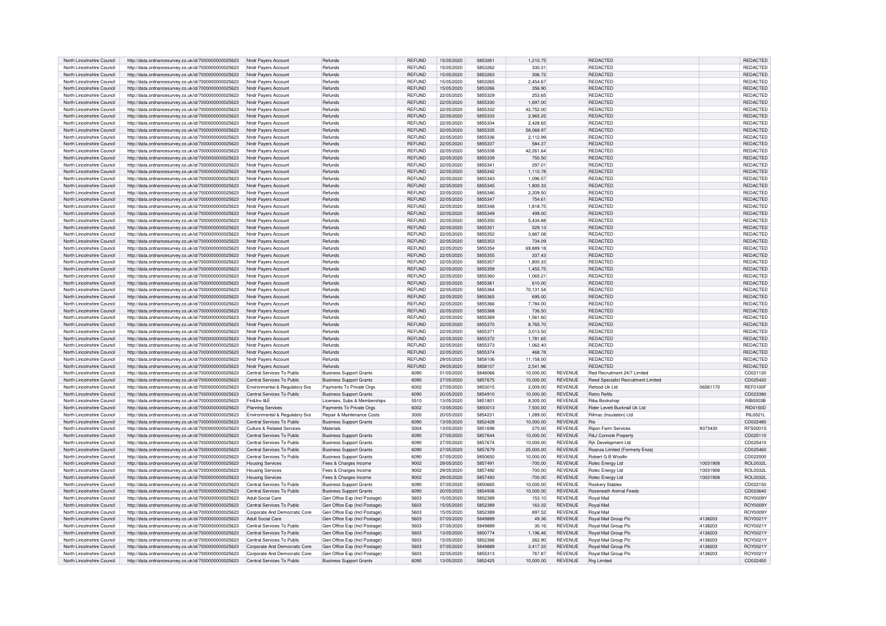| North Lincolnshire Council | http://data.ordnancesurvey.co.uk/id/7000000000025623 | Nndr Payers Account | Refunds | REFUND | 15/05/2020 | 5853261 | 1,210.75 | | REDACTED | | REDACTED |
|---|---|---|---|---|---|---|---|---|---|---|---|
| North Lincolnshire Council | http://data.ordnancesurvey.co.uk/id/7000000000025623 | Nndr Payers Account | Refunds | REFUND | 15/05/2020 | 5853262 | 330.31 | | REDACTED | | REDACTED |
| North Lincolnshire Council | http://data.ordnancesurvey.co.uk/id/7000000000025623 | Nndr Payers Account | Refunds | REFUND | 15/05/2020 | 5853263 | 306.72 | | REDACTED | | REDACTED |
| North Lincolnshire Council | http://data.ordnancesurvey.co.uk/id/7000000000025623 | Nndr Payers Account | Refunds | REFUND | 15/05/2020 | 5853265 | 2,454.67 | | REDACTED | | REDACTED |
| North Lincolnshire Council | http://data.ordnancesurvey.co.uk/id/7000000000025623 | Nndr Payers Account | Refunds | REFUND | 15/05/2020 | 5853266 | 356.90 | | REDACTED | | REDACTED |
| North Lincolnshire Council | http://data.ordnancesurvey.co.uk/id/7000000000025623 | Nndr Payers Account | Refunds | REFUND | 22/05/2020 | 5855329 | 253.65 | | REDACTED | | REDACTED |
| North Lincolnshire Council | http://data.ordnancesurvey.co.uk/id/7000000000025623 | Nndr Payers Account | Refunds | REFUND | 22/05/2020 | 5855330 | 1,697.00 | | REDACTED | | REDACTED |
| North Lincolnshire Council | http://data.ordnancesurvey.co.uk/id/7000000000025623 | Nndr Payers Account | Refunds | REFUND | 22/05/2020 | 5855332 | 42,752.00 | | REDACTED | | REDACTED |
| North Lincolnshire Council | http://data.ordnancesurvey.co.uk/id/7000000000025623 | Nndr Payers Account | Refunds | REFUND | 22/05/2020 | 5855333 | 2,965.25 | | REDACTED | | REDACTED |
| North Lincolnshire Council | http://data.ordnancesurvey.co.uk/id/7000000000025623 | Nndr Payers Account | Refunds | REFUND | 22/05/2020 | 5855334 | 2,428.65 | | REDACTED | | REDACTED |
| North Lincolnshire Council | http://data.ordnancesurvey.co.uk/id/7000000000025623 | Nndr Payers Account | Refunds | REFUND | 22/05/2020 | 5855335 | 58,068.97 | | REDACTED | | REDACTED |
| North Lincolnshire Council | http://data.ordnancesurvey.co.uk/id/7000000000025623 | Nndr Payers Account | Refunds | REFUND | 22/05/2020 | 5855336 | 2,112.99 | | REDACTED | | REDACTED |
| North Lincolnshire Council | http://data.ordnancesurvey.co.uk/id/7000000000025623 | Nndr Payers Account | Refunds | REFUND | 22/05/2020 | 5855337 | 584.37 | | REDACTED | | REDACTED |
| North Lincolnshire Council | http://data.ordnancesurvey.co.uk/id/7000000000025623 | Nndr Payers Account | Refunds | REFUND | 22/05/2020 | 5855338 | 42,261.64 | | REDACTED | | REDACTED |
| North Lincolnshire Council | http://data.ordnancesurvey.co.uk/id/7000000000025623 | Nndr Payers Account | Refunds | REFUND | 22/05/2020 | 5855339 | 750.50 | | REDACTED | | REDACTED |
| North Lincolnshire Council | http://data.ordnancesurvey.co.uk/id/7000000000025623 | Nndr Payers Account | Refunds | REFUND | 22/05/2020 | 5855341 | 297.01 | | REDACTED | | REDACTED |
| North Lincolnshire Council | http://data.ordnancesurvey.co.uk/id/7000000000025623 | Nndr Payers Account | Refunds | REFUND | 22/05/2020 | 5855342 | 1,110.78 | | REDACTED | | REDACTED |
| North Lincolnshire Council | http://data.ordnancesurvey.co.uk/id/7000000000025623 | Nndr Payers Account | Refunds | REFUND | 22/05/2020 | 5855343 | 1,096.57 | | REDACTED | | REDACTED |
| North Lincolnshire Council | http://data.ordnancesurvey.co.uk/id/7000000000025623 | Nndr Payers Account | Refunds | REFUND | 22/05/2020 | 5855345 | 1,800.33 | | REDACTED | | REDACTED |
| North Lincolnshire Council | http://data.ordnancesurvey.co.uk/id/7000000000025623 | Nndr Payers Account | Refunds | REFUND | 22/05/2020 | 5855346 | 2,209.50 | | REDACTED | | REDACTED |
| North Lincolnshire Council | http://data.ordnancesurvey.co.uk/id/7000000000025623 | Nndr Payers Account | Refunds | REFUND | 22/05/2020 | 5855347 | 754.61 | | REDACTED | | REDACTED |
| North Lincolnshire Council | http://data.ordnancesurvey.co.uk/id/7000000000025623 | Nndr Payers Account | Refunds | REFUND | 22/05/2020 | 5855348 | 1,818.75 | | REDACTED | | REDACTED |
| North Lincolnshire Council | http://data.ordnancesurvey.co.uk/id/7000000000025623 | Nndr Payers Account | Refunds | REFUND | 22/05/2020 | 5855349 | 499.00 | | REDACTED | | REDACTED |
| North Lincolnshire Council | http://data.ordnancesurvey.co.uk/id/7000000000025623 | Nndr Payers Account | Refunds | REFUND | 22/05/2020 | 5855350 | 5,434.88 | | REDACTED | | REDACTED |
| North Lincolnshire Council | http://data.ordnancesurvey.co.uk/id/7000000000025623 | Nndr Payers Account | Refunds | REFUND | 22/05/2020 | 5855351 | 529.13 | | REDACTED | | REDACTED |
| North Lincolnshire Council | http://data.ordnancesurvey.co.uk/id/7000000000025623 | Nndr Payers Account | Refunds | REFUND | 22/05/2020 | 5855352 | 3,887.08 | | REDACTED | | REDACTED |
| North Lincolnshire Council | http://data.ordnancesurvey.co.uk/id/7000000000025623 | Nndr Payers Account | Refunds | REFUND | 22/05/2020 | 5855353 | 734.09 | | REDACTED | | REDACTED |
| North Lincolnshire Council | http://data.ordnancesurvey.co.uk/id/7000000000025623 | Nndr Payers Account | Refunds | REFUND | 22/05/2020 | 5855354 | 69,889.18 | | REDACTED | | REDACTED |
| North Lincolnshire Council | http://data.ordnancesurvey.co.uk/id/7000000000025623 | Nndr Payers Account | Refunds | REFUND | 22/05/2020 | 5855355 | 337.43 | | REDACTED | | REDACTED |
| North Lincolnshire Council | http://data.ordnancesurvey.co.uk/id/7000000000025623 | Nndr Payers Account | Refunds | REFUND | 22/05/2020 | 5855357 | 1,800.33 | | REDACTED | | REDACTED |
| North Lincolnshire Council | http://data.ordnancesurvey.co.uk/id/7000000000025623 | Nndr Payers Account | Refunds | REFUND | 22/05/2020 | 5855359 | 1,455.75 | | REDACTED | | REDACTED |
| North Lincolnshire Council | http://data.ordnancesurvey.co.uk/id/7000000000025623 | Nndr Payers Account | Refunds | REFUND | 22/05/2020 | 5855360 | 1,065.21 | | REDACTED | | REDACTED |
| North Lincolnshire Council | http://data.ordnancesurvey.co.uk/id/7000000000025623 | Nndr Payers Account | Refunds | REFUND | 22/05/2020 | 5855361 | 610.00 | | REDACTED | | REDACTED |
| North Lincolnshire Council | http://data.ordnancesurvey.co.uk/id/7000000000025623 | Nndr Payers Account | Refunds | REFUND | 22/05/2020 | 5855364 | 70,131.54 | | REDACTED | | REDACTED |
| North Lincolnshire Council | http://data.ordnancesurvey.co.uk/id/7000000000025623 | Nndr Payers Account | Refunds | REFUND | 22/05/2020 | 5855365 | 695.00 | | REDACTED | | REDACTED |
| North Lincolnshire Council | http://data.ordnancesurvey.co.uk/id/7000000000025623 | Nndr Payers Account | Refunds | REFUND | 22/05/2020 | 5855366 | 7,784.00 | | REDACTED | | REDACTED |
| North Lincolnshire Council | http://data.ordnancesurvey.co.uk/id/7000000000025623 | Nndr Payers Account | Refunds | REFUND | 22/05/2020 | 5855368 | 736.50 | | REDACTED | | REDACTED |
| North Lincolnshire Council | http://data.ordnancesurvey.co.uk/id/7000000000025623 | Nndr Payers Account | Refunds | REFUND | 22/05/2020 | 5855369 | 1,561.60 | | REDACTED | | REDACTED |
| North Lincolnshire Council | http://data.ordnancesurvey.co.uk/id/7000000000025623 | Nndr Payers Account | Refunds | REFUND | 22/05/2020 | 5855370 | 8,765.70 | | REDACTED | | REDACTED |
| North Lincolnshire Council | http://data.ordnancesurvey.co.uk/id/7000000000025623 | Nndr Payers Account | Refunds | REFUND | 22/05/2020 | 5855371 | 3,013.50 | | REDACTED | | REDACTED |
| North Lincolnshire Council | http://data.ordnancesurvey.co.uk/id/7000000000025623 | Nndr Payers Account | Refunds | REFUND | 22/05/2020 | 5855372 | 1,781.65 | | REDACTED | | REDACTED |
| North Lincolnshire Council | http://data.ordnancesurvey.co.uk/id/7000000000025623 | Nndr Payers Account | Refunds | REFUND | 22/05/2020 | 5855373 | 1,062.40 | | REDACTED | | REDACTED |
| North Lincolnshire Council | http://data.ordnancesurvey.co.uk/id/7000000000025623 | Nndr Payers Account | Refunds | REFUND | 22/05/2020 | 5855374 | 468.78 | | REDACTED | | REDACTED |
| North Lincolnshire Council | http://data.ordnancesurvey.co.uk/id/7000000000025623 | Nndr Payers Account | Refunds | REFUND | 29/05/2020 | 5858106 | 11,158.00 | | REDACTED | | REDACTED |
| North Lincolnshire Council | http://data.ordnancesurvey.co.uk/id/7000000000025623 | Nndr Payers Account | Refunds | REFUND | 29/05/2020 | 5858107 | 2,541.96 | | REDACTED | | REDACTED |
| North Lincolnshire Council | http://data.ordnancesurvey.co.uk/id/7000000000025623 | Central Services To Public | Business Support Grants | 6090 | 01/05/2020 | 5848066 | 10,000.00 | REVENUE | Red Recruitment 24/7 Limited | | CD021120 |
| North Lincolnshire Council | http://data.ordnancesurvey.co.uk/id/7000000000025623 | Central Services To Public | Business Support Grants | 6090 | 27/05/2020 | 5857675 | 10,000.00 | REVENUE | Reed Specialist Recruitment Limited | | CD025420 |
| North Lincolnshire Council | http://data.ordnancesurvey.co.uk/id/7000000000025623 | Environmental & Regulatory Svs | Payments To Private Orgs | 6002 | 27/05/2020 | 5853015 | 2,009.00 | REVENUE | Refood Uk Ltd | 06561170 | REF0100F |
| North Lincolnshire Council | http://data.ordnancesurvey.co.uk/id/7000000000025623 | Central Services To Public | Business Support Grants | 6090 | 20/05/2020 | 5854910 | 10,000.00 | REVENUE | Retro Refits | | CD023380 |
| North Lincolnshire Council | http://data.ordnancesurvey.co.uk/id/7000000000025623 | Fin&Inv I&E | Licenses, Subs & Memberships | 5510 | 13/05/2020 | 5851801 | 8,305.00 | REVENUE | Riba Bookshop | | RIB0003B |
| North Lincolnshire Council | http://data.ordnancesurvey.co.uk/id/7000000000025623 | Planning Services | Payments To Private Orgs | 6002 | 13/05/2020 | 5850013 | 7,500.00 | REVENUE | Rider Levett Bucknall Uk Ltd | | RID0150D |
| North Lincolnshire Council | http://data.ordnancesurvey.co.uk/id/7000000000025623 | Environmental & Regulatory Svs | Repair & Maintenance Costs | 3000 | 20/05/2020 | 5854231 | 1,289.00 | REVENUE | Rilmac (Insulation) Ltd | | RIL0021L |
| North Lincolnshire Council | http://data.ordnancesurvey.co.uk/id/7000000000025623 | Central Services To Public | Business Support Grants | 6090 | 13/05/2020 | 5852428 | 10,000.00 | REVENUE | Rio | | CD022480 |
| North Lincolnshire Council | http://data.ordnancesurvey.co.uk/id/7000000000025623 | Culture & Related Services | Materials | 5004 | 13/05/2020 | 5851698 | 270.00 | REVENUE | Ripon Farm Services | 9373430 | RFS0001S |
| North Lincolnshire Council | http://data.ordnancesurvey.co.uk/id/7000000000025623 | Central Services To Public | Business Support Grants | 6090 | 27/05/2020 | 5857644 | 10,000.00 | REVENUE | R&J Connole Property | | CD025110 |
| North Lincolnshire Council | http://data.ordnancesurvey.co.uk/id/7000000000025623 | Central Services To Public | Business Support Grants | 6090 | 27/05/2020 | 5857674 | 10,000.00 | REVENUE | Rjk Development Ltd | | CD025410 |
| North Lincolnshire Council | http://data.ordnancesurvey.co.uk/id/7000000000025623 | Central Services To Public | Business Support Grants | 6090 | 27/05/2020 | 5857679 | 25,000.00 | REVENUE | Roanza Limited (Formerly Enza) | | CD025460 |
| North Lincolnshire Council | http://data.ordnancesurvey.co.uk/id/7000000000025623 | Central Services To Public | Business Support Grants | 6090 | 07/05/2020 | 5850650 | 10,000.00 | REVENUE | Robert G B Woollin | | CD022000 |
| North Lincolnshire Council | http://data.ordnancesurvey.co.uk/id/7000000000025623 | Housing Services | Fees & Charges Income | 9002 | 29/05/2020 | 5857491 | -700.00 | REVENUE | Rolec Energy Ltd | 10031908 | ROL0032L |
| North Lincolnshire Council | http://data.ordnancesurvey.co.uk/id/7000000000025623 | Housing Services | Fees & Charges Income | 9002 | 29/05/2020 | 5857492 | -700.00 | REVENUE | Rolec Energy Ltd | 10031908 | ROL0032L |
| North Lincolnshire Council | http://data.ordnancesurvey.co.uk/id/7000000000025623 | Housing Services | Fees & Charges Income | 9002 | 29/05/2020 | 5857493 | -700.00 | REVENUE | Rolec Energy Ltd | 10031908 | ROL0032L |
| North Lincolnshire Council | http://data.ordnancesurvey.co.uk/id/7000000000025623 | Central Services To Public | Business Support Grants | 6090 | 07/05/2020 | 5850665 | 10,000.00 | REVENUE | Rookery Stables | | CD022150 |
| North Lincolnshire Council | http://data.ordnancesurvey.co.uk/id/7000000000025623 | Central Services To Public | Business Support Grants | 6090 | 20/05/2020 | 5854936 | 10,000.00 | REVENUE | Roseneath Animal Feeds | | CD023640 |
| North Lincolnshire Council | http://data.ordnancesurvey.co.uk/id/7000000000025623 | Adult Social Care | Gen Office Exp (Incl Postage) | 5603 | 15/05/2020 | 5852389 | 153.10 | REVENUE | Royal Mail | | ROY0009Y |
| North Lincolnshire Council | http://data.ordnancesurvey.co.uk/id/7000000000025623 | Central Services To Public | Gen Office Exp (Incl Postage) | 5603 | 15/05/2020 | 5852389 | 163.32 | REVENUE | Royal Mail | | ROY0009Y |
| North Lincolnshire Council | http://data.ordnancesurvey.co.uk/id/7000000000025623 | Corporate And Democratic Core | Gen Office Exp (Incl Postage) | 5603 | 15/05/2020 | 5852389 | 897.52 | REVENUE | Royal Mail | | ROY0009Y |
| North Lincolnshire Council | http://data.ordnancesurvey.co.uk/id/7000000000025623 | Adult Social Care | Gen Office Exp (Incl Postage) | 5603 | 07/05/2020 | 5849889 | 49.36 | REVENUE | Royal Mail Group Plc | 4138203 | ROY0021Y |
| North Lincolnshire Council | http://data.ordnancesurvey.co.uk/id/7000000000025623 | Central Services To Public | Gen Office Exp (Incl Postage) | 5603 | 07/05/2020 | 5849889 | 30.16 | REVENUE | Royal Mail Group Plc | 4138203 | ROY0021Y |
| North Lincolnshire Council | http://data.ordnancesurvey.co.uk/id/7000000000025623 | Central Services To Public | Gen Office Exp (Incl Postage) | 5603 | 13/05/2020 | 5850774 | 1,196.46 | REVENUE | Royal Mail Group Plc | 4138203 | ROY0021Y |
| North Lincolnshire Council | http://data.ordnancesurvey.co.uk/id/7000000000025623 | Central Services To Public | Gen Office Exp (Incl Postage) | 5603 | 15/05/2020 | 5852366 | 262.90 | REVENUE | Royal Mail Group Plc | 4138203 | ROY0021Y |
| North Lincolnshire Council | http://data.ordnancesurvey.co.uk/id/7000000000025623 | Corporate And Democratic Core | Gen Office Exp (Incl Postage) | 5603 | 07/05/2020 | 5849889 | 3,417.33 | REVENUE | Royal Mail Group Plc | 4138203 | ROY0021Y |
| North Lincolnshire Council | http://data.ordnancesurvey.co.uk/id/7000000000025623 | Corporate And Democratic Core | Gen Office Exp (Incl Postage) | 5603 | 22/05/2020 | 5855313 | 767.87 | REVENUE | Royal Mail Group Plc | 4138203 | ROY0021Y |
| North Lincolnshire Council | http://data.ordnancesurvey.co.uk/id/7000000000025623 | Central Services To Public | Business Support Grants | 6090 | 13/05/2020 | 5852425 | 10,000.00 | REVENUE | Rrg Limited | | CD022450 |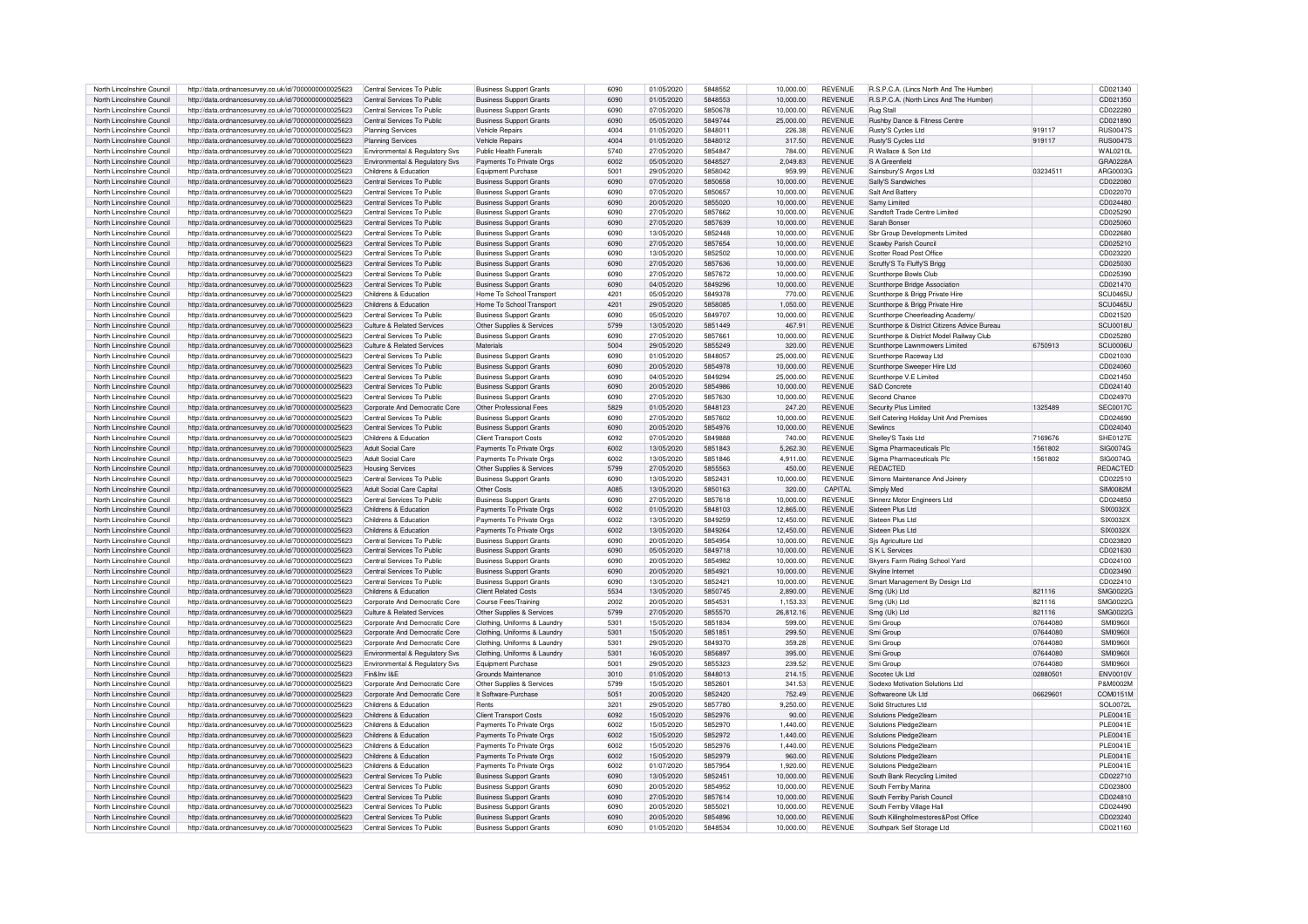| North Lincolnshire Council | http://data.ordnancesurvey.co.uk/id/7000000000025623 | Central Services To Public | Business Support Grants | 6090 | 01/05/2020 | 5848552 | 10,000.00 | REVENUE | R.S.P.C.A. (Lincs North And The Humber) | | CD021340 |
|---|---|---|---|---|---|---|---|---|---|---|---|
| North Lincolnshire Council | http://data.ordnancesurvey.co.uk/id/7000000000025623 | Central Services To Public | Business Support Grants | 6090 | 01/05/2020 | 5848553 | 10,000.00 | REVENUE | R.S.P.C.A. (North Lincs And The Humber) | | CD021350 |
| North Lincolnshire Council | http://data.ordnancesurvey.co.uk/id/7000000000025623 | Central Services To Public | Business Support Grants | 6090 | 07/05/2020 | 5850678 | 10,000.00 | REVENUE | Rug Stall | | CD022280 |
| North Lincolnshire Council | http://data.ordnancesurvey.co.uk/id/7000000000025623 | Central Services To Public | Business Support Grants | 6090 | 05/05/2020 | 5849744 | 25,000.00 | REVENUE | Rushby Dance & Fitness Centre | | CD021890 |
| North Lincolnshire Council | http://data.ordnancesurvey.co.uk/id/7000000000025623 | Planning Services | Vehicle Repairs | 4004 | 01/05/2020 | 5848011 | 226.38 | REVENUE | Rusty'S Cycles Ltd | 919117 | RUS0047S |
| North Lincolnshire Council | http://data.ordnancesurvey.co.uk/id/7000000000025623 | Planning Services | Vehicle Repairs | 4004 | 01/05/2020 | 5848012 | 317.50 | REVENUE | Rusty'S Cycles Ltd | 919117 | RUS0047S |
| North Lincolnshire Council | http://data.ordnancesurvey.co.uk/id/7000000000025623 | Environmental & Regulatory Svs | Public Health Funerals | 5740 | 27/05/2020 | 5854847 | 784.00 | REVENUE | R Wallace & Son Ltd | | WAL0210L |
| North Lincolnshire Council | http://data.ordnancesurvey.co.uk/id/7000000000025623 | Environmental & Regulatory Svs | Payments To Private Orgs | 6002 | 05/05/2020 | 5848527 | 2,049.83 | REVENUE | S A Greenfield | | GRA0228A |
| North Lincolnshire Council | http://data.ordnancesurvey.co.uk/id/7000000000025623 | Childrens & Education | Equipment Purchase | 5001 | 29/05/2020 | 5858042 | 959.99 | REVENUE | Sainsbury'S Argos Ltd | 03234511 | ARG0003G |
| North Lincolnshire Council | http://data.ordnancesurvey.co.uk/id/7000000000025623 | Central Services To Public | Business Support Grants | 6090 | 07/05/2020 | 5850658 | 10,000.00 | REVENUE | Sally'S Sandwiches | | CD022080 |
| North Lincolnshire Council | http://data.ordnancesurvey.co.uk/id/7000000000025623 | Central Services To Public | Business Support Grants | 6090 | 07/05/2020 | 5850657 | 10,000.00 | REVENUE | Salt And Battery | | CD022070 |
| North Lincolnshire Council | http://data.ordnancesurvey.co.uk/id/7000000000025623 | Central Services To Public | Business Support Grants | 6090 | 20/05/2020 | 5855020 | 10,000.00 | REVENUE | Samy Limited | | CD024480 |
| North Lincolnshire Council | http://data.ordnancesurvey.co.uk/id/7000000000025623 | Central Services To Public | Business Support Grants | 6090 | 27/05/2020 | 5857662 | 10,000.00 | REVENUE | Sandtoft Trade Centre Limited | | CD025290 |
| North Lincolnshire Council | http://data.ordnancesurvey.co.uk/id/7000000000025623 | Central Services To Public | Business Support Grants | 6090 | 27/05/2020 | 5857639 | 10,000.00 | REVENUE | Sarah Bonser | | CD025060 |
| North Lincolnshire Council | http://data.ordnancesurvey.co.uk/id/7000000000025623 | Central Services To Public | Business Support Grants | 6090 | 13/05/2020 | 5852448 | 10,000.00 | REVENUE | Sbr Group Developments Limited | | CD022680 |
| North Lincolnshire Council | http://data.ordnancesurvey.co.uk/id/7000000000025623 | Central Services To Public | Business Support Grants | 6090 | 27/05/2020 | 5857654 | 10,000.00 | REVENUE | Scawby Parish Council | | CD025210 |
| North Lincolnshire Council | http://data.ordnancesurvey.co.uk/id/7000000000025623 | Central Services To Public | Business Support Grants | 6090 | 13/05/2020 | 5852502 | 10,000.00 | REVENUE | Scotter Road Post Office | | CD023220 |
| North Lincolnshire Council | http://data.ordnancesurvey.co.uk/id/7000000000025623 | Central Services To Public | Business Support Grants | 6090 | 27/05/2020 | 5857636 | 10,000.00 | REVENUE | Scruffy'S To Fluffy'S Brigg | | CD025030 |
| North Lincolnshire Council | http://data.ordnancesurvey.co.uk/id/7000000000025623 | Central Services To Public | Business Support Grants | 6090 | 27/05/2020 | 5857672 | 10,000.00 | REVENUE | Scunthorpe Bowls Club | | CD025390 |
| North Lincolnshire Council | http://data.ordnancesurvey.co.uk/id/7000000000025623 | Central Services To Public | Business Support Grants | 6090 | 04/05/2020 | 5849296 | 10,000.00 | REVENUE | Scunthorpe Bridge Association | | CD021470 |
| North Lincolnshire Council | http://data.ordnancesurvey.co.uk/id/7000000000025623 | Childrens & Education | Home To School Transport | 4201 | 05/05/2020 | 5849378 | 770.00 | REVENUE | Scunthorpe & Brigg Private Hire | | SCU0465U |
| North Lincolnshire Council | http://data.ordnancesurvey.co.uk/id/7000000000025623 | Childrens & Education | Home To School Transport | 4201 | 29/05/2020 | 5858085 | 1,050.00 | REVENUE | Scunthorpe & Brigg Private Hire | | SCU0465U |
| North Lincolnshire Council | http://data.ordnancesurvey.co.uk/id/7000000000025623 | Central Services To Public | Business Support Grants | 6090 | 05/05/2020 | 5849707 | 10,000.00 | REVENUE | Scunthorpe Cheerleading Academy/ | | CD021520 |
| North Lincolnshire Council | http://data.ordnancesurvey.co.uk/id/7000000000025623 | Culture & Related Services | Other Supplies & Services | 5799 | 13/05/2020 | 5851449 | 467.91 | REVENUE | Scunthorpe & District Citizens Advice Bureau | | SCU0018U |
| North Lincolnshire Council | http://data.ordnancesurvey.co.uk/id/7000000000025623 | Central Services To Public | Business Support Grants | 6090 | 27/05/2020 | 5857661 | 10,000.00 | REVENUE | Scunthorpe & District Model Railway Club | | CD025280 |
| North Lincolnshire Council | http://data.ordnancesurvey.co.uk/id/7000000000025623 | Culture & Related Services | Materials | 5004 | 29/05/2020 | 5855249 | 320.00 | REVENUE | Scunthorpe Lawnmowers Limited | 6750913 | SCU0006U |
| North Lincolnshire Council | http://data.ordnancesurvey.co.uk/id/7000000000025623 | Central Services To Public | Business Support Grants | 6090 | 01/05/2020 | 5848057 | 25,000.00 | REVENUE | Scunthorpe Raceway Ltd | | CD021030 |
| North Lincolnshire Council | http://data.ordnancesurvey.co.uk/id/7000000000025623 | Central Services To Public | Business Support Grants | 6090 | 20/05/2020 | 5854978 | 10,000.00 | REVENUE | Scunthorpe Sweeper Hire Ltd | | CD024060 |
| North Lincolnshire Council | http://data.ordnancesurvey.co.uk/id/7000000000025623 | Central Services To Public | Business Support Grants | 6090 | 04/05/2020 | 5849294 | 25,000.00 | REVENUE | Scunthorpe V.E Limited | | CD021450 |
| North Lincolnshire Council | http://data.ordnancesurvey.co.uk/id/7000000000025623 | Central Services To Public | Business Support Grants | 6090 | 20/05/2020 | 5854986 | 10,000.00 | REVENUE | S&D Concrete | | CD024140 |
| North Lincolnshire Council | http://data.ordnancesurvey.co.uk/id/7000000000025623 | Central Services To Public | Business Support Grants | 6090 | 27/05/2020 | 5857630 | 10,000.00 | REVENUE | Second Chance | | CD024970 |
| North Lincolnshire Council | http://data.ordnancesurvey.co.uk/id/7000000000025623 | Corporate And Democratic Core | Other Professional Fees | 5829 | 01/05/2020 | 5848123 | 247.20 | REVENUE | Security Plus Limited | 1325489 | SEC0017C |
| North Lincolnshire Council | http://data.ordnancesurvey.co.uk/id/7000000000025623 | Central Services To Public | Business Support Grants | 6090 | 27/05/2020 | 5857602 | 10,000.00 | REVENUE | Self Catering Holiday Unit And Premises | | CD024690 |
| North Lincolnshire Council | http://data.ordnancesurvey.co.uk/id/7000000000025623 | Central Services To Public | Business Support Grants | 6090 | 20/05/2020 | 5854976 | 10,000.00 | REVENUE | Sewlincs | | CD024040 |
| North Lincolnshire Council | http://data.ordnancesurvey.co.uk/id/7000000000025623 | Childrens & Education | Client Transport Costs | 6092 | 07/05/2020 | 5849888 | 740.00 | REVENUE | Shelley'S Taxis Ltd | 7169676 | SHE0127E |
| North Lincolnshire Council | http://data.ordnancesurvey.co.uk/id/7000000000025623 | Adult Social Care | Payments To Private Orgs | 6002 | 13/05/2020 | 5851843 | 5,262.30 | REVENUE | Sigma Pharmaceuticals Plc | 1561802 | SIG0074G |
| North Lincolnshire Council | http://data.ordnancesurvey.co.uk/id/7000000000025623 | Adult Social Care | Payments To Private Orgs | 6002 | 13/05/2020 | 5851846 | 4,911.00 | REVENUE | Sigma Pharmaceuticals Plc | 1561802 | SIG0074G |
| North Lincolnshire Council | http://data.ordnancesurvey.co.uk/id/7000000000025623 | Housing Services | Other Supplies & Services | 5799 | 27/05/2020 | 5855563 | 450.00 | REVENUE | REDACTED | | REDACTED |
| North Lincolnshire Council | http://data.ordnancesurvey.co.uk/id/7000000000025623 | Central Services To Public | Business Support Grants | 6090 | 13/05/2020 | 5852431 | 10,000.00 | REVENUE | Simons Maintenance And Joinery | | CD022510 |
| North Lincolnshire Council | http://data.ordnancesurvey.co.uk/id/7000000000025623 | Adult Social Care Capital | Other Costs | A085 | 13/05/2020 | 5850163 | 320.00 | CAPITAL | Simply Med | | SIM0082M |
| North Lincolnshire Council | http://data.ordnancesurvey.co.uk/id/7000000000025623 | Central Services To Public | Business Support Grants | 6090 | 27/05/2020 | 5857618 | 10,000.00 | REVENUE | Sinnerz Motor Engineers Ltd | | CD024850 |
| North Lincolnshire Council | http://data.ordnancesurvey.co.uk/id/7000000000025623 | Childrens & Education | Payments To Private Orgs | 6002 | 01/05/2020 | 5848103 | 12,865.00 | REVENUE | Sixteen Plus Ltd | | SIX0032X |
| North Lincolnshire Council | http://data.ordnancesurvey.co.uk/id/7000000000025623 | Childrens & Education | Payments To Private Orgs | 6002 | 13/05/2020 | 5849259 | 12,450.00 | REVENUE | Sixteen Plus Ltd | | SIX0032X |
| North Lincolnshire Council | http://data.ordnancesurvey.co.uk/id/7000000000025623 | Childrens & Education | Payments To Private Orgs | 6002 | 13/05/2020 | 5849264 | 12,450.00 | REVENUE | Sixteen Plus Ltd | | SIX0032X |
| North Lincolnshire Council | http://data.ordnancesurvey.co.uk/id/7000000000025623 | Central Services To Public | Business Support Grants | 6090 | 20/05/2020 | 5854954 | 10,000.00 | REVENUE | Sjs Agriculture Ltd | | CD023820 |
| North Lincolnshire Council | http://data.ordnancesurvey.co.uk/id/7000000000025623 | Central Services To Public | Business Support Grants | 6090 | 05/05/2020 | 5849718 | 10,000.00 | REVENUE | S K L Services | | CD021630 |
| North Lincolnshire Council | http://data.ordnancesurvey.co.uk/id/7000000000025623 | Central Services To Public | Business Support Grants | 6090 | 20/05/2020 | 5854982 | 10,000.00 | REVENUE | Skyers Farm Riding School Yard | | CD024100 |
| North Lincolnshire Council | http://data.ordnancesurvey.co.uk/id/7000000000025623 | Central Services To Public | Business Support Grants | 6090 | 20/05/2020 | 5854921 | 10,000.00 | REVENUE | Skyline Internet | | CD023490 |
| North Lincolnshire Council | http://data.ordnancesurvey.co.uk/id/7000000000025623 | Central Services To Public | Business Support Grants | 6090 | 13/05/2020 | 5852421 | 10,000.00 | REVENUE | Smart Management By Design Ltd | | CD022410 |
| North Lincolnshire Council | http://data.ordnancesurvey.co.uk/id/7000000000025623 | Childrens & Education | Client Related Costs | 5534 | 13/05/2020 | 5850745 | 2,890.00 | REVENUE | Smg (Uk) Ltd | 821116 | SMG0022G |
| North Lincolnshire Council | http://data.ordnancesurvey.co.uk/id/7000000000025623 | Corporate And Democratic Core | Course Fees/Training | 2002 | 20/05/2020 | 5854531 | 1,153.33 | REVENUE | Smg (Uk) Ltd | 821116 | SMG0022G |
| North Lincolnshire Council | http://data.ordnancesurvey.co.uk/id/7000000000025623 | Culture & Related Services | Other Supplies & Services | 5799 | 27/05/2020 | 5855570 | 26,812.16 | REVENUE | Smg (Uk) Ltd | 821116 | SMG0022G |
| North Lincolnshire Council | http://data.ordnancesurvey.co.uk/id/7000000000025623 | Corporate And Democratic Core | Clothing, Uniforms & Laundry | 5301 | 15/05/2020 | 5851834 | 599.00 | REVENUE | Smi Group | 07644080 | SMI0960I |
| North Lincolnshire Council | http://data.ordnancesurvey.co.uk/id/7000000000025623 | Corporate And Democratic Core | Clothing, Uniforms & Laundry | 5301 | 15/05/2020 | 5851851 | 299.50 | REVENUE | Smi Group | 07644080 | SMI0960I |
| North Lincolnshire Council | http://data.ordnancesurvey.co.uk/id/7000000000025623 | Corporate And Democratic Core | Clothing, Uniforms & Laundry | 5301 | 29/05/2020 | 5849370 | 359.28 | REVENUE | Smi Group | 07644080 | SMI0960I |
| North Lincolnshire Council | http://data.ordnancesurvey.co.uk/id/7000000000025623 | Environmental & Regulatory Svs | Clothing, Uniforms & Laundry | 5301 | 16/05/2020 | 5856897 | 395.00 | REVENUE | Smi Group | 07644080 | SMI0960I |
| North Lincolnshire Council | http://data.ordnancesurvey.co.uk/id/7000000000025623 | Environmental & Regulatory Svs | Equipment Purchase | 5001 | 29/05/2020 | 5855323 | 239.52 | REVENUE | Smi Group | 07644080 | SMI0960I |
| North Lincolnshire Council | http://data.ordnancesurvey.co.uk/id/7000000000025623 | Fin&Inv I&E | Grounds Maintenance | 3010 | 01/05/2020 | 5848013 | 214.15 | REVENUE | Socotec Uk Ltd | 02880501 | ENV0010V |
| North Lincolnshire Council | http://data.ordnancesurvey.co.uk/id/7000000000025623 | Corporate And Democratic Core | Other Supplies & Services | 5799 | 15/05/2020 | 5852601 | 341.53 | REVENUE | Sodexo Motivation Solutions Ltd | | P&M0002M |
| North Lincolnshire Council | http://data.ordnancesurvey.co.uk/id/7000000000025623 | Corporate And Democratic Core | It Software-Purchase | 5051 | 20/05/2020 | 5852420 | 752.49 | REVENUE | Softwareone Uk Ltd | 06629601 | COM0151M |
| North Lincolnshire Council | http://data.ordnancesurvey.co.uk/id/7000000000025623 | Childrens & Education | Rents | 3201 | 29/05/2020 | 5857780 | 9,250.00 | REVENUE | Solid Structures Ltd | | SOL0072L |
| North Lincolnshire Council | http://data.ordnancesurvey.co.uk/id/7000000000025623 | Childrens & Education | Client Transport Costs | 6092 | 15/05/2020 | 5852976 | 90.00 | REVENUE | Solutions Pledge2learn | | PLE0041E |
| North Lincolnshire Council | http://data.ordnancesurvey.co.uk/id/7000000000025623 | Childrens & Education | Payments To Private Orgs | 6002 | 15/05/2020 | 5852970 | 1,440.00 | REVENUE | Solutions Pledge2learn | | PLE0041E |
| North Lincolnshire Council | http://data.ordnancesurvey.co.uk/id/7000000000025623 | Childrens & Education | Payments To Private Orgs | 6002 | 15/05/2020 | 5852972 | 1,440.00 | REVENUE | Solutions Pledge2learn | | PLE0041E |
| North Lincolnshire Council | http://data.ordnancesurvey.co.uk/id/7000000000025623 | Childrens & Education | Payments To Private Orgs | 6002 | 15/05/2020 | 5852976 | 1,440.00 | REVENUE | Solutions Pledge2learn | | PLE0041E |
| North Lincolnshire Council | http://data.ordnancesurvey.co.uk/id/7000000000025623 | Childrens & Education | Payments To Private Orgs | 6002 | 15/05/2020 | 5852979 | 960.00 | REVENUE | Solutions Pledge2learn | | PLE0041E |
| North Lincolnshire Council | http://data.ordnancesurvey.co.uk/id/7000000000025623 | Childrens & Education | Payments To Private Orgs | 6002 | 01/07/2020 | 5857954 | 1,920.00 | REVENUE | Solutions Pledge2learn | | PLE0041E |
| North Lincolnshire Council | http://data.ordnancesurvey.co.uk/id/7000000000025623 | Central Services To Public | Business Support Grants | 6090 | 13/05/2020 | 5852451 | 10,000.00 | REVENUE | South Bank Recycling Limited | | CD022710 |
| North Lincolnshire Council | http://data.ordnancesurvey.co.uk/id/7000000000025623 | Central Services To Public | Business Support Grants | 6090 | 20/05/2020 | 5854952 | 10,000.00 | REVENUE | South Ferriby Marina | | CD023800 |
| North Lincolnshire Council | http://data.ordnancesurvey.co.uk/id/7000000000025623 | Central Services To Public | Business Support Grants | 6090 | 27/05/2020 | 5857614 | 10,000.00 | REVENUE | South Ferriby Parish Council | | CD024810 |
| North Lincolnshire Council | http://data.ordnancesurvey.co.uk/id/7000000000025623 | Central Services To Public | Business Support Grants | 6090 | 20/05/2020 | 5855021 | 10,000.00 | REVENUE | South Ferriby Village Hall | | CD024490 |
| North Lincolnshire Council | http://data.ordnancesurvey.co.uk/id/7000000000025623 | Central Services To Public | Business Support Grants | 6090 | 20/05/2020 | 5854896 | 10,000.00 | REVENUE | South Killingholmestores&Post Office | | CD023240 |
| North Lincolnshire Council | http://data.ordnancesurvey.co.uk/id/7000000000025623 | Central Services To Public | Business Support Grants | 6090 | 01/05/2020 | 5848534 | 10,000.00 | REVENUE | Southpark Self Storage Ltd | | CD021160 |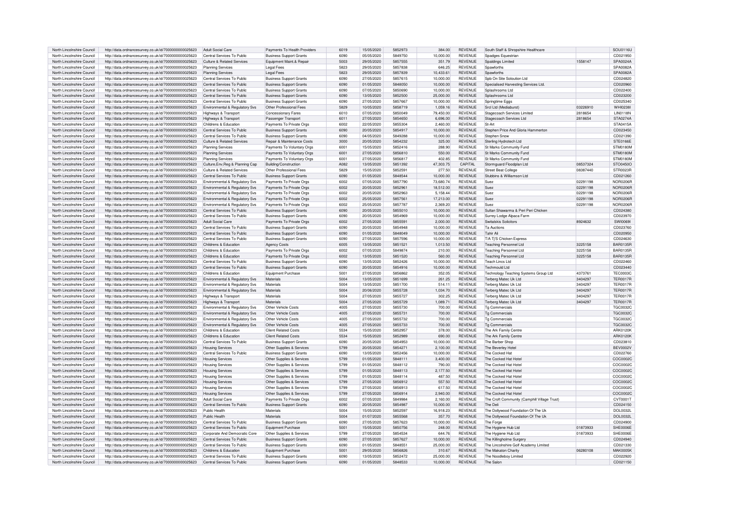| North Lincolnshire Council | http://data.ordnancesurvey.co.uk/id/7000000000025623 | Adult Social Care | Payments To Health Providers | 6019 | 15/05/2020 | 5852973 | 384.00 | REVENUE | South Staff & Shropshire Healthcare | | SOU0116U |
|---|---|---|---|---|---|---|---|---|---|---|---|
| North Lincolnshire Council | http://data.ordnancesurvey.co.uk/id/7000000000025623 | Central Services To Public | Business Support Grants | 6090 | 05/05/2020 | 5849750 | 10,000.00 | REVENUE | Spadges Equestrian | | CD021950 |
| North Lincolnshire Council | http://data.ordnancesurvey.co.uk/id/7000000000025623 | Culture & Related Services | Equipment Maint.& Repair | 5003 | 29/05/2020 | 5857555 | 351.79 | REVENUE | Spaldings Limited | 1558147 | SPA0024A |
| North Lincolnshire Council | http://data.ordnancesurvey.co.uk/id/7000000000025623 | Planning Services | Legal Fees | 5823 | 29/05/2020 | 5857838 | 646.25 | REVENUE | Spawforths | | SPA0082A |
| North Lincolnshire Council | http://data.ordnancesurvey.co.uk/id/7000000000025623 | Planning Services | Legal Fees | 5823 | 29/05/2020 | 5857839 | 10,433.61 | REVENUE | Spawforths | | SPA0082A |
| North Lincolnshire Council | http://data.ordnancesurvey.co.uk/id/7000000000025623 | Central Services To Public | Business Support Grants | 6090 | 27/05/2020 | 5857615 | 10,000.00 | REVENUE | Spb On Site Soloution Ltd | | CD024820 |
| North Lincolnshire Council | http://data.ordnancesurvey.co.uk/id/7000000000025623 | Central Services To Public | Business Support Grants | 6090 | 01/05/2020 | 5848050 | 10,000.00 | REVENUE | Specialised Harvesting Services Ltd. | | CD020960 |
| North Lincolnshire Council | http://data.ordnancesurvey.co.uk/id/7000000000025623 | Central Services To Public | Business Support Grants | 6090 | 07/05/2020 | 5850690 | 10,000.00 | REVENUE | Splashrooms Ltd | | CD022400 |
| North Lincolnshire Council | http://data.ordnancesurvey.co.uk/id/7000000000025623 | Central Services To Public | Business Support Grants | 6090 | 13/05/2020 | 5852500 | 25,000.00 | REVENUE | Splashrooms Ltd | | CD023200 |
| North Lincolnshire Council | http://data.ordnancesurvey.co.uk/id/7000000000025623 | Central Services To Public | Business Support Grants | 6090 | 27/05/2020 | 5857667 | 10,000.00 | REVENUE | Springtime Eggs | | CD025340 |
| North Lincolnshire Council | http://data.ordnancesurvey.co.uk/id/7000000000025623 | Environmental & Regulatory Svs | Other Professional Fees | 5829 | 10/05/2020 | 5858719 | 1,059.16 | REVENUE | Srcl Ltd (Mediaburst) | 03226910 | WHI0238I |
| North Lincolnshire Council | http://data.ordnancesurvey.co.uk/id/7000000000025623 | Highways & Transport | Concessionary Fares | 6010 | 07/05/2020 | 5850049 | 79,450.00 | REVENUE | Stagecoach Services Limited | 2818654 | LIN0118N |
| North Lincolnshire Council | http://data.ordnancesurvey.co.uk/id/7000000000025623 | Highways & Transport | Passenger Transport | 6011 | 27/05/2020 | 5854650 | 6,696.00 | REVENUE | Stagecoach Services Ltd | 2818654 | STA0274A |
| North Lincolnshire Council | http://data.ordnancesurvey.co.uk/id/7000000000025623 | Childrens & Education | Payments To Private Orgs | 6002 | 22/05/2020 | 5855304 | 2,460.00 | REVENUE | St-Art | | STA0415A |
| North Lincolnshire Council | http://data.ordnancesurvey.co.uk/id/7000000000025623 | Central Services To Public | Business Support Grants | 6090 | 20/05/2020 | 5854917 | 10,000.00 | REVENUE | Stephen Price And Gloria Hammerton | | CD023450 |
| North Lincolnshire Council | http://data.ordnancesurvey.co.uk/id/7000000000025623 | Central Services To Public | Business Support Grants | 6090 | 04/05/2020 | 5849288 | 10,000.00 | REVENUE | Stephen Snow | | CD021390 |
| North Lincolnshire Council | http://data.ordnancesurvey.co.uk/id/7000000000025623 | Culture & Related Services | Repair & Maintenance Costs | 3000 | 20/05/2020 | 5854232 | 325.00 | REVENUE | Sterling Hydrotech Ltd | | STE0166E |
| North Lincolnshire Council | http://data.ordnancesurvey.co.uk/id/7000000000025623 | Planning Services | Payments To Voluntary Orgs | 6001 | 15/05/2020 | 5852416 | 288.90 | REVENUE | St Marks Community Fund | | STM0180M |
| North Lincolnshire Council | http://data.ordnancesurvey.co.uk/id/7000000000025623 | Planning Services | Payments To Voluntary Orgs | 6001 | 27/05/2020 | 5856810 | 550.00 | REVENUE | St Marks Community Fund | | STM0180M |
| North Lincolnshire Council | http://data.ordnancesurvey.co.uk/id/7000000000025623 | Planning Services | Payments To Voluntary Orgs | 6001 | 27/05/2020 | 5856817 | 402.85 | REVENUE | St Marks Community Fund | | STM0180M |
| North Lincolnshire Council | http://data.ordnancesurvey.co.uk/id/7000000000025623 | Culture,Env,Reg & Planning Cap | Building/Construction | A082 | 13/05/2020 | 5851392 | 47,303.75 | CAPITAL | Stormguard Floodplan Ltd | 08537324 | STO0450O |
| North Lincolnshire Council | http://data.ordnancesurvey.co.uk/id/7000000000025623 | Culture & Related Services | Other Professional Fees | 5829 | 15/05/2020 | 5852591 | 277.50 | REVENUE | Street Beat College | 08387440 | STR0023R |
| North Lincolnshire Council | http://data.ordnancesurvey.co.uk/id/7000000000025623 | Central Services To Public | Business Support Grants | 6090 | 01/05/2020 | 5848544 | 10,000.00 | REVENUE | Stubbins & Williamson Ltd | | CD021260 |
| North Lincolnshire Council | http://data.ordnancesurvey.co.uk/id/7000000000025623 | Environmental & Regulatory Svs | Payments To Private Orgs | 6002 | 07/05/2020 | 5857790 | 73,680.74 | REVENUE | Suez | 02291198 | NOR0206R |
| North Lincolnshire Council | http://data.ordnancesurvey.co.uk/id/7000000000025623 | Environmental & Regulatory Svs | Payments To Private Orgs | 6002 | 20/05/2020 | 5852961 | 18,512.00 | REVENUE | Suez | 02291198 | NOR0206R |
| North Lincolnshire Council | http://data.ordnancesurvey.co.uk/id/7000000000025623 | Environmental & Regulatory Svs | Payments To Private Orgs | 6002 | 20/05/2020 | 5852963 | 5,158.44 | REVENUE | Suez | 02291198 | NOR0206R |
| North Lincolnshire Council | http://data.ordnancesurvey.co.uk/id/7000000000025623 | Environmental & Regulatory Svs | Payments To Private Orgs | 6002 | 25/05/2020 | 5857561 | 17,213.00 | REVENUE | Suez | 02291198 | NOR0206R |
| North Lincolnshire Council | http://data.ordnancesurvey.co.uk/id/7000000000025623 | Environmental & Regulatory Svs | Payments To Private Orgs | 6002 | 25/05/2020 | 5857787 | 2,369.20 | REVENUE | Suez | 02291198 | NOR0206R |
| North Lincolnshire Council | http://data.ordnancesurvey.co.uk/id/7000000000025623 | Central Services To Public | Business Support Grants | 6090 | 20/05/2020 | 5855010 | 10,000.00 | REVENUE | Sultan Shawarma & Peri Peri Chicken | | CD024380 |
| North Lincolnshire Council | http://data.ordnancesurvey.co.uk/id/7000000000025623 | Central Services To Public | Business Support Grants | 6090 | 20/05/2020 | 5854969 | 10,000.00 | REVENUE | Surrey Lodge Alpaca Farm | | CD023970 |
| North Lincolnshire Council | http://data.ordnancesurvey.co.uk/id/7000000000025623 | Adult Social Care | Payments To Private Orgs | 6002 | 27/05/2020 | 5855591 | 2,000.00 | REVENUE | Switalskis Solicitors | 8924632 | SWI0069I |
| North Lincolnshire Council | http://data.ordnancesurvey.co.uk/id/7000000000025623 | Central Services To Public | Business Support Grants | 6090 | 20/05/2020 | 5854948 | 10,000.00 | REVENUE | Ta Auctions | | CD023760 |
| North Lincolnshire Council | http://data.ordnancesurvey.co.uk/id/7000000000025623 | Central Services To Public | Business Support Grants | 6090 | 01/05/2020 | 5848049 | 10,000.00 | REVENUE | Tahir Ali | | CD020950 |
| North Lincolnshire Council | http://data.ordnancesurvey.co.uk/id/7000000000025623 | Central Services To Public | Business Support Grants | 6090 | 27/05/2020 | 5857596 | 10,000.00 | REVENUE | T/A Tj'S Chicken Express | | CD024630 |
| North Lincolnshire Council | http://data.ordnancesurvey.co.uk/id/7000000000025623 | Childrens & Education | Agency Costs | 6005 | 13/05/2020 | 5851521 | 1,013.50 | REVENUE | Teaching Personnel Ltd | 3225158 | BAR0135R |
| North Lincolnshire Council | http://data.ordnancesurvey.co.uk/id/7000000000025623 | Childrens & Education | Payments To Private Orgs | 6002 | 07/05/2020 | 5849874 | 210.00 | REVENUE | Teaching Personnel Ltd | 3225158 | BAR0135R |
| North Lincolnshire Council | http://data.ordnancesurvey.co.uk/id/7000000000025623 | Childrens & Education | Payments To Private Orgs | 6002 | 13/05/2020 | 5851520 | 560.00 | REVENUE | Teaching Personnel Ltd | 3225158 | BAR0135R |
| North Lincolnshire Council | http://data.ordnancesurvey.co.uk/id/7000000000025623 | Central Services To Public | Business Support Grants | 6090 | 13/05/2020 | 5852426 | 10,000.00 | REVENUE | Teach Lincs Ltd | | CD022460 |
| North Lincolnshire Council | http://data.ordnancesurvey.co.uk/id/7000000000025623 | Central Services To Public | Business Support Grants | 6090 | 20/05/2020 | 5854916 | 10,000.00 | REVENUE | Techmould Ltd | | CD023440 |
| North Lincolnshire Council | http://data.ordnancesurvey.co.uk/id/7000000000025623 | Childrens & Education | Equipment Purchase | 5001 | 27/05/2020 | 5856862 | 352.05 | REVENUE | Technology Teaching Systems Group Ltd | 4373761 | TEC0003C |
| North Lincolnshire Council | http://data.ordnancesurvey.co.uk/id/7000000000025623 | Environmental & Regulatory Svs | Materials | 5004 | 13/05/2020 | 5851699 | 261.25 | REVENUE | Terberg Matec Uk Ltd | 3404297 | TER0017R |
| North Lincolnshire Council | http://data.ordnancesurvey.co.uk/id/7000000000025623 | Environmental & Regulatory Svs | Materials | 5004 | 13/05/2020 | 5851700 | 514.11 | REVENUE | Terberg Matec Uk Ltd | 3404297 | TER0017R |
| North Lincolnshire Council | http://data.ordnancesurvey.co.uk/id/7000000000025623 | Environmental & Regulatory Svs | Materials | 5004 | 20/06/2020 | 5855728 | 1,034.70 | REVENUE | Terberg Matec Uk Ltd | 3404297 | TER0017R |
| North Lincolnshire Council | http://data.ordnancesurvey.co.uk/id/7000000000025623 | Highways & Transport | Materials | 5004 | 27/05/2020 | 5855727 | 302.25 | REVENUE | Terberg Matec Uk Ltd | 3404297 | TER0017R |
| North Lincolnshire Council | http://data.ordnancesurvey.co.uk/id/7000000000025623 | Highways & Transport | Materials | 5004 | 27/05/2020 | 5855729 | 1,089.71 | REVENUE | Terberg Matec Uk Ltd | 3404297 | TER0017R |
| North Lincolnshire Council | http://data.ordnancesurvey.co.uk/id/7000000000025623 | Environmental & Regulatory Svs | Other Vehicle Costs | 4005 | 27/05/2020 | 5855730 | 700.00 | REVENUE | Tg Commercials | | TGC0032C |
| North Lincolnshire Council | http://data.ordnancesurvey.co.uk/id/7000000000025623 | Environmental & Regulatory Svs | Other Vehicle Costs | 4005 | 27/05/2020 | 5855731 | 700.00 | REVENUE | Tg Commercials | | TGC0032C |
| North Lincolnshire Council | http://data.ordnancesurvey.co.uk/id/7000000000025623 | Environmental & Regulatory Svs | Other Vehicle Costs | 4005 | 27/05/2020 | 5855732 | 700.00 | REVENUE | Tg Commercials | | TGC0032C |
| North Lincolnshire Council | http://data.ordnancesurvey.co.uk/id/7000000000025623 | Environmental & Regulatory Svs | Other Vehicle Costs | 4005 | 27/05/2020 | 5855733 | 700.00 | REVENUE | Tg Commercials | | TGC0032C |
| North Lincolnshire Council | http://data.ordnancesurvey.co.uk/id/7000000000025623 | Childrens & Education | Client Related Costs | 5534 | 15/05/2020 | 5852957 | 378.00 | REVENUE | The Ark Family Centre | | ARK0120K |
| North Lincolnshire Council | http://data.ordnancesurvey.co.uk/id/7000000000025623 | Childrens & Education | Client Related Costs | 5534 | 15/05/2020 | 5852989 | 690.00 | REVENUE | The Ark Family Centre | | ARK0120K |
| North Lincolnshire Council | http://data.ordnancesurvey.co.uk/id/7000000000025623 | Central Services To Public | Business Support Grants | 6090 | 20/05/2020 | 5854953 | 10,000.00 | REVENUE | The Barber Shop | | CD023810 |
| North Lincolnshire Council | http://data.ordnancesurvey.co.uk/id/7000000000025623 | Housing Services | Other Supplies & Services | 5799 | 20/05/2020 | 5854271 | 2,100.00 | REVENUE | The Beverley Hotel | | BEV0002V |
| North Lincolnshire Council | http://data.ordnancesurvey.co.uk/id/7000000000025623 | Central Services To Public | Business Support Grants | 6090 | 13/05/2020 | 5852456 | 10,000.00 | REVENUE | The Cocked Hat | | CD022760 |
| North Lincolnshire Council | http://data.ordnancesurvey.co.uk/id/7000000000025623 | Housing Services | Other Supplies & Services | 5799 | 01/05/2020 | 5848111 | 3,400.00 | REVENUE | The Cocked Hat Hotel | | COC0002C |
| North Lincolnshire Council | http://data.ordnancesurvey.co.uk/id/7000000000025623 | Housing Services | Other Supplies & Services | 5799 | 01/05/2020 | 5848112 | 790.00 | REVENUE | The Cocked Hat Hotel | | COC0002C |
| North Lincolnshire Council | http://data.ordnancesurvey.co.uk/id/7000000000025623 | Housing Services | Other Supplies & Services | 5799 | 01/05/2020 | 5848113 | 2,177.50 | REVENUE | The Cocked Hat Hotel | | COC0002C |
| North Lincolnshire Council | http://data.ordnancesurvey.co.uk/id/7000000000025623 | Housing Services | Other Supplies & Services | 5799 | 01/05/2020 | 5848114 | 487.50 | REVENUE | The Cocked Hat Hotel | | COC0002C |
| North Lincolnshire Council | http://data.ordnancesurvey.co.uk/id/7000000000025623 | Housing Services | Other Supplies & Services | 5799 | 27/05/2020 | 5856912 | 557.50 | REVENUE | The Cocked Hat Hotel | | COC0002C |
| North Lincolnshire Council | http://data.ordnancesurvey.co.uk/id/7000000000025623 | Housing Services | Other Supplies & Services | 5799 | 27/05/2020 | 5856913 | 617.50 | REVENUE | The Cocked Hat Hotel | | COC0002C |
| North Lincolnshire Council | http://data.ordnancesurvey.co.uk/id/7000000000025623 | Housing Services | Other Supplies & Services | 5799 | 27/05/2020 | 5856914 | 2,940.00 | REVENUE | The Cocked Hat Hotel | | COC0002C |
| North Lincolnshire Council | http://data.ordnancesurvey.co.uk/id/7000000000025623 | Adult Social Care | Payments To Private Orgs | 6002 | 07/05/2020 | 5849984 | 2,160.00 | REVENUE | The Croft Community (Camphill Village Trust) | | CVT0001T |
| North Lincolnshire Council | http://data.ordnancesurvey.co.uk/id/7000000000025623 | Central Services To Public | Business Support Grants | 6090 | 20/05/2020 | 5854987 | 10,000.00 | REVENUE | The Deli | | CD024150 |
| North Lincolnshire Council | http://data.ordnancesurvey.co.uk/id/7000000000025623 | Public Health | Materials | 5004 | 15/05/2020 | 5852597 | 16,918.23 | REVENUE | The Dollywood Foundation Of The Uk | | DOL0032L |
| North Lincolnshire Council | http://data.ordnancesurvey.co.uk/id/7000000000025623 | Public Health | Materials | 5004 | 01/07/2020 | 5855568 | 357.70 | REVENUE | The Dollywood Foundation Of The Uk | | DOL0032L |
| North Lincolnshire Council | http://data.ordnancesurvey.co.uk/id/7000000000025623 | Central Services To Public | Business Support Grants | 6090 | 27/05/2020 | 5857623 | 10,000.00 | REVENUE | The Forge | | CD024900 |
| North Lincolnshire Council | http://data.ordnancesurvey.co.uk/id/7000000000025623 | Central Services To Public | Equipment Purchase | 5001 | 15/05/2020 | 5850756 | 248.00 | REVENUE | The Hygiene Hub Ltd | 01873933 | SHE0006E |
| North Lincolnshire Council | http://data.ordnancesurvey.co.uk/id/7000000000025623 | Corporate And Democratic Core | Other Supplies & Services | 5799 | 27/05/2020 | 5854534 | 644.76 | REVENUE | The Hygiene Hub Ltd | 01873933 | SHE0006E |
| North Lincolnshire Council | http://data.ordnancesurvey.co.uk/id/7000000000025623 | Central Services To Public | Business Support Grants | 6090 | 27/05/2020 | 5857627 | 10,000.00 | REVENUE | The Killingholme Surgery | | CD024940 |
| North Lincolnshire Council | http://data.ordnancesurvey.co.uk/id/7000000000025623 | Central Services To Public | Business Support Grants | 6090 | 01/05/2020 | 5848551 | 25,000.00 | REVENUE | The Lincolnshire Golf Academy Limited | | CD021330 |
| North Lincolnshire Council | http://data.ordnancesurvey.co.uk/id/7000000000025623 | Childrens & Education | Equipment Purchase | 5001 | 29/05/2020 | 5856826 | 310.67 | REVENUE | The Makaton Charity | 06280108 | MAK0005K |
| North Lincolnshire Council | http://data.ordnancesurvey.co.uk/id/7000000000025623 | Central Services To Public | Business Support Grants | 6090 | 13/05/2020 | 5852472 | 25,000.00 | REVENUE | The Noodleboy Limited | | CD022920 |
| North Lincolnshire Council | http://data.ordnancesurvey.co.uk/id/7000000000025623 | Central Services To Public | Business Support Grants | 6090 | 01/05/2020 | 5848533 | 10,000.00 | REVENUE | The Salon | | CD021150 |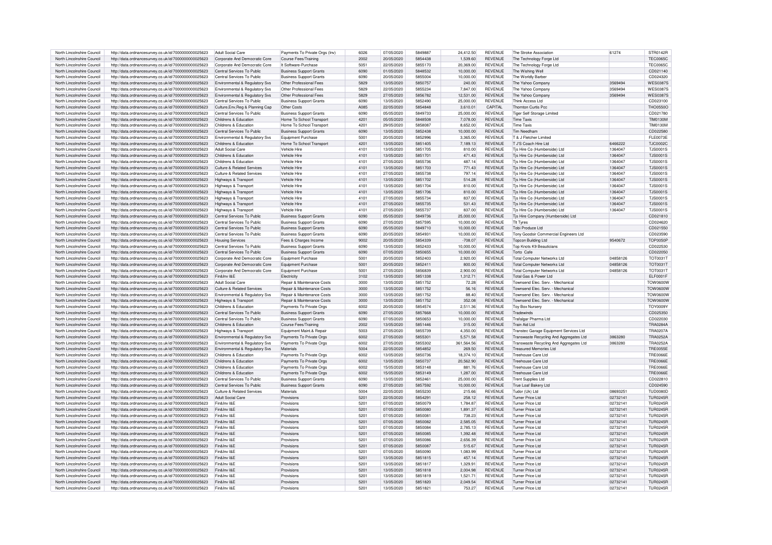| North Lincolnshire Council | http://data.ordnancesurvey.co.uk/id/7000000000025623 | Adult Social Care | Payments To Private Orgs (Inv) | 6026 | 07/05/2020 | 5849887 | 24,412.50 | REVENUE | The Stroke Association | 61274 | STR0142R |
|---|---|---|---|---|---|---|---|---|---|---|---|
| North Lincolnshire Council | http://data.ordnancesurvey.co.uk/id/7000000000025623 | Corporate And Democratic Core | Course Fees/Training | 2002 | 20/05/2020 | 5854438 | 1,539.60 | REVENUE | The Technology Forge Ltd | | TEC0065C |
| North Lincolnshire Council | http://data.ordnancesurvey.co.uk/id/7000000000025623 | Corporate And Democratic Core | It Software-Purchase | 5051 | 22/05/2020 | 5855170 | 20,369.00 | REVENUE | The Technology Forge Ltd | | TEC0065C |
| North Lincolnshire Council | http://data.ordnancesurvey.co.uk/id/7000000000025623 | Central Services To Public | Business Support Grants | 6090 | 01/05/2020 | 5848532 | 10,000.00 | REVENUE | The Wishing Well | | CD021140 |
| North Lincolnshire Council | http://data.ordnancesurvey.co.uk/id/7000000000025623 | Central Services To Public | Business Support Grants | 6090 | 20/05/2020 | 5855004 | 10,000.00 | REVENUE | The Worldly Barber | | CD024320 |
| North Lincolnshire Council | http://data.ordnancesurvey.co.uk/id/7000000000025623 | Environmental & Regulatory Svs | Other Professional Fees | 5829 | 13/05/2020 | 5850757 | 240.00 | REVENUE | The Yahoo Company | 3569494 | WES0387S |
| North Lincolnshire Council | http://data.ordnancesurvey.co.uk/id/7000000000025623 | Environmental & Regulatory Svs | Other Professional Fees | 5829 | 22/05/2020 | 5855234 | 7,847.00 | REVENUE | The Yahoo Company | 3569494 | WES0387S |
| North Lincolnshire Council | http://data.ordnancesurvey.co.uk/id/7000000000025623 | Environmental & Regulatory Svs | Other Professional Fees | 5829 | 27/05/2020 | 5856782 | 12,531.00 | REVENUE | The Yahoo Company | 3569494 | WES0387S |
| North Lincolnshire Council | http://data.ordnancesurvey.co.uk/id/7000000000025623 | Central Services To Public | Business Support Grants | 6090 | 13/05/2020 | 5852490 | 25,000.00 | REVENUE | Think Access Ltd | | CD023100 |
| North Lincolnshire Council | http://data.ordnancesurvey.co.uk/id/7000000000025623 | Culture,Env,Reg & Planning Cap | Other Costs | A085 | 22/05/2020 | 5854848 | 3,610.01 | CAPITAL | Thornton Curtis Pcc | | THO0550O |
| North Lincolnshire Council | http://data.ordnancesurvey.co.uk/id/7000000000025623 | Central Services To Public | Business Support Grants | 6090 | 05/05/2020 | 5849733 | 25,000.00 | REVENUE | Tiger Self Storage Limited | | CD021780 |
| North Lincolnshire Council | http://data.ordnancesurvey.co.uk/id/7000000000025623 | Childrens & Education | Home To School Transport | 4201 | 05/05/2020 | 5848508 | 7,078.00 | REVENUE | Time Taxis | | TIM0130M |
| North Lincolnshire Council | http://data.ordnancesurvey.co.uk/id/7000000000025623 | Childrens & Education | Home To School Transport | 4201 | 29/05/2020 | 5858087 | 8,652.00 | REVENUE | Time Taxis | | TIM0130M |
| North Lincolnshire Council | http://data.ordnancesurvey.co.uk/id/7000000000025623 | Central Services To Public | Business Support Grants | 6090 | 13/05/2020 | 5852438 | 10,000.00 | REVENUE | Tim Needham | | CD022580 |
| North Lincolnshire Council | http://data.ordnancesurvey.co.uk/id/7000000000025623 | Environmental & Regulatory Svs | Equipment Purchase | 5001 | 20/05/2020 | 5852996 | 3,365.00 | REVENUE | T & J Fletcher Limited | | FLE0073E |
| North Lincolnshire Council | http://data.ordnancesurvey.co.uk/id/7000000000025623 | Childrens & Education | Home To School Transport | 4201 | 13/05/2020 | 5851405 | 7,189.13 | REVENUE | T J'S Coach Hire Ltd | 6466222 | TJC0002C |
| North Lincolnshire Council | http://data.ordnancesurvey.co.uk/id/7000000000025623 | Adult Social Care | Vehicle Hire | 4101 | 13/05/2020 | 5851705 | 810.00 | REVENUE | Tjs Hire Co (Humberside) Ltd | 1364047 | TJS0001S |
| North Lincolnshire Council | http://data.ordnancesurvey.co.uk/id/7000000000025623 | Childrens & Education | Vehicle Hire | 4101 | 13/05/2020 | 5851701 | 471.43 | REVENUE | Tjs Hire Co (Humberside) Ltd | 1364047 | TJS0001S |
| North Lincolnshire Council | http://data.ordnancesurvey.co.uk/id/7000000000025623 | Childrens & Education | Vehicle Hire | 4101 | 27/05/2020 | 5855736 | 487.14 | REVENUE | Tjs Hire Co (Humberside) Ltd | 1364047 | TJS0001S |
| North Lincolnshire Council | http://data.ordnancesurvey.co.uk/id/7000000000025623 | Culture & Related Services | Vehicle Hire | 4101 | 13/05/2020 | 5851703 | 771.43 | REVENUE | Tjs Hire Co (Humberside) Ltd | 1364047 | TJS0001S |
| North Lincolnshire Council | http://data.ordnancesurvey.co.uk/id/7000000000025623 | Culture & Related Services | Vehicle Hire | 4101 | 27/05/2020 | 5855738 | 797.14 | REVENUE | Tjs Hire Co (Humberside) Ltd | 1364047 | TJS0001S |
| North Lincolnshire Council | http://data.ordnancesurvey.co.uk/id/7000000000025623 | Highways & Transport | Vehicle Hire | 4101 | 13/05/2020 | 5851702 | 514.28 | REVENUE | Tjs Hire Co (Humberside) Ltd | 1364047 | TJS0001S |
| North Lincolnshire Council | http://data.ordnancesurvey.co.uk/id/7000000000025623 | Highways & Transport | Vehicle Hire | 4101 | 13/05/2020 | 5851704 | 810.00 | REVENUE | Tjs Hire Co (Humberside) Ltd | 1364047 | TJS0001S |
| North Lincolnshire Council | http://data.ordnancesurvey.co.uk/id/7000000000025623 | Highways & Transport | Vehicle Hire | 4101 | 13/05/2020 | 5851706 | 810.00 | REVENUE | Tjs Hire Co (Humberside) Ltd | 1364047 | TJS0001S |
| North Lincolnshire Council | http://data.ordnancesurvey.co.uk/id/7000000000025623 | Highways & Transport | Vehicle Hire | 4101 | 27/05/2020 | 5855734 | 837.00 | REVENUE | Tjs Hire Co (Humberside) Ltd | 1364047 | TJS0001S |
| North Lincolnshire Council | http://data.ordnancesurvey.co.uk/id/7000000000025623 | Highways & Transport | Vehicle Hire | 4101 | 27/05/2020 | 5855735 | 531.43 | REVENUE | Tjs Hire Co (Humberside) Ltd | 1364047 | TJS0001S |
| North Lincolnshire Council | http://data.ordnancesurvey.co.uk/id/7000000000025623 | Highways & Transport | Vehicle Hire | 4101 | 27/05/2020 | 5855737 | 837.00 | REVENUE | Tjs Hire Co (Humberside) Ltd | 1364047 | TJS0001S |
| North Lincolnshire Council | http://data.ordnancesurvey.co.uk/id/7000000000025623 | Central Services To Public | Business Support Grants | 6090 | 05/05/2020 | 5849736 | 25,000.00 | REVENUE | Tjs Hire Company (Humberside) Ltd | | CD021810 |
| North Lincolnshire Council | http://data.ordnancesurvey.co.uk/id/7000000000025623 | Central Services To Public | Business Support Grants | 6090 | 27/05/2020 | 5857595 | 10,000.00 | REVENUE | Tlt Tyres | | CD024620 |
| North Lincolnshire Council | http://data.ordnancesurvey.co.uk/id/7000000000025623 | Central Services To Public | Business Support Grants | 6090 | 05/05/2020 | 5849710 | 10,000.00 | REVENUE | Tobi Produce Ltd | | CD021550 |
| North Lincolnshire Council | http://data.ordnancesurvey.co.uk/id/7000000000025623 | Central Services To Public | Business Support Grants | 6090 | 20/05/2020 | 5854931 | 10,000.00 | REVENUE | Tony Goodsir Commercial Engineers Ltd | | CD023590 |
| North Lincolnshire Council | http://data.ordnancesurvey.co.uk/id/7000000000025623 | Housing Services | Fees & Charges Income | 9002 | 20/05/2020 | 5854339 | -708.07 | REVENUE | Topcon Building Ltd | 9540672 | TOP0050P |
| North Lincolnshire Council | http://data.ordnancesurvey.co.uk/id/7000000000025623 | Central Services To Public | Business Support Grants | 6090 | 13/05/2020 | 5852433 | 10,000.00 | REVENUE | Top Knots K9 Beauticians | | CD022530 |
| North Lincolnshire Council | http://data.ordnancesurvey.co.uk/id/7000000000025623 | Central Services To Public | Business Support Grants | 6090 | 07/05/2020 | 5850655 | 10,000.00 | REVENUE | Torto Cafe | | CD022050 |
| North Lincolnshire Council | http://data.ordnancesurvey.co.uk/id/7000000000025623 | Corporate And Democratic Core | Equipment Purchase | 5001 | 20/05/2020 | 5852403 | 2,920.00 | REVENUE | Total Computer Networks Ltd | 04858126 | TOT0031T |
| North Lincolnshire Council | http://data.ordnancesurvey.co.uk/id/7000000000025623 | Corporate And Democratic Core | Equipment Purchase | 5001 | 20/05/2020 | 5852411 | 800.00 | REVENUE | Total Computer Networks Ltd | 04858126 | TOT0031T |
| North Lincolnshire Council | http://data.ordnancesurvey.co.uk/id/7000000000025623 | Corporate And Democratic Core | Equipment Purchase | 5001 | 27/05/2020 | 5856839 | 2,900.00 | REVENUE | Total Computer Networks Ltd | 04858126 | TOT0031T |
| North Lincolnshire Council | http://data.ordnancesurvey.co.uk/id/7000000000025623 | Fin&Inv I&E | Electricity | 3102 | 13/05/2020 | 5851338 | 1,312.71 | REVENUE | Total Gas & Power Ltd | | ELF0001F |
| North Lincolnshire Council | http://data.ordnancesurvey.co.uk/id/7000000000025623 | Adult Social Care | Repair & Maintenance Costs | 3000 | 13/05/2020 | 5851752 | 72.28 | REVENUE | Townsend Elec. Serv. - Mechanical | | TOW0600W |
| North Lincolnshire Council | http://data.ordnancesurvey.co.uk/id/7000000000025623 | Culture & Related Services | Repair & Maintenance Costs | 3000 | 13/05/2020 | 5851752 | 56.16 | REVENUE | Townsend Elec. Serv. - Mechanical | | TOW0600W |
| North Lincolnshire Council | http://data.ordnancesurvey.co.uk/id/7000000000025623 | Environmental & Regulatory Svs | Repair & Maintenance Costs | 3000 | 13/05/2020 | 5851752 | 88.40 | REVENUE | Townsend Elec. Serv. - Mechanical | | TOW0600W |
| North Lincolnshire Council | http://data.ordnancesurvey.co.uk/id/7000000000025623 | Highways & Transport | Repair & Maintenance Costs | 3000 | 13/05/2020 | 5851752 | 352.08 | REVENUE | Townsend Elec. Serv. - Mechanical | | TOW0600W |
| North Lincolnshire Council | http://data.ordnancesurvey.co.uk/id/7000000000025623 | Childrens & Education | Payments To Private Orgs | 6002 | 20/05/2020 | 5854574 | 2,511.36 | REVENUE | Toy Box Nursery | | TOY0009Y |
| North Lincolnshire Council | http://data.ordnancesurvey.co.uk/id/7000000000025623 | Central Services To Public | Business Support Grants | 6090 | 27/05/2020 | 5857668 | 10,000.00 | REVENUE | Tradewinds | | CD025350 |
| North Lincolnshire Council | http://data.ordnancesurvey.co.uk/id/7000000000025623 | Central Services To Public | Business Support Grants | 6090 | 07/05/2020 | 5850653 | 10,000.00 | REVENUE | Trafalgar Pharma Ltd | | CD022030 |
| North Lincolnshire Council | http://data.ordnancesurvey.co.uk/id/7000000000025623 | Childrens & Education | Course Fees/Training | 2002 | 13/05/2020 | 5851446 | 315.00 | REVENUE | Train Aid Ltd | | TRA0284A |
| North Lincolnshire Council | http://data.ordnancesurvey.co.uk/id/7000000000025623 | Highways & Transport | Equipment Maint.& Repair | 5003 | 27/05/2020 | 5855739 | 4,350.00 | REVENUE | Transtec Garage Equipment Services Ltd | | TRA0207A |
| North Lincolnshire Council | http://data.ordnancesurvey.co.uk/id/7000000000025623 | Environmental & Regulatory Svs | Payments To Private Orgs | 6002 | 27/05/2020 | 5855301 | 5,571.58 | REVENUE | Transwaste Recycling And Aggregates Ltd | 3863280 | TRA0252A |
| North Lincolnshire Council | http://data.ordnancesurvey.co.uk/id/7000000000025623 | Environmental & Regulatory Svs | Payments To Private Orgs | 6002 | 27/05/2020 | 5855302 | 361,564.56 | REVENUE | Transwaste Recycling And Aggregates Ltd | 3863280 | TRA0252A |
| North Lincolnshire Council | http://data.ordnancesurvey.co.uk/id/7000000000025623 | Environmental & Regulatory Svs | Materials | 5004 | 22/05/2020 | 5854852 | 269.50 | REVENUE | Treasured Memories Ltd | | TRE0055E |
| North Lincolnshire Council | http://data.ordnancesurvey.co.uk/id/7000000000025623 | Childrens & Education | Payments To Private Orgs | 6002 | 13/05/2020 | 5850736 | 18,374.10 | REVENUE | Treehouse Care Ltd | | TRE0066E |
| North Lincolnshire Council | http://data.ordnancesurvey.co.uk/id/7000000000025623 | Childrens & Education | Payments To Private Orgs | 6002 | 13/05/2020 | 5850737 | 20,562.90 | REVENUE | Treehouse Care Ltd | | TRE0066E |
| North Lincolnshire Council | http://data.ordnancesurvey.co.uk/id/7000000000025623 | Childrens & Education | Payments To Private Orgs | 6002 | 15/05/2020 | 5853148 | 881.76 | REVENUE | Treehouse Care Ltd | | TRE0066E |
| North Lincolnshire Council | http://data.ordnancesurvey.co.uk/id/7000000000025623 | Childrens & Education | Payments To Private Orgs | 6002 | 15/05/2020 | 5853149 | 1,287.00 | REVENUE | Treehouse Care Ltd | | TRE0066E |
| North Lincolnshire Council | http://data.ordnancesurvey.co.uk/id/7000000000025623 | Central Services To Public | Business Support Grants | 6090 | 13/05/2020 | 5852461 | 25,000.00 | REVENUE | Trent Supplies Ltd | | CD022810 |
| North Lincolnshire Council | http://data.ordnancesurvey.co.uk/id/7000000000025623 | Central Services To Public | Business Support Grants | 6090 | 27/05/2020 | 5857592 | 10,000.00 | REVENUE | True Loaf Bakery Ltd | | CD024590 |
| North Lincolnshire Council | http://data.ordnancesurvey.co.uk/id/7000000000025623 | Culture & Related Services | Materials | 5004 | 22/05/2020 | 5855230 | 215.66 | REVENUE | Tudor (Uk) Ltd | 08693251 | TUD0080D |
| North Lincolnshire Council | http://data.ordnancesurvey.co.uk/id/7000000000025623 | Adult Social Care | Provisions | 5201 | 22/05/2020 | 5854291 | 258.12 | REVENUE | Turner Price Ltd | 02732141 | TUR0245R |
| North Lincolnshire Council | http://data.ordnancesurvey.co.uk/id/7000000000025623 | Fin&Inv I&E | Provisions | 5201 | 07/05/2020 | 5850079 | 1,784.87 | REVENUE | Turner Price Ltd | 02732141 | TUR0245R |
| North Lincolnshire Council | http://data.ordnancesurvey.co.uk/id/7000000000025623 | Fin&Inv I&E | Provisions | 5201 | 07/05/2020 | 5850080 | 1,891.37 | REVENUE | Turner Price Ltd | 02732141 | TUR0245R |
| North Lincolnshire Council | http://data.ordnancesurvey.co.uk/id/7000000000025623 | Fin&Inv I&E | Provisions | 5201 | 07/05/2020 | 5850081 | 738.23 | REVENUE | Turner Price Ltd | 02732141 | TUR0245R |
| North Lincolnshire Council | http://data.ordnancesurvey.co.uk/id/7000000000025623 | Fin&Inv I&E | Provisions | 5201 | 07/05/2020 | 5850082 | 2,585.05 | REVENUE | Turner Price Ltd | 02732141 | TUR0245R |
| North Lincolnshire Council | http://data.ordnancesurvey.co.uk/id/7000000000025623 | Fin&Inv I&E | Provisions | 5201 | 07/05/2020 | 5850084 | 2,785.13 | REVENUE | Turner Price Ltd | 02732141 | TUR0245R |
| North Lincolnshire Council | http://data.ordnancesurvey.co.uk/id/7000000000025623 | Fin&Inv I&E | Provisions | 5201 | 07/05/2020 | 5850085 | 1,392.48 | REVENUE | Turner Price Ltd | 02732141 | TUR0245R |
| North Lincolnshire Council | http://data.ordnancesurvey.co.uk/id/7000000000025623 | Fin&Inv I&E | Provisions | 5201 | 07/05/2020 | 5850086 | 2,656.39 | REVENUE | Turner Price Ltd | 02732141 | TUR0245R |
| North Lincolnshire Council | http://data.ordnancesurvey.co.uk/id/7000000000025623 | Fin&Inv I&E | Provisions | 5201 | 07/05/2020 | 5850087 | 515.67 | REVENUE | Turner Price Ltd | 02732141 | TUR0245R |
| North Lincolnshire Council | http://data.ordnancesurvey.co.uk/id/7000000000025623 | Fin&Inv I&E | Provisions | 5201 | 07/05/2020 | 5850090 | 1,083.99 | REVENUE | Turner Price Ltd | 02732141 | TUR0245R |
| North Lincolnshire Council | http://data.ordnancesurvey.co.uk/id/7000000000025623 | Fin&Inv I&E | Provisions | 5201 | 13/05/2020 | 5851815 | 457.14 | REVENUE | Turner Price Ltd | 02732141 | TUR0245R |
| North Lincolnshire Council | http://data.ordnancesurvey.co.uk/id/7000000000025623 | Fin&Inv I&E | Provisions | 5201 | 13/05/2020 | 5851817 | 1,329.91 | REVENUE | Turner Price Ltd | 02732141 | TUR0245R |
| North Lincolnshire Council | http://data.ordnancesurvey.co.uk/id/7000000000025623 | Fin&Inv I&E | Provisions | 5201 | 13/05/2020 | 5851818 | 2,004.98 | REVENUE | Turner Price Ltd | 02732141 | TUR0245R |
| North Lincolnshire Council | http://data.ordnancesurvey.co.uk/id/7000000000025623 | Fin&Inv I&E | Provisions | 5201 | 13/05/2020 | 5851819 | 1,521.71 | REVENUE | Turner Price Ltd | 02732141 | TUR0245R |
| North Lincolnshire Council | http://data.ordnancesurvey.co.uk/id/7000000000025623 | Fin&Inv I&E | Provisions | 5201 | 13/05/2020 | 5851820 | 2,049.54 | REVENUE | Turner Price Ltd | 02732141 | TUR0245R |
| North Lincolnshire Council | http://data.ordnancesurvey.co.uk/id/7000000000025623 | Fin&Inv I&E | Provisions | 5201 | 13/05/2020 | 5851821 | 753.27 | REVENUE | Turner Price Ltd | 02732141 | TUR0245R |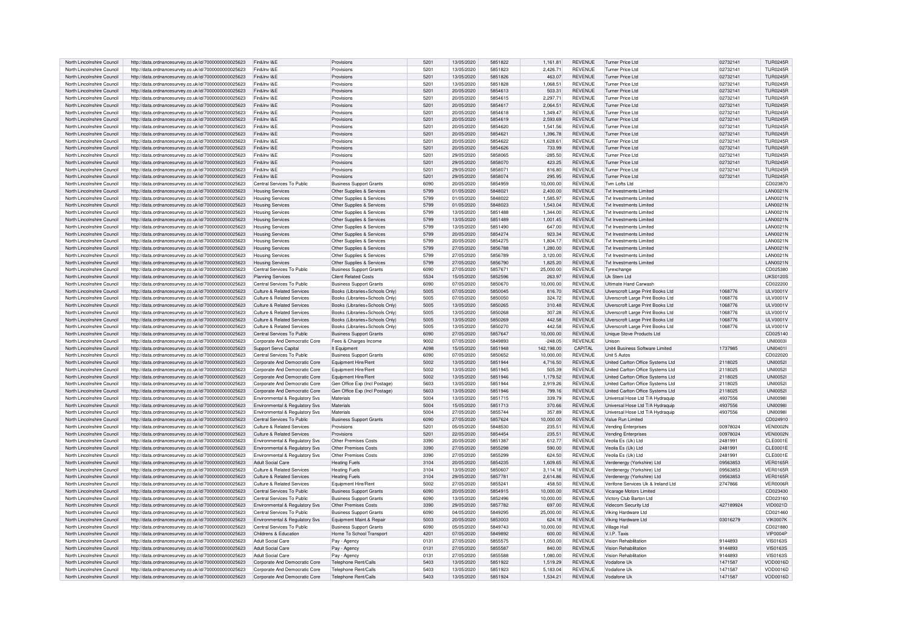| North Lincolnshire Council | http://data.ordnancesurvey.co.uk/id/7000000000025623 | Fin&Inv I&E | Provisions | 5201 | 13/05/2020 | 5851822 | 1,161.81 | REVENUE | Turner Price Ltd | 02732141 | TUR0245R |
|---|---|---|---|---|---|---|---|---|---|---|---|
| North Lincolnshire Council | http://data.ordnancesurvey.co.uk/id/7000000000025623 | Fin&Inv I&E | Provisions | 5201 | 13/05/2020 | 5851823 | 2,426.71 | REVENUE | Turner Price Ltd | 02732141 | TUR0245R |
| North Lincolnshire Council | http://data.ordnancesurvey.co.uk/id/7000000000025623 | Fin&Inv I&E | Provisions | 5201 | 13/05/2020 | 5851826 | 463.07 | REVENUE | Turner Price Ltd | 02732141 | TUR0245R |
| North Lincolnshire Council | http://data.ordnancesurvey.co.uk/id/7000000000025623 | Fin&Inv I&E | Provisions | 5201 | 13/05/2020 | 5851828 | 1,068.51 | REVENUE | Turner Price Ltd | 02732141 | TUR0245R |
| North Lincolnshire Council | http://data.ordnancesurvey.co.uk/id/7000000000025623 | Fin&Inv I&E | Provisions | 5201 | 20/05/2020 | 5854613 | 503.31 | REVENUE | Turner Price Ltd | 02732141 | TUR0245R |
| North Lincolnshire Council | http://data.ordnancesurvey.co.uk/id/7000000000025623 | Fin&Inv I&E | Provisions | 5201 | 20/05/2020 | 5854615 | 2,297.71 | REVENUE | Turner Price Ltd | 02732141 | TUR0245R |
| North Lincolnshire Council | http://data.ordnancesurvey.co.uk/id/7000000000025623 | Fin&Inv I&E | Provisions | 5201 | 20/05/2020 | 5854617 | 2,064.51 | REVENUE | Turner Price Ltd | 02732141 | TUR0245R |
| North Lincolnshire Council | http://data.ordnancesurvey.co.uk/id/7000000000025623 | Fin&Inv I&E | Provisions | 5201 | 20/05/2020 | 5854618 | 1,349.47 | REVENUE | Turner Price Ltd | 02732141 | TUR0245R |
| North Lincolnshire Council | http://data.ordnancesurvey.co.uk/id/7000000000025623 | Fin&Inv I&E | Provisions | 5201 | 20/05/2020 | 5854619 | 2,593.69 | REVENUE | Turner Price Ltd | 02732141 | TUR0245R |
| North Lincolnshire Council | http://data.ordnancesurvey.co.uk/id/7000000000025623 | Fin&Inv I&E | Provisions | 5201 | 20/05/2020 | 5854620 | 1,541.56 | REVENUE | Turner Price Ltd | 02732141 | TUR0245R |
| North Lincolnshire Council | http://data.ordnancesurvey.co.uk/id/7000000000025623 | Fin&Inv I&E | Provisions | 5201 | 20/05/2020 | 5854621 | 1,396.78 | REVENUE | Turner Price Ltd | 02732141 | TUR0245R |
| North Lincolnshire Council | http://data.ordnancesurvey.co.uk/id/7000000000025623 | Fin&Inv I&E | Provisions | 5201 | 20/05/2020 | 5854622 | 1,628.61 | REVENUE | Turner Price Ltd | 02732141 | TUR0245R |
| North Lincolnshire Council | http://data.ordnancesurvey.co.uk/id/7000000000025623 | Fin&Inv I&E | Provisions | 5201 | 20/05/2020 | 5854626 | 733.99 | REVENUE | Turner Price Ltd | 02732141 | TUR0245R |
| North Lincolnshire Council | http://data.ordnancesurvey.co.uk/id/7000000000025623 | Fin&Inv I&E | Provisions | 5201 | 29/05/2020 | 5858065 | -285.50 | REVENUE | Turner Price Ltd | 02732141 | TUR0245R |
| North Lincolnshire Council | http://data.ordnancesurvey.co.uk/id/7000000000025623 | Fin&Inv I&E | Provisions | 5201 | 29/05/2020 | 5858070 | 423.25 | REVENUE | Turner Price Ltd | 02732141 | TUR0245R |
| North Lincolnshire Council | http://data.ordnancesurvey.co.uk/id/7000000000025623 | Fin&Inv I&E | Provisions | 5201 | 29/05/2020 | 5858071 | 816.80 | REVENUE | Turner Price Ltd | 02732141 | TUR0245R |
| North Lincolnshire Council | http://data.ordnancesurvey.co.uk/id/7000000000025623 | Fin&Inv I&E | Provisions | 5201 | 29/05/2020 | 5858074 | 295.95 | REVENUE | Turner Price Ltd | 02732141 | TUR0245R |
| North Lincolnshire Council | http://data.ordnancesurvey.co.uk/id/7000000000025623 | Central Services To Public | Business Support Grants | 6090 | 20/05/2020 | 5854959 | 10,000.00 | REVENUE | Tvm Lofts Ltd | | CD023870 |
| North Lincolnshire Council | http://data.ordnancesurvey.co.uk/id/7000000000025623 | Housing Services | Other Supplies & Services | 5799 | 01/05/2020 | 5848021 | 2,400.00 | REVENUE | Tvt Investments Limited | | LAN0021N |
| North Lincolnshire Council | http://data.ordnancesurvey.co.uk/id/7000000000025623 | Housing Services | Other Supplies & Services | 5799 | 01/05/2020 | 5848022 | 1,585.97 | REVENUE | Tvt Investments Limited | | LAN0021N |
| North Lincolnshire Council | http://data.ordnancesurvey.co.uk/id/7000000000025623 | Housing Services | Other Supplies & Services | 5799 | 01/05/2020 | 5848023 | 1,543.04 | REVENUE | Tvt Investments Limited | | LAN0021N |
| North Lincolnshire Council | http://data.ordnancesurvey.co.uk/id/7000000000025623 | Housing Services | Other Supplies & Services | 5799 | 13/05/2020 | 5851488 | 1,344.00 | REVENUE | Tvt Investments Limited | | LAN0021N |
| North Lincolnshire Council | http://data.ordnancesurvey.co.uk/id/7000000000025623 | Housing Services | Other Supplies & Services | 5799 | 13/05/2020 | 5851489 | 1,001.45 | REVENUE | Tvt Investments Limited | | LAN0021N |
| North Lincolnshire Council | http://data.ordnancesurvey.co.uk/id/7000000000025623 | Housing Services | Other Supplies & Services | 5799 | 13/05/2020 | 5851490 | 647.00 | REVENUE | Tvt Investments Limited | | LAN0021N |
| North Lincolnshire Council | http://data.ordnancesurvey.co.uk/id/7000000000025623 | Housing Services | Other Supplies & Services | 5799 | 20/05/2020 | 5854274 | 923.34 | REVENUE | Tvt Investments Limited | | LAN0021N |
| North Lincolnshire Council | http://data.ordnancesurvey.co.uk/id/7000000000025623 | Housing Services | Other Supplies & Services | 5799 | 20/05/2020 | 5854275 | 1,804.17 | REVENUE | Tvt Investments Limited | | LAN0021N |
| North Lincolnshire Council | http://data.ordnancesurvey.co.uk/id/7000000000025623 | Housing Services | Other Supplies & Services | 5799 | 27/05/2020 | 5856788 | 1,280.00 | REVENUE | Tvt Investments Limited | | LAN0021N |
| North Lincolnshire Council | http://data.ordnancesurvey.co.uk/id/7000000000025623 | Housing Services | Other Supplies & Services | 5799 | 27/05/2020 | 5856789 | 3,120.00 | REVENUE | Tvt Investments Limited | | LAN0021N |
| North Lincolnshire Council | http://data.ordnancesurvey.co.uk/id/7000000000025623 | Housing Services | Other Supplies & Services | 5799 | 27/05/2020 | 5856790 | 1,825.20 | REVENUE | Tvt Investments Limited | | LAN0021N |
| North Lincolnshire Council | http://data.ordnancesurvey.co.uk/id/7000000000025623 | Central Services To Public | Business Support Grants | 6090 | 27/05/2020 | 5857671 | 25,000.00 | REVENUE | Tyrexchange | | CD025380 |
| North Lincolnshire Council | http://data.ordnancesurvey.co.uk/id/7000000000025623 | Planning Services | Client Related Costs | 5534 | 15/05/2020 | 5852596 | 263.97 | REVENUE | Uk Stem Ltd | | UKS0120S |
| North Lincolnshire Council | http://data.ordnancesurvey.co.uk/id/7000000000025623 | Central Services To Public | Business Support Grants | 6090 | 07/05/2020 | 5850670 | 10,000.00 | REVENUE | Ultimate Hand Carwash | | CD022200 |
| North Lincolnshire Council | http://data.ordnancesurvey.co.uk/id/7000000000025623 | Culture & Related Services | Books (Libraries+Schools Only) | 5005 | 07/05/2020 | 5850045 | 816.70 | REVENUE | Ulverscroft Large Print Books Ltd | 1068776 | ULV0001V |
| North Lincolnshire Council | http://data.ordnancesurvey.co.uk/id/7000000000025623 | Culture & Related Services | Books (Libraries+Schools Only) | 5005 | 07/05/2020 | 5850050 | 324.72 | REVENUE | Ulverscroft Large Print Books Ltd | 1068776 | ULV0001V |
| North Lincolnshire Council | http://data.ordnancesurvey.co.uk/id/7000000000025623 | Culture & Related Services | Books (Libraries+Schools Only) | 5005 | 13/05/2020 | 5850265 | 310.48 | REVENUE | Ulverscroft Large Print Books Ltd | 1068776 | ULV0001V |
| North Lincolnshire Council | http://data.ordnancesurvey.co.uk/id/7000000000025623 | Culture & Related Services | Books (Libraries+Schools Only) | 5005 | 13/05/2020 | 5850268 | 307.28 | REVENUE | Ulverscroft Large Print Books Ltd | 1068776 | ULV0001V |
| North Lincolnshire Council | http://data.ordnancesurvey.co.uk/id/7000000000025623 | Culture & Related Services | Books (Libraries+Schools Only) | 5005 | 13/05/2020 | 5850269 | 442.58 | REVENUE | Ulverscroft Large Print Books Ltd | 1068776 | ULV0001V |
| North Lincolnshire Council | http://data.ordnancesurvey.co.uk/id/7000000000025623 | Culture & Related Services | Books (Libraries+Schools Only) | 5005 | 13/05/2020 | 5850270 | 442.58 | REVENUE | Ulverscroft Large Print Books Ltd | 1068776 | ULV0001V |
| North Lincolnshire Council | http://data.ordnancesurvey.co.uk/id/7000000000025623 | Central Services To Public | Business Support Grants | 6090 | 27/05/2020 | 5857647 | 10,000.00 | REVENUE | Unique Stove Products Ltd | | CD025140 |
| North Lincolnshire Council | http://data.ordnancesurvey.co.uk/id/7000000000025623 | Corporate And Democratic Core | Fees & Charges Income | 9002 | 07/05/2020 | 5849893 | -248.05 | REVENUE | Unison | | UNI0003I |
| North Lincolnshire Council | http://data.ordnancesurvey.co.uk/id/7000000000025623 | Support Servs Capital | It Equipment | A098 | 15/05/2020 | 5851948 | 142,198.00 | CAPITAL | Unit4 Business Software Limited | 1737985 | UNI0401I |
| North Lincolnshire Council | http://data.ordnancesurvey.co.uk/id/7000000000025623 | Central Services To Public | Business Support Grants | 6090 | 07/05/2020 | 5850652 | 10,000.00 | REVENUE | Unit 5 Autos | | CD022020 |
| North Lincolnshire Council | http://data.ordnancesurvey.co.uk/id/7000000000025623 | Corporate And Democratic Core | Equipment Hire/Rent | 5002 | 13/05/2020 | 5851944 | 4,716.50 | REVENUE | United Carlton Office Systems Ltd | 2118025 | UNI0052I |
| North Lincolnshire Council | http://data.ordnancesurvey.co.uk/id/7000000000025623 | Corporate And Democratic Core | Equipment Hire/Rent | 5002 | 13/05/2020 | 5851945 | 505.39 | REVENUE | United Carlton Office Systems Ltd | 2118025 | UNI0052I |
| North Lincolnshire Council | http://data.ordnancesurvey.co.uk/id/7000000000025623 | Corporate And Democratic Core | Equipment Hire/Rent | 5002 | 13/05/2020 | 5851946 | 1,179.52 | REVENUE | United Carlton Office Systems Ltd | 2118025 | UNI0052I |
| North Lincolnshire Council | http://data.ordnancesurvey.co.uk/id/7000000000025623 | Corporate And Democratic Core | Gen Office Exp (Incl Postage) | 5603 | 13/05/2020 | 5851944 | 2,919.26 | REVENUE | United Carlton Office Systems Ltd | 2118025 | UNI0052I |
| North Lincolnshire Council | http://data.ordnancesurvey.co.uk/id/7000000000025623 | Corporate And Democratic Core | Gen Office Exp (Incl Postage) | 5603 | 13/05/2020 | 5851946 | 799.16 | REVENUE | United Carlton Office Systems Ltd | 2118025 | UNI0052I |
| North Lincolnshire Council | http://data.ordnancesurvey.co.uk/id/7000000000025623 | Environmental & Regulatory Svs | Materials | 5004 | 13/05/2020 | 5851715 | 339.79 | REVENUE | Universal Hose Ltd T/A Hydraquip | 4937556 | UNI0098I |
| North Lincolnshire Council | http://data.ordnancesurvey.co.uk/id/7000000000025623 | Environmental & Regulatory Svs | Materials | 5004 | 15/05/2020 | 5851713 | 370.66 | REVENUE | Universal Hose Ltd T/A Hydraquip | 4937556 | UNI0098I |
| North Lincolnshire Council | http://data.ordnancesurvey.co.uk/id/7000000000025623 | Environmental & Regulatory Svs | Materials | 5004 | 27/05/2020 | 5855744 | 357.89 | REVENUE | Universal Hose Ltd T/A Hydraquip | 4937556 | UNI0098I |
| North Lincolnshire Council | http://data.ordnancesurvey.co.uk/id/7000000000025623 | Central Services To Public | Business Support Grants | 6090 | 27/05/2020 | 5857624 | 10,000.00 | REVENUE | Value Run Limited | | CD024910 |
| North Lincolnshire Council | http://data.ordnancesurvey.co.uk/id/7000000000025623 | Culture & Related Services | Provisions | 5201 | 05/05/2020 | 5848530 | 235.51 | REVENUE | Vending Enterprises | 00978024 | VEN0002N |
| North Lincolnshire Council | http://data.ordnancesurvey.co.uk/id/7000000000025623 | Culture & Related Services | Provisions | 5201 | 22/05/2020 | 5854454 | 235.51 | REVENUE | Vending Enterprises | 00978024 | VEN0002N |
| North Lincolnshire Council | http://data.ordnancesurvey.co.uk/id/7000000000025623 | Environmental & Regulatory Svs | Other Premises Costs | 3390 | 20/05/2020 | 5851387 | 612.77 | REVENUE | Veolia Es (Uk) Ltd | 2481991 | CLE0001E |
| North Lincolnshire Council | http://data.ordnancesurvey.co.uk/id/7000000000025623 | Environmental & Regulatory Svs | Other Premises Costs | 3390 | 27/05/2020 | 5855298 | 590.00 | REVENUE | Veolia Es (Uk) Ltd | 2481991 | CLE0001E |
| North Lincolnshire Council | http://data.ordnancesurvey.co.uk/id/7000000000025623 | Environmental & Regulatory Svs | Other Premises Costs | 3390 | 27/05/2020 | 5855299 | 624.50 | REVENUE | Veolia Es (Uk) Ltd | 2481991 | CLE0001E |
| North Lincolnshire Council | http://data.ordnancesurvey.co.uk/id/7000000000025623 | Adult Social Care | Heating Fuels | 3104 | 20/05/2020 | 5854235 | 1,609.65 | REVENUE | Verdenergy (Yorkshire) Ltd | 09563853 | VER0165R |
| North Lincolnshire Council | http://data.ordnancesurvey.co.uk/id/7000000000025623 | Culture & Related Services | Heating Fuels | 3104 | 13/05/2020 | 5850607 | 3,114.18 | REVENUE | Verdenergy (Yorkshire) Ltd | 09563853 | VER0165R |
| North Lincolnshire Council | http://data.ordnancesurvey.co.uk/id/7000000000025623 | Culture & Related Services | Heating Fuels | 3104 | 29/05/2020 | 5857781 | 2,614.86 | REVENUE | Verdenergy (Yorkshire) Ltd | 09563853 | VER0165R |
| North Lincolnshire Council | http://data.ordnancesurvey.co.uk/id/7000000000025623 | Culture & Related Services | Equipment Hire/Rent | 5002 | 27/05/2020 | 5855241 | 458.50 | REVENUE | Verifone Services Uk & Ireland Ltd | 2747866 | VER0006R |
| North Lincolnshire Council | http://data.ordnancesurvey.co.uk/id/7000000000025623 | Central Services To Public | Business Support Grants | 6090 | 20/05/2020 | 5854915 | 10,000.00 | REVENUE | Vicarage Motors Limited | | CD023430 |
| North Lincolnshire Council | http://data.ordnancesurvey.co.uk/id/7000000000025623 | Central Services To Public | Business Support Grants | 6090 | 13/05/2020 | 5852496 | 10,000.00 | REVENUE | Victory Club Barton Ltd | | CD023160 |
| North Lincolnshire Council | http://data.ordnancesurvey.co.uk/id/7000000000025623 | Environmental & Regulatory Svs | Other Premises Costs | 3390 | 29/05/2020 | 5857782 | 697.00 | REVENUE | Videcom Security Ltd | 427189924 | VID0021D |
| North Lincolnshire Council | http://data.ordnancesurvey.co.uk/id/7000000000025623 | Central Services To Public | Business Support Grants | 6090 | 04/05/2020 | 5849295 | 25,000.00 | REVENUE | Viking Hardware Ltd | | CD021460 |
| North Lincolnshire Council | http://data.ordnancesurvey.co.uk/id/7000000000025623 | Environmental & Regulatory Svs | Equipment Maint.& Repair | 5003 | 20/05/2020 | 5853003 | 624.18 | REVENUE | Viking Hardware Ltd | 03016279 | VIK0007K |
| North Lincolnshire Council | http://data.ordnancesurvey.co.uk/id/7000000000025623 | Central Services To Public | Business Support Grants | 6090 | 05/05/2020 | 5849743 | 10,000.00 | REVENUE | Village Hall | | CD021880 |
| North Lincolnshire Council | http://data.ordnancesurvey.co.uk/id/7000000000025623 | Childrens & Education | Home To School Transport | 4201 | 07/05/2020 | 5849892 | 600.00 | REVENUE | V.I.P. Taxis | | VIP0004P |
| North Lincolnshire Council | http://data.ordnancesurvey.co.uk/id/7000000000025623 | Adult Social Care | Pay - Agency | 0131 | 27/05/2020 | 5855575 | 1,050.00 | REVENUE | Vision Rehabilitation | 9144893 | VIS0163S |
| North Lincolnshire Council | http://data.ordnancesurvey.co.uk/id/7000000000025623 | Adult Social Care | Pay - Agency | 0131 | 27/05/2020 | 5855587 | 840.00 | REVENUE | Vision Rehabilitation | 9144893 | VIS0163S |
| North Lincolnshire Council | http://data.ordnancesurvey.co.uk/id/7000000000025623 | Adult Social Care | Pay - Agency | 0131 | 27/05/2020 | 5855588 | 1,080.00 | REVENUE | Vision Rehabilitation | 9144893 | VIS0163S |
| North Lincolnshire Council | http://data.ordnancesurvey.co.uk/id/7000000000025623 | Corporate And Democratic Core | Telephone Rent/Calls | 5403 | 13/05/2020 | 5851922 | 1,519.29 | REVENUE | Vodafone Uk | 1471587 | VOD0016D |
| North Lincolnshire Council | http://data.ordnancesurvey.co.uk/id/7000000000025623 | Corporate And Democratic Core | Telephone Rent/Calls | 5403 | 13/05/2020 | 5851923 | 5,183.04 | REVENUE | Vodafone Uk | 1471587 | VOD0016D |
| North Lincolnshire Council | http://data.ordnancesurvey.co.uk/id/7000000000025623 | Corporate And Democratic Core | Telephone Rent/Calls | 5403 | 13/05/2020 | 5851924 | 1,534.21 | REVENUE | Vodafone Uk | 1471587 | VOD0016D |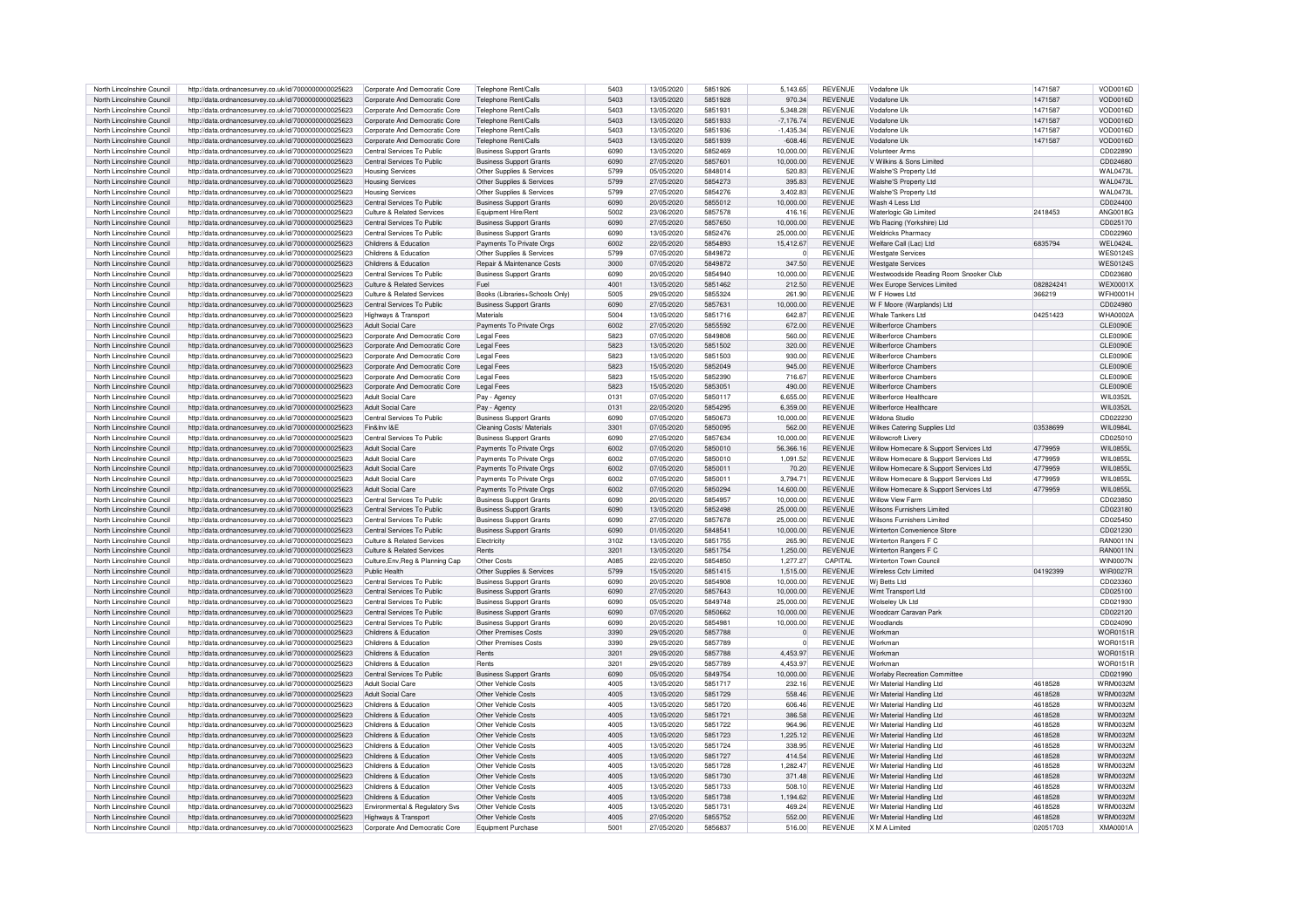| North Lincolnshire Council | http://data.ordnancesurvey.co.uk/id/7000000000025623 | Corporate And Democratic Core | Telephone Rent/Calls | 5403 | 13/05/2020 | 5851926 | 5,143.65 | REVENUE | Vodafone Uk | 1471587 | VOD0016D |
|---|---|---|---|---|---|---|---|---|---|---|---|
| North Lincolnshire Council | http://data.ordnancesurvey.co.uk/id/7000000000025623 | Corporate And Democratic Core | Telephone Rent/Calls | 5403 | 13/05/2020 | 5851928 | 970.34 | REVENUE | Vodafone Uk | 1471587 | VOD0016D |
| North Lincolnshire Council | http://data.ordnancesurvey.co.uk/id/7000000000025623 | Corporate And Democratic Core | Telephone Rent/Calls | 5403 | 13/05/2020 | 5851931 | 5,348.28 | REVENUE | Vodafone Uk | 1471587 | VOD0016D |
| North Lincolnshire Council | http://data.ordnancesurvey.co.uk/id/7000000000025623 | Corporate And Democratic Core | Telephone Rent/Calls | 5403 | 13/05/2020 | 5851933 | -7,176.74 | REVENUE | Vodafone Uk | 1471587 | VOD0016D |
| North Lincolnshire Council | http://data.ordnancesurvey.co.uk/id/7000000000025623 | Corporate And Democratic Core | Telephone Rent/Calls | 5403 | 13/05/2020 | 5851936 | -1,435.34 | REVENUE | Vodafone Uk | 1471587 | VOD0016D |
| North Lincolnshire Council | http://data.ordnancesurvey.co.uk/id/7000000000025623 | Corporate And Democratic Core | Telephone Rent/Calls | 5403 | 13/05/2020 | 5851939 | -608.46 | REVENUE | Vodafone Uk | 1471587 | VOD0016D |
| North Lincolnshire Council | http://data.ordnancesurvey.co.uk/id/7000000000025623 | Central Services To Public | Business Support Grants | 6090 | 13/05/2020 | 5852469 | 10,000.00 | REVENUE | Volunteer Arms | | CD022890 |
| North Lincolnshire Council | http://data.ordnancesurvey.co.uk/id/7000000000025623 | Central Services To Public | Business Support Grants | 6090 | 27/05/2020 | 5857601 | 10,000.00 | REVENUE | V Wilkins & Sons Limited | | CD024680 |
| North Lincolnshire Council | http://data.ordnancesurvey.co.uk/id/7000000000025623 | Housing Services | Other Supplies & Services | 5799 | 05/05/2020 | 5848014 | 520.83 | REVENUE | Walshe'S Property Ltd | | WAL0473L |
| North Lincolnshire Council | http://data.ordnancesurvey.co.uk/id/7000000000025623 | Housing Services | Other Supplies & Services | 5799 | 27/05/2020 | 5854273 | 395.83 | REVENUE | Walshe'S Property Ltd | | WAL0473L |
| North Lincolnshire Council | http://data.ordnancesurvey.co.uk/id/7000000000025623 | Housing Services | Other Supplies & Services | 5799 | 27/05/2020 | 5854276 | 3,402.83 | REVENUE | Walshe'S Property Ltd | | WAL0473L |
| North Lincolnshire Council | http://data.ordnancesurvey.co.uk/id/7000000000025623 | Central Services To Public | Business Support Grants | 6090 | 20/05/2020 | 5855012 | 10,000.00 | REVENUE | Wash 4 Less Ltd | | CD024400 |
| North Lincolnshire Council | http://data.ordnancesurvey.co.uk/id/7000000000025623 | Culture & Related Services | Equipment Hire/Rent | 5002 | 23/06/2020 | 5857578 | 416.16 | REVENUE | Waterlogic Gb Limited | 2418453 | ANG0018G |
| North Lincolnshire Council | http://data.ordnancesurvey.co.uk/id/7000000000025623 | Central Services To Public | Business Support Grants | 6090 | 27/05/2020 | 5857650 | 10,000.00 | REVENUE | Wb Racing (Yorkshire) Ltd | | CD025170 |
| North Lincolnshire Council | http://data.ordnancesurvey.co.uk/id/7000000000025623 | Central Services To Public | Business Support Grants | 6090 | 13/05/2020 | 5852476 | 25,000.00 | REVENUE | Weldricks Pharmacy | | CD022960 |
| North Lincolnshire Council | http://data.ordnancesurvey.co.uk/id/7000000000025623 | Childrens & Education | Payments To Private Orgs | 6002 | 22/05/2020 | 5854893 | 15,412.67 | REVENUE | Welfare Call (Lac) Ltd | 6835794 | WEL0424L |
| North Lincolnshire Council | http://data.ordnancesurvey.co.uk/id/7000000000025623 | Childrens & Education | Other Supplies & Services | 5799 | 07/05/2020 | 5849872 | 0 | REVENUE | Westgate Services | | WES0124S |
| North Lincolnshire Council | http://data.ordnancesurvey.co.uk/id/7000000000025623 | Childrens & Education | Repair & Maintenance Costs | 3000 | 07/05/2020 | 5849872 | 347.50 | REVENUE | Westgate Services | | WES0124S |
| North Lincolnshire Council | http://data.ordnancesurvey.co.uk/id/7000000000025623 | Central Services To Public | Business Support Grants | 6090 | 20/05/2020 | 5854940 | 10,000.00 | REVENUE | Westwoodside Reading Room Snooker Club | | CD023680 |
| North Lincolnshire Council | http://data.ordnancesurvey.co.uk/id/7000000000025623 | Culture & Related Services | Fuel | 4001 | 13/05/2020 | 5851462 | 212.50 | REVENUE | Wex Europe Services Limited | 082824241 | WEX0001X |
| North Lincolnshire Council | http://data.ordnancesurvey.co.uk/id/7000000000025623 | Culture & Related Services | Books (Libraries+Schools Only) | 5005 | 29/05/2020 | 5855324 | 261.90 | REVENUE | W F Howes Ltd | 366219 | WFH0001H |
| North Lincolnshire Council | http://data.ordnancesurvey.co.uk/id/7000000000025623 | Central Services To Public | Business Support Grants | 6090 | 27/05/2020 | 5857631 | 10,000.00 | REVENUE | W F Moore (Warplands) Ltd | | CD024980 |
| North Lincolnshire Council | http://data.ordnancesurvey.co.uk/id/7000000000025623 | Highways & Transport | Materials | 5004 | 13/05/2020 | 5851716 | 642.87 | REVENUE | Whale Tankers Ltd | 04251423 | WHA0002A |
| North Lincolnshire Council | http://data.ordnancesurvey.co.uk/id/7000000000025623 | Adult Social Care | Payments To Private Orgs | 6002 | 27/05/2020 | 5855592 | 672.00 | REVENUE | Wilberforce Chambers | | CLE0090E |
| North Lincolnshire Council | http://data.ordnancesurvey.co.uk/id/7000000000025623 | Corporate And Democratic Core | Legal Fees | 5823 | 07/05/2020 | 5849808 | 560.00 | REVENUE | Wilberforce Chambers | | CLE0090E |
| North Lincolnshire Council | http://data.ordnancesurvey.co.uk/id/7000000000025623 | Corporate And Democratic Core | Legal Fees | 5823 | 13/05/2020 | 5851502 | 320.00 | REVENUE | Wilberforce Chambers | | CLE0090E |
| North Lincolnshire Council | http://data.ordnancesurvey.co.uk/id/7000000000025623 | Corporate And Democratic Core | Legal Fees | 5823 | 13/05/2020 | 5851503 | 930.00 | REVENUE | Wilberforce Chambers | | CLE0090E |
| North Lincolnshire Council | http://data.ordnancesurvey.co.uk/id/7000000000025623 | Corporate And Democratic Core | Legal Fees | 5823 | 15/05/2020 | 5852049 | 945.00 | REVENUE | Wilberforce Chambers | | CLE0090E |
| North Lincolnshire Council | http://data.ordnancesurvey.co.uk/id/7000000000025623 | Corporate And Democratic Core | Legal Fees | 5823 | 15/05/2020 | 5852390 | 716.67 | REVENUE | Wilberforce Chambers | | CLE0090E |
| North Lincolnshire Council | http://data.ordnancesurvey.co.uk/id/7000000000025623 | Corporate And Democratic Core | Legal Fees | 5823 | 15/05/2020 | 5853051 | 490.00 | REVENUE | Wilberforce Chambers | | CLE0090E |
| North Lincolnshire Council | http://data.ordnancesurvey.co.uk/id/7000000000025623 | Adult Social Care | Pay - Agency | 0131 | 07/05/2020 | 5850117 | 6,655.00 | REVENUE | Wilberforce Healthcare | | WIL0352L |
| North Lincolnshire Council | http://data.ordnancesurvey.co.uk/id/7000000000025623 | Adult Social Care | Pay - Agency | 0131 | 22/05/2020 | 5854295 | 6,359.00 | REVENUE | Wilberforce Healthcare | | WIL0352L |
| North Lincolnshire Council | http://data.ordnancesurvey.co.uk/id/7000000000025623 | Central Services To Public | Business Support Grants | 6090 | 07/05/2020 | 5850673 | 10,000.00 | REVENUE | Wildona Studio | | CD022230 |
| North Lincolnshire Council | http://data.ordnancesurvey.co.uk/id/7000000000025623 | Fin&Inv I&E | Cleaning Costs/ Materials | 3301 | 07/05/2020 | 5850095 | 562.00 | REVENUE | Wilkes Catering Supplies Ltd | 03538699 | WIL0984L |
| North Lincolnshire Council | http://data.ordnancesurvey.co.uk/id/7000000000025623 | Central Services To Public | Business Support Grants | 6090 | 27/05/2020 | 5857634 | 10,000.00 | REVENUE | Willowcroft Livery | | CD025010 |
| North Lincolnshire Council | http://data.ordnancesurvey.co.uk/id/7000000000025623 | Adult Social Care | Payments To Private Orgs | 6002 | 07/05/2020 | 5850010 | 56,366.16 | REVENUE | Willow Homecare & Support Services Ltd | 4779959 | WIL0855L |
| North Lincolnshire Council | http://data.ordnancesurvey.co.uk/id/7000000000025623 | Adult Social Care | Payments To Private Orgs | 6002 | 07/05/2020 | 5850010 | 1,091.52 | REVENUE | Willow Homecare & Support Services Ltd | 4779959 | WIL0855L |
| North Lincolnshire Council | http://data.ordnancesurvey.co.uk/id/7000000000025623 | Adult Social Care | Payments To Private Orgs | 6002 | 07/05/2020 | 5850011 | 70.20 | REVENUE | Willow Homecare & Support Services Ltd | 4779959 | WIL0855L |
| North Lincolnshire Council | http://data.ordnancesurvey.co.uk/id/7000000000025623 | Adult Social Care | Payments To Private Orgs | 6002 | 07/05/2020 | 5850011 | 3,794.71 | REVENUE | Willow Homecare & Support Services Ltd | 4779959 | WIL0855L |
| North Lincolnshire Council | http://data.ordnancesurvey.co.uk/id/7000000000025623 | Adult Social Care | Payments To Private Orgs | 6002 | 07/05/2020 | 5850294 | 14,600.00 | REVENUE | Willow Homecare & Support Services Ltd | 4779959 | WIL0855L |
| North Lincolnshire Council | http://data.ordnancesurvey.co.uk/id/7000000000025623 | Central Services To Public | Business Support Grants | 6090 | 20/05/2020 | 5854957 | 10,000.00 | REVENUE | Willow View Farm | | CD023850 |
| North Lincolnshire Council | http://data.ordnancesurvey.co.uk/id/7000000000025623 | Central Services To Public | Business Support Grants | 6090 | 13/05/2020 | 5852498 | 25,000.00 | REVENUE | Wilsons Furnishers Limited | | CD023180 |
| North Lincolnshire Council | http://data.ordnancesurvey.co.uk/id/7000000000025623 | Central Services To Public | Business Support Grants | 6090 | 27/05/2020 | 5857678 | 25,000.00 | REVENUE | Wilsons Furnishers Limited | | CD025450 |
| North Lincolnshire Council | http://data.ordnancesurvey.co.uk/id/7000000000025623 | Central Services To Public | Business Support Grants | 6090 | 01/05/2020 | 5848541 | 10,000.00 | REVENUE | Winterton Convenience Store | | CD021230 |
| North Lincolnshire Council | http://data.ordnancesurvey.co.uk/id/7000000000025623 | Culture & Related Services | Electricity | 3102 | 13/05/2020 | 5851755 | 265.90 | REVENUE | Winterton Rangers F C | | RAN0011N |
| North Lincolnshire Council | http://data.ordnancesurvey.co.uk/id/7000000000025623 | Culture & Related Services | Rents | 3201 | 13/05/2020 | 5851754 | 1,250.00 | REVENUE | Winterton Rangers F C | | RAN0011N |
| North Lincolnshire Council | http://data.ordnancesurvey.co.uk/id/7000000000025623 | Culture,Env,Reg & Planning Cap | Other Costs | A085 | 22/05/2020 | 5854850 | 1,277.27 | CAPITAL | Winterton Town Council | | WIN0007N |
| North Lincolnshire Council | http://data.ordnancesurvey.co.uk/id/7000000000025623 | Public Health | Other Supplies & Services | 5799 | 15/05/2020 | 5851415 | 1,515.00 | REVENUE | Wireless Cctv Limited | 04192399 | WIR0027R |
| North Lincolnshire Council | http://data.ordnancesurvey.co.uk/id/7000000000025623 | Central Services To Public | Business Support Grants | 6090 | 20/05/2020 | 5854908 | 10,000.00 | REVENUE | Wj Betts Ltd | | CD023360 |
| North Lincolnshire Council | http://data.ordnancesurvey.co.uk/id/7000000000025623 | Central Services To Public | Business Support Grants | 6090 | 27/05/2020 | 5857643 | 10,000.00 | REVENUE | Wmt Transport Ltd | | CD025100 |
| North Lincolnshire Council | http://data.ordnancesurvey.co.uk/id/7000000000025623 | Central Services To Public | Business Support Grants | 6090 | 05/05/2020 | 5849748 | 25,000.00 | REVENUE | Wolseley Uk Ltd | | CD021930 |
| North Lincolnshire Council | http://data.ordnancesurvey.co.uk/id/7000000000025623 | Central Services To Public | Business Support Grants | 6090 | 07/05/2020 | 5850662 | 10,000.00 | REVENUE | Woodcarr Caravan Park | | CD022120 |
| North Lincolnshire Council | http://data.ordnancesurvey.co.uk/id/7000000000025623 | Central Services To Public | Business Support Grants | 6090 | 20/05/2020 | 5854981 | 10,000.00 | REVENUE | Woodlands | | CD024090 |
| North Lincolnshire Council | http://data.ordnancesurvey.co.uk/id/7000000000025623 | Childrens & Education | Other Premises Costs | 3390 | 29/05/2020 | 5857788 | 0 | REVENUE | Workman | | WOR0151R |
| North Lincolnshire Council | http://data.ordnancesurvey.co.uk/id/7000000000025623 | Childrens & Education | Other Premises Costs | 3390 | 29/05/2020 | 5857789 | 0 | REVENUE | Workman | | WOR0151R |
| North Lincolnshire Council | http://data.ordnancesurvey.co.uk/id/7000000000025623 | Childrens & Education | Rents | 3201 | 29/05/2020 | 5857788 | 4,453.97 | REVENUE | Workman | | WOR0151R |
| North Lincolnshire Council | http://data.ordnancesurvey.co.uk/id/7000000000025623 | Childrens & Education | Rents | 3201 | 29/05/2020 | 5857789 | 4,453.97 | REVENUE | Workman | | WOR0151R |
| North Lincolnshire Council | http://data.ordnancesurvey.co.uk/id/7000000000025623 | Central Services To Public | Business Support Grants | 6090 | 05/05/2020 | 5849754 | 10,000.00 | REVENUE | Worlaby Recreation Committee | | CD021990 |
| North Lincolnshire Council | http://data.ordnancesurvey.co.uk/id/7000000000025623 | Adult Social Care | Other Vehicle Costs | 4005 | 13/05/2020 | 5851717 | 232.16 | REVENUE | Wr Material Handling Ltd | 4618528 | WRM0032M |
| North Lincolnshire Council | http://data.ordnancesurvey.co.uk/id/7000000000025623 | Adult Social Care | Other Vehicle Costs | 4005 | 13/05/2020 | 5851729 | 558.46 | REVENUE | Wr Material Handling Ltd | 4618528 | WRM0032M |
| North Lincolnshire Council | http://data.ordnancesurvey.co.uk/id/7000000000025623 | Childrens & Education | Other Vehicle Costs | 4005 | 13/05/2020 | 5851720 | 606.46 | REVENUE | Wr Material Handling Ltd | 4618528 | WRM0032M |
| North Lincolnshire Council | http://data.ordnancesurvey.co.uk/id/7000000000025623 | Childrens & Education | Other Vehicle Costs | 4005 | 13/05/2020 | 5851721 | 386.58 | REVENUE | Wr Material Handling Ltd | 4618528 | WRM0032M |
| North Lincolnshire Council | http://data.ordnancesurvey.co.uk/id/7000000000025623 | Childrens & Education | Other Vehicle Costs | 4005 | 13/05/2020 | 5851722 | 964.96 | REVENUE | Wr Material Handling Ltd | 4618528 | WRM0032M |
| North Lincolnshire Council | http://data.ordnancesurvey.co.uk/id/7000000000025623 | Childrens & Education | Other Vehicle Costs | 4005 | 13/05/2020 | 5851723 | 1,225.12 | REVENUE | Wr Material Handling Ltd | 4618528 | WRM0032M |
| North Lincolnshire Council | http://data.ordnancesurvey.co.uk/id/7000000000025623 | Childrens & Education | Other Vehicle Costs | 4005 | 13/05/2020 | 5851724 | 338.95 | REVENUE | Wr Material Handling Ltd | 4618528 | WRM0032M |
| North Lincolnshire Council | http://data.ordnancesurvey.co.uk/id/7000000000025623 | Childrens & Education | Other Vehicle Costs | 4005 | 13/05/2020 | 5851727 | 414.54 | REVENUE | Wr Material Handling Ltd | 4618528 | WRM0032M |
| North Lincolnshire Council | http://data.ordnancesurvey.co.uk/id/7000000000025623 | Childrens & Education | Other Vehicle Costs | 4005 | 13/05/2020 | 5851728 | 1,282.47 | REVENUE | Wr Material Handling Ltd | 4618528 | WRM0032M |
| North Lincolnshire Council | http://data.ordnancesurvey.co.uk/id/7000000000025623 | Childrens & Education | Other Vehicle Costs | 4005 | 13/05/2020 | 5851730 | 371.48 | REVENUE | Wr Material Handling Ltd | 4618528 | WRM0032M |
| North Lincolnshire Council | http://data.ordnancesurvey.co.uk/id/7000000000025623 | Childrens & Education | Other Vehicle Costs | 4005 | 13/05/2020 | 5851733 | 508.10 | REVENUE | Wr Material Handling Ltd | 4618528 | WRM0032M |
| North Lincolnshire Council | http://data.ordnancesurvey.co.uk/id/7000000000025623 | Childrens & Education | Other Vehicle Costs | 4005 | 13/05/2020 | 5851738 | 1,194.62 | REVENUE | Wr Material Handling Ltd | 4618528 | WRM0032M |
| North Lincolnshire Council | http://data.ordnancesurvey.co.uk/id/7000000000025623 | Environmental & Regulatory Svs | Other Vehicle Costs | 4005 | 13/05/2020 | 5851731 | 469.24 | REVENUE | Wr Material Handling Ltd | 4618528 | WRM0032M |
| North Lincolnshire Council | http://data.ordnancesurvey.co.uk/id/7000000000025623 | Highways & Transport | Other Vehicle Costs | 4005 | 27/05/2020 | 5855752 | 552.00 | REVENUE | Wr Material Handling Ltd | 4618528 | WRM0032M |
| North Lincolnshire Council | http://data.ordnancesurvey.co.uk/id/7000000000025623 | Corporate And Democratic Core | Equipment Purchase | 5001 | 27/05/2020 | 5856837 | 516.00 | REVENUE | X M A Limited | 02051703 | XMA0001A |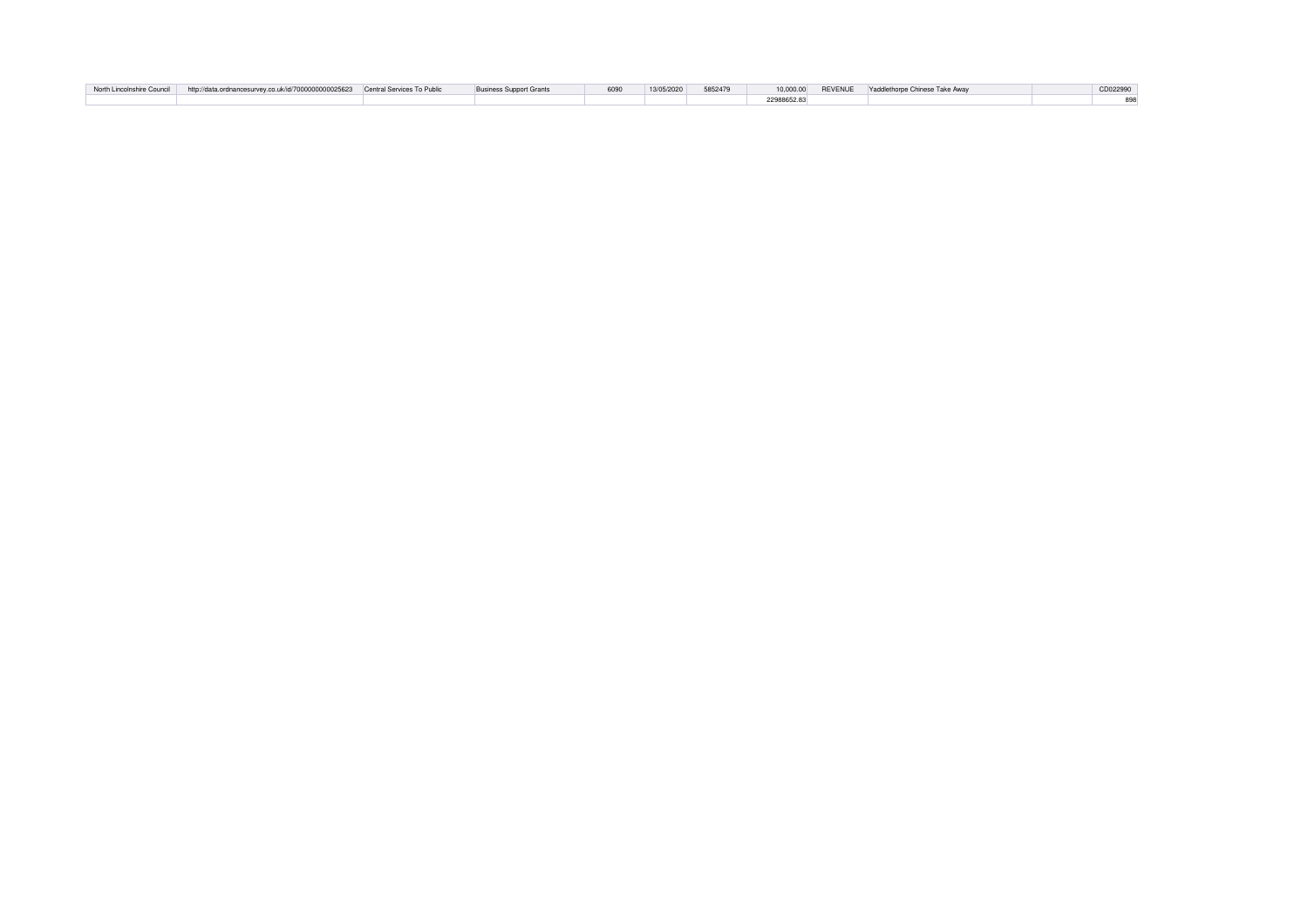| | | | | | | | | | | | |
|---|---|---|---|---|---|---|---|---|---|---|---|
| North Lincolnshire Council | http://data.ordnancesurvey.co.uk/id/7000000000025623 | Central Services To Public | Business Support Grants | 6090 | 13/05/2020 | 5852479 | 10,000.00 | REVENUE | Yaddlethorpe Chinese Take Away | | CD022990 |
| | | | | | | | 22988652.83 | | | | 898 |